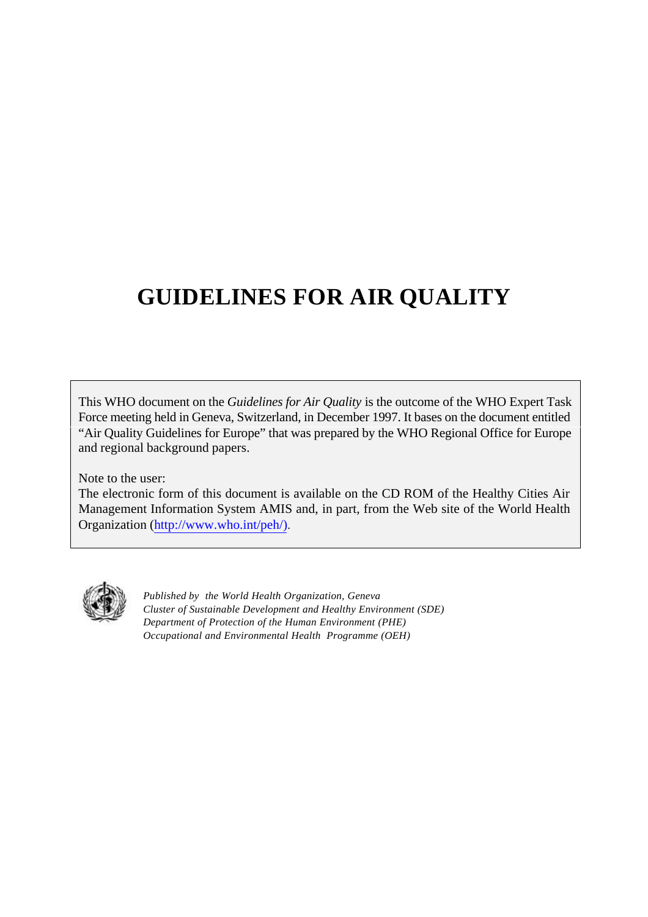# GUIDELINES FOR AIR QUALITY

This WHO document on the *Guidelines for Air Quality* is the outcome of the WHO Expert Task Force meeting held in Geneva, Switzerland, in December 1997. It bases on the document entitled "Air Quality Guidelines for Europe" that was prepared by the WHO Regional Office for Europe and regional background papers.

Note to the user:
The electronic form of this document is available on the CD ROM of the Healthy Cities Air Management Information System AMIS and, in part, from the Web site of the World Health Organization (http://www.who.int/peh/).

*Published by the World Health Organization, Geneva*
*Cluster of Sustainable Development and Healthy Environment (SDE)*
*Department of Protection of the Human Environment (PHE)*
*Occupational and Environmental Health Programme (OEH)*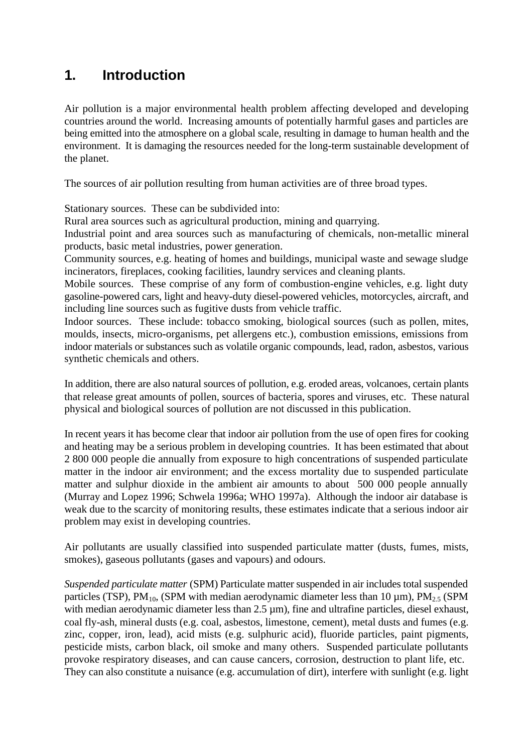# 1. Introduction

Air pollution is a major environmental health problem affecting developed and developing countries around the world. Increasing amounts of potentially harmful gases and particles are being emitted into the atmosphere on a global scale, resulting in damage to human health and the environment. It is damaging the resources needed for the long-term sustainable development of the planet.

The sources of air pollution resulting from human activities are of three broad types.

Stationary sources. These can be subdivided into:
Rural area sources such as agricultural production, mining and quarrying.
Industrial point and area sources such as manufacturing of chemicals, non-metallic mineral products, basic metal industries, power generation.
Community sources, e.g. heating of homes and buildings, municipal waste and sewage sludge incinerators, fireplaces, cooking facilities, laundry services and cleaning plants.
Mobile sources. These comprise of any form of combustion-engine vehicles, e.g. light duty gasoline-powered cars, light and heavy-duty diesel-powered vehicles, motorcycles, aircraft, and including line sources such as fugitive dusts from vehicle traffic.
Indoor sources. These include: tobacco smoking, biological sources (such as pollen, mites, moulds, insects, micro-organisms, pet allergens etc.), combustion emissions, emissions from indoor materials or substances such as volatile organic compounds, lead, radon, asbestos, various synthetic chemicals and others.

In addition, there are also natural sources of pollution, e.g. eroded areas, volcanoes, certain plants that release great amounts of pollen, sources of bacteria, spores and viruses, etc. These natural physical and biological sources of pollution are not discussed in this publication.

In recent years it has become clear that indoor air pollution from the use of open fires for cooking and heating may be a serious problem in developing countries. It has been estimated that about 2 800 000 people die annually from exposure to high concentrations of suspended particulate matter in the indoor air environment; and the excess mortality due to suspended particulate matter and sulphur dioxide in the ambient air amounts to about 500 000 people annually (Murray and Lopez 1996; Schwela 1996a; WHO 1997a). Although the indoor air database is weak due to the scarcity of monitoring results, these estimates indicate that a serious indoor air problem may exist in developing countries.

Air pollutants are usually classified into suspended particulate matter (dusts, fumes, mists, smokes), gaseous pollutants (gases and vapours) and odours.

*Suspended particulate matter* (SPM) Particulate matter suspended in air includes total suspended particles (TSP), $PM_{10}$, (SPM with median aerodynamic diameter less than 10 µm), $PM_{2.5}$ (SPM with median aerodynamic diameter less than 2.5 µm), fine and ultrafine particles, diesel exhaust, coal fly-ash, mineral dusts (e.g. coal, asbestos, limestone, cement), metal dusts and fumes (e.g. zinc, copper, iron, lead), acid mists (e.g. sulphuric acid), fluoride particles, paint pigments, pesticide mists, carbon black, oil smoke and many others. Suspended particulate pollutants provoke respiratory diseases, and can cause cancers, corrosion, destruction to plant life, etc. They can also constitute a nuisance (e.g. accumulation of dirt), interfere with sunlight (e.g. light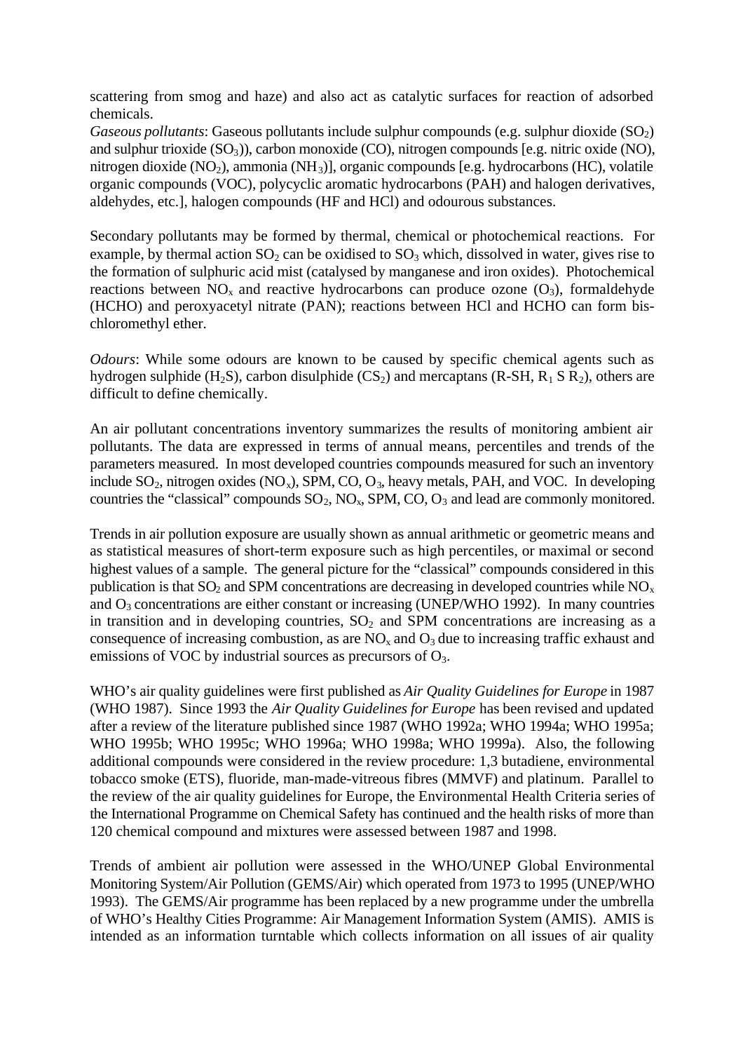scattering from smog and haze) and also act as catalytic surfaces for reaction of adsorbed chemicals.

*Gaseous pollutants*: Gaseous pollutants include sulphur compounds (e.g. sulphur dioxide ($SO_2$) and sulphur trioxide ($SO_3$)), carbon monoxide (CO), nitrogen compounds [e.g. nitric oxide (NO), nitrogen dioxide ($NO_2$), ammonia ($NH_3$)], organic compounds [e.g. hydrocarbons (HC), volatile organic compounds (VOC), polycyclic aromatic hydrocarbons (PAH) and halogen derivatives, aldehydes, etc.], halogen compounds (HF and HCl) and odourous substances.

Secondary pollutants may be formed by thermal, chemical or photochemical reactions. For example, by thermal action $SO_2$ can be oxidised to $SO_3$ which, dissolved in water, gives rise to the formation of sulphuric acid mist (catalysed by manganese and iron oxides). Photochemical reactions between $NO_x$ and reactive hydrocarbons can produce ozone ($O_3$), formaldehyde (HCHO) and peroxyacetyl nitrate (PAN); reactions between HCl and HCHO can form bis-chloromethyl ether.

*Odours*: While some odours are known to be caused by specific chemical agents such as hydrogen sulphide ($H_2S$), carbon disulphide ($CS_2$) and mercaptans (R-SH, $R_1$ S $R_2$), others are difficult to define chemically.

An air pollutant concentrations inventory summarizes the results of monitoring ambient air pollutants. The data are expressed in terms of annual means, percentiles and trends of the parameters measured. In most developed countries compounds measured for such an inventory include $SO_2$, nitrogen oxides ($NO_x$), SPM, CO, $O_3$, heavy metals, PAH, and VOC. In developing countries the "classical" compounds $SO_2$, $NO_x$, SPM, CO, $O_3$ and lead are commonly monitored.

Trends in air pollution exposure are usually shown as annual arithmetic or geometric means and as statistical measures of short-term exposure such as high percentiles, or maximal or second highest values of a sample. The general picture for the "classical" compounds considered in this publication is that $SO_2$ and SPM concentrations are decreasing in developed countries while $NO_x$ and $O_3$ concentrations are either constant or increasing (UNEP/WHO 1992). In many countries in transition and in developing countries, $SO_2$ and SPM concentrations are increasing as a consequence of increasing combustion, as are $NO_x$ and $O_3$ due to increasing traffic exhaust and emissions of VOC by industrial sources as precursors of $O_3$.

WHO's air quality guidelines were first published as *Air Quality Guidelines for Europe* in 1987 (WHO 1987). Since 1993 the *Air Quality Guidelines for Europe* has been revised and updated after a review of the literature published since 1987 (WHO 1992a; WHO 1994a; WHO 1995a; WHO 1995b; WHO 1995c; WHO 1996a; WHO 1998a; WHO 1999a). Also, the following additional compounds were considered in the review procedure: 1,3 butadiene, environmental tobacco smoke (ETS), fluoride, man-made-vitreous fibres (MMVF) and platinum. Parallel to the review of the air quality guidelines for Europe, the Environmental Health Criteria series of the International Programme on Chemical Safety has continued and the health risks of more than 120 chemical compound and mixtures were assessed between 1987 and 1998.

Trends of ambient air pollution were assessed in the WHO/UNEP Global Environmental Monitoring System/Air Pollution (GEMS/Air) which operated from 1973 to 1995 (UNEP/WHO 1993). The GEMS/Air programme has been replaced by a new programme under the umbrella of WHO's Healthy Cities Programme: Air Management Information System (AMIS). AMIS is intended as an information turntable which collects information on all issues of air quality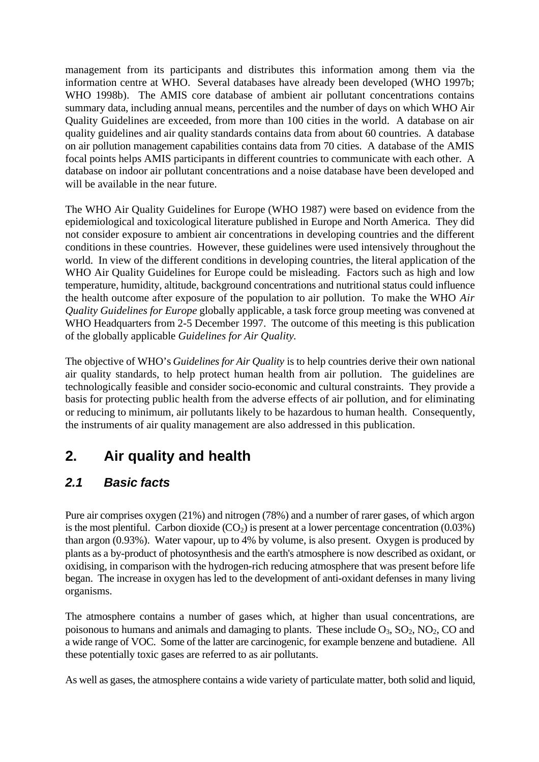management from its participants and distributes this information among them via the information centre at WHO. Several databases have already been developed (WHO 1997b; WHO 1998b). The AMIS core database of ambient air pollutant concentrations contains summary data, including annual means, percentiles and the number of days on which WHO Air Quality Guidelines are exceeded, from more than 100 cities in the world. A database on air quality guidelines and air quality standards contains data from about 60 countries. A database on air pollution management capabilities contains data from 70 cities. A database of the AMIS focal points helps AMIS participants in different countries to communicate with each other. A database on indoor air pollutant concentrations and a noise database have been developed and will be available in the near future.

The WHO Air Quality Guidelines for Europe (WHO 1987) were based on evidence from the epidemiological and toxicological literature published in Europe and North America. They did not consider exposure to ambient air concentrations in developing countries and the different conditions in these countries. However, these guidelines were used intensively throughout the world. In view of the different conditions in developing countries, the literal application of the WHO Air Quality Guidelines for Europe could be misleading. Factors such as high and low temperature, humidity, altitude, background concentrations and nutritional status could influence the health outcome after exposure of the population to air pollution. To make the WHO *Air Quality Guidelines for Europe* globally applicable, a task force group meeting was convened at WHO Headquarters from 2-5 December 1997. The outcome of this meeting is this publication of the globally applicable *Guidelines for Air Quality.*

The objective of WHO's *Guidelines for Air Quality* is to help countries derive their own national air quality standards, to help protect human health from air pollution. The guidelines are technologically feasible and consider socio-economic and cultural constraints. They provide a basis for protecting public health from the adverse effects of air pollution, and for eliminating or reducing to minimum, air pollutants likely to be hazardous to human health. Consequently, the instruments of air quality management are also addressed in this publication.

# 2. Air quality and health

## *2.1 Basic facts*

Pure air comprises oxygen (21%) and nitrogen (78%) and a number of rarer gases, of which argon is the most plentiful. Carbon dioxide ($CO_2$) is present at a lower percentage concentration (0.03%) than argon (0.93%). Water vapour, up to 4% by volume, is also present. Oxygen is produced by plants as a by-product of photosynthesis and the earth's atmosphere is now described as oxidant, or oxidising, in comparison with the hydrogen-rich reducing atmosphere that was present before life began. The increase in oxygen has led to the development of anti-oxidant defenses in many living organisms.

The atmosphere contains a number of gases which, at higher than usual concentrations, are poisonous to humans and animals and damaging to plants. These include $O_3$, $SO_2$, $NO_2$, CO and a wide range of VOC. Some of the latter are carcinogenic, for example benzene and butadiene. All these potentially toxic gases are referred to as air pollutants.

As well as gases, the atmosphere contains a wide variety of particulate matter, both solid and liquid,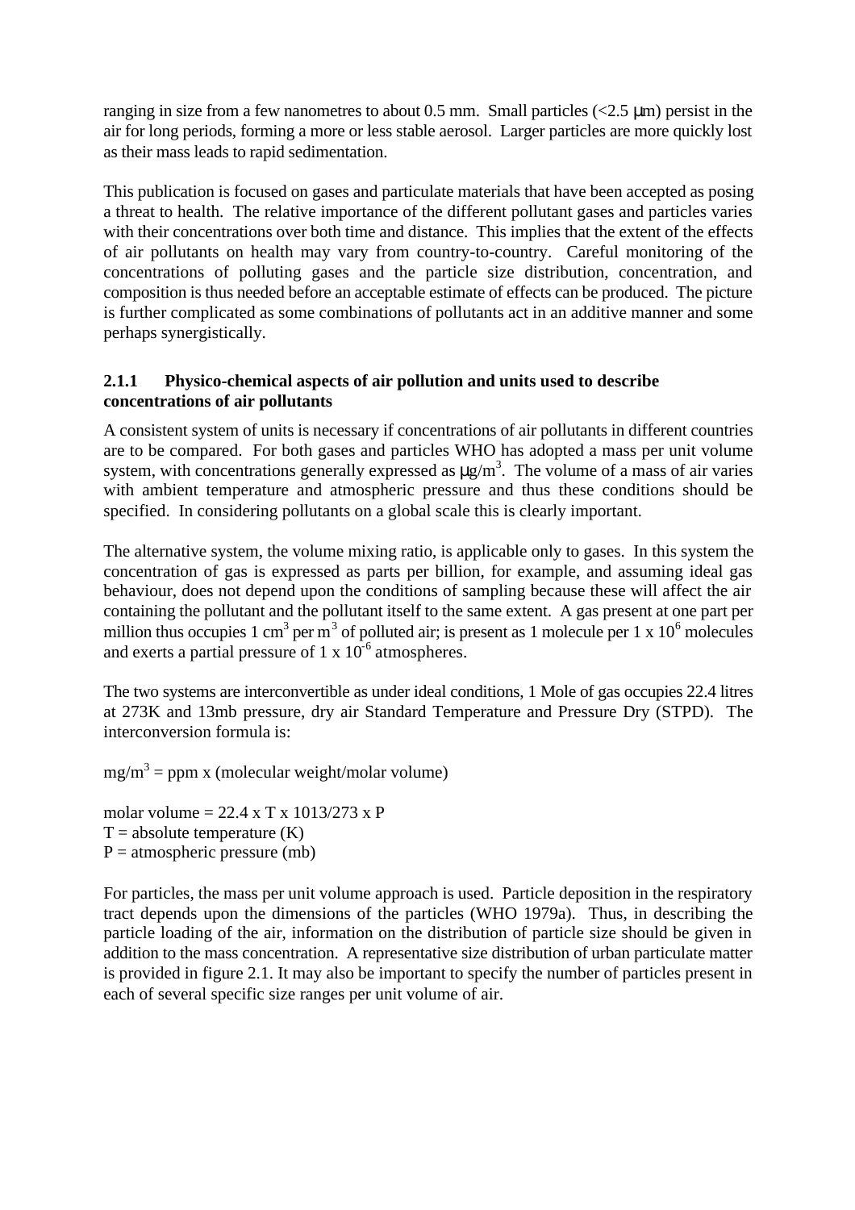ranging in size from a few nanometres to about 0.5 mm. Small particles (<2.5 μm) persist in the air for long periods, forming a more or less stable aerosol. Larger particles are more quickly lost as their mass leads to rapid sedimentation.

This publication is focused on gases and particulate materials that have been accepted as posing a threat to health. The relative importance of the different pollutant gases and particles varies with their concentrations over both time and distance. This implies that the extent of the effects of air pollutants on health may vary from country-to-country. Careful monitoring of the concentrations of polluting gases and the particle size distribution, concentration, and composition is thus needed before an acceptable estimate of effects can be produced. The picture is further complicated as some combinations of pollutants act in an additive manner and some perhaps synergistically.

### 2.1.1 Physico-chemical aspects of air pollution and units used to describe concentrations of air pollutants

A consistent system of units is necessary if concentrations of air pollutants in different countries are to be compared. For both gases and particles WHO has adopted a mass per unit volume system, with concentrations generally expressed as $\mu g/m^3$. The volume of a mass of air varies with ambient temperature and atmospheric pressure and thus these conditions should be specified. In considering pollutants on a global scale this is clearly important.

The alternative system, the volume mixing ratio, is applicable only to gases. In this system the concentration of gas is expressed as parts per billion, for example, and assuming ideal gas behaviour, does not depend upon the conditions of sampling because these will affect the air containing the pollutant and the pollutant itself to the same extent. A gas present at one part per million thus occupies 1 $cm^3$ per $m^3$ of polluted air; is present as 1 molecule per $1 \times 10^6$ molecules and exerts a partial pressure of $1 \times 10^{-6}$ atmospheres.

The two systems are interconvertible as under ideal conditions, 1 Mole of gas occupies 22.4 litres at 273K and 13mb pressure, dry air Standard Temperature and Pressure Dry (STPD). The interconversion formula is:

$mg/m^3$ = ppm x (molecular weight/molar volume)

molar volume = 22.4 x T x 1013/273 x P
T = absolute temperature (K)
P = atmospheric pressure (mb)

For particles, the mass per unit volume approach is used. Particle deposition in the respiratory tract depends upon the dimensions of the particles (WHO 1979a). Thus, in describing the particle loading of the air, information on the distribution of particle size should be given in addition to the mass concentration. A representative size distribution of urban particulate matter is provided in figure 2.1. It may also be important to specify the number of particles present in each of several specific size ranges per unit volume of air.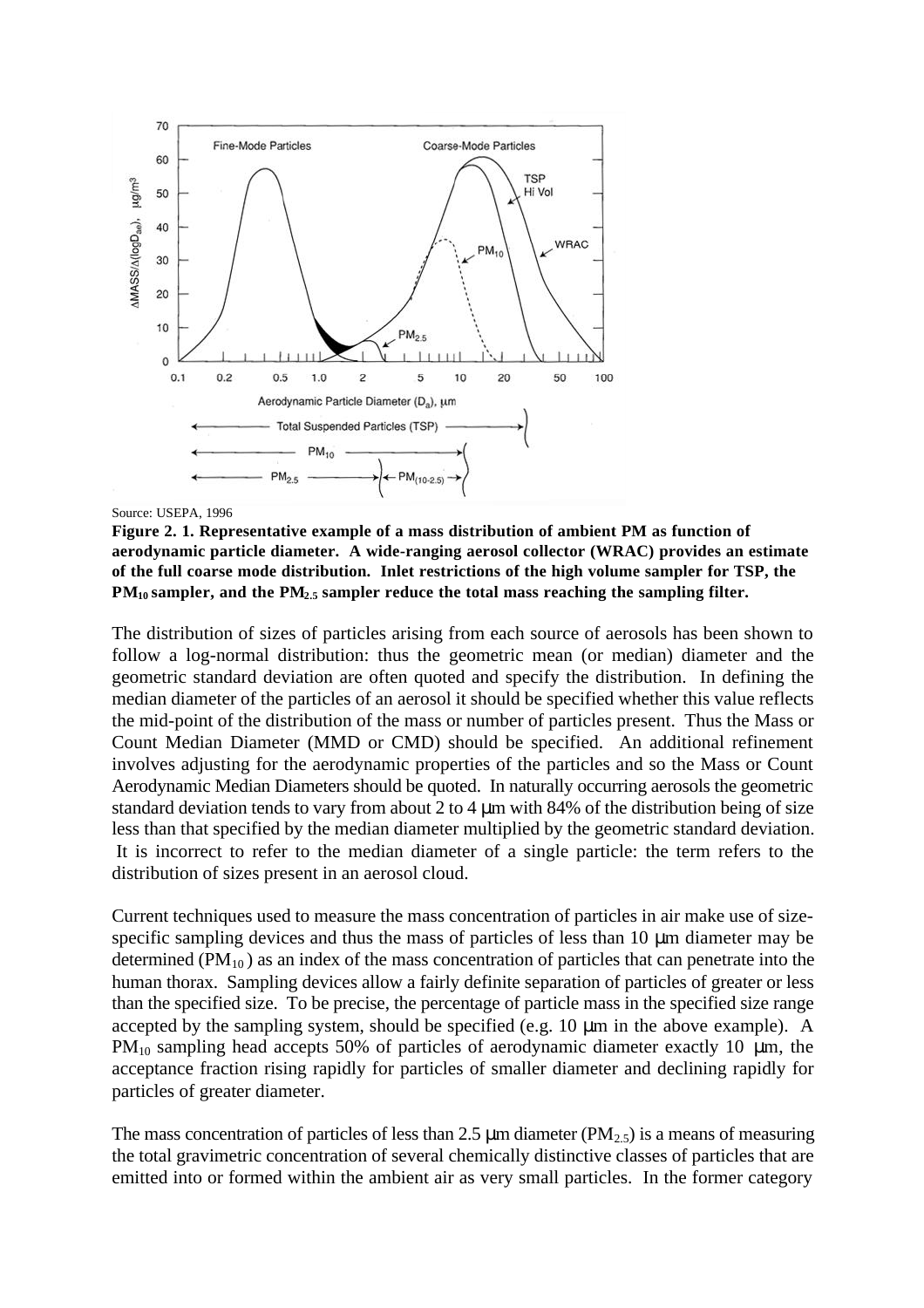70
60
50
40
30
20
10
0

Fine-Mode Particles

Coarse-Mode Particles

TSP
Hi Vol

WRAC

$PM_{10}$

$PM_{2.5}$

$\Delta MASS/\Delta(\log D_{ae})$, $\mu g/m^3$

0.1 0.2 0.5 1.0 2 5 10 20 50 100

Aerodynamic Particle Diameter ($D_a$), µm

Total Suspended Particles (TSP)

$PM_{10}$

$PM_{2.5}$

$PM_{(10\text{-}2.5)}$

Source: USEPA, 1996

**Figure 2. 1. Representative example of a mass distribution of ambient PM as function of aerodynamic particle diameter. A wide-ranging aerosol collector (WRAC) provides an estimate of the full coarse mode distribution. Inlet restrictions of the high volume sampler for TSP, the $PM_{10}$ sampler, and the $PM_{2.5}$ sampler reduce the total mass reaching the sampling filter.**

The distribution of sizes of particles arising from each source of aerosols has been shown to follow a log-normal distribution: thus the geometric mean (or median) diameter and the geometric standard deviation are often quoted and specify the distribution. In defining the median diameter of the particles of an aerosol it should be specified whether this value reflects the mid-point of the distribution of the mass or number of particles present. Thus the Mass or Count Median Diameter (MMD or CMD) should be specified. An additional refinement involves adjusting for the aerodynamic properties of the particles and so the Mass or Count Aerodynamic Median Diameters should be quoted. In naturally occurring aerosols the geometric standard deviation tends to vary from about 2 to 4 µm with 84% of the distribution being of size less than that specified by the median diameter multiplied by the geometric standard deviation. It is incorrect to refer to the median diameter of a single particle: the term refers to the distribution of sizes present in an aerosol cloud.

Current techniques used to measure the mass concentration of particles in air make use of size-specific sampling devices and thus the mass of particles of less than 10 µm diameter may be determined ($PM_{10}$) as an index of the mass concentration of particles that can penetrate into the human thorax. Sampling devices allow a fairly definite separation of particles of greater or less than the specified size. To be precise, the percentage of particle mass in the specified size range accepted by the sampling system, should be specified (e.g. 10 µm in the above example). A $PM_{10}$ sampling head accepts 50% of particles of aerodynamic diameter exactly 10 µm, the acceptance fraction rising rapidly for particles of smaller diameter and declining rapidly for particles of greater diameter.

The mass concentration of particles of less than 2.5 µm diameter ($PM_{2.5}$) is a means of measuring the total gravimetric concentration of several chemically distinctive classes of particles that are emitted into or formed within the ambient air as very small particles. In the former category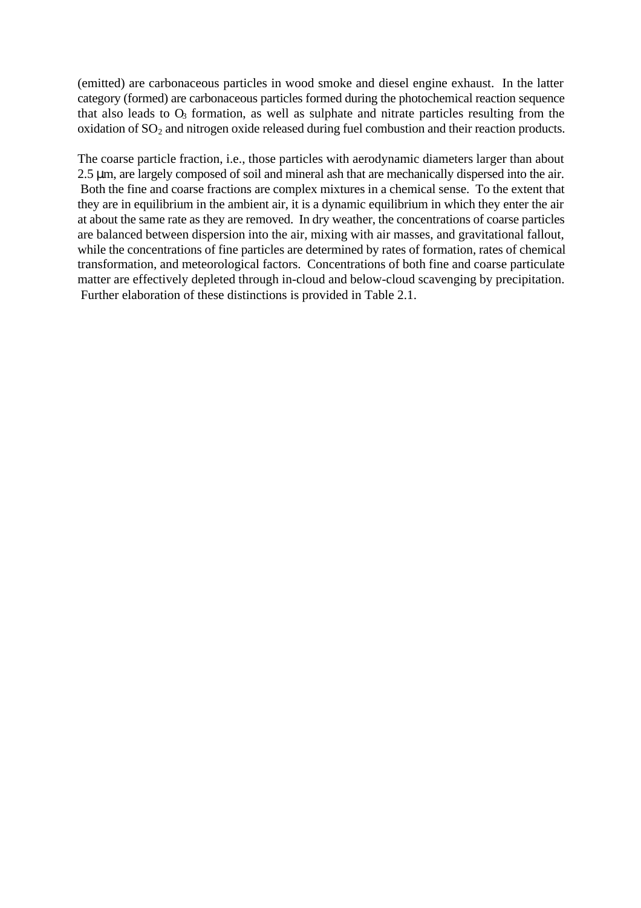(emitted) are carbonaceous particles in wood smoke and diesel engine exhaust. In the latter category (formed) are carbonaceous particles formed during the photochemical reaction sequence that also leads to $O_3$ formation, as well as sulphate and nitrate particles resulting from the oxidation of $SO_2$ and nitrogen oxide released during fuel combustion and their reaction products.

The coarse particle fraction, i.e., those particles with aerodynamic diameters larger than about 2.5 μm, are largely composed of soil and mineral ash that are mechanically dispersed into the air. Both the fine and coarse fractions are complex mixtures in a chemical sense. To the extent that they are in equilibrium in the ambient air, it is a dynamic equilibrium in which they enter the air at about the same rate as they are removed. In dry weather, the concentrations of coarse particles are balanced between dispersion into the air, mixing with air masses, and gravitational fallout, while the concentrations of fine particles are determined by rates of formation, rates of chemical transformation, and meteorological factors. Concentrations of both fine and coarse particulate matter are effectively depleted through in-cloud and below-cloud scavenging by precipitation. Further elaboration of these distinctions is provided in Table 2.1.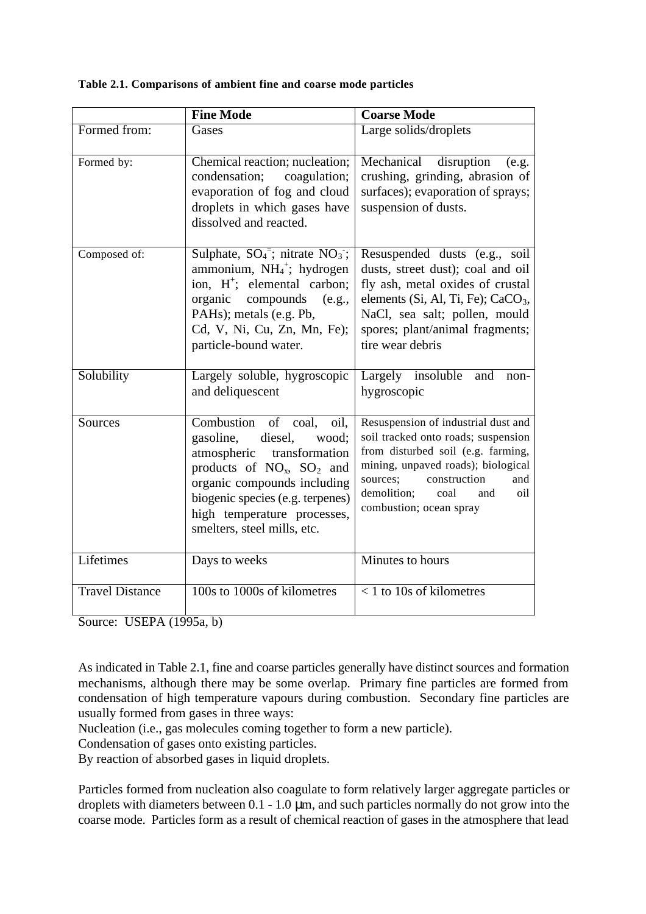**Table 2.1. Comparisons of ambient fine and coarse mode particles**

| | Fine Mode | Coarse Mode |
|---|---|---|
| Formed from: | Gases | Large solids/droplets |
| Formed by: | Chemical reaction; nucleation; condensation; coagulation; evaporation of fog and cloud droplets in which gases have dissolved and reacted. | Mechanical disruption (e.g. crushing, grinding, abrasion of surfaces); evaporation of sprays; suspension of dusts. |
| Composed of: | Sulphate, $SO_4^{=}$; nitrate $NO_3^-$; ammonium, $NH_4^+$; hydrogen ion, $H^+$; elemental carbon; organic compounds (e.g., PAHs); metals (e.g. Pb, Cd, V, Ni, Cu, Zn, Mn, Fe); particle-bound water. | Resuspended dusts (e.g., soil dusts, street dust); coal and oil fly ash, metal oxides of crustal elements (Si, Al, Ti, Fe); $CaCO_3$, NaCl, sea salt; pollen, mould spores; plant/animal fragments; tire wear debris |
| Solubility | Largely soluble, hygroscopic and deliquescent | Largely insoluble and non-hygroscopic |
| Sources | Combustion of coal, oil, gasoline, diesel, wood; atmospheric transformation products of $NO_x$, $SO_2$ and organic compounds including biogenic species (e.g. terpenes) high temperature processes, smelters, steel mills, etc. | Resuspension of industrial dust and soil tracked onto roads; suspension from disturbed soil (e.g. farming, mining, unpaved roads); biological sources; construction and demolition; coal and oil combustion; ocean spray |
| Lifetimes | Days to weeks | Minutes to hours |
| Travel Distance | 100s to 1000s of kilometres | < 1 to 10s of kilometres |

Source: USEPA (1995a, b)

As indicated in Table 2.1, fine and coarse particles generally have distinct sources and formation mechanisms, although there may be some overlap. Primary fine particles are formed from condensation of high temperature vapours during combustion. Secondary fine particles are usually formed from gases in three ways:

Nucleation (i.e., gas molecules coming together to form a new particle).

Condensation of gases onto existing particles.

By reaction of absorbed gases in liquid droplets.

Particles formed from nucleation also coagulate to form relatively larger aggregate particles or droplets with diameters between 0.1 - 1.0 μm, and such particles normally do not grow into the coarse mode. Particles form as a result of chemical reaction of gases in the atmosphere that lead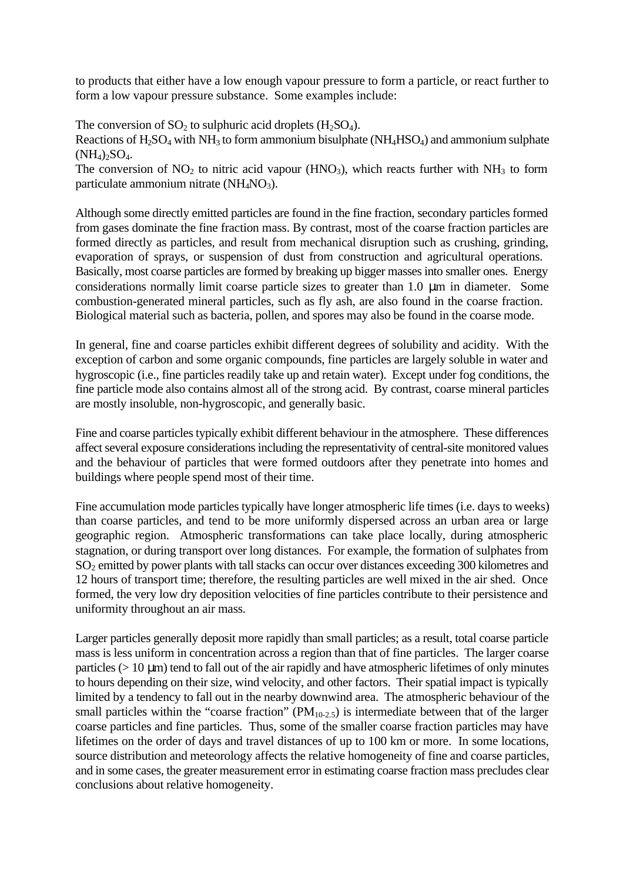to products that either have a low enough vapour pressure to form a particle, or react further to form a low vapour pressure substance. Some examples include:

The conversion of $SO_2$ to sulphuric acid droplets ($H_2SO_4$).
Reactions of $H_2SO_4$ with $NH_3$ to form ammonium bisulphate ($NH_4HSO_4$) and ammonium sulphate $(NH_4)_2SO_4$.
The conversion of $NO_2$ to nitric acid vapour ($HNO_3$), which reacts further with $NH_3$ to form particulate ammonium nitrate ($NH_4NO_3$).

Although some directly emitted particles are found in the fine fraction, secondary particles formed from gases dominate the fine fraction mass. By contrast, most of the coarse fraction particles are formed directly as particles, and result from mechanical disruption such as crushing, grinding, evaporation of sprays, or suspension of dust from construction and agricultural operations. Basically, most coarse particles are formed by breaking up bigger masses into smaller ones. Energy considerations normally limit coarse particle sizes to greater than 1.0 μm in diameter. Some combustion-generated mineral particles, such as fly ash, are also found in the coarse fraction. Biological material such as bacteria, pollen, and spores may also be found in the coarse mode.

In general, fine and coarse particles exhibit different degrees of solubility and acidity. With the exception of carbon and some organic compounds, fine particles are largely soluble in water and hygroscopic (i.e., fine particles readily take up and retain water). Except under fog conditions, the fine particle mode also contains almost all of the strong acid. By contrast, coarse mineral particles are mostly insoluble, non-hygroscopic, and generally basic.

Fine and coarse particles typically exhibit different behaviour in the atmosphere. These differences affect several exposure considerations including the representativity of central-site monitored values and the behaviour of particles that were formed outdoors after they penetrate into homes and buildings where people spend most of their time.

Fine accumulation mode particles typically have longer atmospheric life times (i.e. days to weeks) than coarse particles, and tend to be more uniformly dispersed across an urban area or large geographic region. Atmospheric transformations can take place locally, during atmospheric stagnation, or during transport over long distances. For example, the formation of sulphates from $SO_2$ emitted by power plants with tall stacks can occur over distances exceeding 300 kilometres and 12 hours of transport time; therefore, the resulting particles are well mixed in the air shed. Once formed, the very low dry deposition velocities of fine particles contribute to their persistence and uniformity throughout an air mass.

Larger particles generally deposit more rapidly than small particles; as a result, total coarse particle mass is less uniform in concentration across a region than that of fine particles. The larger coarse particles (> 10 μm) tend to fall out of the air rapidly and have atmospheric lifetimes of only minutes to hours depending on their size, wind velocity, and other factors. Their spatial impact is typically limited by a tendency to fall out in the nearby downwind area. The atmospheric behaviour of the small particles within the "coarse fraction" ($PM_{10-2.5}$) is intermediate between that of the larger coarse particles and fine particles. Thus, some of the smaller coarse fraction particles may have lifetimes on the order of days and travel distances of up to 100 km or more. In some locations, source distribution and meteorology affects the relative homogeneity of fine and coarse particles, and in some cases, the greater measurement error in estimating coarse fraction mass precludes clear conclusions about relative homogeneity.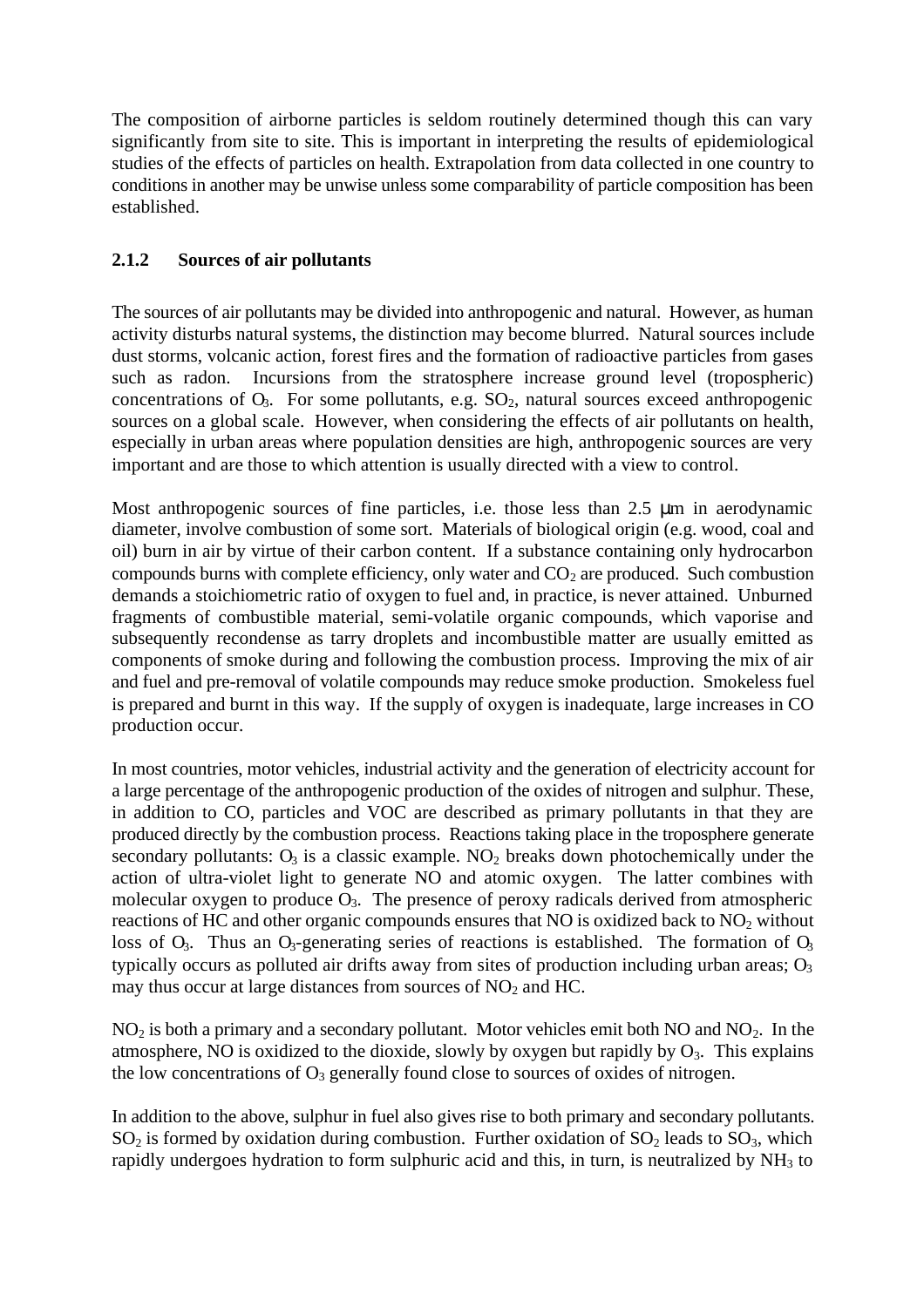The composition of airborne particles is seldom routinely determined though this can vary significantly from site to site. This is important in interpreting the results of epidemiological studies of the effects of particles on health. Extrapolation from data collected in one country to conditions in another may be unwise unless some comparability of particle composition has been established.

### 2.1.2 Sources of air pollutants

The sources of air pollutants may be divided into anthropogenic and natural. However, as human activity disturbs natural systems, the distinction may become blurred. Natural sources include dust storms, volcanic action, forest fires and the formation of radioactive particles from gases such as radon. Incursions from the stratosphere increase ground level (tropospheric) concentrations of $O_3$. For some pollutants, e.g. $SO_2$, natural sources exceed anthropogenic sources on a global scale. However, when considering the effects of air pollutants on health, especially in urban areas where population densities are high, anthropogenic sources are very important and are those to which attention is usually directed with a view to control.

Most anthropogenic sources of fine particles, i.e. those less than 2.5 µm in aerodynamic diameter, involve combustion of some sort. Materials of biological origin (e.g. wood, coal and oil) burn in air by virtue of their carbon content. If a substance containing only hydrocarbon compounds burns with complete efficiency, only water and $CO_2$ are produced. Such combustion demands a stoichiometric ratio of oxygen to fuel and, in practice, is never attained. Unburned fragments of combustible material, semi-volatile organic compounds, which vaporise and subsequently recondense as tarry droplets and incombustible matter are usually emitted as components of smoke during and following the combustion process. Improving the mix of air and fuel and pre-removal of volatile compounds may reduce smoke production. Smokeless fuel is prepared and burnt in this way. If the supply of oxygen is inadequate, large increases in CO production occur.

In most countries, motor vehicles, industrial activity and the generation of electricity account for a large percentage of the anthropogenic production of the oxides of nitrogen and sulphur. These, in addition to CO, particles and VOC are described as primary pollutants in that they are produced directly by the combustion process. Reactions taking place in the troposphere generate secondary pollutants: $O_3$ is a classic example. $NO_2$ breaks down photochemically under the action of ultra-violet light to generate NO and atomic oxygen. The latter combines with molecular oxygen to produce $O_3$. The presence of peroxy radicals derived from atmospheric reactions of HC and other organic compounds ensures that NO is oxidized back to $NO_2$ without loss of $O_3$. Thus an $O_3$-generating series of reactions is established. The formation of $O_3$ typically occurs as polluted air drifts away from sites of production including urban areas; $O_3$ may thus occur at large distances from sources of $NO_2$ and HC.

$NO_2$ is both a primary and a secondary pollutant. Motor vehicles emit both NO and $NO_2$. In the atmosphere, NO is oxidized to the dioxide, slowly by oxygen but rapidly by $O_3$. This explains the low concentrations of $O_3$ generally found close to sources of oxides of nitrogen.

In addition to the above, sulphur in fuel also gives rise to both primary and secondary pollutants. $SO_2$ is formed by oxidation during combustion. Further oxidation of $SO_2$ leads to $SO_3$, which rapidly undergoes hydration to form sulphuric acid and this, in turn, is neutralized by $NH_3$ to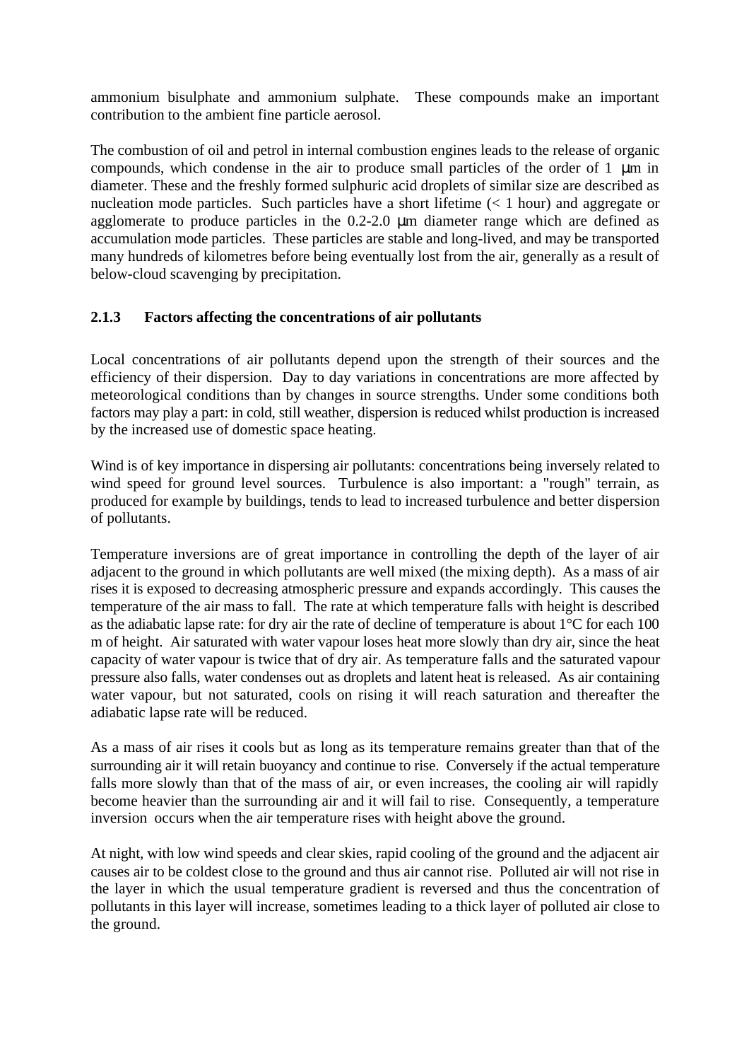ammonium bisulphate and ammonium sulphate. These compounds make an important contribution to the ambient fine particle aerosol.

The combustion of oil and petrol in internal combustion engines leads to the release of organic compounds, which condense in the air to produce small particles of the order of 1 μm in diameter. These and the freshly formed sulphuric acid droplets of similar size are described as nucleation mode particles. Such particles have a short lifetime (< 1 hour) and aggregate or agglomerate to produce particles in the 0.2-2.0 μm diameter range which are defined as accumulation mode particles. These particles are stable and long-lived, and may be transported many hundreds of kilometres before being eventually lost from the air, generally as a result of below-cloud scavenging by precipitation.

### 2.1.3 Factors affecting the concentrations of air pollutants

Local concentrations of air pollutants depend upon the strength of their sources and the efficiency of their dispersion. Day to day variations in concentrations are more affected by meteorological conditions than by changes in source strengths. Under some conditions both factors may play a part: in cold, still weather, dispersion is reduced whilst production is increased by the increased use of domestic space heating.

Wind is of key importance in dispersing air pollutants: concentrations being inversely related to wind speed for ground level sources. Turbulence is also important: a "rough" terrain, as produced for example by buildings, tends to lead to increased turbulence and better dispersion of pollutants.

Temperature inversions are of great importance in controlling the depth of the layer of air adjacent to the ground in which pollutants are well mixed (the mixing depth). As a mass of air rises it is exposed to decreasing atmospheric pressure and expands accordingly. This causes the temperature of the air mass to fall. The rate at which temperature falls with height is described as the adiabatic lapse rate: for dry air the rate of decline of temperature is about 1°C for each 100 m of height. Air saturated with water vapour loses heat more slowly than dry air, since the heat capacity of water vapour is twice that of dry air. As temperature falls and the saturated vapour pressure also falls, water condenses out as droplets and latent heat is released. As air containing water vapour, but not saturated, cools on rising it will reach saturation and thereafter the adiabatic lapse rate will be reduced.

As a mass of air rises it cools but as long as its temperature remains greater than that of the surrounding air it will retain buoyancy and continue to rise. Conversely if the actual temperature falls more slowly than that of the mass of air, or even increases, the cooling air will rapidly become heavier than the surrounding air and it will fail to rise. Consequently, a temperature inversion occurs when the air temperature rises with height above the ground.

At night, with low wind speeds and clear skies, rapid cooling of the ground and the adjacent air causes air to be coldest close to the ground and thus air cannot rise. Polluted air will not rise in the layer in which the usual temperature gradient is reversed and thus the concentration of pollutants in this layer will increase, sometimes leading to a thick layer of polluted air close to the ground.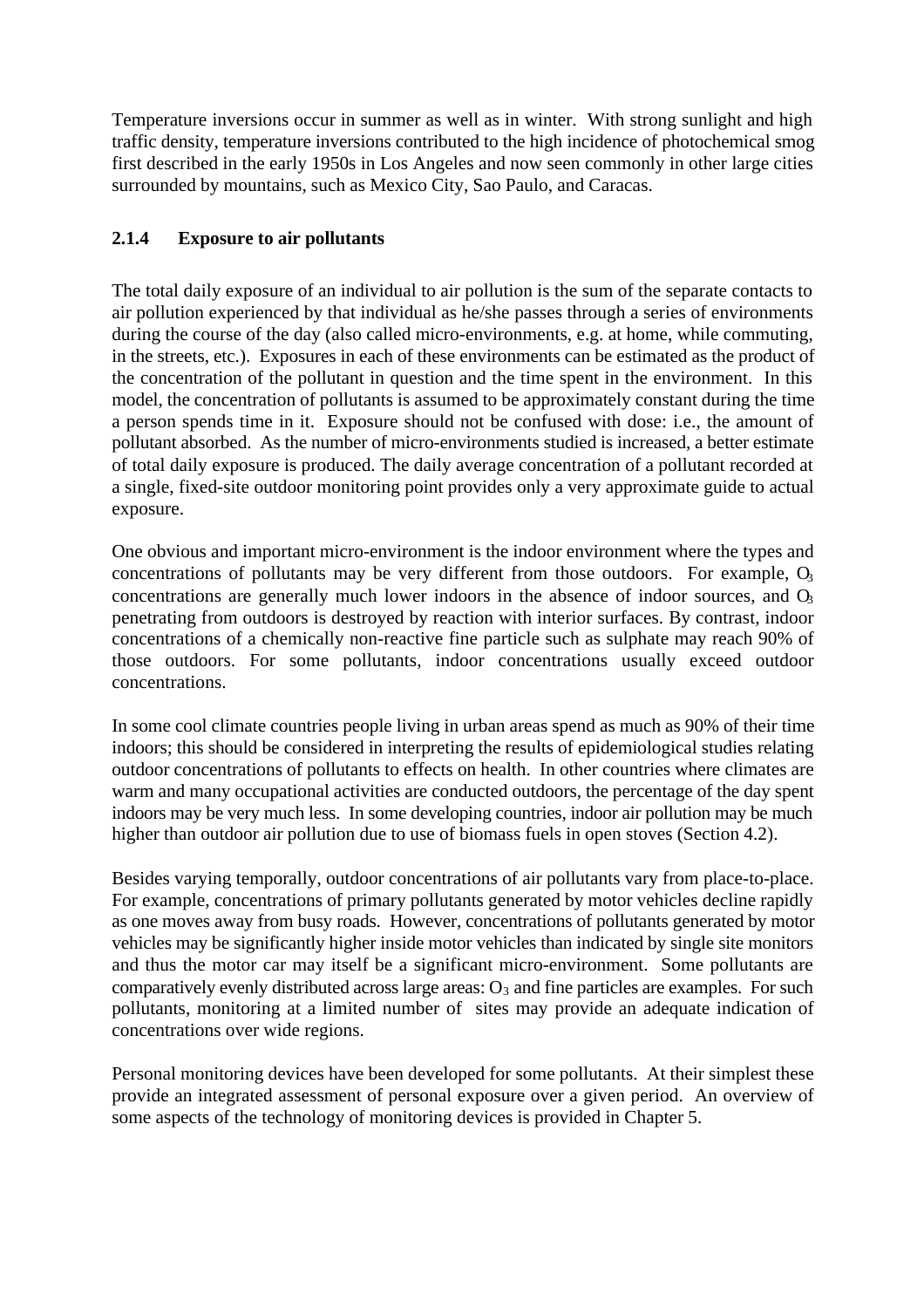Temperature inversions occur in summer as well as in winter. With strong sunlight and high traffic density, temperature inversions contributed to the high incidence of photochemical smog first described in the early 1950s in Los Angeles and now seen commonly in other large cities surrounded by mountains, such as Mexico City, Sao Paulo, and Caracas.

### 2.1.4 Exposure to air pollutants

The total daily exposure of an individual to air pollution is the sum of the separate contacts to air pollution experienced by that individual as he/she passes through a series of environments during the course of the day (also called micro-environments, e.g. at home, while commuting, in the streets, etc.). Exposures in each of these environments can be estimated as the product of the concentration of the pollutant in question and the time spent in the environment. In this model, the concentration of pollutants is assumed to be approximately constant during the time a person spends time in it. Exposure should not be confused with dose: i.e., the amount of pollutant absorbed. As the number of micro-environments studied is increased, a better estimate of total daily exposure is produced. The daily average concentration of a pollutant recorded at a single, fixed-site outdoor monitoring point provides only a very approximate guide to actual exposure.

One obvious and important micro-environment is the indoor environment where the types and concentrations of pollutants may be very different from those outdoors. For example, $O_3$ concentrations are generally much lower indoors in the absence of indoor sources, and $O_3$ penetrating from outdoors is destroyed by reaction with interior surfaces. By contrast, indoor concentrations of a chemically non-reactive fine particle such as sulphate may reach 90% of those outdoors. For some pollutants, indoor concentrations usually exceed outdoor concentrations.

In some cool climate countries people living in urban areas spend as much as 90% of their time indoors; this should be considered in interpreting the results of epidemiological studies relating outdoor concentrations of pollutants to effects on health. In other countries where climates are warm and many occupational activities are conducted outdoors, the percentage of the day spent indoors may be very much less. In some developing countries, indoor air pollution may be much higher than outdoor air pollution due to use of biomass fuels in open stoves (Section 4.2).

Besides varying temporally, outdoor concentrations of air pollutants vary from place-to-place. For example, concentrations of primary pollutants generated by motor vehicles decline rapidly as one moves away from busy roads. However, concentrations of pollutants generated by motor vehicles may be significantly higher inside motor vehicles than indicated by single site monitors and thus the motor car may itself be a significant micro-environment. Some pollutants are comparatively evenly distributed across large areas: $O_3$ and fine particles are examples. For such pollutants, monitoring at a limited number of sites may provide an adequate indication of concentrations over wide regions.

Personal monitoring devices have been developed for some pollutants. At their simplest these provide an integrated assessment of personal exposure over a given period. An overview of some aspects of the technology of monitoring devices is provided in Chapter 5.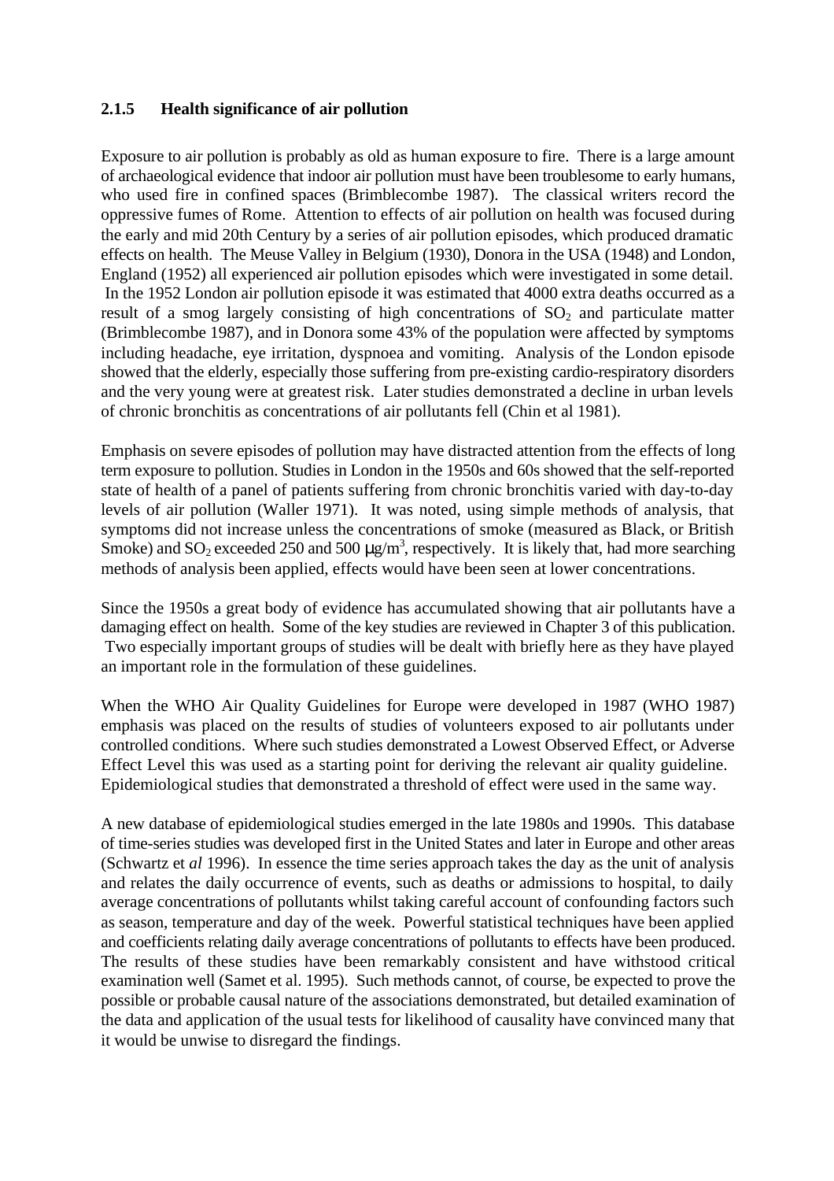### 2.1.5 Health significance of air pollution

Exposure to air pollution is probably as old as human exposure to fire. There is a large amount of archaeological evidence that indoor air pollution must have been troublesome to early humans, who used fire in confined spaces (Brimblecombe 1987). The classical writers record the oppressive fumes of Rome. Attention to effects of air pollution on health was focused during the early and mid 20th Century by a series of air pollution episodes, which produced dramatic effects on health. The Meuse Valley in Belgium (1930), Donora in the USA (1948) and London, England (1952) all experienced air pollution episodes which were investigated in some detail. In the 1952 London air pollution episode it was estimated that 4000 extra deaths occurred as a result of a smog largely consisting of high concentrations of $SO_2$ and particulate matter (Brimblecombe 1987), and in Donora some 43% of the population were affected by symptoms including headache, eye irritation, dyspnoea and vomiting. Analysis of the London episode showed that the elderly, especially those suffering from pre-existing cardio-respiratory disorders and the very young were at greatest risk. Later studies demonstrated a decline in urban levels of chronic bronchitis as concentrations of air pollutants fell (Chin et al 1981).

Emphasis on severe episodes of pollution may have distracted attention from the effects of long term exposure to pollution. Studies in London in the 1950s and 60s showed that the self-reported state of health of a panel of patients suffering from chronic bronchitis varied with day-to-day levels of air pollution (Waller 1971). It was noted, using simple methods of analysis, that symptoms did not increase unless the concentrations of smoke (measured as Black, or British Smoke) and $SO_2$ exceeded 250 and 500 $\mu g/m^3$, respectively. It is likely that, had more searching methods of analysis been applied, effects would have been seen at lower concentrations.

Since the 1950s a great body of evidence has accumulated showing that air pollutants have a damaging effect on health. Some of the key studies are reviewed in Chapter 3 of this publication. Two especially important groups of studies will be dealt with briefly here as they have played an important role in the formulation of these guidelines.

When the WHO Air Quality Guidelines for Europe were developed in 1987 (WHO 1987) emphasis was placed on the results of studies of volunteers exposed to air pollutants under controlled conditions. Where such studies demonstrated a Lowest Observed Effect, or Adverse Effect Level this was used as a starting point for deriving the relevant air quality guideline. Epidemiological studies that demonstrated a threshold of effect were used in the same way.

A new database of epidemiological studies emerged in the late 1980s and 1990s. This database of time-series studies was developed first in the United States and later in Europe and other areas (Schwartz et *al* 1996). In essence the time series approach takes the day as the unit of analysis and relates the daily occurrence of events, such as deaths or admissions to hospital, to daily average concentrations of pollutants whilst taking careful account of confounding factors such as season, temperature and day of the week. Powerful statistical techniques have been applied and coefficients relating daily average concentrations of pollutants to effects have been produced. The results of these studies have been remarkably consistent and have withstood critical examination well (Samet et al. 1995). Such methods cannot, of course, be expected to prove the possible or probable causal nature of the associations demonstrated, but detailed examination of the data and application of the usual tests for likelihood of causality have convinced many that it would be unwise to disregard the findings.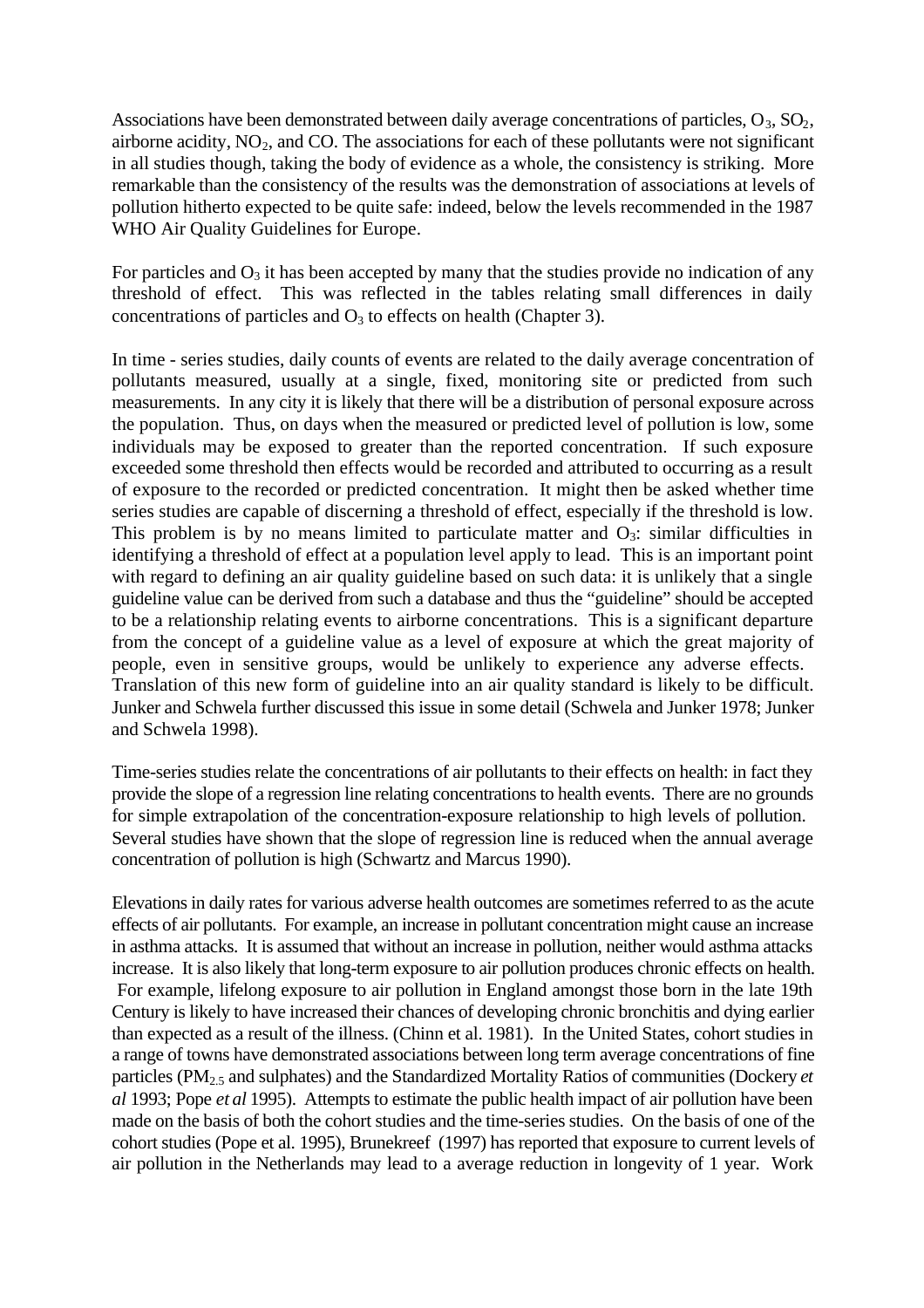Associations have been demonstrated between daily average concentrations of particles, $O_3$, $SO_2$, airborne acidity, $NO_2$, and CO. The associations for each of these pollutants were not significant in all studies though, taking the body of evidence as a whole, the consistency is striking. More remarkable than the consistency of the results was the demonstration of associations at levels of pollution hitherto expected to be quite safe: indeed, below the levels recommended in the 1987 WHO Air Quality Guidelines for Europe.

For particles and $O_3$ it has been accepted by many that the studies provide no indication of any threshold of effect. This was reflected in the tables relating small differences in daily concentrations of particles and $O_3$ to effects on health (Chapter 3).

In time - series studies, daily counts of events are related to the daily average concentration of pollutants measured, usually at a single, fixed, monitoring site or predicted from such measurements. In any city it is likely that there will be a distribution of personal exposure across the population. Thus, on days when the measured or predicted level of pollution is low, some individuals may be exposed to greater than the reported concentration. If such exposure exceeded some threshold then effects would be recorded and attributed to occurring as a result of exposure to the recorded or predicted concentration. It might then be asked whether time series studies are capable of discerning a threshold of effect, especially if the threshold is low. This problem is by no means limited to particulate matter and $O_3$: similar difficulties in identifying a threshold of effect at a population level apply to lead. This is an important point with regard to defining an air quality guideline based on such data: it is unlikely that a single guideline value can be derived from such a database and thus the "guideline" should be accepted to be a relationship relating events to airborne concentrations. This is a significant departure from the concept of a guideline value as a level of exposure at which the great majority of people, even in sensitive groups, would be unlikely to experience any adverse effects. Translation of this new form of guideline into an air quality standard is likely to be difficult. Junker and Schwela further discussed this issue in some detail (Schwela and Junker 1978; Junker and Schwela 1998).

Time-series studies relate the concentrations of air pollutants to their effects on health: in fact they provide the slope of a regression line relating concentrations to health events. There are no grounds for simple extrapolation of the concentration-exposure relationship to high levels of pollution. Several studies have shown that the slope of regression line is reduced when the annual average concentration of pollution is high (Schwartz and Marcus 1990).

Elevations in daily rates for various adverse health outcomes are sometimes referred to as the acute effects of air pollutants. For example, an increase in pollutant concentration might cause an increase in asthma attacks. It is assumed that without an increase in pollution, neither would asthma attacks increase. It is also likely that long-term exposure to air pollution produces chronic effects on health. For example, lifelong exposure to air pollution in England amongst those born in the late 19th Century is likely to have increased their chances of developing chronic bronchitis and dying earlier than expected as a result of the illness. (Chinn et al. 1981). In the United States, cohort studies in a range of towns have demonstrated associations between long term average concentrations of fine particles ($PM_{2.5}$ and sulphates) and the Standardized Mortality Ratios of communities (Dockery *et al* 1993; Pope *et al* 1995). Attempts to estimate the public health impact of air pollution have been made on the basis of both the cohort studies and the time-series studies. On the basis of one of the cohort studies (Pope et al. 1995), Brunekreef (1997) has reported that exposure to current levels of air pollution in the Netherlands may lead to a average reduction in longevity of 1 year. Work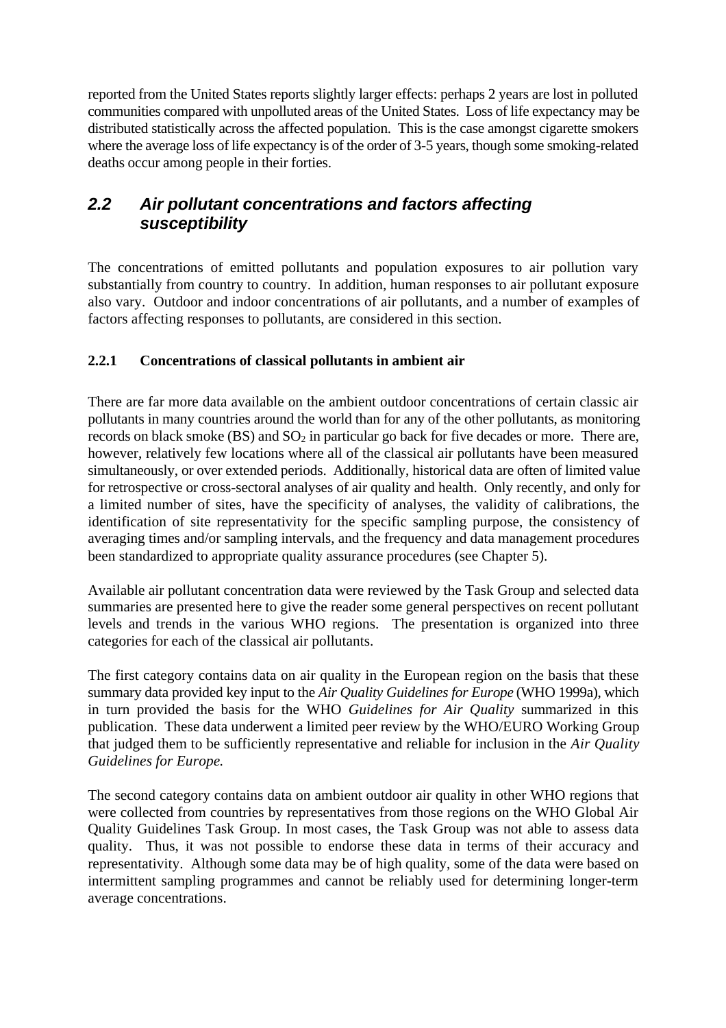reported from the United States reports slightly larger effects: perhaps 2 years are lost in polluted communities compared with unpolluted areas of the United States. Loss of life expectancy may be distributed statistically across the affected population. This is the case amongst cigarette smokers where the average loss of life expectancy is of the order of 3-5 years, though some smoking-related deaths occur among people in their forties.

## 2.2 Air pollutant concentrations and factors affecting susceptibility

The concentrations of emitted pollutants and population exposures to air pollution vary substantially from country to country. In addition, human responses to air pollutant exposure also vary. Outdoor and indoor concentrations of air pollutants, and a number of examples of factors affecting responses to pollutants, are considered in this section.

### 2.2.1 Concentrations of classical pollutants in ambient air

There are far more data available on the ambient outdoor concentrations of certain classic air pollutants in many countries around the world than for any of the other pollutants, as monitoring records on black smoke (BS) and $SO_2$ in particular go back for five decades or more. There are, however, relatively few locations where all of the classical air pollutants have been measured simultaneously, or over extended periods. Additionally, historical data are often of limited value for retrospective or cross-sectoral analyses of air quality and health. Only recently, and only for a limited number of sites, have the specificity of analyses, the validity of calibrations, the identification of site representativity for the specific sampling purpose, the consistency of averaging times and/or sampling intervals, and the frequency and data management procedures been standardized to appropriate quality assurance procedures (see Chapter 5).

Available air pollutant concentration data were reviewed by the Task Group and selected data summaries are presented here to give the reader some general perspectives on recent pollutant levels and trends in the various WHO regions. The presentation is organized into three categories for each of the classical air pollutants.

The first category contains data on air quality in the European region on the basis that these summary data provided key input to the *Air Quality Guidelines for Europe* (WHO 1999a), which in turn provided the basis for the WHO *Guidelines for Air Quality* summarized in this publication. These data underwent a limited peer review by the WHO/EURO Working Group that judged them to be sufficiently representative and reliable for inclusion in the *Air Quality Guidelines for Europe.*

The second category contains data on ambient outdoor air quality in other WHO regions that were collected from countries by representatives from those regions on the WHO Global Air Quality Guidelines Task Group. In most cases, the Task Group was not able to assess data quality. Thus, it was not possible to endorse these data in terms of their accuracy and representativity. Although some data may be of high quality, some of the data were based on intermittent sampling programmes and cannot be reliably used for determining longer-term average concentrations.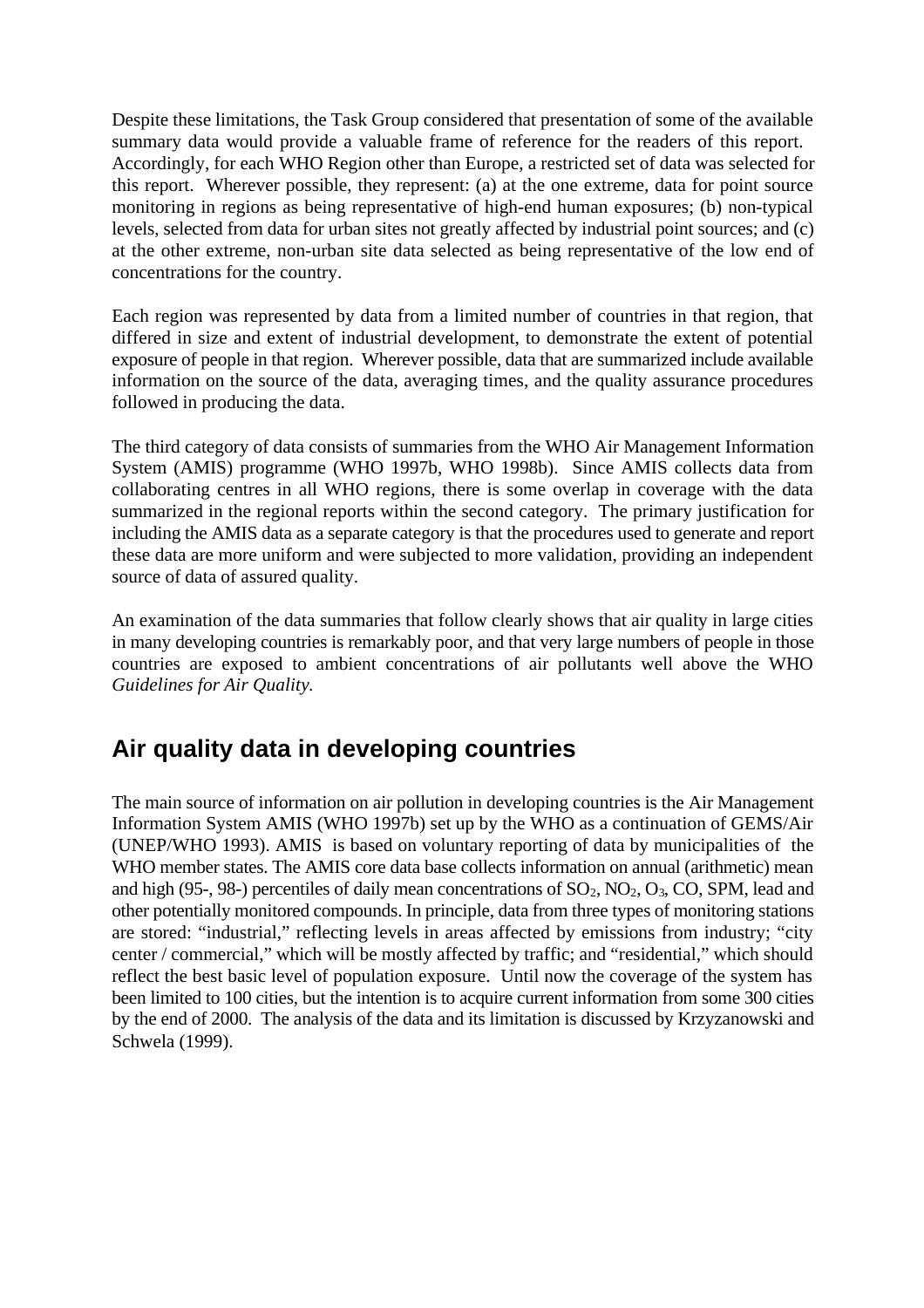Despite these limitations, the Task Group considered that presentation of some of the available summary data would provide a valuable frame of reference for the readers of this report. Accordingly, for each WHO Region other than Europe, a restricted set of data was selected for this report. Wherever possible, they represent: (a) at the one extreme, data for point source monitoring in regions as being representative of high-end human exposures; (b) non-typical levels, selected from data for urban sites not greatly affected by industrial point sources; and (c) at the other extreme, non-urban site data selected as being representative of the low end of concentrations for the country.

Each region was represented by data from a limited number of countries in that region, that differed in size and extent of industrial development, to demonstrate the extent of potential exposure of people in that region. Wherever possible, data that are summarized include available information on the source of the data, averaging times, and the quality assurance procedures followed in producing the data.

The third category of data consists of summaries from the WHO Air Management Information System (AMIS) programme (WHO 1997b, WHO 1998b). Since AMIS collects data from collaborating centres in all WHO regions, there is some overlap in coverage with the data summarized in the regional reports within the second category. The primary justification for including the AMIS data as a separate category is that the procedures used to generate and report these data are more uniform and were subjected to more validation, providing an independent source of data of assured quality.

An examination of the data summaries that follow clearly shows that air quality in large cities in many developing countries is remarkably poor, and that very large numbers of people in those countries are exposed to ambient concentrations of air pollutants well above the WHO *Guidelines for Air Quality.*

## Air quality data in developing countries

The main source of information on air pollution in developing countries is the Air Management Information System AMIS (WHO 1997b) set up by the WHO as a continuation of GEMS/Air (UNEP/WHO 1993). AMIS is based on voluntary reporting of data by municipalities of the WHO member states. The AMIS core data base collects information on annual (arithmetic) mean and high (95-, 98-) percentiles of daily mean concentrations of $SO_2$, $NO_2$, $O_3$, CO, SPM, lead and other potentially monitored compounds. In principle, data from three types of monitoring stations are stored: "industrial," reflecting levels in areas affected by emissions from industry; "city center / commercial," which will be mostly affected by traffic; and "residential," which should reflect the best basic level of population exposure. Until now the coverage of the system has been limited to 100 cities, but the intention is to acquire current information from some 300 cities by the end of 2000. The analysis of the data and its limitation is discussed by Krzyzanowski and Schwela (1999).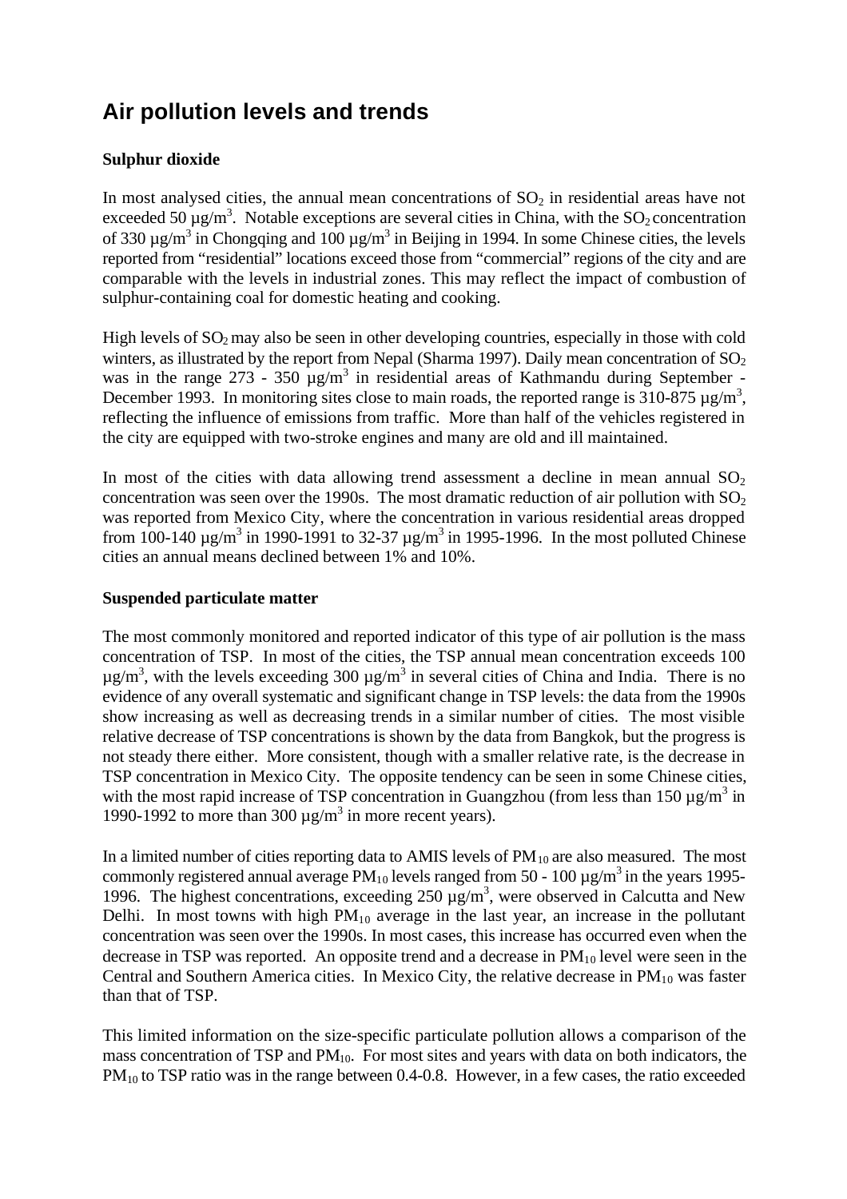## Air pollution levels and trends

### Sulphur dioxide

In most analysed cities, the annual mean concentrations of $SO_2$ in residential areas have not exceeded 50 µg/m$^3$. Notable exceptions are several cities in China, with the $SO_2$ concentration of 330 µg/m$^3$ in Chongqing and 100 µg/m$^3$ in Beijing in 1994. In some Chinese cities, the levels reported from "residential" locations exceed those from "commercial" regions of the city and are comparable with the levels in industrial zones. This may reflect the impact of combustion of sulphur-containing coal for domestic heating and cooking.

High levels of $SO_2$ may also be seen in other developing countries, especially in those with cold winters, as illustrated by the report from Nepal (Sharma 1997). Daily mean concentration of $SO_2$ was in the range 273 - 350 µg/m$^3$ in residential areas of Kathmandu during September - December 1993. In monitoring sites close to main roads, the reported range is 310-875 µg/m$^3$, reflecting the influence of emissions from traffic. More than half of the vehicles registered in the city are equipped with two-stroke engines and many are old and ill maintained.

In most of the cities with data allowing trend assessment a decline in mean annual $SO_2$ concentration was seen over the 1990s. The most dramatic reduction of air pollution with $SO_2$ was reported from Mexico City, where the concentration in various residential areas dropped from 100-140 µg/m$^3$ in 1990-1991 to 32-37 µg/m$^3$ in 1995-1996. In the most polluted Chinese cities an annual means declined between 1% and 10%.

### Suspended particulate matter

The most commonly monitored and reported indicator of this type of air pollution is the mass concentration of TSP. In most of the cities, the TSP annual mean concentration exceeds 100 µg/m$^3$, with the levels exceeding 300 µg/m$^3$ in several cities of China and India. There is no evidence of any overall systematic and significant change in TSP levels: the data from the 1990s show increasing as well as decreasing trends in a similar number of cities. The most visible relative decrease of TSP concentrations is shown by the data from Bangkok, but the progress is not steady there either. More consistent, though with a smaller relative rate, is the decrease in TSP concentration in Mexico City. The opposite tendency can be seen in some Chinese cities, with the most rapid increase of TSP concentration in Guangzhou (from less than 150 µg/m$^3$ in 1990-1992 to more than 300 µg/m$^3$ in more recent years).

In a limited number of cities reporting data to AMIS levels of $PM_{10}$ are also measured. The most commonly registered annual average $PM_{10}$ levels ranged from 50 - 100 µg/m$^3$ in the years 1995-1996. The highest concentrations, exceeding 250 µg/m$^3$, were observed in Calcutta and New Delhi. In most towns with high $PM_{10}$ average in the last year, an increase in the pollutant concentration was seen over the 1990s. In most cases, this increase has occurred even when the decrease in TSP was reported. An opposite trend and a decrease in $PM_{10}$ level were seen in the Central and Southern America cities. In Mexico City, the relative decrease in $PM_{10}$ was faster than that of TSP.

This limited information on the size-specific particulate pollution allows a comparison of the mass concentration of TSP and $PM_{10}$. For most sites and years with data on both indicators, the $PM_{10}$ to TSP ratio was in the range between 0.4-0.8. However, in a few cases, the ratio exceeded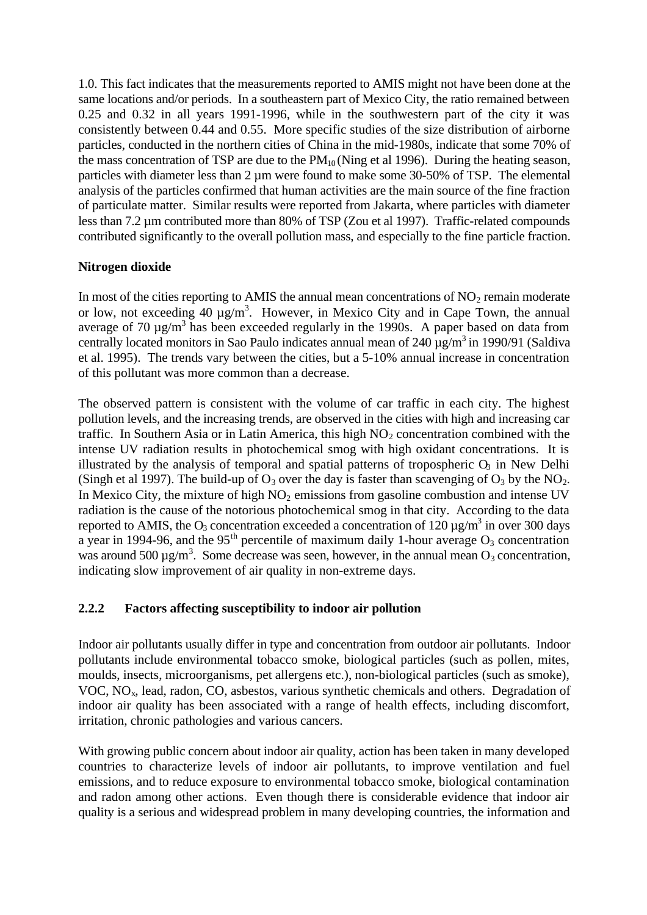1.0. This fact indicates that the measurements reported to AMIS might not have been done at the same locations and/or periods. In a southeastern part of Mexico City, the ratio remained between 0.25 and 0.32 in all years 1991-1996, while in the southwestern part of the city it was consistently between 0.44 and 0.55. More specific studies of the size distribution of airborne particles, conducted in the northern cities of China in the mid-1980s, indicate that some 70% of the mass concentration of TSP are due to the $PM_{10}$ (Ning et al 1996). During the heating season, particles with diameter less than 2 µm were found to make some 30-50% of TSP. The elemental analysis of the particles confirmed that human activities are the main source of the fine fraction of particulate matter. Similar results were reported from Jakarta, where particles with diameter less than 7.2 µm contributed more than 80% of TSP (Zou et al 1997). Traffic-related compounds contributed significantly to the overall pollution mass, and especially to the fine particle fraction.

**Nitrogen dioxide**

In most of the cities reporting to AMIS the annual mean concentrations of $NO_2$ remain moderate or low, not exceeding 40 $\mu g/m^3$. However, in Mexico City and in Cape Town, the annual average of 70 $\mu g/m^3$ has been exceeded regularly in the 1990s. A paper based on data from centrally located monitors in Sao Paulo indicates annual mean of 240 $\mu g/m^3$ in 1990/91 (Saldiva et al. 1995). The trends vary between the cities, but a 5-10% annual increase in concentration of this pollutant was more common than a decrease.

The observed pattern is consistent with the volume of car traffic in each city. The highest pollution levels, and the increasing trends, are observed in the cities with high and increasing car traffic. In Southern Asia or in Latin America, this high $NO_2$ concentration combined with the intense UV radiation results in photochemical smog with high oxidant concentrations. It is illustrated by the analysis of temporal and spatial patterns of tropospheric $O_3$ in New Delhi (Singh et al 1997). The build-up of $O_3$ over the day is faster than scavenging of $O_3$ by the $NO_2$. In Mexico City, the mixture of high $NO_2$ emissions from gasoline combustion and intense UV radiation is the cause of the notorious photochemical smog in that city. According to the data reported to AMIS, the $O_3$ concentration exceeded a concentration of 120 $\mu g/m^3$ in over 300 days a year in 1994-96, and the $95^{th}$ percentile of maximum daily 1-hour average $O_3$ concentration was around 500 $\mu g/m^3$. Some decrease was seen, however, in the annual mean $O_3$ concentration, indicating slow improvement of air quality in non-extreme days.

### 2.2.2 Factors affecting susceptibility to indoor air pollution

Indoor air pollutants usually differ in type and concentration from outdoor air pollutants. Indoor pollutants include environmental tobacco smoke, biological particles (such as pollen, mites, moulds, insects, microorganisms, pet allergens etc.), non-biological particles (such as smoke), VOC, $NO_x$, lead, radon, CO, asbestos, various synthetic chemicals and others. Degradation of indoor air quality has been associated with a range of health effects, including discomfort, irritation, chronic pathologies and various cancers.

With growing public concern about indoor air quality, action has been taken in many developed countries to characterize levels of indoor air pollutants, to improve ventilation and fuel emissions, and to reduce exposure to environmental tobacco smoke, biological contamination and radon among other actions. Even though there is considerable evidence that indoor air quality is a serious and widespread problem in many developing countries, the information and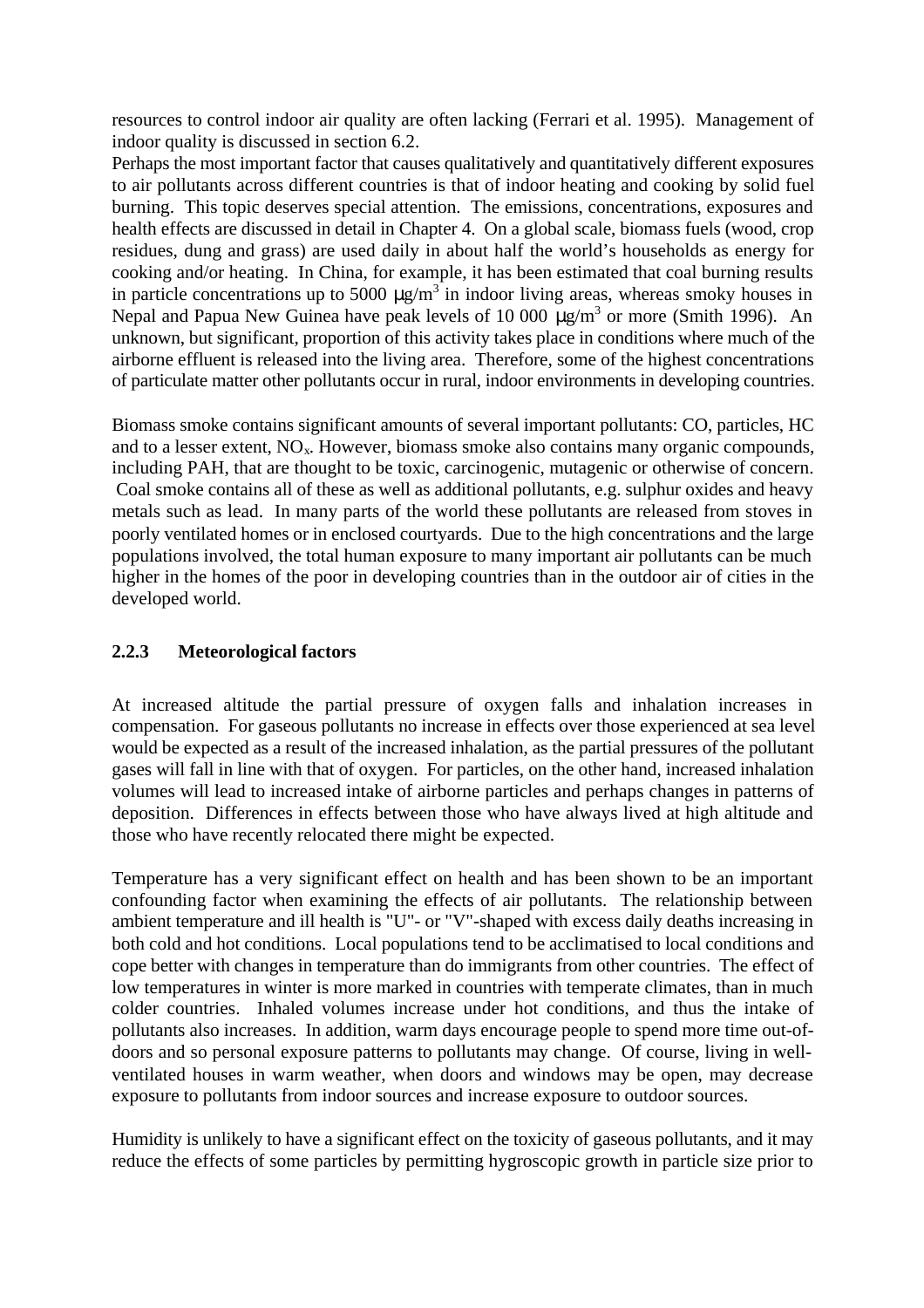resources to control indoor air quality are often lacking (Ferrari et al. 1995). Management of indoor quality is discussed in section 6.2.

Perhaps the most important factor that causes qualitatively and quantitatively different exposures to air pollutants across different countries is that of indoor heating and cooking by solid fuel burning. This topic deserves special attention. The emissions, concentrations, exposures and health effects are discussed in detail in Chapter 4. On a global scale, biomass fuels (wood, crop residues, dung and grass) are used daily in about half the world's households as energy for cooking and/or heating. In China, for example, it has been estimated that coal burning results in particle concentrations up to 5000 $\mu g/m^3$ in indoor living areas, whereas smoky houses in Nepal and Papua New Guinea have peak levels of 10 000 $\mu g/m^3$ or more (Smith 1996). An unknown, but significant, proportion of this activity takes place in conditions where much of the airborne effluent is released into the living area. Therefore, some of the highest concentrations of particulate matter other pollutants occur in rural, indoor environments in developing countries.

Biomass smoke contains significant amounts of several important pollutants: CO, particles, HC and to a lesser extent, $NO_x$. However, biomass smoke also contains many organic compounds, including PAH, that are thought to be toxic, carcinogenic, mutagenic or otherwise of concern. Coal smoke contains all of these as well as additional pollutants, e.g. sulphur oxides and heavy metals such as lead. In many parts of the world these pollutants are released from stoves in poorly ventilated homes or in enclosed courtyards. Due to the high concentrations and the large populations involved, the total human exposure to many important air pollutants can be much higher in the homes of the poor in developing countries than in the outdoor air of cities in the developed world.

### 2.2.3 Meteorological factors

At increased altitude the partial pressure of oxygen falls and inhalation increases in compensation. For gaseous pollutants no increase in effects over those experienced at sea level would be expected as a result of the increased inhalation, as the partial pressures of the pollutant gases will fall in line with that of oxygen. For particles, on the other hand, increased inhalation volumes will lead to increased intake of airborne particles and perhaps changes in patterns of deposition. Differences in effects between those who have always lived at high altitude and those who have recently relocated there might be expected.

Temperature has a very significant effect on health and has been shown to be an important confounding factor when examining the effects of air pollutants. The relationship between ambient temperature and ill health is "U"- or "V"-shaped with excess daily deaths increasing in both cold and hot conditions. Local populations tend to be acclimatised to local conditions and cope better with changes in temperature than do immigrants from other countries. The effect of low temperatures in winter is more marked in countries with temperate climates, than in much colder countries. Inhaled volumes increase under hot conditions, and thus the intake of pollutants also increases. In addition, warm days encourage people to spend more time out-of-doors and so personal exposure patterns to pollutants may change. Of course, living in well-ventilated houses in warm weather, when doors and windows may be open, may decrease exposure to pollutants from indoor sources and increase exposure to outdoor sources.

Humidity is unlikely to have a significant effect on the toxicity of gaseous pollutants, and it may reduce the effects of some particles by permitting hygroscopic growth in particle size prior to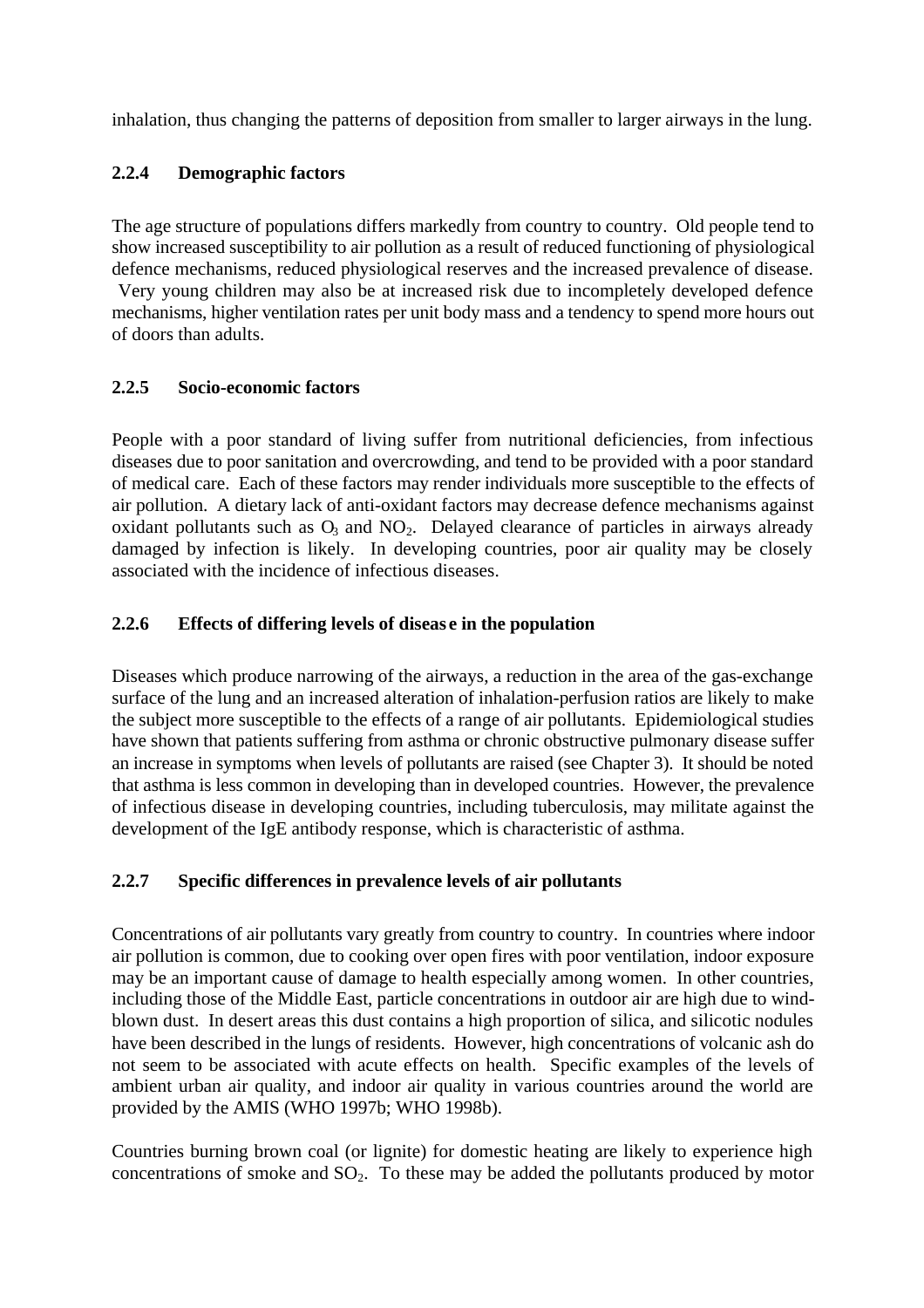inhalation, thus changing the patterns of deposition from smaller to larger airways in the lung.

### 2.2.4 Demographic factors

The age structure of populations differs markedly from country to country. Old people tend to show increased susceptibility to air pollution as a result of reduced functioning of physiological defence mechanisms, reduced physiological reserves and the increased prevalence of disease. Very young children may also be at increased risk due to incompletely developed defence mechanisms, higher ventilation rates per unit body mass and a tendency to spend more hours out of doors than adults.

### 2.2.5 Socio-economic factors

People with a poor standard of living suffer from nutritional deficiencies, from infectious diseases due to poor sanitation and overcrowding, and tend to be provided with a poor standard of medical care. Each of these factors may render individuals more susceptible to the effects of air pollution. A dietary lack of anti-oxidant factors may decrease defence mechanisms against oxidant pollutants such as $O_3$ and $NO_2$. Delayed clearance of particles in airways already damaged by infection is likely. In developing countries, poor air quality may be closely associated with the incidence of infectious diseases.

### 2.2.6 Effects of differing levels of disease in the population

Diseases which produce narrowing of the airways, a reduction in the area of the gas-exchange surface of the lung and an increased alteration of inhalation-perfusion ratios are likely to make the subject more susceptible to the effects of a range of air pollutants. Epidemiological studies have shown that patients suffering from asthma or chronic obstructive pulmonary disease suffer an increase in symptoms when levels of pollutants are raised (see Chapter 3). It should be noted that asthma is less common in developing than in developed countries. However, the prevalence of infectious disease in developing countries, including tuberculosis, may militate against the development of the IgE antibody response, which is characteristic of asthma.

### 2.2.7 Specific differences in prevalence levels of air pollutants

Concentrations of air pollutants vary greatly from country to country. In countries where indoor air pollution is common, due to cooking over open fires with poor ventilation, indoor exposure may be an important cause of damage to health especially among women. In other countries, including those of the Middle East, particle concentrations in outdoor air are high due to wind-blown dust. In desert areas this dust contains a high proportion of silica, and silicotic nodules have been described in the lungs of residents. However, high concentrations of volcanic ash do not seem to be associated with acute effects on health. Specific examples of the levels of ambient urban air quality, and indoor air quality in various countries around the world are provided by the AMIS (WHO 1997b; WHO 1998b).

Countries burning brown coal (or lignite) for domestic heating are likely to experience high concentrations of smoke and $SO_2$. To these may be added the pollutants produced by motor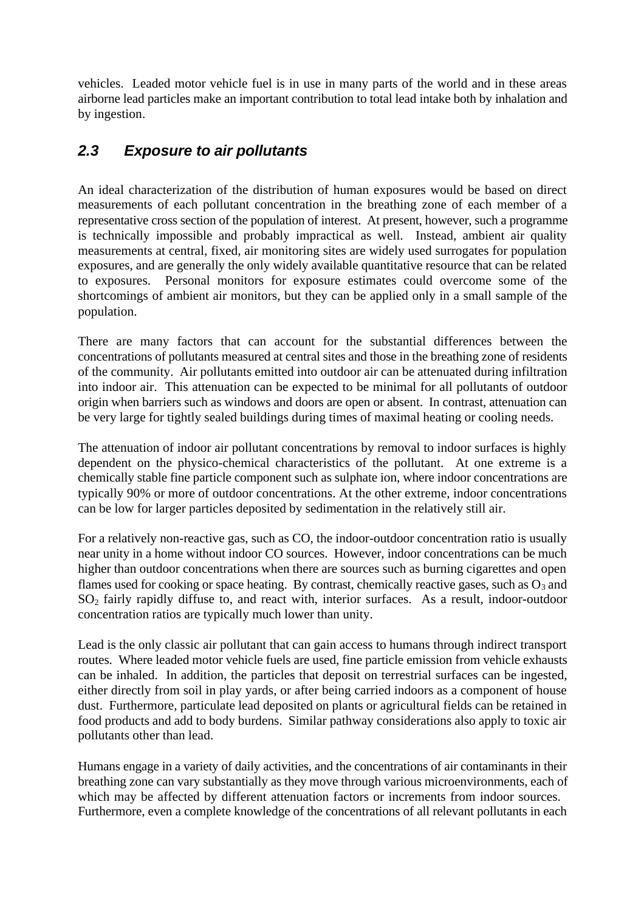vehicles. Leaded motor vehicle fuel is in use in many parts of the world and in these areas airborne lead particles make an important contribution to total lead intake both by inhalation and by ingestion.

## *2.3 Exposure to air pollutants*

An ideal characterization of the distribution of human exposures would be based on direct measurements of each pollutant concentration in the breathing zone of each member of a representative cross section of the population of interest. At present, however, such a programme is technically impossible and probably impractical as well. Instead, ambient air quality measurements at central, fixed, air monitoring sites are widely used surrogates for population exposures, and are generally the only widely available quantitative resource that can be related to exposures. Personal monitors for exposure estimates could overcome some of the shortcomings of ambient air monitors, but they can be applied only in a small sample of the population.

There are many factors that can account for the substantial differences between the concentrations of pollutants measured at central sites and those in the breathing zone of residents of the community. Air pollutants emitted into outdoor air can be attenuated during infiltration into indoor air. This attenuation can be expected to be minimal for all pollutants of outdoor origin when barriers such as windows and doors are open or absent. In contrast, attenuation can be very large for tightly sealed buildings during times of maximal heating or cooling needs.

The attenuation of indoor air pollutant concentrations by removal to indoor surfaces is highly dependent on the physico-chemical characteristics of the pollutant. At one extreme is a chemically stable fine particle component such as sulphate ion, where indoor concentrations are typically 90% or more of outdoor concentrations. At the other extreme, indoor concentrations can be low for larger particles deposited by sedimentation in the relatively still air.

For a relatively non-reactive gas, such as CO, the indoor-outdoor concentration ratio is usually near unity in a home without indoor CO sources. However, indoor concentrations can be much higher than outdoor concentrations when there are sources such as burning cigarettes and open flames used for cooking or space heating. By contrast, chemically reactive gases, such as $O_3$ and $SO_2$ fairly rapidly diffuse to, and react with, interior surfaces. As a result, indoor-outdoor concentration ratios are typically much lower than unity.

Lead is the only classic air pollutant that can gain access to humans through indirect transport routes. Where leaded motor vehicle fuels are used, fine particle emission from vehicle exhausts can be inhaled. In addition, the particles that deposit on terrestrial surfaces can be ingested, either directly from soil in play yards, or after being carried indoors as a component of house dust. Furthermore, particulate lead deposited on plants or agricultural fields can be retained in food products and add to body burdens. Similar pathway considerations also apply to toxic air pollutants other than lead.

Humans engage in a variety of daily activities, and the concentrations of air contaminants in their breathing zone can vary substantially as they move through various microenvironments, each of which may be affected by different attenuation factors or increments from indoor sources. Furthermore, even a complete knowledge of the concentrations of all relevant pollutants in each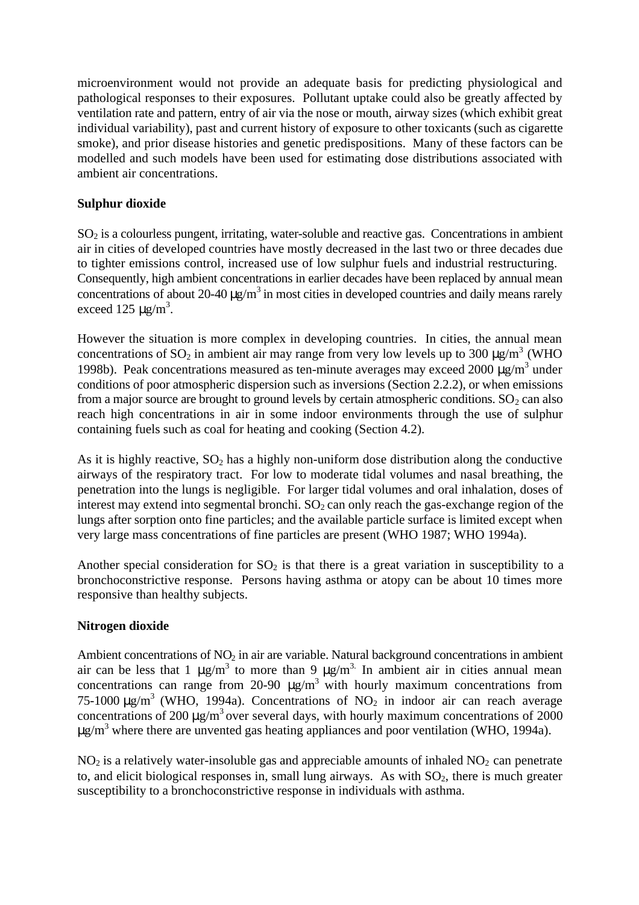microenvironment would not provide an adequate basis for predicting physiological and pathological responses to their exposures. Pollutant uptake could also be greatly affected by ventilation rate and pattern, entry of air via the nose or mouth, airway sizes (which exhibit great individual variability), past and current history of exposure to other toxicants (such as cigarette smoke), and prior disease histories and genetic predispositions. Many of these factors can be modelled and such models have been used for estimating dose distributions associated with ambient air concentrations.

**Sulphur dioxide**

$SO_2$ is a colourless pungent, irritating, water-soluble and reactive gas. Concentrations in ambient air in cities of developed countries have mostly decreased in the last two or three decades due to tighter emissions control, increased use of low sulphur fuels and industrial restructuring. Consequently, high ambient concentrations in earlier decades have been replaced by annual mean concentrations of about 20-40 $\mu g/m^3$ in most cities in developed countries and daily means rarely exceed 125 $\mu g/m^3$.

However the situation is more complex in developing countries. In cities, the annual mean concentrations of $SO_2$ in ambient air may range from very low levels up to 300 $\mu g/m^3$ (WHO 1998b). Peak concentrations measured as ten-minute averages may exceed 2000 $\mu g/m^3$ under conditions of poor atmospheric dispersion such as inversions (Section 2.2.2), or when emissions from a major source are brought to ground levels by certain atmospheric conditions. $SO_2$ can also reach high concentrations in air in some indoor environments through the use of sulphur containing fuels such as coal for heating and cooking (Section 4.2).

As it is highly reactive, $SO_2$ has a highly non-uniform dose distribution along the conductive airways of the respiratory tract. For low to moderate tidal volumes and nasal breathing, the penetration into the lungs is negligible. For larger tidal volumes and oral inhalation, doses of interest may extend into segmental bronchi. $SO_2$ can only reach the gas-exchange region of the lungs after sorption onto fine particles; and the available particle surface is limited except when very large mass concentrations of fine particles are present (WHO 1987; WHO 1994a).

Another special consideration for $SO_2$ is that there is a great variation in susceptibility to a bronchoconstrictive response. Persons having asthma or atopy can be about 10 times more responsive than healthy subjects.

**Nitrogen dioxide**

Ambient concentrations of $NO_2$ in air are variable. Natural background concentrations in ambient air can be less that 1 $\mu g/m^3$ to more than 9 $\mu g/m^3$. In ambient air in cities annual mean concentrations can range from 20-90 $\mu g/m^3$ with hourly maximum concentrations from 75-1000 $\mu g/m^3$ (WHO, 1994a). Concentrations of $NO_2$ in indoor air can reach average concentrations of 200 $\mu g/m^3$ over several days, with hourly maximum concentrations of 2000 $\mu g/m^3$ where there are unvented gas heating appliances and poor ventilation (WHO, 1994a).

$NO_2$ is a relatively water-insoluble gas and appreciable amounts of inhaled $NO_2$ can penetrate to, and elicit biological responses in, small lung airways. As with $SO_2$, there is much greater susceptibility to a bronchoconstrictive response in individuals with asthma.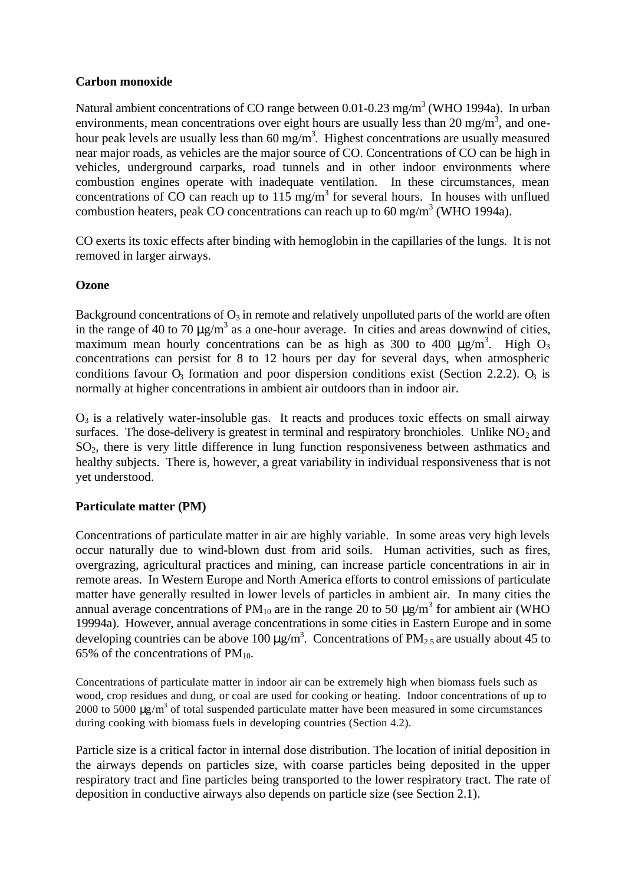**Carbon monoxide**

Natural ambient concentrations of CO range between 0.01-0.23 mg/m$^3$ (WHO 1994a). In urban environments, mean concentrations over eight hours are usually less than 20 mg/m$^3$, and one-hour peak levels are usually less than 60 mg/m$^3$. Highest concentrations are usually measured near major roads, as vehicles are the major source of CO. Concentrations of CO can be high in vehicles, underground carparks, road tunnels and in other indoor environments where combustion engines operate with inadequate ventilation. In these circumstances, mean concentrations of CO can reach up to 115 mg/m$^3$ for several hours. In houses with unflued combustion heaters, peak CO concentrations can reach up to 60 mg/m$^3$ (WHO 1994a).

CO exerts its toxic effects after binding with hemoglobin in the capillaries of the lungs. It is not removed in larger airways.

**Ozone**

Background concentrations of $O_3$ in remote and relatively unpolluted parts of the world are often in the range of 40 to 70 μg/m$^3$ as a one-hour average. In cities and areas downwind of cities, maximum mean hourly concentrations can be as high as 300 to 400 μg/m$^3$. High $O_3$ concentrations can persist for 8 to 12 hours per day for several days, when atmospheric conditions favour $O_3$ formation and poor dispersion conditions exist (Section 2.2.2). $O_3$ is normally at higher concentrations in ambient air outdoors than in indoor air.

$O_3$ is a relatively water-insoluble gas. It reacts and produces toxic effects on small airway surfaces. The dose-delivery is greatest in terminal and respiratory bronchioles. Unlike $NO_2$ and $SO_2$, there is very little difference in lung function responsiveness between asthmatics and healthy subjects. There is, however, a great variability in individual responsiveness that is not yet understood.

**Particulate matter (PM)**

Concentrations of particulate matter in air are highly variable. In some areas very high levels occur naturally due to wind-blown dust from arid soils. Human activities, such as fires, overgrazing, agricultural practices and mining, can increase particle concentrations in air in remote areas. In Western Europe and North America efforts to control emissions of particulate matter have generally resulted in lower levels of particles in ambient air. In many cities the annual average concentrations of $PM_{10}$ are in the range 20 to 50 μg/m$^3$ for ambient air (WHO 19994a). However, annual average concentrations in some cities in Eastern Europe and in some developing countries can be above 100 μg/m$^3$. Concentrations of $PM_{2.5}$ are usually about 45 to 65% of the concentrations of $PM_{10}$.

Concentrations of particulate matter in indoor air can be extremely high when biomass fuels such as wood, crop residues and dung, or coal are used for cooking or heating. Indoor concentrations of up to 2000 to 5000 μg/m$^3$ of total suspended particulate matter have been measured in some circumstances during cooking with biomass fuels in developing countries (Section 4.2).

Particle size is a critical factor in internal dose distribution. The location of initial deposition in the airways depends on particles size, with coarse particles being deposited in the upper respiratory tract and fine particles being transported to the lower respiratory tract. The rate of deposition in conductive airways also depends on particle size (see Section 2.1).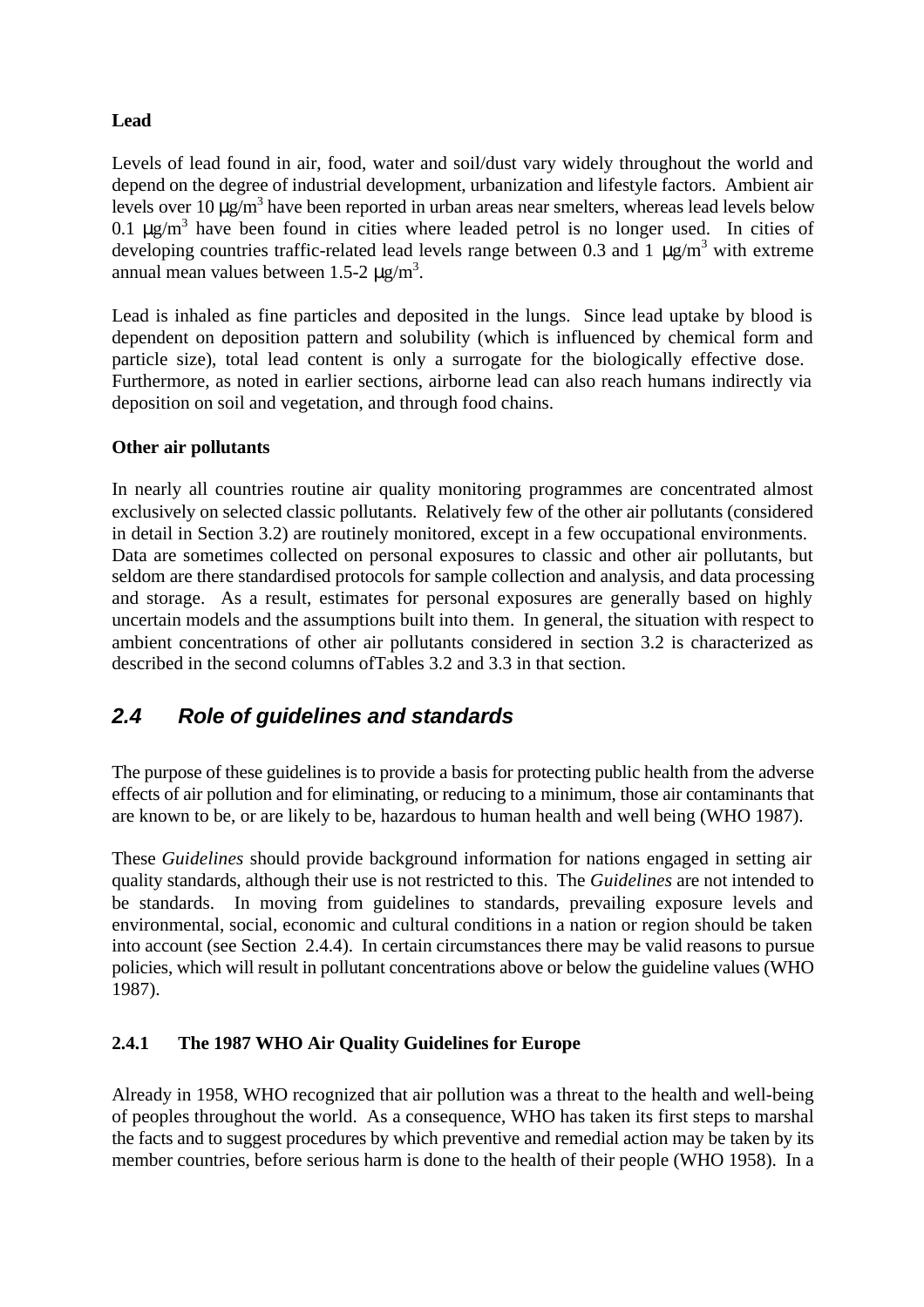**Lead**

Levels of lead found in air, food, water and soil/dust vary widely throughout the world and depend on the degree of industrial development, urbanization and lifestyle factors. Ambient air levels over 10 $\mu g/m^3$ have been reported in urban areas near smelters, whereas lead levels below 0.1 $\mu g/m^3$ have been found in cities where leaded petrol is no longer used. In cities of developing countries traffic-related lead levels range between 0.3 and 1 $\mu g/m^3$ with extreme annual mean values between 1.5-2 $\mu g/m^3$.

Lead is inhaled as fine particles and deposited in the lungs. Since lead uptake by blood is dependent on deposition pattern and solubility (which is influenced by chemical form and particle size), total lead content is only a surrogate for the biologically effective dose. Furthermore, as noted in earlier sections, airborne lead can also reach humans indirectly via deposition on soil and vegetation, and through food chains.

**Other air pollutants**

In nearly all countries routine air quality monitoring programmes are concentrated almost exclusively on selected classic pollutants. Relatively few of the other air pollutants (considered in detail in Section 3.2) are routinely monitored, except in a few occupational environments. Data are sometimes collected on personal exposures to classic and other air pollutants, but seldom are there standardised protocols for sample collection and analysis, and data processing and storage. As a result, estimates for personal exposures are generally based on highly uncertain models and the assumptions built into them. In general, the situation with respect to ambient concentrations of other air pollutants considered in section 3.2 is characterized as described in the second columns ofTables 3.2 and 3.3 in that section.

## *2.4 Role of guidelines and standards*

The purpose of these guidelines is to provide a basis for protecting public health from the adverse effects of air pollution and for eliminating, or reducing to a minimum, those air contaminants that are known to be, or are likely to be, hazardous to human health and well being (WHO 1987).

These *Guidelines* should provide background information for nations engaged in setting air quality standards, although their use is not restricted to this. The *Guidelines* are not intended to be standards. In moving from guidelines to standards, prevailing exposure levels and environmental, social, economic and cultural conditions in a nation or region should be taken into account (see Section 2.4.4). In certain circumstances there may be valid reasons to pursue policies, which will result in pollutant concentrations above or below the guideline values (WHO 1987).

### 2.4.1 The 1987 WHO Air Quality Guidelines for Europe

Already in 1958, WHO recognized that air pollution was a threat to the health and well-being of peoples throughout the world. As a consequence, WHO has taken its first steps to marshal the facts and to suggest procedures by which preventive and remedial action may be taken by its member countries, before serious harm is done to the health of their people (WHO 1958). In a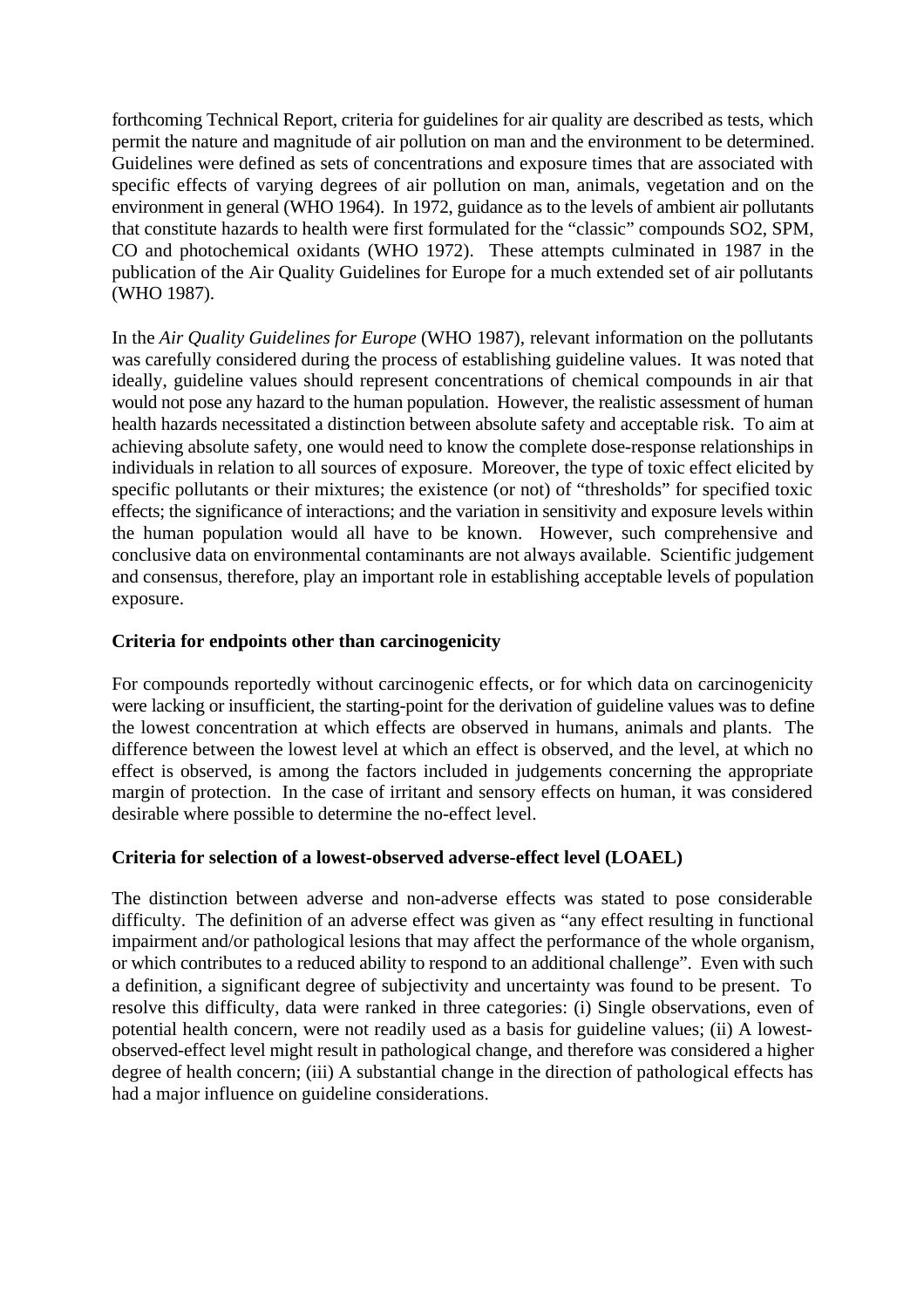forthcoming Technical Report, criteria for guidelines for air quality are described as tests, which permit the nature and magnitude of air pollution on man and the environment to be determined. Guidelines were defined as sets of concentrations and exposure times that are associated with specific effects of varying degrees of air pollution on man, animals, vegetation and on the environment in general (WHO 1964). In 1972, guidance as to the levels of ambient air pollutants that constitute hazards to health were first formulated for the "classic" compounds SO2, SPM, CO and photochemical oxidants (WHO 1972). These attempts culminated in 1987 in the publication of the Air Quality Guidelines for Europe for a much extended set of air pollutants (WHO 1987).

In the *Air Quality Guidelines for Europe* (WHO 1987), relevant information on the pollutants was carefully considered during the process of establishing guideline values. It was noted that ideally, guideline values should represent concentrations of chemical compounds in air that would not pose any hazard to the human population. However, the realistic assessment of human health hazards necessitated a distinction between absolute safety and acceptable risk. To aim at achieving absolute safety, one would need to know the complete dose-response relationships in individuals in relation to all sources of exposure. Moreover, the type of toxic effect elicited by specific pollutants or their mixtures; the existence (or not) of "thresholds" for specified toxic effects; the significance of interactions; and the variation in sensitivity and exposure levels within the human population would all have to be known. However, such comprehensive and conclusive data on environmental contaminants are not always available. Scientific judgement and consensus, therefore, play an important role in establishing acceptable levels of population exposure.

**Criteria for endpoints other than carcinogenicity**

For compounds reportedly without carcinogenic effects, or for which data on carcinogenicity were lacking or insufficient, the starting-point for the derivation of guideline values was to define the lowest concentration at which effects are observed in humans, animals and plants. The difference between the lowest level at which an effect is observed, and the level, at which no effect is observed, is among the factors included in judgements concerning the appropriate margin of protection. In the case of irritant and sensory effects on human, it was considered desirable where possible to determine the no-effect level.

**Criteria for selection of a lowest-observed adverse-effect level (LOAEL)**

The distinction between adverse and non-adverse effects was stated to pose considerable difficulty. The definition of an adverse effect was given as "any effect resulting in functional impairment and/or pathological lesions that may affect the performance of the whole organism, or which contributes to a reduced ability to respond to an additional challenge". Even with such a definition, a significant degree of subjectivity and uncertainty was found to be present. To resolve this difficulty, data were ranked in three categories: (i) Single observations, even of potential health concern, were not readily used as a basis for guideline values; (ii) A lowest-observed-effect level might result in pathological change, and therefore was considered a higher degree of health concern; (iii) A substantial change in the direction of pathological effects has had a major influence on guideline considerations.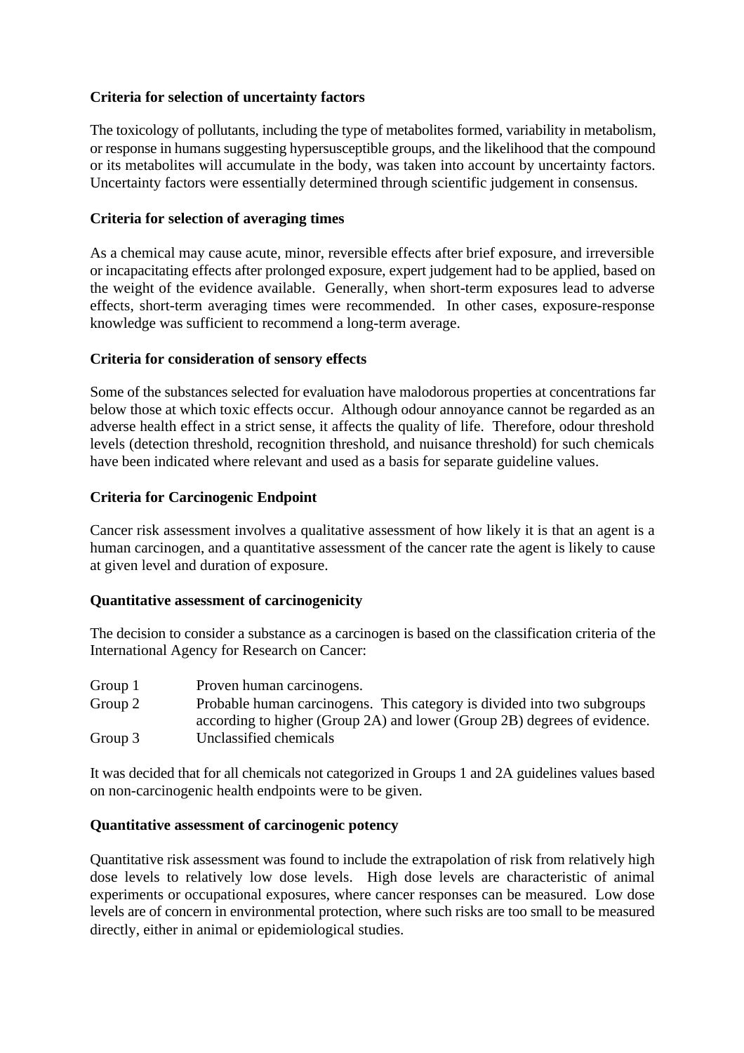**Criteria for selection of uncertainty factors**

The toxicology of pollutants, including the type of metabolites formed, variability in metabolism, or response in humans suggesting hypersusceptible groups, and the likelihood that the compound or its metabolites will accumulate in the body, was taken into account by uncertainty factors. Uncertainty factors were essentially determined through scientific judgement in consensus.

**Criteria for selection of averaging times**

As a chemical may cause acute, minor, reversible effects after brief exposure, and irreversible or incapacitating effects after prolonged exposure, expert judgement had to be applied, based on the weight of the evidence available. Generally, when short-term exposures lead to adverse effects, short-term averaging times were recommended. In other cases, exposure-response knowledge was sufficient to recommend a long-term average.

**Criteria for consideration of sensory effects**

Some of the substances selected for evaluation have malodorous properties at concentrations far below those at which toxic effects occur. Although odour annoyance cannot be regarded as an adverse health effect in a strict sense, it affects the quality of life. Therefore, odour threshold levels (detection threshold, recognition threshold, and nuisance threshold) for such chemicals have been indicated where relevant and used as a basis for separate guideline values.

**Criteria for Carcinogenic Endpoint**

Cancer risk assessment involves a qualitative assessment of how likely it is that an agent is a human carcinogen, and a quantitative assessment of the cancer rate the agent is likely to cause at given level and duration of exposure.

**Quantitative assessment of carcinogenicity**

The decision to consider a substance as a carcinogen is based on the classification criteria of the International Agency for Research on Cancer:

| | |
|---|---|
| Group 1 | Proven human carcinogens. |
| Group 2 | Probable human carcinogens. This category is divided into two subgroups according to higher (Group 2A) and lower (Group 2B) degrees of evidence. |
| Group 3 | Unclassified chemicals |

It was decided that for all chemicals not categorized in Groups 1 and 2A guidelines values based on non-carcinogenic health endpoints were to be given.

**Quantitative assessment of carcinogenic potency**

Quantitative risk assessment was found to include the extrapolation of risk from relatively high dose levels to relatively low dose levels. High dose levels are characteristic of animal experiments or occupational exposures, where cancer responses can be measured. Low dose levels are of concern in environmental protection, where such risks are too small to be measured directly, either in animal or epidemiological studies.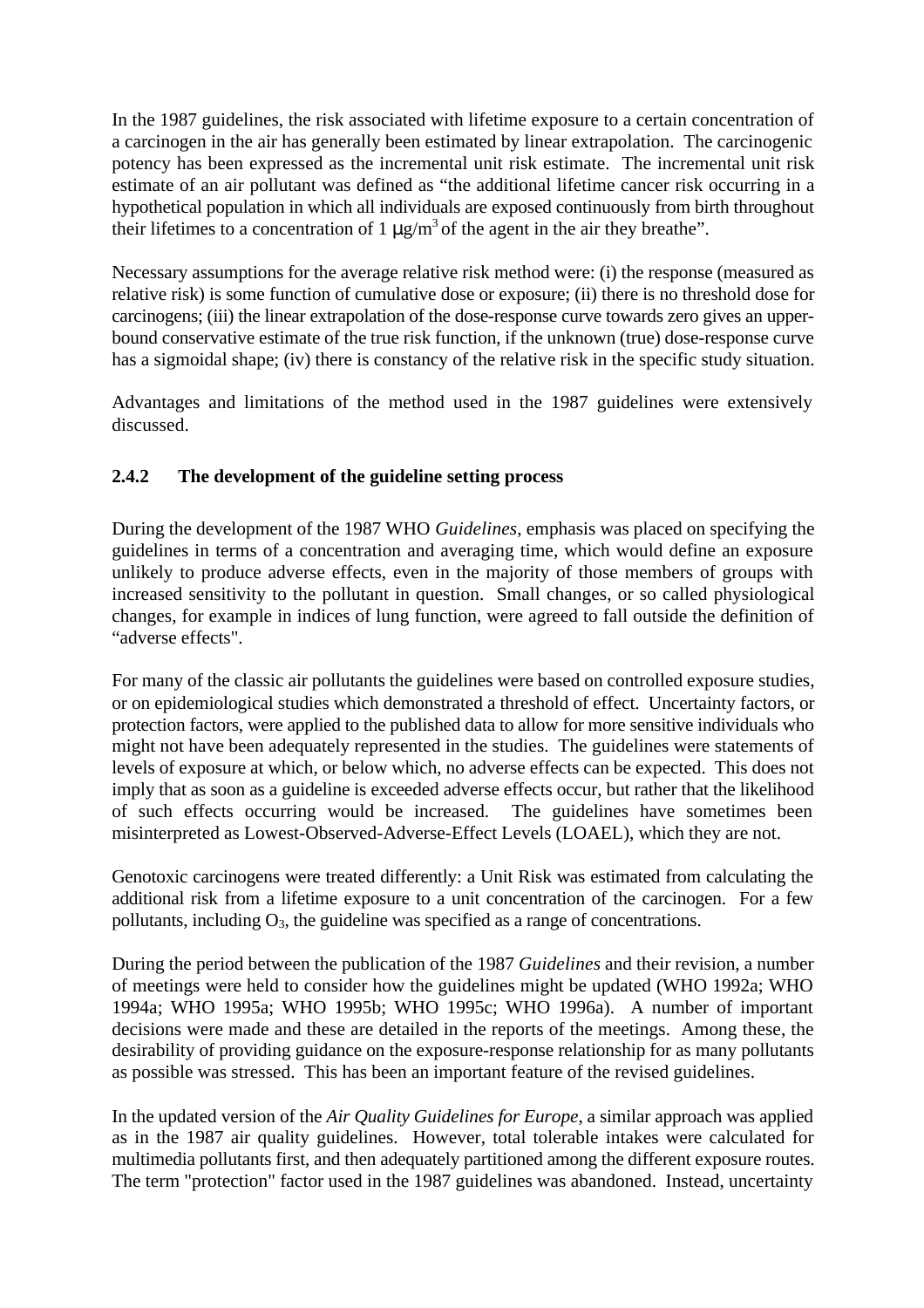In the 1987 guidelines, the risk associated with lifetime exposure to a certain concentration of a carcinogen in the air has generally been estimated by linear extrapolation. The carcinogenic potency has been expressed as the incremental unit risk estimate. The incremental unit risk estimate of an air pollutant was defined as "the additional lifetime cancer risk occurring in a hypothetical population in which all individuals are exposed continuously from birth throughout their lifetimes to a concentration of 1 $\mu g/m^3$ of the agent in the air they breathe".

Necessary assumptions for the average relative risk method were: (i) the response (measured as relative risk) is some function of cumulative dose or exposure; (ii) there is no threshold dose for carcinogens; (iii) the linear extrapolation of the dose-response curve towards zero gives an upper-bound conservative estimate of the true risk function, if the unknown (true) dose-response curve has a sigmoidal shape; (iv) there is constancy of the relative risk in the specific study situation.

Advantages and limitations of the method used in the 1987 guidelines were extensively discussed.

### 2.4.2 The development of the guideline setting process

During the development of the 1987 WHO *Guidelines*, emphasis was placed on specifying the guidelines in terms of a concentration and averaging time, which would define an exposure unlikely to produce adverse effects, even in the majority of those members of groups with increased sensitivity to the pollutant in question. Small changes, or so called physiological changes, for example in indices of lung function, were agreed to fall outside the definition of "adverse effects".

For many of the classic air pollutants the guidelines were based on controlled exposure studies, or on epidemiological studies which demonstrated a threshold of effect. Uncertainty factors, or protection factors, were applied to the published data to allow for more sensitive individuals who might not have been adequately represented in the studies. The guidelines were statements of levels of exposure at which, or below which, no adverse effects can be expected. This does not imply that as soon as a guideline is exceeded adverse effects occur, but rather that the likelihood of such effects occurring would be increased. The guidelines have sometimes been misinterpreted as Lowest-Observed-Adverse-Effect Levels (LOAEL), which they are not.

Genotoxic carcinogens were treated differently: a Unit Risk was estimated from calculating the additional risk from a lifetime exposure to a unit concentration of the carcinogen. For a few pollutants, including $O_3$, the guideline was specified as a range of concentrations.

During the period between the publication of the 1987 *Guidelines* and their revision, a number of meetings were held to consider how the guidelines might be updated (WHO 1992a; WHO 1994a; WHO 1995a; WHO 1995b; WHO 1995c; WHO 1996a). A number of important decisions were made and these are detailed in the reports of the meetings. Among these, the desirability of providing guidance on the exposure-response relationship for as many pollutants as possible was stressed. This has been an important feature of the revised guidelines.

In the updated version of the *Air Quality Guidelines for Europe*, a similar approach was applied as in the 1987 air quality guidelines. However, total tolerable intakes were calculated for multimedia pollutants first, and then adequately partitioned among the different exposure routes. The term "protection" factor used in the 1987 guidelines was abandoned. Instead, uncertainty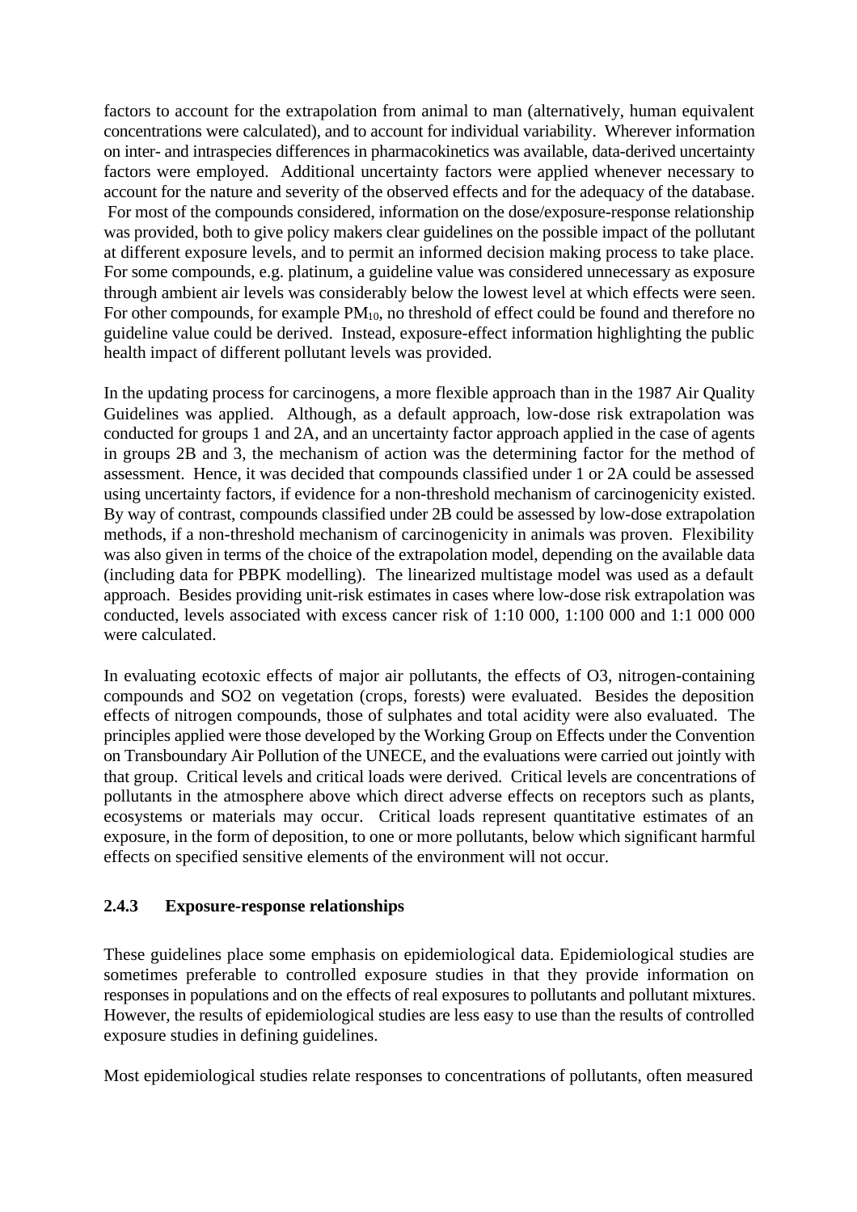factors to account for the extrapolation from animal to man (alternatively, human equivalent concentrations were calculated), and to account for individual variability. Wherever information on inter- and intraspecies differences in pharmacokinetics was available, data-derived uncertainty factors were employed. Additional uncertainty factors were applied whenever necessary to account for the nature and severity of the observed effects and for the adequacy of the database. For most of the compounds considered, information on the dose/exposure-response relationship was provided, both to give policy makers clear guidelines on the possible impact of the pollutant at different exposure levels, and to permit an informed decision making process to take place. For some compounds, e.g. platinum, a guideline value was considered unnecessary as exposure through ambient air levels was considerably below the lowest level at which effects were seen. For other compounds, for example $PM_{10}$, no threshold of effect could be found and therefore no guideline value could be derived. Instead, exposure-effect information highlighting the public health impact of different pollutant levels was provided.

In the updating process for carcinogens, a more flexible approach than in the 1987 Air Quality Guidelines was applied. Although, as a default approach, low-dose risk extrapolation was conducted for groups 1 and 2A, and an uncertainty factor approach applied in the case of agents in groups 2B and 3, the mechanism of action was the determining factor for the method of assessment. Hence, it was decided that compounds classified under 1 or 2A could be assessed using uncertainty factors, if evidence for a non-threshold mechanism of carcinogenicity existed. By way of contrast, compounds classified under 2B could be assessed by low-dose extrapolation methods, if a non-threshold mechanism of carcinogenicity in animals was proven. Flexibility was also given in terms of the choice of the extrapolation model, depending on the available data (including data for PBPK modelling). The linearized multistage model was used as a default approach. Besides providing unit-risk estimates in cases where low-dose risk extrapolation was conducted, levels associated with excess cancer risk of 1:10 000, 1:100 000 and 1:1 000 000 were calculated.

In evaluating ecotoxic effects of major air pollutants, the effects of O3, nitrogen-containing compounds and SO2 on vegetation (crops, forests) were evaluated. Besides the deposition effects of nitrogen compounds, those of sulphates and total acidity were also evaluated. The principles applied were those developed by the Working Group on Effects under the Convention on Transboundary Air Pollution of the UNECE, and the evaluations were carried out jointly with that group. Critical levels and critical loads were derived. Critical levels are concentrations of pollutants in the atmosphere above which direct adverse effects on receptors such as plants, ecosystems or materials may occur. Critical loads represent quantitative estimates of an exposure, in the form of deposition, to one or more pollutants, below which significant harmful effects on specified sensitive elements of the environment will not occur.

### 2.4.3 Exposure-response relationships

These guidelines place some emphasis on epidemiological data. Epidemiological studies are sometimes preferable to controlled exposure studies in that they provide information on responses in populations and on the effects of real exposures to pollutants and pollutant mixtures. However, the results of epidemiological studies are less easy to use than the results of controlled exposure studies in defining guidelines.

Most epidemiological studies relate responses to concentrations of pollutants, often measured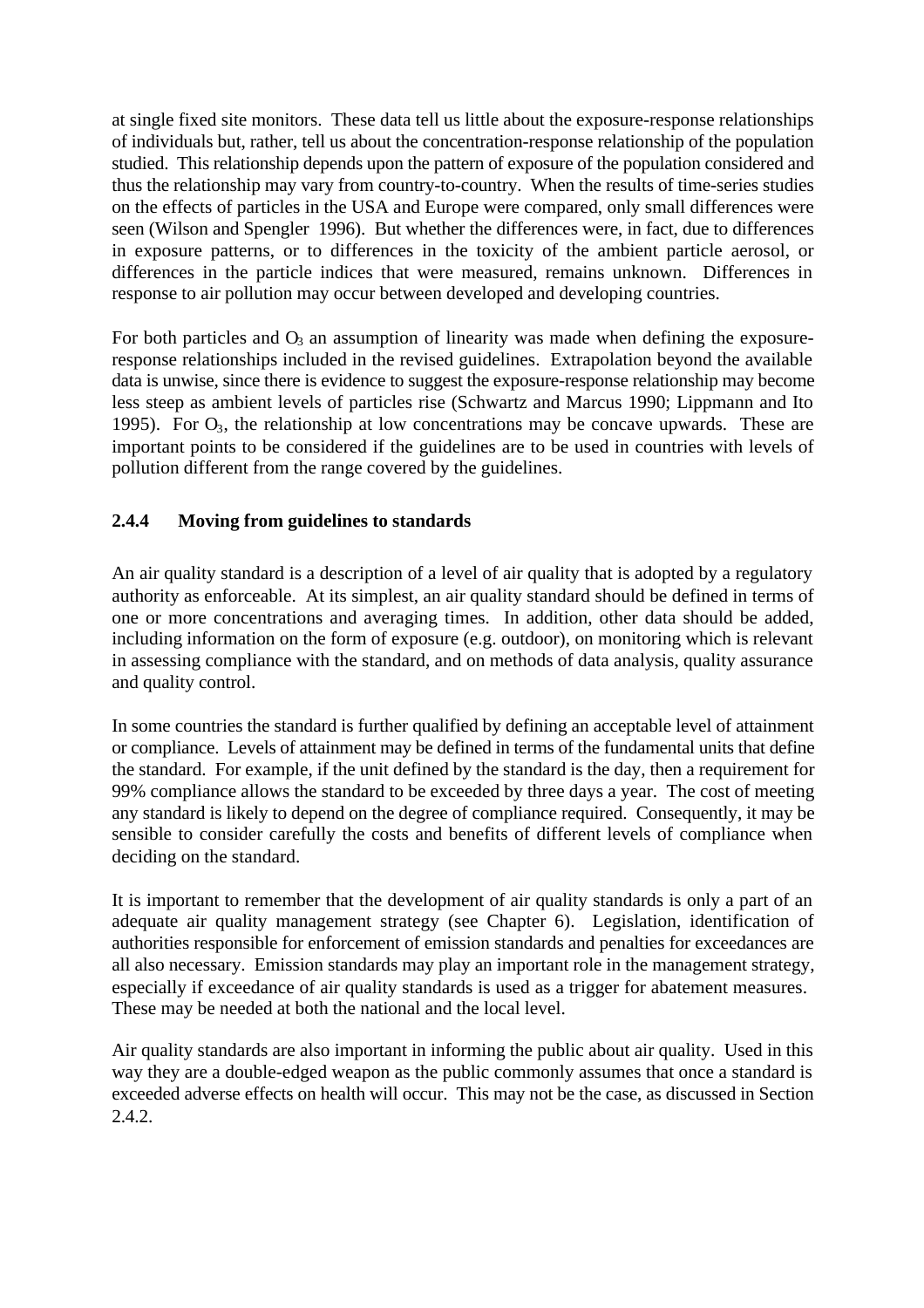at single fixed site monitors. These data tell us little about the exposure-response relationships of individuals but, rather, tell us about the concentration-response relationship of the population studied. This relationship depends upon the pattern of exposure of the population considered and thus the relationship may vary from country-to-country. When the results of time-series studies on the effects of particles in the USA and Europe were compared, only small differences were seen (Wilson and Spengler 1996). But whether the differences were, in fact, due to differences in exposure patterns, or to differences in the toxicity of the ambient particle aerosol, or differences in the particle indices that were measured, remains unknown. Differences in response to air pollution may occur between developed and developing countries.

For both particles and $O_3$ an assumption of linearity was made when defining the exposure-response relationships included in the revised guidelines. Extrapolation beyond the available data is unwise, since there is evidence to suggest the exposure-response relationship may become less steep as ambient levels of particles rise (Schwartz and Marcus 1990; Lippmann and Ito 1995). For $O_3$, the relationship at low concentrations may be concave upwards. These are important points to be considered if the guidelines are to be used in countries with levels of pollution different from the range covered by the guidelines.

### 2.4.4 Moving from guidelines to standards

An air quality standard is a description of a level of air quality that is adopted by a regulatory authority as enforceable. At its simplest, an air quality standard should be defined in terms of one or more concentrations and averaging times. In addition, other data should be added, including information on the form of exposure (e.g. outdoor), on monitoring which is relevant in assessing compliance with the standard, and on methods of data analysis, quality assurance and quality control.

In some countries the standard is further qualified by defining an acceptable level of attainment or compliance. Levels of attainment may be defined in terms of the fundamental units that define the standard. For example, if the unit defined by the standard is the day, then a requirement for 99% compliance allows the standard to be exceeded by three days a year. The cost of meeting any standard is likely to depend on the degree of compliance required. Consequently, it may be sensible to consider carefully the costs and benefits of different levels of compliance when deciding on the standard.

It is important to remember that the development of air quality standards is only a part of an adequate air quality management strategy (see Chapter 6). Legislation, identification of authorities responsible for enforcement of emission standards and penalties for exceedances are all also necessary. Emission standards may play an important role in the management strategy, especially if exceedance of air quality standards is used as a trigger for abatement measures. These may be needed at both the national and the local level.

Air quality standards are also important in informing the public about air quality. Used in this way they are a double-edged weapon as the public commonly assumes that once a standard is exceeded adverse effects on health will occur. This may not be the case, as discussed in Section 2.4.2.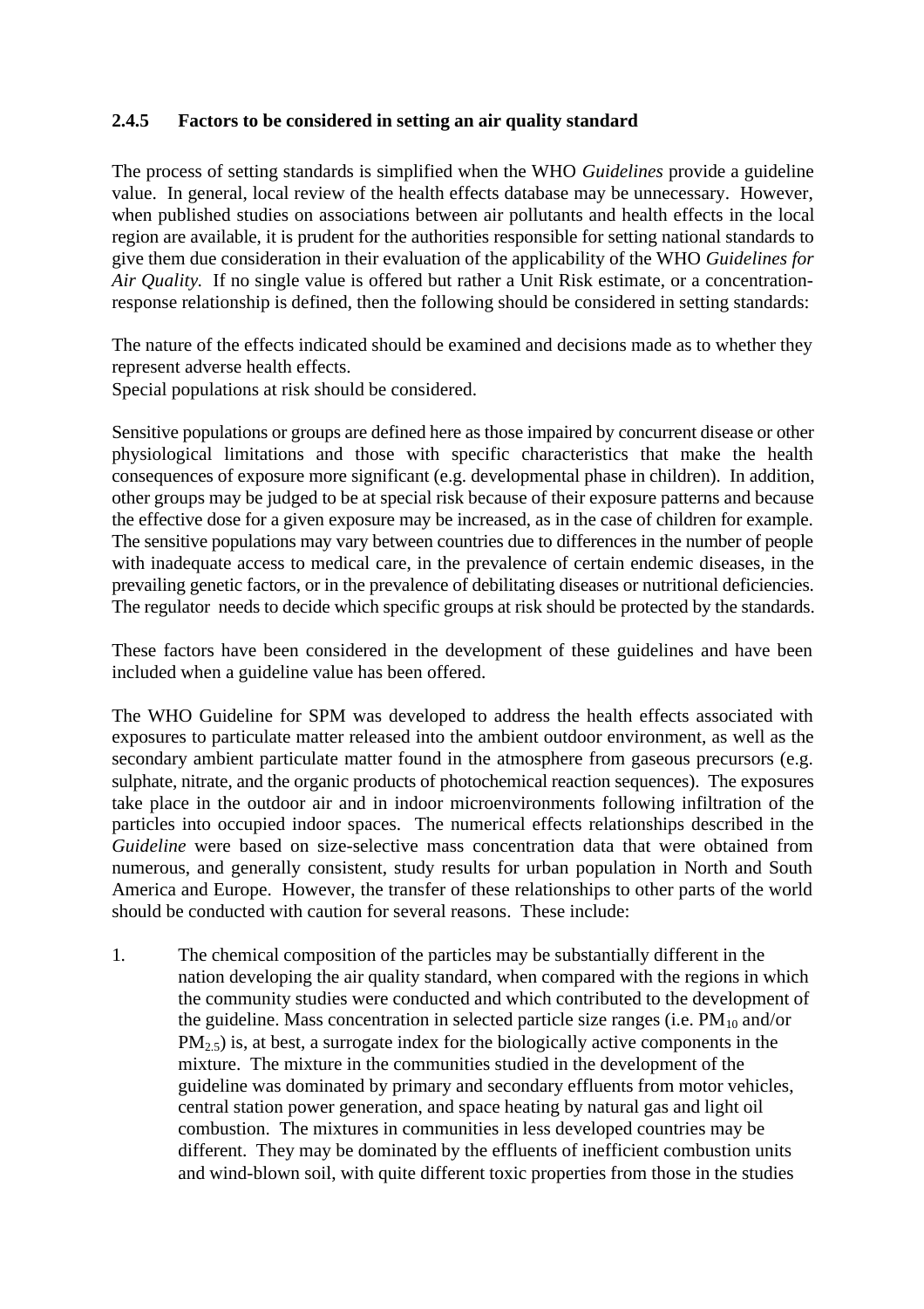### 2.4.5 Factors to be considered in setting an air quality standard

The process of setting standards is simplified when the WHO *Guidelines* provide a guideline value. In general, local review of the health effects database may be unnecessary. However, when published studies on associations between air pollutants and health effects in the local region are available, it is prudent for the authorities responsible for setting national standards to give them due consideration in their evaluation of the applicability of the WHO *Guidelines for Air Quality.* If no single value is offered but rather a Unit Risk estimate, or a concentration-response relationship is defined, then the following should be considered in setting standards:

The nature of the effects indicated should be examined and decisions made as to whether they represent adverse health effects.
Special populations at risk should be considered.

Sensitive populations or groups are defined here as those impaired by concurrent disease or other physiological limitations and those with specific characteristics that make the health consequences of exposure more significant (e.g. developmental phase in children). In addition, other groups may be judged to be at special risk because of their exposure patterns and because the effective dose for a given exposure may be increased, as in the case of children for example. The sensitive populations may vary between countries due to differences in the number of people with inadequate access to medical care, in the prevalence of certain endemic diseases, in the prevailing genetic factors, or in the prevalence of debilitating diseases or nutritional deficiencies. The regulator needs to decide which specific groups at risk should be protected by the standards.

These factors have been considered in the development of these guidelines and have been included when a guideline value has been offered.

The WHO Guideline for SPM was developed to address the health effects associated with exposures to particulate matter released into the ambient outdoor environment, as well as the secondary ambient particulate matter found in the atmosphere from gaseous precursors (e.g. sulphate, nitrate, and the organic products of photochemical reaction sequences). The exposures take place in the outdoor air and in indoor microenvironments following infiltration of the particles into occupied indoor spaces. The numerical effects relationships described in the *Guideline* were based on size-selective mass concentration data that were obtained from numerous, and generally consistent, study results for urban population in North and South America and Europe. However, the transfer of these relationships to other parts of the world should be conducted with caution for several reasons. These include:

1. The chemical composition of the particles may be substantially different in the nation developing the air quality standard, when compared with the regions in which the community studies were conducted and which contributed to the development of the guideline. Mass concentration in selected particle size ranges (i.e. $PM_{10}$ and/or $PM_{2.5}$) is, at best, a surrogate index for the biologically active components in the mixture. The mixture in the communities studied in the development of the guideline was dominated by primary and secondary effluents from motor vehicles, central station power generation, and space heating by natural gas and light oil combustion. The mixtures in communities in less developed countries may be different. They may be dominated by the effluents of inefficient combustion units and wind-blown soil, with quite different toxic properties from those in the studies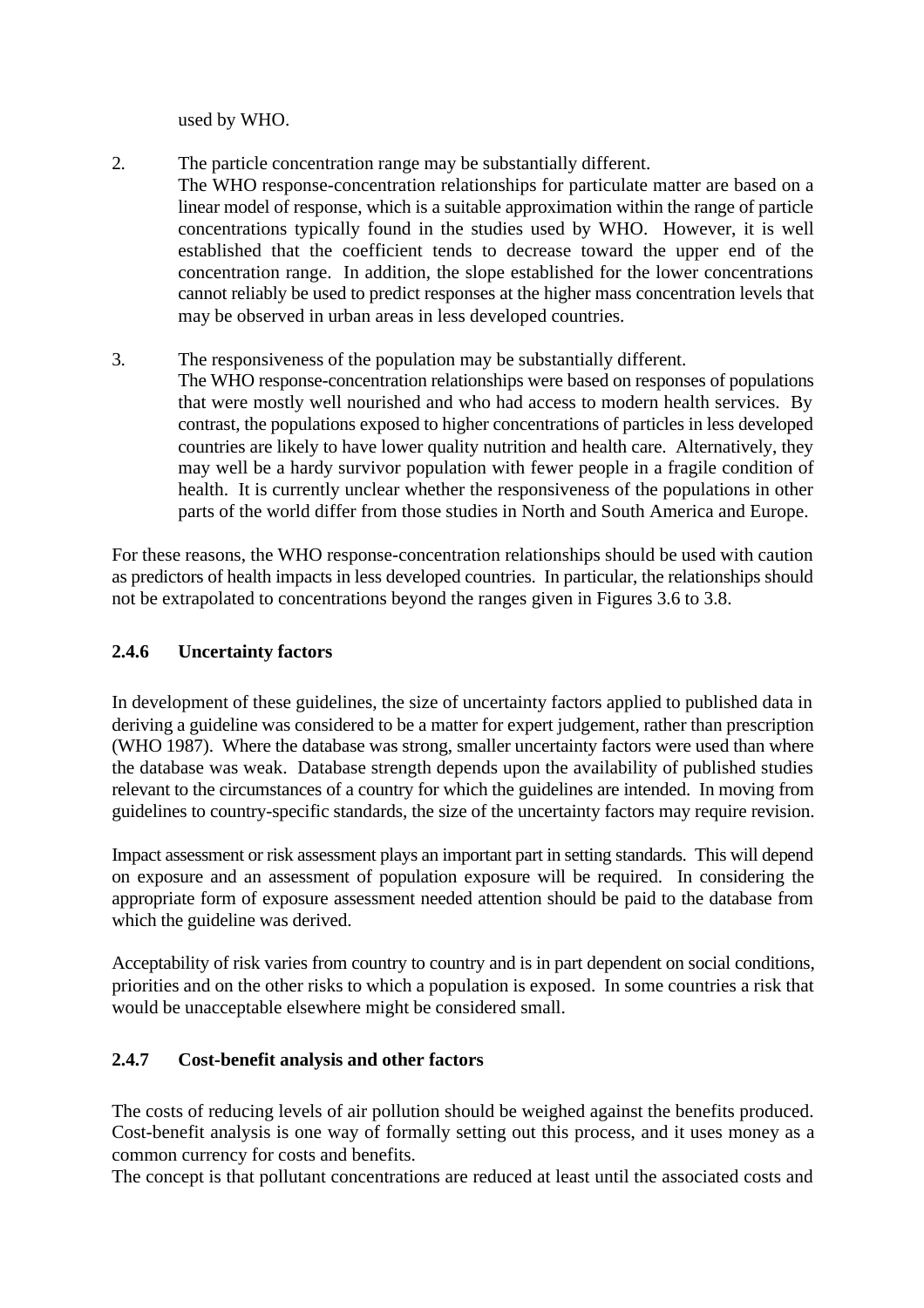used by WHO.

2. The particle concentration range may be substantially different.
   The WHO response-concentration relationships for particulate matter are based on a linear model of response, which is a suitable approximation within the range of particle concentrations typically found in the studies used by WHO. However, it is well established that the coefficient tends to decrease toward the upper end of the concentration range. In addition, the slope established for the lower concentrations cannot reliably be used to predict responses at the higher mass concentration levels that may be observed in urban areas in less developed countries.

3. The responsiveness of the population may be substantially different.
   The WHO response-concentration relationships were based on responses of populations that were mostly well nourished and who had access to modern health services. By contrast, the populations exposed to higher concentrations of particles in less developed countries are likely to have lower quality nutrition and health care. Alternatively, they may well be a hardy survivor population with fewer people in a fragile condition of health. It is currently unclear whether the responsiveness of the populations in other parts of the world differ from those studies in North and South America and Europe.

For these reasons, the WHO response-concentration relationships should be used with caution as predictors of health impacts in less developed countries. In particular, the relationships should not be extrapolated to concentrations beyond the ranges given in Figures 3.6 to 3.8.

### 2.4.6 Uncertainty factors

In development of these guidelines, the size of uncertainty factors applied to published data in deriving a guideline was considered to be a matter for expert judgement, rather than prescription (WHO 1987). Where the database was strong, smaller uncertainty factors were used than where the database was weak. Database strength depends upon the availability of published studies relevant to the circumstances of a country for which the guidelines are intended. In moving from guidelines to country-specific standards, the size of the uncertainty factors may require revision.

Impact assessment or risk assessment plays an important part in setting standards. This will depend on exposure and an assessment of population exposure will be required. In considering the appropriate form of exposure assessment needed attention should be paid to the database from which the guideline was derived.

Acceptability of risk varies from country to country and is in part dependent on social conditions, priorities and on the other risks to which a population is exposed. In some countries a risk that would be unacceptable elsewhere might be considered small.

### 2.4.7 Cost-benefit analysis and other factors

The costs of reducing levels of air pollution should be weighed against the benefits produced. Cost-benefit analysis is one way of formally setting out this process, and it uses money as a common currency for costs and benefits.
The concept is that pollutant concentrations are reduced at least until the associated costs and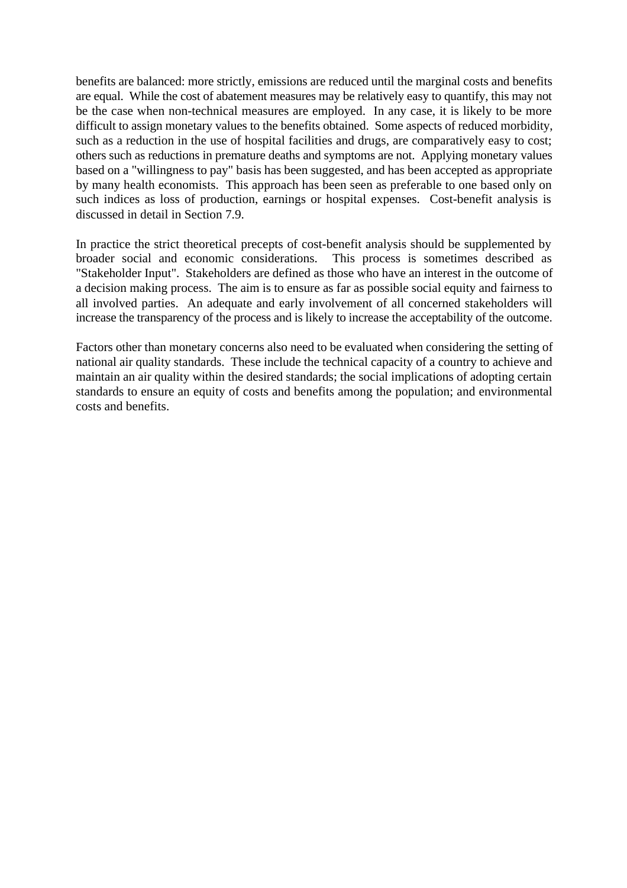benefits are balanced: more strictly, emissions are reduced until the marginal costs and benefits are equal. While the cost of abatement measures may be relatively easy to quantify, this may not be the case when non-technical measures are employed. In any case, it is likely to be more difficult to assign monetary values to the benefits obtained. Some aspects of reduced morbidity, such as a reduction in the use of hospital facilities and drugs, are comparatively easy to cost; others such as reductions in premature deaths and symptoms are not. Applying monetary values based on a "willingness to pay" basis has been suggested, and has been accepted as appropriate by many health economists. This approach has been seen as preferable to one based only on such indices as loss of production, earnings or hospital expenses. Cost-benefit analysis is discussed in detail in Section 7.9.

In practice the strict theoretical precepts of cost-benefit analysis should be supplemented by broader social and economic considerations. This process is sometimes described as "Stakeholder Input". Stakeholders are defined as those who have an interest in the outcome of a decision making process. The aim is to ensure as far as possible social equity and fairness to all involved parties. An adequate and early involvement of all concerned stakeholders will increase the transparency of the process and is likely to increase the acceptability of the outcome.

Factors other than monetary concerns also need to be evaluated when considering the setting of national air quality standards. These include the technical capacity of a country to achieve and maintain an air quality within the desired standards; the social implications of adopting certain standards to ensure an equity of costs and benefits among the population; and environmental costs and benefits.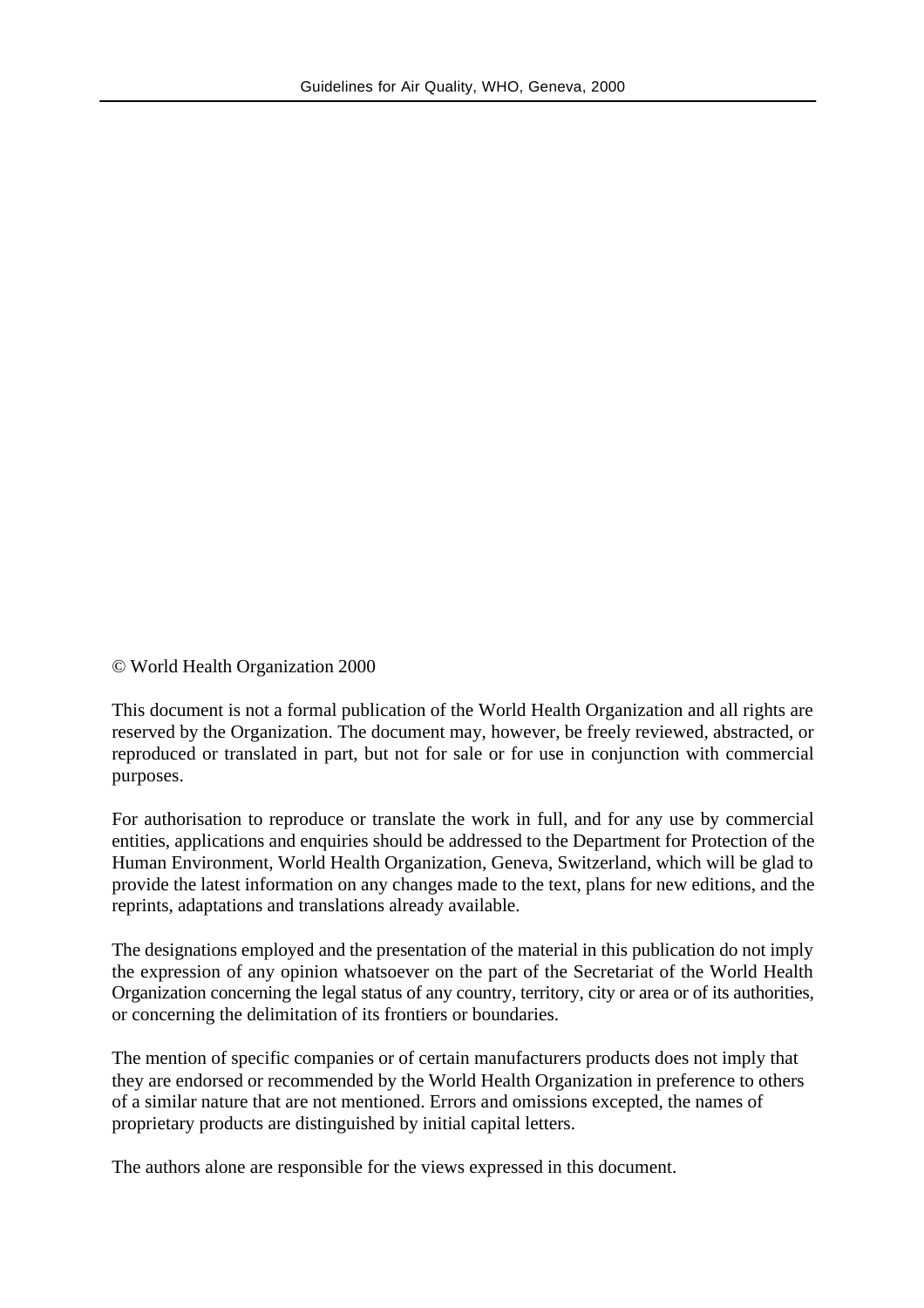© World Health Organization 2000

This document is not a formal publication of the World Health Organization and all rights are reserved by the Organization. The document may, however, be freely reviewed, abstracted, or reproduced or translated in part, but not for sale or for use in conjunction with commercial purposes.

For authorisation to reproduce or translate the work in full, and for any use by commercial entities, applications and enquiries should be addressed to the Department for Protection of the Human Environment, World Health Organization, Geneva, Switzerland, which will be glad to provide the latest information on any changes made to the text, plans for new editions, and the reprints, adaptations and translations already available.

The designations employed and the presentation of the material in this publication do not imply the expression of any opinion whatsoever on the part of the Secretariat of the World Health Organization concerning the legal status of any country, territory, city or area or of its authorities, or concerning the delimitation of its frontiers or boundaries.

The mention of specific companies or of certain manufacturers products does not imply that they are endorsed or recommended by the World Health Organization in preference to others of a similar nature that are not mentioned. Errors and omissions excepted, the names of proprietary products are distinguished by initial capital letters.

The authors alone are responsible for the views expressed in this document.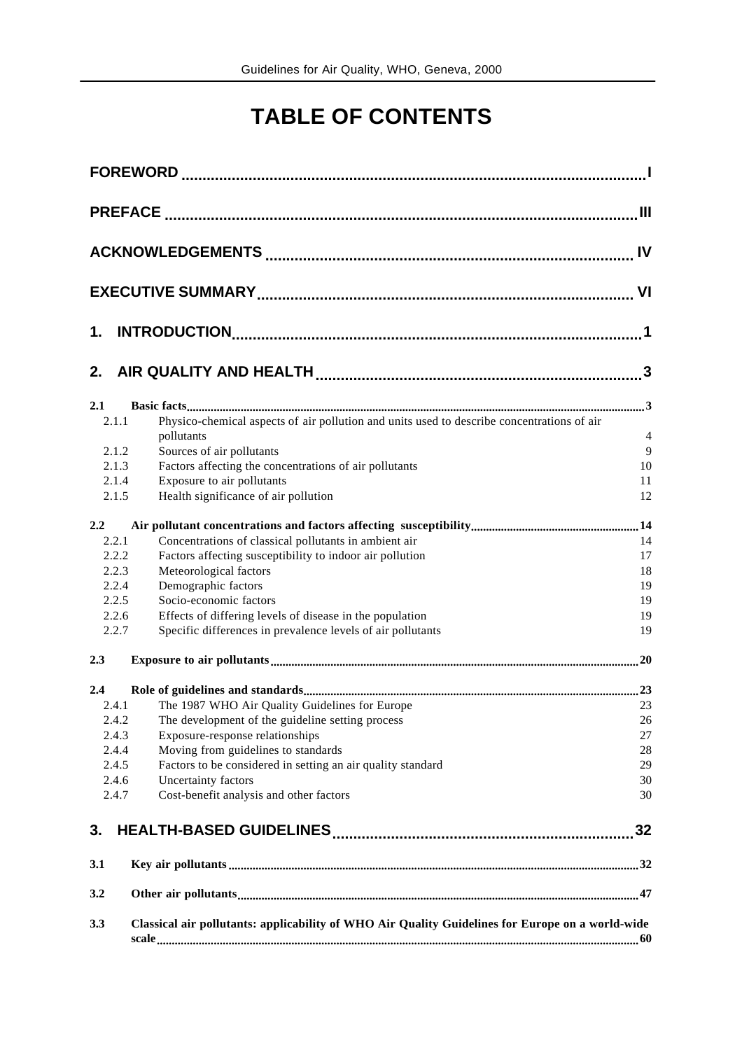# TABLE OF CONTENTS

**FOREWORD** .......... I

**PREFACE** .......... III

**ACKNOWLEDGEMENTS** .......... IV

**EXECUTIVE SUMMARY** .......... VI

**1. INTRODUCTION** .......... 1

**2. AIR QUALITY AND HEALTH** .......... 3

**2.1 Basic facts** .......... 3

- 2.1.1 Physico-chemical aspects of air pollution and units used to describe concentrations of air pollutants 4
- 2.1.2 Sources of air pollutants 9
- 2.1.3 Factors affecting the concentrations of air pollutants 10
- 2.1.4 Exposure to air pollutants 11
- 2.1.5 Health significance of air pollution 12

**2.2 Air pollutant concentrations and factors affecting susceptibility** .......... 14

- 2.2.1 Concentrations of classical pollutants in ambient air 14
- 2.2.2 Factors affecting susceptibility to indoor air pollution 17
- 2.2.3 Meteorological factors 18
- 2.2.4 Demographic factors 19
- 2.2.5 Socio-economic factors 19
- 2.2.6 Effects of differing levels of disease in the population 19
- 2.2.7 Specific differences in prevalence levels of air pollutants 19

**2.3 Exposure to air pollutants** .......... 20

**2.4 Role of guidelines and standards** .......... 23

- 2.4.1 The 1987 WHO Air Quality Guidelines for Europe 23
- 2.4.2 The development of the guideline setting process 26
- 2.4.3 Exposure-response relationships 27
- 2.4.4 Moving from guidelines to standards 28
- 2.4.5 Factors to be considered in setting an air quality standard 29
- 2.4.6 Uncertainty factors 30
- 2.4.7 Cost-benefit analysis and other factors 30

**3. HEALTH-BASED GUIDELINES** .......... 32

**3.1 Key air pollutants** .......... 32

**3.2 Other air pollutants** .......... 47

**3.3 Classical air pollutants: applicability of WHO Air Quality Guidelines for Europe on a world-wide scale** .......... 60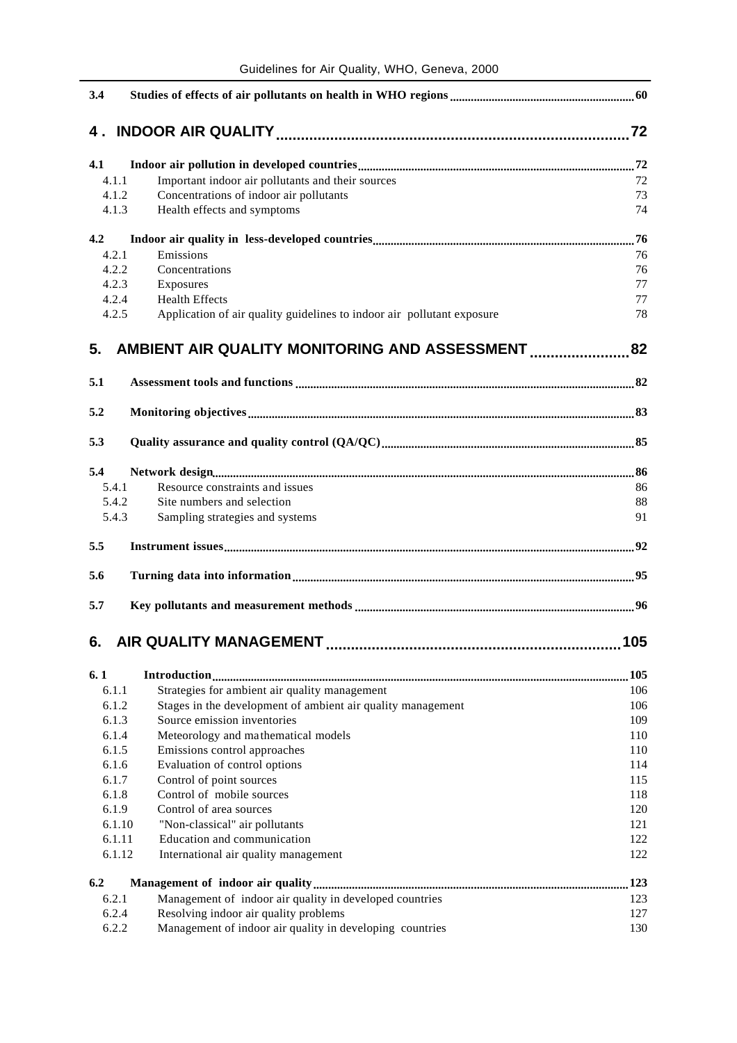| | | |
|---|---|---|
| **3.4** | **Studies of effects of air pollutants on health in WHO regions** | **60** |
| **4 .** | **INDOOR AIR QUALITY** | **72** |
| **4.1** | **Indoor air pollution in developed countries** | **72** |
| 4.1.1 | Important indoor air pollutants and their sources | 72 |
| 4.1.2 | Concentrations of indoor air pollutants | 73 |
| 4.1.3 | Health effects and symptoms | 74 |
| **4.2** | **Indoor air quality in less-developed countries** | **76** |
| 4.2.1 | Emissions | 76 |
| 4.2.2 | Concentrations | 76 |
| 4.2.3 | Exposures | 77 |
| 4.2.4 | Health Effects | 77 |
| 4.2.5 | Application of air quality guidelines to indoor air pollutant exposure | 78 |
| **5.** | **AMBIENT AIR QUALITY MONITORING AND ASSESSMENT** | **82** |
| **5.1** | **Assessment tools and functions** | **82** |
| **5.2** | **Monitoring objectives** | **83** |
| **5.3** | **Quality assurance and quality control (QA/QC)** | **85** |
| **5.4** | **Network design** | **86** |
| 5.4.1 | Resource constraints and issues | 86 |
| 5.4.2 | Site numbers and selection | 88 |
| 5.4.3 | Sampling strategies and systems | 91 |
| **5.5** | **Instrument issues** | **92** |
| **5.6** | **Turning data into information** | **95** |
| **5.7** | **Key pollutants and measurement methods** | **96** |
| **6.** | **AIR QUALITY MANAGEMENT** | **105** |
| **6. 1** | **Introduction** | **105** |
| 6.1.1 | Strategies for ambient air quality management | 106 |
| 6.1.2 | Stages in the development of ambient air quality management | 106 |
| 6.1.3 | Source emission inventories | 109 |
| 6.1.4 | Meteorology and mathematical models | 110 |
| 6.1.5 | Emissions control approaches | 110 |
| 6.1.6 | Evaluation of control options | 114 |
| 6.1.7 | Control of point sources | 115 |
| 6.1.8 | Control of mobile sources | 118 |
| 6.1.9 | Control of area sources | 120 |
| 6.1.10 | "Non-classical" air pollutants | 121 |
| 6.1.11 | Education and communication | 122 |
| 6.1.12 | International air quality management | 122 |
| **6.2** | **Management of indoor air quality** | **123** |
| 6.2.1 | Management of indoor air quality in developed countries | 123 |
| 6.2.4 | Resolving indoor air quality problems | 127 |
| 6.2.2 | Management of indoor air quality in developing countries | 130 |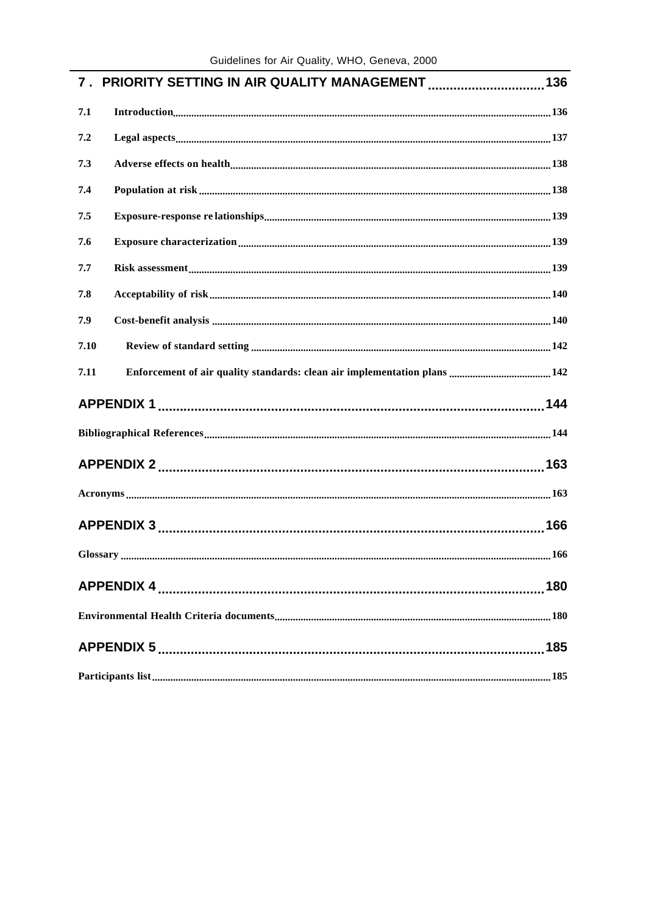**7 . PRIORITY SETTING IN AIR QUALITY MANAGEMENT** ..... **136**

7.1 Introduction ..... 136

7.2 Legal aspects ..... 137

7.3 Adverse effects on health ..... 138

7.4 Population at risk ..... 138

7.5 Exposure-response relationships ..... 139

7.6 Exposure characterization ..... 139

7.7 Risk assessment ..... 139

7.8 Acceptability of risk ..... 140

7.9 Cost-benefit analysis ..... 140

7.10 Review of standard setting ..... 142

7.11 Enforcement of air quality standards: clean air implementation plans ..... 142

**APPENDIX 1** ..... **144**

Bibliographical References ..... 144

**APPENDIX 2** ..... **163**

Acronyms ..... 163

**APPENDIX 3** ..... **166**

Glossary ..... 166

**APPENDIX 4** ..... **180**

Environmental Health Criteria documents ..... 180

**APPENDIX 5** ..... **185**

Participants list ..... 185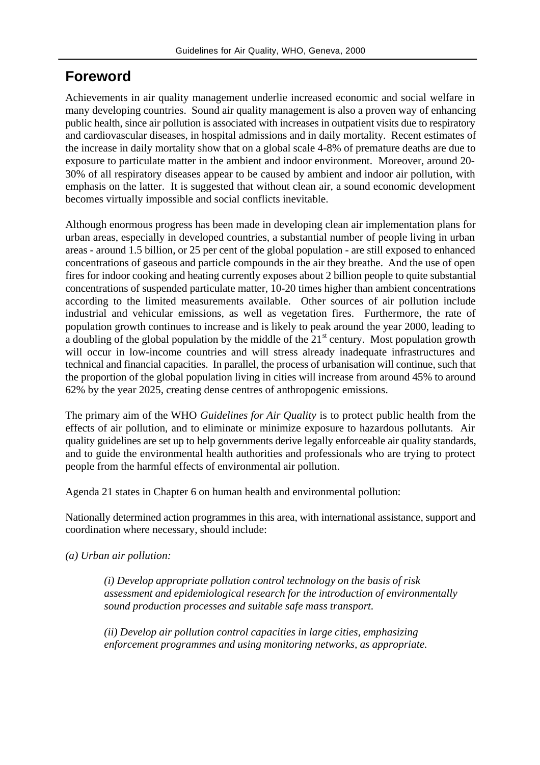# Foreword

Achievements in air quality management underlie increased economic and social welfare in many developing countries. Sound air quality management is also a proven way of enhancing public health, since air pollution is associated with increases in outpatient visits due to respiratory and cardiovascular diseases, in hospital admissions and in daily mortality. Recent estimates of the increase in daily mortality show that on a global scale 4-8% of premature deaths are due to exposure to particulate matter in the ambient and indoor environment. Moreover, around 20-30% of all respiratory diseases appear to be caused by ambient and indoor air pollution, with emphasis on the latter. It is suggested that without clean air, a sound economic development becomes virtually impossible and social conflicts inevitable.

Although enormous progress has been made in developing clean air implementation plans for urban areas, especially in developed countries, a substantial number of people living in urban areas - around 1.5 billion, or 25 per cent of the global population - are still exposed to enhanced concentrations of gaseous and particle compounds in the air they breathe. And the use of open fires for indoor cooking and heating currently exposes about 2 billion people to quite substantial concentrations of suspended particulate matter, 10-20 times higher than ambient concentrations according to the limited measurements available. Other sources of air pollution include industrial and vehicular emissions, as well as vegetation fires. Furthermore, the rate of population growth continues to increase and is likely to peak around the year 2000, leading to a doubling of the global population by the middle of the 21st century. Most population growth will occur in low-income countries and will stress already inadequate infrastructures and technical and financial capacities. In parallel, the process of urbanisation will continue, such that the proportion of the global population living in cities will increase from around 45% to around 62% by the year 2025, creating dense centres of anthropogenic emissions.

The primary aim of the WHO *Guidelines for Air Quality* is to protect public health from the effects of air pollution, and to eliminate or minimize exposure to hazardous pollutants. Air quality guidelines are set up to help governments derive legally enforceable air quality standards, and to guide the environmental health authorities and professionals who are trying to protect people from the harmful effects of environmental air pollution.

Agenda 21 states in Chapter 6 on human health and environmental pollution:

Nationally determined action programmes in this area, with international assistance, support and coordination where necessary, should include:

*(a) Urban air pollution:*

> *(i) Develop appropriate pollution control technology on the basis of risk assessment and epidemiological research for the introduction of environmentally sound production processes and suitable safe mass transport.*
>
> *(ii) Develop air pollution control capacities in large cities, emphasizing enforcement programmes and using monitoring networks, as appropriate.*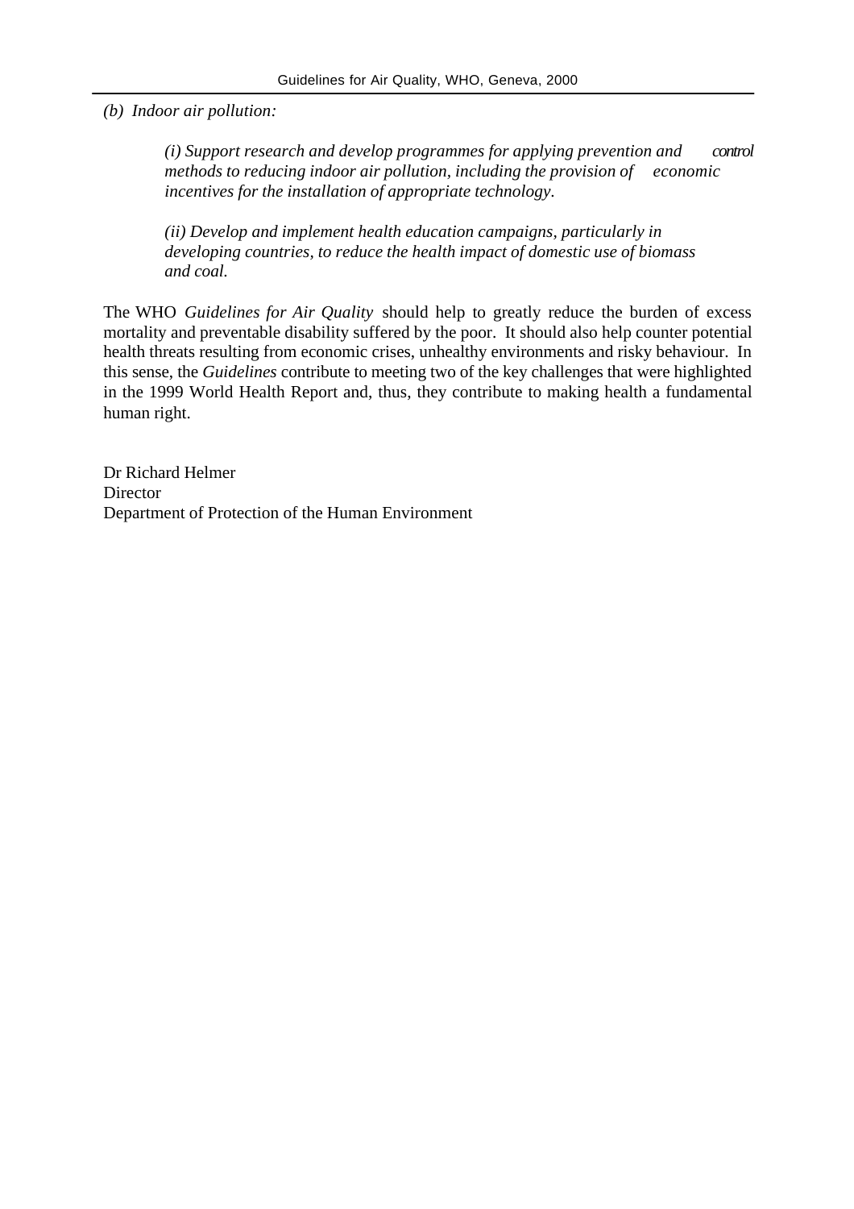*(b) Indoor air pollution:*

*(i) Support research and develop programmes for applying prevention and control methods to reducing indoor air pollution, including the provision of economic incentives for the installation of appropriate technology.*

*(ii) Develop and implement health education campaigns, particularly in developing countries, to reduce the health impact of domestic use of biomass and coal.*

The WHO *Guidelines for Air Quality* should help to greatly reduce the burden of excess mortality and preventable disability suffered by the poor. It should also help counter potential health threats resulting from economic crises, unhealthy environments and risky behaviour. In this sense, the *Guidelines* contribute to meeting two of the key challenges that were highlighted in the 1999 World Health Report and, thus, they contribute to making health a fundamental human right.

Dr Richard Helmer
Director
Department of Protection of the Human Environment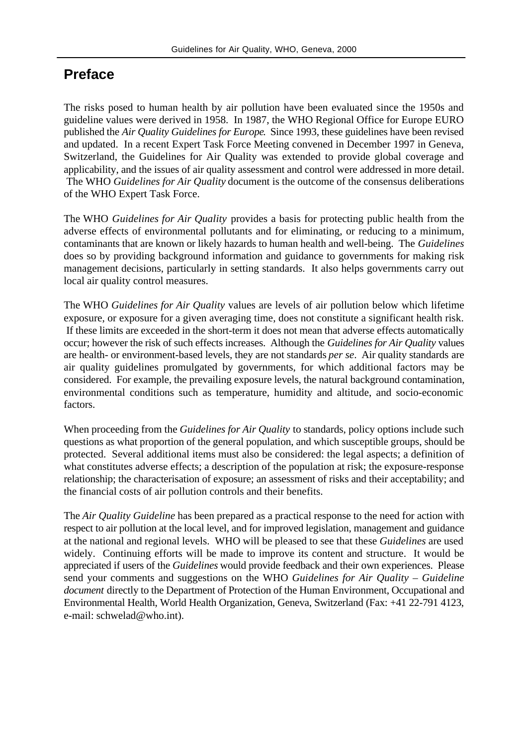# Preface

The risks posed to human health by air pollution have been evaluated since the 1950s and guideline values were derived in 1958. In 1987, the WHO Regional Office for Europe EURO published the *Air Quality Guidelines for Europe*. Since 1993, these guidelines have been revised and updated. In a recent Expert Task Force Meeting convened in December 1997 in Geneva, Switzerland, the Guidelines for Air Quality was extended to provide global coverage and applicability, and the issues of air quality assessment and control were addressed in more detail. The WHO *Guidelines for Air Quality* document is the outcome of the consensus deliberations of the WHO Expert Task Force.

The WHO *Guidelines for Air Quality* provides a basis for protecting public health from the adverse effects of environmental pollutants and for eliminating, or reducing to a minimum, contaminants that are known or likely hazards to human health and well-being. The *Guidelines* does so by providing background information and guidance to governments for making risk management decisions, particularly in setting standards. It also helps governments carry out local air quality control measures.

The WHO *Guidelines for Air Quality* values are levels of air pollution below which lifetime exposure, or exposure for a given averaging time, does not constitute a significant health risk. If these limits are exceeded in the short-term it does not mean that adverse effects automatically occur; however the risk of such effects increases. Although the *Guidelines for Air Quality* values are health- or environment-based levels, they are not standards *per se*. Air quality standards are air quality guidelines promulgated by governments, for which additional factors may be considered. For example, the prevailing exposure levels, the natural background contamination, environmental conditions such as temperature, humidity and altitude, and socio-economic factors.

When proceeding from the *Guidelines for Air Quality* to standards, policy options include such questions as what proportion of the general population, and which susceptible groups, should be protected. Several additional items must also be considered: the legal aspects; a definition of what constitutes adverse effects; a description of the population at risk; the exposure-response relationship; the characterisation of exposure; an assessment of risks and their acceptability; and the financial costs of air pollution controls and their benefits.

The *Air Quality Guideline* has been prepared as a practical response to the need for action with respect to air pollution at the local level, and for improved legislation, management and guidance at the national and regional levels. WHO will be pleased to see that these *Guidelines* are used widely. Continuing efforts will be made to improve its content and structure. It would be appreciated if users of the *Guidelines* would provide feedback and their own experiences. Please send your comments and suggestions on the WHO *Guidelines for Air Quality – Guideline document* directly to the Department of Protection of the Human Environment, Occupational and Environmental Health, World Health Organization, Geneva, Switzerland (Fax: +41 22-791 4123, e-mail: schwelad@who.int).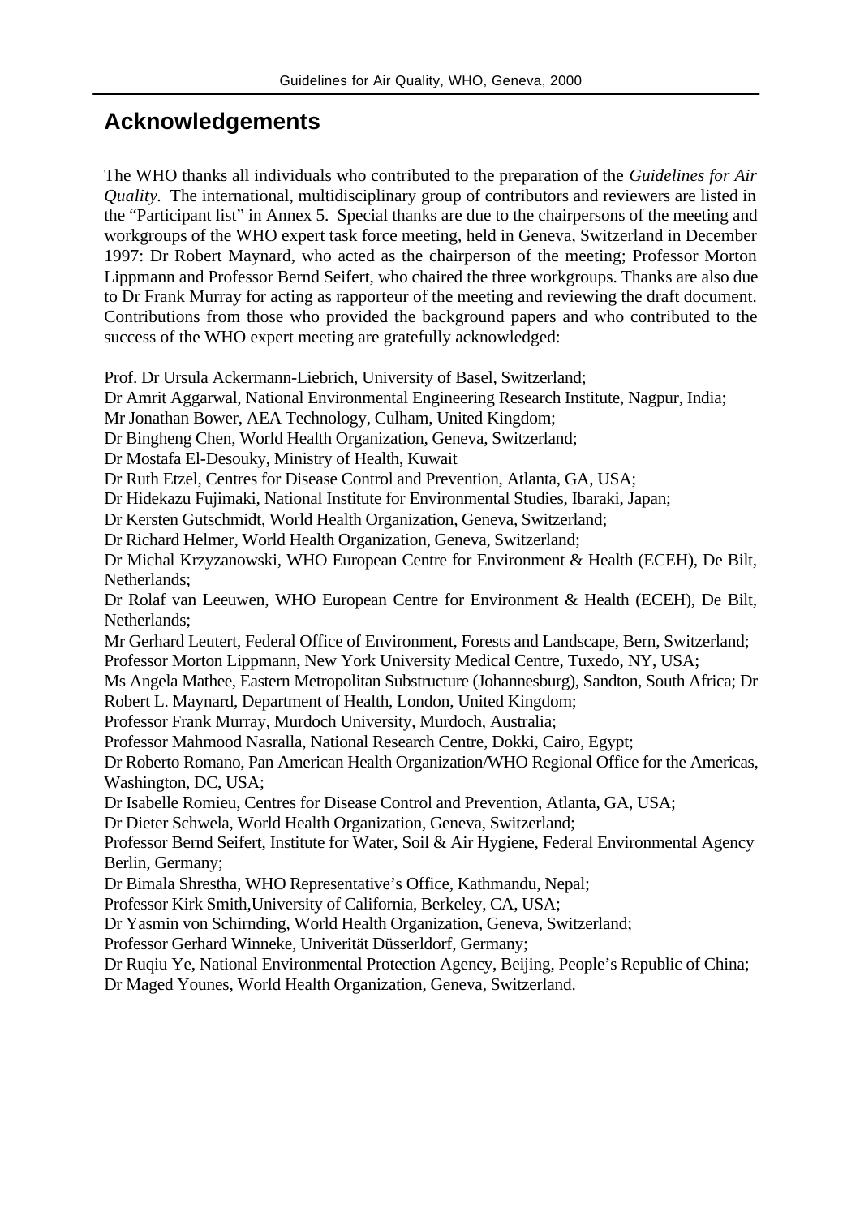## Acknowledgements

The WHO thanks all individuals who contributed to the preparation of the *Guidelines for Air Quality*. The international, multidisciplinary group of contributors and reviewers are listed in the "Participant list" in Annex 5. Special thanks are due to the chairpersons of the meeting and workgroups of the WHO expert task force meeting, held in Geneva, Switzerland in December 1997: Dr Robert Maynard, who acted as the chairperson of the meeting; Professor Morton Lippmann and Professor Bernd Seifert, who chaired the three workgroups. Thanks are also due to Dr Frank Murray for acting as rapporteur of the meeting and reviewing the draft document. Contributions from those who provided the background papers and who contributed to the success of the WHO expert meeting are gratefully acknowledged:

Prof. Dr Ursula Ackermann-Liebrich, University of Basel, Switzerland;
Dr Amrit Aggarwal, National Environmental Engineering Research Institute, Nagpur, India;
Mr Jonathan Bower, AEA Technology, Culham, United Kingdom;
Dr Bingheng Chen, World Health Organization, Geneva, Switzerland;
Dr Mostafa El-Desouky, Ministry of Health, Kuwait
Dr Ruth Etzel, Centres for Disease Control and Prevention, Atlanta, GA, USA;
Dr Hidekazu Fujimaki, National Institute for Environmental Studies, Ibaraki, Japan;
Dr Kersten Gutschmidt, World Health Organization, Geneva, Switzerland;
Dr Richard Helmer, World Health Organization, Geneva, Switzerland;
Dr Michal Krzyzanowski, WHO European Centre for Environment & Health (ECEH), De Bilt, Netherlands;
Dr Rolaf van Leeuwen, WHO European Centre for Environment & Health (ECEH), De Bilt, Netherlands;
Mr Gerhard Leutert, Federal Office of Environment, Forests and Landscape, Bern, Switzerland;
Professor Morton Lippmann, New York University Medical Centre, Tuxedo, NY, USA;
Ms Angela Mathee, Eastern Metropolitan Substructure (Johannesburg), Sandton, South Africa; Dr Robert L. Maynard, Department of Health, London, United Kingdom;
Professor Frank Murray, Murdoch University, Murdoch, Australia;
Professor Mahmood Nasralla, National Research Centre, Dokki, Cairo, Egypt;
Dr Roberto Romano, Pan American Health Organization/WHO Regional Office for the Americas, Washington, DC, USA;
Dr Isabelle Romieu, Centres for Disease Control and Prevention, Atlanta, GA, USA;
Dr Dieter Schwela, World Health Organization, Geneva, Switzerland;
Professor Bernd Seifert, Institute for Water, Soil & Air Hygiene, Federal Environmental Agency Berlin, Germany;
Dr Bimala Shrestha, WHO Representative's Office, Kathmandu, Nepal;
Professor Kirk Smith,University of California, Berkeley, CA, USA;
Dr Yasmin von Schirnding, World Health Organization, Geneva, Switzerland;
Professor Gerhard Winneke, Univerität Düsserldorf, Germany;
Dr Ruqiu Ye, National Environmental Protection Agency, Beijing, People's Republic of China;
Dr Maged Younes, World Health Organization, Geneva, Switzerland.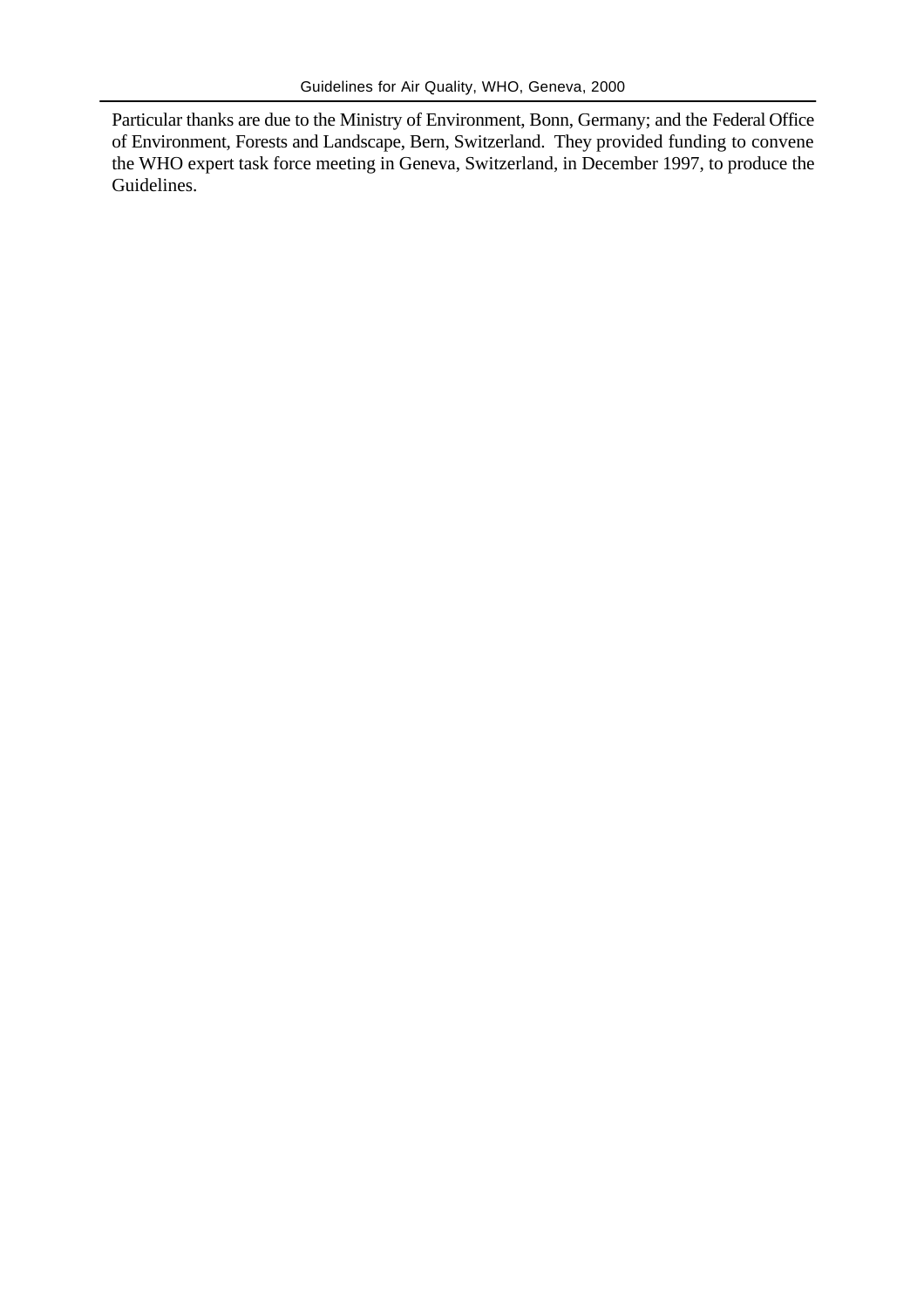Particular thanks are due to the Ministry of Environment, Bonn, Germany; and the Federal Office of Environment, Forests and Landscape, Bern, Switzerland. They provided funding to convene the WHO expert task force meeting in Geneva, Switzerland, in December 1997, to produce the Guidelines.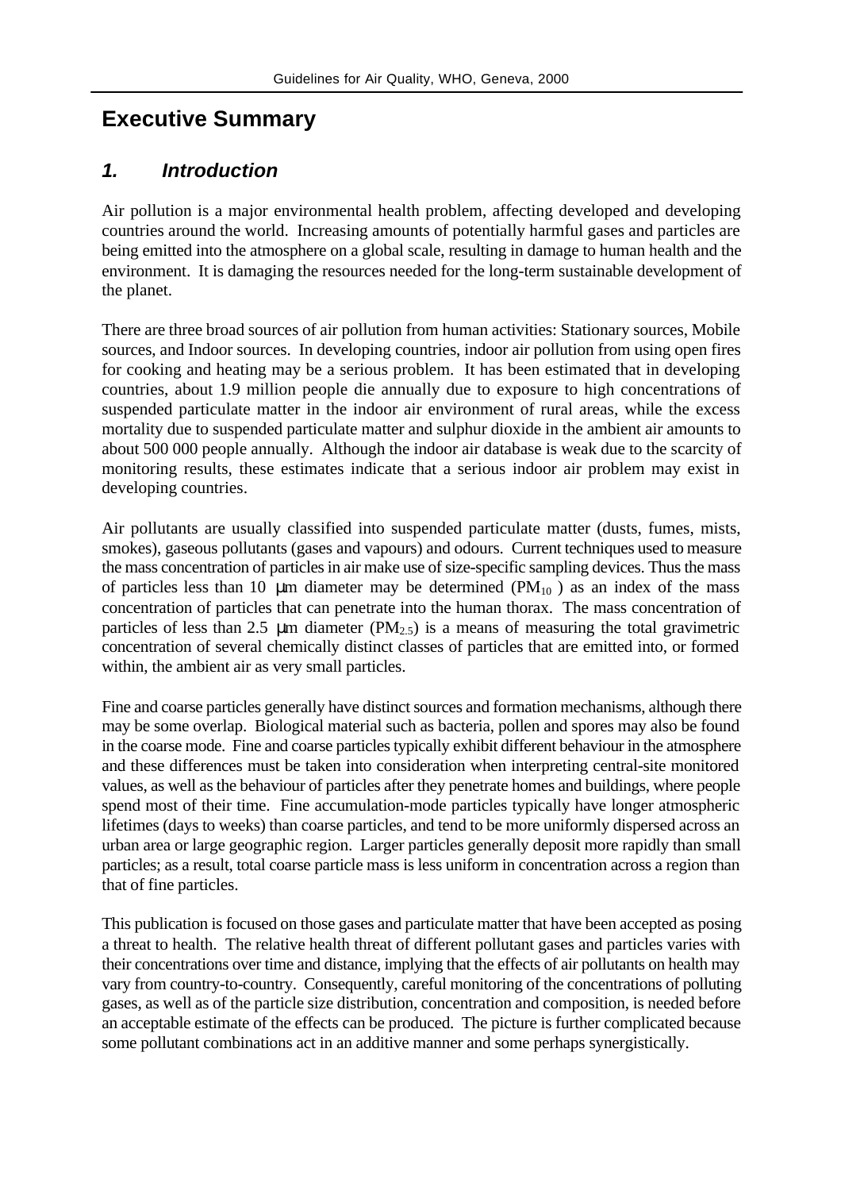# Executive Summary

## 1. Introduction

Air pollution is a major environmental health problem, affecting developed and developing countries around the world. Increasing amounts of potentially harmful gases and particles are being emitted into the atmosphere on a global scale, resulting in damage to human health and the environment. It is damaging the resources needed for the long-term sustainable development of the planet.

There are three broad sources of air pollution from human activities: Stationary sources, Mobile sources, and Indoor sources. In developing countries, indoor air pollution from using open fires for cooking and heating may be a serious problem. It has been estimated that in developing countries, about 1.9 million people die annually due to exposure to high concentrations of suspended particulate matter in the indoor air environment of rural areas, while the excess mortality due to suspended particulate matter and sulphur dioxide in the ambient air amounts to about 500 000 people annually. Although the indoor air database is weak due to the scarcity of monitoring results, these estimates indicate that a serious indoor air problem may exist in developing countries.

Air pollutants are usually classified into suspended particulate matter (dusts, fumes, mists, smokes), gaseous pollutants (gases and vapours) and odours. Current techniques used to measure the mass concentration of particles in air make use of size-specific sampling devices. Thus the mass of particles less than 10 µm diameter may be determined ($PM_{10}$) as an index of the mass concentration of particles that can penetrate into the human thorax. The mass concentration of particles of less than 2.5 µm diameter ($PM_{2.5}$) is a means of measuring the total gravimetric concentration of several chemically distinct classes of particles that are emitted into, or formed within, the ambient air as very small particles.

Fine and coarse particles generally have distinct sources and formation mechanisms, although there may be some overlap. Biological material such as bacteria, pollen and spores may also be found in the coarse mode. Fine and coarse particles typically exhibit different behaviour in the atmosphere and these differences must be taken into consideration when interpreting central-site monitored values, as well as the behaviour of particles after they penetrate homes and buildings, where people spend most of their time. Fine accumulation-mode particles typically have longer atmospheric lifetimes (days to weeks) than coarse particles, and tend to be more uniformly dispersed across an urban area or large geographic region. Larger particles generally deposit more rapidly than small particles; as a result, total coarse particle mass is less uniform in concentration across a region than that of fine particles.

This publication is focused on those gases and particulate matter that have been accepted as posing a threat to health. The relative health threat of different pollutant gases and particles varies with their concentrations over time and distance, implying that the effects of air pollutants on health may vary from country-to-country. Consequently, careful monitoring of the concentrations of polluting gases, as well as of the particle size distribution, concentration and composition, is needed before an acceptable estimate of the effects can be produced. The picture is further complicated because some pollutant combinations act in an additive manner and some perhaps synergistically.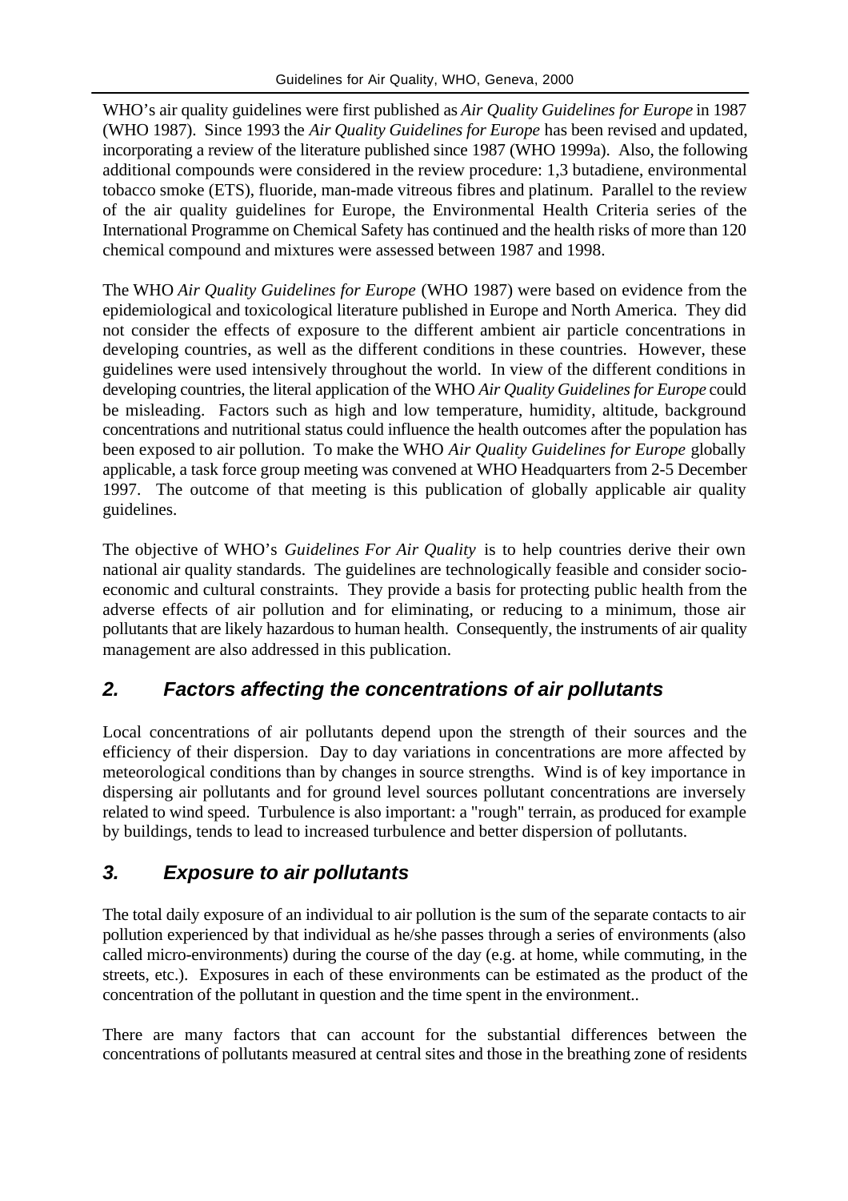WHO's air quality guidelines were first published as *Air Quality Guidelines for Europe* in 1987 (WHO 1987). Since 1993 the *Air Quality Guidelines for Europe* has been revised and updated, incorporating a review of the literature published since 1987 (WHO 1999a). Also, the following additional compounds were considered in the review procedure: 1,3 butadiene, environmental tobacco smoke (ETS), fluoride, man-made vitreous fibres and platinum. Parallel to the review of the air quality guidelines for Europe, the Environmental Health Criteria series of the International Programme on Chemical Safety has continued and the health risks of more than 120 chemical compound and mixtures were assessed between 1987 and 1998.

The WHO *Air Quality Guidelines for Europe* (WHO 1987) were based on evidence from the epidemiological and toxicological literature published in Europe and North America. They did not consider the effects of exposure to the different ambient air particle concentrations in developing countries, as well as the different conditions in these countries. However, these guidelines were used intensively throughout the world. In view of the different conditions in developing countries, the literal application of the WHO *Air Quality Guidelines for Europe* could be misleading. Factors such as high and low temperature, humidity, altitude, background concentrations and nutritional status could influence the health outcomes after the population has been exposed to air pollution. To make the WHO *Air Quality Guidelines for Europe* globally applicable, a task force group meeting was convened at WHO Headquarters from 2-5 December 1997. The outcome of that meeting is this publication of globally applicable air quality guidelines.

The objective of WHO's *Guidelines For Air Quality* is to help countries derive their own national air quality standards. The guidelines are technologically feasible and consider socio-economic and cultural constraints. They provide a basis for protecting public health from the adverse effects of air pollution and for eliminating, or reducing to a minimum, those air pollutants that are likely hazardous to human health. Consequently, the instruments of air quality management are also addressed in this publication.

## 2. Factors affecting the concentrations of air pollutants

Local concentrations of air pollutants depend upon the strength of their sources and the efficiency of their dispersion. Day to day variations in concentrations are more affected by meteorological conditions than by changes in source strengths. Wind is of key importance in dispersing air pollutants and for ground level sources pollutant concentrations are inversely related to wind speed. Turbulence is also important: a "rough" terrain, as produced for example by buildings, tends to lead to increased turbulence and better dispersion of pollutants.

## 3. Exposure to air pollutants

The total daily exposure of an individual to air pollution is the sum of the separate contacts to air pollution experienced by that individual as he/she passes through a series of environments (also called micro-environments) during the course of the day (e.g. at home, while commuting, in the streets, etc.). Exposures in each of these environments can be estimated as the product of the concentration of the pollutant in question and the time spent in the environment..

There are many factors that can account for the substantial differences between the concentrations of pollutants measured at central sites and those in the breathing zone of residents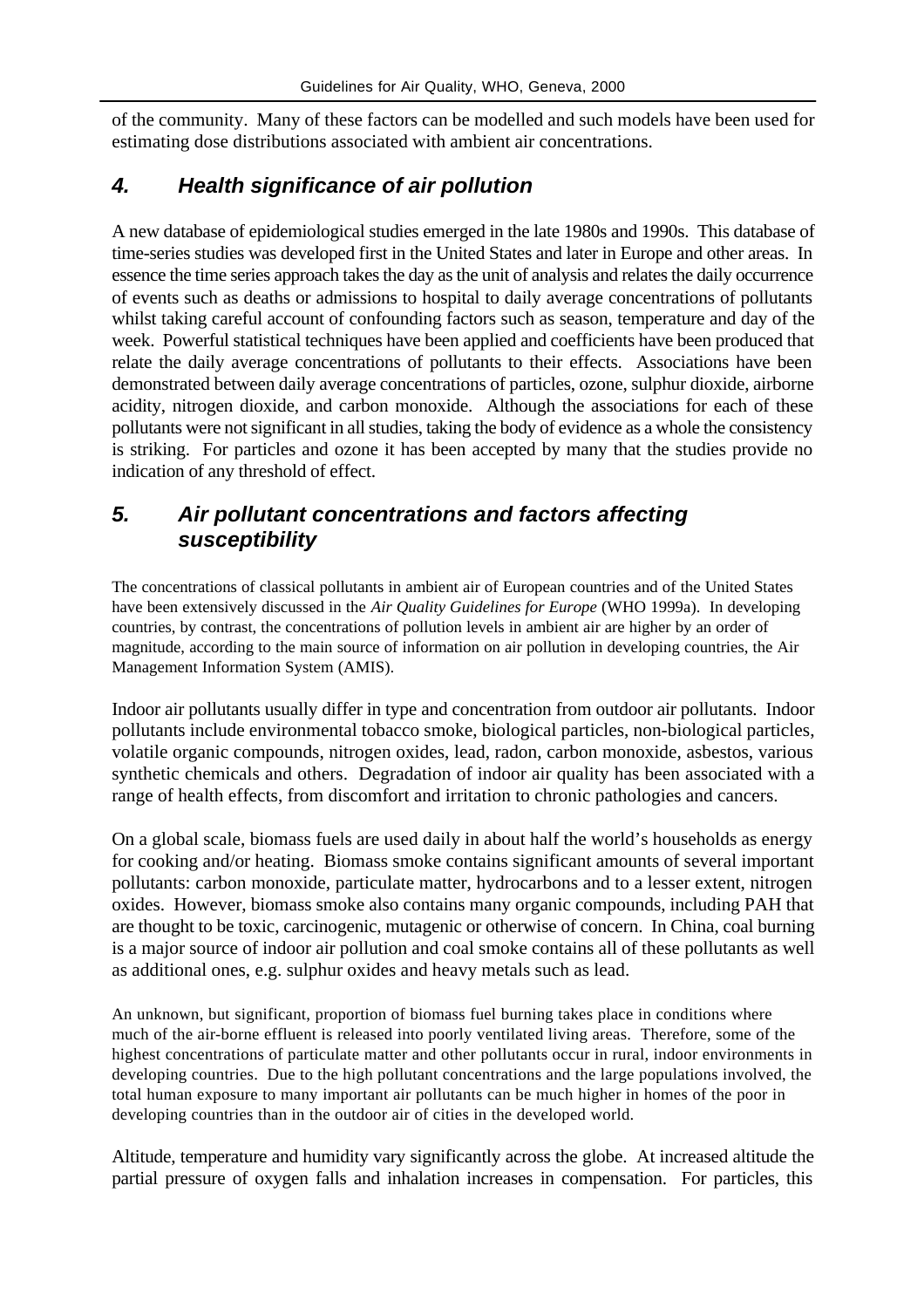of the community. Many of these factors can be modelled and such models have been used for estimating dose distributions associated with ambient air concentrations.

## *4. Health significance of air pollution*

A new database of epidemiological studies emerged in the late 1980s and 1990s. This database of time-series studies was developed first in the United States and later in Europe and other areas. In essence the time series approach takes the day as the unit of analysis and relates the daily occurrence of events such as deaths or admissions to hospital to daily average concentrations of pollutants whilst taking careful account of confounding factors such as season, temperature and day of the week. Powerful statistical techniques have been applied and coefficients have been produced that relate the daily average concentrations of pollutants to their effects. Associations have been demonstrated between daily average concentrations of particles, ozone, sulphur dioxide, airborne acidity, nitrogen dioxide, and carbon monoxide. Although the associations for each of these pollutants were not significant in all studies, taking the body of evidence as a whole the consistency is striking. For particles and ozone it has been accepted by many that the studies provide no indication of any threshold of effect.

## *5. Air pollutant concentrations and factors affecting susceptibility*

The concentrations of classical pollutants in ambient air of European countries and of the United States have been extensively discussed in the *Air Quality Guidelines for Europe* (WHO 1999a). In developing countries, by contrast, the concentrations of pollution levels in ambient air are higher by an order of magnitude, according to the main source of information on air pollution in developing countries, the Air Management Information System (AMIS).

Indoor air pollutants usually differ in type and concentration from outdoor air pollutants. Indoor pollutants include environmental tobacco smoke, biological particles, non-biological particles, volatile organic compounds, nitrogen oxides, lead, radon, carbon monoxide, asbestos, various synthetic chemicals and others. Degradation of indoor air quality has been associated with a range of health effects, from discomfort and irritation to chronic pathologies and cancers.

On a global scale, biomass fuels are used daily in about half the world's households as energy for cooking and/or heating. Biomass smoke contains significant amounts of several important pollutants: carbon monoxide, particulate matter, hydrocarbons and to a lesser extent, nitrogen oxides. However, biomass smoke also contains many organic compounds, including PAH that are thought to be toxic, carcinogenic, mutagenic or otherwise of concern. In China, coal burning is a major source of indoor air pollution and coal smoke contains all of these pollutants as well as additional ones, e.g. sulphur oxides and heavy metals such as lead.

An unknown, but significant, proportion of biomass fuel burning takes place in conditions where much of the air-borne effluent is released into poorly ventilated living areas. Therefore, some of the highest concentrations of particulate matter and other pollutants occur in rural, indoor environments in developing countries. Due to the high pollutant concentrations and the large populations involved, the total human exposure to many important air pollutants can be much higher in homes of the poor in developing countries than in the outdoor air of cities in the developed world.

Altitude, temperature and humidity vary significantly across the globe. At increased altitude the partial pressure of oxygen falls and inhalation increases in compensation. For particles, this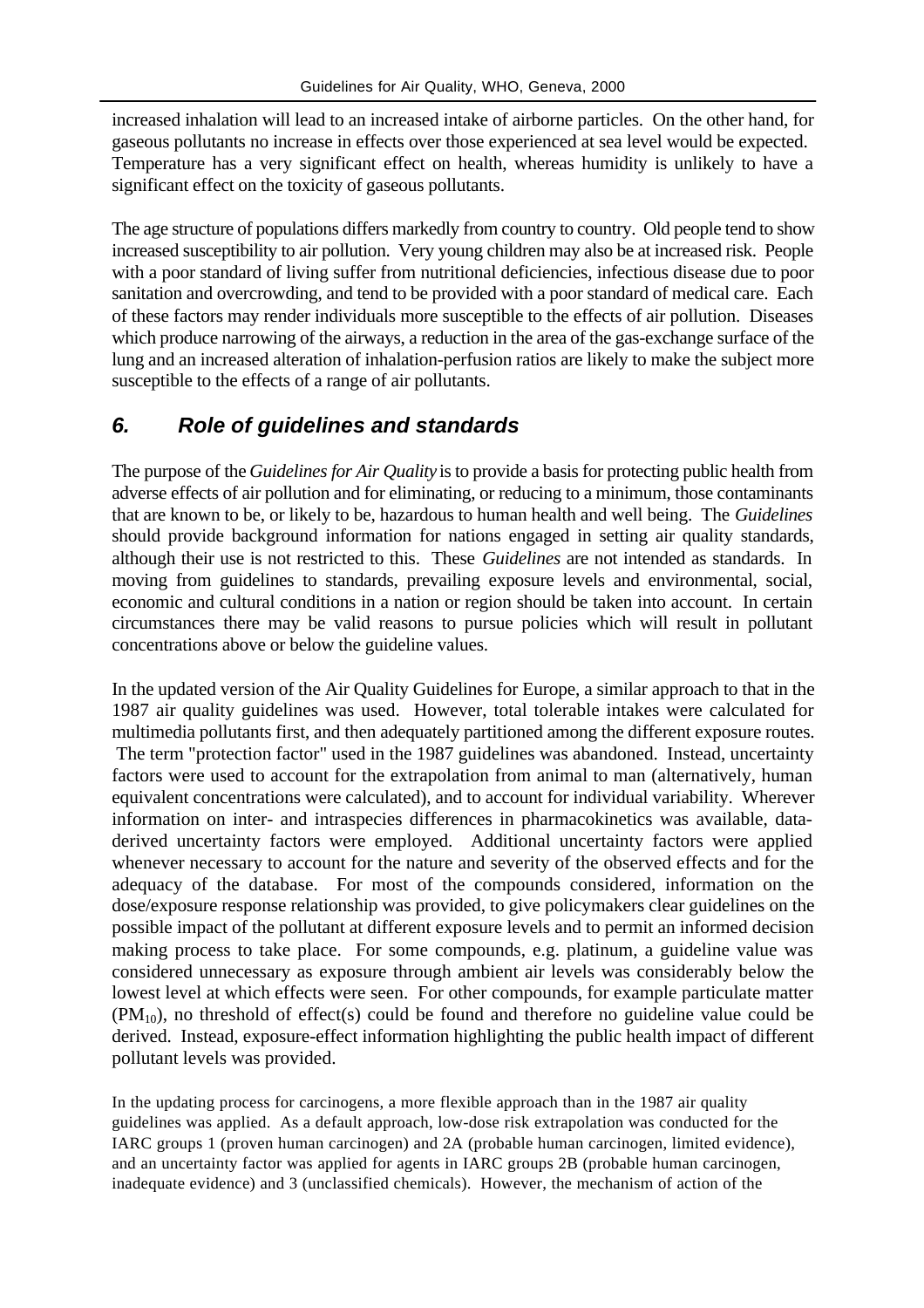increased inhalation will lead to an increased intake of airborne particles. On the other hand, for gaseous pollutants no increase in effects over those experienced at sea level would be expected. Temperature has a very significant effect on health, whereas humidity is unlikely to have a significant effect on the toxicity of gaseous pollutants.

The age structure of populations differs markedly from country to country. Old people tend to show increased susceptibility to air pollution. Very young children may also be at increased risk. People with a poor standard of living suffer from nutritional deficiencies, infectious disease due to poor sanitation and overcrowding, and tend to be provided with a poor standard of medical care. Each of these factors may render individuals more susceptible to the effects of air pollution. Diseases which produce narrowing of the airways, a reduction in the area of the gas-exchange surface of the lung and an increased alteration of inhalation-perfusion ratios are likely to make the subject more susceptible to the effects of a range of air pollutants.

## *6. Role of guidelines and standards*

The purpose of the *Guidelines for Air Quality* is to provide a basis for protecting public health from adverse effects of air pollution and for eliminating, or reducing to a minimum, those contaminants that are known to be, or likely to be, hazardous to human health and well being. The *Guidelines* should provide background information for nations engaged in setting air quality standards, although their use is not restricted to this. These *Guidelines* are not intended as standards. In moving from guidelines to standards, prevailing exposure levels and environmental, social, economic and cultural conditions in a nation or region should be taken into account. In certain circumstances there may be valid reasons to pursue policies which will result in pollutant concentrations above or below the guideline values.

In the updated version of the Air Quality Guidelines for Europe, a similar approach to that in the 1987 air quality guidelines was used. However, total tolerable intakes were calculated for multimedia pollutants first, and then adequately partitioned among the different exposure routes. The term "protection factor" used in the 1987 guidelines was abandoned. Instead, uncertainty factors were used to account for the extrapolation from animal to man (alternatively, human equivalent concentrations were calculated), and to account for individual variability. Wherever information on inter- and intraspecies differences in pharmacokinetics was available, data-derived uncertainty factors were employed. Additional uncertainty factors were applied whenever necessary to account for the nature and severity of the observed effects and for the adequacy of the database. For most of the compounds considered, information on the dose/exposure response relationship was provided, to give policymakers clear guidelines on the possible impact of the pollutant at different exposure levels and to permit an informed decision making process to take place. For some compounds, e.g. platinum, a guideline value was considered unnecessary as exposure through ambient air levels was considerably below the lowest level at which effects were seen. For other compounds, for example particulate matter ($PM_{10}$), no threshold of effect(s) could be found and therefore no guideline value could be derived. Instead, exposure-effect information highlighting the public health impact of different pollutant levels was provided.

In the updating process for carcinogens, a more flexible approach than in the 1987 air quality guidelines was applied. As a default approach, low-dose risk extrapolation was conducted for the IARC groups 1 (proven human carcinogen) and 2A (probable human carcinogen, limited evidence), and an uncertainty factor was applied for agents in IARC groups 2B (probable human carcinogen, inadequate evidence) and 3 (unclassified chemicals). However, the mechanism of action of the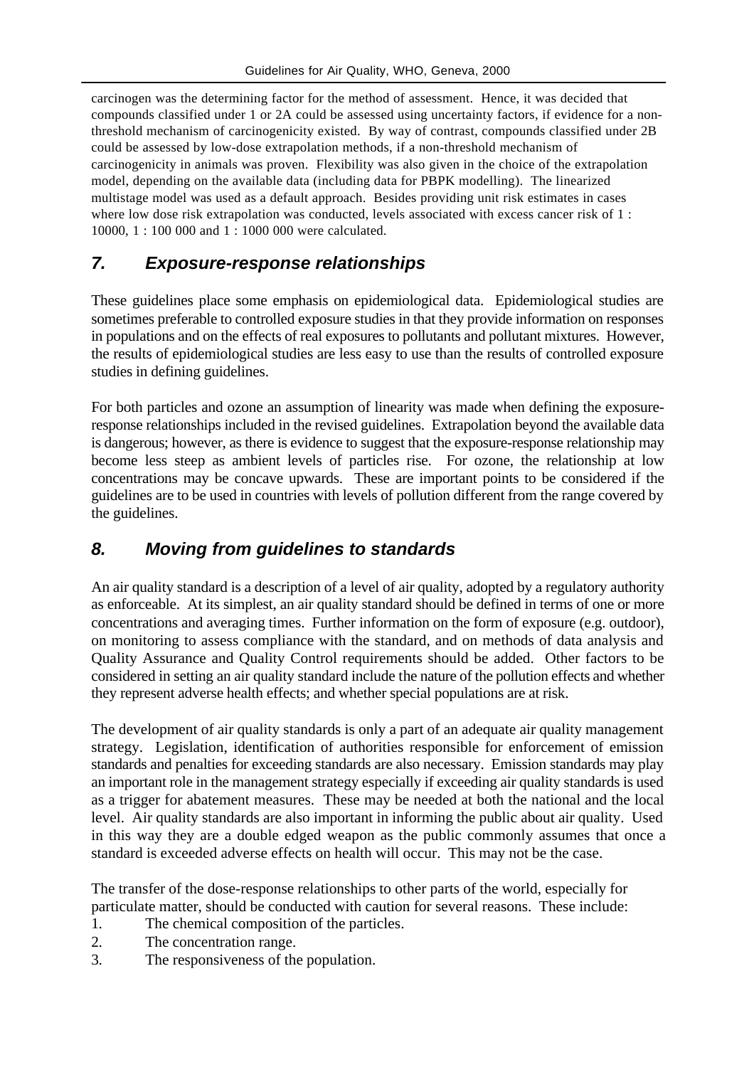carcinogen was the determining factor for the method of assessment. Hence, it was decided that compounds classified under 1 or 2A could be assessed using uncertainty factors, if evidence for a non-threshold mechanism of carcinogenicity existed. By way of contrast, compounds classified under 2B could be assessed by low-dose extrapolation methods, if a non-threshold mechanism of carcinogenicity in animals was proven. Flexibility was also given in the choice of the extrapolation model, depending on the available data (including data for PBPK modelling). The linearized multistage model was used as a default approach. Besides providing unit risk estimates in cases where low dose risk extrapolation was conducted, levels associated with excess cancer risk of 1 : 10000, 1 : 100 000 and 1 : 1000 000 were calculated.

## *7. Exposure-response relationships*

These guidelines place some emphasis on epidemiological data. Epidemiological studies are sometimes preferable to controlled exposure studies in that they provide information on responses in populations and on the effects of real exposures to pollutants and pollutant mixtures. However, the results of epidemiological studies are less easy to use than the results of controlled exposure studies in defining guidelines.

For both particles and ozone an assumption of linearity was made when defining the exposure-response relationships included in the revised guidelines. Extrapolation beyond the available data is dangerous; however, as there is evidence to suggest that the exposure-response relationship may become less steep as ambient levels of particles rise. For ozone, the relationship at low concentrations may be concave upwards. These are important points to be considered if the guidelines are to be used in countries with levels of pollution different from the range covered by the guidelines.

## *8. Moving from guidelines to standards*

An air quality standard is a description of a level of air quality, adopted by a regulatory authority as enforceable. At its simplest, an air quality standard should be defined in terms of one or more concentrations and averaging times. Further information on the form of exposure (e.g. outdoor), on monitoring to assess compliance with the standard, and on methods of data analysis and Quality Assurance and Quality Control requirements should be added. Other factors to be considered in setting an air quality standard include the nature of the pollution effects and whether they represent adverse health effects; and whether special populations are at risk.

The development of air quality standards is only a part of an adequate air quality management strategy. Legislation, identification of authorities responsible for enforcement of emission standards and penalties for exceeding standards are also necessary. Emission standards may play an important role in the management strategy especially if exceeding air quality standards is used as a trigger for abatement measures. These may be needed at both the national and the local level. Air quality standards are also important in informing the public about air quality. Used in this way they are a double edged weapon as the public commonly assumes that once a standard is exceeded adverse effects on health will occur. This may not be the case.

The transfer of the dose-response relationships to other parts of the world, especially for particulate matter, should be conducted with caution for several reasons. These include:

1. The chemical composition of the particles.
2. The concentration range.
3. The responsiveness of the population.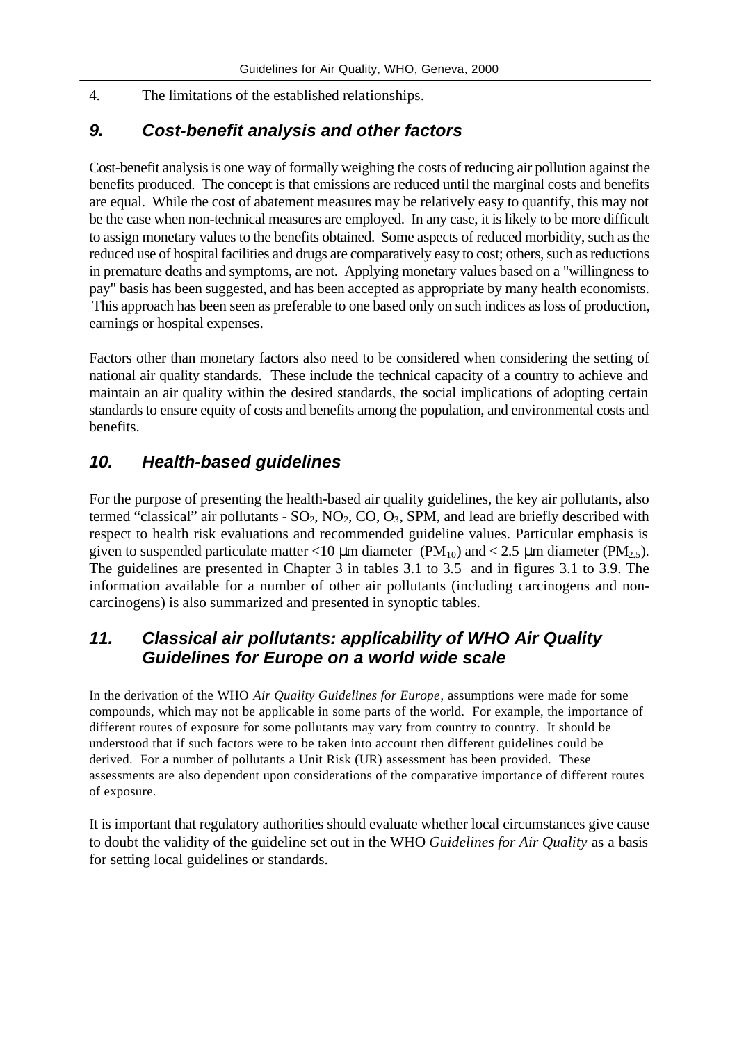4. The limitations of the established relationships.

## 9. Cost-benefit analysis and other factors

Cost-benefit analysis is one way of formally weighing the costs of reducing air pollution against the benefits produced. The concept is that emissions are reduced until the marginal costs and benefits are equal. While the cost of abatement measures may be relatively easy to quantify, this may not be the case when non-technical measures are employed. In any case, it is likely to be more difficult to assign monetary values to the benefits obtained. Some aspects of reduced morbidity, such as the reduced use of hospital facilities and drugs are comparatively easy to cost; others, such as reductions in premature deaths and symptoms, are not. Applying monetary values based on a "willingness to pay" basis has been suggested, and has been accepted as appropriate by many health economists. This approach has been seen as preferable to one based only on such indices as loss of production, earnings or hospital expenses.

Factors other than monetary factors also need to be considered when considering the setting of national air quality standards. These include the technical capacity of a country to achieve and maintain an air quality within the desired standards, the social implications of adopting certain standards to ensure equity of costs and benefits among the population, and environmental costs and benefits.

## 10. Health-based guidelines

For the purpose of presenting the health-based air quality guidelines, the key air pollutants, also termed "classical" air pollutants - $SO_2$, $NO_2$, CO, $O_3$, SPM, and lead are briefly described with respect to health risk evaluations and recommended guideline values. Particular emphasis is given to suspended particulate matter <10 µm diameter ($PM_{10}$) and < 2.5 µm diameter ($PM_{2.5}$). The guidelines are presented in Chapter 3 in tables 3.1 to 3.5 and in figures 3.1 to 3.9. The information available for a number of other air pollutants (including carcinogens and non-carcinogens) is also summarized and presented in synoptic tables.

## 11. Classical air pollutants: applicability of WHO Air Quality Guidelines for Europe on a world wide scale

In the derivation of the WHO *Air Quality Guidelines for Europe*, assumptions were made for some compounds, which may not be applicable in some parts of the world. For example, the importance of different routes of exposure for some pollutants may vary from country to country. It should be understood that if such factors were to be taken into account then different guidelines could be derived. For a number of pollutants a Unit Risk (UR) assessment has been provided. These assessments are also dependent upon considerations of the comparative importance of different routes of exposure.

It is important that regulatory authorities should evaluate whether local circumstances give cause to doubt the validity of the guideline set out in the WHO *Guidelines for Air Quality* as a basis for setting local guidelines or standards.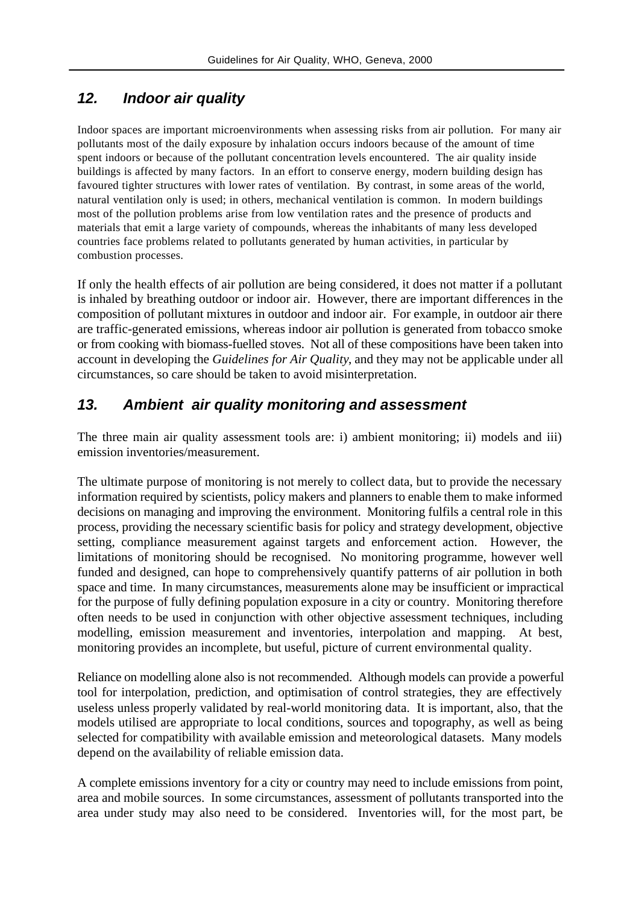## *12. Indoor air quality*

Indoor spaces are important microenvironments when assessing risks from air pollution. For many air pollutants most of the daily exposure by inhalation occurs indoors because of the amount of time spent indoors or because of the pollutant concentration levels encountered. The air quality inside buildings is affected by many factors. In an effort to conserve energy, modern building design has favoured tighter structures with lower rates of ventilation. By contrast, in some areas of the world, natural ventilation only is used; in others, mechanical ventilation is common. In modern buildings most of the pollution problems arise from low ventilation rates and the presence of products and materials that emit a large variety of compounds, whereas the inhabitants of many less developed countries face problems related to pollutants generated by human activities, in particular by combustion processes.

If only the health effects of air pollution are being considered, it does not matter if a pollutant is inhaled by breathing outdoor or indoor air. However, there are important differences in the composition of pollutant mixtures in outdoor and indoor air. For example, in outdoor air there are traffic-generated emissions, whereas indoor air pollution is generated from tobacco smoke or from cooking with biomass-fuelled stoves. Not all of these compositions have been taken into account in developing the *Guidelines for Air Quality*, and they may not be applicable under all circumstances, so care should be taken to avoid misinterpretation.

## *13. Ambient air quality monitoring and assessment*

The three main air quality assessment tools are: i) ambient monitoring; ii) models and iii) emission inventories/measurement.

The ultimate purpose of monitoring is not merely to collect data, but to provide the necessary information required by scientists, policy makers and planners to enable them to make informed decisions on managing and improving the environment. Monitoring fulfils a central role in this process, providing the necessary scientific basis for policy and strategy development, objective setting, compliance measurement against targets and enforcement action. However, the limitations of monitoring should be recognised. No monitoring programme, however well funded and designed, can hope to comprehensively quantify patterns of air pollution in both space and time. In many circumstances, measurements alone may be insufficient or impractical for the purpose of fully defining population exposure in a city or country. Monitoring therefore often needs to be used in conjunction with other objective assessment techniques, including modelling, emission measurement and inventories, interpolation and mapping. At best, monitoring provides an incomplete, but useful, picture of current environmental quality.

Reliance on modelling alone also is not recommended. Although models can provide a powerful tool for interpolation, prediction, and optimisation of control strategies, they are effectively useless unless properly validated by real-world monitoring data. It is important, also, that the models utilised are appropriate to local conditions, sources and topography, as well as being selected for compatibility with available emission and meteorological datasets. Many models depend on the availability of reliable emission data.

A complete emissions inventory for a city or country may need to include emissions from point, area and mobile sources. In some circumstances, assessment of pollutants transported into the area under study may also need to be considered. Inventories will, for the most part, be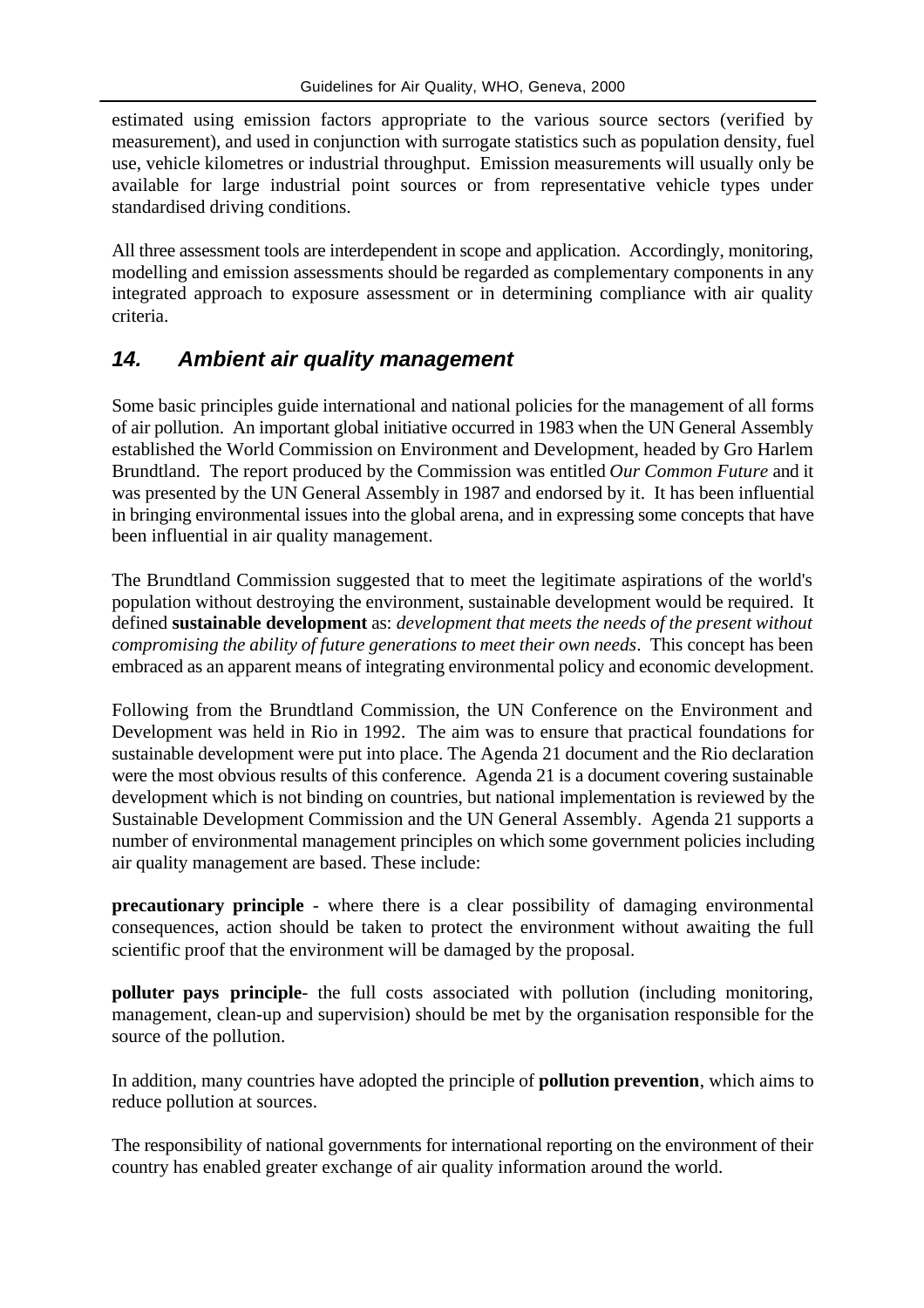estimated using emission factors appropriate to the various source sectors (verified by measurement), and used in conjunction with surrogate statistics such as population density, fuel use, vehicle kilometres or industrial throughput. Emission measurements will usually only be available for large industrial point sources or from representative vehicle types under standardised driving conditions.

All three assessment tools are interdependent in scope and application. Accordingly, monitoring, modelling and emission assessments should be regarded as complementary components in any integrated approach to exposure assessment or in determining compliance with air quality criteria.

## *14. Ambient air quality management*

Some basic principles guide international and national policies for the management of all forms of air pollution. An important global initiative occurred in 1983 when the UN General Assembly established the World Commission on Environment and Development, headed by Gro Harlem Brundtland. The report produced by the Commission was entitled *Our Common Future* and it was presented by the UN General Assembly in 1987 and endorsed by it. It has been influential in bringing environmental issues into the global arena, and in expressing some concepts that have been influential in air quality management.

The Brundtland Commission suggested that to meet the legitimate aspirations of the world's population without destroying the environment, sustainable development would be required. It defined **sustainable development** as: *development that meets the needs of the present without compromising the ability of future generations to meet their own needs*. This concept has been embraced as an apparent means of integrating environmental policy and economic development.

Following from the Brundtland Commission, the UN Conference on the Environment and Development was held in Rio in 1992. The aim was to ensure that practical foundations for sustainable development were put into place. The Agenda 21 document and the Rio declaration were the most obvious results of this conference. Agenda 21 is a document covering sustainable development which is not binding on countries, but national implementation is reviewed by the Sustainable Development Commission and the UN General Assembly. Agenda 21 supports a number of environmental management principles on which some government policies including air quality management are based. These include:

**precautionary principle** - where there is a clear possibility of damaging environmental consequences, action should be taken to protect the environment without awaiting the full scientific proof that the environment will be damaged by the proposal.

**polluter pays principle**- the full costs associated with pollution (including monitoring, management, clean-up and supervision) should be met by the organisation responsible for the source of the pollution.

In addition, many countries have adopted the principle of **pollution prevention**, which aims to reduce pollution at sources.

The responsibility of national governments for international reporting on the environment of their country has enabled greater exchange of air quality information around the world.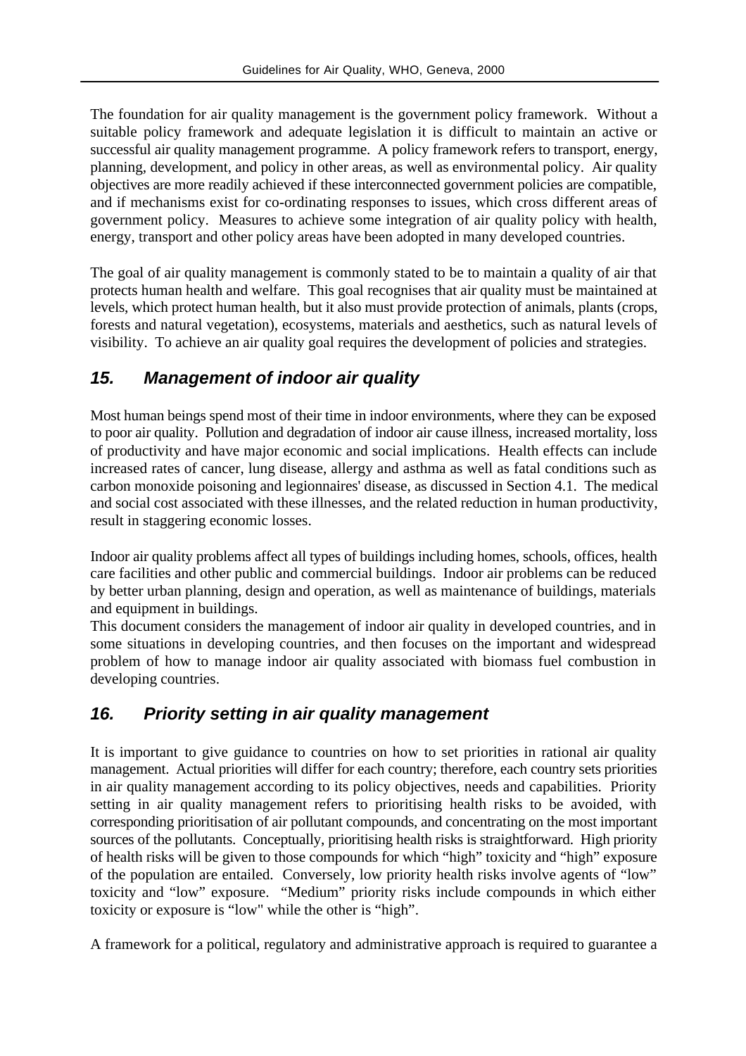The foundation for air quality management is the government policy framework. Without a suitable policy framework and adequate legislation it is difficult to maintain an active or successful air quality management programme. A policy framework refers to transport, energy, planning, development, and policy in other areas, as well as environmental policy. Air quality objectives are more readily achieved if these interconnected government policies are compatible, and if mechanisms exist for co-ordinating responses to issues, which cross different areas of government policy. Measures to achieve some integration of air quality policy with health, energy, transport and other policy areas have been adopted in many developed countries.

The goal of air quality management is commonly stated to be to maintain a quality of air that protects human health and welfare. This goal recognises that air quality must be maintained at levels, which protect human health, but it also must provide protection of animals, plants (crops, forests and natural vegetation), ecosystems, materials and aesthetics, such as natural levels of visibility. To achieve an air quality goal requires the development of policies and strategies.

## *15. Management of indoor air quality*

Most human beings spend most of their time in indoor environments, where they can be exposed to poor air quality. Pollution and degradation of indoor air cause illness, increased mortality, loss of productivity and have major economic and social implications. Health effects can include increased rates of cancer, lung disease, allergy and asthma as well as fatal conditions such as carbon monoxide poisoning and legionnaires' disease, as discussed in Section 4.1. The medical and social cost associated with these illnesses, and the related reduction in human productivity, result in staggering economic losses.

Indoor air quality problems affect all types of buildings including homes, schools, offices, health care facilities and other public and commercial buildings. Indoor air problems can be reduced by better urban planning, design and operation, as well as maintenance of buildings, materials and equipment in buildings.
This document considers the management of indoor air quality in developed countries, and in some situations in developing countries, and then focuses on the important and widespread problem of how to manage indoor air quality associated with biomass fuel combustion in developing countries.

## *16. Priority setting in air quality management*

It is important to give guidance to countries on how to set priorities in rational air quality management. Actual priorities will differ for each country; therefore, each country sets priorities in air quality management according to its policy objectives, needs and capabilities. Priority setting in air quality management refers to prioritising health risks to be avoided, with corresponding prioritisation of air pollutant compounds, and concentrating on the most important sources of the pollutants. Conceptually, prioritising health risks is straightforward. High priority of health risks will be given to those compounds for which "high" toxicity and "high" exposure of the population are entailed. Conversely, low priority health risks involve agents of "low" toxicity and "low" exposure. "Medium" priority risks include compounds in which either toxicity or exposure is "low" while the other is "high".

A framework for a political, regulatory and administrative approach is required to guarantee a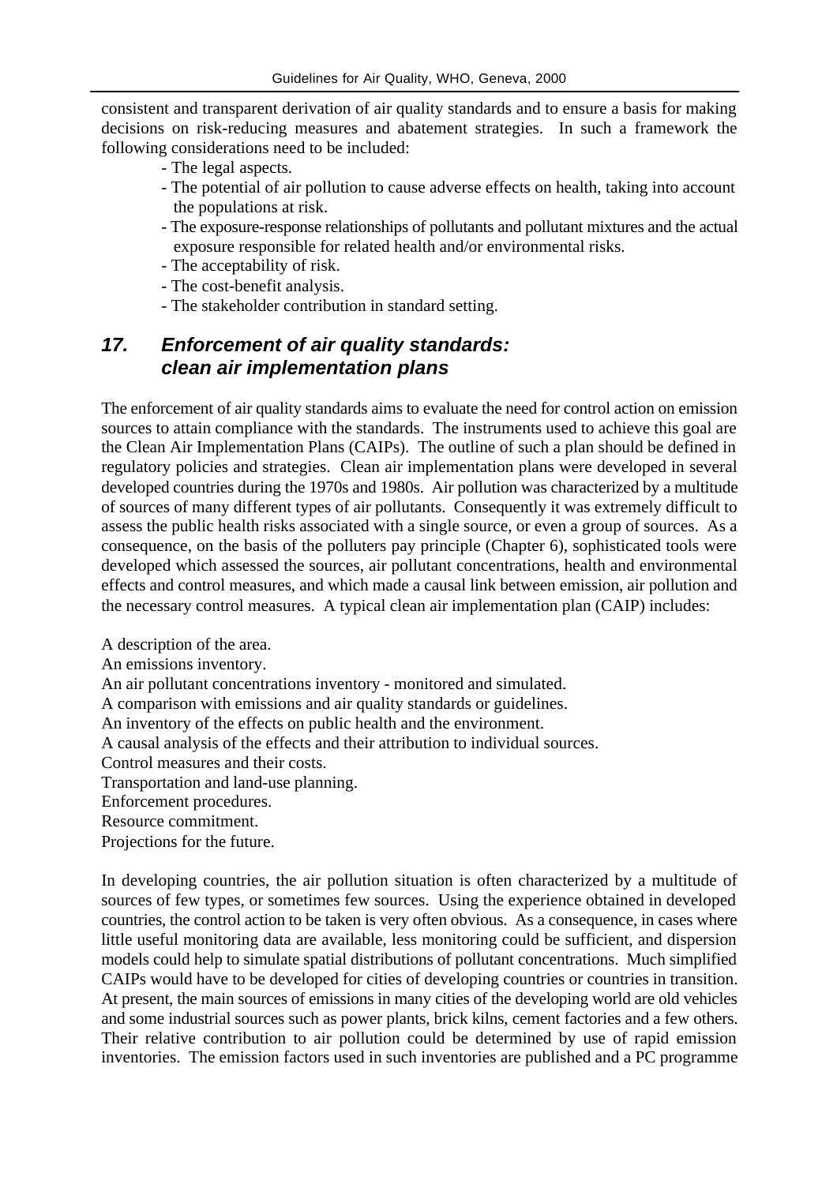consistent and transparent derivation of air quality standards and to ensure a basis for making decisions on risk-reducing measures and abatement strategies. In such a framework the following considerations need to be included:

- The legal aspects.
- The potential of air pollution to cause adverse effects on health, taking into account the populations at risk.
- The exposure-response relationships of pollutants and pollutant mixtures and the actual exposure responsible for related health and/or environmental risks.
- The acceptability of risk.
- The cost-benefit analysis.
- The stakeholder contribution in standard setting.

## *17. Enforcement of air quality standards: clean air implementation plans*

The enforcement of air quality standards aims to evaluate the need for control action on emission sources to attain compliance with the standards. The instruments used to achieve this goal are the Clean Air Implementation Plans (CAIPs). The outline of such a plan should be defined in regulatory policies and strategies. Clean air implementation plans were developed in several developed countries during the 1970s and 1980s. Air pollution was characterized by a multitude of sources of many different types of air pollutants. Consequently it was extremely difficult to assess the public health risks associated with a single source, or even a group of sources. As a consequence, on the basis of the polluters pay principle (Chapter 6), sophisticated tools were developed which assessed the sources, air pollutant concentrations, health and environmental effects and control measures, and which made a causal link between emission, air pollution and the necessary control measures. A typical clean air implementation plan (CAIP) includes:

A description of the area.
An emissions inventory.
An air pollutant concentrations inventory - monitored and simulated.
A comparison with emissions and air quality standards or guidelines.
An inventory of the effects on public health and the environment.
A causal analysis of the effects and their attribution to individual sources.
Control measures and their costs.
Transportation and land-use planning.
Enforcement procedures.
Resource commitment.
Projections for the future.

In developing countries, the air pollution situation is often characterized by a multitude of sources of few types, or sometimes few sources. Using the experience obtained in developed countries, the control action to be taken is very often obvious. As a consequence, in cases where little useful monitoring data are available, less monitoring could be sufficient, and dispersion models could help to simulate spatial distributions of pollutant concentrations. Much simplified CAIPs would have to be developed for cities of developing countries or countries in transition. At present, the main sources of emissions in many cities of the developing world are old vehicles and some industrial sources such as power plants, brick kilns, cement factories and a few others. Their relative contribution to air pollution could be determined by use of rapid emission inventories. The emission factors used in such inventories are published and a PC programme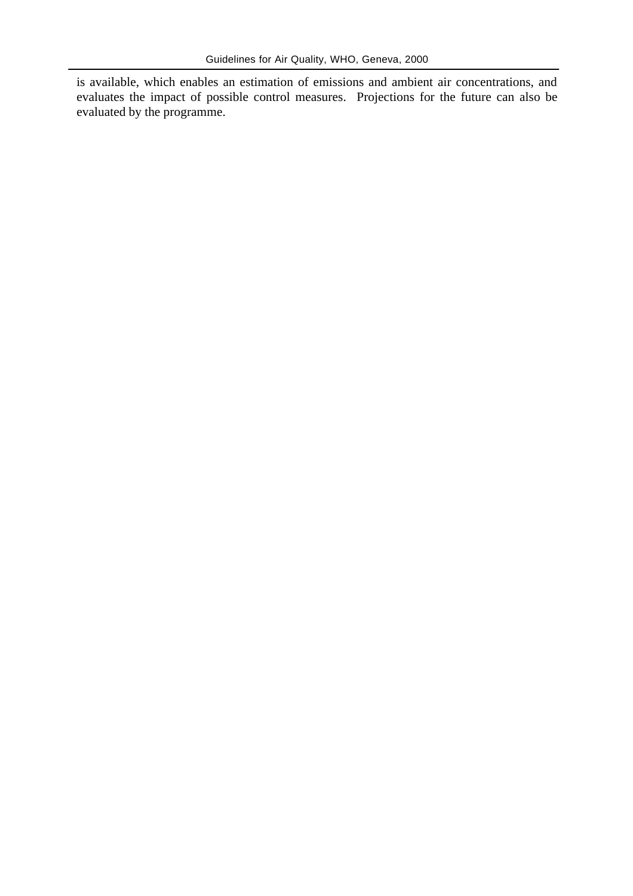is available, which enables an estimation of emissions and ambient air concentrations, and evaluates the impact of possible control measures. Projections for the future can also be evaluated by the programme.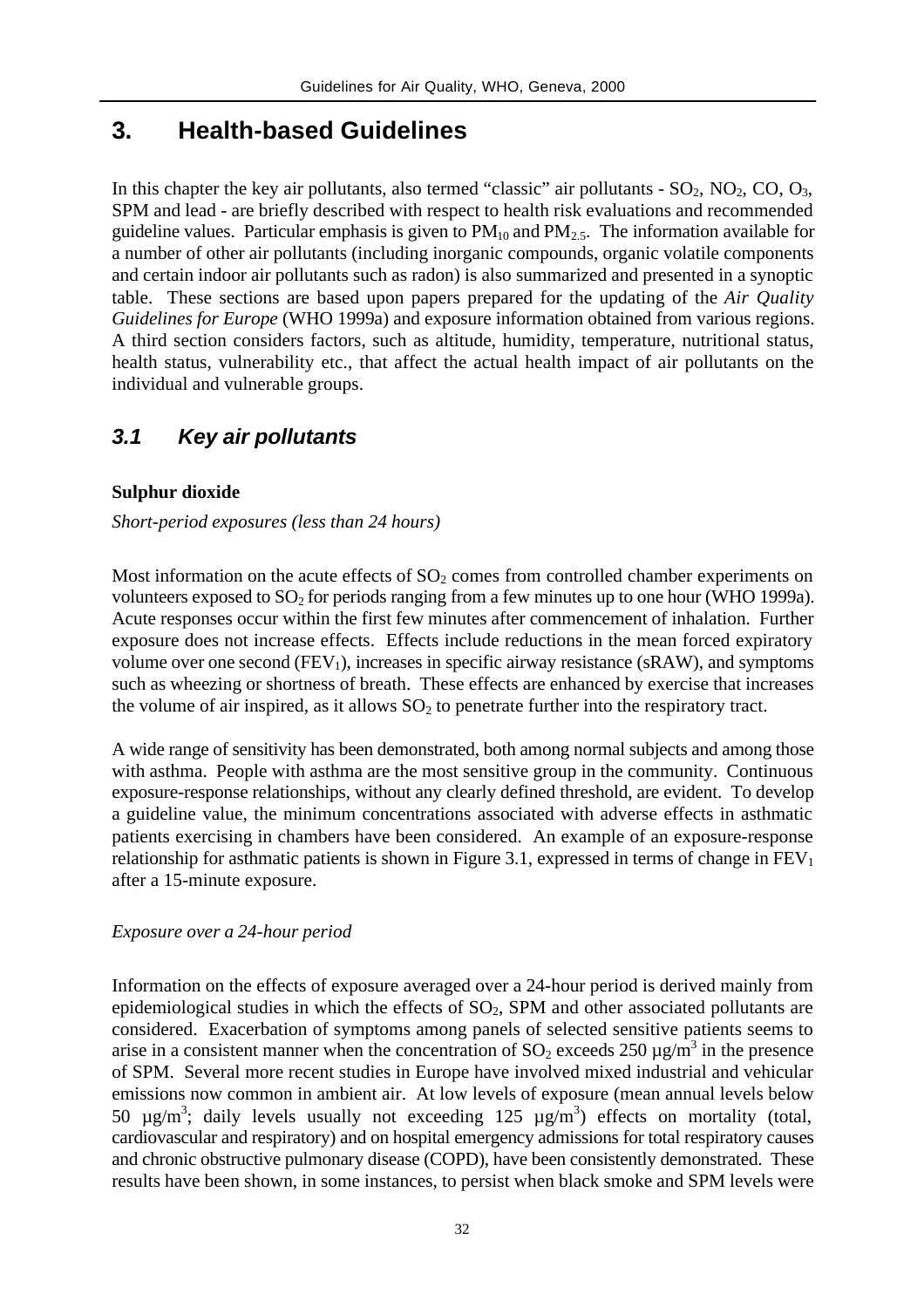# 3. Health-based Guidelines

In this chapter the key air pollutants, also termed "classic" air pollutants - $SO_2$, $NO_2$, CO, $O_3$, SPM and lead - are briefly described with respect to health risk evaluations and recommended guideline values. Particular emphasis is given to $PM_{10}$ and $PM_{2.5}$. The information available for a number of other air pollutants (including inorganic compounds, organic volatile components and certain indoor air pollutants such as radon) is also summarized and presented in a synoptic table. These sections are based upon papers prepared for the updating of the *Air Quality Guidelines for Europe* (WHO 1999a) and exposure information obtained from various regions. A third section considers factors, such as altitude, humidity, temperature, nutritional status, health status, vulnerability etc., that affect the actual health impact of air pollutants on the individual and vulnerable groups.

## *3.1 Key air pollutants*

**Sulphur dioxide**

*Short-period exposures (less than 24 hours)*

Most information on the acute effects of $SO_2$ comes from controlled chamber experiments on volunteers exposed to $SO_2$ for periods ranging from a few minutes up to one hour (WHO 1999a). Acute responses occur within the first few minutes after commencement of inhalation. Further exposure does not increase effects. Effects include reductions in the mean forced expiratory volume over one second ($FEV_1$), increases in specific airway resistance (sRAW), and symptoms such as wheezing or shortness of breath. These effects are enhanced by exercise that increases the volume of air inspired, as it allows $SO_2$ to penetrate further into the respiratory tract.

A wide range of sensitivity has been demonstrated, both among normal subjects and among those with asthma. People with asthma are the most sensitive group in the community. Continuous exposure-response relationships, without any clearly defined threshold, are evident. To develop a guideline value, the minimum concentrations associated with adverse effects in asthmatic patients exercising in chambers have been considered. An example of an exposure-response relationship for asthmatic patients is shown in Figure 3.1, expressed in terms of change in $FEV_1$ after a 15-minute exposure.

*Exposure over a 24-hour period*

Information on the effects of exposure averaged over a 24-hour period is derived mainly from epidemiological studies in which the effects of $SO_2$, SPM and other associated pollutants are considered. Exacerbation of symptoms among panels of selected sensitive patients seems to arise in a consistent manner when the concentration of $SO_2$ exceeds 250 $\mu g/m^3$ in the presence of SPM. Several more recent studies in Europe have involved mixed industrial and vehicular emissions now common in ambient air. At low levels of exposure (mean annual levels below 50 $\mu g/m^3$; daily levels usually not exceeding 125 $\mu g/m^3$) effects on mortality (total, cardiovascular and respiratory) and on hospital emergency admissions for total respiratory causes and chronic obstructive pulmonary disease (COPD), have been consistently demonstrated. These results have been shown, in some instances, to persist when black smoke and SPM levels were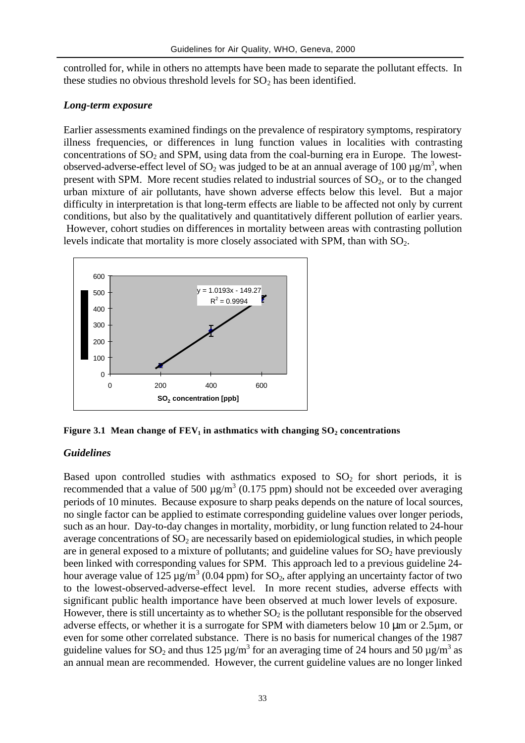controlled for, while in others no attempts have been made to separate the pollutant effects. In these studies no obvious threshold levels for $SO_2$ has been identified.

### *Long-term exposure*

Earlier assessments examined findings on the prevalence of respiratory symptoms, respiratory illness frequencies, or differences in lung function values in localities with contrasting concentrations of $SO_2$ and SPM, using data from the coal-burning era in Europe. The lowest-observed-adverse-effect level of $SO_2$ was judged to be at an annual average of 100 µg/m$^3$, when present with SPM. More recent studies related to industrial sources of $SO_2$, or to the changed urban mixture of air pollutants, have shown adverse effects below this level. But a major difficulty in interpretation is that long-term effects are liable to be affected not only by current conditions, but also by the qualitatively and quantitatively different pollution of earlier years. However, cohort studies on differences in mortality between areas with contrasting pollution levels indicate that mortality is more closely associated with SPM, than with $SO_2$.

600
500
400
300
200
100
0

$y = 1.0193x - 149.27$
$R^2 = 0.9994$

0 200 400 600

$SO_2$ concentration [ppb]

**Figure 3.1 Mean change of $FEV_1$ in asthmatics with changing $SO_2$ concentrations**

### *Guidelines*

Based upon controlled studies with asthmatics exposed to $SO_2$ for short periods, it is recommended that a value of 500 µg/m$^3$ (0.175 ppm) should not be exceeded over averaging periods of 10 minutes. Because exposure to sharp peaks depends on the nature of local sources, no single factor can be applied to estimate corresponding guideline values over longer periods, such as an hour. Day-to-day changes in mortality, morbidity, or lung function related to 24-hour average concentrations of $SO_2$ are necessarily based on epidemiological studies, in which people are in general exposed to a mixture of pollutants; and guideline values for $SO_2$ have previously been linked with corresponding values for SPM. This approach led to a previous guideline 24-hour average value of 125 µg/m$^3$ (0.04 ppm) for $SO_2$, after applying an uncertainty factor of two to the lowest-observed-adverse-effect level. In more recent studies, adverse effects with significant public health importance have been observed at much lower levels of exposure. However, there is still uncertainty as to whether $SO_2$ is the pollutant responsible for the observed adverse effects, or whether it is a surrogate for SPM with diameters below 10 µm or 2.5µm, or even for some other correlated substance. There is no basis for numerical changes of the 1987 guideline values for $SO_2$ and thus 125 µg/m$^3$ for an averaging time of 24 hours and 50 µg/m$^3$ as an annual mean are recommended. However, the current guideline values are no longer linked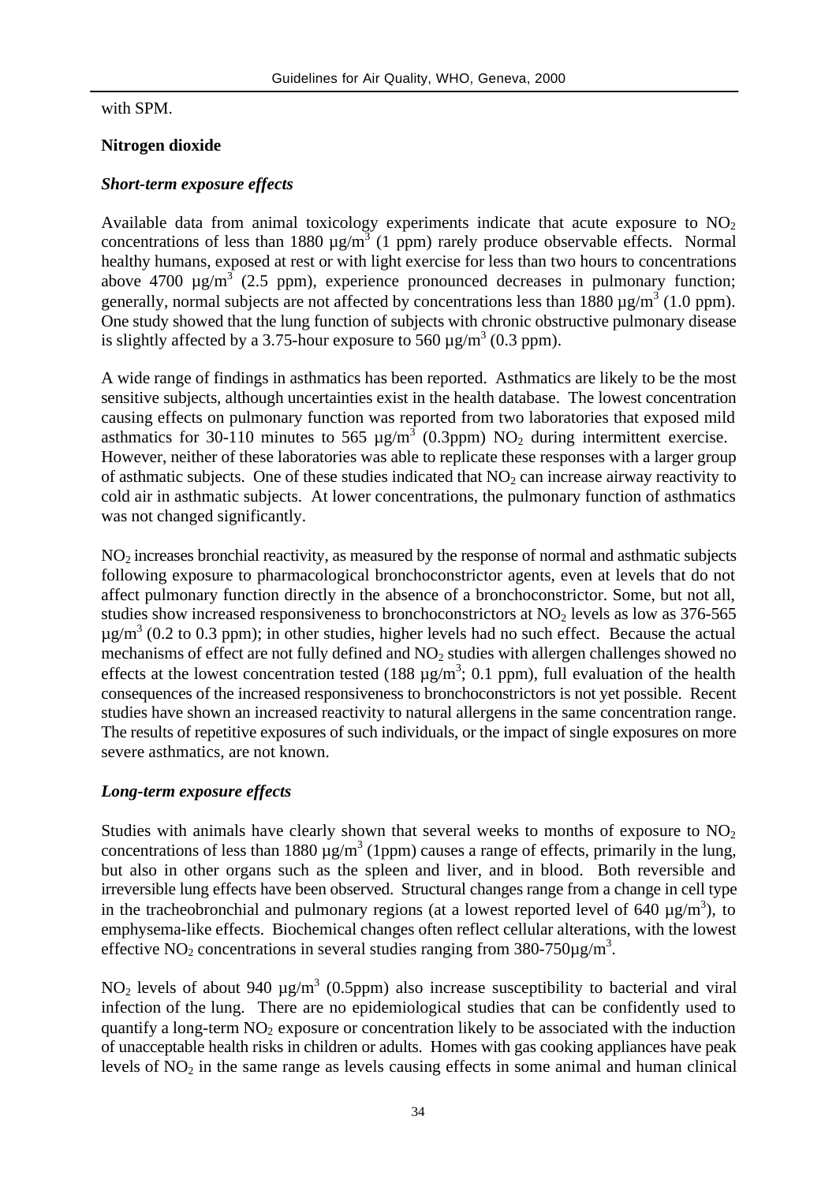with SPM.

**Nitrogen dioxide**

***Short-term exposure effects***

Available data from animal toxicology experiments indicate that acute exposure to $NO_2$ concentrations of less than 1880 $\mu g/m^3$ (1 ppm) rarely produce observable effects. Normal healthy humans, exposed at rest or with light exercise for less than two hours to concentrations above 4700 $\mu g/m^3$ (2.5 ppm), experience pronounced decreases in pulmonary function; generally, normal subjects are not affected by concentrations less than 1880 $\mu g/m^3$ (1.0 ppm). One study showed that the lung function of subjects with chronic obstructive pulmonary disease is slightly affected by a 3.75-hour exposure to 560 $\mu g/m^3$ (0.3 ppm).

A wide range of findings in asthmatics has been reported. Asthmatics are likely to be the most sensitive subjects, although uncertainties exist in the health database. The lowest concentration causing effects on pulmonary function was reported from two laboratories that exposed mild asthmatics for 30-110 minutes to 565 $\mu g/m^3$ (0.3ppm) $NO_2$ during intermittent exercise. However, neither of these laboratories was able to replicate these responses with a larger group of asthmatic subjects. One of these studies indicated that $NO_2$ can increase airway reactivity to cold air in asthmatic subjects. At lower concentrations, the pulmonary function of asthmatics was not changed significantly.

$NO_2$ increases bronchial reactivity, as measured by the response of normal and asthmatic subjects following exposure to pharmacological bronchoconstrictor agents, even at levels that do not affect pulmonary function directly in the absence of a bronchoconstrictor. Some, but not all, studies show increased responsiveness to bronchoconstrictors at $NO_2$ levels as low as 376-565 $\mu g/m^3$ (0.2 to 0.3 ppm); in other studies, higher levels had no such effect. Because the actual mechanisms of effect are not fully defined and $NO_2$ studies with allergen challenges showed no effects at the lowest concentration tested (188 $\mu g/m^3$; 0.1 ppm), full evaluation of the health consequences of the increased responsiveness to bronchoconstrictors is not yet possible. Recent studies have shown an increased reactivity to natural allergens in the same concentration range. The results of repetitive exposures of such individuals, or the impact of single exposures on more severe asthmatics, are not known.

***Long-term exposure effects***

Studies with animals have clearly shown that several weeks to months of exposure to $NO_2$ concentrations of less than 1880 $\mu g/m^3$ (1ppm) causes a range of effects, primarily in the lung, but also in other organs such as the spleen and liver, and in blood. Both reversible and irreversible lung effects have been observed. Structural changes range from a change in cell type in the tracheobronchial and pulmonary regions (at a lowest reported level of 640 $\mu g/m^3$), to emphysema-like effects. Biochemical changes often reflect cellular alterations, with the lowest effective $NO_2$ concentrations in several studies ranging from 380-750$\mu g/m^3$.

$NO_2$ levels of about 940 $\mu g/m^3$ (0.5ppm) also increase susceptibility to bacterial and viral infection of the lung. There are no epidemiological studies that can be confidently used to quantify a long-term $NO_2$ exposure or concentration likely to be associated with the induction of unacceptable health risks in children or adults. Homes with gas cooking appliances have peak levels of $NO_2$ in the same range as levels causing effects in some animal and human clinical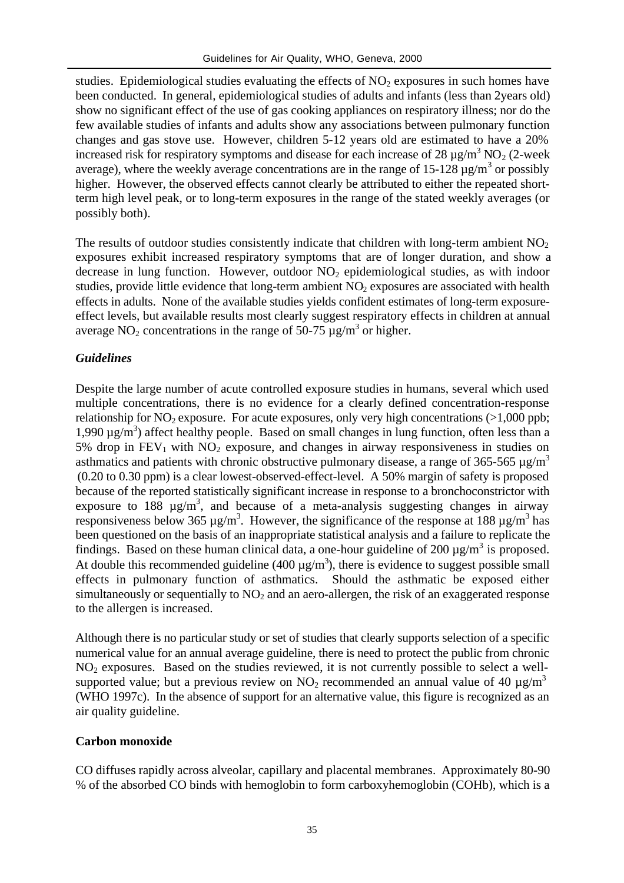studies. Epidemiological studies evaluating the effects of $NO_2$ exposures in such homes have been conducted. In general, epidemiological studies of adults and infants (less than 2years old) show no significant effect of the use of gas cooking appliances on respiratory illness; nor do the few available studies of infants and adults show any associations between pulmonary function changes and gas stove use. However, children 5-12 years old are estimated to have a 20% increased risk for respiratory symptoms and disease for each increase of 28 $\mu g/m^3$ $NO_2$ (2-week average), where the weekly average concentrations are in the range of 15-128 $\mu g/m^3$ or possibly higher. However, the observed effects cannot clearly be attributed to either the repeated short-term high level peak, or to long-term exposures in the range of the stated weekly averages (or possibly both).

The results of outdoor studies consistently indicate that children with long-term ambient $NO_2$ exposures exhibit increased respiratory symptoms that are of longer duration, and show a decrease in lung function. However, outdoor $NO_2$ epidemiological studies, as with indoor studies, provide little evidence that long-term ambient $NO_2$ exposures are associated with health effects in adults. None of the available studies yields confident estimates of long-term exposure-effect levels, but available results most clearly suggest respiratory effects in children at annual average $NO_2$ concentrations in the range of 50-75 $\mu g/m^3$ or higher.

### *Guidelines*

Despite the large number of acute controlled exposure studies in humans, several which used multiple concentrations, there is no evidence for a clearly defined concentration-response relationship for $NO_2$ exposure. For acute exposures, only very high concentrations (>1,000 ppb; 1,990 $\mu g/m^3$) affect healthy people. Based on small changes in lung function, often less than a 5% drop in $FEV_1$ with $NO_2$ exposure, and changes in airway responsiveness in studies on asthmatics and patients with chronic obstructive pulmonary disease, a range of 365-565 $\mu g/m^3$ (0.20 to 0.30 ppm) is a clear lowest-observed-effect-level. A 50% margin of safety is proposed because of the reported statistically significant increase in response to a bronchoconstrictor with exposure to 188 $\mu g/m^3$, and because of a meta-analysis suggesting changes in airway responsiveness below 365 $\mu g/m^3$. However, the significance of the response at 188 $\mu g/m^3$ has been questioned on the basis of an inappropriate statistical analysis and a failure to replicate the findings. Based on these human clinical data, a one-hour guideline of 200 $\mu g/m^3$ is proposed. At double this recommended guideline (400 $\mu g/m^3$), there is evidence to suggest possible small effects in pulmonary function of asthmatics. Should the asthmatic be exposed either simultaneously or sequentially to $NO_2$ and an aero-allergen, the risk of an exaggerated response to the allergen is increased.

Although there is no particular study or set of studies that clearly supports selection of a specific numerical value for an annual average guideline, there is need to protect the public from chronic $NO_2$ exposures. Based on the studies reviewed, it is not currently possible to select a well-supported value; but a previous review on $NO_2$ recommended an annual value of 40 $\mu g/m^3$ (WHO 1997c). In the absence of support for an alternative value, this figure is recognized as an air quality guideline.

### **Carbon monoxide**

CO diffuses rapidly across alveolar, capillary and placental membranes. Approximately 80-90 % of the absorbed CO binds with hemoglobin to form carboxyhemoglobin (COHb), which is a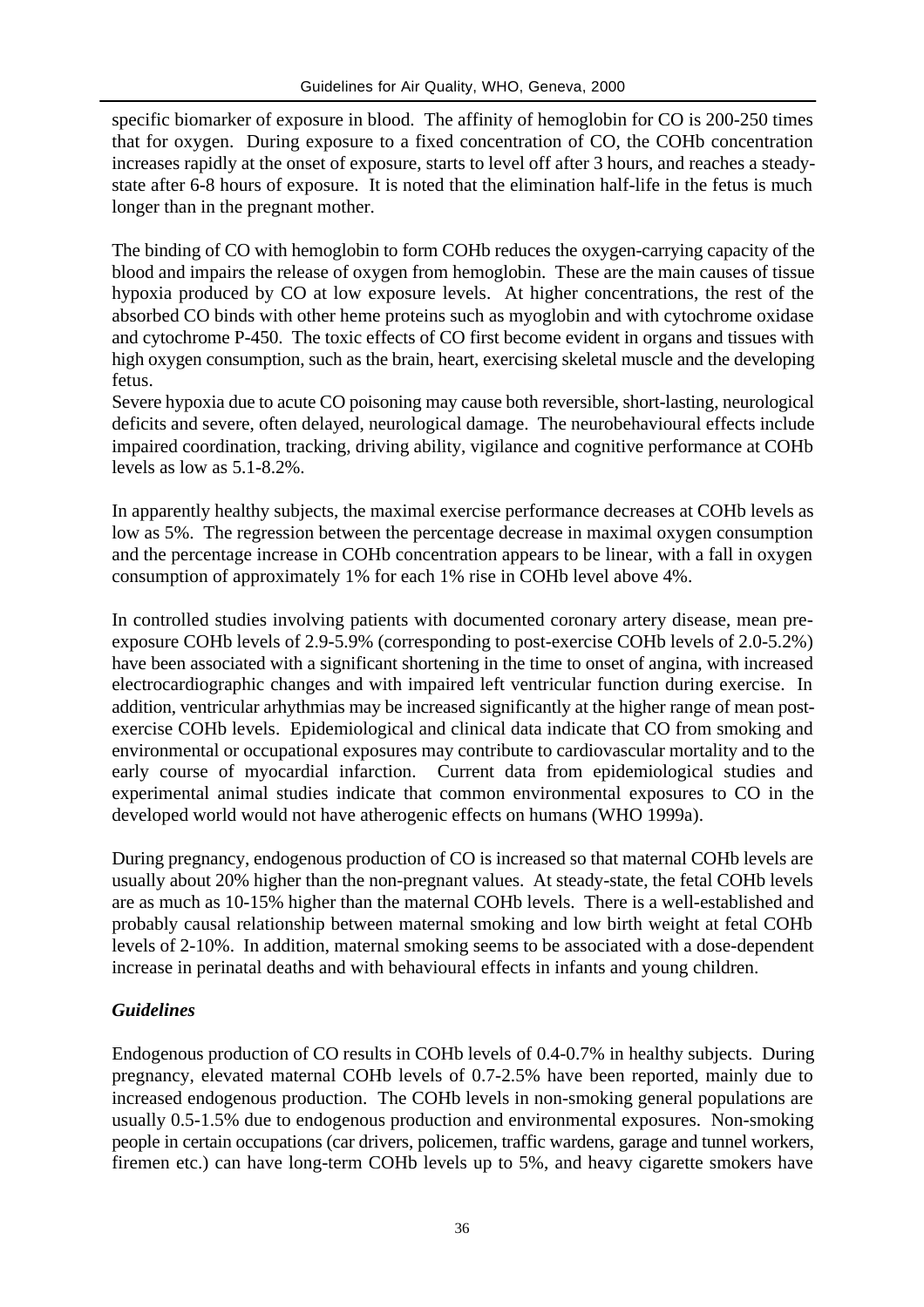specific biomarker of exposure in blood. The affinity of hemoglobin for CO is 200-250 times that for oxygen. During exposure to a fixed concentration of CO, the COHb concentration increases rapidly at the onset of exposure, starts to level off after 3 hours, and reaches a steady-state after 6-8 hours of exposure. It is noted that the elimination half-life in the fetus is much longer than in the pregnant mother.

The binding of CO with hemoglobin to form COHb reduces the oxygen-carrying capacity of the blood and impairs the release of oxygen from hemoglobin. These are the main causes of tissue hypoxia produced by CO at low exposure levels. At higher concentrations, the rest of the absorbed CO binds with other heme proteins such as myoglobin and with cytochrome oxidase and cytochrome P-450. The toxic effects of CO first become evident in organs and tissues with high oxygen consumption, such as the brain, heart, exercising skeletal muscle and the developing fetus.

Severe hypoxia due to acute CO poisoning may cause both reversible, short-lasting, neurological deficits and severe, often delayed, neurological damage. The neurobehavioural effects include impaired coordination, tracking, driving ability, vigilance and cognitive performance at COHb levels as low as 5.1-8.2%.

In apparently healthy subjects, the maximal exercise performance decreases at COHb levels as low as 5%. The regression between the percentage decrease in maximal oxygen consumption and the percentage increase in COHb concentration appears to be linear, with a fall in oxygen consumption of approximately 1% for each 1% rise in COHb level above 4%.

In controlled studies involving patients with documented coronary artery disease, mean pre-exposure COHb levels of 2.9-5.9% (corresponding to post-exercise COHb levels of 2.0-5.2%) have been associated with a significant shortening in the time to onset of angina, with increased electrocardiographic changes and with impaired left ventricular function during exercise. In addition, ventricular arhythmias may be increased significantly at the higher range of mean post-exercise COHb levels. Epidemiological and clinical data indicate that CO from smoking and environmental or occupational exposures may contribute to cardiovascular mortality and to the early course of myocardial infarction. Current data from epidemiological studies and experimental animal studies indicate that common environmental exposures to CO in the developed world would not have atherogenic effects on humans (WHO 1999a).

During pregnancy, endogenous production of CO is increased so that maternal COHb levels are usually about 20% higher than the non-pregnant values. At steady-state, the fetal COHb levels are as much as 10-15% higher than the maternal COHb levels. There is a well-established and probably causal relationship between maternal smoking and low birth weight at fetal COHb levels of 2-10%. In addition, maternal smoking seems to be associated with a dose-dependent increase in perinatal deaths and with behavioural effects in infants and young children.

### *Guidelines*

Endogenous production of CO results in COHb levels of 0.4-0.7% in healthy subjects. During pregnancy, elevated maternal COHb levels of 0.7-2.5% have been reported, mainly due to increased endogenous production. The COHb levels in non-smoking general populations are usually 0.5-1.5% due to endogenous production and environmental exposures. Non-smoking people in certain occupations (car drivers, policemen, traffic wardens, garage and tunnel workers, firemen etc.) can have long-term COHb levels up to 5%, and heavy cigarette smokers have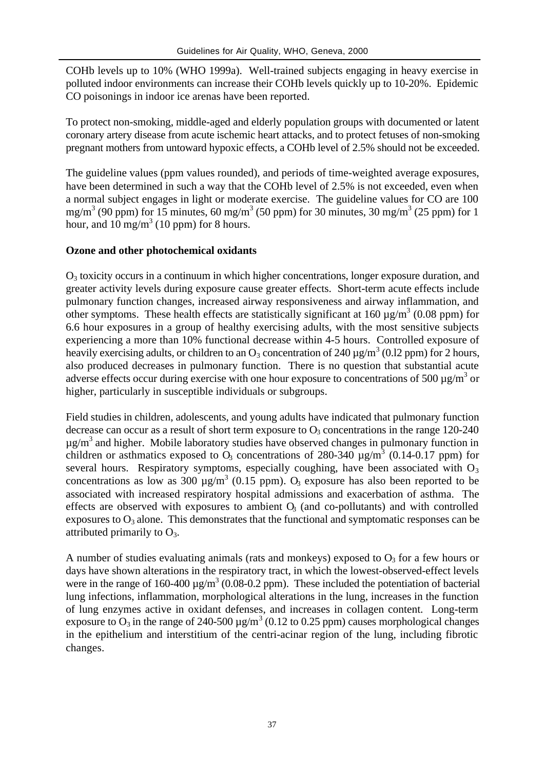COHb levels up to 10% (WHO 1999a). Well-trained subjects engaging in heavy exercise in polluted indoor environments can increase their COHb levels quickly up to 10-20%. Epidemic CO poisonings in indoor ice arenas have been reported.

To protect non-smoking, middle-aged and elderly population groups with documented or latent coronary artery disease from acute ischemic heart attacks, and to protect fetuses of non-smoking pregnant mothers from untoward hypoxic effects, a COHb level of 2.5% should not be exceeded.

The guideline values (ppm values rounded), and periods of time-weighted average exposures, have been determined in such a way that the COHb level of 2.5% is not exceeded, even when a normal subject engages in light or moderate exercise. The guideline values for CO are 100 mg/m$^3$ (90 ppm) for 15 minutes, 60 mg/m$^3$ (50 ppm) for 30 minutes, 30 mg/m$^3$ (25 ppm) for 1 hour, and 10 mg/m$^3$ (10 ppm) for 8 hours.

**Ozone and other photochemical oxidants**

$O_3$ toxicity occurs in a continuum in which higher concentrations, longer exposure duration, and greater activity levels during exposure cause greater effects. Short-term acute effects include pulmonary function changes, increased airway responsiveness and airway inflammation, and other symptoms. These health effects are statistically significant at 160 µg/m$^3$ (0.08 ppm) for 6.6 hour exposures in a group of healthy exercising adults, with the most sensitive subjects experiencing a more than 10% functional decrease within 4-5 hours. Controlled exposure of heavily exercising adults, or children to an $O_3$ concentration of 240 µg/m$^3$ (0.l2 ppm) for 2 hours, also produced decreases in pulmonary function. There is no question that substantial acute adverse effects occur during exercise with one hour exposure to concentrations of 500 µg/m$^3$ or higher, particularly in susceptible individuals or subgroups.

Field studies in children, adolescents, and young adults have indicated that pulmonary function decrease can occur as a result of short term exposure to $O_3$ concentrations in the range 120-240 µg/m$^3$ and higher. Mobile laboratory studies have observed changes in pulmonary function in children or asthmatics exposed to $O_3$ concentrations of 280-340 µg/m$^3$ (0.14-0.17 ppm) for several hours. Respiratory symptoms, especially coughing, have been associated with $O_3$ concentrations as low as 300 µg/m$^3$ (0.15 ppm). $O_3$ exposure has also been reported to be associated with increased respiratory hospital admissions and exacerbation of asthma. The effects are observed with exposures to ambient $O_3$ (and co-pollutants) and with controlled exposures to $O_3$ alone. This demonstrates that the functional and symptomatic responses can be attributed primarily to $O_3$.

A number of studies evaluating animals (rats and monkeys) exposed to $O_3$ for a few hours or days have shown alterations in the respiratory tract, in which the lowest-observed-effect levels were in the range of 160-400 µg/m$^3$ (0.08-0.2 ppm). These included the potentiation of bacterial lung infections, inflammation, morphological alterations in the lung, increases in the function of lung enzymes active in oxidant defenses, and increases in collagen content. Long-term exposure to $O_3$ in the range of 240-500 µg/m$^3$ (0.12 to 0.25 ppm) causes morphological changes in the epithelium and interstitium of the centri-acinar region of the lung, including fibrotic changes.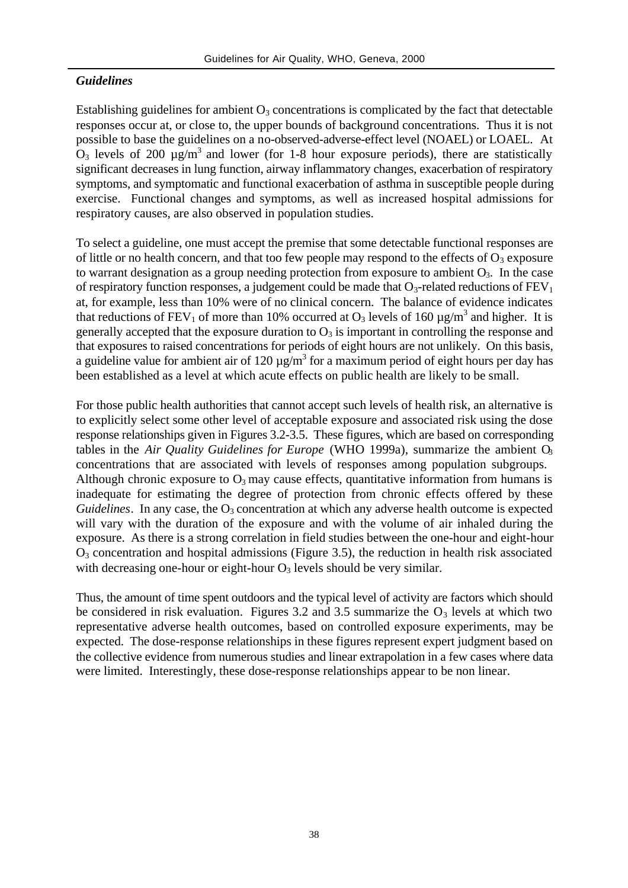### *Guidelines*

Establishing guidelines for ambient $O_3$ concentrations is complicated by the fact that detectable responses occur at, or close to, the upper bounds of background concentrations. Thus it is not possible to base the guidelines on a no-observed-adverse-effect level (NOAEL) or LOAEL. At $O_3$ levels of 200 µg/m$^3$ and lower (for 1-8 hour exposure periods), there are statistically significant decreases in lung function, airway inflammatory changes, exacerbation of respiratory symptoms, and symptomatic and functional exacerbation of asthma in susceptible people during exercise. Functional changes and symptoms, as well as increased hospital admissions for respiratory causes, are also observed in population studies.

To select a guideline, one must accept the premise that some detectable functional responses are of little or no health concern, and that too few people may respond to the effects of $O_3$ exposure to warrant designation as a group needing protection from exposure to ambient $O_3$. In the case of respiratory function responses, a judgement could be made that $O_3$-related reductions of $FEV_1$ at, for example, less than 10% were of no clinical concern. The balance of evidence indicates that reductions of $FEV_1$ of more than 10% occurred at $O_3$ levels of 160 µg/m$^3$ and higher. It is generally accepted that the exposure duration to $O_3$ is important in controlling the response and that exposures to raised concentrations for periods of eight hours are not unlikely. On this basis, a guideline value for ambient air of 120 µg/m$^3$ for a maximum period of eight hours per day has been established as a level at which acute effects on public health are likely to be small.

For those public health authorities that cannot accept such levels of health risk, an alternative is to explicitly select some other level of acceptable exposure and associated risk using the dose response relationships given in Figures 3.2-3.5. These figures, which are based on corresponding tables in the *Air Quality Guidelines for Europe* (WHO 1999a), summarize the ambient $O_3$ concentrations that are associated with levels of responses among population subgroups. Although chronic exposure to $O_3$ may cause effects, quantitative information from humans is inadequate for estimating the degree of protection from chronic effects offered by these *Guidelines*. In any case, the $O_3$ concentration at which any adverse health outcome is expected will vary with the duration of the exposure and with the volume of air inhaled during the exposure. As there is a strong correlation in field studies between the one-hour and eight-hour $O_3$ concentration and hospital admissions (Figure 3.5), the reduction in health risk associated with decreasing one-hour or eight-hour $O_3$ levels should be very similar.

Thus, the amount of time spent outdoors and the typical level of activity are factors which should be considered in risk evaluation. Figures 3.2 and 3.5 summarize the $O_3$ levels at which two representative adverse health outcomes, based on controlled exposure experiments, may be expected. The dose-response relationships in these figures represent expert judgment based on the collective evidence from numerous studies and linear extrapolation in a few cases where data were limited. Interestingly, these dose-response relationships appear to be non linear.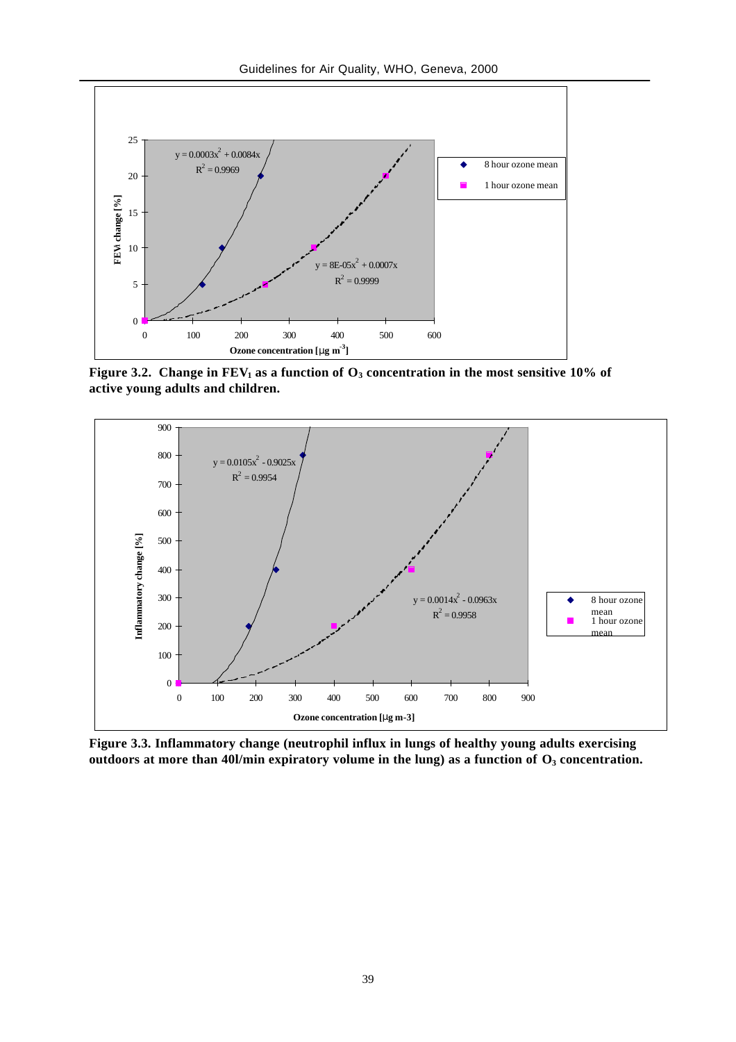y = 0.0003x$^2$ + 0.0084x
$R^2$ = 0.9969

y = 8E-05x$^2$ + 0.0007x
$R^2$ = 0.9999

25
20
15
10
5
0

0 100 200 300 400 500 600

FEV$_1$ change [%]

Ozone concentration [µg m$^{-3}$]

8 hour ozone mean
1 hour ozone mean

**Figure 3.2. Change in $FEV_1$ as a function of $O_3$ concentration in the most sensitive 10% of active young adults and children.**

y = 0.0105x$^2$ - 0.9025x
$R^2$ = 0.9954

y = 0.0014x$^2$ - 0.0963x
$R^2$ = 0.9958

900
800
700
600
500
400
300
200
100
0

0 100 200 300 400 500 600 700 800 900

Inflammatory change [%]

Ozone concentration [µg m-3]

8 hour ozone mean
1 hour ozone mean

**Figure 3.3. Inflammatory change (neutrophil influx in lungs of healthy young adults exercising outdoors at more than 40l/min expiratory volume in the lung) as a function of $O_3$ concentration.**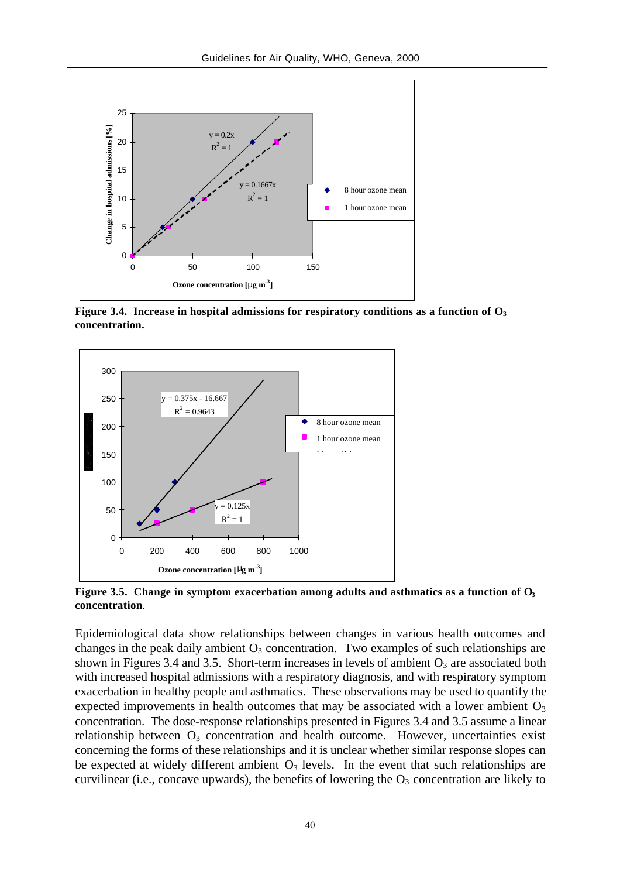25
20
15
10
5
0

Change in hospital admissions [%]

y = 0.2x
$R^2 = 1$

y = 0.1667x
$R^2 = 1$

0 50 100 150

Ozone concentration [µg m$^{-3}$]

8 hour ozone mean
1 hour ozone mean

**Figure 3.4. Increase in hospital admissions for respiratory conditions as a function of $O_3$ concentration.**

300
250
200
150
100
50
0

y = 0.375x - 16.667
$R^2 = 0.9643$

y = 0.125x
$R^2 = 1$

0 200 400 600 800 1000

Ozone concentration [µg m$^{-3}$]

8 hour ozone mean
1 hour ozone mean

**Figure 3.5. Change in symptom exacerbation among adults and asthmatics as a function of $O_3$ concentration.**

Epidemiological data show relationships between changes in various health outcomes and changes in the peak daily ambient $O_3$ concentration. Two examples of such relationships are shown in Figures 3.4 and 3.5. Short-term increases in levels of ambient $O_3$ are associated both with increased hospital admissions with a respiratory diagnosis, and with respiratory symptom exacerbation in healthy people and asthmatics. These observations may be used to quantify the expected improvements in health outcomes that may be associated with a lower ambient $O_3$ concentration. The dose-response relationships presented in Figures 3.4 and 3.5 assume a linear relationship between $O_3$ concentration and health outcome. However, uncertainties exist concerning the forms of these relationships and it is unclear whether similar response slopes can be expected at widely different ambient $O_3$ levels. In the event that such relationships are curvilinear (i.e., concave upwards), the benefits of lowering the $O_3$ concentration are likely to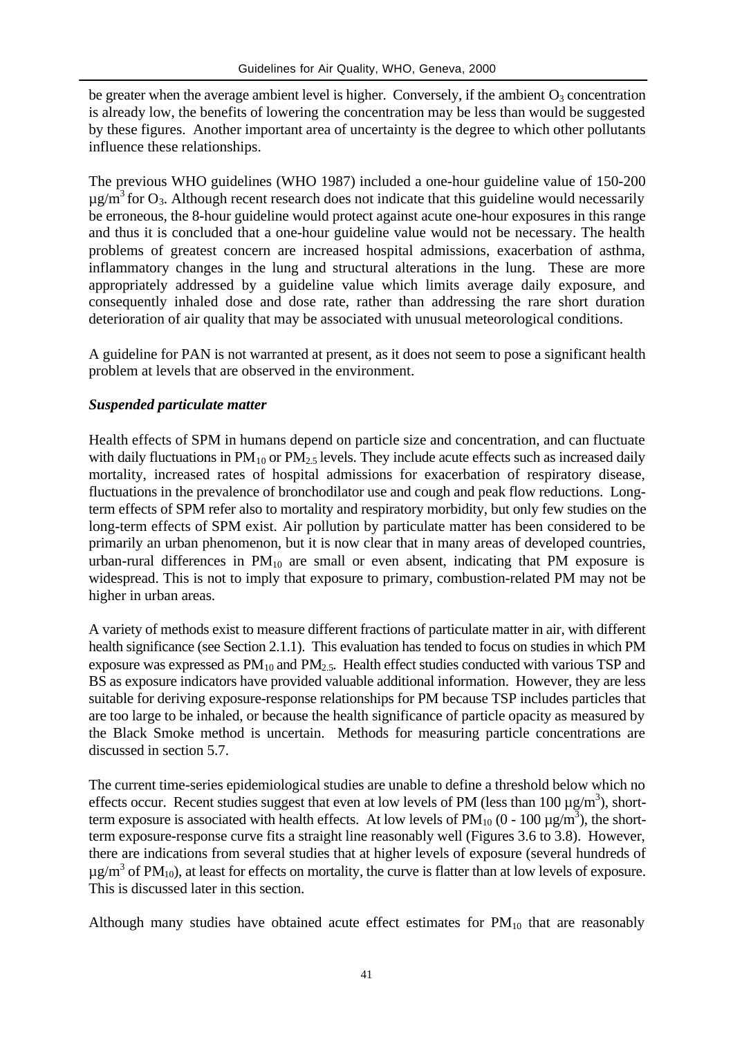be greater when the average ambient level is higher. Conversely, if the ambient $O_3$ concentration is already low, the benefits of lowering the concentration may be less than would be suggested by these figures. Another important area of uncertainty is the degree to which other pollutants influence these relationships.

The previous WHO guidelines (WHO 1987) included a one-hour guideline value of 150-200 $\mu g/m^3$ for $O_3$. Although recent research does not indicate that this guideline would necessarily be erroneous, the 8-hour guideline would protect against acute one-hour exposures in this range and thus it is concluded that a one-hour guideline value would not be necessary. The health problems of greatest concern are increased hospital admissions, exacerbation of asthma, inflammatory changes in the lung and structural alterations in the lung. These are more appropriately addressed by a guideline value which limits average daily exposure, and consequently inhaled dose and dose rate, rather than addressing the rare short duration deterioration of air quality that may be associated with unusual meteorological conditions.

A guideline for PAN is not warranted at present, as it does not seem to pose a significant health problem at levels that are observed in the environment.

***Suspended particulate matter***

Health effects of SPM in humans depend on particle size and concentration, and can fluctuate with daily fluctuations in $PM_{10}$ or $PM_{2.5}$ levels. They include acute effects such as increased daily mortality, increased rates of hospital admissions for exacerbation of respiratory disease, fluctuations in the prevalence of bronchodilator use and cough and peak flow reductions. Long-term effects of SPM refer also to mortality and respiratory morbidity, but only few studies on the long-term effects of SPM exist. Air pollution by particulate matter has been considered to be primarily an urban phenomenon, but it is now clear that in many areas of developed countries, urban-rural differences in $PM_{10}$ are small or even absent, indicating that PM exposure is widespread. This is not to imply that exposure to primary, combustion-related PM may not be higher in urban areas.

A variety of methods exist to measure different fractions of particulate matter in air, with different health significance (see Section 2.1.1). This evaluation has tended to focus on studies in which PM exposure was expressed as $PM_{10}$ and $PM_{2.5}$. Health effect studies conducted with various TSP and BS as exposure indicators have provided valuable additional information. However, they are less suitable for deriving exposure-response relationships for PM because TSP includes particles that are too large to be inhaled, or because the health significance of particle opacity as measured by the Black Smoke method is uncertain. Methods for measuring particle concentrations are discussed in section 5.7.

The current time-series epidemiological studies are unable to define a threshold below which no effects occur. Recent studies suggest that even at low levels of PM (less than 100 $\mu g/m^3$), short-term exposure is associated with health effects. At low levels of $PM_{10}$ (0 - 100 $\mu g/m^3$), the short-term exposure-response curve fits a straight line reasonably well (Figures 3.6 to 3.8). However, there are indications from several studies that at higher levels of exposure (several hundreds of $\mu g/m^3$ of $PM_{10}$), at least for effects on mortality, the curve is flatter than at low levels of exposure. This is discussed later in this section.

Although many studies have obtained acute effect estimates for $PM_{10}$ that are reasonably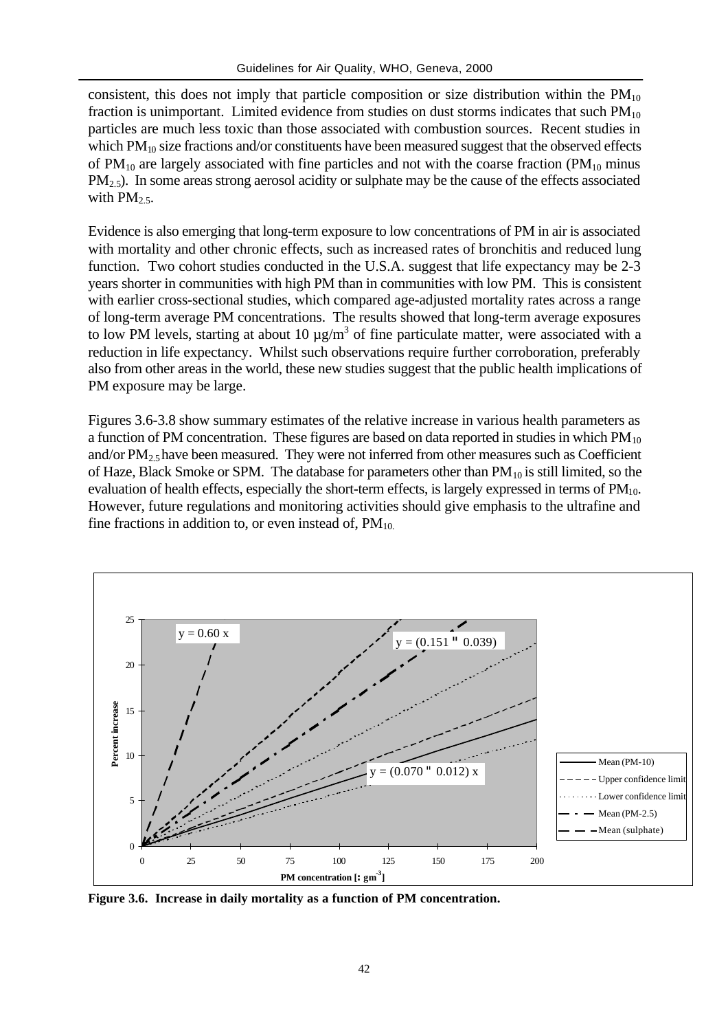consistent, this does not imply that particle composition or size distribution within the $PM_{10}$ fraction is unimportant. Limited evidence from studies on dust storms indicates that such $PM_{10}$ particles are much less toxic than those associated with combustion sources. Recent studies in which $PM_{10}$ size fractions and/or constituents have been measured suggest that the observed effects of $PM_{10}$ are largely associated with fine particles and not with the coarse fraction ($PM_{10}$ minus $PM_{2.5}$). In some areas strong aerosol acidity or sulphate may be the cause of the effects associated with $PM_{2.5}$.

Evidence is also emerging that long-term exposure to low concentrations of PM in air is associated with mortality and other chronic effects, such as increased rates of bronchitis and reduced lung function. Two cohort studies conducted in the U.S.A. suggest that life expectancy may be 2-3 years shorter in communities with high PM than in communities with low PM. This is consistent with earlier cross-sectional studies, which compared age-adjusted mortality rates across a range of long-term average PM concentrations. The results showed that long-term average exposures to low PM levels, starting at about 10 µg/m$^3$ of fine particulate matter, were associated with a reduction in life expectancy. Whilst such observations require further corroboration, preferably also from other areas in the world, these new studies suggest that the public health implications of PM exposure may be large.

Figures 3.6-3.8 show summary estimates of the relative increase in various health parameters as a function of PM concentration. These figures are based on data reported in studies in which $PM_{10}$ and/or $PM_{2.5}$ have been measured. They were not inferred from other measures such as Coefficient of Haze, Black Smoke or SPM. The database for parameters other than $PM_{10}$ is still limited, so the evaluation of health effects, especially the short-term effects, is largely expressed in terms of $PM_{10}$. However, future regulations and monitoring activities should give emphasis to the ultrafine and fine fractions in addition to, or even instead of, $PM_{10}$.

y = 0.60 x
y = (0.151 " 0.039)
y = (0.070 " 0.012) x

Percent increase
0
5
10
15
20
25

PM concentration [: gm$^{-3}$]
0
25
50
75
100
125
150
175
200

Mean (PM-10)
Upper confidence limit
Lower confidence limit
Mean (PM-2.5)
Mean (sulphate)

**Figure 3.6. Increase in daily mortality as a function of PM concentration.**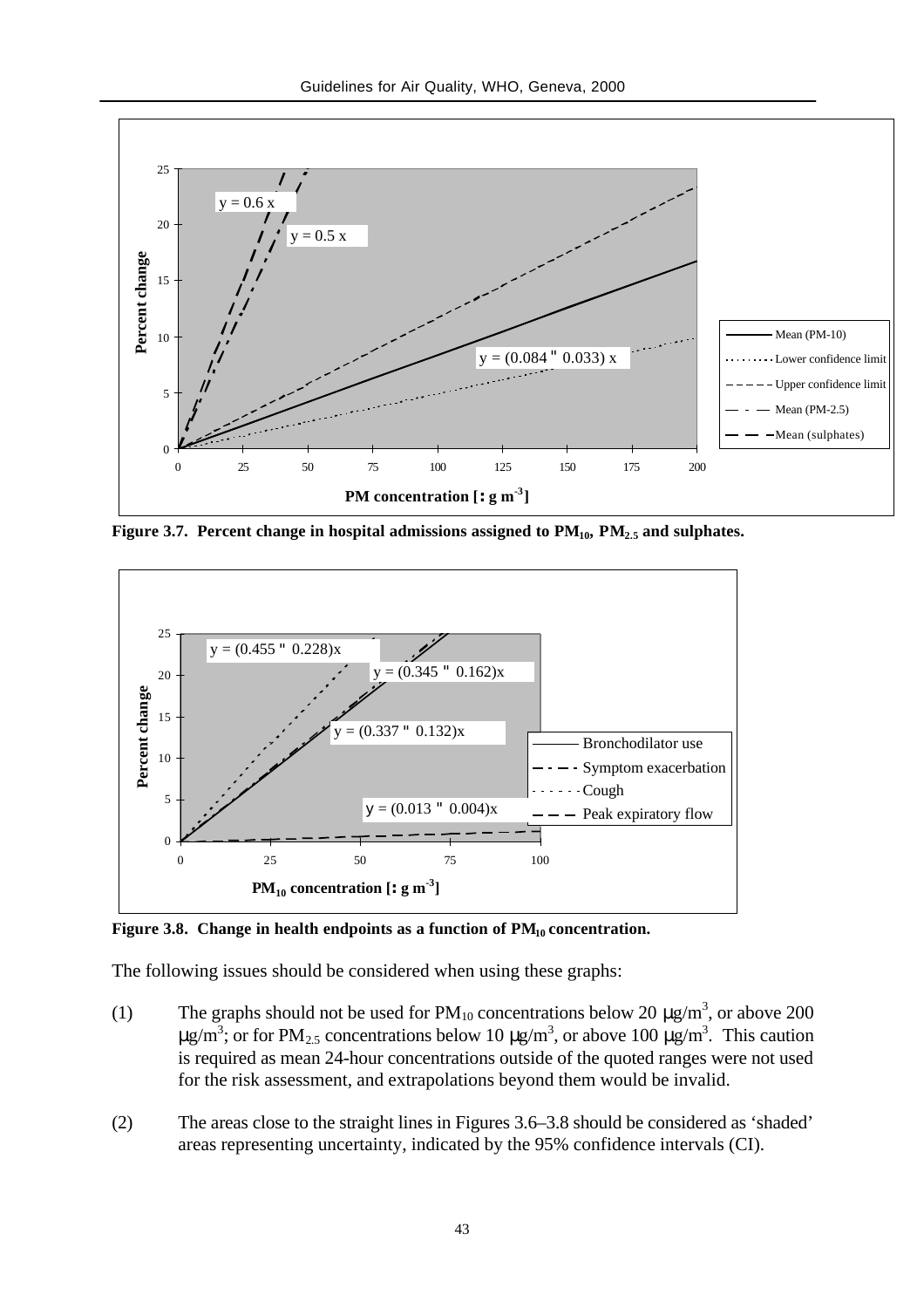25
20
15
10
5
0

Percent change

0 25 50 75 100 125 150 175 200

PM concentration [: g m$^{-3}$]

y = 0.6 x

y = 0.5 x

y = (0.084 " 0.033) x

Mean (PM-10)
Lower confidence limit
Upper confidence limit
Mean (PM-2.5)
Mean (sulphates)

**Figure 3.7. Percent change in hospital admissions assigned to $PM_{10}$, $PM_{2.5}$ and sulphates.**

25
20
15
10
5
0

Percent change

0 25 50 75 100

$PM_{10}$ concentration [: g m$^{-3}$]

y = (0.455 " 0.228)x

y = (0.345 " 0.162)x

y = (0.337 " 0.132)x

y = (0.013 " 0.004)x

Bronchodilator use
Symptom exacerbation
Cough
Peak expiratory flow

**Figure 3.8. Change in health endpoints as a function of $PM_{10}$ concentration.**

The following issues should be considered when using these graphs:

(1) The graphs should not be used for $PM_{10}$ concentrations below 20 μg/m$^3$, or above 200 μg/m$^3$; or for $PM_{2.5}$ concentrations below 10 μg/m$^3$, or above 100 μg/m$^3$. This caution is required as mean 24-hour concentrations outside of the quoted ranges were not used for the risk assessment, and extrapolations beyond them would be invalid.

(2) The areas close to the straight lines in Figures 3.6–3.8 should be considered as 'shaded' areas representing uncertainty, indicated by the 95% confidence intervals (CI).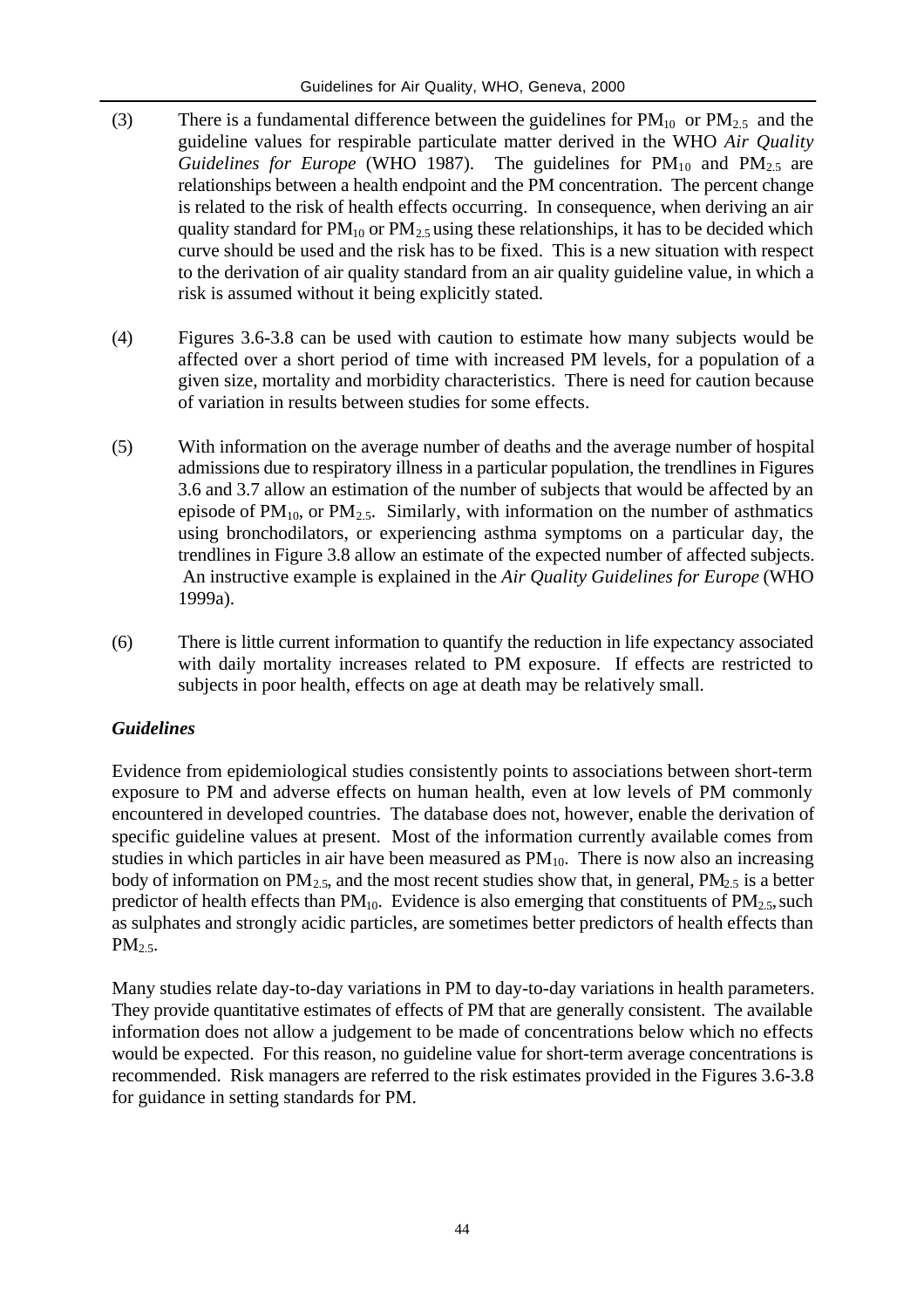(3) There is a fundamental difference between the guidelines for $PM_{10}$ or $PM_{2.5}$ and the guideline values for respirable particulate matter derived in the WHO *Air Quality Guidelines for Europe* (WHO 1987). The guidelines for $PM_{10}$ and $PM_{2.5}$ are relationships between a health endpoint and the PM concentration. The percent change is related to the risk of health effects occurring. In consequence, when deriving an air quality standard for $PM_{10}$ or $PM_{2.5}$ using these relationships, it has to be decided which curve should be used and the risk has to be fixed. This is a new situation with respect to the derivation of air quality standard from an air quality guideline value, in which a risk is assumed without it being explicitly stated.

(4) Figures 3.6-3.8 can be used with caution to estimate how many subjects would be affected over a short period of time with increased PM levels, for a population of a given size, mortality and morbidity characteristics. There is need for caution because of variation in results between studies for some effects.

(5) With information on the average number of deaths and the average number of hospital admissions due to respiratory illness in a particular population, the trendlines in Figures 3.6 and 3.7 allow an estimation of the number of subjects that would be affected by an episode of $PM_{10}$, or $PM_{2.5}$. Similarly, with information on the number of asthmatics using bronchodilators, or experiencing asthma symptoms on a particular day, the trendlines in Figure 3.8 allow an estimate of the expected number of affected subjects. An instructive example is explained in the *Air Quality Guidelines for Europe* (WHO 1999a).

(6) There is little current information to quantify the reduction in life expectancy associated with daily mortality increases related to PM exposure. If effects are restricted to subjects in poor health, effects on age at death may be relatively small.

### *Guidelines*

Evidence from epidemiological studies consistently points to associations between short-term exposure to PM and adverse effects on human health, even at low levels of PM commonly encountered in developed countries. The database does not, however, enable the derivation of specific guideline values at present. Most of the information currently available comes from studies in which particles in air have been measured as $PM_{10}$. There is now also an increasing body of information on $PM_{2.5}$, and the most recent studies show that, in general, $PM_{2.5}$ is a better predictor of health effects than $PM_{10}$. Evidence is also emerging that constituents of $PM_{2.5}$, such as sulphates and strongly acidic particles, are sometimes better predictors of health effects than $PM_{2.5}$.

Many studies relate day-to-day variations in PM to day-to-day variations in health parameters. They provide quantitative estimates of effects of PM that are generally consistent. The available information does not allow a judgement to be made of concentrations below which no effects would be expected. For this reason, no guideline value for short-term average concentrations is recommended. Risk managers are referred to the risk estimates provided in the Figures 3.6-3.8 for guidance in setting standards for PM.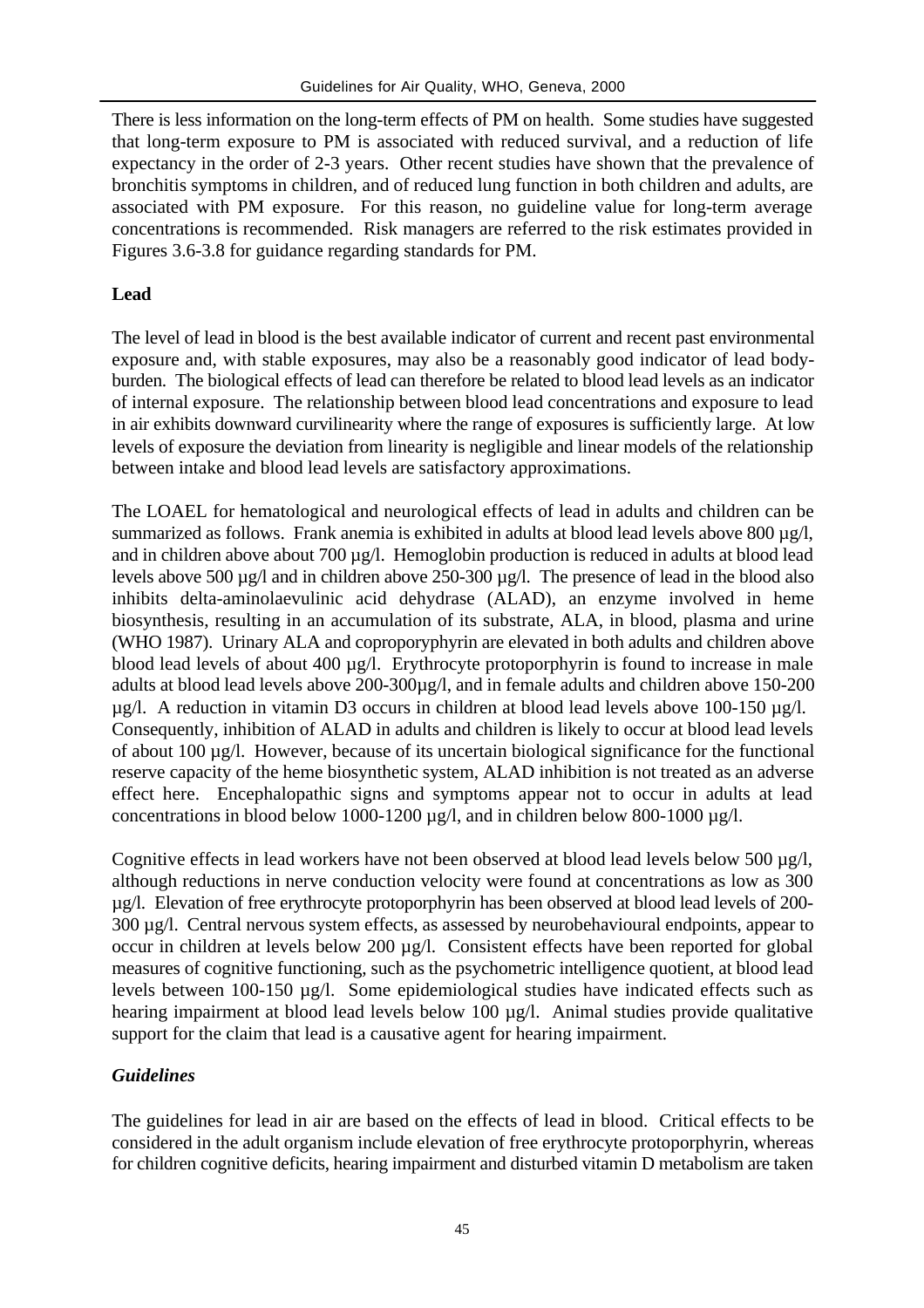There is less information on the long-term effects of PM on health. Some studies have suggested that long-term exposure to PM is associated with reduced survival, and a reduction of life expectancy in the order of 2-3 years. Other recent studies have shown that the prevalence of bronchitis symptoms in children, and of reduced lung function in both children and adults, are associated with PM exposure. For this reason, no guideline value for long-term average concentrations is recommended. Risk managers are referred to the risk estimates provided in Figures 3.6-3.8 for guidance regarding standards for PM.

**Lead**

The level of lead in blood is the best available indicator of current and recent past environmental exposure and, with stable exposures, may also be a reasonably good indicator of lead body-burden. The biological effects of lead can therefore be related to blood lead levels as an indicator of internal exposure. The relationship between blood lead concentrations and exposure to lead in air exhibits downward curvilinearity where the range of exposures is sufficiently large. At low levels of exposure the deviation from linearity is negligible and linear models of the relationship between intake and blood lead levels are satisfactory approximations.

The LOAEL for hematological and neurological effects of lead in adults and children can be summarized as follows. Frank anemia is exhibited in adults at blood lead levels above 800 µg/l, and in children above about 700 µg/l. Hemoglobin production is reduced in adults at blood lead levels above 500 µg/l and in children above 250-300 µg/l. The presence of lead in the blood also inhibits delta-aminolaevulinic acid dehydrase (ALAD), an enzyme involved in heme biosynthesis, resulting in an accumulation of its substrate, ALA, in blood, plasma and urine (WHO 1987). Urinary ALA and coproporyphyrin are elevated in both adults and children above blood lead levels of about 400 µg/l. Erythrocyte protoporphyrin is found to increase in male adults at blood lead levels above 200-300µg/l, and in female adults and children above 150-200 µg/l. A reduction in vitamin D3 occurs in children at blood lead levels above 100-150 µg/l. Consequently, inhibition of ALAD in adults and children is likely to occur at blood lead levels of about 100 µg/l. However, because of its uncertain biological significance for the functional reserve capacity of the heme biosynthetic system, ALAD inhibition is not treated as an adverse effect here. Encephalopathic signs and symptoms appear not to occur in adults at lead concentrations in blood below 1000-1200 µg/l, and in children below 800-1000 µg/l.

Cognitive effects in lead workers have not been observed at blood lead levels below 500 µg/l, although reductions in nerve conduction velocity were found at concentrations as low as 300 µg/l. Elevation of free erythrocyte protoporphyrin has been observed at blood lead levels of 200-300 µg/l. Central nervous system effects, as assessed by neurobehavioural endpoints, appear to occur in children at levels below 200 µg/l. Consistent effects have been reported for global measures of cognitive functioning, such as the psychometric intelligence quotient, at blood lead levels between 100-150 µg/l. Some epidemiological studies have indicated effects such as hearing impairment at blood lead levels below 100 µg/l. Animal studies provide qualitative support for the claim that lead is a causative agent for hearing impairment.

***Guidelines***

The guidelines for lead in air are based on the effects of lead in blood. Critical effects to be considered in the adult organism include elevation of free erythrocyte protoporphyrin, whereas for children cognitive deficits, hearing impairment and disturbed vitamin D metabolism are taken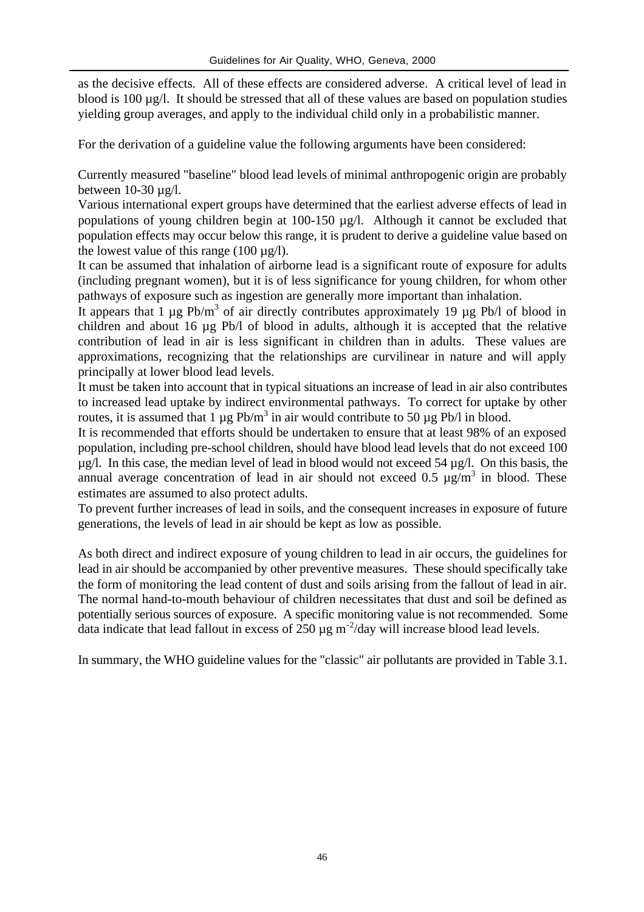as the decisive effects. All of these effects are considered adverse. A critical level of lead in blood is 100 µg/l. It should be stressed that all of these values are based on population studies yielding group averages, and apply to the individual child only in a probabilistic manner.

For the derivation of a guideline value the following arguments have been considered:

Currently measured "baseline" blood lead levels of minimal anthropogenic origin are probably between 10-30 µg/l.

Various international expert groups have determined that the earliest adverse effects of lead in populations of young children begin at 100-150 µg/l. Although it cannot be excluded that population effects may occur below this range, it is prudent to derive a guideline value based on the lowest value of this range (100 µg/l).

It can be assumed that inhalation of airborne lead is a significant route of exposure for adults (including pregnant women), but it is of less significance for young children, for whom other pathways of exposure such as ingestion are generally more important than inhalation.

It appears that 1 µg Pb/m$^3$ of air directly contributes approximately 19 µg Pb/l of blood in children and about 16 µg Pb/l of blood in adults, although it is accepted that the relative contribution of lead in air is less significant in children than in adults. These values are approximations, recognizing that the relationships are curvilinear in nature and will apply principally at lower blood lead levels.

It must be taken into account that in typical situations an increase of lead in air also contributes to increased lead uptake by indirect environmental pathways. To correct for uptake by other routes, it is assumed that 1 µg Pb/m$^3$ in air would contribute to 50 µg Pb/l in blood.

It is recommended that efforts should be undertaken to ensure that at least 98% of an exposed population, including pre-school children, should have blood lead levels that do not exceed 100 µg/l. In this case, the median level of lead in blood would not exceed 54 µg/l. On this basis, the annual average concentration of lead in air should not exceed 0.5 µg/m$^3$ in blood. These estimates are assumed to also protect adults.

To prevent further increases of lead in soils, and the consequent increases in exposure of future generations, the levels of lead in air should be kept as low as possible.

As both direct and indirect exposure of young children to lead in air occurs, the guidelines for lead in air should be accompanied by other preventive measures. These should specifically take the form of monitoring the lead content of dust and soils arising from the fallout of lead in air. The normal hand-to-mouth behaviour of children necessitates that dust and soil be defined as potentially serious sources of exposure. A specific monitoring value is not recommended. Some data indicate that lead fallout in excess of 250 µg m$^{-2}$/day will increase blood lead levels.

In summary, the WHO guideline values for the "classic" air pollutants are provided in Table 3.1.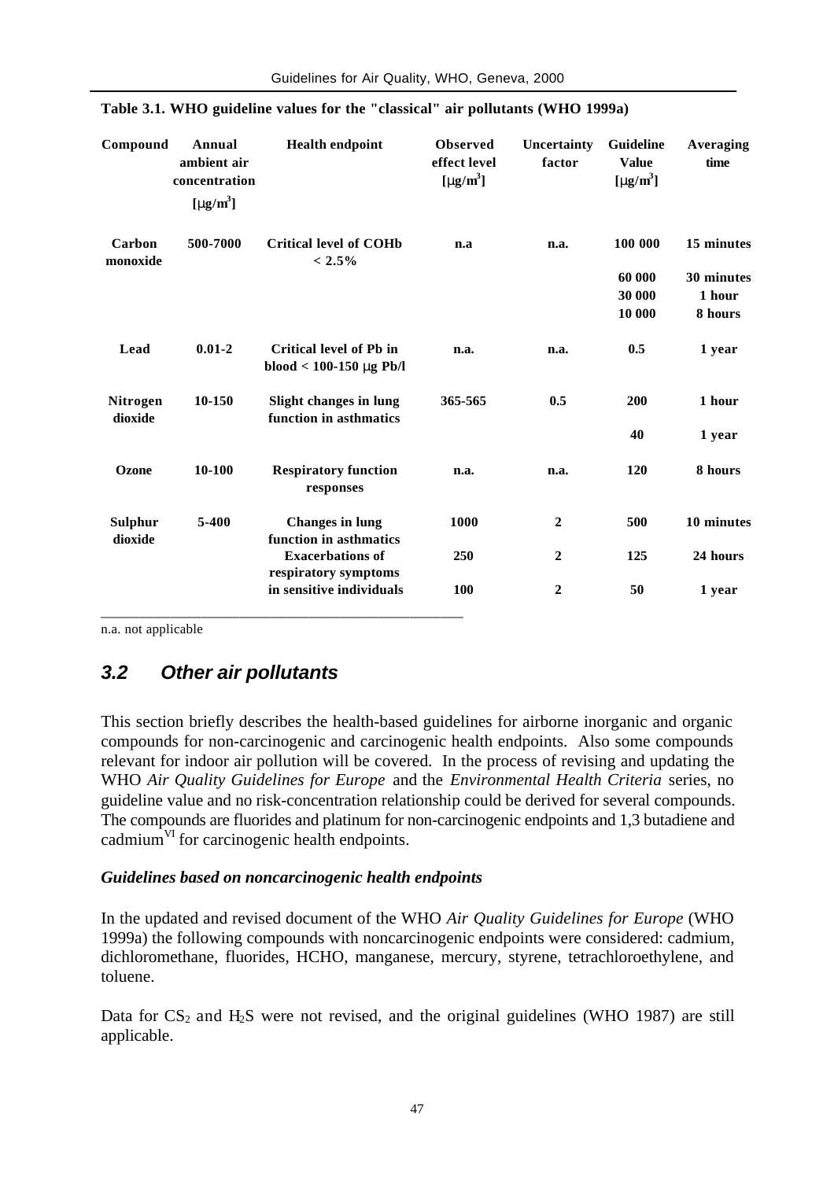**Table 3.1. WHO guideline values for the "classical" air pollutants (WHO 1999a)**

| Compound | Annual ambient air concentration [μg/m$^3$] | Health endpoint | Observed effect level [μg/m$^3$] | Uncertainty factor | Guideline Value [μg/m$^3$] | Averaging time |
|---|---|---|---|---|---|---|
| Carbon monoxide | 500-7000 | Critical level of COHb < 2.5% | n.a | n.a. | 100 000 | 15 minutes |
| | | | | | 60 000 | 30 minutes |
| | | | | | 30 000 | 1 hour |
| | | | | | 10 000 | 8 hours |
| Lead | 0.01-2 | Critical level of Pb in blood < 100-150 μg Pb/l | n.a. | n.a. | 0.5 | 1 year |
| Nitrogen dioxide | 10-150 | Slight changes in lung function in asthmatics | 365-565 | 0.5 | 200 | 1 hour |
| | | | | | 40 | 1 year |
| Ozone | 10-100 | Respiratory function responses | n.a. | n.a. | 120 | 8 hours |
| Sulphur dioxide | 5-400 | Changes in lung function in asthmatics | 1000 | 2 | 500 | 10 minutes |
| | | Exacerbations of respiratory symptoms | 250 | 2 | 125 | 24 hours |
| | | in sensitive individuals | 100 | 2 | 50 | 1 year |

n.a. not applicable

## 3.2 Other air pollutants

This section briefly describes the health-based guidelines for airborne inorganic and organic compounds for non-carcinogenic and carcinogenic health endpoints. Also some compounds relevant for indoor air pollution will be covered. In the process of revising and updating the WHO *Air Quality Guidelines for Europe* and the *Environmental Health Criteria* series, no guideline value and no risk-concentration relationship could be derived for several compounds. The compounds are fluorides and platinum for non-carcinogenic endpoints and 1,3 butadiene and cadmium$^{VI}$ for carcinogenic health endpoints.

### *Guidelines based on noncarcinogenic health endpoints*

In the updated and revised document of the WHO *Air Quality Guidelines for Europe* (WHO 1999a) the following compounds with noncarcinogenic endpoints were considered: cadmium, dichloromethane, fluorides, HCHO, manganese, mercury, styrene, tetrachloroethylene, and toluene.

Data for $CS_2$ and $H_2S$ were not revised, and the original guidelines (WHO 1987) are still applicable.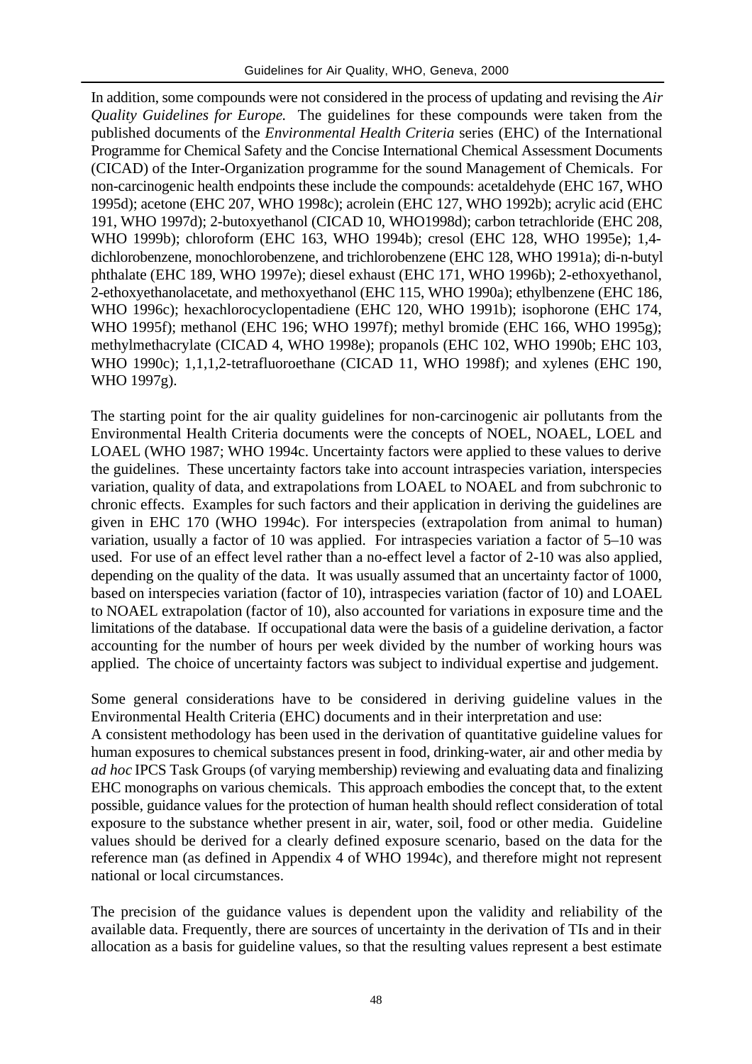In addition, some compounds were not considered in the process of updating and revising the *Air Quality Guidelines for Europe.* The guidelines for these compounds were taken from the published documents of the *Environmental Health Criteria* series (EHC) of the International Programme for Chemical Safety and the Concise International Chemical Assessment Documents (CICAD) of the Inter-Organization programme for the sound Management of Chemicals. For non-carcinogenic health endpoints these include the compounds: acetaldehyde (EHC 167, WHO 1995d); acetone (EHC 207, WHO 1998c); acrolein (EHC 127, WHO 1992b); acrylic acid (EHC 191, WHO 1997d); 2-butoxyethanol (CICAD 10, WHO1998d); carbon tetrachloride (EHC 208, WHO 1999b); chloroform (EHC 163, WHO 1994b); cresol (EHC 128, WHO 1995e); 1,4-dichlorobenzene, monochlorobenzene, and trichlorobenzene (EHC 128, WHO 1991a); di-n-butyl phthalate (EHC 189, WHO 1997e); diesel exhaust (EHC 171, WHO 1996b); 2-ethoxyethanol, 2-ethoxyethanolacetate, and methoxyethanol (EHC 115, WHO 1990a); ethylbenzene (EHC 186, WHO 1996c); hexachlorocyclopentadiene (EHC 120, WHO 1991b); isophorone (EHC 174, WHO 1995f); methanol (EHC 196; WHO 1997f); methyl bromide (EHC 166, WHO 1995g); methylmethacrylate (CICAD 4, WHO 1998e); propanols (EHC 102, WHO 1990b; EHC 103, WHO 1990c); 1,1,1,2-tetrafluoroethane (CICAD 11, WHO 1998f); and xylenes (EHC 190, WHO 1997g).

The starting point for the air quality guidelines for non-carcinogenic air pollutants from the Environmental Health Criteria documents were the concepts of NOEL, NOAEL, LOEL and LOAEL (WHO 1987; WHO 1994c. Uncertainty factors were applied to these values to derive the guidelines. These uncertainty factors take into account intraspecies variation, interspecies variation, quality of data, and extrapolations from LOAEL to NOAEL and from subchronic to chronic effects. Examples for such factors and their application in deriving the guidelines are given in EHC 170 (WHO 1994c). For interspecies (extrapolation from animal to human) variation, usually a factor of 10 was applied. For intraspecies variation a factor of 5–10 was used. For use of an effect level rather than a no-effect level a factor of 2-10 was also applied, depending on the quality of the data. It was usually assumed that an uncertainty factor of 1000, based on interspecies variation (factor of 10), intraspecies variation (factor of 10) and LOAEL to NOAEL extrapolation (factor of 10), also accounted for variations in exposure time and the limitations of the database. If occupational data were the basis of a guideline derivation, a factor accounting for the number of hours per week divided by the number of working hours was applied. The choice of uncertainty factors was subject to individual expertise and judgement.

Some general considerations have to be considered in deriving guideline values in the Environmental Health Criteria (EHC) documents and in their interpretation and use:
A consistent methodology has been used in the derivation of quantitative guideline values for human exposures to chemical substances present in food, drinking-water, air and other media by *ad hoc* IPCS Task Groups (of varying membership) reviewing and evaluating data and finalizing EHC monographs on various chemicals. This approach embodies the concept that, to the extent possible, guidance values for the protection of human health should reflect consideration of total exposure to the substance whether present in air, water, soil, food or other media. Guideline values should be derived for a clearly defined exposure scenario, based on the data for the reference man (as defined in Appendix 4 of WHO 1994c), and therefore might not represent national or local circumstances.

The precision of the guidance values is dependent upon the validity and reliability of the available data. Frequently, there are sources of uncertainty in the derivation of TIs and in their allocation as a basis for guideline values, so that the resulting values represent a best estimate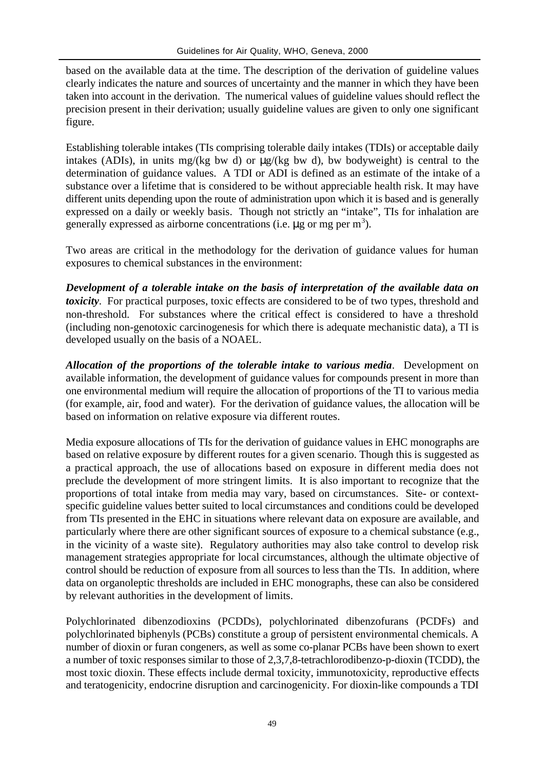based on the available data at the time. The description of the derivation of guideline values clearly indicates the nature and sources of uncertainty and the manner in which they have been taken into account in the derivation. The numerical values of guideline values should reflect the precision present in their derivation; usually guideline values are given to only one significant figure.

Establishing tolerable intakes (TIs comprising tolerable daily intakes (TDIs) or acceptable daily intakes (ADIs), in units mg/(kg bw d) or μg/(kg bw d), bw bodyweight) is central to the determination of guidance values. A TDI or ADI is defined as an estimate of the intake of a substance over a lifetime that is considered to be without appreciable health risk. It may have different units depending upon the route of administration upon which it is based and is generally expressed on a daily or weekly basis. Though not strictly an "intake", TIs for inhalation are generally expressed as airborne concentrations (i.e. μg or mg per $m^3$).

Two areas are critical in the methodology for the derivation of guidance values for human exposures to chemical substances in the environment:

***Development of a tolerable intake on the basis of interpretation of the available data on toxicity***. For practical purposes, toxic effects are considered to be of two types, threshold and non-threshold. For substances where the critical effect is considered to have a threshold (including non-genotoxic carcinogenesis for which there is adequate mechanistic data), a TI is developed usually on the basis of a NOAEL.

***Allocation of the proportions of the tolerable intake to various media***. Development on available information, the development of guidance values for compounds present in more than one environmental medium will require the allocation of proportions of the TI to various media (for example, air, food and water). For the derivation of guidance values, the allocation will be based on information on relative exposure via different routes.

Media exposure allocations of TIs for the derivation of guidance values in EHC monographs are based on relative exposure by different routes for a given scenario. Though this is suggested as a practical approach, the use of allocations based on exposure in different media does not preclude the development of more stringent limits. It is also important to recognize that the proportions of total intake from media may vary, based on circumstances. Site- or context-specific guideline values better suited to local circumstances and conditions could be developed from TIs presented in the EHC in situations where relevant data on exposure are available, and particularly where there are other significant sources of exposure to a chemical substance (e.g., in the vicinity of a waste site). Regulatory authorities may also take control to develop risk management strategies appropriate for local circumstances, although the ultimate objective of control should be reduction of exposure from all sources to less than the TIs. In addition, where data on organoleptic thresholds are included in EHC monographs, these can also be considered by relevant authorities in the development of limits.

Polychlorinated dibenzodioxins (PCDDs), polychlorinated dibenzofurans (PCDFs) and polychlorinated biphenyls (PCBs) constitute a group of persistent environmental chemicals. A number of dioxin or furan congeners, as well as some co-planar PCBs have been shown to exert a number of toxic responses similar to those of 2,3,7,8-tetrachlorodibenzo-p-dioxin (TCDD), the most toxic dioxin. These effects include dermal toxicity, immunotoxicity, reproductive effects and teratogenicity, endocrine disruption and carcinogenicity. For dioxin-like compounds a TDI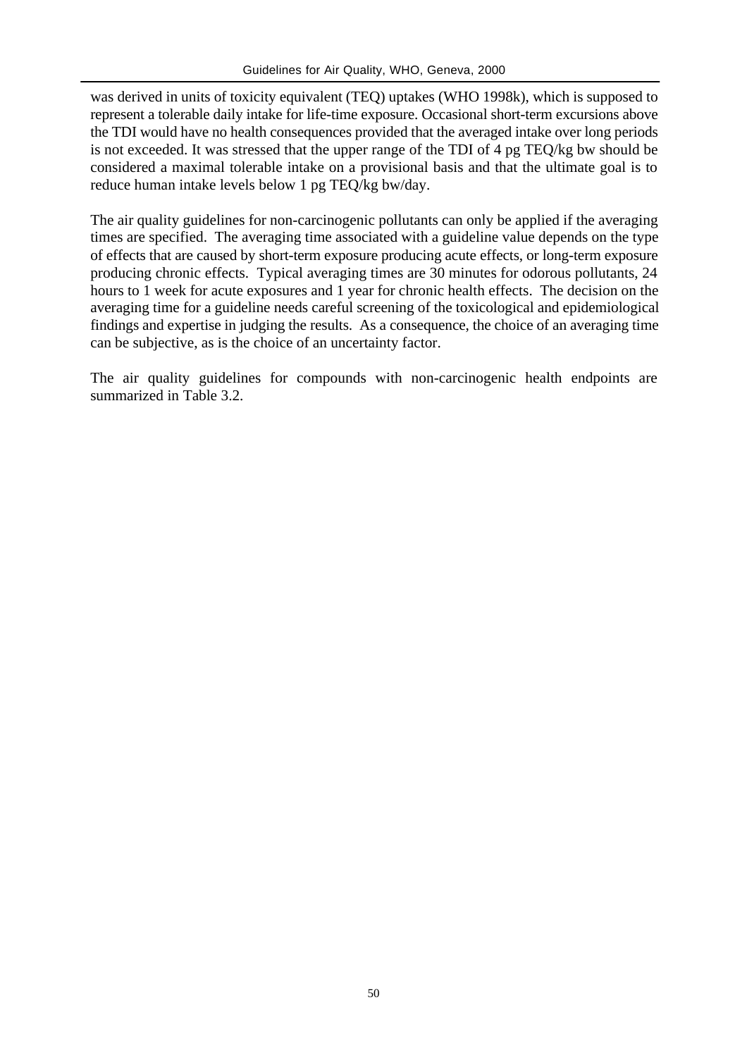was derived in units of toxicity equivalent (TEQ) uptakes (WHO 1998k), which is supposed to represent a tolerable daily intake for life-time exposure. Occasional short-term excursions above the TDI would have no health consequences provided that the averaged intake over long periods is not exceeded. It was stressed that the upper range of the TDI of 4 pg TEQ/kg bw should be considered a maximal tolerable intake on a provisional basis and that the ultimate goal is to reduce human intake levels below 1 pg TEQ/kg bw/day.

The air quality guidelines for non-carcinogenic pollutants can only be applied if the averaging times are specified. The averaging time associated with a guideline value depends on the type of effects that are caused by short-term exposure producing acute effects, or long-term exposure producing chronic effects. Typical averaging times are 30 minutes for odorous pollutants, 24 hours to 1 week for acute exposures and 1 year for chronic health effects. The decision on the averaging time for a guideline needs careful screening of the toxicological and epidemiological findings and expertise in judging the results. As a consequence, the choice of an averaging time can be subjective, as is the choice of an uncertainty factor.

The air quality guidelines for compounds with non-carcinogenic health endpoints are summarized in Table 3.2.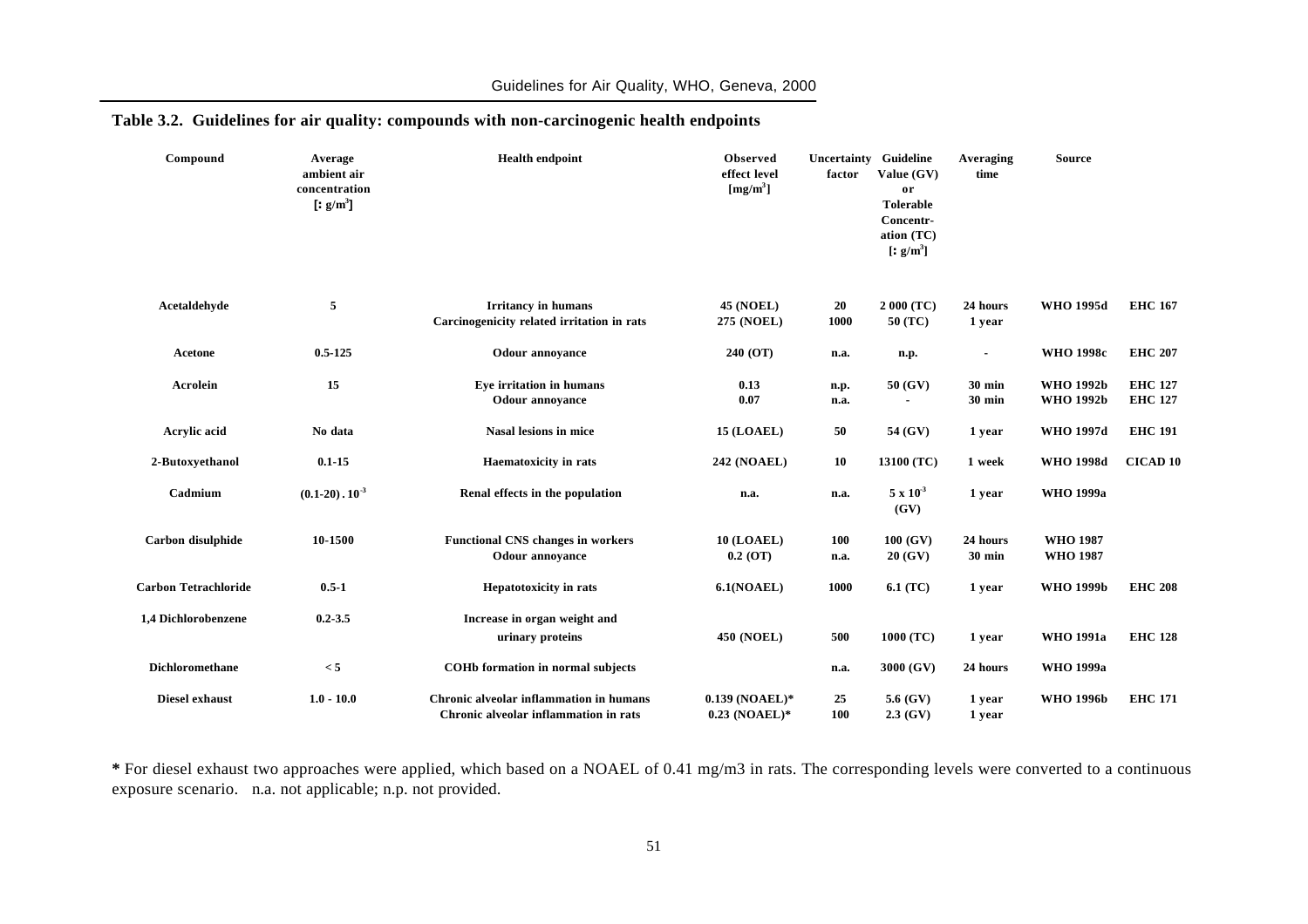## Table 3.2. Guidelines for air quality: compounds with non-carcinogenic health endpoints

| Compound | Average ambient air concentration [: g/m$^3$] | Health endpoint | Observed effect level [mg/m$^3$] | Uncertainty factor | Guideline Value (GV) or Tolerable Concentration (TC) [: g/m$^3$] | Averaging time | Source | |
|---|---|---|---|---|---|---|---|---|
| Acetaldehyde | 5 | Irritancy in humans | 45 (NOEL) | 20 | 2 000 (TC) | 24 hours | WHO 1995d | EHC 167 |
| | | Carcinogenicity related irritation in rats | 275 (NOEL) | 1000 | 50 (TC) | 1 year | | |
| Acetone | 0.5-125 | Odour annoyance | 240 (OT) | n.a. | n.p. | - | WHO 1998c | EHC 207 |
| Acrolein | 15 | Eye irritation in humans | 0.13 | n.p. | 50 (GV) | 30 min | WHO 1992b | EHC 127 |
| | | Odour annoyance | 0.07 | n.a. | - | 30 min | WHO 1992b | EHC 127 |
| Acrylic acid | No data | Nasal lesions in mice | 15 (LOAEL) | 50 | 54 (GV) | 1 year | WHO 1997d | EHC 191 |
| 2-Butoxyethanol | 0.1-15 | Haematoxicity in rats | 242 (NOAEL) | 10 | 13100 (TC) | 1 week | WHO 1998d | CICAD 10 |
| Cadmium | $(0.1\text{-}20) . 10^{-3}$ | Renal effects in the population | n.a. | n.a. | $5 \times 10^{-3}$ (GV) | 1 year | WHO 1999a | |
| Carbon disulphide | 10-1500 | Functional CNS changes in workers | 10 (LOAEL) | 100 | 100 (GV) | 24 hours | WHO 1987 | |
| | | Odour annoyance | 0.2 (OT) | n.a. | 20 (GV) | 30 min | WHO 1987 | |
| Carbon Tetrachloride | 0.5-1 | Hepatotoxicity in rats | 6.1(NOAEL) | 1000 | 6.1 (TC) | 1 year | WHO 1999b | EHC 208 |
| 1,4 Dichlorobenzene | 0.2-3.5 | Increase in organ weight and urinary proteins | 450 (NOEL) | 500 | 1000 (TC) | 1 year | WHO 1991a | EHC 128 |
| Dichloromethane | < 5 | COHb formation in normal subjects | | n.a. | 3000 (GV) | 24 hours | WHO 1999a | |
| Diesel exhaust | 1.0 - 10.0 | Chronic alveolar inflammation in humans | 0.139 (NOAEL)* | 25 | 5.6 (GV) | 1 year | WHO 1996b | EHC 171 |
| | | Chronic alveolar inflammation in rats | 0.23 (NOAEL)* | 100 | 2.3 (GV) | 1 year | | |

* For diesel exhaust two approaches were applied, which based on a NOAEL of 0.41 mg/m3 in rats. The corresponding levels were converted to a continuous exposure scenario. n.a. not applicable; n.p. not provided.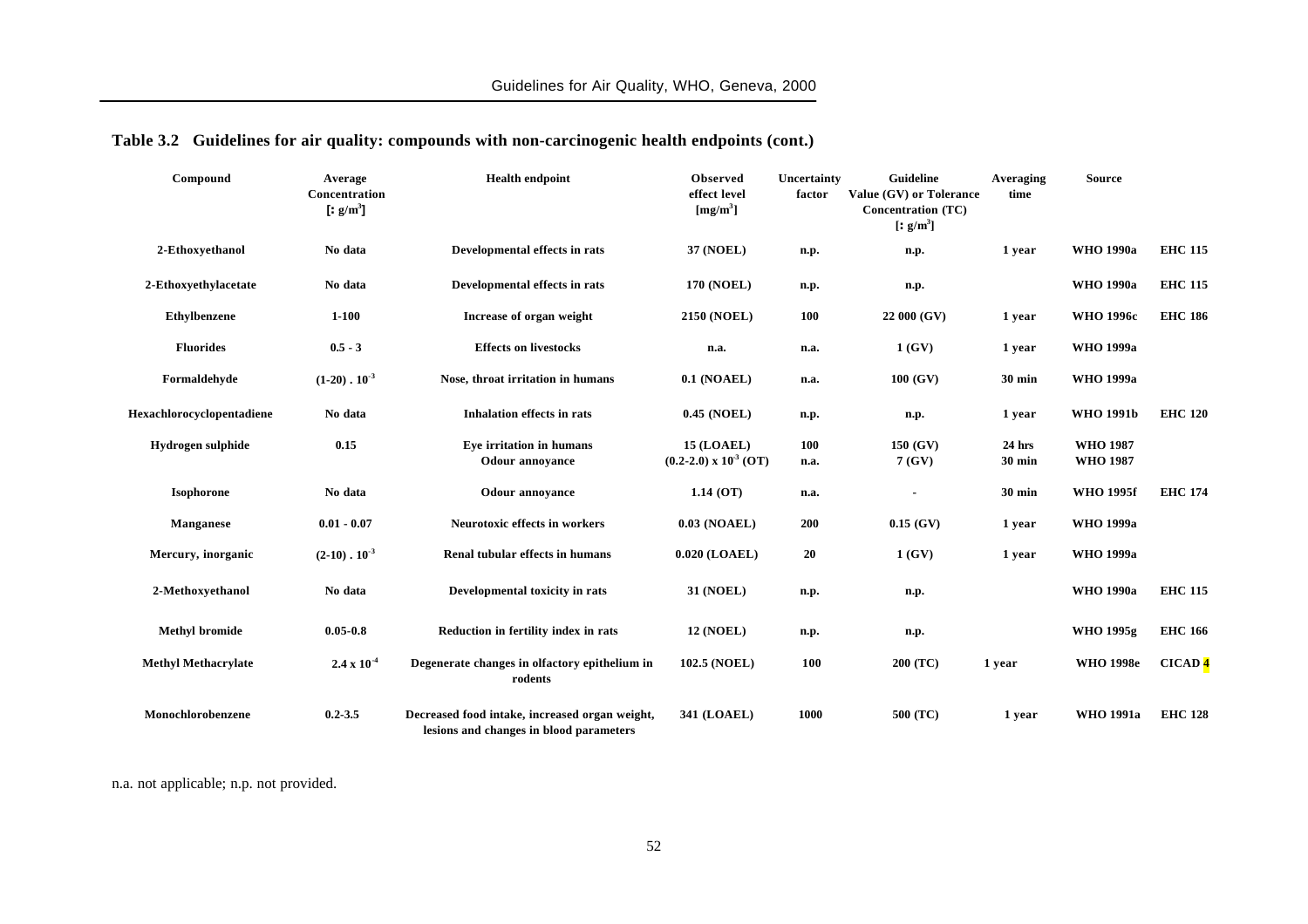## Table 3.2 Guidelines for air quality: compounds with non-carcinogenic health endpoints (cont.)

| Compound | Average Concentration [µg/m³] | Health endpoint | Observed effect level [mg/m³] | Uncertainty factor | Guideline Value (GV) or Tolerance Concentration (TC) [µg/m³] | Averaging time | Source | |
|---|---|---|---|---|---|---|---|---|
| 2-Ethoxyethanol | No data | Developmental effects in rats | 37 (NOEL) | n.p. | n.p. | 1 year | WHO 1990a | EHC 115 |
| 2-Ethoxyethylacetate | No data | Developmental effects in rats | 170 (NOEL) | n.p. | n.p. | | WHO 1990a | EHC 115 |
| Ethylbenzene | 1-100 | Increase of organ weight | 2150 (NOEL) | 100 | 22 000 (GV) | 1 year | WHO 1996c | EHC 186 |
| Fluorides | 0.5 - 3 | Effects on livestocks | n.a. | n.a. | 1 (GV) | 1 year | WHO 1999a | |
| Formaldehyde | $(1\text{-}20) \cdot 10^{-3}$ | Nose, throat irritation in humans | 0.1 (NOAEL) | n.a. | 100 (GV) | 30 min | WHO 1999a | |
| Hexachlorocyclopentadiene | No data | Inhalation effects in rats | 0.45 (NOEL) | n.p. | n.p. | 1 year | WHO 1991b | EHC 120 |
| Hydrogen sulphide | 0.15 | Eye irritation in humans<br>Odour annoyance | 15 (LOAEL)<br>$(0.2\text{-}2.0) \times 10^{-3}$ (OT) | 100<br>n.a. | 150 (GV)<br>7 (GV) | 24 hrs<br>30 min | WHO 1987<br>WHO 1987 | |
| Isophorone | No data | Odour annoyance | 1.14 (OT) | n.a. | - | 30 min | WHO 1995f | EHC 174 |
| Manganese | 0.01 - 0.07 | Neurotoxic effects in workers | 0.03 (NOAEL) | 200 | 0.15 (GV) | 1 year | WHO 1999a | |
| Mercury, inorganic | $(2\text{-}10) \cdot 10^{-3}$ | Renal tubular effects in humans | 0.020 (LOAEL) | 20 | 1 (GV) | 1 year | WHO 1999a | |
| 2-Methoxyethanol | No data | Developmental toxicity in rats | 31 (NOEL) | n.p. | n.p. | | WHO 1990a | EHC 115 |
| Methyl bromide | 0.05-0.8 | Reduction in fertility index in rats | 12 (NOEL) | n.p. | n.p. | | WHO 1995g | EHC 166 |
| Methyl Methacrylate | $2.4 \times 10^{-4}$ | Degenerate changes in olfactory epithelium in rodents | 102.5 (NOEL) | 100 | 200 (TC) | 1 year | WHO 1998e | CICAD 4 |
| Monochlorobenzene | 0.2-3.5 | Decreased food intake, increased organ weight, lesions and changes in blood parameters | 341 (LOAEL) | 1000 | 500 (TC) | 1 year | WHO 1991a | EHC 128 |

n.a. not applicable; n.p. not provided.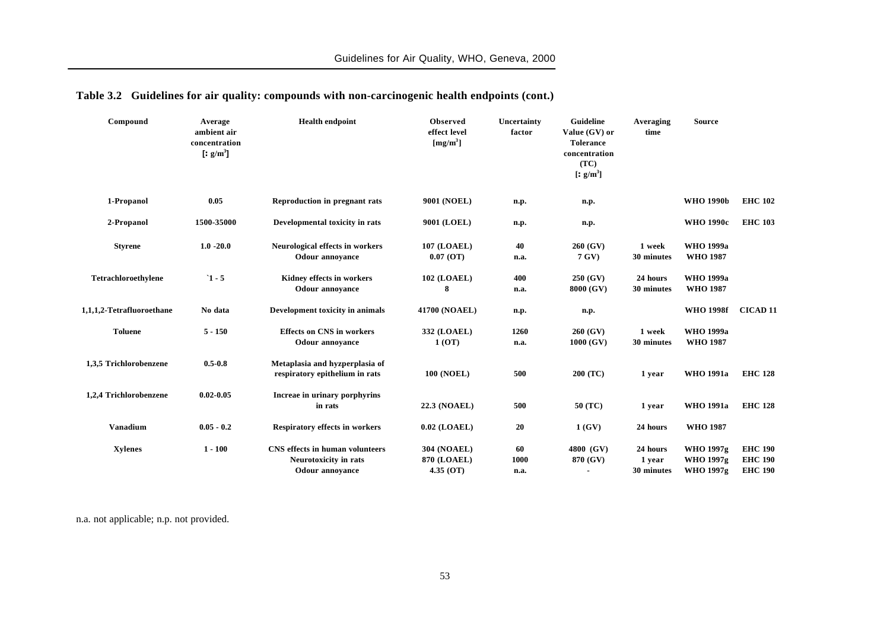**Table 3.2 Guidelines for air quality: compounds with non-carcinogenic health endpoints (cont.)**

| Compound | Average ambient air concentration [: g/m$^3$] | Health endpoint | Observed effect level [mg/m$^3$] | Uncertainty factor | Guideline Value (GV) or Tolerance concentration (TC) [: g/m$^3$] | Averaging time | Source | |
|---|---|---|---|---|---|---|---|---|
| 1-Propanol | 0.05 | Reproduction in pregnant rats | 9001 (NOEL) | n.p. | n.p. | | WHO 1990b | EHC 102 |
| 2-Propanol | 1500-35000 | Developmental toxicity in rats | 9001 (LOEL) | n.p. | n.p. | | WHO 1990c | EHC 103 |
| Styrene | 1.0 -20.0 | Neurological effects in workers | 107 (LOAEL) | 40 | 260 (GV) | 1 week | WHO 1999a | |
| | | Odour annoyance | 0.07 (OT) | n.a. | 7 GV) | 30 minutes | WHO 1987 | |
| Tetrachloroethylene | `1 - 5 | Kidney effects in workers | 102 (LOAEL) | 400 | 250 (GV) | 24 hours | WHO 1999a | |
| | | Odour annoyance | 8 | n.a. | 8000 (GV) | 30 minutes | WHO 1987 | |
| 1,1,1,2-Tetrafluoroethane | No data | Development toxicity in animals | 41700 (NOAEL) | n.p. | n.p. | | WHO 1998f | CICAD 11 |
| Toluene | 5 - 150 | Effects on CNS in workers | 332 (LOAEL) | 1260 | 260 (GV) | 1 week | WHO 1999a | |
| | | Odour annoyance | 1 (OT) | n.a. | 1000 (GV) | 30 minutes | WHO 1987 | |
| 1,3,5 Trichlorobenzene | 0.5-0.8 | Metaplasia and hyzperplasia of respiratory epithelium in rats | 100 (NOEL) | 500 | 200 (TC) | 1 year | WHO 1991a | EHC 128 |
| 1,2,4 Trichlorobenzene | 0.02-0.05 | Increae in urinary porphyrins in rats | 22.3 (NOAEL) | 500 | 50 (TC) | 1 year | WHO 1991a | EHC 128 |
| Vanadium | 0.05 - 0.2 | Respiratory effects in workers | 0.02 (LOAEL) | 20 | 1 (GV) | 24 hours | WHO 1987 | |
| Xylenes | 1 - 100 | CNS effects in human volunteers | 304 (NOAEL) | 60 | 4800 (GV) | 24 hours | WHO 1997g | EHC 190 |
| | | Neurotoxicity in rats | 870 (LOAEL) | 1000 | 870 (GV) | 1 year | WHO 1997g | EHC 190 |
| | | Odour annoyance | 4.35 (OT) | n.a. | - | 30 minutes | WHO 1997g | EHC 190 |

n.a. not applicable; n.p. not provided.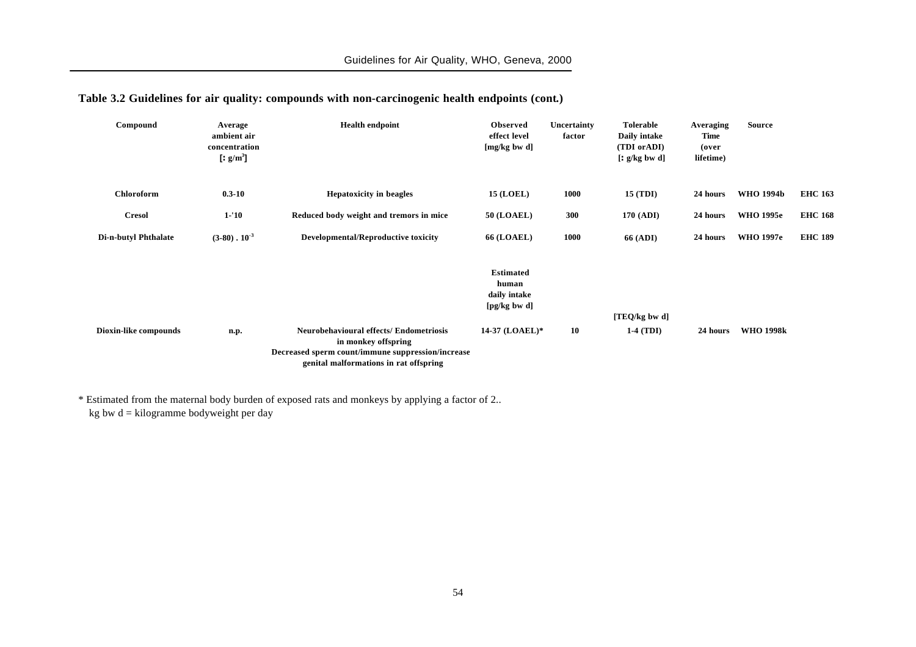## Table 3.2 Guidelines for air quality: compounds with non-carcinogenic health endpoints (cont.)

| Compound | Average ambient air concentration [: g/m³] | Health endpoint | Observed effect level [mg/kg bw d] | Uncertainty factor | Tolerable Daily intake (TDI orADI) [: g/kg bw d] | Averaging Time (over lifetime) | Source | |
|---|---|---|---|---|---|---|---|---|
| Chloroform | 0.3-10 | Hepatoxicity in beagles | 15 (LOEL) | 1000 | 15 (TDI) | 24 hours | WHO 1994b | EHC 163 |
| Cresol | 1-'10 | Reduced body weight and tremors in mice | 50 (LOAEL) | 300 | 170 (ADI) | 24 hours | WHO 1995e | EHC 168 |
| Di-n-butyl Phthalate | $(3\text{-}80) . 10^{-3}$ | Developmental/Reproductive toxicity | 66 (LOAEL) | 1000 | 66 (ADI) | 24 hours | WHO 1997e | EHC 189 |
| | | | Estimated human daily intake [pg/kg bw d] | | [TEQ/kg bw d] | | | |
| Dioxin-like compounds | n.p. | Neurobehavioural effects/ Endometriosis in monkey offspring<br>Decreased sperm count/immune suppression/increase genital malformations in rat offspring | 14-37 (LOAEL)* | 10 | 1-4 (TDI) | 24 hours | WHO 1998k | |

\* Estimated from the maternal body burden of exposed rats and monkeys by applying a factor of 2..
kg bw d = kilogramme bodyweight per day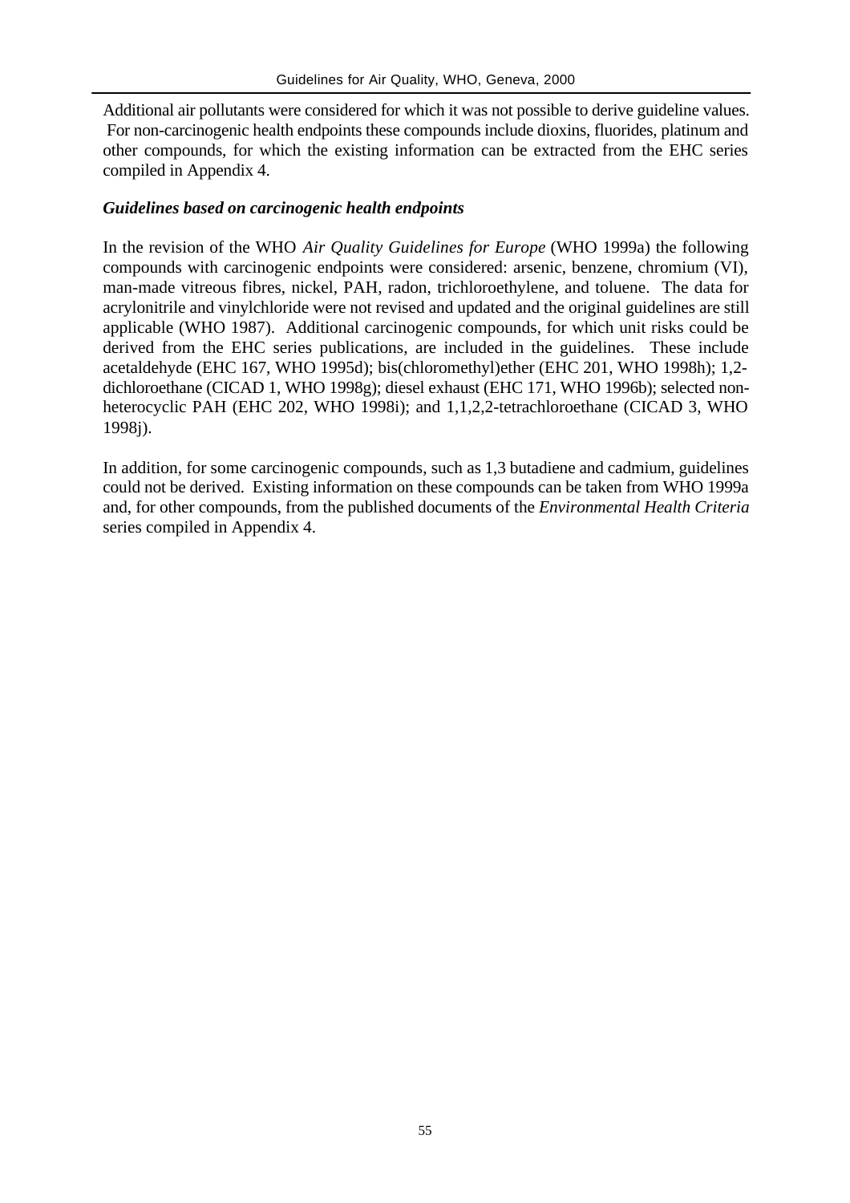Additional air pollutants were considered for which it was not possible to derive guideline values. For non-carcinogenic health endpoints these compounds include dioxins, fluorides, platinum and other compounds, for which the existing information can be extracted from the EHC series compiled in Appendix 4.

### *Guidelines based on carcinogenic health endpoints*

In the revision of the WHO *Air Quality Guidelines for Europe* (WHO 1999a) the following compounds with carcinogenic endpoints were considered: arsenic, benzene, chromium (VI), man-made vitreous fibres, nickel, PAH, radon, trichloroethylene, and toluene. The data for acrylonitrile and vinylchloride were not revised and updated and the original guidelines are still applicable (WHO 1987). Additional carcinogenic compounds, for which unit risks could be derived from the EHC series publications, are included in the guidelines. These include acetaldehyde (EHC 167, WHO 1995d); bis(chloromethyl)ether (EHC 201, WHO 1998h); 1,2-dichloroethane (CICAD 1, WHO 1998g); diesel exhaust (EHC 171, WHO 1996b); selected non-heterocyclic PAH (EHC 202, WHO 1998i); and 1,1,2,2-tetrachloroethane (CICAD 3, WHO 1998j).

In addition, for some carcinogenic compounds, such as 1,3 butadiene and cadmium, guidelines could not be derived. Existing information on these compounds can be taken from WHO 1999a and, for other compounds, from the published documents of the *Environmental Health Criteria* series compiled in Appendix 4.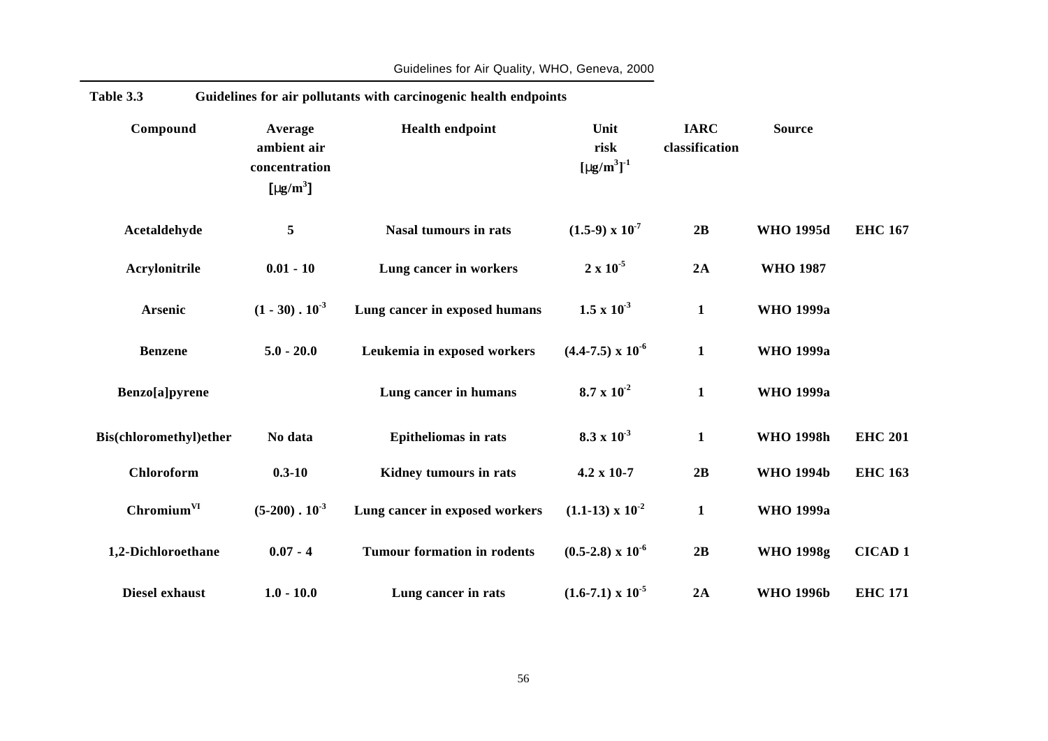**Table 3.3 Guidelines for air pollutants with carcinogenic health endpoints**

| Compound | Average ambient air concentration [μg/m$^3$] | Health endpoint | Unit risk [μg/m$^3$]$^{-1}$ | IARC classification | Source | |
|---|---|---|---|---|---|---|
| Acetaldehyde | 5 | Nasal tumours in rats | (1.5-9) x $10^{-7}$ | 2B | WHO 1995d | EHC 167 |
| Acrylonitrile | 0.01 - 10 | Lung cancer in workers | 2 x $10^{-5}$ | 2A | WHO 1987 | |
| Arsenic | (1 - 30) . $10^{-3}$ | Lung cancer in exposed humans | 1.5 x $10^{-3}$ | 1 | WHO 1999a | |
| Benzene | 5.0 - 20.0 | Leukemia in exposed workers | (4.4-7.5) x $10^{-6}$ | 1 | WHO 1999a | |
| Benzo[a]pyrene | | Lung cancer in humans | 8.7 x $10^{-2}$ | 1 | WHO 1999a | |
| Bis(chloromethyl)ether | No data | Epitheliomas in rats | 8.3 x $10^{-3}$ | 1 | WHO 1998h | EHC 201 |
| Chloroform | 0.3-10 | Kidney tumours in rats | 4.2 x 10-7 | 2B | WHO 1994b | EHC 163 |
| Chromium$^{VI}$ | (5-200) . $10^{-3}$ | Lung cancer in exposed workers | (1.1-13) x $10^{-2}$ | 1 | WHO 1999a | |
| 1,2-Dichloroethane | 0.07 - 4 | Tumour formation in rodents | (0.5-2.8) x $10^{-6}$ | 2B | WHO 1998g | CICAD 1 |
| Diesel exhaust | 1.0 - 10.0 | Lung cancer in rats | (1.6-7.1) x $10^{-5}$ | 2A | WHO 1996b | EHC 171 |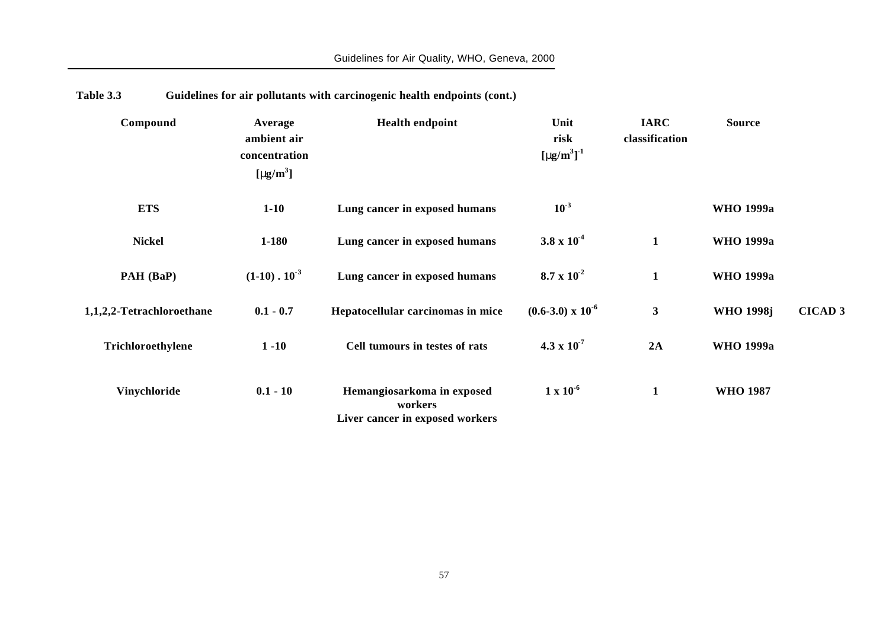**Table 3.3 Guidelines for air pollutants with carcinogenic health endpoints (cont.)**

| Compound | Average ambient air concentration [μg/m$^3$] | Health endpoint | Unit risk [μg/m$^3$]$^{-1}$ | IARC classification | Source | |
|---|---|---|---|---|---|---|
| ETS | 1-10 | Lung cancer in exposed humans | $10^{-3}$ | | WHO 1999a | |
| Nickel | 1-180 | Lung cancer in exposed humans | $3.8 \times 10^{-4}$ | 1 | WHO 1999a | |
| PAH (BaP) | $(1\text{-}10) . 10^{-3}$ | Lung cancer in exposed humans | $8.7 \times 10^{-2}$ | 1 | WHO 1999a | |
| 1,1,2,2-Tetrachloroethane | 0.1 - 0.7 | Hepatocellular carcinomas in mice | $(0.6\text{-}3.0) \times 10^{-6}$ | 3 | WHO 1998j | CICAD 3 |
| Trichloroethylene | 1 -10 | Cell tumours in testes of rats | $4.3 \times 10^{-7}$ | 2A | WHO 1999a | |
| Vinychloride | 0.1 - 10 | Hemangiosarkoma in exposed workers<br>Liver cancer in exposed workers | $1 \times 10^{-6}$ | 1 | WHO 1987 | |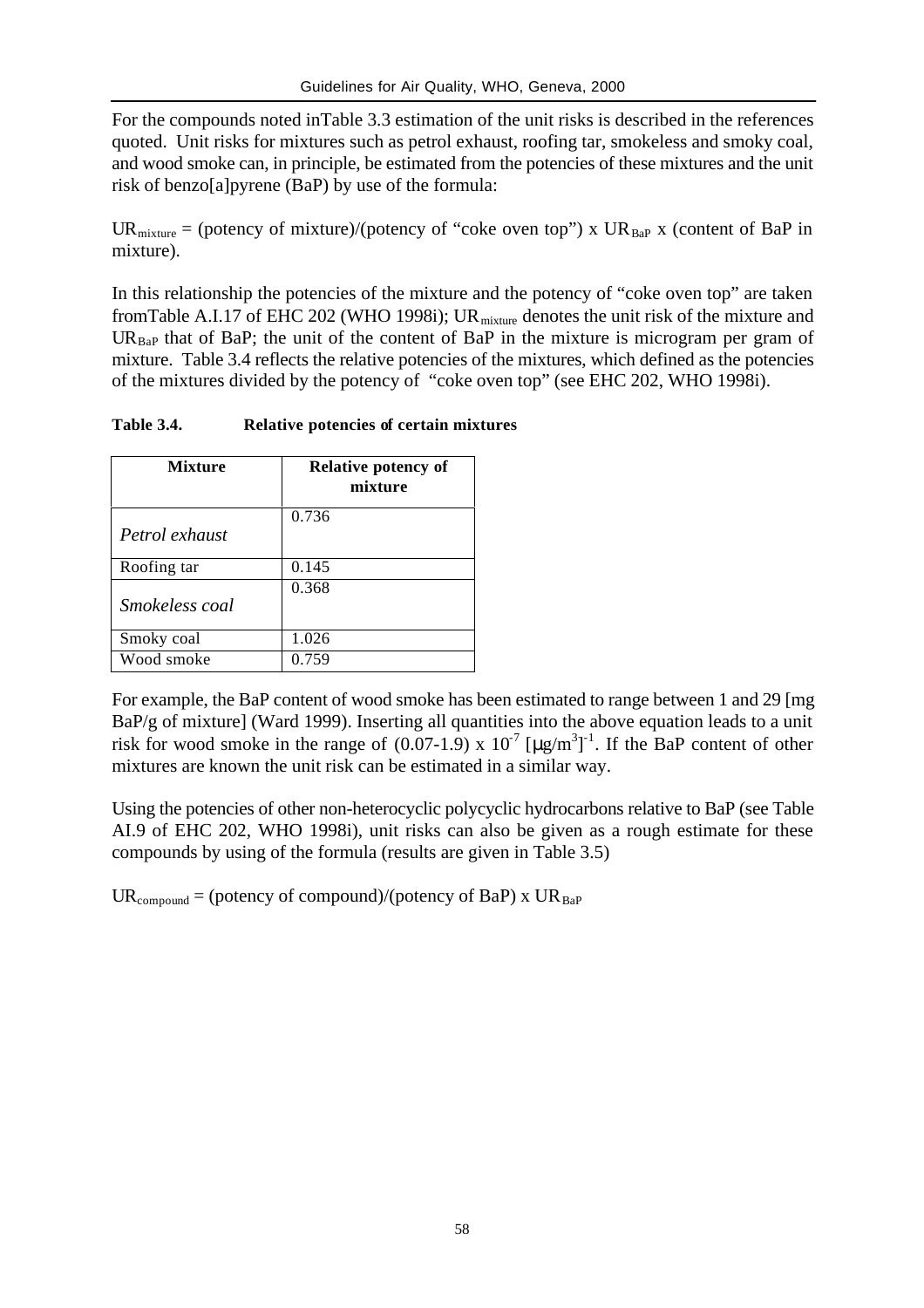For the compounds noted inTable 3.3 estimation of the unit risks is described in the references quoted. Unit risks for mixtures such as petrol exhaust, roofing tar, smokeless and smoky coal, and wood smoke can, in principle, be estimated from the potencies of these mixtures and the unit risk of benzo[a]pyrene (BaP) by use of the formula:

$UR_{mixture}$ = (potency of mixture)/(potency of "coke oven top") x $UR_{BaP}$ x (content of BaP in mixture).

In this relationship the potencies of the mixture and the potency of "coke oven top" are taken fromTable A.I.17 of EHC 202 (WHO 1998i); $UR_{mixture}$ denotes the unit risk of the mixture and $UR_{BaP}$ that of BaP; the unit of the content of BaP in the mixture is microgram per gram of mixture. Table 3.4 reflects the relative potencies of the mixtures, which defined as the potencies of the mixtures divided by the potency of "coke oven top" (see EHC 202, WHO 1998i).

**Table 3.4. Relative potencies of certain mixtures**

| Mixture | Relative potency of mixture |
|---|---|
| *Petrol exhaust* | 0.736 |
| Roofing tar | 0.145 |
| *Smokeless coal* | 0.368 |
| Smoky coal | 1.026 |
| Wood smoke | 0.759 |

For example, the BaP content of wood smoke has been estimated to range between 1 and 29 [mg BaP/g of mixture] (Ward 1999). Inserting all quantities into the above equation leads to a unit risk for wood smoke in the range of (0.07-1.9) x $10^{-7}$ $[\mu g/m^3]^{-1}$. If the BaP content of other mixtures are known the unit risk can be estimated in a similar way.

Using the potencies of other non-heterocyclic polycyclic hydrocarbons relative to BaP (see Table AI.9 of EHC 202, WHO 1998i), unit risks can also be given as a rough estimate for these compounds by using of the formula (results are given in Table 3.5)

$UR_{compound}$ = (potency of compound)/(potency of BaP) x $UR_{BaP}$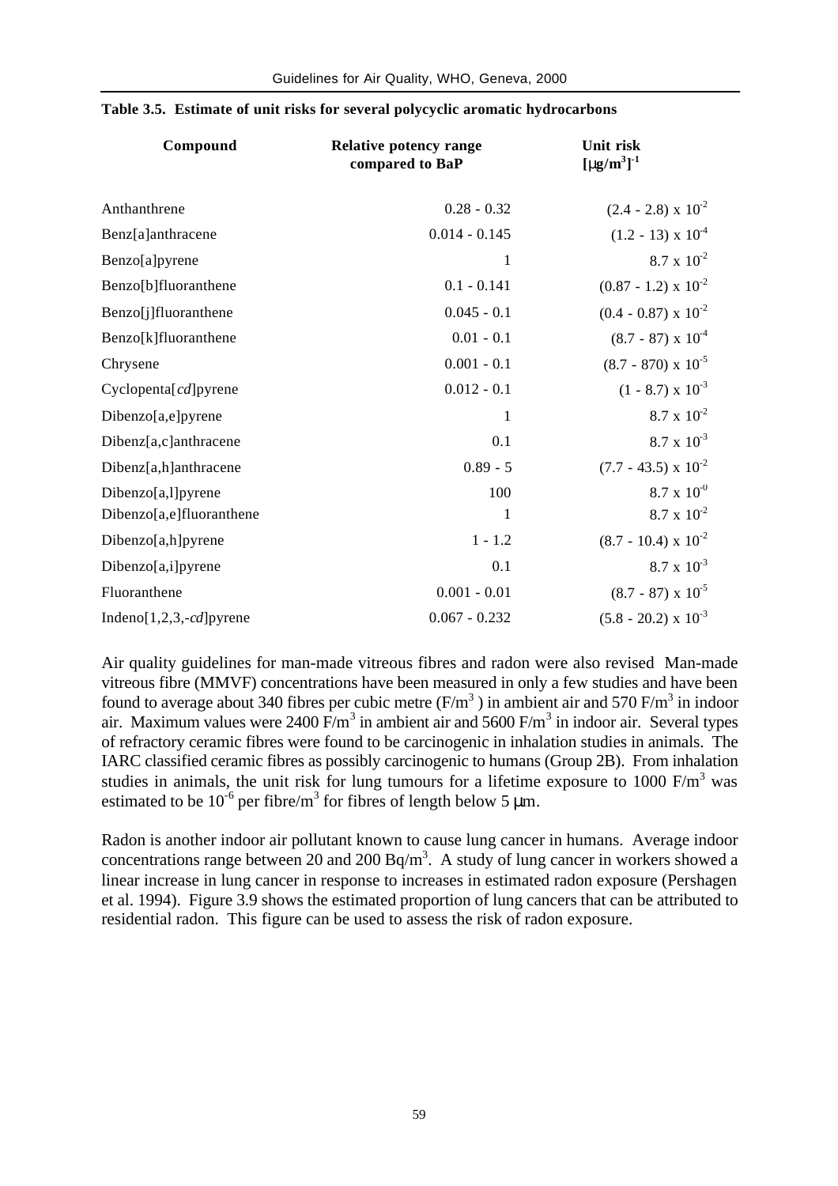**Table 3.5. Estimate of unit risks for several polycyclic aromatic hydrocarbons**

| Compound | Relative potency range compared to BaP | Unit risk $[\mu g/m^3]^{-1}$ |
|---|---|---|
| Anthanthrene | 0.28 - 0.32 | $(2.4 - 2.8) \times 10^{-2}$ |
| Benz[a]anthracene | 0.014 - 0.145 | $(1.2 - 13) \times 10^{-4}$ |
| Benzo[a]pyrene | 1 | $8.7 \times 10^{-2}$ |
| Benzo[b]fluoranthene | 0.1 - 0.141 | $(0.87 - 1.2) \times 10^{-2}$ |
| Benzo[j]fluoranthene | 0.045 - 0.1 | $(0.4 - 0.87) \times 10^{-2}$ |
| Benzo[k]fluoranthene | 0.01 - 0.1 | $(8.7 - 87) \times 10^{-4}$ |
| Chrysene | 0.001 - 0.1 | $(8.7 - 870) \times 10^{-5}$ |
| Cyclopenta[*cd*]pyrene | 0.012 - 0.1 | $(1 - 8.7) \times 10^{-3}$ |
| Dibenzo[a,e]pyrene | 1 | $8.7 \times 10^{-2}$ |
| Dibenz[a,c]anthracene | 0.1 | $8.7 \times 10^{-3}$ |
| Dibenz[a,h]anthracene | 0.89 - 5 | $(7.7 - 43.5) \times 10^{-2}$ |
| Dibenzo[a,l]pyrene | 100 | $8.7 \times 10^{-0}$ |
| Dibenzo[a,e]fluoranthene | 1 | $8.7 \times 10^{-2}$ |
| Dibenzo[a,h]pyrene | 1 - 1.2 | $(8.7 - 10.4) \times 10^{-2}$ |
| Dibenzo[a,i]pyrene | 0.1 | $8.7 \times 10^{-3}$ |
| Fluoranthene | 0.001 - 0.01 | $(8.7 - 87) \times 10^{-5}$ |
| Indeno[1,2,3,-*cd*]pyrene | 0.067 - 0.232 | $(5.8 - 20.2) \times 10^{-3}$ |

Air quality guidelines for man-made vitreous fibres and radon were also revised Man-made vitreous fibre (MMVF) concentrations have been measured in only a few studies and have been found to average about 340 fibres per cubic metre ($F/m^3$ ) in ambient air and 570 $F/m^3$ in indoor air. Maximum values were 2400 $F/m^3$ in ambient air and 5600 $F/m^3$ in indoor air. Several types of refractory ceramic fibres were found to be carcinogenic in inhalation studies in animals. The IARC classified ceramic fibres as possibly carcinogenic to humans (Group 2B). From inhalation studies in animals, the unit risk for lung tumours for a lifetime exposure to 1000 $F/m^3$ was estimated to be $10^{-6}$ per fibre/$m^3$ for fibres of length below 5 $\mu$m.

Radon is another indoor air pollutant known to cause lung cancer in humans. Average indoor concentrations range between 20 and 200 $Bq/m^3$. A study of lung cancer in workers showed a linear increase in lung cancer in response to increases in estimated radon exposure (Pershagen et al. 1994). Figure 3.9 shows the estimated proportion of lung cancers that can be attributed to residential radon. This figure can be used to assess the risk of radon exposure.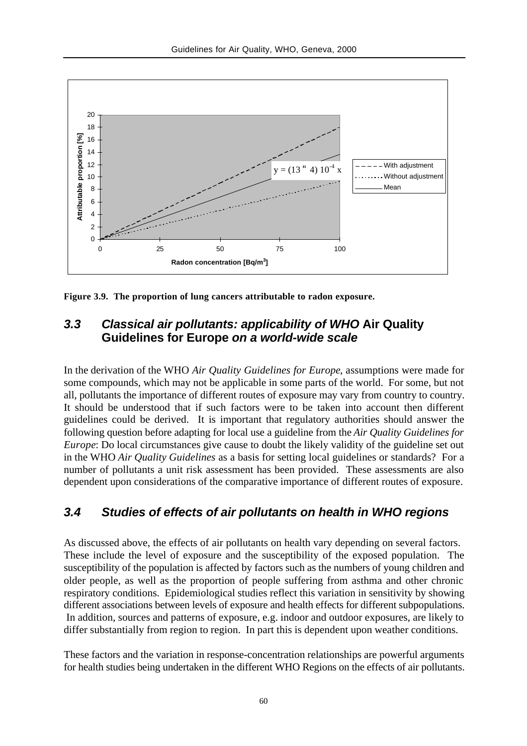20
18
16
14
12
10
8
6
4
2
0

Attributable proportion [%]

0
25
50
75
100

Radon concentration [Bq/m³]

$y = (13 \pm 4)\, 10^{-4}\, x$

With adjustment
Without adjustment
Mean

**Figure 3.9. The proportion of lung cancers attributable to radon exposure.**

## 3.3 *Classical air pollutants: applicability of WHO* Air Quality Guidelines for Europe *on a world-wide scale*

In the derivation of the WHO *Air Quality Guidelines for Europe*, assumptions were made for some compounds, which may not be applicable in some parts of the world. For some, but not all, pollutants the importance of different routes of exposure may vary from country to country. It should be understood that if such factors were to be taken into account then different guidelines could be derived. It is important that regulatory authorities should answer the following question before adapting for local use a guideline from the *Air Quality Guidelines for Europe*: Do local circumstances give cause to doubt the likely validity of the guideline set out in the WHO *Air Quality Guidelines* as a basis for setting local guidelines or standards? For a number of pollutants a unit risk assessment has been provided. These assessments are also dependent upon considerations of the comparative importance of different routes of exposure.

## 3.4 *Studies of effects of air pollutants on health in WHO regions*

As discussed above, the effects of air pollutants on health vary depending on several factors. These include the level of exposure and the susceptibility of the exposed population. The susceptibility of the population is affected by factors such as the numbers of young children and older people, as well as the proportion of people suffering from asthma and other chronic respiratory conditions. Epidemiological studies reflect this variation in sensitivity by showing different associations between levels of exposure and health effects for different subpopulations. In addition, sources and patterns of exposure, e.g. indoor and outdoor exposures, are likely to differ substantially from region to region. In part this is dependent upon weather conditions.

These factors and the variation in response-concentration relationships are powerful arguments for health studies being undertaken in the different WHO Regions on the effects of air pollutants.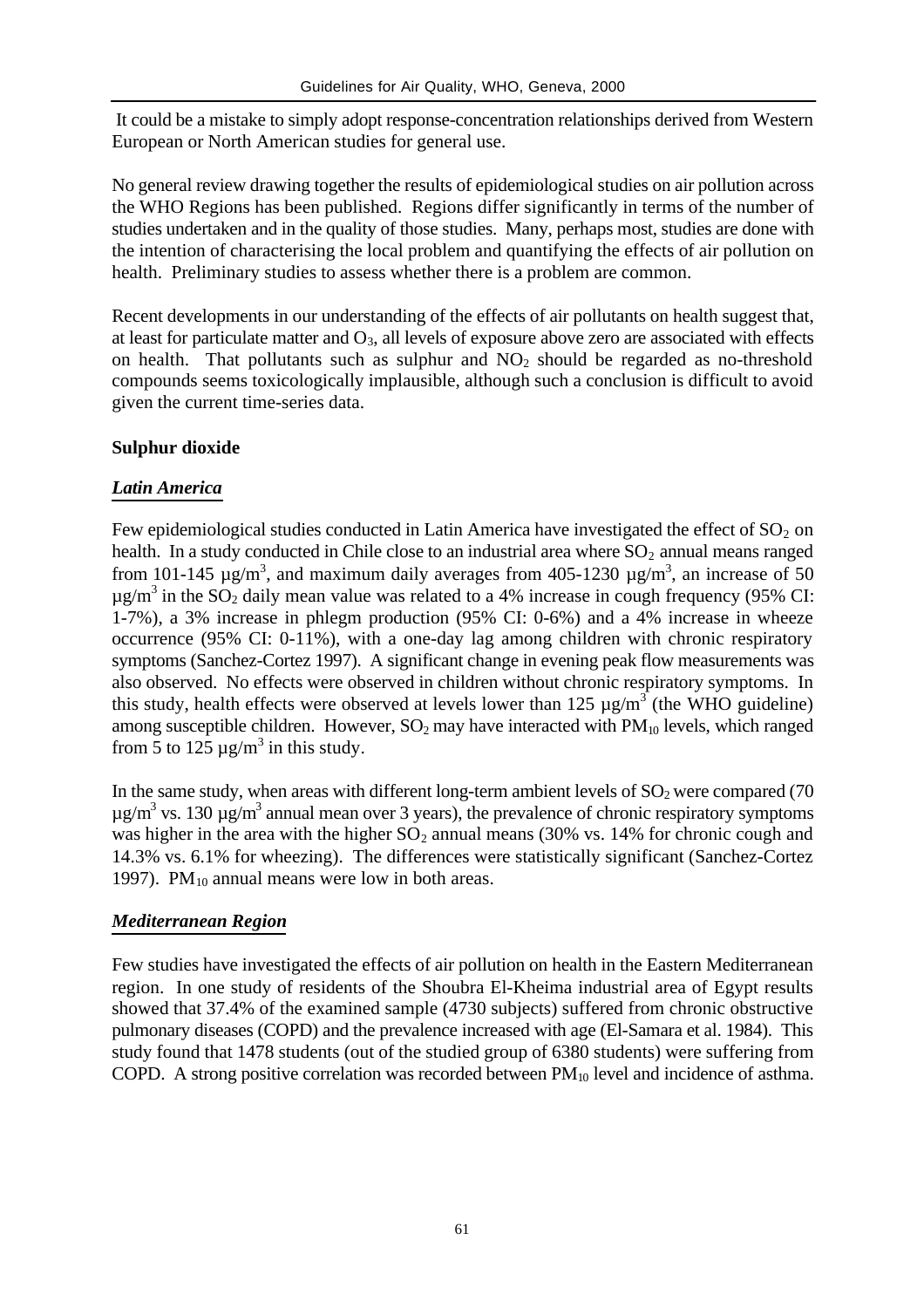It could be a mistake to simply adopt response-concentration relationships derived from Western European or North American studies for general use.

No general review drawing together the results of epidemiological studies on air pollution across the WHO Regions has been published. Regions differ significantly in terms of the number of studies undertaken and in the quality of those studies. Many, perhaps most, studies are done with the intention of characterising the local problem and quantifying the effects of air pollution on health. Preliminary studies to assess whether there is a problem are common.

Recent developments in our understanding of the effects of air pollutants on health suggest that, at least for particulate matter and $O_3$, all levels of exposure above zero are associated with effects on health. That pollutants such as sulphur and $NO_2$ should be regarded as no-threshold compounds seems toxicologically implausible, although such a conclusion is difficult to avoid given the current time-series data.

**Sulphur dioxide**

***Latin America***

Few epidemiological studies conducted in Latin America have investigated the effect of $SO_2$ on health. In a study conducted in Chile close to an industrial area where $SO_2$ annual means ranged from 101-145 $\mu g/m^3$, and maximum daily averages from 405-1230 $\mu g/m^3$, an increase of 50 $\mu g/m^3$ in the $SO_2$ daily mean value was related to a 4% increase in cough frequency (95% CI: 1-7%), a 3% increase in phlegm production (95% CI: 0-6%) and a 4% increase in wheeze occurrence (95% CI: 0-11%), with a one-day lag among children with chronic respiratory symptoms (Sanchez-Cortez 1997). A significant change in evening peak flow measurements was also observed. No effects were observed in children without chronic respiratory symptoms. In this study, health effects were observed at levels lower than 125 $\mu g/m^3$ (the WHO guideline) among susceptible children. However, $SO_2$ may have interacted with $PM_{10}$ levels, which ranged from 5 to 125 $\mu g/m^3$ in this study.

In the same study, when areas with different long-term ambient levels of $SO_2$ were compared (70 $\mu g/m^3$ vs. 130 $\mu g/m^3$ annual mean over 3 years), the prevalence of chronic respiratory symptoms was higher in the area with the higher $SO_2$ annual means (30% vs. 14% for chronic cough and 14.3% vs. 6.1% for wheezing). The differences were statistically significant (Sanchez-Cortez 1997). $PM_{10}$ annual means were low in both areas.

***Mediterranean Region***

Few studies have investigated the effects of air pollution on health in the Eastern Mediterranean region. In one study of residents of the Shoubra El-Kheima industrial area of Egypt results showed that 37.4% of the examined sample (4730 subjects) suffered from chronic obstructive pulmonary diseases (COPD) and the prevalence increased with age (El-Samara et al. 1984). This study found that 1478 students (out of the studied group of 6380 students) were suffering from COPD. A strong positive correlation was recorded between $PM_{10}$ level and incidence of asthma.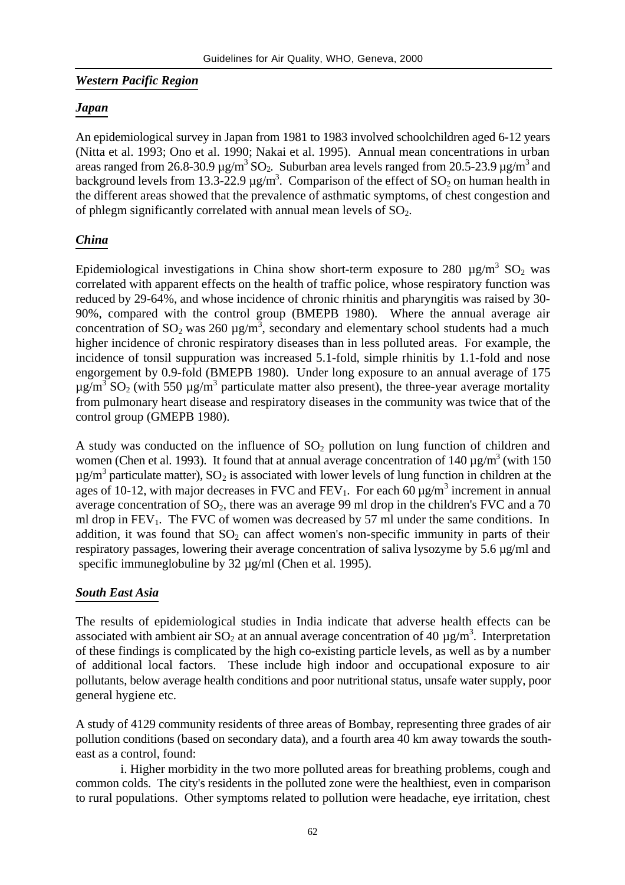## *Western Pacific Region*

### *Japan*

An epidemiological survey in Japan from 1981 to 1983 involved schoolchildren aged 6-12 years (Nitta et al. 1993; Ono et al. 1990; Nakai et al. 1995). Annual mean concentrations in urban areas ranged from 26.8-30.9 µg/m$^3$ $SO_2$. Suburban area levels ranged from 20.5-23.9 µg/m$^3$ and background levels from 13.3-22.9 µg/m$^3$. Comparison of the effect of $SO_2$ on human health in the different areas showed that the prevalence of asthmatic symptoms, of chest congestion and of phlegm significantly correlated with annual mean levels of $SO_2$.

### *China*

Epidemiological investigations in China show short-term exposure to 280 µg/m$^3$ $SO_2$ was correlated with apparent effects on the health of traffic police, whose respiratory function was reduced by 29-64%, and whose incidence of chronic rhinitis and pharyngitis was raised by 30-90%, compared with the control group (BMEPB 1980). Where the annual average air concentration of $SO_2$ was 260 µg/m$^3$, secondary and elementary school students had a much higher incidence of chronic respiratory diseases than in less polluted areas. For example, the incidence of tonsil suppuration was increased 5.1-fold, simple rhinitis by 1.1-fold and nose engorgement by 0.9-fold (BMEPB 1980). Under long exposure to an annual average of 175 µg/m$^3$ $SO_2$ (with 550 µg/m$^3$ particulate matter also present), the three-year average mortality from pulmonary heart disease and respiratory diseases in the community was twice that of the control group (GMEPB 1980).

A study was conducted on the influence of $SO_2$ pollution on lung function of children and women (Chen et al. 1993). It found that at annual average concentration of 140 µg/m$^3$ (with 150 µg/m$^3$ particulate matter), $SO_2$ is associated with lower levels of lung function in children at the ages of 10-12, with major decreases in FVC and $FEV_1$. For each 60 µg/m$^3$ increment in annual average concentration of $SO_2$, there was an average 99 ml drop in the children's FVC and a 70 ml drop in $FEV_1$. The FVC of women was decreased by 57 ml under the same conditions. In addition, it was found that $SO_2$ can affect women's non-specific immunity in parts of their respiratory passages, lowering their average concentration of saliva lysozyme by 5.6 µg/ml and specific immuneglobuline by 32 µg/ml (Chen et al. 1995).

## *South East Asia*

The results of epidemiological studies in India indicate that adverse health effects can be associated with ambient air $SO_2$ at an annual average concentration of 40 µg/m$^3$. Interpretation of these findings is complicated by the high co-existing particle levels, as well as by a number of additional local factors. These include high indoor and occupational exposure to air pollutants, below average health conditions and poor nutritional status, unsafe water supply, poor general hygiene etc.

A study of 4129 community residents of three areas of Bombay, representing three grades of air pollution conditions (based on secondary data), and a fourth area 40 km away towards the south-east as a control, found:

i. Higher morbidity in the two more polluted areas for breathing problems, cough and common colds. The city's residents in the polluted zone were the healthiest, even in comparison to rural populations. Other symptoms related to pollution were headache, eye irritation, chest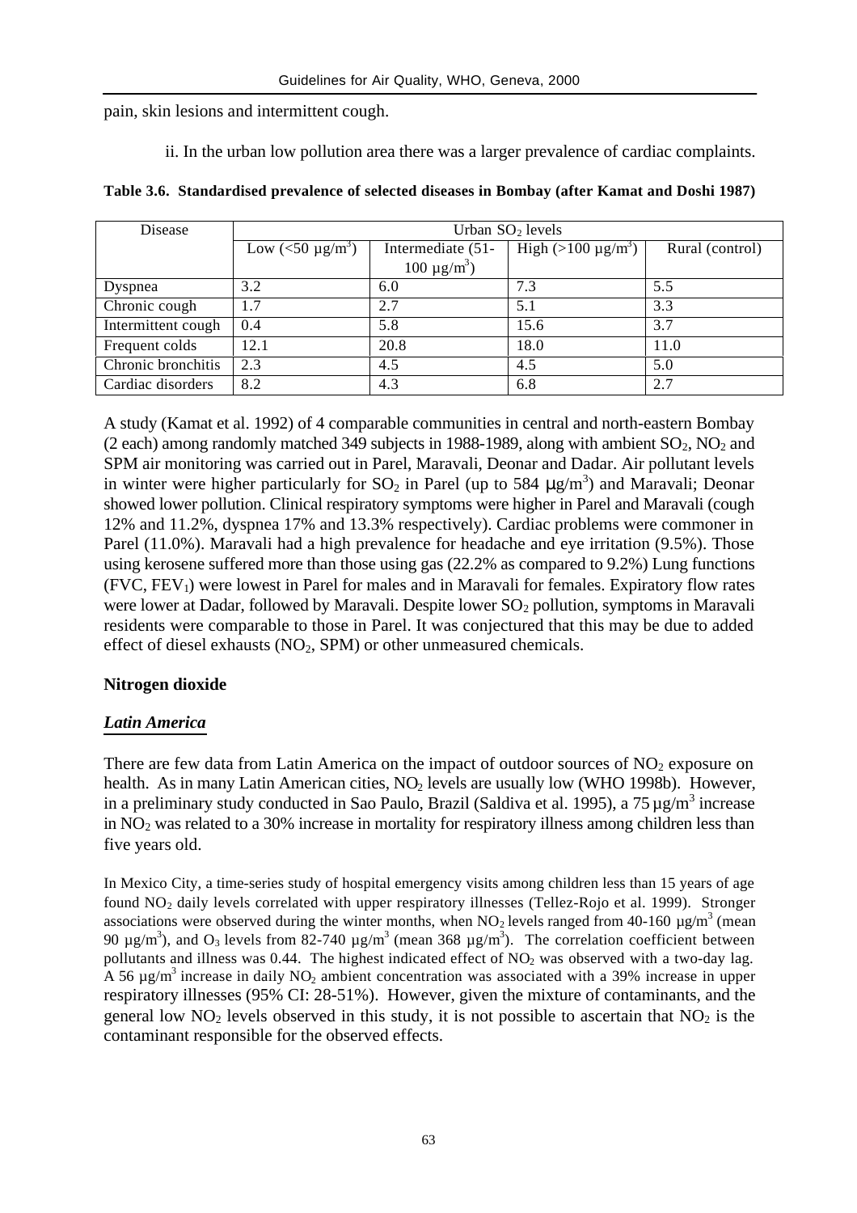pain, skin lesions and intermittent cough.

ii. In the urban low pollution area there was a larger prevalence of cardiac complaints.

**Table 3.6. Standardised prevalence of selected diseases in Bombay (after Kamat and Doshi 1987)**

| Disease | Urban $SO_2$ levels | | | |
|---|---|---|---|---|
| | Low (<50 µg/m$^3$) | Intermediate (51-100 µg/m$^3$) | High (>100 µg/m$^3$) | Rural (control) |
| Dyspnea | 3.2 | 6.0 | 7.3 | 5.5 |
| Chronic cough | 1.7 | 2.7 | 5.1 | 3.3 |
| Intermittent cough | 0.4 | 5.8 | 15.6 | 3.7 |
| Frequent colds | 12.1 | 20.8 | 18.0 | 11.0 |
| Chronic bronchitis | 2.3 | 4.5 | 4.5 | 5.0 |
| Cardiac disorders | 8.2 | 4.3 | 6.8 | 2.7 |

A study (Kamat et al. 1992) of 4 comparable communities in central and north-eastern Bombay (2 each) among randomly matched 349 subjects in 1988-1989, along with ambient $SO_2$, $NO_2$ and SPM air monitoring was carried out in Parel, Maravali, Deonar and Dadar. Air pollutant levels in winter were higher particularly for $SO_2$ in Parel (up to 584 µg/m$^3$) and Maravali; Deonar showed lower pollution. Clinical respiratory symptoms were higher in Parel and Maravali (cough 12% and 11.2%, dyspnea 17% and 13.3% respectively). Cardiac problems were commoner in Parel (11.0%). Maravali had a high prevalence for headache and eye irritation (9.5%). Those using kerosene suffered more than those using gas (22.2% as compared to 9.2%) Lung functions (FVC, $FEV_1$) were lowest in Parel for males and in Maravali for females. Expiratory flow rates were lower at Dadar, followed by Maravali. Despite lower $SO_2$ pollution, symptoms in Maravali residents were comparable to those in Parel. It was conjectured that this may be due to added effect of diesel exhausts ($NO_2$, SPM) or other unmeasured chemicals.

### Nitrogen dioxide

#### ***Latin America***

There are few data from Latin America on the impact of outdoor sources of $NO_2$ exposure on health. As in many Latin American cities, $NO_2$ levels are usually low (WHO 1998b). However, in a preliminary study conducted in Sao Paulo, Brazil (Saldiva et al. 1995), a 75 µg/m$^3$ increase in $NO_2$ was related to a 30% increase in mortality for respiratory illness among children less than five years old.

In Mexico City, a time-series study of hospital emergency visits among children less than 15 years of age found $NO_2$ daily levels correlated with upper respiratory illnesses (Tellez-Rojo et al. 1999). Stronger associations were observed during the winter months, when $NO_2$ levels ranged from 40-160 µg/m$^3$ (mean 90 µg/m$^3$), and $O_3$ levels from 82-740 µg/m$^3$ (mean 368 µg/m$^3$). The correlation coefficient between pollutants and illness was 0.44. The highest indicated effect of $NO_2$ was observed with a two-day lag. A 56 µg/m$^3$ increase in daily $NO_2$ ambient concentration was associated with a 39% increase in upper respiratory illnesses (95% CI: 28-51%). However, given the mixture of contaminants, and the general low $NO_2$ levels observed in this study, it is not possible to ascertain that $NO_2$ is the contaminant responsible for the observed effects.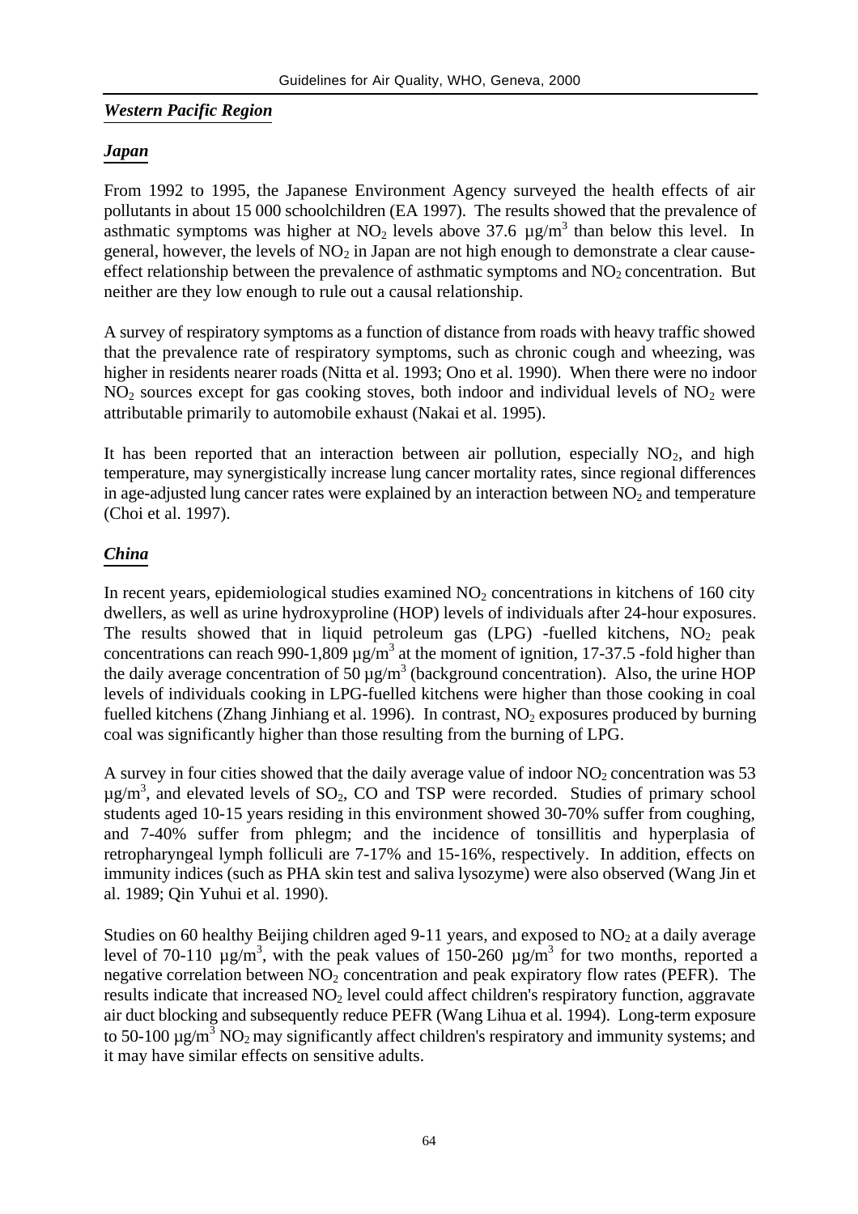***Western Pacific Region***

***Japan***

From 1992 to 1995, the Japanese Environment Agency surveyed the health effects of air pollutants in about 15 000 schoolchildren (EA 1997). The results showed that the prevalence of asthmatic symptoms was higher at $NO_2$ levels above 37.6 $\mu g/m^3$ than below this level. In general, however, the levels of $NO_2$ in Japan are not high enough to demonstrate a clear cause-effect relationship between the prevalence of asthmatic symptoms and $NO_2$ concentration. But neither are they low enough to rule out a causal relationship.

A survey of respiratory symptoms as a function of distance from roads with heavy traffic showed that the prevalence rate of respiratory symptoms, such as chronic cough and wheezing, was higher in residents nearer roads (Nitta et al. 1993; Ono et al. 1990). When there were no indoor $NO_2$ sources except for gas cooking stoves, both indoor and individual levels of $NO_2$ were attributable primarily to automobile exhaust (Nakai et al. 1995).

It has been reported that an interaction between air pollution, especially $NO_2$, and high temperature, may synergistically increase lung cancer mortality rates, since regional differences in age-adjusted lung cancer rates were explained by an interaction between $NO_2$ and temperature (Choi et al. 1997).

***China***

In recent years, epidemiological studies examined $NO_2$ concentrations in kitchens of 160 city dwellers, as well as urine hydroxyproline (HOP) levels of individuals after 24-hour exposures. The results showed that in liquid petroleum gas (LPG) -fuelled kitchens, $NO_2$ peak concentrations can reach 990-1,809 $\mu g/m^3$ at the moment of ignition, 17-37.5 -fold higher than the daily average concentration of 50 $\mu g/m^3$ (background concentration). Also, the urine HOP levels of individuals cooking in LPG-fuelled kitchens were higher than those cooking in coal fuelled kitchens (Zhang Jinhiang et al. 1996). In contrast, $NO_2$ exposures produced by burning coal was significantly higher than those resulting from the burning of LPG.

A survey in four cities showed that the daily average value of indoor $NO_2$ concentration was 53 $\mu g/m^3$, and elevated levels of $SO_2$, CO and TSP were recorded. Studies of primary school students aged 10-15 years residing in this environment showed 30-70% suffer from coughing, and 7-40% suffer from phlegm; and the incidence of tonsillitis and hyperplasia of retropharyngeal lymph folliculi are 7-17% and 15-16%, respectively. In addition, effects on immunity indices (such as PHA skin test and saliva lysozyme) were also observed (Wang Jin et al. 1989; Qin Yuhui et al. 1990).

Studies on 60 healthy Beijing children aged 9-11 years, and exposed to $NO_2$ at a daily average level of 70-110 $\mu g/m^3$, with the peak values of 150-260 $\mu g/m^3$ for two months, reported a negative correlation between $NO_2$ concentration and peak expiratory flow rates (PEFR). The results indicate that increased $NO_2$ level could affect children's respiratory function, aggravate air duct blocking and subsequently reduce PEFR (Wang Lihua et al. 1994). Long-term exposure to 50-100 $\mu g/m^3$ $NO_2$ may significantly affect children's respiratory and immunity systems; and it may have similar effects on sensitive adults.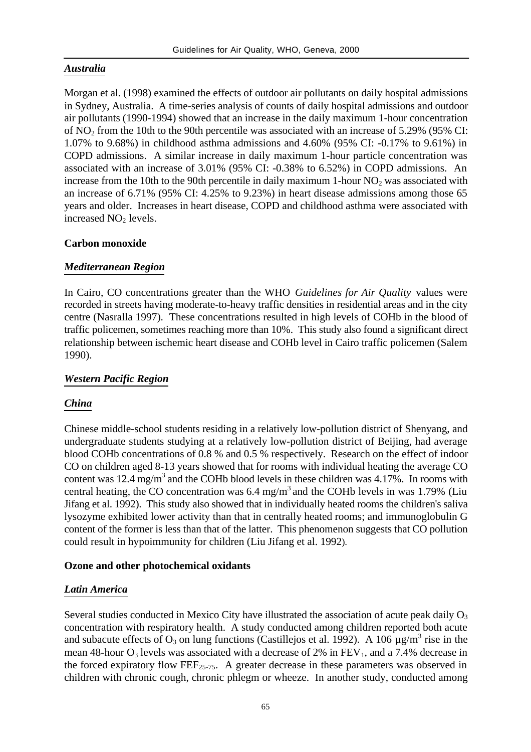*__Australia__*

Morgan et al. (1998) examined the effects of outdoor air pollutants on daily hospital admissions in Sydney, Australia. A time-series analysis of counts of daily hospital admissions and outdoor air pollutants (1990-1994) showed that an increase in the daily maximum 1-hour concentration of $NO_2$ from the 10th to the 90th percentile was associated with an increase of 5.29% (95% CI: 1.07% to 9.68%) in childhood asthma admissions and 4.60% (95% CI: -0.17% to 9.61%) in COPD admissions. A similar increase in daily maximum 1-hour particle concentration was associated with an increase of 3.01% (95% CI: -0.38% to 6.52%) in COPD admissions. An increase from the 10th to the 90th percentile in daily maximum 1-hour $NO_2$ was associated with an increase of 6.71% (95% CI: 4.25% to 9.23%) in heart disease admissions among those 65 years and older. Increases in heart disease, COPD and childhood asthma were associated with increased $NO_2$ levels.

**Carbon monoxide**

*__Mediterranean Region__*

In Cairo, CO concentrations greater than the WHO *Guidelines for Air Quality* values were recorded in streets having moderate-to-heavy traffic densities in residential areas and in the city centre (Nasralla 1997). These concentrations resulted in high levels of COHb in the blood of traffic policemen, sometimes reaching more than 10%. This study also found a significant direct relationship between ischemic heart disease and COHb level in Cairo traffic policemen (Salem 1990).

*__Western Pacific Region__*

*__China__*

Chinese middle-school students residing in a relatively low-pollution district of Shenyang, and undergraduate students studying at a relatively low-pollution district of Beijing, had average blood COHb concentrations of 0.8 % and 0.5 % respectively. Research on the effect of indoor CO on children aged 8-13 years showed that for rooms with individual heating the average CO content was 12.4 $mg/m^3$ and the COHb blood levels in these children was 4.17%. In rooms with central heating, the CO concentration was 6.4 $mg/m^3$ and the COHb levels in was 1.79% (Liu Jifang et al. 1992). This study also showed that in individually heated rooms the children's saliva lysozyme exhibited lower activity than that in centrally heated rooms; and immunoglobulin G content of the former is less than that of the latter. This phenomenon suggests that CO pollution could result in hypoimmunity for children (Liu Jifang et al. 1992).

**Ozone and other photochemical oxidants**

*__Latin America__*

Several studies conducted in Mexico City have illustrated the association of acute peak daily $O_3$ concentration with respiratory health. A study conducted among children reported both acute and subacute effects of $O_3$ on lung functions (Castillejos et al. 1992). A 106 $\mu g/m^3$ rise in the mean 48-hour $O_3$ levels was associated with a decrease of 2% in $FEV_1$, and a 7.4% decrease in the forced expiratory flow $FEF_{25-75}$. A greater decrease in these parameters was observed in children with chronic cough, chronic phlegm or wheeze. In another study, conducted among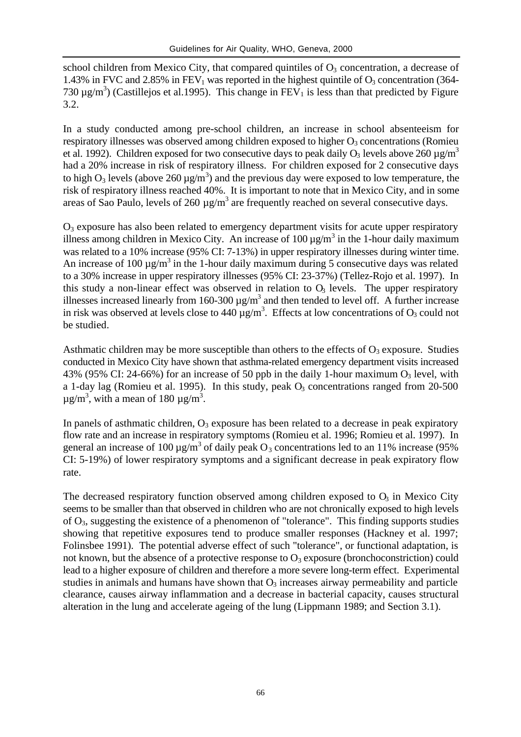school children from Mexico City, that compared quintiles of $O_3$ concentration, a decrease of 1.43% in FVC and 2.85% in $FEV_1$ was reported in the highest quintile of $O_3$ concentration (364-730 µg/m$^3$) (Castillejos et al.1995). This change in $FEV_1$ is less than that predicted by Figure 3.2.

In a study conducted among pre-school children, an increase in school absenteeism for respiratory illnesses was observed among children exposed to higher $O_3$ concentrations (Romieu et al. 1992). Children exposed for two consecutive days to peak daily $O_3$ levels above 260 µg/m$^3$ had a 20% increase in risk of respiratory illness. For children exposed for 2 consecutive days to high $O_3$ levels (above 260 µg/m$^3$) and the previous day were exposed to low temperature, the risk of respiratory illness reached 40%. It is important to note that in Mexico City, and in some areas of Sao Paulo, levels of 260 µg/m$^3$ are frequently reached on several consecutive days.

$O_3$ exposure has also been related to emergency department visits for acute upper respiratory illness among children in Mexico City. An increase of 100 µg/m$^3$ in the 1-hour daily maximum was related to a 10% increase (95% CI: 7-13%) in upper respiratory illnesses during winter time. An increase of 100 µg/m$^3$ in the 1-hour daily maximum during 5 consecutive days was related to a 30% increase in upper respiratory illnesses (95% CI: 23-37%) (Tellez-Rojo et al. 1997). In this study a non-linear effect was observed in relation to $O_3$ levels. The upper respiratory illnesses increased linearly from 160-300 µg/m$^3$ and then tended to level off. A further increase in risk was observed at levels close to 440 µg/m$^3$. Effects at low concentrations of $O_3$ could not be studied.

Asthmatic children may be more susceptible than others to the effects of $O_3$ exposure. Studies conducted in Mexico City have shown that asthma-related emergency department visits increased 43% (95% CI: 24-66%) for an increase of 50 ppb in the daily 1-hour maximum $O_3$ level, with a 1-day lag (Romieu et al. 1995). In this study, peak $O_3$ concentrations ranged from 20-500 µg/m$^3$, with a mean of 180 µg/m$^3$.

In panels of asthmatic children, $O_3$ exposure has been related to a decrease in peak expiratory flow rate and an increase in respiratory symptoms (Romieu et al. 1996; Romieu et al. 1997). In general an increase of 100 µg/m$^3$ of daily peak $O_3$ concentrations led to an 11% increase (95% CI: 5-19%) of lower respiratory symptoms and a significant decrease in peak expiratory flow rate.

The decreased respiratory function observed among children exposed to $O_3$ in Mexico City seems to be smaller than that observed in children who are not chronically exposed to high levels of $O_3$, suggesting the existence of a phenomenon of "tolerance". This finding supports studies showing that repetitive exposures tend to produce smaller responses (Hackney et al. 1997; Folinsbee 1991). The potential adverse effect of such "tolerance", or functional adaptation, is not known, but the absence of a protective response to $O_3$ exposure (bronchoconstriction) could lead to a higher exposure of children and therefore a more severe long-term effect. Experimental studies in animals and humans have shown that $O_3$ increases airway permeability and particle clearance, causes airway inflammation and a decrease in bacterial capacity, causes structural alteration in the lung and accelerate ageing of the lung (Lippmann 1989; and Section 3.1).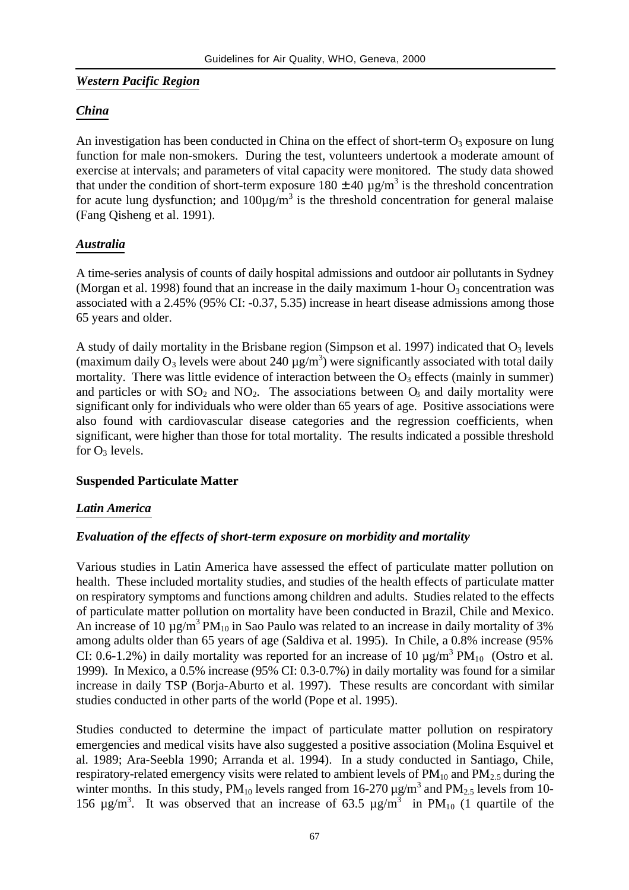## *Western Pacific Region*

### *China*

An investigation has been conducted in China on the effect of short-term $O_3$ exposure on lung function for male non-smokers. During the test, volunteers undertook a moderate amount of exercise at intervals; and parameters of vital capacity were monitored. The study data showed that under the condition of short-term exposure $180 \pm 40$ µg/m$^3$ is the threshold concentration for acute lung dysfunction; and 100µg/m$^3$ is the threshold concentration for general malaise (Fang Qisheng et al. 1991).

### *Australia*

A time-series analysis of counts of daily hospital admissions and outdoor air pollutants in Sydney (Morgan et al. 1998) found that an increase in the daily maximum 1-hour $O_3$ concentration was associated with a 2.45% (95% CI: -0.37, 5.35) increase in heart disease admissions among those 65 years and older.

A study of daily mortality in the Brisbane region (Simpson et al. 1997) indicated that $O_3$ levels (maximum daily $O_3$ levels were about 240 µg/m$^3$) were significantly associated with total daily mortality. There was little evidence of interaction between the $O_3$ effects (mainly in summer) and particles or with $SO_2$ and $NO_2$. The associations between $O_3$ and daily mortality were significant only for individuals who were older than 65 years of age. Positive associations were also found with cardiovascular disease categories and the regression coefficients, when significant, were higher than those for total mortality. The results indicated a possible threshold for $O_3$ levels.

## **Suspended Particulate Matter**

### *Latin America*

#### *Evaluation of the effects of short-term exposure on morbidity and mortality*

Various studies in Latin America have assessed the effect of particulate matter pollution on health. These included mortality studies, and studies of the health effects of particulate matter on respiratory symptoms and functions among children and adults. Studies related to the effects of particulate matter pollution on mortality have been conducted in Brazil, Chile and Mexico. An increase of 10 µg/m$^3$ $PM_{10}$ in Sao Paulo was related to an increase in daily mortality of 3% among adults older than 65 years of age (Saldiva et al. 1995). In Chile, a 0.8% increase (95% CI: 0.6-1.2%) in daily mortality was reported for an increase of 10 µg/m$^3$ $PM_{10}$ (Ostro et al. 1999). In Mexico, a 0.5% increase (95% CI: 0.3-0.7%) in daily mortality was found for a similar increase in daily TSP (Borja-Aburto et al. 1997). These results are concordant with similar studies conducted in other parts of the world (Pope et al. 1995).

Studies conducted to determine the impact of particulate matter pollution on respiratory emergencies and medical visits have also suggested a positive association (Molina Esquivel et al. 1989; Ara-Seebla 1990; Arranda et al. 1994). In a study conducted in Santiago, Chile, respiratory-related emergency visits were related to ambient levels of $PM_{10}$ and $PM_{2.5}$ during the winter months. In this study, $PM_{10}$ levels ranged from 16-270 µg/m$^3$ and $PM_{2.5}$ levels from 10-156 µg/m$^3$. It was observed that an increase of 63.5 µg/m$^3$ in $PM_{10}$ (1 quartile of the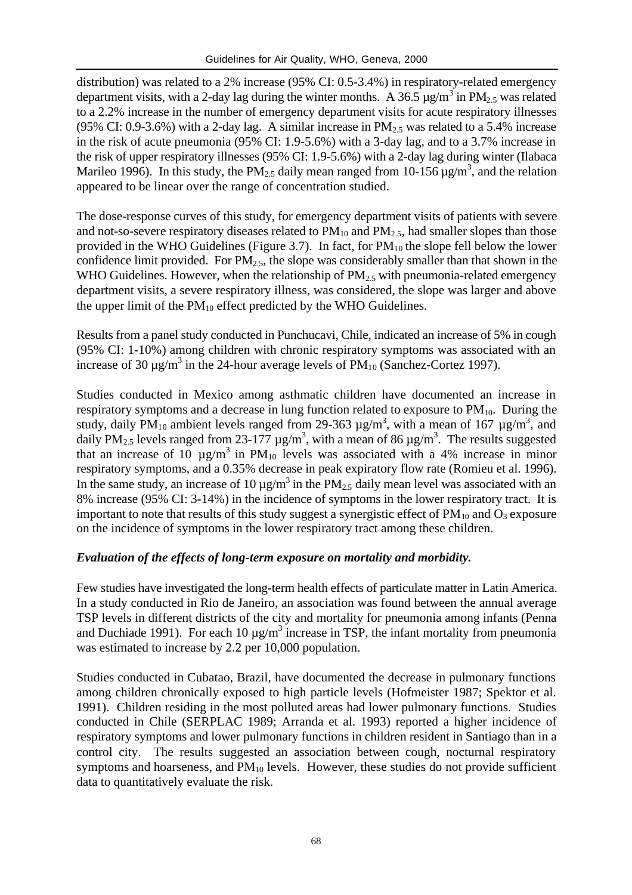distribution) was related to a 2% increase (95% CI: 0.5-3.4%) in respiratory-related emergency department visits, with a 2-day lag during the winter months. A 36.5 µg/m$^3$ in $PM_{2.5}$ was related to a 2.2% increase in the number of emergency department visits for acute respiratory illnesses (95% CI: 0.9-3.6%) with a 2-day lag. A similar increase in $PM_{2.5}$ was related to a 5.4% increase in the risk of acute pneumonia (95% CI: 1.9-5.6%) with a 3-day lag, and to a 3.7% increase in the risk of upper respiratory illnesses (95% CI: 1.9-5.6%) with a 2-day lag during winter (Ilabaca Marileo 1996). In this study, the $PM_{2.5}$ daily mean ranged from 10-156 µg/m$^3$, and the relation appeared to be linear over the range of concentration studied.

The dose-response curves of this study, for emergency department visits of patients with severe and not-so-severe respiratory diseases related to $PM_{10}$ and $PM_{2.5}$, had smaller slopes than those provided in the WHO Guidelines (Figure 3.7). In fact, for $PM_{10}$ the slope fell below the lower confidence limit provided. For $PM_{2.5}$, the slope was considerably smaller than that shown in the WHO Guidelines. However, when the relationship of $PM_{2.5}$ with pneumonia-related emergency department visits, a severe respiratory illness, was considered, the slope was larger and above the upper limit of the $PM_{10}$ effect predicted by the WHO Guidelines.

Results from a panel study conducted in Punchucavi, Chile, indicated an increase of 5% in cough (95% CI: 1-10%) among children with chronic respiratory symptoms was associated with an increase of 30 µg/m$^3$ in the 24-hour average levels of $PM_{10}$ (Sanchez-Cortez 1997).

Studies conducted in Mexico among asthmatic children have documented an increase in respiratory symptoms and a decrease in lung function related to exposure to $PM_{10}$. During the study, daily $PM_{10}$ ambient levels ranged from 29-363 µg/m$^3$, with a mean of 167 µg/m$^3$, and daily $PM_{2.5}$ levels ranged from 23-177 µg/m$^3$, with a mean of 86 µg/m$^3$. The results suggested that an increase of 10 µg/m$^3$ in $PM_{10}$ levels was associated with a 4% increase in minor respiratory symptoms, and a 0.35% decrease in peak expiratory flow rate (Romieu et al. 1996). In the same study, an increase of 10 µg/m$^3$ in the $PM_{2.5}$ daily mean level was associated with an 8% increase (95% CI: 3-14%) in the incidence of symptoms in the lower respiratory tract. It is important to note that results of this study suggest a synergistic effect of $PM_{10}$ and $O_3$ exposure on the incidence of symptoms in the lower respiratory tract among these children.

***Evaluation of the effects of long-term exposure on mortality and morbidity.***

Few studies have investigated the long-term health effects of particulate matter in Latin America. In a study conducted in Rio de Janeiro, an association was found between the annual average TSP levels in different districts of the city and mortality for pneumonia among infants (Penna and Duchiade 1991). For each 10 µg/m$^3$ increase in TSP, the infant mortality from pneumonia was estimated to increase by 2.2 per 10,000 population.

Studies conducted in Cubatao, Brazil, have documented the decrease in pulmonary functions among children chronically exposed to high particle levels (Hofmeister 1987; Spektor et al. 1991). Children residing in the most polluted areas had lower pulmonary functions. Studies conducted in Chile (SERPLAC 1989; Arranda et al. 1993) reported a higher incidence of respiratory symptoms and lower pulmonary functions in children resident in Santiago than in a control city. The results suggested an association between cough, nocturnal respiratory symptoms and hoarseness, and $PM_{10}$ levels. However, these studies do not provide sufficient data to quantitatively evaluate the risk.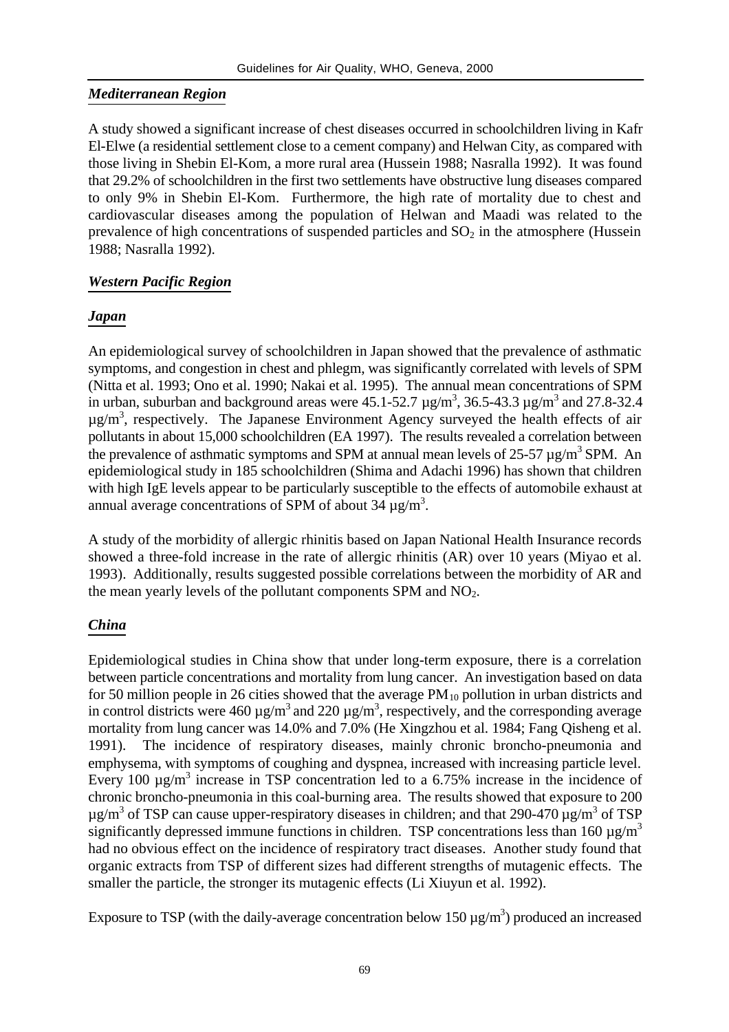### *Mediterranean Region*

A study showed a significant increase of chest diseases occurred in schoolchildren living in Kafr El-Elwe (a residential settlement close to a cement company) and Helwan City, as compared with those living in Shebin El-Kom, a more rural area (Hussein 1988; Nasralla 1992). It was found that 29.2% of schoolchildren in the first two settlements have obstructive lung diseases compared to only 9% in Shebin El-Kom. Furthermore, the high rate of mortality due to chest and cardiovascular diseases among the population of Helwan and Maadi was related to the prevalence of high concentrations of suspended particles and $SO_2$ in the atmosphere (Hussein 1988; Nasralla 1992).

### *Western Pacific Region*

#### *Japan*

An epidemiological survey of schoolchildren in Japan showed that the prevalence of asthmatic symptoms, and congestion in chest and phlegm, was significantly correlated with levels of SPM (Nitta et al. 1993; Ono et al. 1990; Nakai et al. 1995). The annual mean concentrations of SPM in urban, suburban and background areas were 45.1-52.7 $\mu g/m^3$, 36.5-43.3 $\mu g/m^3$ and 27.8-32.4 $\mu g/m^3$, respectively. The Japanese Environment Agency surveyed the health effects of air pollutants in about 15,000 schoolchildren (EA 1997). The results revealed a correlation between the prevalence of asthmatic symptoms and SPM at annual mean levels of 25-57 $\mu g/m^3$ SPM. An epidemiological study in 185 schoolchildren (Shima and Adachi 1996) has shown that children with high IgE levels appear to be particularly susceptible to the effects of automobile exhaust at annual average concentrations of SPM of about 34 $\mu g/m^3$.

A study of the morbidity of allergic rhinitis based on Japan National Health Insurance records showed a three-fold increase in the rate of allergic rhinitis (AR) over 10 years (Miyao et al. 1993). Additionally, results suggested possible correlations between the morbidity of AR and the mean yearly levels of the pollutant components SPM and $NO_2$.

#### *China*

Epidemiological studies in China show that under long-term exposure, there is a correlation between particle concentrations and mortality from lung cancer. An investigation based on data for 50 million people in 26 cities showed that the average $PM_{10}$ pollution in urban districts and in control districts were 460 $\mu g/m^3$ and 220 $\mu g/m^3$, respectively, and the corresponding average mortality from lung cancer was 14.0% and 7.0% (He Xingzhou et al. 1984; Fang Qisheng et al. 1991). The incidence of respiratory diseases, mainly chronic broncho-pneumonia and emphysema, with symptoms of coughing and dyspnea, increased with increasing particle level. Every 100 $\mu g/m^3$ increase in TSP concentration led to a 6.75% increase in the incidence of chronic broncho-pneumonia in this coal-burning area. The results showed that exposure to 200 $\mu g/m^3$ of TSP can cause upper-respiratory diseases in children; and that 290-470 $\mu g/m^3$ of TSP significantly depressed immune functions in children. TSP concentrations less than 160 $\mu g/m^3$ had no obvious effect on the incidence of respiratory tract diseases. Another study found that organic extracts from TSP of different sizes had different strengths of mutagenic effects. The smaller the particle, the stronger its mutagenic effects (Li Xiuyun et al. 1992).

Exposure to TSP (with the daily-average concentration below 150 $\mu g/m^3$) produced an increased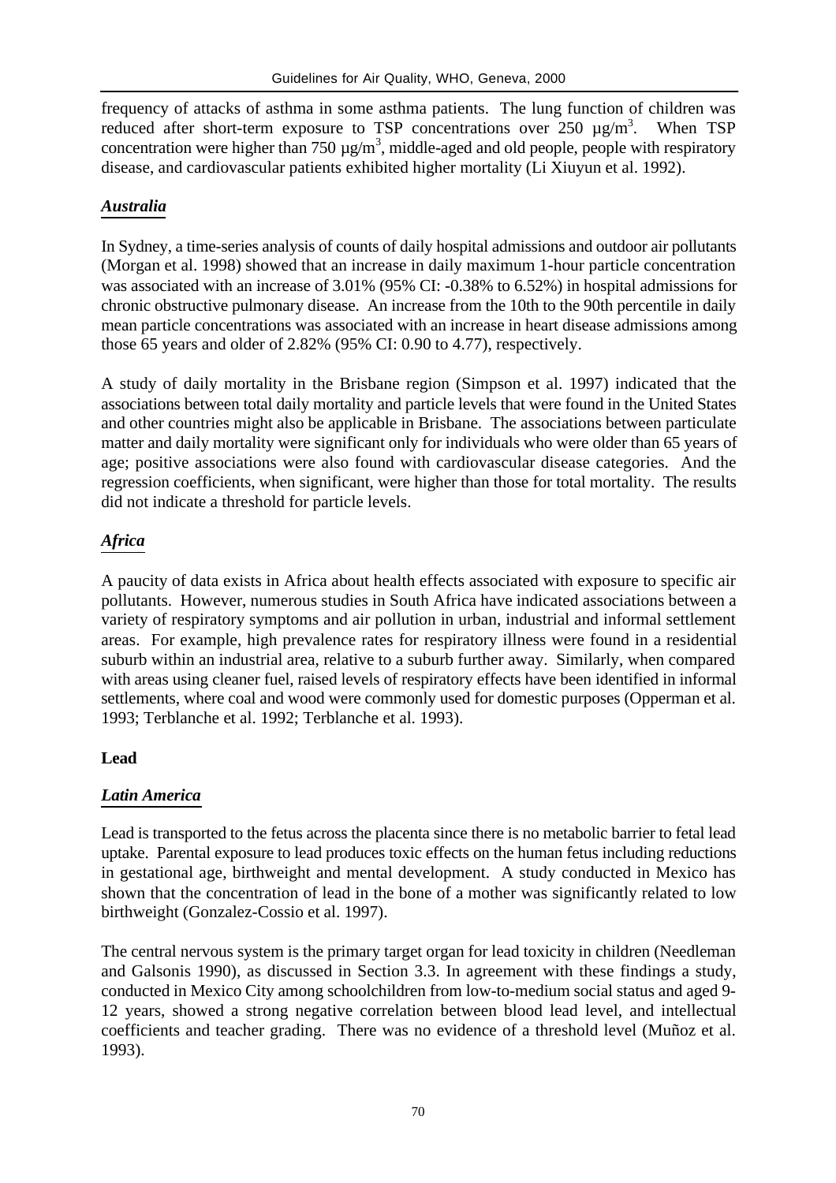frequency of attacks of asthma in some asthma patients. The lung function of children was reduced after short-term exposure to TSP concentrations over 250 $\mu g/m^3$. When TSP concentration were higher than 750 $\mu g/m^3$, middle-aged and old people, people with respiratory disease, and cardiovascular patients exhibited higher mortality (Li Xiuyun et al. 1992).

***Australia***

In Sydney, a time-series analysis of counts of daily hospital admissions and outdoor air pollutants (Morgan et al. 1998) showed that an increase in daily maximum 1-hour particle concentration was associated with an increase of 3.01% (95% CI: -0.38% to 6.52%) in hospital admissions for chronic obstructive pulmonary disease. An increase from the 10th to the 90th percentile in daily mean particle concentrations was associated with an increase in heart disease admissions among those 65 years and older of 2.82% (95% CI: 0.90 to 4.77), respectively.

A study of daily mortality in the Brisbane region (Simpson et al. 1997) indicated that the associations between total daily mortality and particle levels that were found in the United States and other countries might also be applicable in Brisbane. The associations between particulate matter and daily mortality were significant only for individuals who were older than 65 years of age; positive associations were also found with cardiovascular disease categories. And the regression coefficients, when significant, were higher than those for total mortality. The results did not indicate a threshold for particle levels.

***Africa***

A paucity of data exists in Africa about health effects associated with exposure to specific air pollutants. However, numerous studies in South Africa have indicated associations between a variety of respiratory symptoms and air pollution in urban, industrial and informal settlement areas. For example, high prevalence rates for respiratory illness were found in a residential suburb within an industrial area, relative to a suburb further away. Similarly, when compared with areas using cleaner fuel, raised levels of respiratory effects have been identified in informal settlements, where coal and wood were commonly used for domestic purposes (Opperman et al. 1993; Terblanche et al. 1992; Terblanche et al. 1993).

**Lead**

***Latin America***

Lead is transported to the fetus across the placenta since there is no metabolic barrier to fetal lead uptake. Parental exposure to lead produces toxic effects on the human fetus including reductions in gestational age, birthweight and mental development. A study conducted in Mexico has shown that the concentration of lead in the bone of a mother was significantly related to low birthweight (Gonzalez-Cossio et al. 1997).

The central nervous system is the primary target organ for lead toxicity in children (Needleman and Galsonis 1990), as discussed in Section 3.3. In agreement with these findings a study, conducted in Mexico City among schoolchildren from low-to-medium social status and aged 9-12 years, showed a strong negative correlation between blood lead level, and intellectual coefficients and teacher grading. There was no evidence of a threshold level (Muñoz et al. 1993).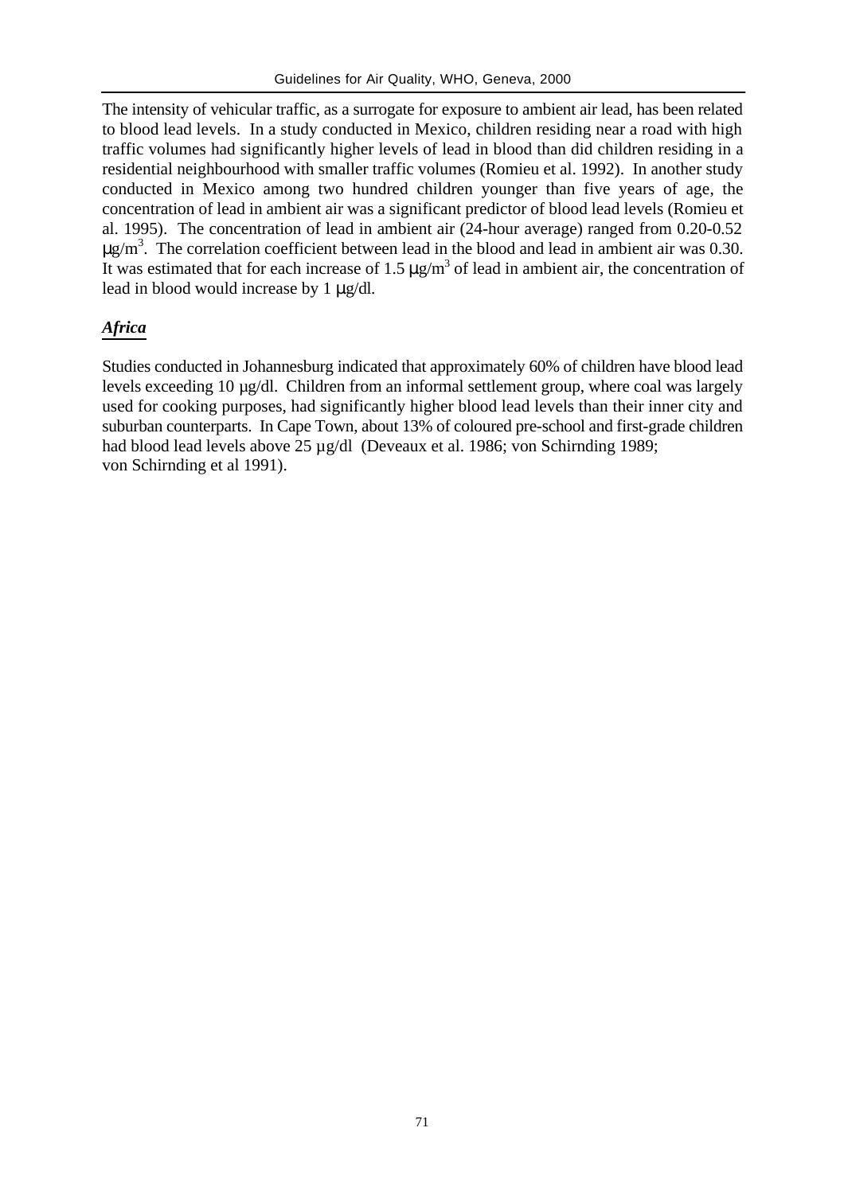The intensity of vehicular traffic, as a surrogate for exposure to ambient air lead, has been related to blood lead levels. In a study conducted in Mexico, children residing near a road with high traffic volumes had significantly higher levels of lead in blood than did children residing in a residential neighbourhood with smaller traffic volumes (Romieu et al. 1992). In another study conducted in Mexico among two hundred children younger than five years of age, the concentration of lead in ambient air was a significant predictor of blood lead levels (Romieu et al. 1995). The concentration of lead in ambient air (24-hour average) ranged from 0.20-0.52 $\mu g/m^3$. The correlation coefficient between lead in the blood and lead in ambient air was 0.30. It was estimated that for each increase of 1.5 $\mu g/m^3$ of lead in ambient air, the concentration of lead in blood would increase by 1 μg/dl.

### *Africa*

Studies conducted in Johannesburg indicated that approximately 60% of children have blood lead levels exceeding 10 μg/dl. Children from an informal settlement group, where coal was largely used for cooking purposes, had significantly higher blood lead levels than their inner city and suburban counterparts. In Cape Town, about 13% of coloured pre-school and first-grade children had blood lead levels above 25 μg/dl (Deveaux et al. 1986; von Schirnding 1989; von Schirnding et al 1991).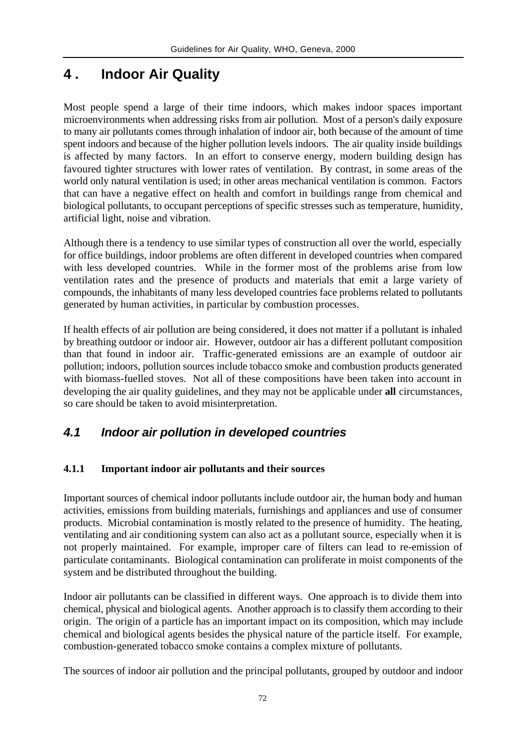# 4 . Indoor Air Quality

Most people spend a large of their time indoors, which makes indoor spaces important microenvironments when addressing risks from air pollution. Most of a person's daily exposure to many air pollutants comes through inhalation of indoor air, both because of the amount of time spent indoors and because of the higher pollution levels indoors. The air quality inside buildings is affected by many factors. In an effort to conserve energy, modern building design has favoured tighter structures with lower rates of ventilation. By contrast, in some areas of the world only natural ventilation is used; in other areas mechanical ventilation is common. Factors that can have a negative effect on health and comfort in buildings range from chemical and biological pollutants, to occupant perceptions of specific stresses such as temperature, humidity, artificial light, noise and vibration.

Although there is a tendency to use similar types of construction all over the world, especially for office buildings, indoor problems are often different in developed countries when compared with less developed countries. While in the former most of the problems arise from low ventilation rates and the presence of products and materials that emit a large variety of compounds, the inhabitants of many less developed countries face problems related to pollutants generated by human activities, in particular by combustion processes.

If health effects of air pollution are being considered, it does not matter if a pollutant is inhaled by breathing outdoor or indoor air. However, outdoor air has a different pollutant composition than that found in indoor air. Traffic-generated emissions are an example of outdoor air pollution; indoors, pollution sources include tobacco smoke and combustion products generated with biomass-fuelled stoves. Not all of these compositions have been taken into account in developing the air quality guidelines, and they may not be applicable under **all** circumstances, so care should be taken to avoid misinterpretation.

## *4.1 Indoor air pollution in developed countries*

### 4.1.1 Important indoor air pollutants and their sources

Important sources of chemical indoor pollutants include outdoor air, the human body and human activities, emissions from building materials, furnishings and appliances and use of consumer products. Microbial contamination is mostly related to the presence of humidity. The heating, ventilating and air conditioning system can also act as a pollutant source, especially when it is not properly maintained. For example, improper care of filters can lead to re-emission of particulate contaminants. Biological contamination can proliferate in moist components of the system and be distributed throughout the building.

Indoor air pollutants can be classified in different ways. One approach is to divide them into chemical, physical and biological agents. Another approach is to classify them according to their origin. The origin of a particle has an important impact on its composition, which may include chemical and biological agents besides the physical nature of the particle itself. For example, combustion-generated tobacco smoke contains a complex mixture of pollutants.

The sources of indoor air pollution and the principal pollutants, grouped by outdoor and indoor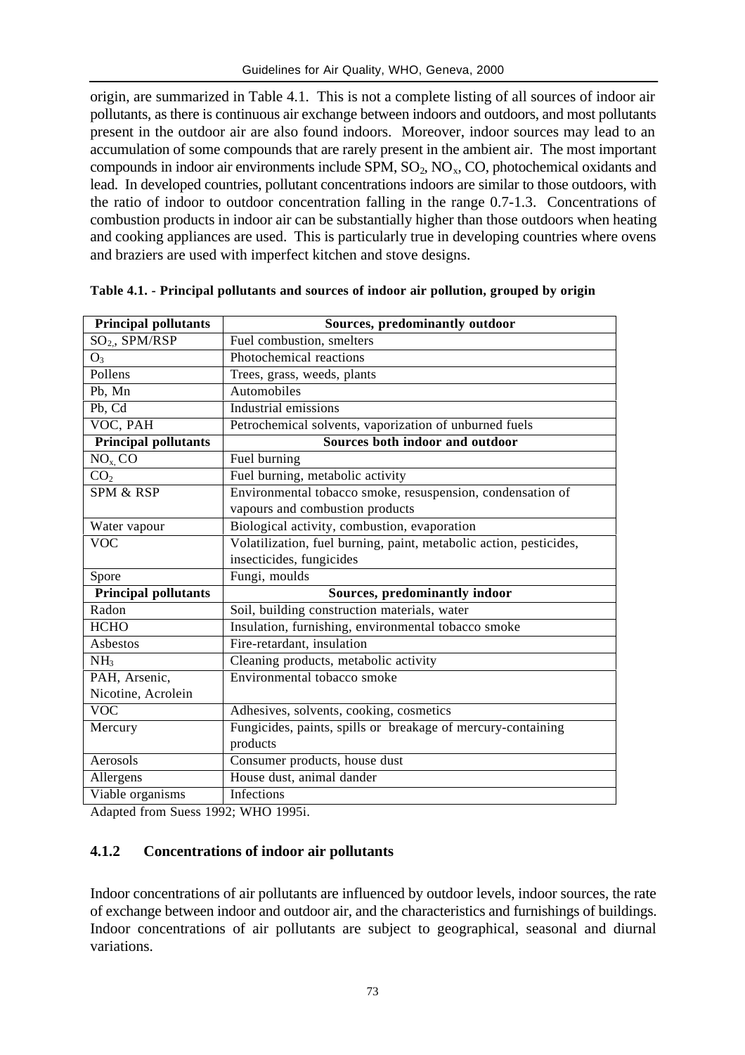origin, are summarized in Table 4.1. This is not a complete listing of all sources of indoor air pollutants, as there is continuous air exchange between indoors and outdoors, and most pollutants present in the outdoor air are also found indoors. Moreover, indoor sources may lead to an accumulation of some compounds that are rarely present in the ambient air. The most important compounds in indoor air environments include SPM, $SO_2$, $NO_x$, CO, photochemical oxidants and lead. In developed countries, pollutant concentrations indoors are similar to those outdoors, with the ratio of indoor to outdoor concentration falling in the range 0.7-1.3. Concentrations of combustion products in indoor air can be substantially higher than those outdoors when heating and cooking appliances are used. This is particularly true in developing countries where ovens and braziers are used with imperfect kitchen and stove designs.

**Table 4.1. - Principal pollutants and sources of indoor air pollution, grouped by origin**

| **Principal pollutants** | **Sources, predominantly outdoor** |
|---|---|
| $SO_2$, SPM/RSP | Fuel combustion, smelters |
| $O_3$ | Photochemical reactions |
| Pollens | Trees, grass, weeds, plants |
| Pb, Mn | Automobiles |
| Pb, Cd | Industrial emissions |
| VOC, PAH | Petrochemical solvents, vaporization of unburned fuels |
| **Principal pollutants** | **Sources both indoor and outdoor** |
| $NO_x$, CO | Fuel burning |
| $CO_2$ | Fuel burning, metabolic activity |
| SPM & RSP | Environmental tobacco smoke, resuspension, condensation of vapours and combustion products |
| Water vapour | Biological activity, combustion, evaporation |
| VOC | Volatilization, fuel burning, paint, metabolic action, pesticides, insecticides, fungicides |
| Spore | Fungi, moulds |
| **Principal pollutants** | **Sources, predominantly indoor** |
| Radon | Soil, building construction materials, water |
| HCHO | Insulation, furnishing, environmental tobacco smoke |
| Asbestos | Fire-retardant, insulation |
| $NH_3$ | Cleaning products, metabolic activity |
| PAH, Arsenic, Nicotine, Acrolein | Environmental tobacco smoke |
| VOC | Adhesives, solvents, cooking, cosmetics |
| Mercury | Fungicides, paints, spills or breakage of mercury-containing products |
| Aerosols | Consumer products, house dust |
| Allergens | House dust, animal dander |
| Viable organisms | Infections |

Adapted from Suess 1992; WHO 1995i.

### 4.1.2 Concentrations of indoor air pollutants

Indoor concentrations of air pollutants are influenced by outdoor levels, indoor sources, the rate of exchange between indoor and outdoor air, and the characteristics and furnishings of buildings. Indoor concentrations of air pollutants are subject to geographical, seasonal and diurnal variations.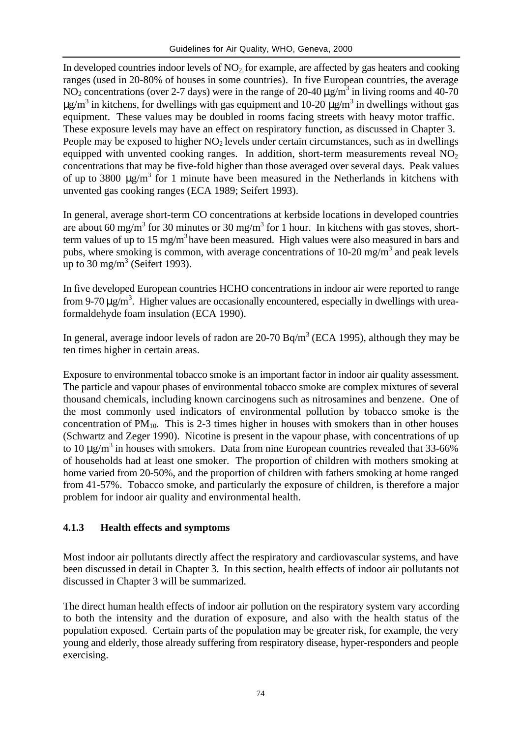In developed countries indoor levels of $NO_2$, for example, are affected by gas heaters and cooking ranges (used in 20-80% of houses in some countries). In five European countries, the average $NO_2$ concentrations (over 2-7 days) were in the range of 20-40 $\mu g/m^3$ in living rooms and 40-70 $\mu g/m^3$ in kitchens, for dwellings with gas equipment and 10-20 $\mu g/m^3$ in dwellings without gas equipment. These values may be doubled in rooms facing streets with heavy motor traffic. These exposure levels may have an effect on respiratory function, as discussed in Chapter 3. People may be exposed to higher $NO_2$ levels under certain circumstances, such as in dwellings equipped with unvented cooking ranges. In addition, short-term measurements reveal $NO_2$ concentrations that may be five-fold higher than those averaged over several days. Peak values of up to 3800 $\mu g/m^3$ for 1 minute have been measured in the Netherlands in kitchens with unvented gas cooking ranges (ECA 1989; Seifert 1993).

In general, average short-term CO concentrations at kerbside locations in developed countries are about 60 $mg/m^3$ for 30 minutes or 30 $mg/m^3$ for 1 hour. In kitchens with gas stoves, short-term values of up to 15 $mg/m^3$ have been measured. High values were also measured in bars and pubs, where smoking is common, with average concentrations of 10-20 $mg/m^3$ and peak levels up to 30 $mg/m^3$ (Seifert 1993).

In five developed European countries HCHO concentrations in indoor air were reported to range from 9-70 $\mu g/m^3$. Higher values are occasionally encountered, especially in dwellings with urea-formaldehyde foam insulation (ECA 1990).

In general, average indoor levels of radon are 20-70 $Bq/m^3$ (ECA 1995), although they may be ten times higher in certain areas.

Exposure to environmental tobacco smoke is an important factor in indoor air quality assessment. The particle and vapour phases of environmental tobacco smoke are complex mixtures of several thousand chemicals, including known carcinogens such as nitrosamines and benzene. One of the most commonly used indicators of environmental pollution by tobacco smoke is the concentration of $PM_{10}$. This is 2-3 times higher in houses with smokers than in other houses (Schwartz and Zeger 1990). Nicotine is present in the vapour phase, with concentrations of up to 10 $\mu g/m^3$ in houses with smokers. Data from nine European countries revealed that 33-66% of households had at least one smoker. The proportion of children with mothers smoking at home varied from 20-50%, and the proportion of children with fathers smoking at home ranged from 41-57%. Tobacco smoke, and particularly the exposure of children, is therefore a major problem for indoor air quality and environmental health.

### 4.1.3 Health effects and symptoms

Most indoor air pollutants directly affect the respiratory and cardiovascular systems, and have been discussed in detail in Chapter 3. In this section, health effects of indoor air pollutants not discussed in Chapter 3 will be summarized.

The direct human health effects of indoor air pollution on the respiratory system vary according to both the intensity and the duration of exposure, and also with the health status of the population exposed. Certain parts of the population may be greater risk, for example, the very young and elderly, those already suffering from respiratory disease, hyper-responders and people exercising.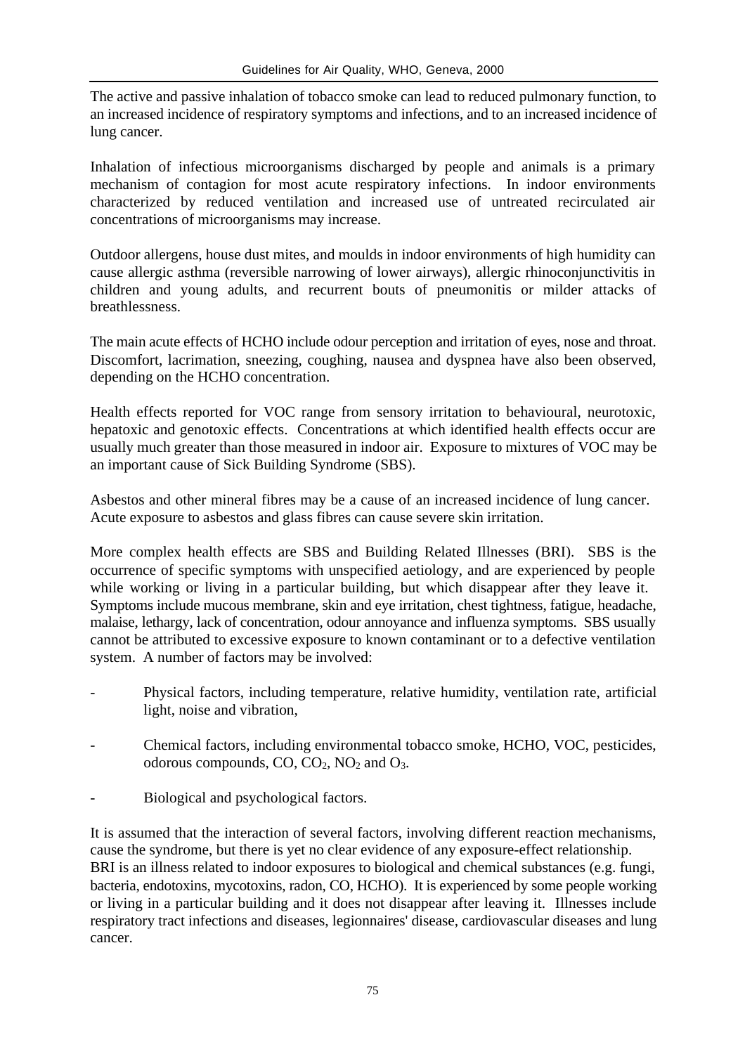The active and passive inhalation of tobacco smoke can lead to reduced pulmonary function, to an increased incidence of respiratory symptoms and infections, and to an increased incidence of lung cancer.

Inhalation of infectious microorganisms discharged by people and animals is a primary mechanism of contagion for most acute respiratory infections. In indoor environments characterized by reduced ventilation and increased use of untreated recirculated air concentrations of microorganisms may increase.

Outdoor allergens, house dust mites, and moulds in indoor environments of high humidity can cause allergic asthma (reversible narrowing of lower airways), allergic rhinoconjunctivitis in children and young adults, and recurrent bouts of pneumonitis or milder attacks of breathlessness.

The main acute effects of HCHO include odour perception and irritation of eyes, nose and throat. Discomfort, lacrimation, sneezing, coughing, nausea and dyspnea have also been observed, depending on the HCHO concentration.

Health effects reported for VOC range from sensory irritation to behavioural, neurotoxic, hepatoxic and genotoxic effects. Concentrations at which identified health effects occur are usually much greater than those measured in indoor air. Exposure to mixtures of VOC may be an important cause of Sick Building Syndrome (SBS).

Asbestos and other mineral fibres may be a cause of an increased incidence of lung cancer. Acute exposure to asbestos and glass fibres can cause severe skin irritation.

More complex health effects are SBS and Building Related Illnesses (BRI). SBS is the occurrence of specific symptoms with unspecified aetiology, and are experienced by people while working or living in a particular building, but which disappear after they leave it. Symptoms include mucous membrane, skin and eye irritation, chest tightness, fatigue, headache, malaise, lethargy, lack of concentration, odour annoyance and influenza symptoms. SBS usually cannot be attributed to excessive exposure to known contaminant or to a defective ventilation system. A number of factors may be involved:

- Physical factors, including temperature, relative humidity, ventilation rate, artificial light, noise and vibration,
- Chemical factors, including environmental tobacco smoke, HCHO, VOC, pesticides, odorous compounds, CO, $CO_2$, $NO_2$ and $O_3$.
- Biological and psychological factors.

It is assumed that the interaction of several factors, involving different reaction mechanisms, cause the syndrome, but there is yet no clear evidence of any exposure-effect relationship.
BRI is an illness related to indoor exposures to biological and chemical substances (e.g. fungi, bacteria, endotoxins, mycotoxins, radon, CO, HCHO). It is experienced by some people working or living in a particular building and it does not disappear after leaving it. Illnesses include respiratory tract infections and diseases, legionnaires' disease, cardiovascular diseases and lung cancer.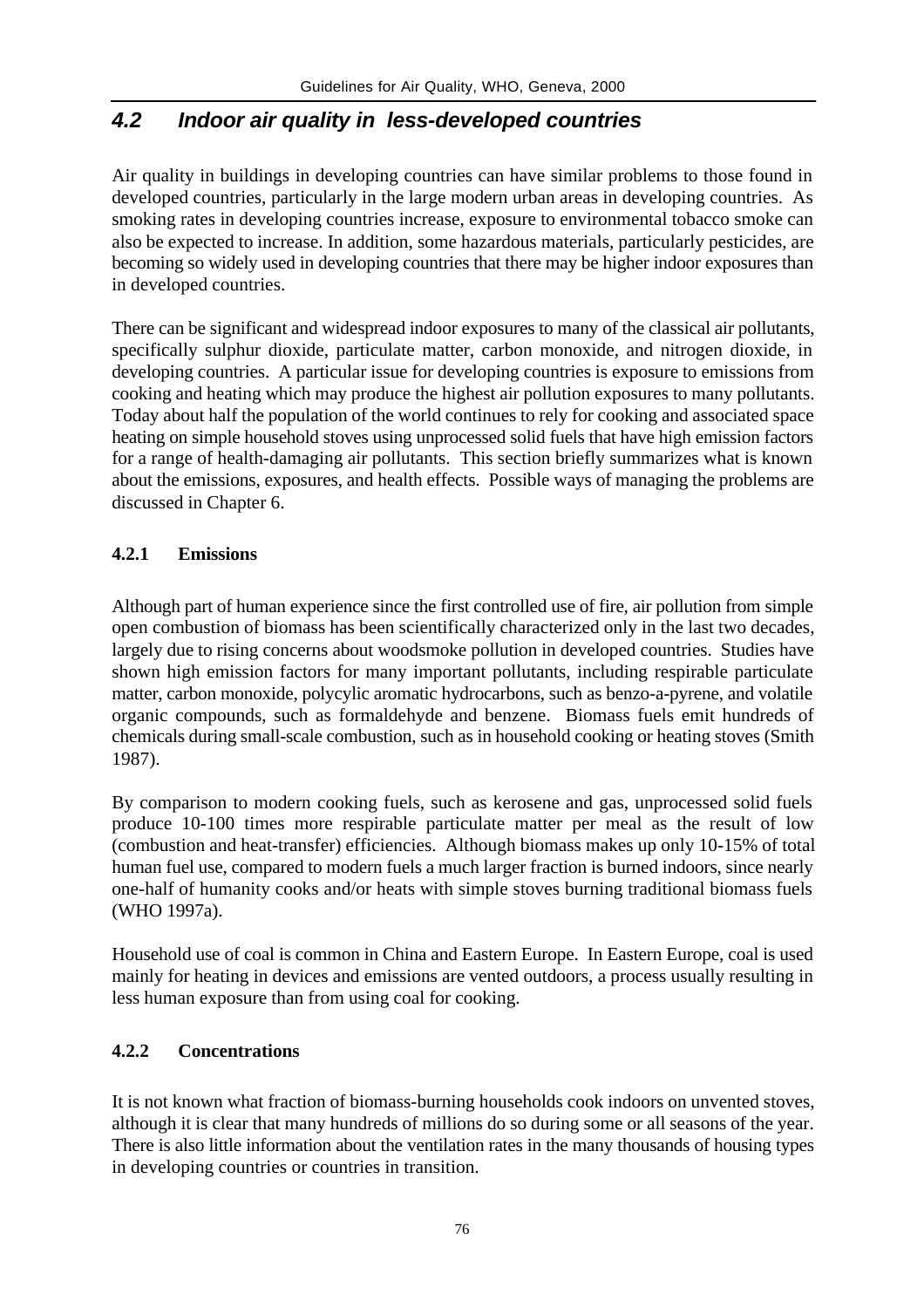## *4.2 Indoor air quality in less-developed countries*

Air quality in buildings in developing countries can have similar problems to those found in developed countries, particularly in the large modern urban areas in developing countries. As smoking rates in developing countries increase, exposure to environmental tobacco smoke can also be expected to increase. In addition, some hazardous materials, particularly pesticides, are becoming so widely used in developing countries that there may be higher indoor exposures than in developed countries.

There can be significant and widespread indoor exposures to many of the classical air pollutants, specifically sulphur dioxide, particulate matter, carbon monoxide, and nitrogen dioxide, in developing countries. A particular issue for developing countries is exposure to emissions from cooking and heating which may produce the highest air pollution exposures to many pollutants. Today about half the population of the world continues to rely for cooking and associated space heating on simple household stoves using unprocessed solid fuels that have high emission factors for a range of health-damaging air pollutants. This section briefly summarizes what is known about the emissions, exposures, and health effects. Possible ways of managing the problems are discussed in Chapter 6.

### 4.2.1 Emissions

Although part of human experience since the first controlled use of fire, air pollution from simple open combustion of biomass has been scientifically characterized only in the last two decades, largely due to rising concerns about woodsmoke pollution in developed countries. Studies have shown high emission factors for many important pollutants, including respirable particulate matter, carbon monoxide, polycylic aromatic hydrocarbons, such as benzo-a-pyrene, and volatile organic compounds, such as formaldehyde and benzene. Biomass fuels emit hundreds of chemicals during small-scale combustion, such as in household cooking or heating stoves (Smith 1987).

By comparison to modern cooking fuels, such as kerosene and gas, unprocessed solid fuels produce 10-100 times more respirable particulate matter per meal as the result of low (combustion and heat-transfer) efficiencies. Although biomass makes up only 10-15% of total human fuel use, compared to modern fuels a much larger fraction is burned indoors, since nearly one-half of humanity cooks and/or heats with simple stoves burning traditional biomass fuels (WHO 1997a).

Household use of coal is common in China and Eastern Europe. In Eastern Europe, coal is used mainly for heating in devices and emissions are vented outdoors, a process usually resulting in less human exposure than from using coal for cooking.

### 4.2.2 Concentrations

It is not known what fraction of biomass-burning households cook indoors on unvented stoves, although it is clear that many hundreds of millions do so during some or all seasons of the year. There is also little information about the ventilation rates in the many thousands of housing types in developing countries or countries in transition.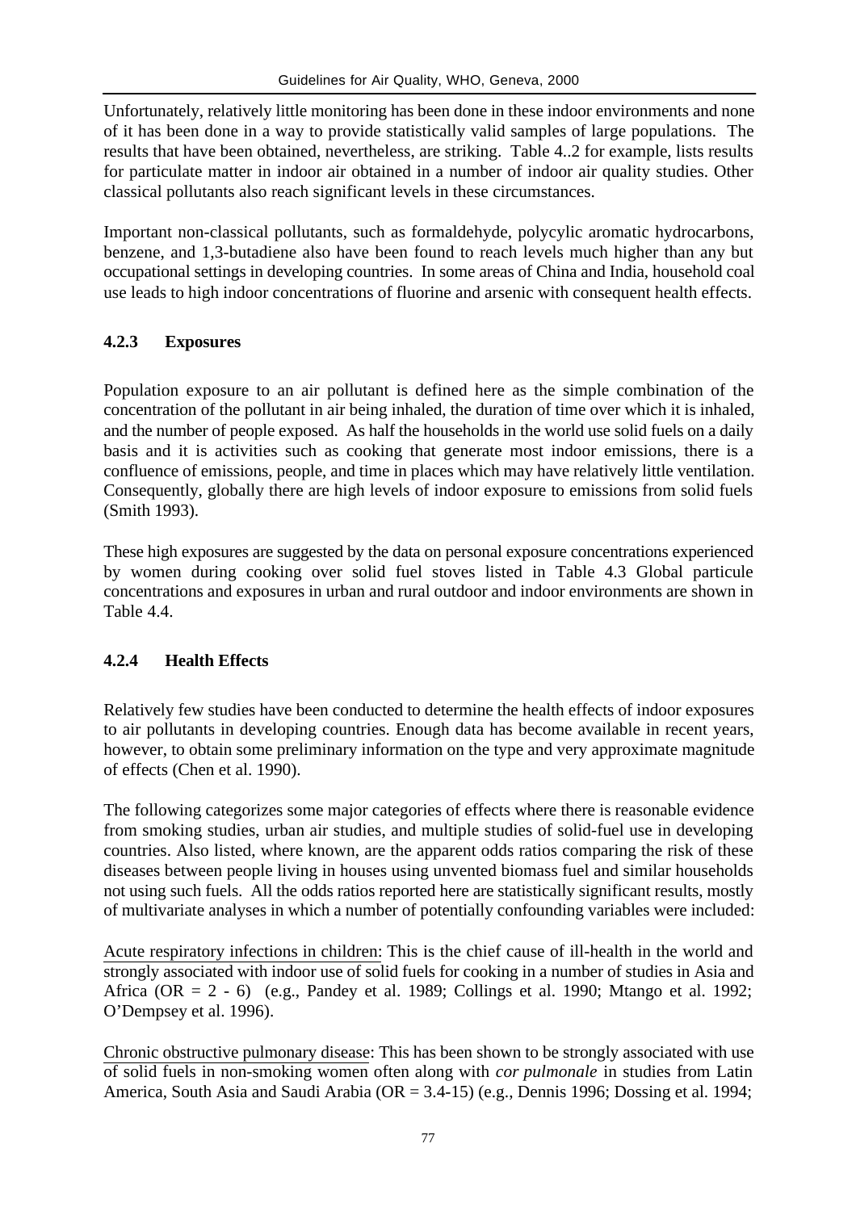Unfortunately, relatively little monitoring has been done in these indoor environments and none of it has been done in a way to provide statistically valid samples of large populations. The results that have been obtained, nevertheless, are striking. Table 4..2 for example, lists results for particulate matter in indoor air obtained in a number of indoor air quality studies. Other classical pollutants also reach significant levels in these circumstances.

Important non-classical pollutants, such as formaldehyde, polycylic aromatic hydrocarbons, benzene, and 1,3-butadiene also have been found to reach levels much higher than any but occupational settings in developing countries. In some areas of China and India, household coal use leads to high indoor concentrations of fluorine and arsenic with consequent health effects.

### 4.2.3 Exposures

Population exposure to an air pollutant is defined here as the simple combination of the concentration of the pollutant in air being inhaled, the duration of time over which it is inhaled, and the number of people exposed. As half the households in the world use solid fuels on a daily basis and it is activities such as cooking that generate most indoor emissions, there is a confluence of emissions, people, and time in places which may have relatively little ventilation. Consequently, globally there are high levels of indoor exposure to emissions from solid fuels (Smith 1993).

These high exposures are suggested by the data on personal exposure concentrations experienced by women during cooking over solid fuel stoves listed in Table 4.3 Global particule concentrations and exposures in urban and rural outdoor and indoor environments are shown in Table 4.4.

### 4.2.4 Health Effects

Relatively few studies have been conducted to determine the health effects of indoor exposures to air pollutants in developing countries. Enough data has become available in recent years, however, to obtain some preliminary information on the type and very approximate magnitude of effects (Chen et al. 1990).

The following categorizes some major categories of effects where there is reasonable evidence from smoking studies, urban air studies, and multiple studies of solid-fuel use in developing countries. Also listed, where known, are the apparent odds ratios comparing the risk of these diseases between people living in houses using unvented biomass fuel and similar households not using such fuels. All the odds ratios reported here are statistically significant results, mostly of multivariate analyses in which a number of potentially confounding variables were included:

Acute respiratory infections in children: This is the chief cause of ill-health in the world and strongly associated with indoor use of solid fuels for cooking in a number of studies in Asia and Africa (OR = 2 - 6) (e.g., Pandey et al. 1989; Collings et al. 1990; Mtango et al. 1992; O'Dempsey et al. 1996).

Chronic obstructive pulmonary disease: This has been shown to be strongly associated with use of solid fuels in non-smoking women often along with *cor pulmonale* in studies from Latin America, South Asia and Saudi Arabia (OR = 3.4-15) (e.g., Dennis 1996; Dossing et al. 1994;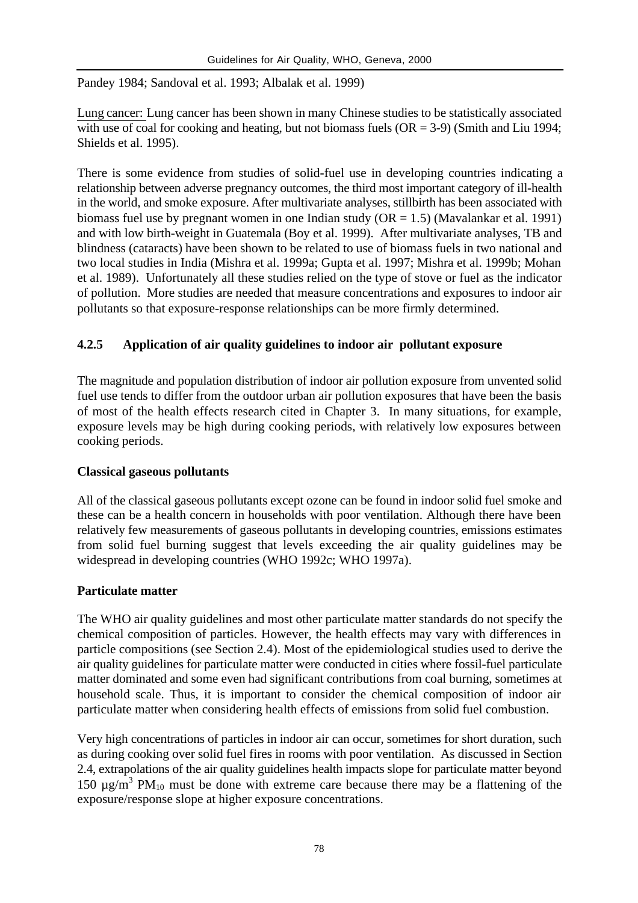Pandey 1984; Sandoval et al. 1993; Albalak et al. 1999)

Lung cancer: Lung cancer has been shown in many Chinese studies to be statistically associated with use of coal for cooking and heating, but not biomass fuels (OR = 3-9) (Smith and Liu 1994; Shields et al. 1995).

There is some evidence from studies of solid-fuel use in developing countries indicating a relationship between adverse pregnancy outcomes, the third most important category of ill-health in the world, and smoke exposure. After multivariate analyses, stillbirth has been associated with biomass fuel use by pregnant women in one Indian study (OR = 1.5) (Mavalankar et al. 1991) and with low birth-weight in Guatemala (Boy et al. 1999). After multivariate analyses, TB and blindness (cataracts) have been shown to be related to use of biomass fuels in two national and two local studies in India (Mishra et al. 1999a; Gupta et al. 1997; Mishra et al. 1999b; Mohan et al. 1989). Unfortunately all these studies relied on the type of stove or fuel as the indicator of pollution. More studies are needed that measure concentrations and exposures to indoor air pollutants so that exposure-response relationships can be more firmly determined.

### 4.2.5 Application of air quality guidelines to indoor air pollutant exposure

The magnitude and population distribution of indoor air pollution exposure from unvented solid fuel use tends to differ from the outdoor urban air pollution exposures that have been the basis of most of the health effects research cited in Chapter 3. In many situations, for example, exposure levels may be high during cooking periods, with relatively low exposures between cooking periods.

**Classical gaseous pollutants**

All of the classical gaseous pollutants except ozone can be found in indoor solid fuel smoke and these can be a health concern in households with poor ventilation. Although there have been relatively few measurements of gaseous pollutants in developing countries, emissions estimates from solid fuel burning suggest that levels exceeding the air quality guidelines may be widespread in developing countries (WHO 1992c; WHO 1997a).

**Particulate matter**

The WHO air quality guidelines and most other particulate matter standards do not specify the chemical composition of particles. However, the health effects may vary with differences in particle compositions (see Section 2.4). Most of the epidemiological studies used to derive the air quality guidelines for particulate matter were conducted in cities where fossil-fuel particulate matter dominated and some even had significant contributions from coal burning, sometimes at household scale. Thus, it is important to consider the chemical composition of indoor air particulate matter when considering health effects of emissions from solid fuel combustion.

Very high concentrations of particles in indoor air can occur, sometimes for short duration, such as during cooking over solid fuel fires in rooms with poor ventilation. As discussed in Section 2.4, extrapolations of the air quality guidelines health impacts slope for particulate matter beyond 150 $\mu g/m^3$ $PM_{10}$ must be done with extreme care because there may be a flattening of the exposure/response slope at higher exposure concentrations.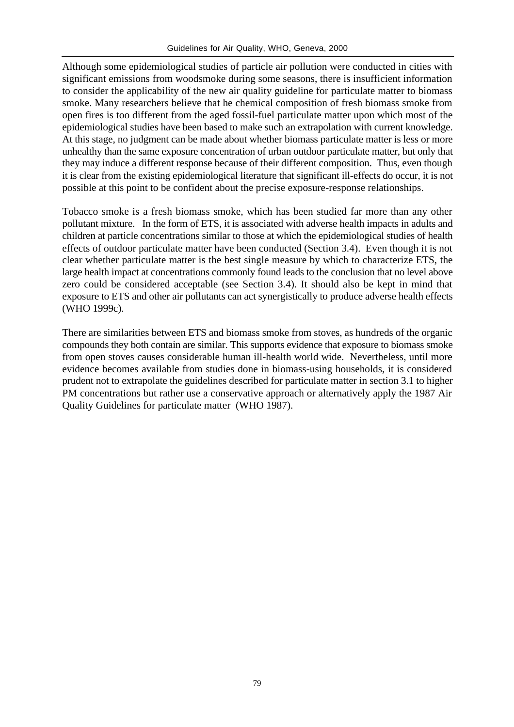Although some epidemiological studies of particle air pollution were conducted in cities with significant emissions from woodsmoke during some seasons, there is insufficient information to consider the applicability of the new air quality guideline for particulate matter to biomass smoke. Many researchers believe that he chemical composition of fresh biomass smoke from open fires is too different from the aged fossil-fuel particulate matter upon which most of the epidemiological studies have been based to make such an extrapolation with current knowledge. At this stage, no judgment can be made about whether biomass particulate matter is less or more unhealthy than the same exposure concentration of urban outdoor particulate matter, but only that they may induce a different response because of their different composition. Thus, even though it is clear from the existing epidemiological literature that significant ill-effects do occur, it is not possible at this point to be confident about the precise exposure-response relationships.

Tobacco smoke is a fresh biomass smoke, which has been studied far more than any other pollutant mixture. In the form of ETS, it is associated with adverse health impacts in adults and children at particle concentrations similar to those at which the epidemiological studies of health effects of outdoor particulate matter have been conducted (Section 3.4). Even though it is not clear whether particulate matter is the best single measure by which to characterize ETS, the large health impact at concentrations commonly found leads to the conclusion that no level above zero could be considered acceptable (see Section 3.4). It should also be kept in mind that exposure to ETS and other air pollutants can act synergistically to produce adverse health effects (WHO 1999c).

There are similarities between ETS and biomass smoke from stoves, as hundreds of the organic compounds they both contain are similar. This supports evidence that exposure to biomass smoke from open stoves causes considerable human ill-health world wide. Nevertheless, until more evidence becomes available from studies done in biomass-using households, it is considered prudent not to extrapolate the guidelines described for particulate matter in section 3.1 to higher PM concentrations but rather use a conservative approach or alternatively apply the 1987 Air Quality Guidelines for particulate matter (WHO 1987).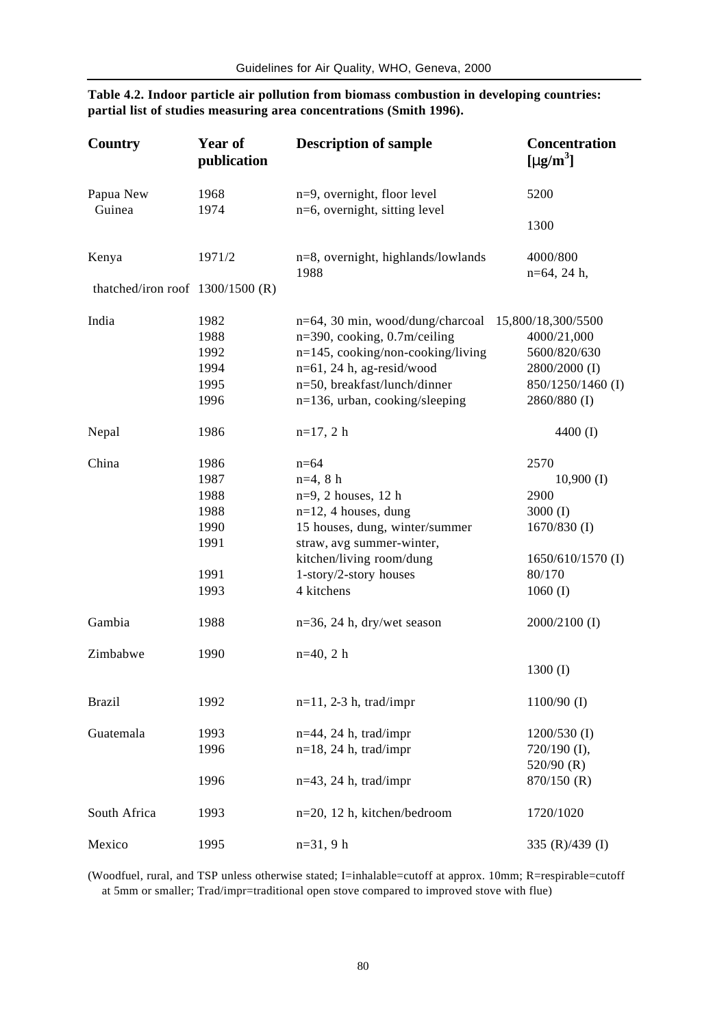**Table 4.2. Indoor particle air pollution from biomass combustion in developing countries: partial list of studies measuring area concentrations (Smith 1996).**

| Country | Year of publication | Description of sample | Concentration [μg/m³] |
|---|---|---|---|
| Papua New Guinea | 1968 | n=9, overnight, floor level | 5200 |
| | 1974 | n=6, overnight, sitting level | 1300 |
| Kenya | 1971/2 | n=8, overnight, highlands/lowlands | 4000/800 |
| | 1988 | n=64, 24 h, thatched/iron roof | 1300/1500 (R) |
| India | 1982 | n=64, 30 min, wood/dung/charcoal | 15,800/18,300/5500 |
| | 1988 | n=390, cooking, 0.7m/ceiling | 4000/21,000 |
| | 1992 | n=145, cooking/non-cooking/living | 5600/820/630 |
| | 1994 | n=61, 24 h, ag-resid/wood | 2800/2000 (I) |
| | 1995 | n=50, breakfast/lunch/dinner | 850/1250/1460 (I) |
| | 1996 | n=136, urban, cooking/sleeping | 2860/880 (I) |
| Nepal | 1986 | n=17, 2 h | 4400 (I) |
| China | 1986 | n=64 | 2570 |
| | 1987 | n=4, 8 h | 10,900 (I) |
| | 1988 | n=9, 2 houses, 12 h | 2900 |
| | 1988 | n=12, 4 houses, dung | 3000 (I) |
| | 1990 | 15 houses, dung, winter/summer | 1670/830 (I) |
| | 1991 | straw, avg summer-winter, kitchen/living room/dung | 1650/610/1570 (I) |
| | 1991 | 1-story/2-story houses | 80/170 |
| | 1993 | 4 kitchens | 1060 (I) |
| Gambia | 1988 | n=36, 24 h, dry/wet season | 2000/2100 (I) |
| Zimbabwe | 1990 | n=40, 2 h | 1300 (I) |
| Brazil | 1992 | n=11, 2-3 h, trad/impr | 1100/90 (I) |
| Guatemala | 1993 | n=44, 24 h, trad/impr | 1200/530 (I) |
| | 1996 | n=18, 24 h, trad/impr | 720/190 (I), 520/90 (R) |
| | 1996 | n=43, 24 h, trad/impr | 870/150 (R) |
| South Africa | 1993 | n=20, 12 h, kitchen/bedroom | 1720/1020 |
| Mexico | 1995 | n=31, 9 h | 335 (R)/439 (I) |

(Woodfuel, rural, and TSP unless otherwise stated; I=inhalable=cutoff at approx. 10mm; R=respirable=cutoff at 5mm or smaller; Trad/impr=traditional open stove compared to improved stove with flue)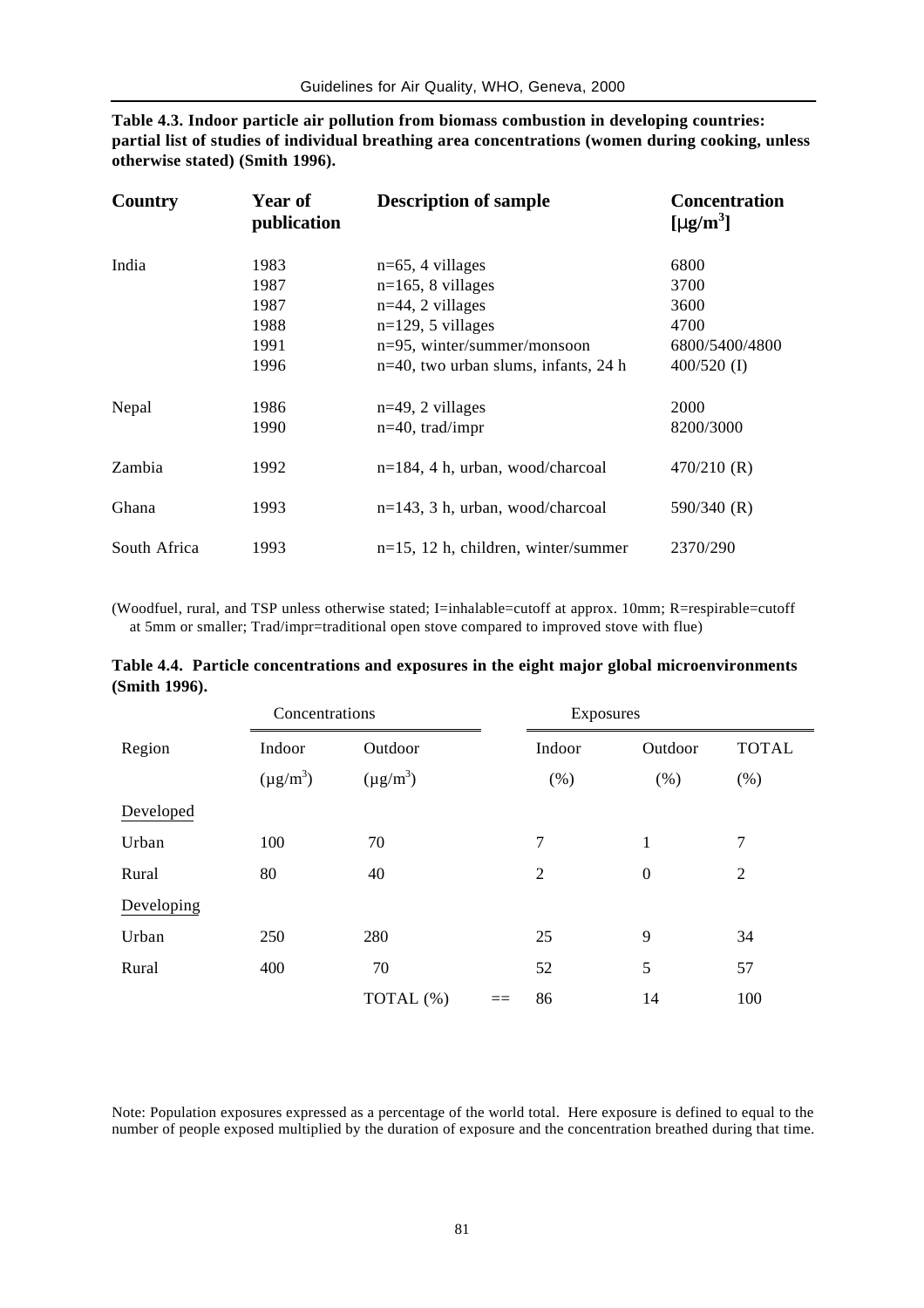**Table 4.3. Indoor particle air pollution from biomass combustion in developing countries: partial list of studies of individual breathing area concentrations (women during cooking, unless otherwise stated) (Smith 1996).**

| Country | Year of publication | Description of sample | Concentration [μg/m³] |
|---|---|---|---|
| India | 1983 | n=65, 4 villages | 6800 |
| | 1987 | n=165, 8 villages | 3700 |
| | 1987 | n=44, 2 villages | 3600 |
| | 1988 | n=129, 5 villages | 4700 |
| | 1991 | n=95, winter/summer/monsoon | 6800/5400/4800 |
| | 1996 | n=40, two urban slums, infants, 24 h | 400/520 (I) |
| Nepal | 1986 | n=49, 2 villages | 2000 |
| | 1990 | n=40, trad/impr | 8200/3000 |
| Zambia | 1992 | n=184, 4 h, urban, wood/charcoal | 470/210 (R) |
| Ghana | 1993 | n=143, 3 h, urban, wood/charcoal | 590/340 (R) |
| South Africa | 1993 | n=15, 12 h, children, winter/summer | 2370/290 |

(Woodfuel, rural, and TSP unless otherwise stated; I=inhalable=cutoff at approx. 10mm; R=respirable=cutoff at 5mm or smaller; Trad/impr=traditional open stove compared to improved stove with flue)

**Table 4.4. Particle concentrations and exposures in the eight major global microenvironments (Smith 1996).**

| | Concentrations | | | Exposures | | |
|---|---|---|---|---|---|---|
| Region | Indoor (μg/m³) | Outdoor (μg/m³) | | Indoor (%) | Outdoor (%) | TOTAL (%) |
| Developed | | | | | | |
| Urban | 100 | 70 | | 7 | 1 | 7 |
| Rural | 80 | 40 | | 2 | 0 | 2 |
| Developing | | | | | | |
| Urban | 250 | 280 | | 25 | 9 | 34 |
| Rural | 400 | 70 | | 52 | 5 | 57 |
| | | TOTAL (%) | == | 86 | 14 | 100 |

Note: Population exposures expressed as a percentage of the world total. Here exposure is defined to equal to the number of people exposed multiplied by the duration of exposure and the concentration breathed during that time.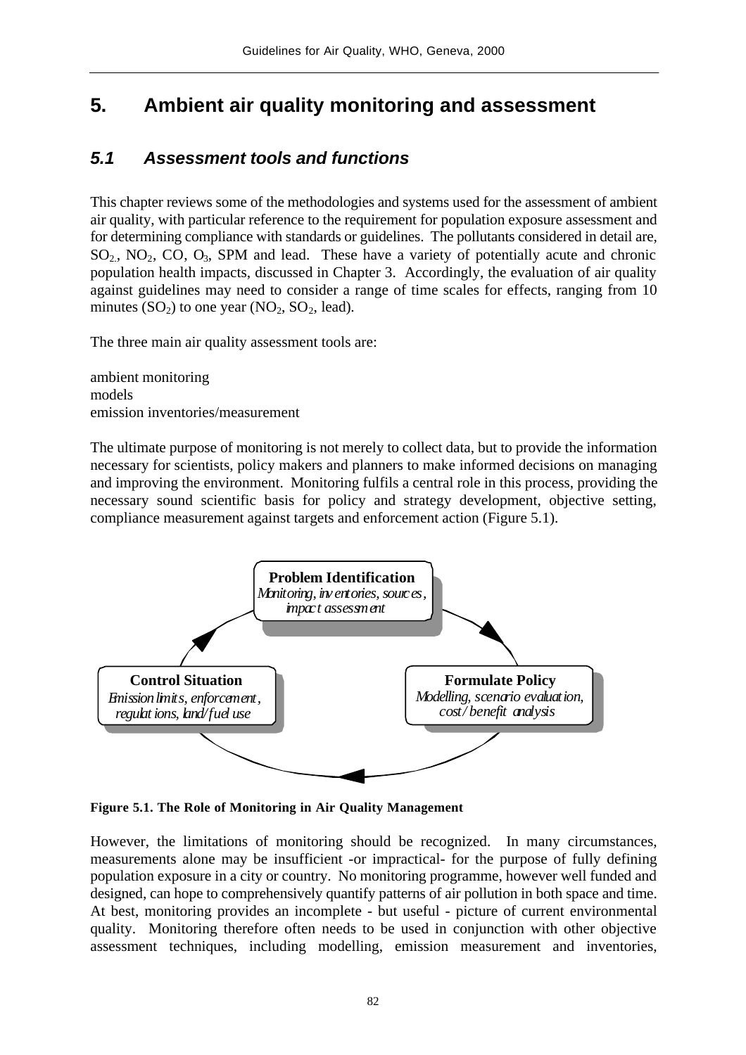# 5. Ambient air quality monitoring and assessment

## 5.1 Assessment tools and functions

This chapter reviews some of the methodologies and systems used for the assessment of ambient air quality, with particular reference to the requirement for population exposure assessment and for determining compliance with standards or guidelines. The pollutants considered in detail are, $SO_2$., $NO_2$, CO, $O_3$, SPM and lead. These have a variety of potentially acute and chronic population health impacts, discussed in Chapter 3. Accordingly, the evaluation of air quality against guidelines may need to consider a range of time scales for effects, ranging from 10 minutes ($SO_2$) to one year ($NO_2$, $SO_2$, lead).

The three main air quality assessment tools are:

ambient monitoring
models
emission inventories/measurement

The ultimate purpose of monitoring is not merely to collect data, but to provide the information necessary for scientists, policy makers and planners to make informed decisions on managing and improving the environment. Monitoring fulfils a central role in this process, providing the necessary sound scientific basis for policy and strategy development, objective setting, compliance measurement against targets and enforcement action (Figure 5.1).

**Problem Identification**
*Monitoring, inventories, sources, impact assessment*

**Formulate Policy**
*Modelling, scenario evaluation, cost/benefit analysis*

**Control Situation**
*Emission limits, enforcement, regulations, land/fuel use*

**Figure 5.1. The Role of Monitoring in Air Quality Management**

However, the limitations of monitoring should be recognized. In many circumstances, measurements alone may be insufficient -or impractical- for the purpose of fully defining population exposure in a city or country. No monitoring programme, however well funded and designed, can hope to comprehensively quantify patterns of air pollution in both space and time. At best, monitoring provides an incomplete - but useful - picture of current environmental quality. Monitoring therefore often needs to be used in conjunction with other objective assessment techniques, including modelling, emission measurement and inventories,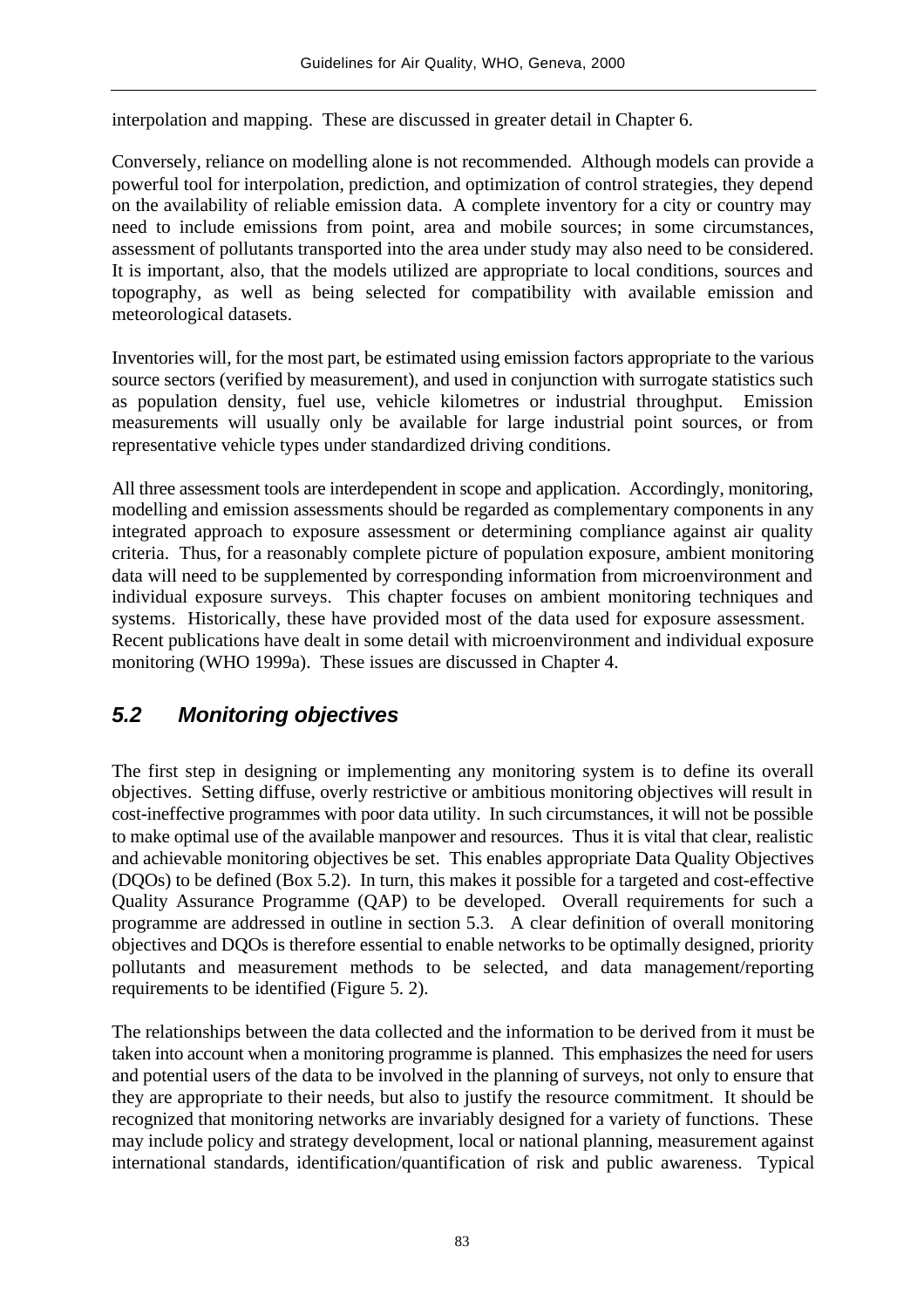interpolation and mapping. These are discussed in greater detail in Chapter 6.

Conversely, reliance on modelling alone is not recommended. Although models can provide a powerful tool for interpolation, prediction, and optimization of control strategies, they depend on the availability of reliable emission data. A complete inventory for a city or country may need to include emissions from point, area and mobile sources; in some circumstances, assessment of pollutants transported into the area under study may also need to be considered. It is important, also, that the models utilized are appropriate to local conditions, sources and topography, as well as being selected for compatibility with available emission and meteorological datasets.

Inventories will, for the most part, be estimated using emission factors appropriate to the various source sectors (verified by measurement), and used in conjunction with surrogate statistics such as population density, fuel use, vehicle kilometres or industrial throughput. Emission measurements will usually only be available for large industrial point sources, or from representative vehicle types under standardized driving conditions.

All three assessment tools are interdependent in scope and application. Accordingly, monitoring, modelling and emission assessments should be regarded as complementary components in any integrated approach to exposure assessment or determining compliance against air quality criteria. Thus, for a reasonably complete picture of population exposure, ambient monitoring data will need to be supplemented by corresponding information from microenvironment and individual exposure surveys. This chapter focuses on ambient monitoring techniques and systems. Historically, these have provided most of the data used for exposure assessment. Recent publications have dealt in some detail with microenvironment and individual exposure monitoring (WHO 1999a). These issues are discussed in Chapter 4.

## *5.2 Monitoring objectives*

The first step in designing or implementing any monitoring system is to define its overall objectives. Setting diffuse, overly restrictive or ambitious monitoring objectives will result in cost-ineffective programmes with poor data utility. In such circumstances, it will not be possible to make optimal use of the available manpower and resources. Thus it is vital that clear, realistic and achievable monitoring objectives be set. This enables appropriate Data Quality Objectives (DQOs) to be defined (Box 5.2). In turn, this makes it possible for a targeted and cost-effective Quality Assurance Programme (QAP) to be developed. Overall requirements for such a programme are addressed in outline in section 5.3. A clear definition of overall monitoring objectives and DQOs is therefore essential to enable networks to be optimally designed, priority pollutants and measurement methods to be selected, and data management/reporting requirements to be identified (Figure 5. 2).

The relationships between the data collected and the information to be derived from it must be taken into account when a monitoring programme is planned. This emphasizes the need for users and potential users of the data to be involved in the planning of surveys, not only to ensure that they are appropriate to their needs, but also to justify the resource commitment. It should be recognized that monitoring networks are invariably designed for a variety of functions. These may include policy and strategy development, local or national planning, measurement against international standards, identification/quantification of risk and public awareness. Typical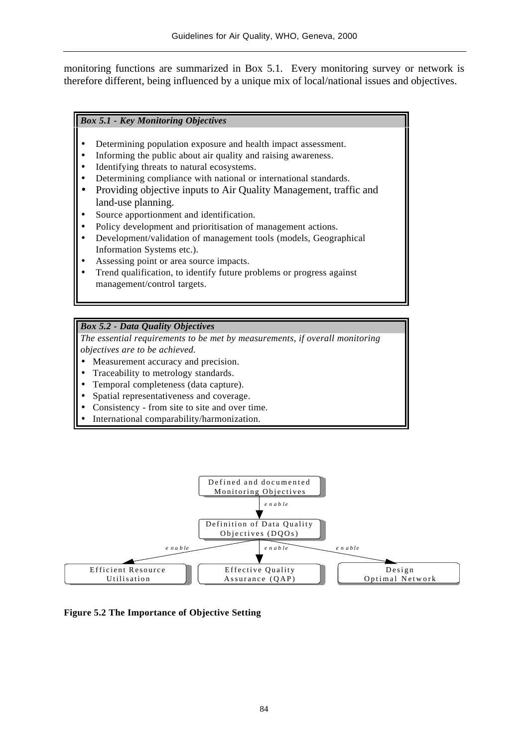monitoring functions are summarized in Box 5.1. Every monitoring survey or network is therefore different, being influenced by a unique mix of local/national issues and objectives.

***Box 5.1 - Key Monitoring Objectives***

- Determining population exposure and health impact assessment.
- Informing the public about air quality and raising awareness.
- Identifying threats to natural ecosystems.
- Determining compliance with national or international standards.
- Providing objective inputs to Air Quality Management, traffic and land-use planning.
- Source apportionment and identification.
- Policy development and prioritisation of management actions.
- Development/validation of management tools (models, Geographical Information Systems etc.).
- Assessing point or area source impacts.
- Trend qualification, to identify future problems or progress against management/control targets.

***Box 5.2 - Data Quality Objectives***

*The essential requirements to be met by measurements, if overall monitoring objectives are to be achieved.*

- Measurement accuracy and precision.
- Traceability to metrology standards.
- Temporal completeness (data capture).
- Spatial representativeness and coverage.
- Consistency - from site to site and over time.
- International comparability/harmonization.

Defined and documented Monitoring Objectives

*enable* ↓

Definition of Data Quality Objectives (DQOs)

*enable* ↓ (to each of the following)

- Efficient Resource Utilisation
- Effective Quality Assurance (QAP)
- Design Optimal Network

**Figure 5.2 The Importance of Objective Setting**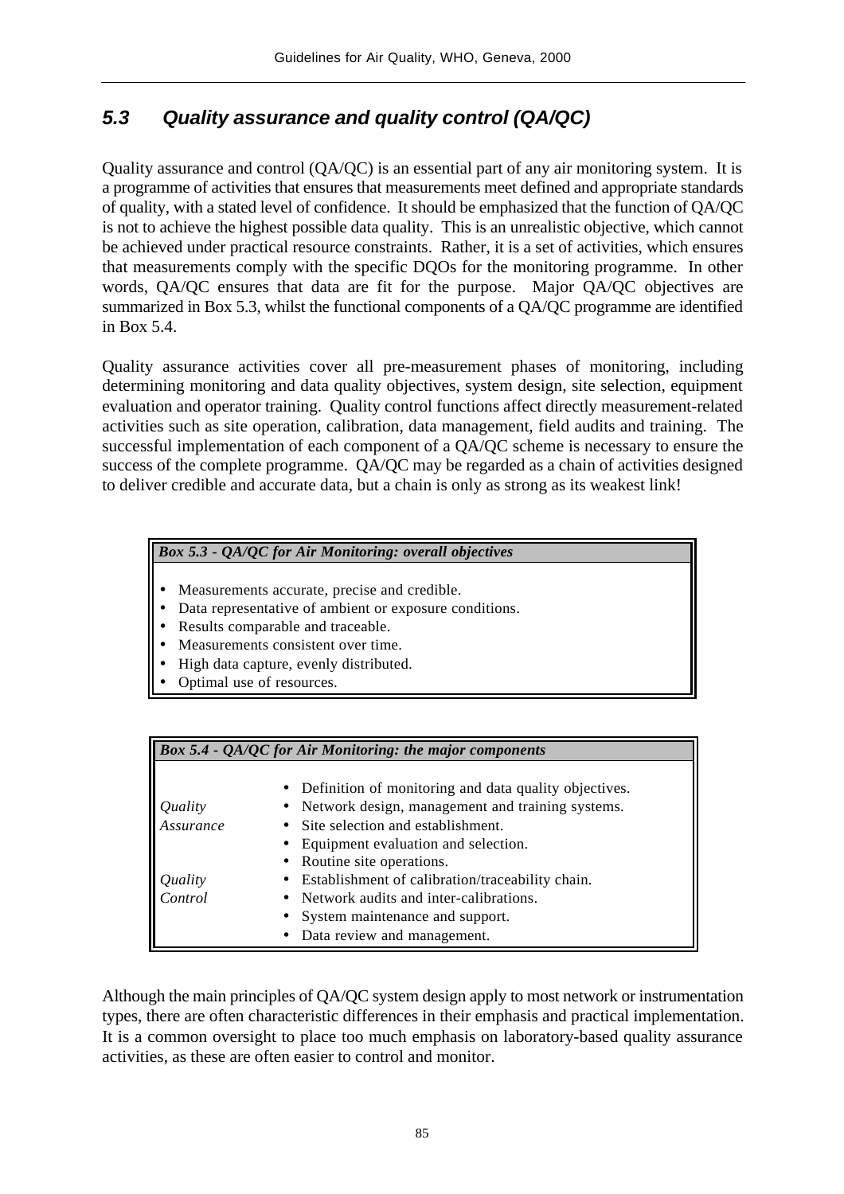## *5.3 Quality assurance and quality control (QA/QC)*

Quality assurance and control (QA/QC) is an essential part of any air monitoring system. It is a programme of activities that ensures that measurements meet defined and appropriate standards of quality, with a stated level of confidence. It should be emphasized that the function of QA/QC is not to achieve the highest possible data quality. This is an unrealistic objective, which cannot be achieved under practical resource constraints. Rather, it is a set of activities, which ensures that measurements comply with the specific DQOs for the monitoring programme. In other words, QA/QC ensures that data are fit for the purpose. Major QA/QC objectives are summarized in Box 5.3, whilst the functional components of a QA/QC programme are identified in Box 5.4.

Quality assurance activities cover all pre-measurement phases of monitoring, including determining monitoring and data quality objectives, system design, site selection, equipment evaluation and operator training. Quality control functions affect directly measurement-related activities such as site operation, calibration, data management, field audits and training. The successful implementation of each component of a QA/QC scheme is necessary to ensure the success of the complete programme. QA/QC may be regarded as a chain of activities designed to deliver credible and accurate data, but a chain is only as strong as its weakest link!

***Box 5.3 - QA/QC for Air Monitoring: overall objectives***

- Measurements accurate, precise and credible.
- Data representative of ambient or exposure conditions.
- Results comparable and traceable.
- Measurements consistent over time.
- High data capture, evenly distributed.
- Optimal use of resources.

***Box 5.4 - QA/QC for Air Monitoring: the major components***

| | |
|---|---|
| *Quality Assurance* | • Definition of monitoring and data quality objectives.<br>• Network design, management and training systems.<br>• Site selection and establishment.<br>• Equipment evaluation and selection. |
| *Quality Control* | • Routine site operations.<br>• Establishment of calibration/traceability chain.<br>• Network audits and inter-calibrations.<br>• System maintenance and support.<br>• Data review and management. |

Although the main principles of QA/QC system design apply to most network or instrumentation types, there are often characteristic differences in their emphasis and practical implementation. It is a common oversight to place too much emphasis on laboratory-based quality assurance activities, as these are often easier to control and monitor.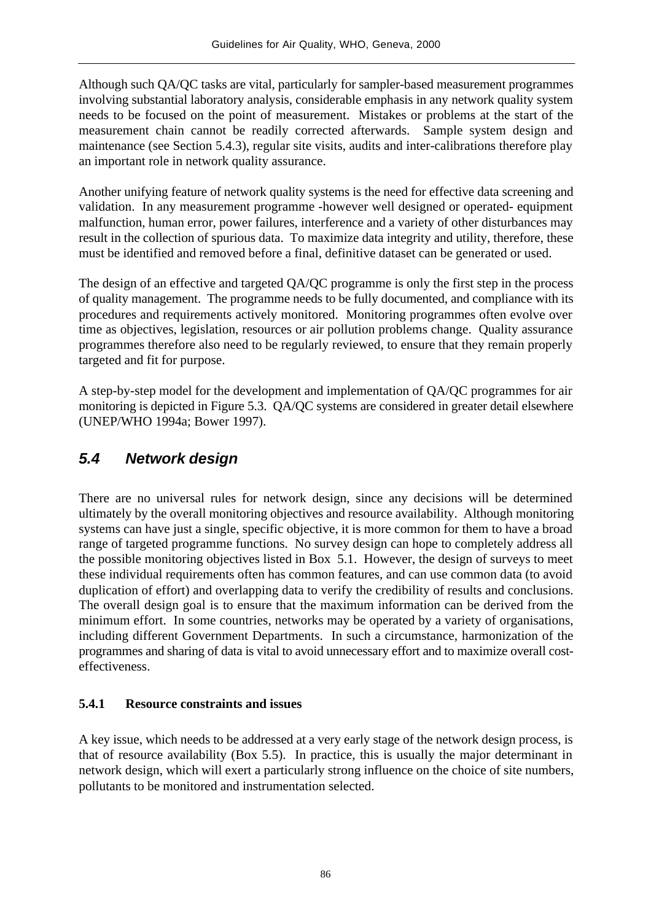Although such QA/QC tasks are vital, particularly for sampler-based measurement programmes involving substantial laboratory analysis, considerable emphasis in any network quality system needs to be focused on the point of measurement. Mistakes or problems at the start of the measurement chain cannot be readily corrected afterwards. Sample system design and maintenance (see Section 5.4.3), regular site visits, audits and inter-calibrations therefore play an important role in network quality assurance.

Another unifying feature of network quality systems is the need for effective data screening and validation. In any measurement programme -however well designed or operated- equipment malfunction, human error, power failures, interference and a variety of other disturbances may result in the collection of spurious data. To maximize data integrity and utility, therefore, these must be identified and removed before a final, definitive dataset can be generated or used.

The design of an effective and targeted QA/QC programme is only the first step in the process of quality management. The programme needs to be fully documented, and compliance with its procedures and requirements actively monitored. Monitoring programmes often evolve over time as objectives, legislation, resources or air pollution problems change. Quality assurance programmes therefore also need to be regularly reviewed, to ensure that they remain properly targeted and fit for purpose.

A step-by-step model for the development and implementation of QA/QC programmes for air monitoring is depicted in Figure 5.3. QA/QC systems are considered in greater detail elsewhere (UNEP/WHO 1994a; Bower 1997).

## *5.4 Network design*

There are no universal rules for network design, since any decisions will be determined ultimately by the overall monitoring objectives and resource availability. Although monitoring systems can have just a single, specific objective, it is more common for them to have a broad range of targeted programme functions. No survey design can hope to completely address all the possible monitoring objectives listed in Box 5.1. However, the design of surveys to meet these individual requirements often has common features, and can use common data (to avoid duplication of effort) and overlapping data to verify the credibility of results and conclusions. The overall design goal is to ensure that the maximum information can be derived from the minimum effort. In some countries, networks may be operated by a variety of organisations, including different Government Departments. In such a circumstance, harmonization of the programmes and sharing of data is vital to avoid unnecessary effort and to maximize overall cost-effectiveness.

### 5.4.1 Resource constraints and issues

A key issue, which needs to be addressed at a very early stage of the network design process, is that of resource availability (Box 5.5). In practice, this is usually the major determinant in network design, which will exert a particularly strong influence on the choice of site numbers, pollutants to be monitored and instrumentation selected.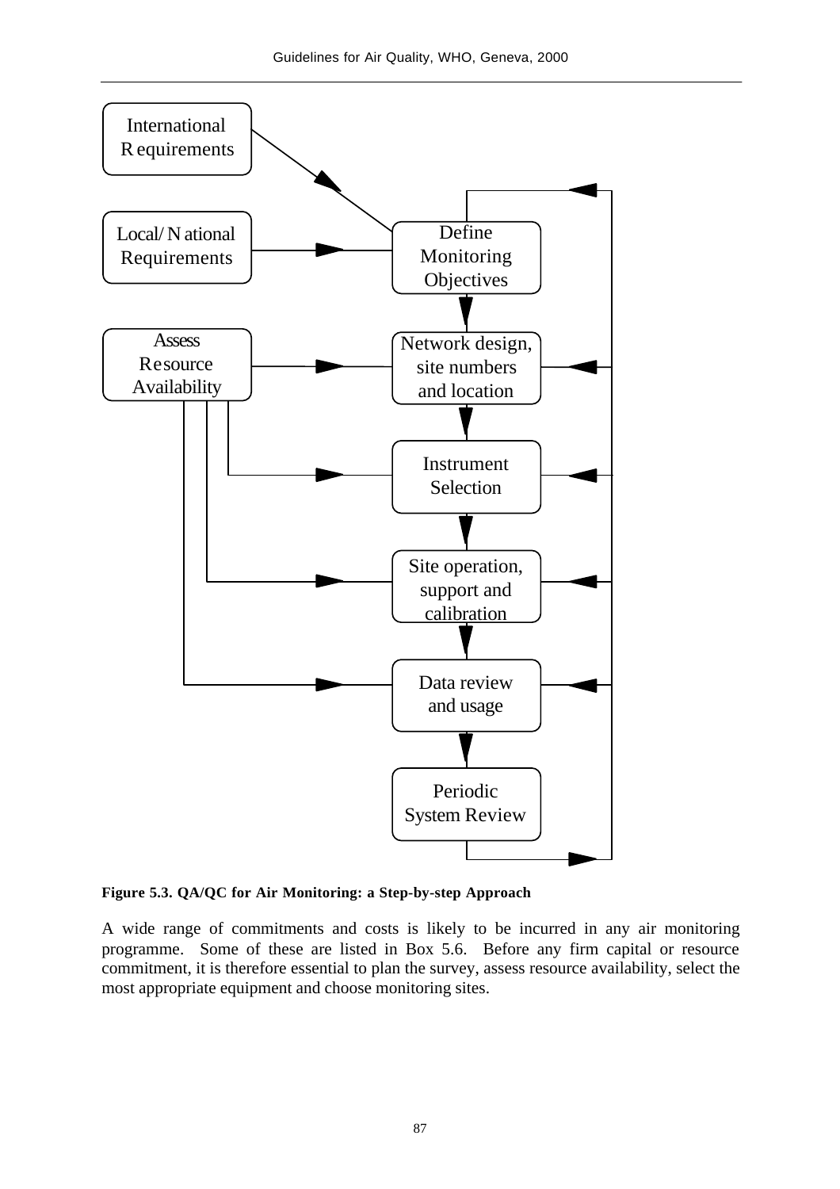International Requirements

Local/National Requirements

Define Monitoring Objectives

Assess Resource Availability

Network design, site numbers and location

Instrument Selection

Site operation, support and calibration

Data review and usage

Periodic System Review

**Figure 5.3. QA/QC for Air Monitoring: a Step-by-step Approach**

A wide range of commitments and costs is likely to be incurred in any air monitoring programme. Some of these are listed in Box 5.6. Before any firm capital or resource commitment, it is therefore essential to plan the survey, assess resource availability, select the most appropriate equipment and choose monitoring sites.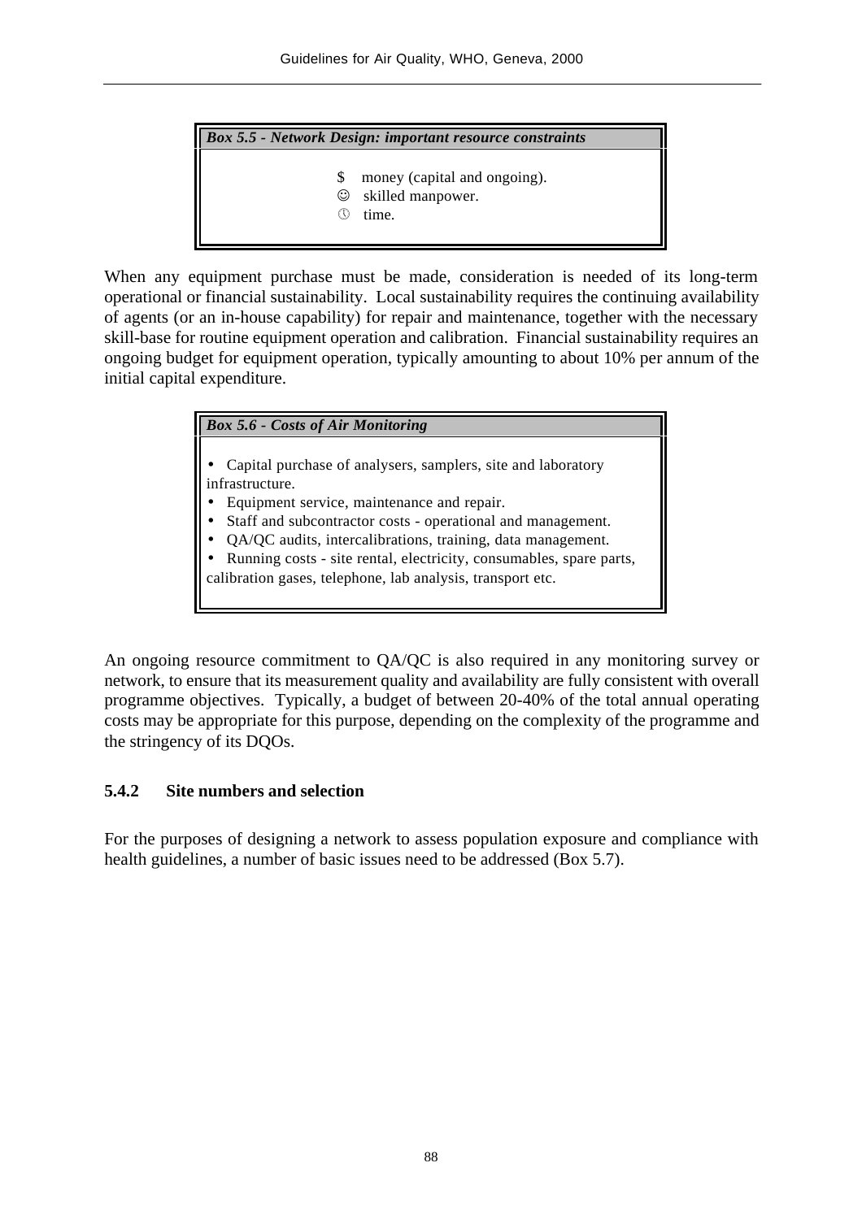**Box 5.5 - Network Design: important resource constraints**

- $ money (capital and ongoing).
- ☺ skilled manpower.
- ⌚ time.

When any equipment purchase must be made, consideration is needed of its long-term operational or financial sustainability. Local sustainability requires the continuing availability of agents (or an in-house capability) for repair and maintenance, together with the necessary skill-base for routine equipment operation and calibration. Financial sustainability requires an ongoing budget for equipment operation, typically amounting to about 10% per annum of the initial capital expenditure.

**Box 5.6 - Costs of Air Monitoring**

- Capital purchase of analysers, samplers, site and laboratory infrastructure.
- Equipment service, maintenance and repair.
- Staff and subcontractor costs - operational and management.
- QA/QC audits, intercalibrations, training, data management.
- Running costs - site rental, electricity, consumables, spare parts, calibration gases, telephone, lab analysis, transport etc.

An ongoing resource commitment to QA/QC is also required in any monitoring survey or network, to ensure that its measurement quality and availability are fully consistent with overall programme objectives. Typically, a budget of between 20-40% of the total annual operating costs may be appropriate for this purpose, depending on the complexity of the programme and the stringency of its DQOs.

### 5.4.2 Site numbers and selection

For the purposes of designing a network to assess population exposure and compliance with health guidelines, a number of basic issues need to be addressed (Box 5.7).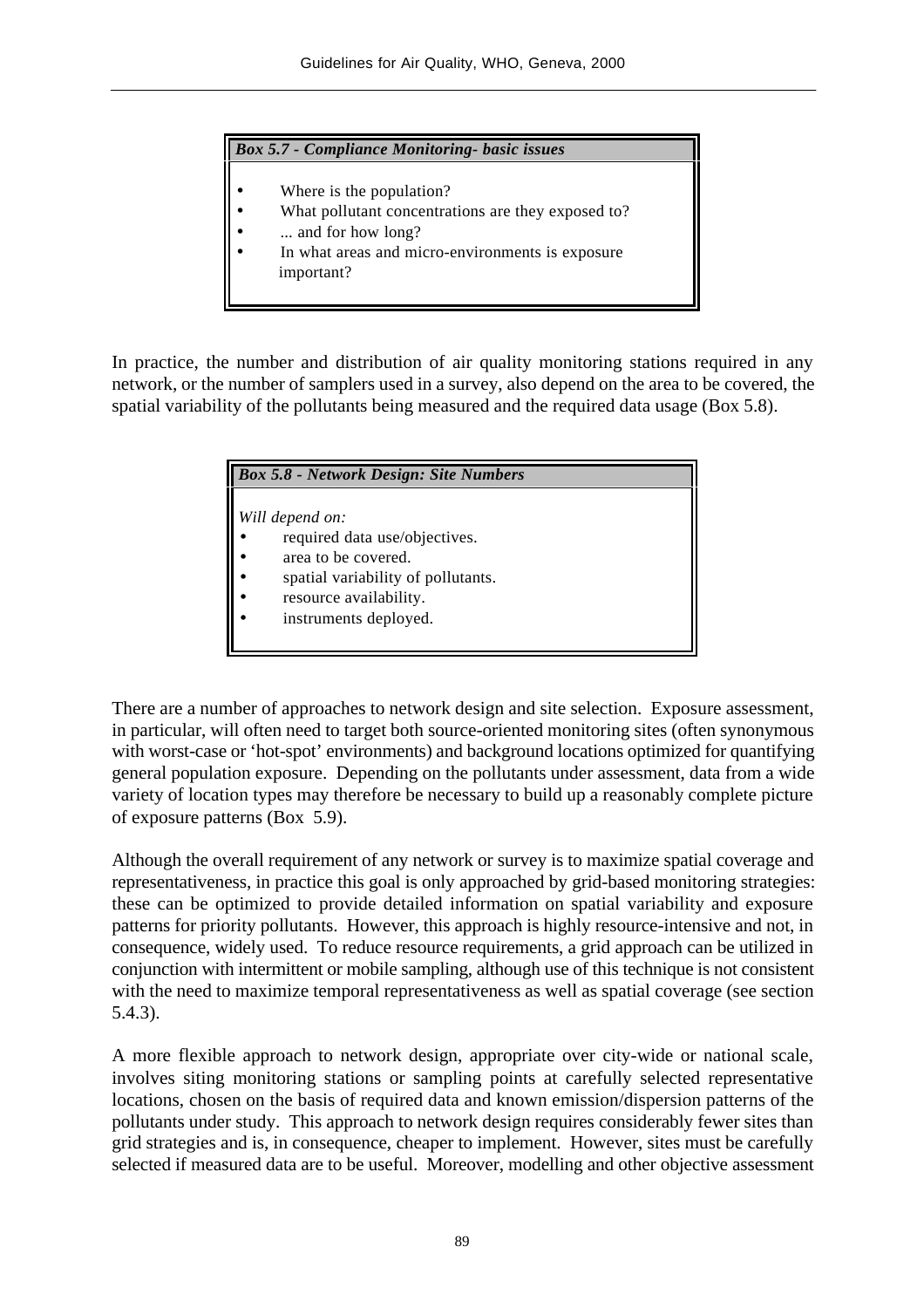**_Box 5.7 - Compliance Monitoring- basic issues_**

- Where is the population?
- What pollutant concentrations are they exposed to?
- ... and for how long?
- In what areas and micro-environments is exposure important?

In practice, the number and distribution of air quality monitoring stations required in any network, or the number of samplers used in a survey, also depend on the area to be covered, the spatial variability of the pollutants being measured and the required data usage (Box 5.8).

**_Box 5.8 - Network Design: Site Numbers_**

*Will depend on:*

- required data use/objectives.
- area to be covered.
- spatial variability of pollutants.
- resource availability.
- instruments deployed.

There are a number of approaches to network design and site selection. Exposure assessment, in particular, will often need to target both source-oriented monitoring sites (often synonymous with worst-case or 'hot-spot' environments) and background locations optimized for quantifying general population exposure. Depending on the pollutants under assessment, data from a wide variety of location types may therefore be necessary to build up a reasonably complete picture of exposure patterns (Box 5.9).

Although the overall requirement of any network or survey is to maximize spatial coverage and representativeness, in practice this goal is only approached by grid-based monitoring strategies: these can be optimized to provide detailed information on spatial variability and exposure patterns for priority pollutants. However, this approach is highly resource-intensive and not, in consequence, widely used. To reduce resource requirements, a grid approach can be utilized in conjunction with intermittent or mobile sampling, although use of this technique is not consistent with the need to maximize temporal representativeness as well as spatial coverage (see section 5.4.3).

A more flexible approach to network design, appropriate over city-wide or national scale, involves siting monitoring stations or sampling points at carefully selected representative locations, chosen on the basis of required data and known emission/dispersion patterns of the pollutants under study. This approach to network design requires considerably fewer sites than grid strategies and is, in consequence, cheaper to implement. However, sites must be carefully selected if measured data are to be useful. Moreover, modelling and other objective assessment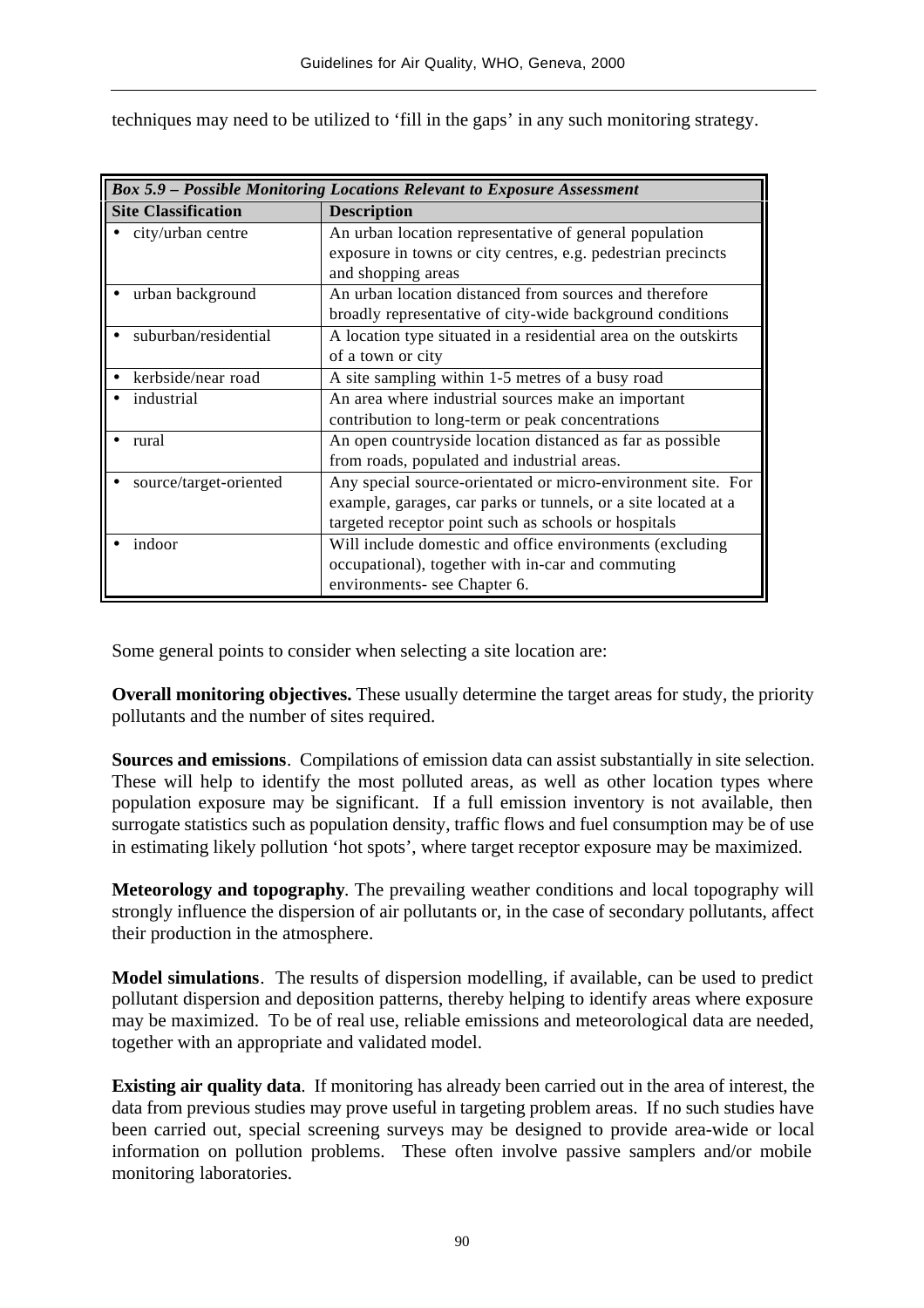techniques may need to be utilized to 'fill in the gaps' in any such monitoring strategy.

***Box 5.9 – Possible Monitoring Locations Relevant to Exposure Assessment***

| Site Classification | Description |
|---|---|
| • city/urban centre | An urban location representative of general population exposure in towns or city centres, e.g. pedestrian precincts and shopping areas |
| • urban background | An urban location distanced from sources and therefore broadly representative of city-wide background conditions |
| • suburban/residential | A location type situated in a residential area on the outskirts of a town or city |
| • kerbside/near road | A site sampling within 1-5 metres of a busy road |
| • industrial | An area where industrial sources make an important contribution to long-term or peak concentrations |
| • rural | An open countryside location distanced as far as possible from roads, populated and industrial areas. |
| • source/target-oriented | Any special source-orientated or micro-environment site. For example, garages, car parks or tunnels, or a site located at a targeted receptor point such as schools or hospitals |
| • indoor | Will include domestic and office environments (excluding occupational), together with in-car and commuting environments- see Chapter 6. |

Some general points to consider when selecting a site location are:

**Overall monitoring objectives.** These usually determine the target areas for study, the priority pollutants and the number of sites required.

**Sources and emissions**. Compilations of emission data can assist substantially in site selection. These will help to identify the most polluted areas, as well as other location types where population exposure may be significant. If a full emission inventory is not available, then surrogate statistics such as population density, traffic flows and fuel consumption may be of use in estimating likely pollution 'hot spots', where target receptor exposure may be maximized.

**Meteorology and topography**. The prevailing weather conditions and local topography will strongly influence the dispersion of air pollutants or, in the case of secondary pollutants, affect their production in the atmosphere.

**Model simulations**. The results of dispersion modelling, if available, can be used to predict pollutant dispersion and deposition patterns, thereby helping to identify areas where exposure may be maximized. To be of real use, reliable emissions and meteorological data are needed, together with an appropriate and validated model.

**Existing air quality data**. If monitoring has already been carried out in the area of interest, the data from previous studies may prove useful in targeting problem areas. If no such studies have been carried out, special screening surveys may be designed to provide area-wide or local information on pollution problems. These often involve passive samplers and/or mobile monitoring laboratories.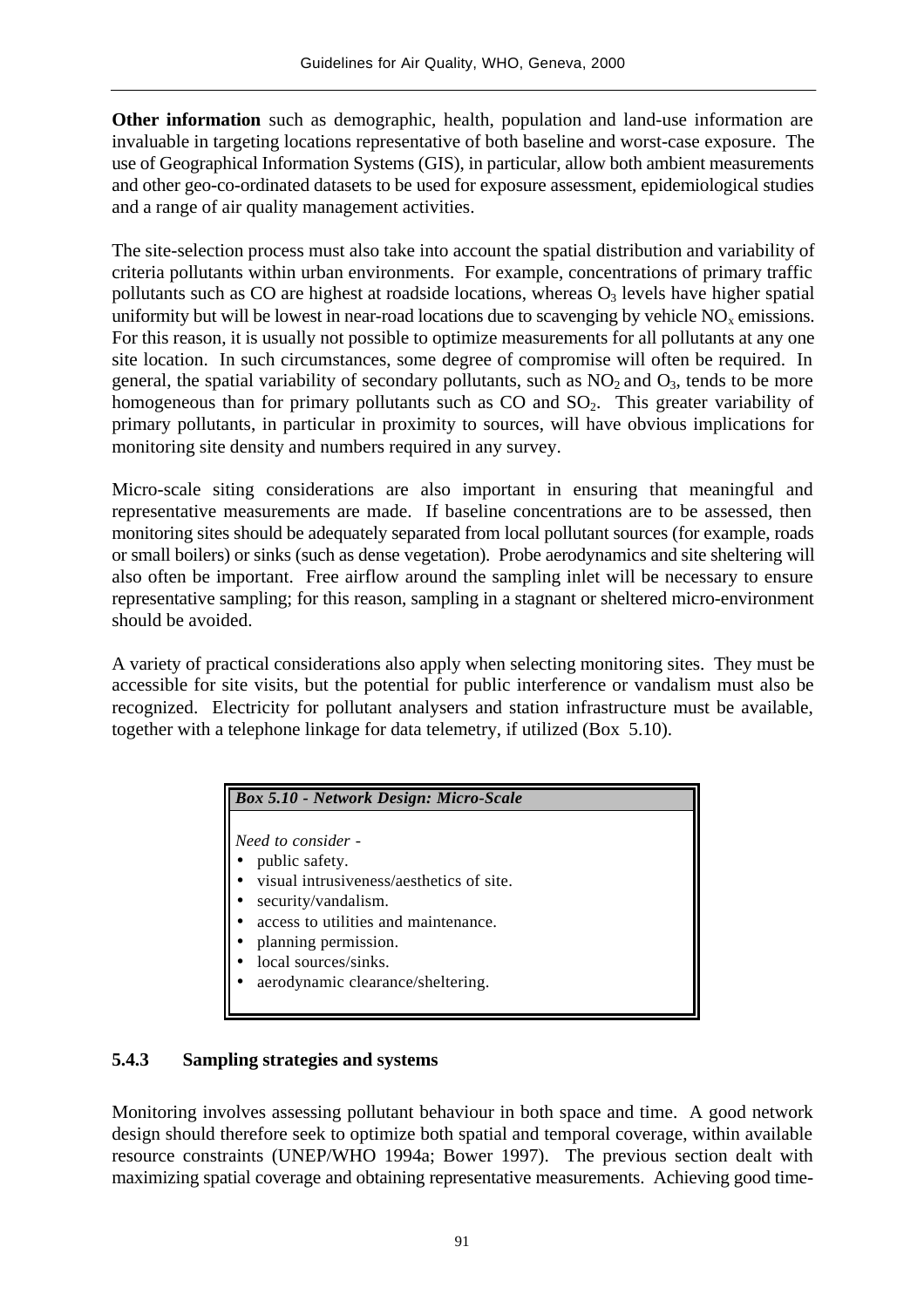**Other information** such as demographic, health, population and land-use information are invaluable in targeting locations representative of both baseline and worst-case exposure. The use of Geographical Information Systems (GIS), in particular, allow both ambient measurements and other geo-co-ordinated datasets to be used for exposure assessment, epidemiological studies and a range of air quality management activities.

The site-selection process must also take into account the spatial distribution and variability of criteria pollutants within urban environments. For example, concentrations of primary traffic pollutants such as CO are highest at roadside locations, whereas $O_3$ levels have higher spatial uniformity but will be lowest in near-road locations due to scavenging by vehicle $NO_x$ emissions. For this reason, it is usually not possible to optimize measurements for all pollutants at any one site location. In such circumstances, some degree of compromise will often be required. In general, the spatial variability of secondary pollutants, such as $NO_2$ and $O_3$, tends to be more homogeneous than for primary pollutants such as CO and $SO_2$. This greater variability of primary pollutants, in particular in proximity to sources, will have obvious implications for monitoring site density and numbers required in any survey.

Micro-scale siting considerations are also important in ensuring that meaningful and representative measurements are made. If baseline concentrations are to be assessed, then monitoring sites should be adequately separated from local pollutant sources (for example, roads or small boilers) or sinks (such as dense vegetation). Probe aerodynamics and site sheltering will also often be important. Free airflow around the sampling inlet will be necessary to ensure representative sampling; for this reason, sampling in a stagnant or sheltered micro-environment should be avoided.

A variety of practical considerations also apply when selecting monitoring sites. They must be accessible for site visits, but the potential for public interference or vandalism must also be recognized. Electricity for pollutant analysers and station infrastructure must be available, together with a telephone linkage for data telemetry, if utilized (Box 5.10).

***Box 5.10 - Network Design: Micro-Scale***

*Need to consider -*

- public safety.
- visual intrusiveness/aesthetics of site.
- security/vandalism.
- access to utilities and maintenance.
- planning permission.
- local sources/sinks.
- aerodynamic clearance/sheltering.

### 5.4.3 Sampling strategies and systems

Monitoring involves assessing pollutant behaviour in both space and time. A good network design should therefore seek to optimize both spatial and temporal coverage, within available resource constraints (UNEP/WHO 1994a; Bower 1997). The previous section dealt with maximizing spatial coverage and obtaining representative measurements. Achieving good time-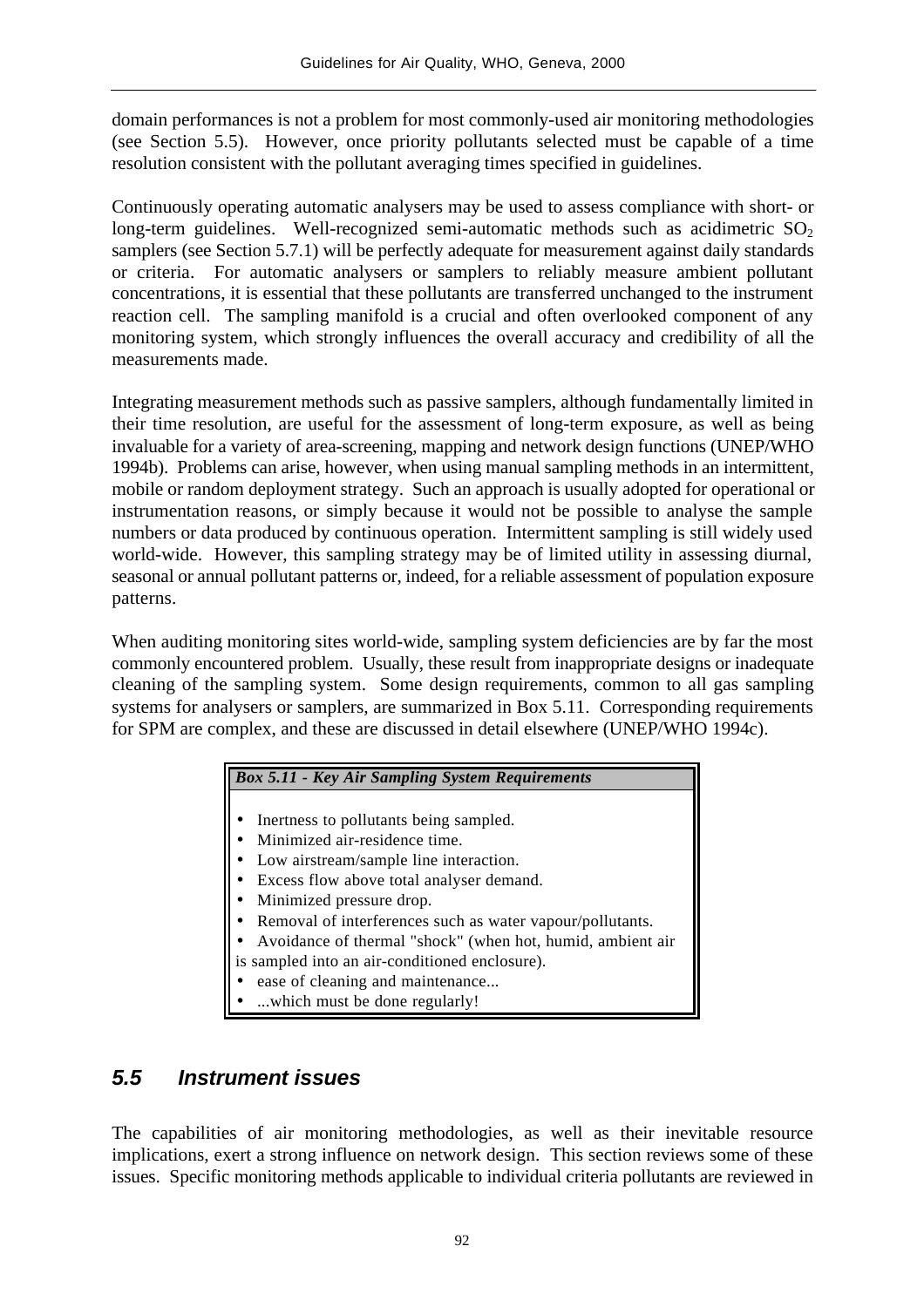domain performances is not a problem for most commonly-used air monitoring methodologies (see Section 5.5). However, once priority pollutants selected must be capable of a time resolution consistent with the pollutant averaging times specified in guidelines.

Continuously operating automatic analysers may be used to assess compliance with short- or long-term guidelines. Well-recognized semi-automatic methods such as acidimetric $SO_2$ samplers (see Section 5.7.1) will be perfectly adequate for measurement against daily standards or criteria. For automatic analysers or samplers to reliably measure ambient pollutant concentrations, it is essential that these pollutants are transferred unchanged to the instrument reaction cell. The sampling manifold is a crucial and often overlooked component of any monitoring system, which strongly influences the overall accuracy and credibility of all the measurements made.

Integrating measurement methods such as passive samplers, although fundamentally limited in their time resolution, are useful for the assessment of long-term exposure, as well as being invaluable for a variety of area-screening, mapping and network design functions (UNEP/WHO 1994b). Problems can arise, however, when using manual sampling methods in an intermittent, mobile or random deployment strategy. Such an approach is usually adopted for operational or instrumentation reasons, or simply because it would not be possible to analyse the sample numbers or data produced by continuous operation. Intermittent sampling is still widely used world-wide. However, this sampling strategy may be of limited utility in assessing diurnal, seasonal or annual pollutant patterns or, indeed, for a reliable assessment of population exposure patterns.

When auditing monitoring sites world-wide, sampling system deficiencies are by far the most commonly encountered problem. Usually, these result from inappropriate designs or inadequate cleaning of the sampling system. Some design requirements, common to all gas sampling systems for analysers or samplers, are summarized in Box 5.11. Corresponding requirements for SPM are complex, and these are discussed in detail elsewhere (UNEP/WHO 1994c).

***Box 5.11 - Key Air Sampling System Requirements***

- Inertness to pollutants being sampled.
- Minimized air-residence time.
- Low airstream/sample line interaction.
- Excess flow above total analyser demand.
- Minimized pressure drop.
- Removal of interferences such as water vapour/pollutants.
- Avoidance of thermal "shock" (when hot, humid, ambient air is sampled into an air-conditioned enclosure).
- ease of cleaning and maintenance...
- ...which must be done regularly!

## *5.5 Instrument issues*

The capabilities of air monitoring methodologies, as well as their inevitable resource implications, exert a strong influence on network design. This section reviews some of these issues. Specific monitoring methods applicable to individual criteria pollutants are reviewed in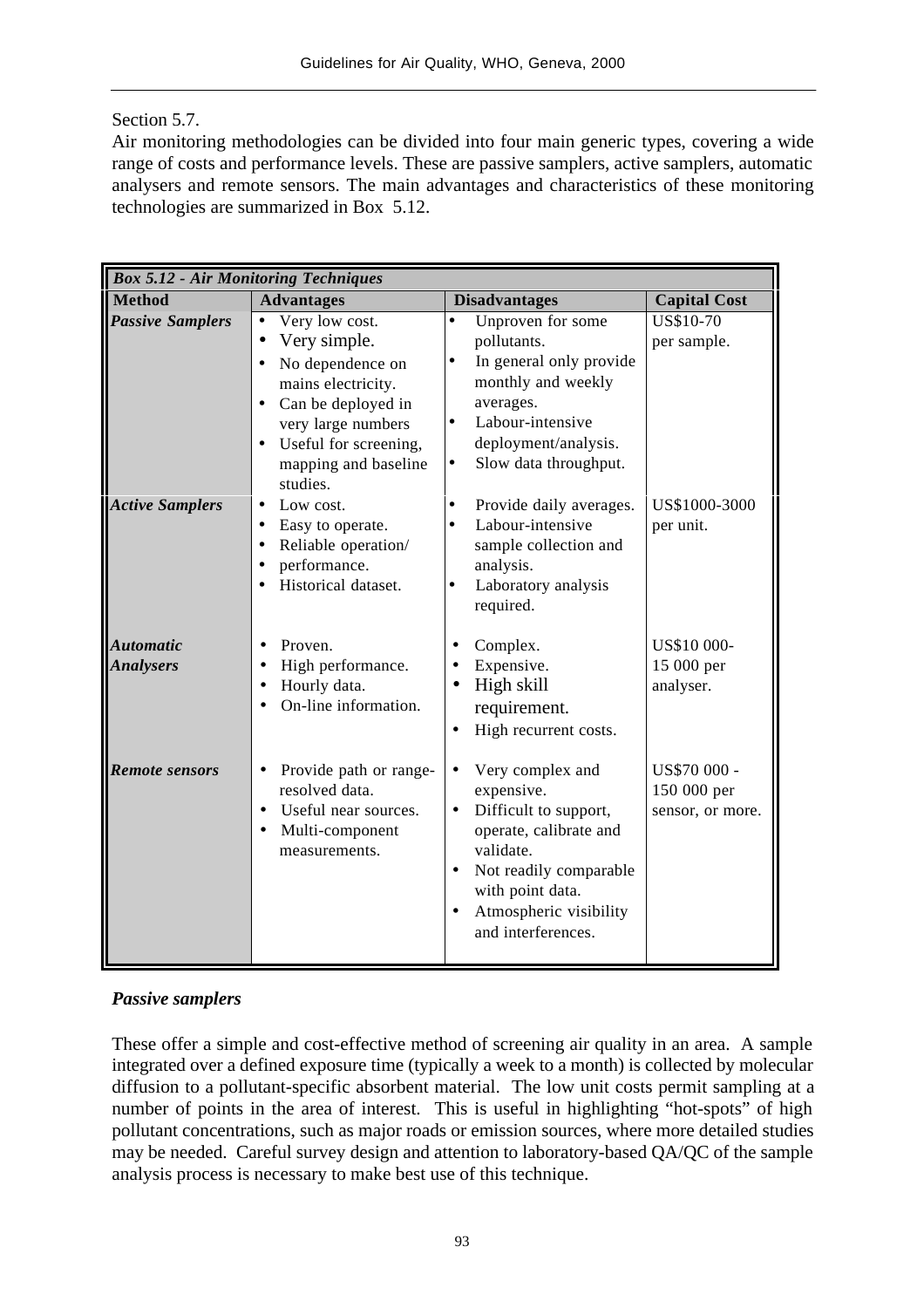Section 5.7.
Air monitoring methodologies can be divided into four main generic types, covering a wide range of costs and performance levels. These are passive samplers, active samplers, automatic analysers and remote sensors. The main advantages and characteristics of these monitoring technologies are summarized in Box 5.12.

***Box 5.12 - Air Monitoring Techniques***

| Method | Advantages | Disadvantages | Capital Cost |
|---|---|---|---|
| ***Passive Samplers*** | • Very low cost.<br>• Very simple.<br>• No dependence on mains electricity.<br>• Can be deployed in very large numbers<br>• Useful for screening, mapping and baseline studies. | • Unproven for some pollutants.<br>• In general only provide monthly and weekly averages.<br>• Labour-intensive deployment/analysis.<br>• Slow data throughput. | US$10-70 per sample. |
| ***Active Samplers*** | • Low cost.<br>• Easy to operate.<br>• Reliable operation/<br>• performance.<br>• Historical dataset. | • Provide daily averages.<br>• Labour-intensive sample collection and analysis.<br>• Laboratory analysis required. | US$1000-3000 per unit. |
| ***Automatic Analysers*** | • Proven.<br>• High performance.<br>• Hourly data.<br>• On-line information. | • Complex.<br>• Expensive.<br>• High skill requirement.<br>• High recurrent costs. | US$10 000-15 000 per analyser. |
| ***Remote sensors*** | • Provide path or range-resolved data.<br>• Useful near sources.<br>• Multi-component measurements. | • Very complex and expensive.<br>• Difficult to support, operate, calibrate and validate.<br>• Not readily comparable with point data.<br>• Atmospheric visibility and interferences. | US$70 000 - 150 000 per sensor, or more. |

***Passive samplers***

These offer a simple and cost-effective method of screening air quality in an area. A sample integrated over a defined exposure time (typically a week to a month) is collected by molecular diffusion to a pollutant-specific absorbent material. The low unit costs permit sampling at a number of points in the area of interest. This is useful in highlighting "hot-spots" of high pollutant concentrations, such as major roads or emission sources, where more detailed studies may be needed. Careful survey design and attention to laboratory-based QA/QC of the sample analysis process is necessary to make best use of this technique.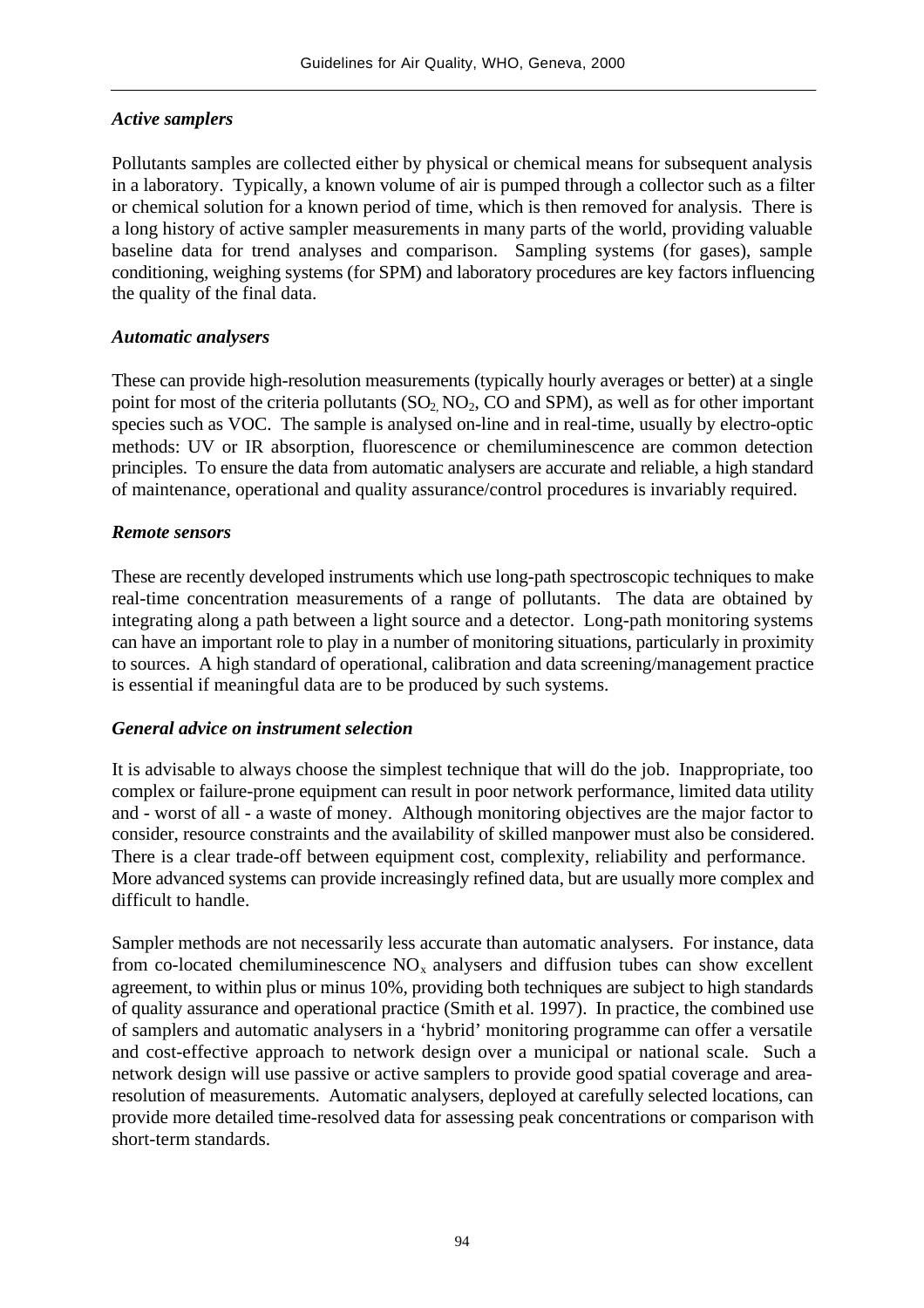### *Active samplers*

Pollutants samples are collected either by physical or chemical means for subsequent analysis in a laboratory. Typically, a known volume of air is pumped through a collector such as a filter or chemical solution for a known period of time, which is then removed for analysis. There is a long history of active sampler measurements in many parts of the world, providing valuable baseline data for trend analyses and comparison. Sampling systems (for gases), sample conditioning, weighing systems (for SPM) and laboratory procedures are key factors influencing the quality of the final data.

### *Automatic analysers*

These can provide high-resolution measurements (typically hourly averages or better) at a single point for most of the criteria pollutants ($SO_2$, $NO_2$, CO and SPM), as well as for other important species such as VOC. The sample is analysed on-line and in real-time, usually by electro-optic methods: UV or IR absorption, fluorescence or chemiluminescence are common detection principles. To ensure the data from automatic analysers are accurate and reliable, a high standard of maintenance, operational and quality assurance/control procedures is invariably required.

### *Remote sensors*

These are recently developed instruments which use long-path spectroscopic techniques to make real-time concentration measurements of a range of pollutants. The data are obtained by integrating along a path between a light source and a detector. Long-path monitoring systems can have an important role to play in a number of monitoring situations, particularly in proximity to sources. A high standard of operational, calibration and data screening/management practice is essential if meaningful data are to be produced by such systems.

### *General advice on instrument selection*

It is advisable to always choose the simplest technique that will do the job. Inappropriate, too complex or failure-prone equipment can result in poor network performance, limited data utility and - worst of all - a waste of money. Although monitoring objectives are the major factor to consider, resource constraints and the availability of skilled manpower must also be considered. There is a clear trade-off between equipment cost, complexity, reliability and performance. More advanced systems can provide increasingly refined data, but are usually more complex and difficult to handle.

Sampler methods are not necessarily less accurate than automatic analysers. For instance, data from co-located chemiluminescence $NO_x$ analysers and diffusion tubes can show excellent agreement, to within plus or minus 10%, providing both techniques are subject to high standards of quality assurance and operational practice (Smith et al. 1997). In practice, the combined use of samplers and automatic analysers in a 'hybrid' monitoring programme can offer a versatile and cost-effective approach to network design over a municipal or national scale. Such a network design will use passive or active samplers to provide good spatial coverage and area-resolution of measurements. Automatic analysers, deployed at carefully selected locations, can provide more detailed time-resolved data for assessing peak concentrations or comparison with short-term standards.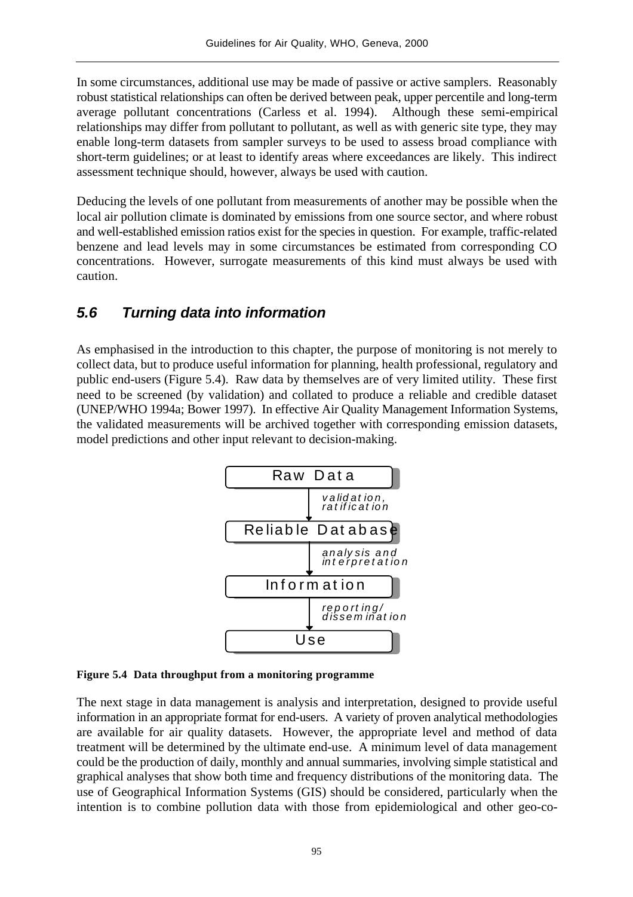In some circumstances, additional use may be made of passive or active samplers. Reasonably robust statistical relationships can often be derived between peak, upper percentile and long-term average pollutant concentrations (Carless et al. 1994). Although these semi-empirical relationships may differ from pollutant to pollutant, as well as with generic site type, they may enable long-term datasets from sampler surveys to be used to assess broad compliance with short-term guidelines; or at least to identify areas where exceedances are likely. This indirect assessment technique should, however, always be used with caution.

Deducing the levels of one pollutant from measurements of another may be possible when the local air pollution climate is dominated by emissions from one source sector, and where robust and well-established emission ratios exist for the species in question. For example, traffic-related benzene and lead levels may in some circumstances be estimated from corresponding CO concentrations. However, surrogate measurements of this kind must always be used with caution.

## *5.6 Turning data into information*

As emphasised in the introduction to this chapter, the purpose of monitoring is not merely to collect data, but to produce useful information for planning, health professional, regulatory and public end-users (Figure 5.4). Raw data by themselves are of very limited utility. These first need to be screened (by validation) and collated to produce a reliable and credible dataset (UNEP/WHO 1994a; Bower 1997). In effective Air Quality Management Information Systems, the validated measurements will be archived together with corresponding emission datasets, model predictions and other input relevant to decision-making.

Raw Data

*validation, ratification*

Reliable Database

*analysis and interpretation*

Information

*reporting/ dissemination*

Use

**Figure 5.4 Data throughput from a monitoring programme**

The next stage in data management is analysis and interpretation, designed to provide useful information in an appropriate format for end-users. A variety of proven analytical methodologies are available for air quality datasets. However, the appropriate level and method of data treatment will be determined by the ultimate end-use. A minimum level of data management could be the production of daily, monthly and annual summaries, involving simple statistical and graphical analyses that show both time and frequency distributions of the monitoring data. The use of Geographical Information Systems (GIS) should be considered, particularly when the intention is to combine pollution data with those from epidemiological and other geo-co-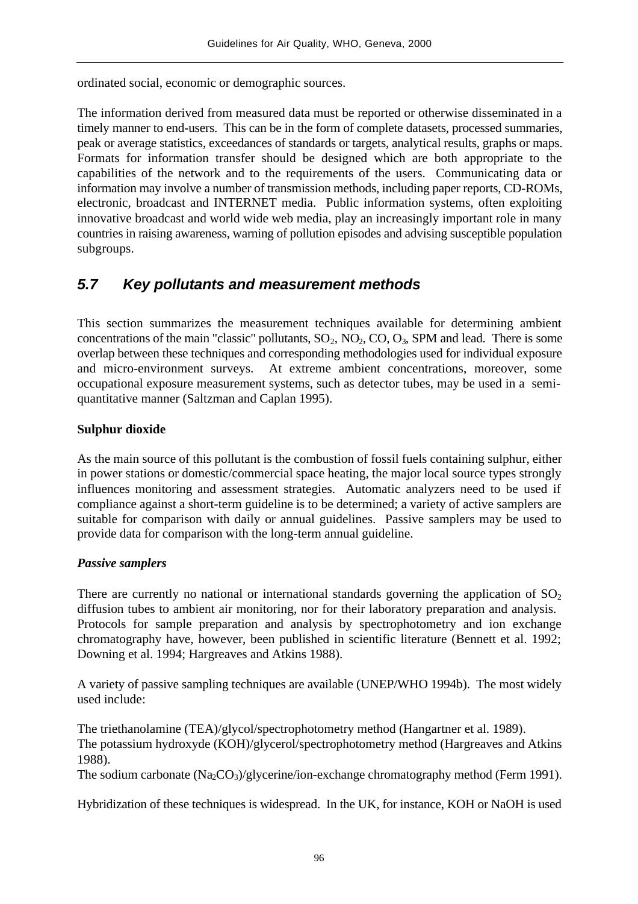ordinated social, economic or demographic sources.

The information derived from measured data must be reported or otherwise disseminated in a timely manner to end-users. This can be in the form of complete datasets, processed summaries, peak or average statistics, exceedances of standards or targets, analytical results, graphs or maps. Formats for information transfer should be designed which are both appropriate to the capabilities of the network and to the requirements of the users. Communicating data or information may involve a number of transmission methods, including paper reports, CD-ROMs, electronic, broadcast and INTERNET media. Public information systems, often exploiting innovative broadcast and world wide web media, play an increasingly important role in many countries in raising awareness, warning of pollution episodes and advising susceptible population subgroups.

## 5.7 Key pollutants and measurement methods

This section summarizes the measurement techniques available for determining ambient concentrations of the main "classic" pollutants, $SO_2$, $NO_2$, CO, $O_3$, SPM and lead. There is some overlap between these techniques and corresponding methodologies used for individual exposure and micro-environment surveys. At extreme ambient concentrations, moreover, some occupational exposure measurement systems, such as detector tubes, may be used in a semi-quantitative manner (Saltzman and Caplan 1995).

### Sulphur dioxide

As the main source of this pollutant is the combustion of fossil fuels containing sulphur, either in power stations or domestic/commercial space heating, the major local source types strongly influences monitoring and assessment strategies. Automatic analyzers need to be used if compliance against a short-term guideline is to be determined; a variety of active samplers are suitable for comparison with daily or annual guidelines. Passive samplers may be used to provide data for comparison with the long-term annual guideline.

#### *Passive samplers*

There are currently no national or international standards governing the application of $SO_2$ diffusion tubes to ambient air monitoring, nor for their laboratory preparation and analysis. Protocols for sample preparation and analysis by spectrophotometry and ion exchange chromatography have, however, been published in scientific literature (Bennett et al. 1992; Downing et al. 1994; Hargreaves and Atkins 1988).

A variety of passive sampling techniques are available (UNEP/WHO 1994b). The most widely used include:

The triethanolamine (TEA)/glycol/spectrophotometry method (Hangartner et al. 1989).
The potassium hydroxyde (KOH)/glycerol/spectrophotometry method (Hargreaves and Atkins 1988).
The sodium carbonate ($Na_2CO_3$)/glycerine/ion-exchange chromatography method (Ferm 1991).

Hybridization of these techniques is widespread. In the UK, for instance, KOH or NaOH is used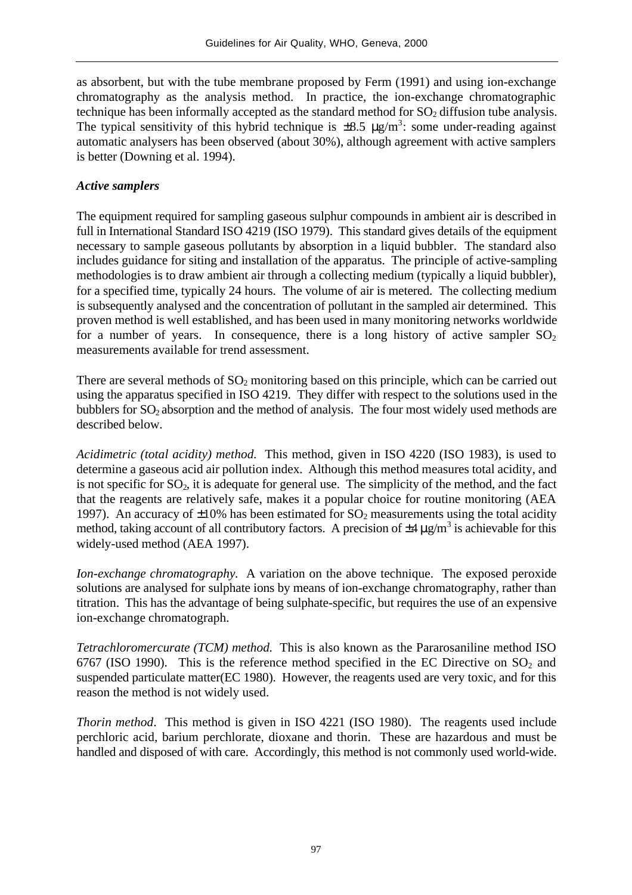as absorbent, but with the tube membrane proposed by Ferm (1991) and using ion-exchange chromatography as the analysis method. In practice, the ion-exchange chromatographic technique has been informally accepted as the standard method for $SO_2$ diffusion tube analysis. The typical sensitivity of this hybrid technique is ±8.5 μg/m$^3$: some under-reading against automatic analysers has been observed (about 30%), although agreement with active samplers is better (Downing et al. 1994).

### *Active samplers*

The equipment required for sampling gaseous sulphur compounds in ambient air is described in full in International Standard ISO 4219 (ISO 1979). This standard gives details of the equipment necessary to sample gaseous pollutants by absorption in a liquid bubbler. The standard also includes guidance for siting and installation of the apparatus. The principle of active-sampling methodologies is to draw ambient air through a collecting medium (typically a liquid bubbler), for a specified time, typically 24 hours. The volume of air is metered. The collecting medium is subsequently analysed and the concentration of pollutant in the sampled air determined. This proven method is well established, and has been used in many monitoring networks worldwide for a number of years. In consequence, there is a long history of active sampler $SO_2$ measurements available for trend assessment.

There are several methods of $SO_2$ monitoring based on this principle, which can be carried out using the apparatus specified in ISO 4219. They differ with respect to the solutions used in the bubblers for $SO_2$ absorption and the method of analysis. The four most widely used methods are described below.

*Acidimetric (total acidity) method.* This method, given in ISO 4220 (ISO 1983), is used to determine a gaseous acid air pollution index. Although this method measures total acidity, and is not specific for $SO_2$, it is adequate for general use. The simplicity of the method, and the fact that the reagents are relatively safe, makes it a popular choice for routine monitoring (AEA 1997). An accuracy of ±10% has been estimated for $SO_2$ measurements using the total acidity method, taking account of all contributory factors. A precision of ±4 μg/m$^3$ is achievable for this widely-used method (AEA 1997).

*Ion-exchange chromatography*. A variation on the above technique. The exposed peroxide solutions are analysed for sulphate ions by means of ion-exchange chromatography, rather than titration. This has the advantage of being sulphate-specific, but requires the use of an expensive ion-exchange chromatograph.

*Tetrachloromercurate (TCM) method.* This is also known as the Pararosaniline method ISO 6767 (ISO 1990). This is the reference method specified in the EC Directive on $SO_2$ and suspended particulate matter(EC 1980). However, the reagents used are very toxic, and for this reason the method is not widely used.

*Thorin method*. This method is given in ISO 4221 (ISO 1980). The reagents used include perchloric acid, barium perchlorate, dioxane and thorin. These are hazardous and must be handled and disposed of with care. Accordingly, this method is not commonly used world-wide.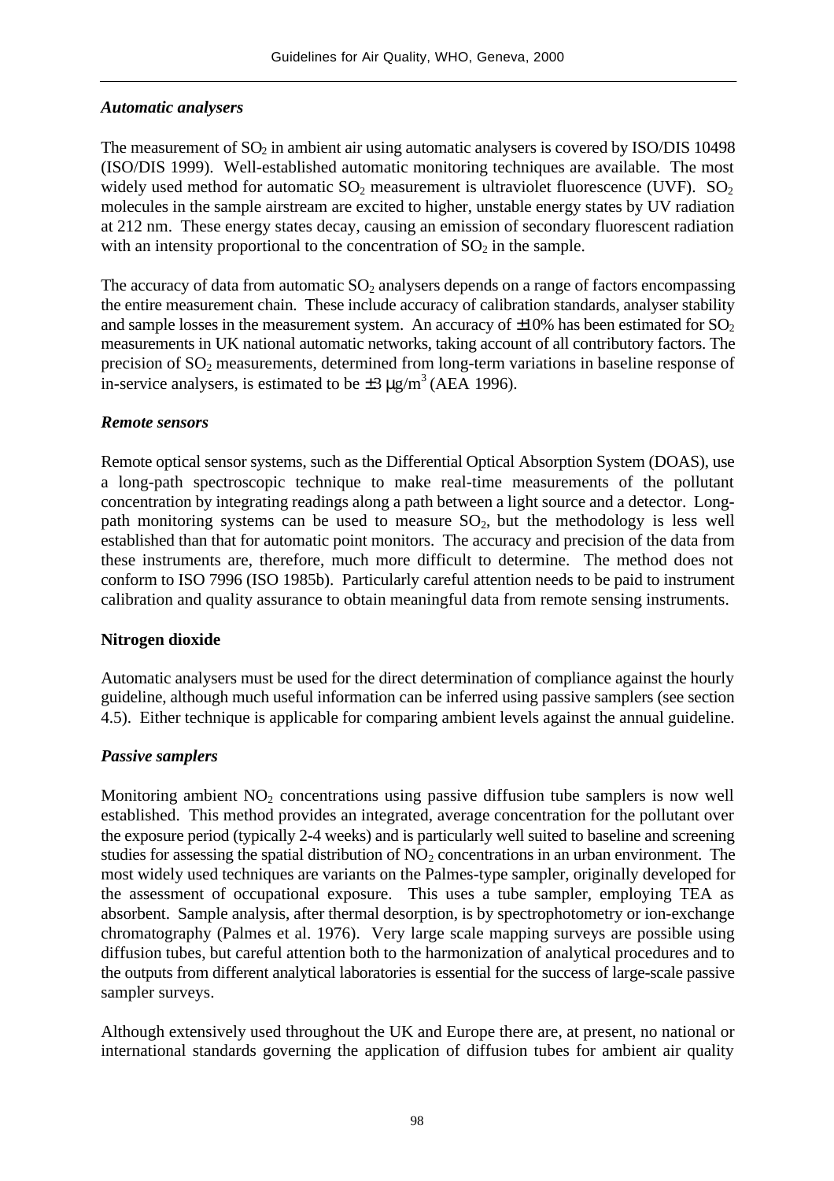### *Automatic analysers*

The measurement of $SO_2$ in ambient air using automatic analysers is covered by ISO/DIS 10498 (ISO/DIS 1999). Well-established automatic monitoring techniques are available. The most widely used method for automatic $SO_2$ measurement is ultraviolet fluorescence (UVF). $SO_2$ molecules in the sample airstream are excited to higher, unstable energy states by UV radiation at 212 nm. These energy states decay, causing an emission of secondary fluorescent radiation with an intensity proportional to the concentration of $SO_2$ in the sample.

The accuracy of data from automatic $SO_2$ analysers depends on a range of factors encompassing the entire measurement chain. These include accuracy of calibration standards, analyser stability and sample losses in the measurement system. An accuracy of ±10% has been estimated for $SO_2$ measurements in UK national automatic networks, taking account of all contributory factors. The precision of $SO_2$ measurements, determined from long-term variations in baseline response of in-service analysers, is estimated to be ±3 μg/m$^3$ (AEA 1996).

### *Remote sensors*

Remote optical sensor systems, such as the Differential Optical Absorption System (DOAS), use a long-path spectroscopic technique to make real-time measurements of the pollutant concentration by integrating readings along a path between a light source and a detector. Long-path monitoring systems can be used to measure $SO_2$, but the methodology is less well established than that for automatic point monitors. The accuracy and precision of the data from these instruments are, therefore, much more difficult to determine. The method does not conform to ISO 7996 (ISO 1985b). Particularly careful attention needs to be paid to instrument calibration and quality assurance to obtain meaningful data from remote sensing instruments.

## Nitrogen dioxide

Automatic analysers must be used for the direct determination of compliance against the hourly guideline, although much useful information can be inferred using passive samplers (see section 4.5). Either technique is applicable for comparing ambient levels against the annual guideline.

### *Passive samplers*

Monitoring ambient $NO_2$ concentrations using passive diffusion tube samplers is now well established. This method provides an integrated, average concentration for the pollutant over the exposure period (typically 2-4 weeks) and is particularly well suited to baseline and screening studies for assessing the spatial distribution of $NO_2$ concentrations in an urban environment. The most widely used techniques are variants on the Palmes-type sampler, originally developed for the assessment of occupational exposure. This uses a tube sampler, employing TEA as absorbent. Sample analysis, after thermal desorption, is by spectrophotometry or ion-exchange chromatography (Palmes et al. 1976). Very large scale mapping surveys are possible using diffusion tubes, but careful attention both to the harmonization of analytical procedures and to the outputs from different analytical laboratories is essential for the success of large-scale passive sampler surveys.

Although extensively used throughout the UK and Europe there are, at present, no national or international standards governing the application of diffusion tubes for ambient air quality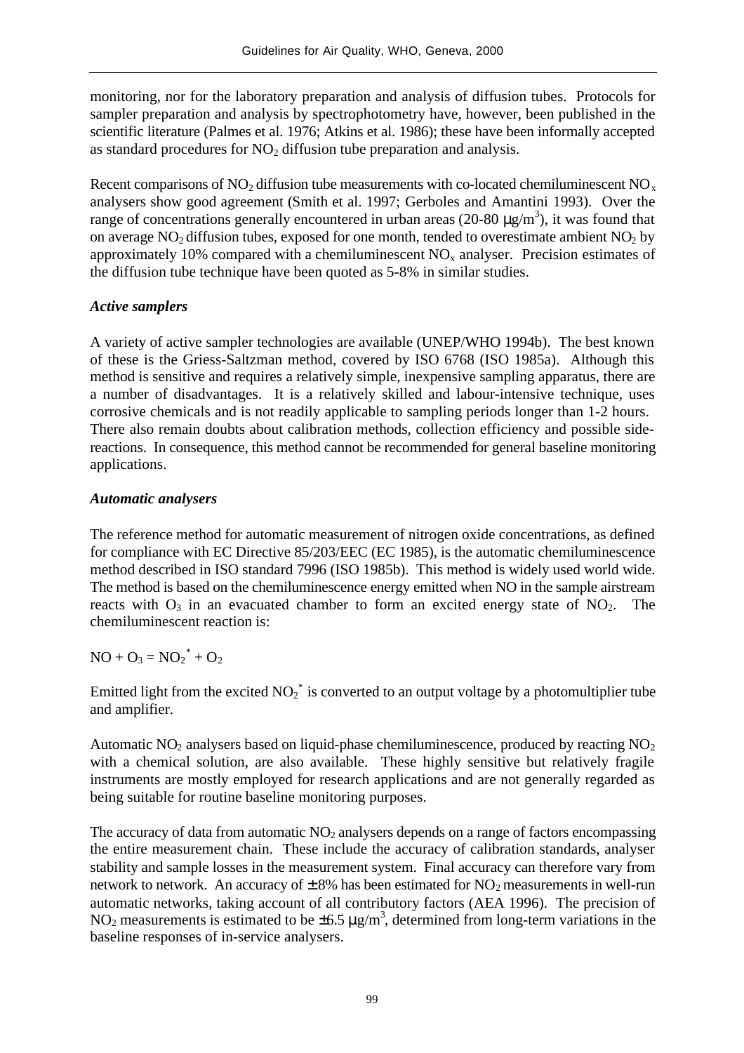monitoring, nor for the laboratory preparation and analysis of diffusion tubes. Protocols for sampler preparation and analysis by spectrophotometry have, however, been published in the scientific literature (Palmes et al. 1976; Atkins et al. 1986); these have been informally accepted as standard procedures for $NO_2$ diffusion tube preparation and analysis.

Recent comparisons of $NO_2$ diffusion tube measurements with co-located chemiluminescent $NO_x$ analysers show good agreement (Smith et al. 1997; Gerboles and Amantini 1993). Over the range of concentrations generally encountered in urban areas (20-80 μg/m$^3$), it was found that on average $NO_2$ diffusion tubes, exposed for one month, tended to overestimate ambient $NO_2$ by approximately 10% compared with a chemiluminescent $NO_x$ analyser. Precision estimates of the diffusion tube technique have been quoted as 5-8% in similar studies.

### *Active samplers*

A variety of active sampler technologies are available (UNEP/WHO 1994b). The best known of these is the Griess-Saltzman method, covered by ISO 6768 (ISO 1985a). Although this method is sensitive and requires a relatively simple, inexpensive sampling apparatus, there are a number of disadvantages. It is a relatively skilled and labour-intensive technique, uses corrosive chemicals and is not readily applicable to sampling periods longer than 1-2 hours. There also remain doubts about calibration methods, collection efficiency and possible side-reactions. In consequence, this method cannot be recommended for general baseline monitoring applications.

### *Automatic analysers*

The reference method for automatic measurement of nitrogen oxide concentrations, as defined for compliance with EC Directive 85/203/EEC (EC 1985), is the automatic chemiluminescence method described in ISO standard 7996 (ISO 1985b). This method is widely used world wide. The method is based on the chemiluminescence energy emitted when NO in the sample airstream reacts with $O_3$ in an evacuated chamber to form an excited energy state of $NO_2$. The chemiluminescent reaction is:

$$NO + O_3 = NO_2^* + O_2$$

Emitted light from the excited $NO_2^*$ is converted to an output voltage by a photomultiplier tube and amplifier.

Automatic $NO_2$ analysers based on liquid-phase chemiluminescence, produced by reacting $NO_2$ with a chemical solution, are also available. These highly sensitive but relatively fragile instruments are mostly employed for research applications and are not generally regarded as being suitable for routine baseline monitoring purposes.

The accuracy of data from automatic $NO_2$ analysers depends on a range of factors encompassing the entire measurement chain. These include the accuracy of calibration standards, analyser stability and sample losses in the measurement system. Final accuracy can therefore vary from network to network. An accuracy of ±8% has been estimated for $NO_2$ measurements in well-run automatic networks, taking account of all contributory factors (AEA 1996). The precision of $NO_2$ measurements is estimated to be ±6.5 μg/m$^3$, determined from long-term variations in the baseline responses of in-service analysers.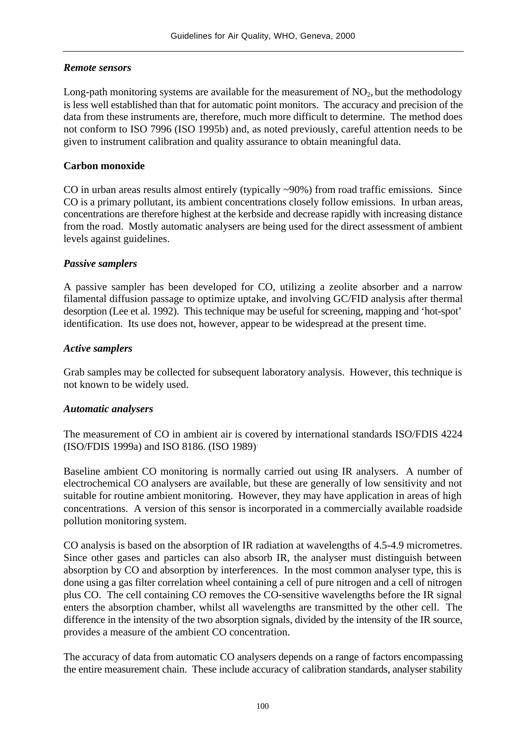*Remote sensors*

Long-path monitoring systems are available for the measurement of $NO_2$, but the methodology is less well established than that for automatic point monitors. The accuracy and precision of the data from these instruments are, therefore, much more difficult to determine. The method does not conform to ISO 7996 (ISO 1995b) and, as noted previously, careful attention needs to be given to instrument calibration and quality assurance to obtain meaningful data.

**Carbon monoxide**

CO in urban areas results almost entirely (typically ~90%) from road traffic emissions. Since CO is a primary pollutant, its ambient concentrations closely follow emissions. In urban areas, concentrations are therefore highest at the kerbside and decrease rapidly with increasing distance from the road. Mostly automatic analysers are being used for the direct assessment of ambient levels against guidelines.

*Passive samplers*

A passive sampler has been developed for CO, utilizing a zeolite absorber and a narrow filamental diffusion passage to optimize uptake, and involving GC/FID analysis after thermal desorption (Lee et al. 1992). This technique may be useful for screening, mapping and 'hot-spot' identification. Its use does not, however, appear to be widespread at the present time.

*Active samplers*

Grab samples may be collected for subsequent laboratory analysis. However, this technique is not known to be widely used.

*Automatic analysers*

The measurement of CO in ambient air is covered by international standards ISO/FDIS 4224 (ISO/FDIS 1999a) and ISO 8186. (ISO 1989).

Baseline ambient CO monitoring is normally carried out using IR analysers. A number of electrochemical CO analysers are available, but these are generally of low sensitivity and not suitable for routine ambient monitoring. However, they may have application in areas of high concentrations. A version of this sensor is incorporated in a commercially available roadside pollution monitoring system.

CO analysis is based on the absorption of IR radiation at wavelengths of 4.5-4.9 micrometres. Since other gases and particles can also absorb IR, the analyser must distinguish between absorption by CO and absorption by interferences. In the most common analyser type, this is done using a gas filter correlation wheel containing a cell of pure nitrogen and a cell of nitrogen plus CO. The cell containing CO removes the CO-sensitive wavelengths before the IR signal enters the absorption chamber, whilst all wavelengths are transmitted by the other cell. The difference in the intensity of the two absorption signals, divided by the intensity of the IR source, provides a measure of the ambient CO concentration.

The accuracy of data from automatic CO analysers depends on a range of factors encompassing the entire measurement chain. These include accuracy of calibration standards, analyser stability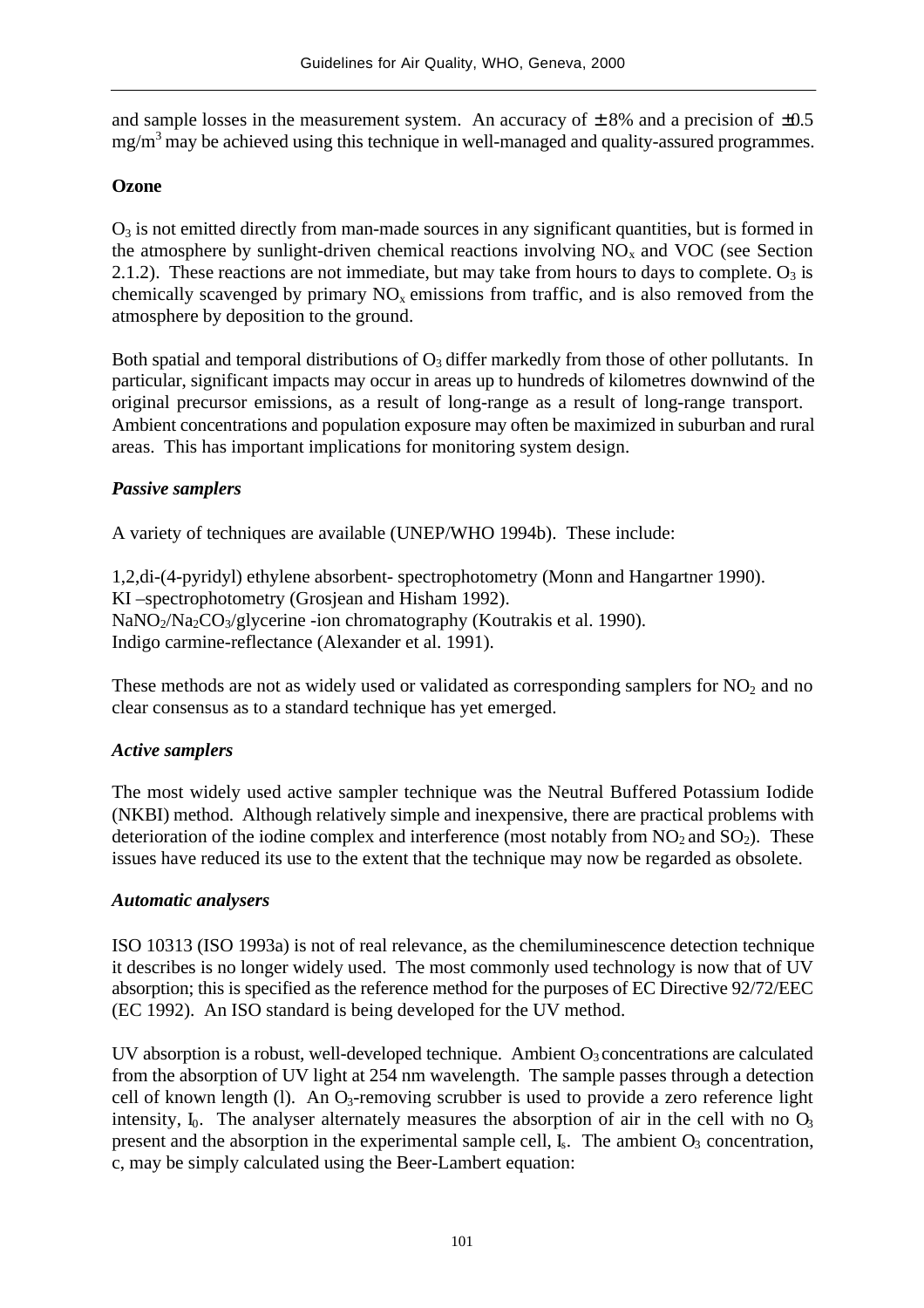and sample losses in the measurement system. An accuracy of ± 8% and a precision of ±0.5 $mg/m^3$ may be achieved using this technique in well-managed and quality-assured programmes.

**Ozone**

$O_3$ is not emitted directly from man-made sources in any significant quantities, but is formed in the atmosphere by sunlight-driven chemical reactions involving $NO_x$ and VOC (see Section 2.1.2). These reactions are not immediate, but may take from hours to days to complete. $O_3$ is chemically scavenged by primary $NO_x$ emissions from traffic, and is also removed from the atmosphere by deposition to the ground.

Both spatial and temporal distributions of $O_3$ differ markedly from those of other pollutants. In particular, significant impacts may occur in areas up to hundreds of kilometres downwind of the original precursor emissions, as a result of long-range as a result of long-range transport. Ambient concentrations and population exposure may often be maximized in suburban and rural areas. This has important implications for monitoring system design.

***Passive samplers***

A variety of techniques are available (UNEP/WHO 1994b). These include:

1,2,di-(4-pyridyl) ethylene absorbent- spectrophotometry (Monn and Hangartner 1990).
KI –spectrophotometry (Grosjean and Hisham 1992).
$NaNO_2/Na_2CO_3$/glycerine -ion chromatography (Koutrakis et al. 1990).
Indigo carmine-reflectance (Alexander et al. 1991).

These methods are not as widely used or validated as corresponding samplers for $NO_2$ and no clear consensus as to a standard technique has yet emerged.

***Active samplers***

The most widely used active sampler technique was the Neutral Buffered Potassium Iodide (NKBI) method. Although relatively simple and inexpensive, there are practical problems with deterioration of the iodine complex and interference (most notably from $NO_2$ and $SO_2$). These issues have reduced its use to the extent that the technique may now be regarded as obsolete.

***Automatic analysers***

ISO 10313 (ISO 1993a) is not of real relevance, as the chemiluminescence detection technique it describes is no longer widely used. The most commonly used technology is now that of UV absorption; this is specified as the reference method for the purposes of EC Directive 92/72/EEC (EC 1992). An ISO standard is being developed for the UV method.

UV absorption is a robust, well-developed technique. Ambient $O_3$ concentrations are calculated from the absorption of UV light at 254 nm wavelength. The sample passes through a detection cell of known length (l). An $O_3$-removing scrubber is used to provide a zero reference light intensity, $I_0$. The analyser alternately measures the absorption of air in the cell with no $O_3$ present and the absorption in the experimental sample cell, $I_s$. The ambient $O_3$ concentration, c, may be simply calculated using the Beer-Lambert equation: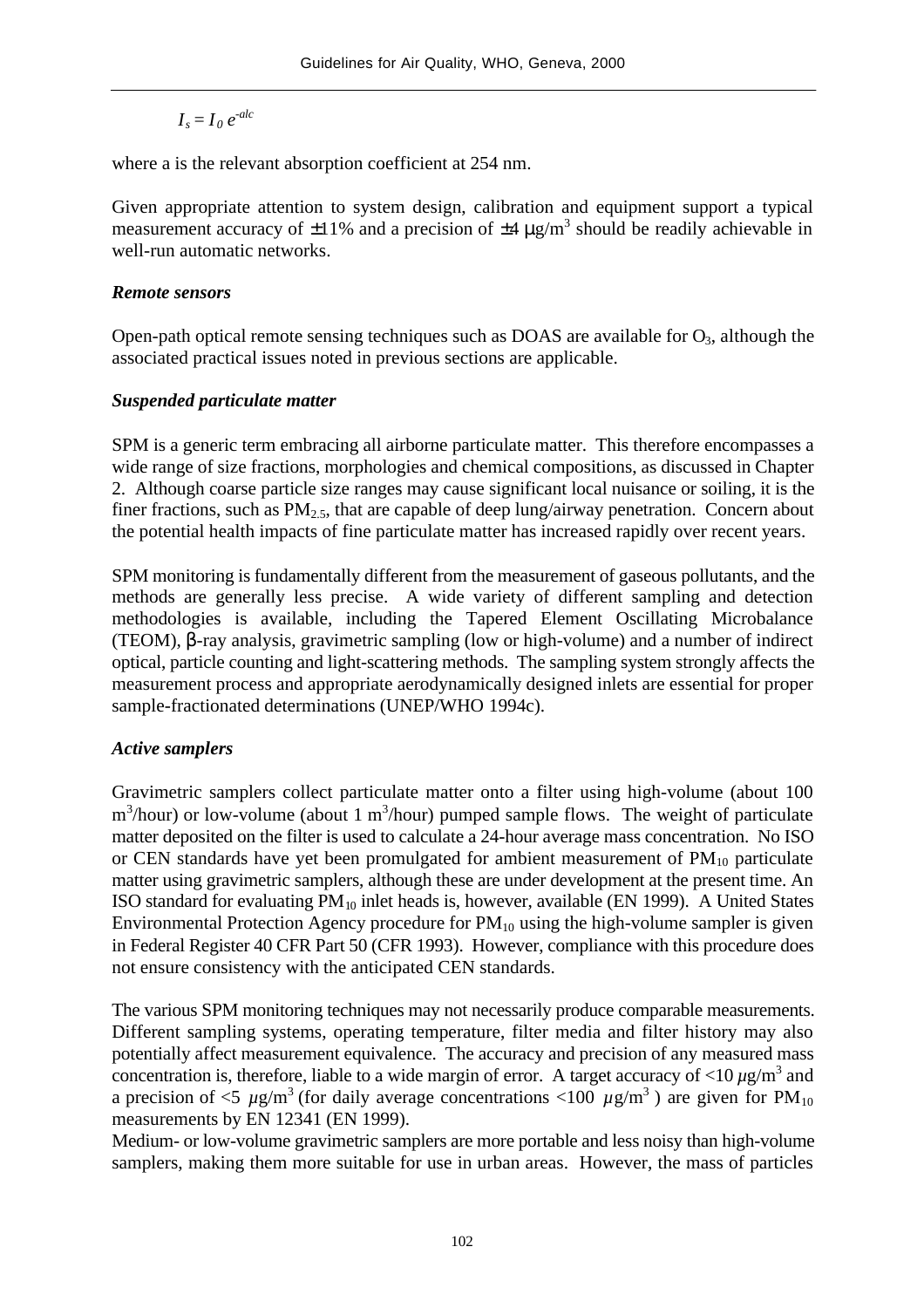$$I_s = I_0\, e^{-alc}$$

where a is the relevant absorption coefficient at 254 nm.

Given appropriate attention to system design, calibration and equipment support a typical measurement accuracy of ±11% and a precision of ±4 μg/m$^3$ should be readily achievable in well-run automatic networks.

***Remote sensors***

Open-path optical remote sensing techniques such as DOAS are available for $O_3$, although the associated practical issues noted in previous sections are applicable.

***Suspended particulate matter***

SPM is a generic term embracing all airborne particulate matter. This therefore encompasses a wide range of size fractions, morphologies and chemical compositions, as discussed in Chapter 2. Although coarse particle size ranges may cause significant local nuisance or soiling, it is the finer fractions, such as $PM_{2.5}$, that are capable of deep lung/airway penetration. Concern about the potential health impacts of fine particulate matter has increased rapidly over recent years.

SPM monitoring is fundamentally different from the measurement of gaseous pollutants, and the methods are generally less precise. A wide variety of different sampling and detection methodologies is available, including the Tapered Element Oscillating Microbalance (TEOM), β-ray analysis, gravimetric sampling (low or high-volume) and a number of indirect optical, particle counting and light-scattering methods. The sampling system strongly affects the measurement process and appropriate aerodynamically designed inlets are essential for proper sample-fractionated determinations (UNEP/WHO 1994c).

***Active samplers***

Gravimetric samplers collect particulate matter onto a filter using high-volume (about 100 m$^3$/hour) or low-volume (about 1 m$^3$/hour) pumped sample flows. The weight of particulate matter deposited on the filter is used to calculate a 24-hour average mass concentration. No ISO or CEN standards have yet been promulgated for ambient measurement of $PM_{10}$ particulate matter using gravimetric samplers, although these are under development at the present time. An ISO standard for evaluating $PM_{10}$ inlet heads is, however, available (EN 1999). A United States Environmental Protection Agency procedure for $PM_{10}$ using the high-volume sampler is given in Federal Register 40 CFR Part 50 (CFR 1993). However, compliance with this procedure does not ensure consistency with the anticipated CEN standards.

The various SPM monitoring techniques may not necessarily produce comparable measurements. Different sampling systems, operating temperature, filter media and filter history may also potentially affect measurement equivalence. The accuracy and precision of any measured mass concentration is, therefore, liable to a wide margin of error. A target accuracy of <10 μg/m$^3$ and a precision of <5 μg/m$^3$ (for daily average concentrations <100 μg/m$^3$ ) are given for $PM_{10}$ measurements by EN 12341 (EN 1999).

Medium- or low-volume gravimetric samplers are more portable and less noisy than high-volume samplers, making them more suitable for use in urban areas. However, the mass of particles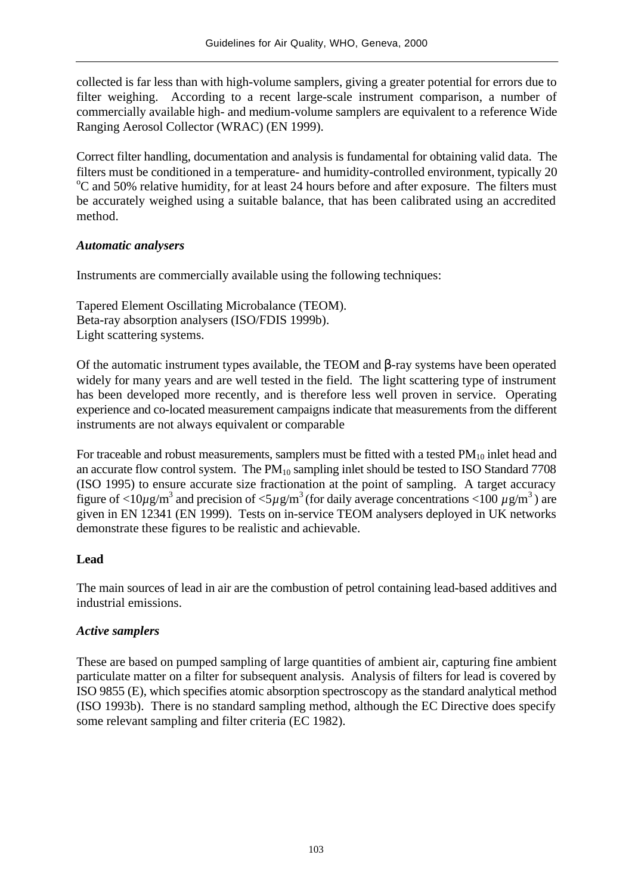collected is far less than with high-volume samplers, giving a greater potential for errors due to filter weighing. According to a recent large-scale instrument comparison, a number of commercially available high- and medium-volume samplers are equivalent to a reference Wide Ranging Aerosol Collector (WRAC) (EN 1999).

Correct filter handling, documentation and analysis is fundamental for obtaining valid data. The filters must be conditioned in a temperature- and humidity-controlled environment, typically 20 $^{o}$C and 50% relative humidity, for at least 24 hours before and after exposure. The filters must be accurately weighed using a suitable balance, that has been calibrated using an accredited method.

### *Automatic analysers*

Instruments are commercially available using the following techniques:

Tapered Element Oscillating Microbalance (TEOM).
Beta-ray absorption analysers (ISO/FDIS 1999b).
Light scattering systems.

Of the automatic instrument types available, the TEOM and $\beta$-ray systems have been operated widely for many years and are well tested in the field. The light scattering type of instrument has been developed more recently, and is therefore less well proven in service. Operating experience and co-located measurement campaigns indicate that measurements from the different instruments are not always equivalent or comparable

For traceable and robust measurements, samplers must be fitted with a tested $PM_{10}$ inlet head and an accurate flow control system. The $PM_{10}$ sampling inlet should be tested to ISO Standard 7708 (ISO 1995) to ensure accurate size fractionation at the point of sampling. A target accuracy figure of $<10\mu g/m^3$ and precision of $<5\mu g/m^3$ (for daily average concentrations $<100\ \mu g/m^3$) are given in EN 12341 (EN 1999). Tests on in-service TEOM analysers deployed in UK networks demonstrate these figures to be realistic and achievable.

## Lead

The main sources of lead in air are the combustion of petrol containing lead-based additives and industrial emissions.

### *Active samplers*

These are based on pumped sampling of large quantities of ambient air, capturing fine ambient particulate matter on a filter for subsequent analysis. Analysis of filters for lead is covered by ISO 9855 (E), which specifies atomic absorption spectroscopy as the standard analytical method (ISO 1993b). There is no standard sampling method, although the EC Directive does specify some relevant sampling and filter criteria (EC 1982).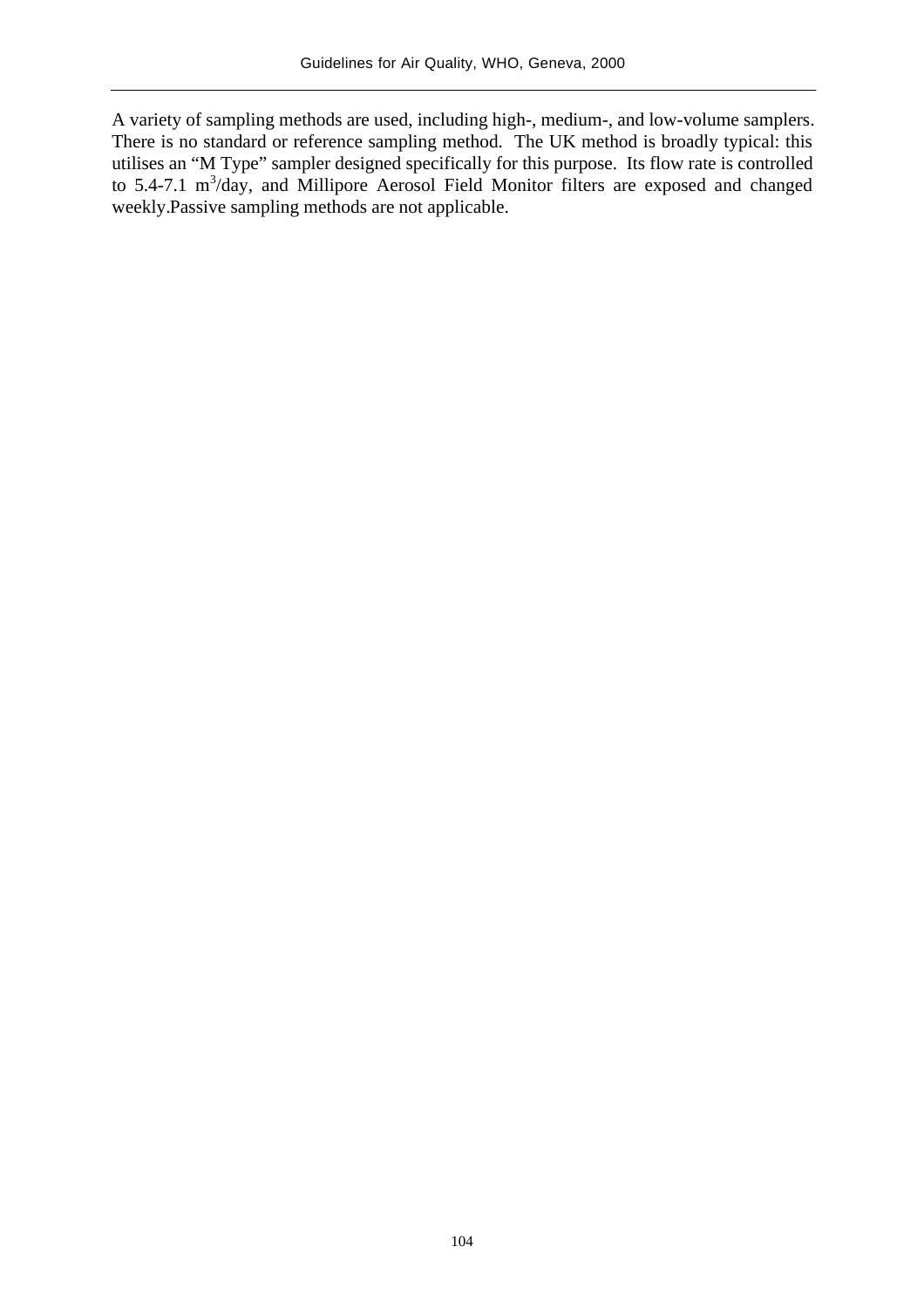A variety of sampling methods are used, including high-, medium-, and low-volume samplers. There is no standard or reference sampling method. The UK method is broadly typical: this utilises an "M Type" sampler designed specifically for this purpose. Its flow rate is controlled to 5.4-7.1 $m^3$/day, and Millipore Aerosol Field Monitor filters are exposed and changed weekly.Passive sampling methods are not applicable.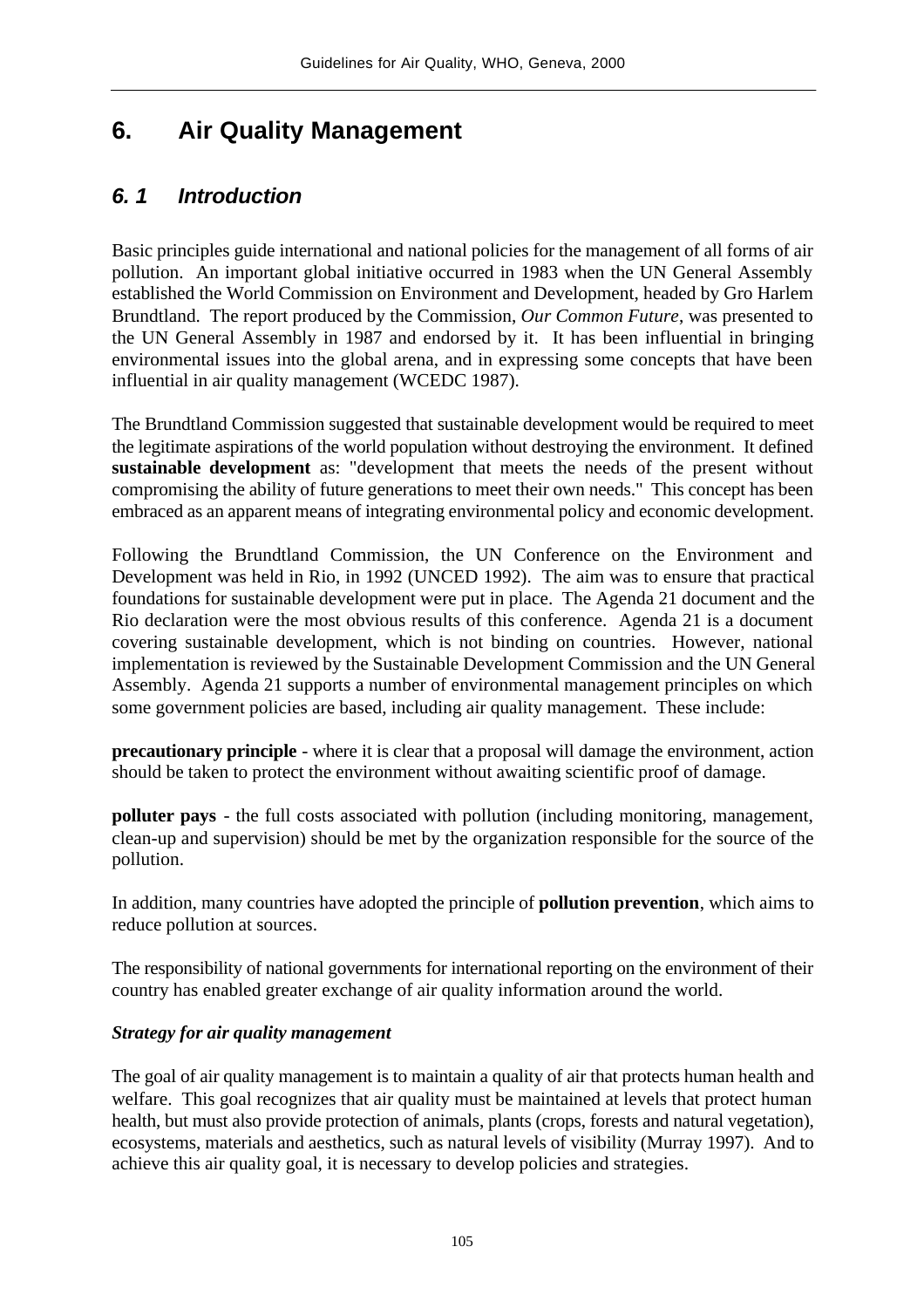# 6. Air Quality Management

## *6. 1 Introduction*

Basic principles guide international and national policies for the management of all forms of air pollution. An important global initiative occurred in 1983 when the UN General Assembly established the World Commission on Environment and Development, headed by Gro Harlem Brundtland. The report produced by the Commission, *Our Common Future*, was presented to the UN General Assembly in 1987 and endorsed by it. It has been influential in bringing environmental issues into the global arena, and in expressing some concepts that have been influential in air quality management (WCEDC 1987).

The Brundtland Commission suggested that sustainable development would be required to meet the legitimate aspirations of the world population without destroying the environment. It defined **sustainable development** as: "development that meets the needs of the present without compromising the ability of future generations to meet their own needs." This concept has been embraced as an apparent means of integrating environmental policy and economic development.

Following the Brundtland Commission, the UN Conference on the Environment and Development was held in Rio, in 1992 (UNCED 1992). The aim was to ensure that practical foundations for sustainable development were put in place. The Agenda 21 document and the Rio declaration were the most obvious results of this conference. Agenda 21 is a document covering sustainable development, which is not binding on countries. However, national implementation is reviewed by the Sustainable Development Commission and the UN General Assembly. Agenda 21 supports a number of environmental management principles on which some government policies are based, including air quality management. These include:

**precautionary principle** - where it is clear that a proposal will damage the environment, action should be taken to protect the environment without awaiting scientific proof of damage.

**polluter pays** - the full costs associated with pollution (including monitoring, management, clean-up and supervision) should be met by the organization responsible for the source of the pollution.

In addition, many countries have adopted the principle of **pollution prevention**, which aims to reduce pollution at sources.

The responsibility of national governments for international reporting on the environment of their country has enabled greater exchange of air quality information around the world.

***Strategy for air quality management***

The goal of air quality management is to maintain a quality of air that protects human health and welfare. This goal recognizes that air quality must be maintained at levels that protect human health, but must also provide protection of animals, plants (crops, forests and natural vegetation), ecosystems, materials and aesthetics, such as natural levels of visibility (Murray 1997). And to achieve this air quality goal, it is necessary to develop policies and strategies.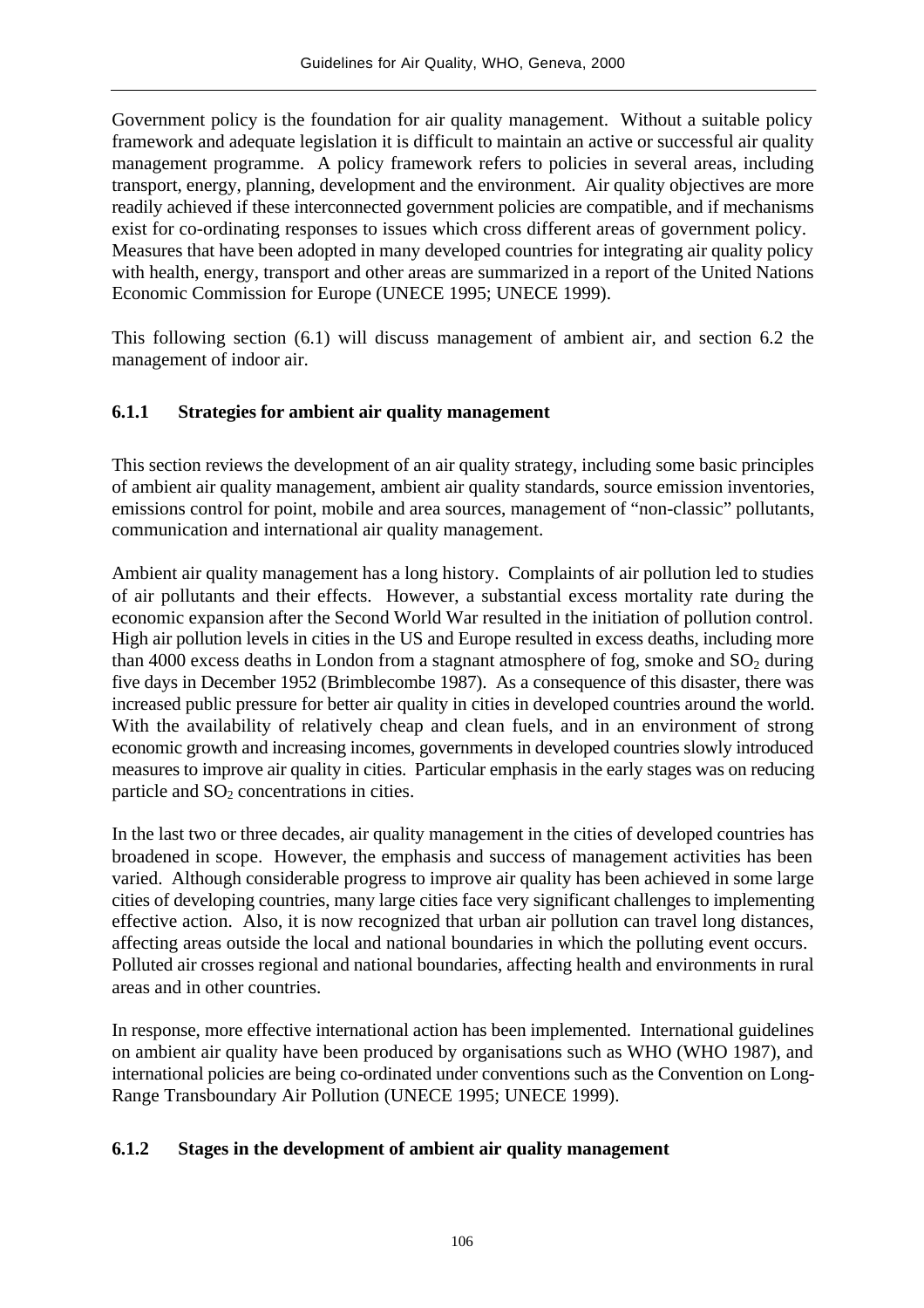Government policy is the foundation for air quality management. Without a suitable policy framework and adequate legislation it is difficult to maintain an active or successful air quality management programme. A policy framework refers to policies in several areas, including transport, energy, planning, development and the environment. Air quality objectives are more readily achieved if these interconnected government policies are compatible, and if mechanisms exist for co-ordinating responses to issues which cross different areas of government policy. Measures that have been adopted in many developed countries for integrating air quality policy with health, energy, transport and other areas are summarized in a report of the United Nations Economic Commission for Europe (UNECE 1995; UNECE 1999).

This following section (6.1) will discuss management of ambient air, and section 6.2 the management of indoor air.

### 6.1.1 Strategies for ambient air quality management

This section reviews the development of an air quality strategy, including some basic principles of ambient air quality management, ambient air quality standards, source emission inventories, emissions control for point, mobile and area sources, management of "non-classic" pollutants, communication and international air quality management.

Ambient air quality management has a long history. Complaints of air pollution led to studies of air pollutants and their effects. However, a substantial excess mortality rate during the economic expansion after the Second World War resulted in the initiation of pollution control. High air pollution levels in cities in the US and Europe resulted in excess deaths, including more than 4000 excess deaths in London from a stagnant atmosphere of fog, smoke and $SO_2$ during five days in December 1952 (Brimblecombe 1987). As a consequence of this disaster, there was increased public pressure for better air quality in cities in developed countries around the world. With the availability of relatively cheap and clean fuels, and in an environment of strong economic growth and increasing incomes, governments in developed countries slowly introduced measures to improve air quality in cities. Particular emphasis in the early stages was on reducing particle and $SO_2$ concentrations in cities.

In the last two or three decades, air quality management in the cities of developed countries has broadened in scope. However, the emphasis and success of management activities has been varied. Although considerable progress to improve air quality has been achieved in some large cities of developing countries, many large cities face very significant challenges to implementing effective action. Also, it is now recognized that urban air pollution can travel long distances, affecting areas outside the local and national boundaries in which the polluting event occurs. Polluted air crosses regional and national boundaries, affecting health and environments in rural areas and in other countries.

In response, more effective international action has been implemented. International guidelines on ambient air quality have been produced by organisations such as WHO (WHO 1987), and international policies are being co-ordinated under conventions such as the Convention on Long-Range Transboundary Air Pollution (UNECE 1995; UNECE 1999).

### 6.1.2 Stages in the development of ambient air quality management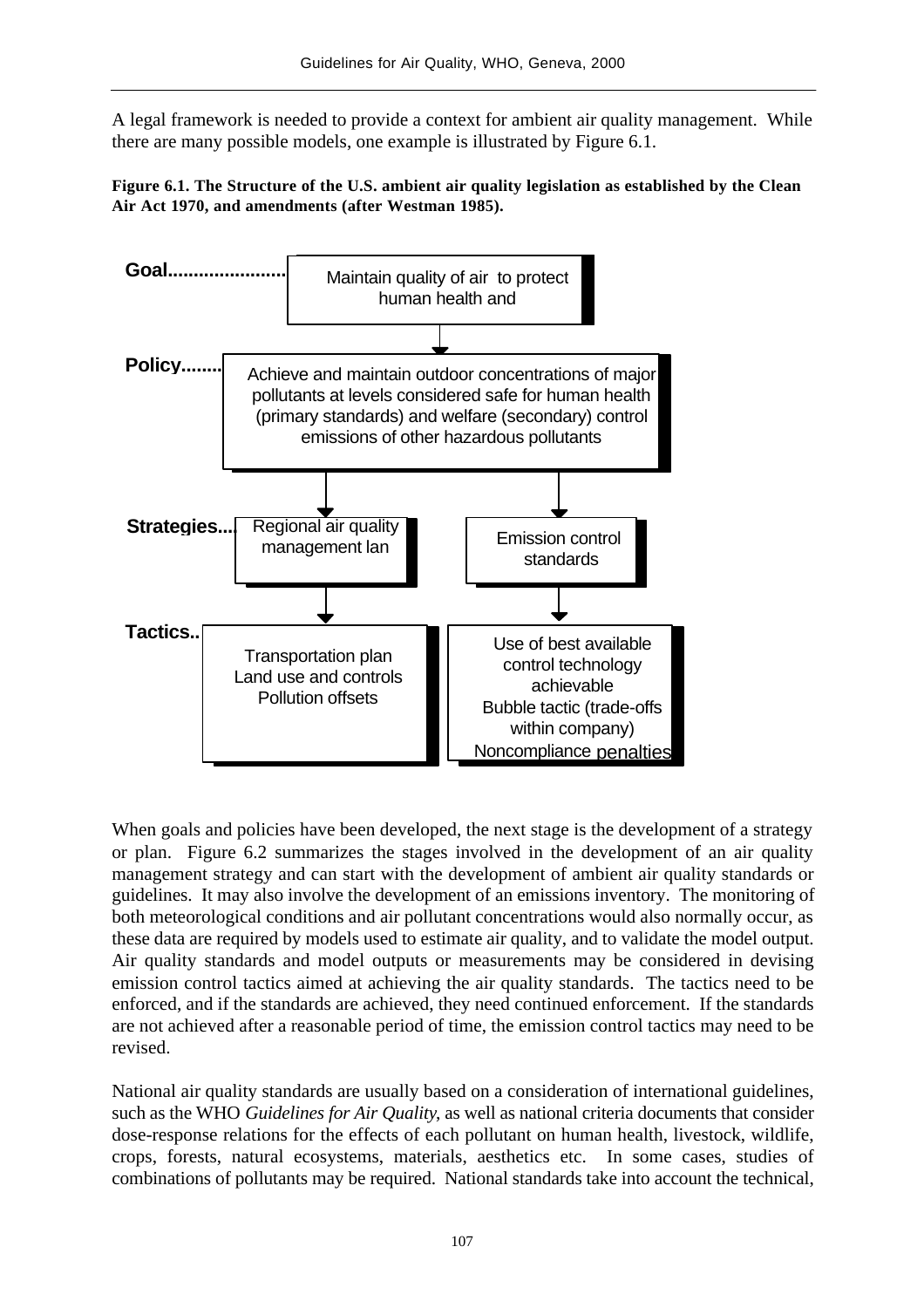A legal framework is needed to provide a context for ambient air quality management. While there are many possible models, one example is illustrated by Figure 6.1.

**Figure 6.1. The Structure of the U.S. ambient air quality legislation as established by the Clean Air Act 1970, and amendments (after Westman 1985).**

**Goal......................**
Maintain quality of air to protect human health and

**Policy........**
Achieve and maintain outdoor concentrations of major pollutants at levels considered safe for human health (primary standards) and welfare (secondary) control emissions of other hazardous pollutants

**Strategies....**
Regional air quality management lan

Emission control standards

**Tactics..**
Transportation plan
Land use and controls
Pollution offsets

Use of best available control technology achievable
Bubble tactic (trade-offs within company)
Noncompliance penalties

When goals and policies have been developed, the next stage is the development of a strategy or plan. Figure 6.2 summarizes the stages involved in the development of an air quality management strategy and can start with the development of ambient air quality standards or guidelines. It may also involve the development of an emissions inventory. The monitoring of both meteorological conditions and air pollutant concentrations would also normally occur, as these data are required by models used to estimate air quality, and to validate the model output. Air quality standards and model outputs or measurements may be considered in devising emission control tactics aimed at achieving the air quality standards. The tactics need to be enforced, and if the standards are achieved, they need continued enforcement. If the standards are not achieved after a reasonable period of time, the emission control tactics may need to be revised.

National air quality standards are usually based on a consideration of international guidelines, such as the WHO *Guidelines for Air Quality*, as well as national criteria documents that consider dose-response relations for the effects of each pollutant on human health, livestock, wildlife, crops, forests, natural ecosystems, materials, aesthetics etc. In some cases, studies of combinations of pollutants may be required. National standards take into account the technical,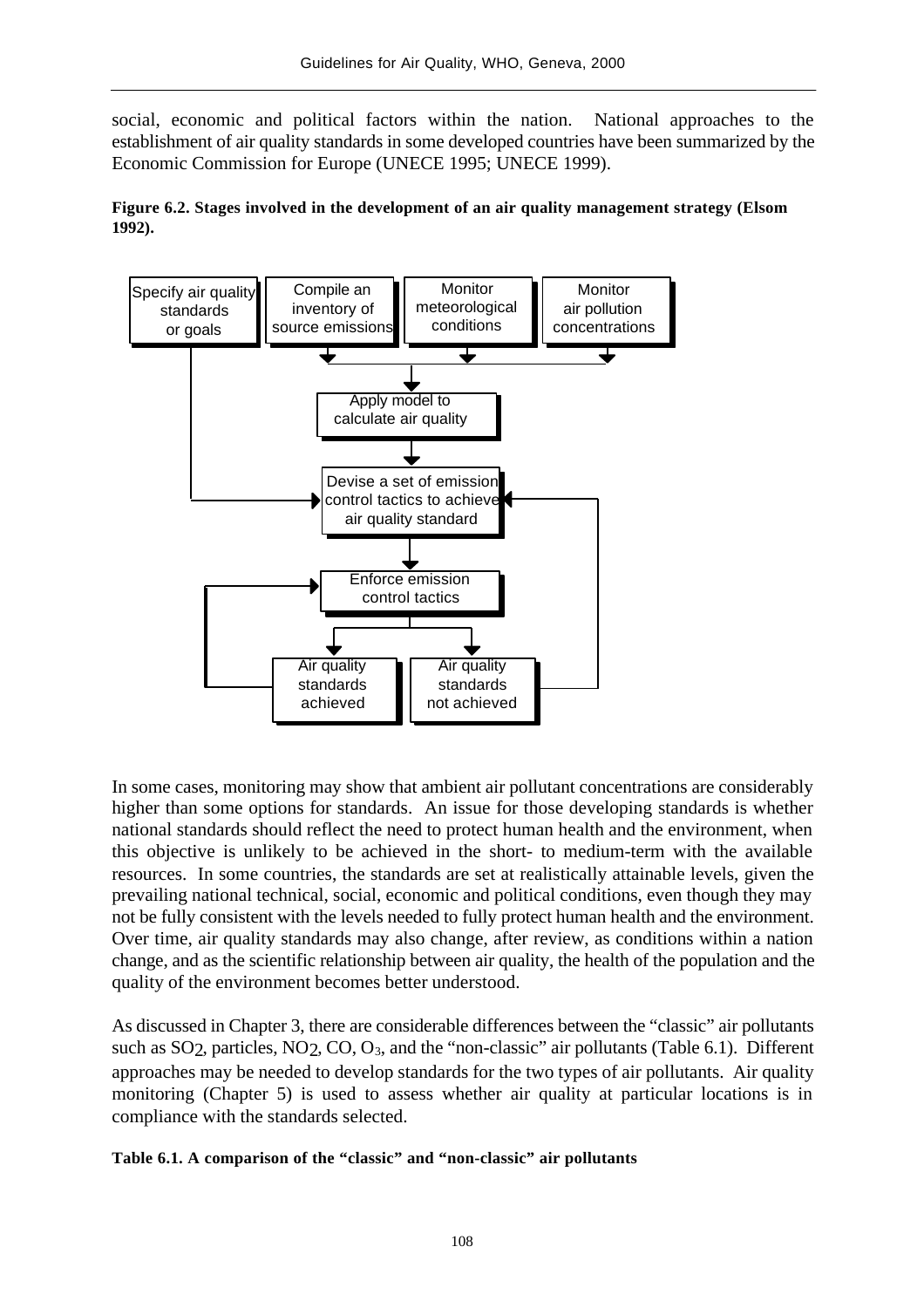social, economic and political factors within the nation. National approaches to the establishment of air quality standards in some developed countries have been summarized by the Economic Commission for Europe (UNECE 1995; UNECE 1999).

**Figure 6.2. Stages involved in the development of an air quality management strategy (Elsom 1992).**

Specify air quality standards or goals

Compile an inventory of source emissions

Monitor meteorological conditions

Monitor air pollution concentrations

Apply model to calculate air quality

Devise a set of emission control tactics to achieve air quality standard

Enforce emission control tactics

Air quality standards achieved

Air quality standards not achieved

In some cases, monitoring may show that ambient air pollutant concentrations are considerably higher than some options for standards. An issue for those developing standards is whether national standards should reflect the need to protect human health and the environment, when this objective is unlikely to be achieved in the short- to medium-term with the available resources. In some countries, the standards are set at realistically attainable levels, given the prevailing national technical, social, economic and political conditions, even though they may not be fully consistent with the levels needed to fully protect human health and the environment. Over time, air quality standards may also change, after review, as conditions within a nation change, and as the scientific relationship between air quality, the health of the population and the quality of the environment becomes better understood.

As discussed in Chapter 3, there are considerable differences between the "classic" air pollutants such as $SO_2$, particles, $NO_2$, CO, $O_3$, and the "non-classic" air pollutants (Table 6.1). Different approaches may be needed to develop standards for the two types of air pollutants. Air quality monitoring (Chapter 5) is used to assess whether air quality at particular locations is in compliance with the standards selected.

**Table 6.1. A comparison of the "classic" and "non-classic" air pollutants**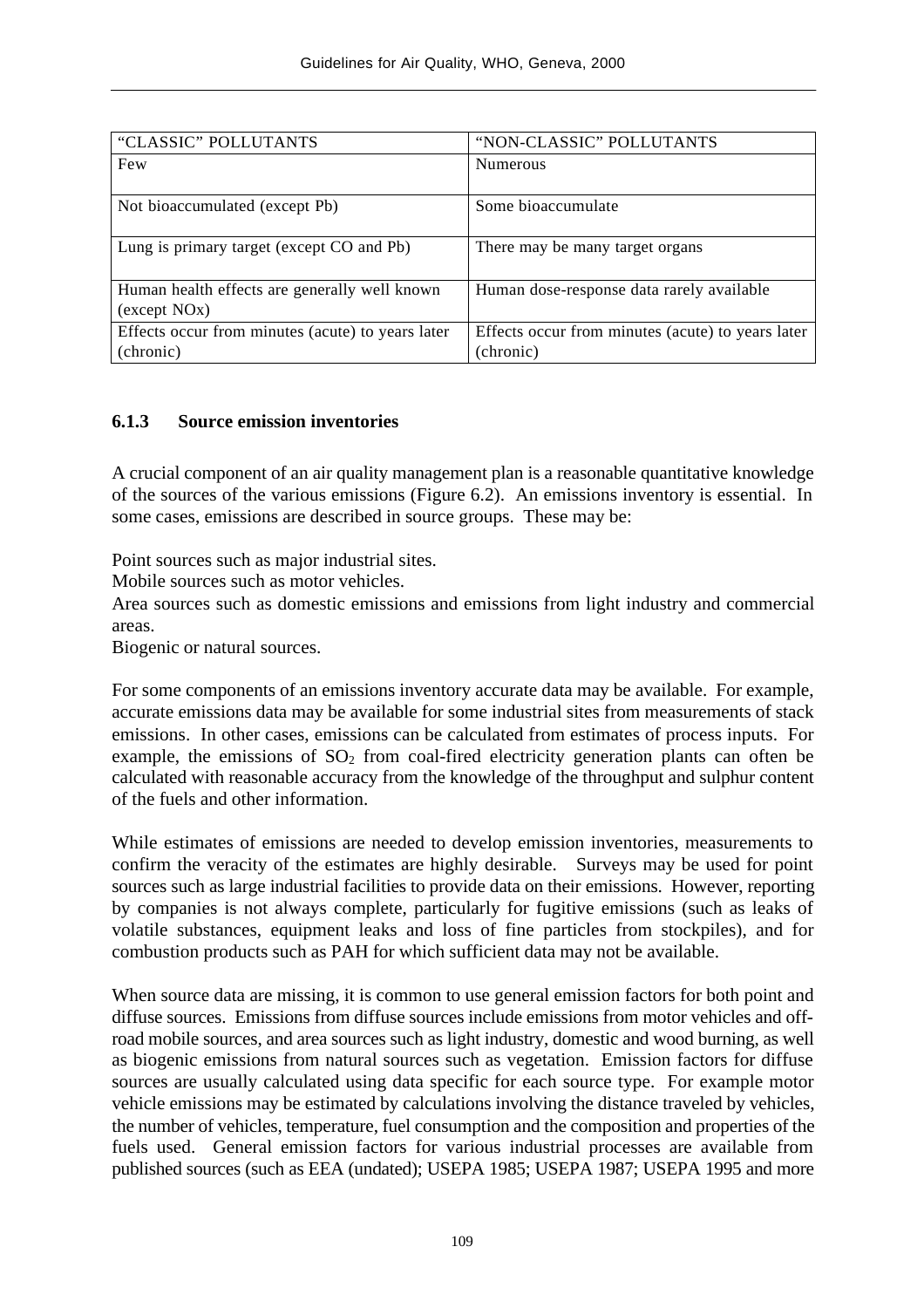| "CLASSIC" POLLUTANTS | "NON-CLASSIC" POLLUTANTS |
| --- | --- |
| Few | Numerous |
| Not bioaccumulated (except Pb) | Some bioaccumulate |
| Lung is primary target (except CO and Pb) | There may be many target organs |
| Human health effects are generally well known (except NOx) | Human dose-response data rarely available |
| Effects occur from minutes (acute) to years later (chronic) | Effects occur from minutes (acute) to years later (chronic) |

### 6.1.3 Source emission inventories

A crucial component of an air quality management plan is a reasonable quantitative knowledge of the sources of the various emissions (Figure 6.2). An emissions inventory is essential. In some cases, emissions are described in source groups. These may be:

Point sources such as major industrial sites.
Mobile sources such as motor vehicles.
Area sources such as domestic emissions and emissions from light industry and commercial areas.
Biogenic or natural sources.

For some components of an emissions inventory accurate data may be available. For example, accurate emissions data may be available for some industrial sites from measurements of stack emissions. In other cases, emissions can be calculated from estimates of process inputs. For example, the emissions of $SO_2$ from coal-fired electricity generation plants can often be calculated with reasonable accuracy from the knowledge of the throughput and sulphur content of the fuels and other information.

While estimates of emissions are needed to develop emission inventories, measurements to confirm the veracity of the estimates are highly desirable. Surveys may be used for point sources such as large industrial facilities to provide data on their emissions. However, reporting by companies is not always complete, particularly for fugitive emissions (such as leaks of volatile substances, equipment leaks and loss of fine particles from stockpiles), and for combustion products such as PAH for which sufficient data may not be available.

When source data are missing, it is common to use general emission factors for both point and diffuse sources. Emissions from diffuse sources include emissions from motor vehicles and off-road mobile sources, and area sources such as light industry, domestic and wood burning, as well as biogenic emissions from natural sources such as vegetation. Emission factors for diffuse sources are usually calculated using data specific for each source type. For example motor vehicle emissions may be estimated by calculations involving the distance traveled by vehicles, the number of vehicles, temperature, fuel consumption and the composition and properties of the fuels used. General emission factors for various industrial processes are available from published sources (such as EEA (undated); USEPA 1985; USEPA 1987; USEPA 1995 and more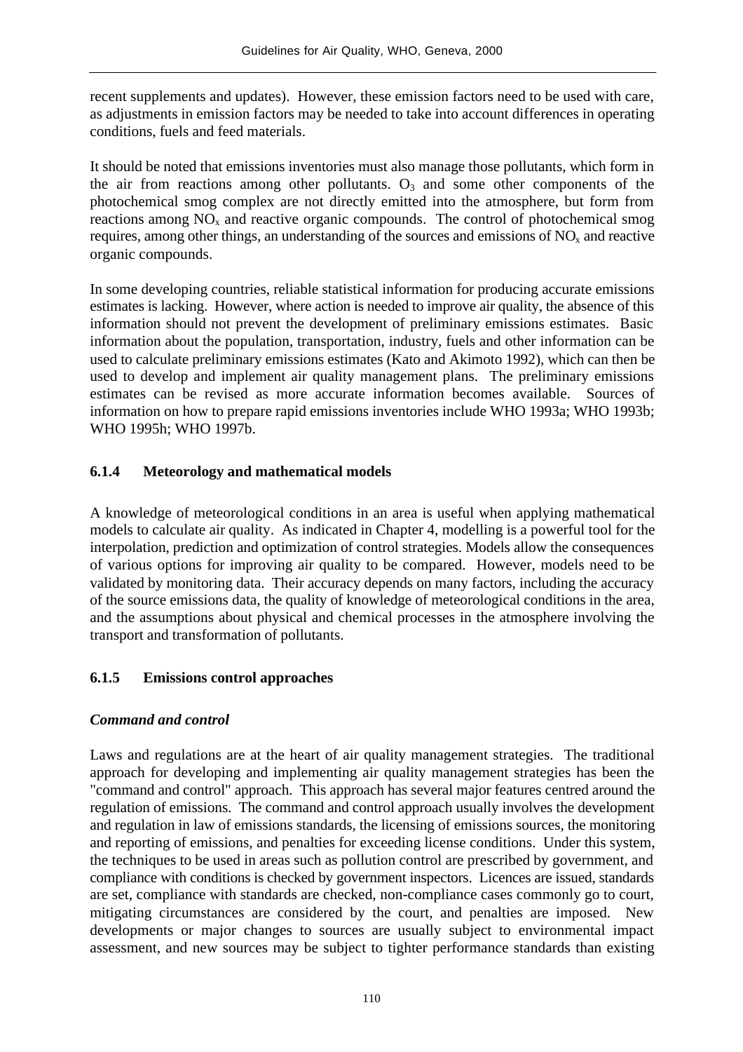recent supplements and updates). However, these emission factors need to be used with care, as adjustments in emission factors may be needed to take into account differences in operating conditions, fuels and feed materials.

It should be noted that emissions inventories must also manage those pollutants, which form in the air from reactions among other pollutants. $O_3$ and some other components of the photochemical smog complex are not directly emitted into the atmosphere, but form from reactions among $NO_x$ and reactive organic compounds. The control of photochemical smog requires, among other things, an understanding of the sources and emissions of $NO_x$ and reactive organic compounds.

In some developing countries, reliable statistical information for producing accurate emissions estimates is lacking. However, where action is needed to improve air quality, the absence of this information should not prevent the development of preliminary emissions estimates. Basic information about the population, transportation, industry, fuels and other information can be used to calculate preliminary emissions estimates (Kato and Akimoto 1992), which can then be used to develop and implement air quality management plans. The preliminary emissions estimates can be revised as more accurate information becomes available. Sources of information on how to prepare rapid emissions inventories include WHO 1993a; WHO 1993b; WHO 1995h; WHO 1997b.

### 6.1.4 Meteorology and mathematical models

A knowledge of meteorological conditions in an area is useful when applying mathematical models to calculate air quality. As indicated in Chapter 4, modelling is a powerful tool for the interpolation, prediction and optimization of control strategies. Models allow the consequences of various options for improving air quality to be compared. However, models need to be validated by monitoring data. Their accuracy depends on many factors, including the accuracy of the source emissions data, the quality of knowledge of meteorological conditions in the area, and the assumptions about physical and chemical processes in the atmosphere involving the transport and transformation of pollutants.

### 6.1.5 Emissions control approaches

***Command and control***

Laws and regulations are at the heart of air quality management strategies. The traditional approach for developing and implementing air quality management strategies has been the "command and control" approach. This approach has several major features centred around the regulation of emissions. The command and control approach usually involves the development and regulation in law of emissions standards, the licensing of emissions sources, the monitoring and reporting of emissions, and penalties for exceeding license conditions. Under this system, the techniques to be used in areas such as pollution control are prescribed by government, and compliance with conditions is checked by government inspectors. Licences are issued, standards are set, compliance with standards are checked, non-compliance cases commonly go to court, mitigating circumstances are considered by the court, and penalties are imposed. New developments or major changes to sources are usually subject to environmental impact assessment, and new sources may be subject to tighter performance standards than existing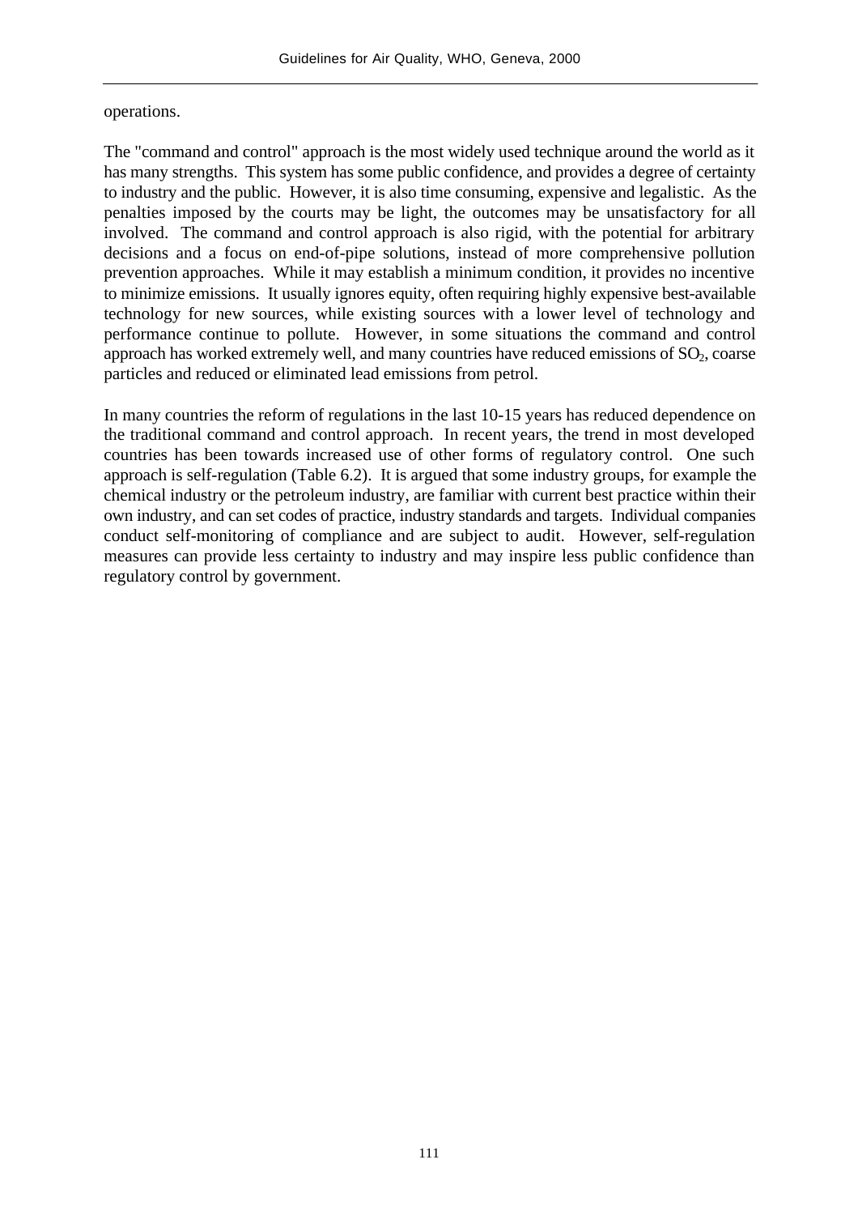operations.

The "command and control" approach is the most widely used technique around the world as it has many strengths. This system has some public confidence, and provides a degree of certainty to industry and the public. However, it is also time consuming, expensive and legalistic. As the penalties imposed by the courts may be light, the outcomes may be unsatisfactory for all involved. The command and control approach is also rigid, with the potential for arbitrary decisions and a focus on end-of-pipe solutions, instead of more comprehensive pollution prevention approaches. While it may establish a minimum condition, it provides no incentive to minimize emissions. It usually ignores equity, often requiring highly expensive best-available technology for new sources, while existing sources with a lower level of technology and performance continue to pollute. However, in some situations the command and control approach has worked extremely well, and many countries have reduced emissions of $SO_2$, coarse particles and reduced or eliminated lead emissions from petrol.

In many countries the reform of regulations in the last 10-15 years has reduced dependence on the traditional command and control approach. In recent years, the trend in most developed countries has been towards increased use of other forms of regulatory control. One such approach is self-regulation (Table 6.2). It is argued that some industry groups, for example the chemical industry or the petroleum industry, are familiar with current best practice within their own industry, and can set codes of practice, industry standards and targets. Individual companies conduct self-monitoring of compliance and are subject to audit. However, self-regulation measures can provide less certainty to industry and may inspire less public confidence than regulatory control by government.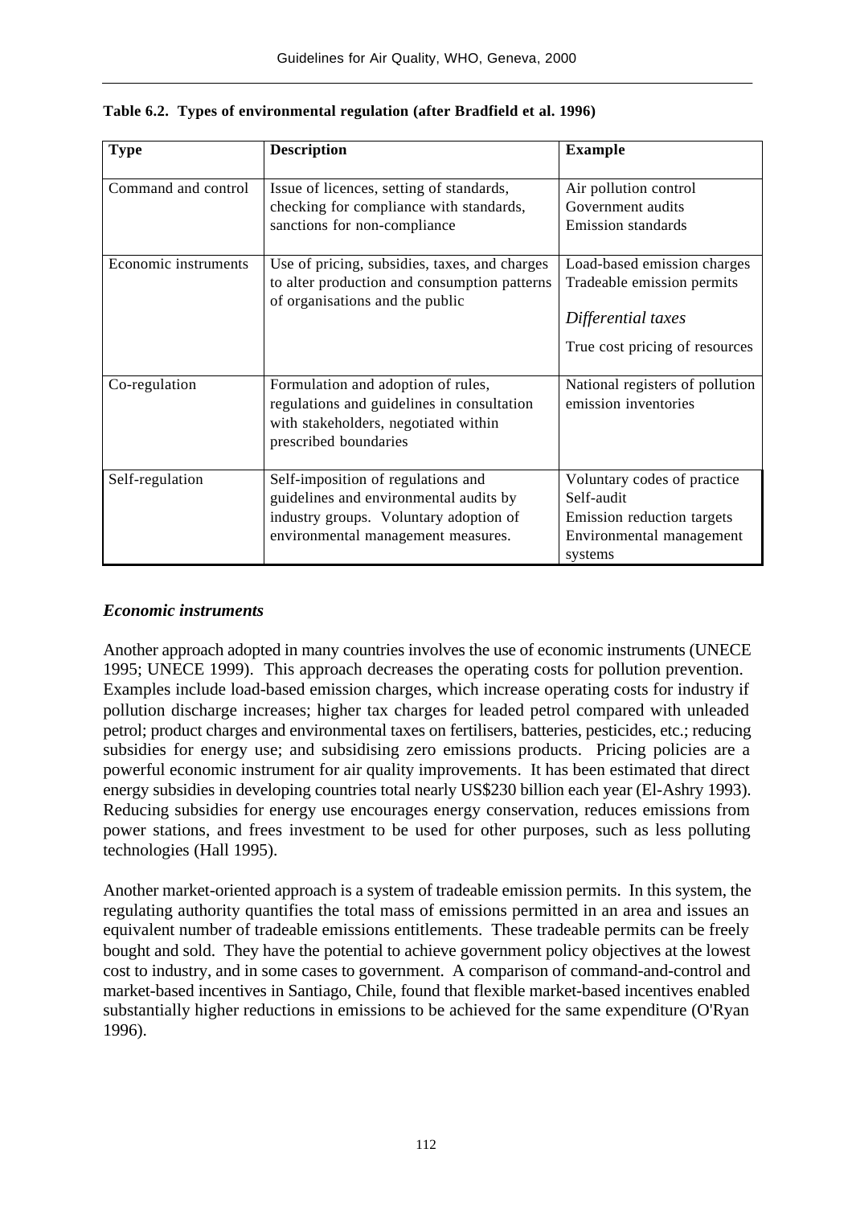**Table 6.2. Types of environmental regulation (after Bradfield et al. 1996)**

| Type | Description | Example |
|---|---|---|
| Command and control | Issue of licences, setting of standards, checking for compliance with standards, sanctions for non-compliance | Air pollution control<br>Government audits<br>Emission standards |
| Economic instruments | Use of pricing, subsidies, taxes, and charges to alter production and consumption patterns of organisations and the public | Load-based emission charges<br>Tradeable emission permits<br>*Differential taxes*<br>True cost pricing of resources |
| Co-regulation | Formulation and adoption of rules, regulations and guidelines in consultation with stakeholders, negotiated within prescribed boundaries | National registers of pollution emission inventories |
| Self-regulation | Self-imposition of regulations and guidelines and environmental audits by industry groups. Voluntary adoption of environmental management measures. | Voluntary codes of practice<br>Self-audit<br>Emission reduction targets<br>Environmental management systems |

### *Economic instruments*

Another approach adopted in many countries involves the use of economic instruments (UNECE 1995; UNECE 1999). This approach decreases the operating costs for pollution prevention. Examples include load-based emission charges, which increase operating costs for industry if pollution discharge increases; higher tax charges for leaded petrol compared with unleaded petrol; product charges and environmental taxes on fertilisers, batteries, pesticides, etc.; reducing subsidies for energy use; and subsidising zero emissions products. Pricing policies are a powerful economic instrument for air quality improvements. It has been estimated that direct energy subsidies in developing countries total nearly US$230 billion each year (El-Ashry 1993). Reducing subsidies for energy use encourages energy conservation, reduces emissions from power stations, and frees investment to be used for other purposes, such as less polluting technologies (Hall 1995).

Another market-oriented approach is a system of tradeable emission permits. In this system, the regulating authority quantifies the total mass of emissions permitted in an area and issues an equivalent number of tradeable emissions entitlements. These tradeable permits can be freely bought and sold. They have the potential to achieve government policy objectives at the lowest cost to industry, and in some cases to government. A comparison of command-and-control and market-based incentives in Santiago, Chile, found that flexible market-based incentives enabled substantially higher reductions in emissions to be achieved for the same expenditure (O'Ryan 1996).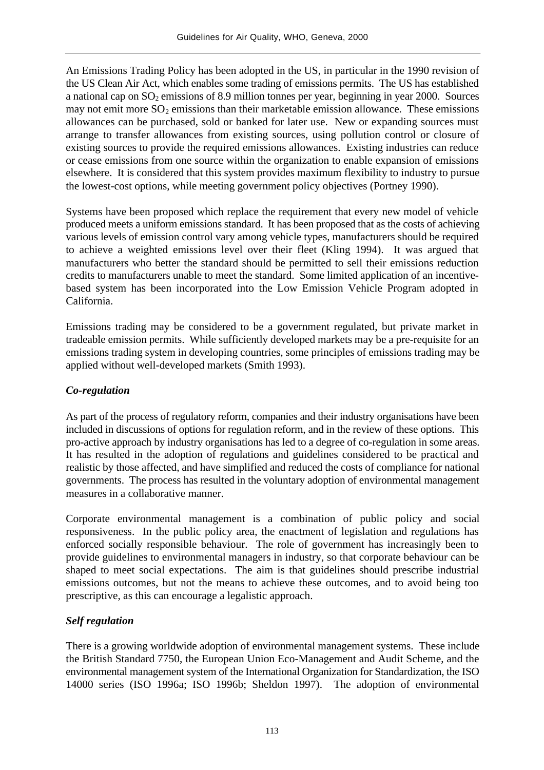An Emissions Trading Policy has been adopted in the US, in particular in the 1990 revision of the US Clean Air Act, which enables some trading of emissions permits. The US has established a national cap on $SO_2$ emissions of 8.9 million tonnes per year, beginning in year 2000. Sources may not emit more $SO_2$ emissions than their marketable emission allowance. These emissions allowances can be purchased, sold or banked for later use. New or expanding sources must arrange to transfer allowances from existing sources, using pollution control or closure of existing sources to provide the required emissions allowances. Existing industries can reduce or cease emissions from one source within the organization to enable expansion of emissions elsewhere. It is considered that this system provides maximum flexibility to industry to pursue the lowest-cost options, while meeting government policy objectives (Portney 1990).

Systems have been proposed which replace the requirement that every new model of vehicle produced meets a uniform emissions standard. It has been proposed that as the costs of achieving various levels of emission control vary among vehicle types, manufacturers should be required to achieve a weighted emissions level over their fleet (Kling 1994). It was argued that manufacturers who better the standard should be permitted to sell their emissions reduction credits to manufacturers unable to meet the standard. Some limited application of an incentive-based system has been incorporated into the Low Emission Vehicle Program adopted in California.

Emissions trading may be considered to be a government regulated, but private market in tradeable emission permits. While sufficiently developed markets may be a pre-requisite for an emissions trading system in developing countries, some principles of emissions trading may be applied without well-developed markets (Smith 1993).

### *Co-regulation*

As part of the process of regulatory reform, companies and their industry organisations have been included in discussions of options for regulation reform, and in the review of these options. This pro-active approach by industry organisations has led to a degree of co-regulation in some areas. It has resulted in the adoption of regulations and guidelines considered to be practical and realistic by those affected, and have simplified and reduced the costs of compliance for national governments. The process has resulted in the voluntary adoption of environmental management measures in a collaborative manner.

Corporate environmental management is a combination of public policy and social responsiveness. In the public policy area, the enactment of legislation and regulations has enforced socially responsible behaviour. The role of government has increasingly been to provide guidelines to environmental managers in industry, so that corporate behaviour can be shaped to meet social expectations. The aim is that guidelines should prescribe industrial emissions outcomes, but not the means to achieve these outcomes, and to avoid being too prescriptive, as this can encourage a legalistic approach.

### *Self regulation*

There is a growing worldwide adoption of environmental management systems. These include the British Standard 7750, the European Union Eco-Management and Audit Scheme, and the environmental management system of the International Organization for Standardization, the ISO 14000 series (ISO 1996a; ISO 1996b; Sheldon 1997). The adoption of environmental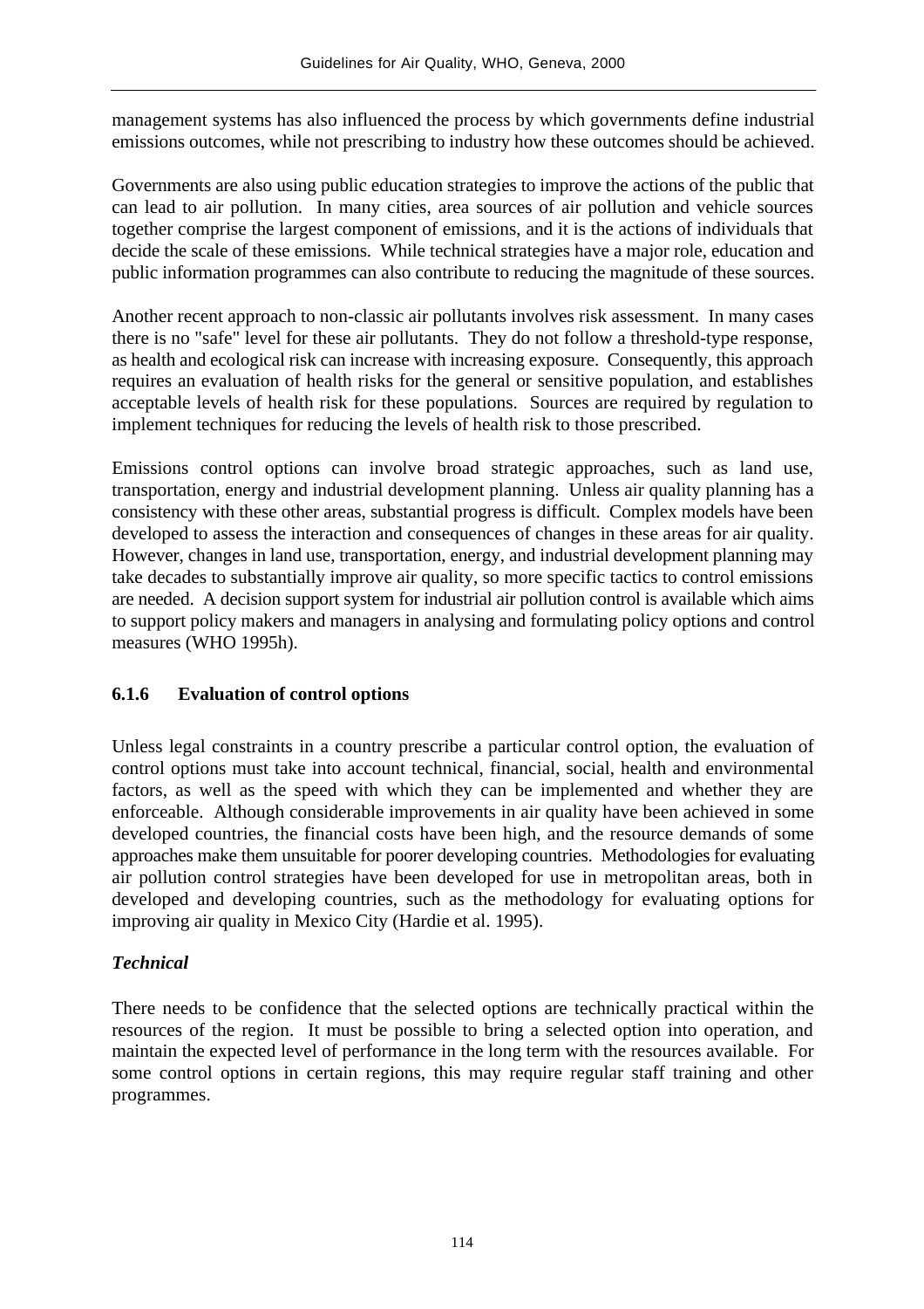management systems has also influenced the process by which governments define industrial emissions outcomes, while not prescribing to industry how these outcomes should be achieved.

Governments are also using public education strategies to improve the actions of the public that can lead to air pollution. In many cities, area sources of air pollution and vehicle sources together comprise the largest component of emissions, and it is the actions of individuals that decide the scale of these emissions. While technical strategies have a major role, education and public information programmes can also contribute to reducing the magnitude of these sources.

Another recent approach to non-classic air pollutants involves risk assessment. In many cases there is no "safe" level for these air pollutants. They do not follow a threshold-type response, as health and ecological risk can increase with increasing exposure. Consequently, this approach requires an evaluation of health risks for the general or sensitive population, and establishes acceptable levels of health risk for these populations. Sources are required by regulation to implement techniques for reducing the levels of health risk to those prescribed.

Emissions control options can involve broad strategic approaches, such as land use, transportation, energy and industrial development planning. Unless air quality planning has a consistency with these other areas, substantial progress is difficult. Complex models have been developed to assess the interaction and consequences of changes in these areas for air quality. However, changes in land use, transportation, energy, and industrial development planning may take decades to substantially improve air quality, so more specific tactics to control emissions are needed. A decision support system for industrial air pollution control is available which aims to support policy makers and managers in analysing and formulating policy options and control measures (WHO 1995h).

### 6.1.6 Evaluation of control options

Unless legal constraints in a country prescribe a particular control option, the evaluation of control options must take into account technical, financial, social, health and environmental factors, as well as the speed with which they can be implemented and whether they are enforceable. Although considerable improvements in air quality have been achieved in some developed countries, the financial costs have been high, and the resource demands of some approaches make them unsuitable for poorer developing countries. Methodologies for evaluating air pollution control strategies have been developed for use in metropolitan areas, both in developed and developing countries, such as the methodology for evaluating options for improving air quality in Mexico City (Hardie et al. 1995).

***Technical***

There needs to be confidence that the selected options are technically practical within the resources of the region. It must be possible to bring a selected option into operation, and maintain the expected level of performance in the long term with the resources available. For some control options in certain regions, this may require regular staff training and other programmes.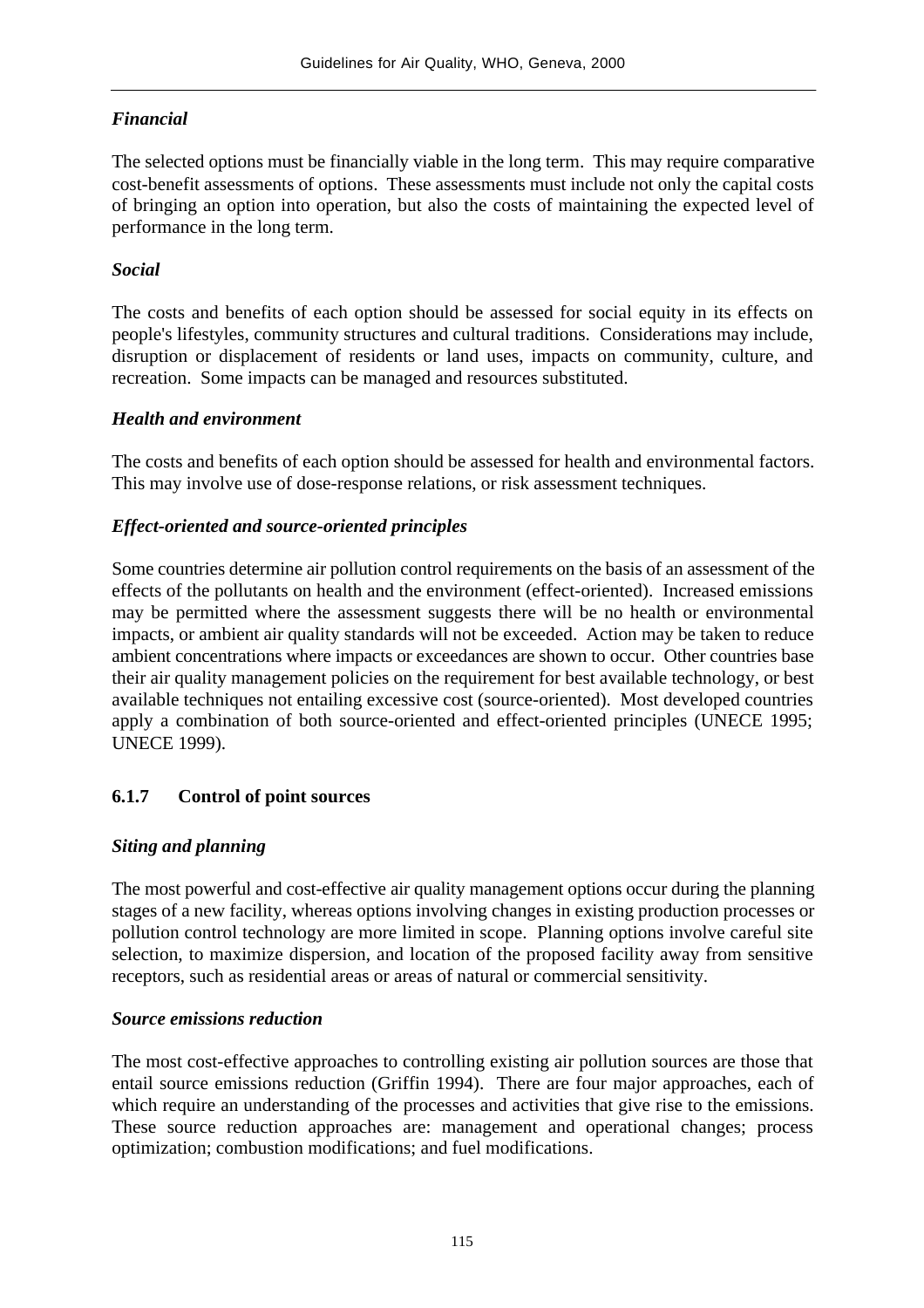*Financial*

The selected options must be financially viable in the long term. This may require comparative cost-benefit assessments of options. These assessments must include not only the capital costs of bringing an option into operation, but also the costs of maintaining the expected level of performance in the long term.

*Social*

The costs and benefits of each option should be assessed for social equity in its effects on people's lifestyles, community structures and cultural traditions. Considerations may include, disruption or displacement of residents or land uses, impacts on community, culture, and recreation. Some impacts can be managed and resources substituted.

*Health and environment*

The costs and benefits of each option should be assessed for health and environmental factors. This may involve use of dose-response relations, or risk assessment techniques.

*Effect-oriented and source-oriented principles*

Some countries determine air pollution control requirements on the basis of an assessment of the effects of the pollutants on health and the environment (effect-oriented). Increased emissions may be permitted where the assessment suggests there will be no health or environmental impacts, or ambient air quality standards will not be exceeded. Action may be taken to reduce ambient concentrations where impacts or exceedances are shown to occur. Other countries base their air quality management policies on the requirement for best available technology, or best available techniques not entailing excessive cost (source-oriented). Most developed countries apply a combination of both source-oriented and effect-oriented principles (UNECE 1995; UNECE 1999).

### 6.1.7 Control of point sources

*Siting and planning*

The most powerful and cost-effective air quality management options occur during the planning stages of a new facility, whereas options involving changes in existing production processes or pollution control technology are more limited in scope. Planning options involve careful site selection, to maximize dispersion, and location of the proposed facility away from sensitive receptors, such as residential areas or areas of natural or commercial sensitivity.

*Source emissions reduction*

The most cost-effective approaches to controlling existing air pollution sources are those that entail source emissions reduction (Griffin 1994). There are four major approaches, each of which require an understanding of the processes and activities that give rise to the emissions. These source reduction approaches are: management and operational changes; process optimization; combustion modifications; and fuel modifications.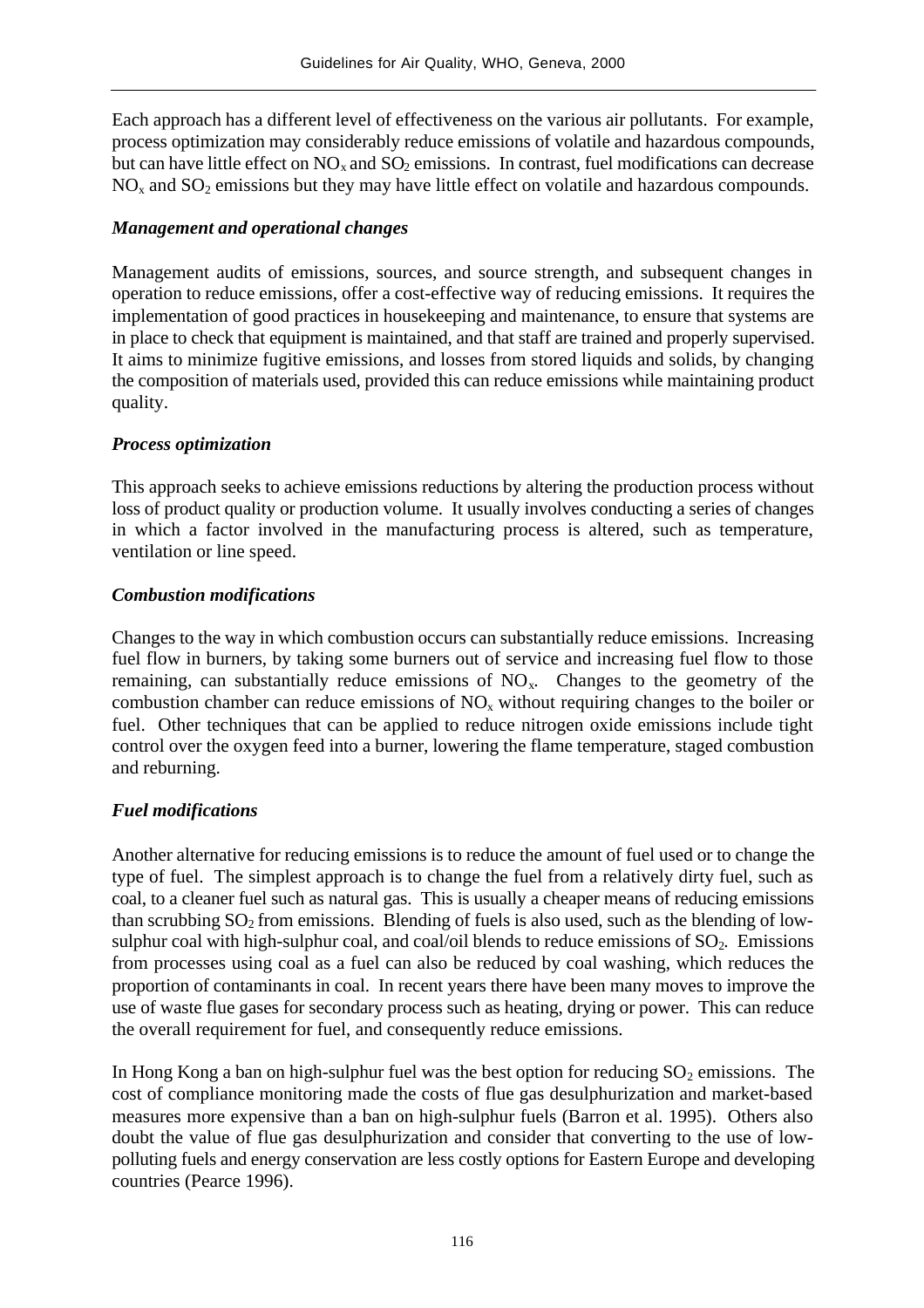Each approach has a different level of effectiveness on the various air pollutants. For example, process optimization may considerably reduce emissions of volatile and hazardous compounds, but can have little effect on $NO_x$ and $SO_2$ emissions. In contrast, fuel modifications can decrease $NO_x$ and $SO_2$ emissions but they may have little effect on volatile and hazardous compounds.

***Management and operational changes***

Management audits of emissions, sources, and source strength, and subsequent changes in operation to reduce emissions, offer a cost-effective way of reducing emissions. It requires the implementation of good practices in housekeeping and maintenance, to ensure that systems are in place to check that equipment is maintained, and that staff are trained and properly supervised. It aims to minimize fugitive emissions, and losses from stored liquids and solids, by changing the composition of materials used, provided this can reduce emissions while maintaining product quality.

***Process optimization***

This approach seeks to achieve emissions reductions by altering the production process without loss of product quality or production volume. It usually involves conducting a series of changes in which a factor involved in the manufacturing process is altered, such as temperature, ventilation or line speed.

***Combustion modifications***

Changes to the way in which combustion occurs can substantially reduce emissions. Increasing fuel flow in burners, by taking some burners out of service and increasing fuel flow to those remaining, can substantially reduce emissions of $NO_x$. Changes to the geometry of the combustion chamber can reduce emissions of $NO_x$ without requiring changes to the boiler or fuel. Other techniques that can be applied to reduce nitrogen oxide emissions include tight control over the oxygen feed into a burner, lowering the flame temperature, staged combustion and reburning.

***Fuel modifications***

Another alternative for reducing emissions is to reduce the amount of fuel used or to change the type of fuel. The simplest approach is to change the fuel from a relatively dirty fuel, such as coal, to a cleaner fuel such as natural gas. This is usually a cheaper means of reducing emissions than scrubbing $SO_2$ from emissions. Blending of fuels is also used, such as the blending of low-sulphur coal with high-sulphur coal, and coal/oil blends to reduce emissions of $SO_2$. Emissions from processes using coal as a fuel can also be reduced by coal washing, which reduces the proportion of contaminants in coal. In recent years there have been many moves to improve the use of waste flue gases for secondary process such as heating, drying or power. This can reduce the overall requirement for fuel, and consequently reduce emissions.

In Hong Kong a ban on high-sulphur fuel was the best option for reducing $SO_2$ emissions. The cost of compliance monitoring made the costs of flue gas desulphurization and market-based measures more expensive than a ban on high-sulphur fuels (Barron et al. 1995). Others also doubt the value of flue gas desulphurization and consider that converting to the use of low-polluting fuels and energy conservation are less costly options for Eastern Europe and developing countries (Pearce 1996).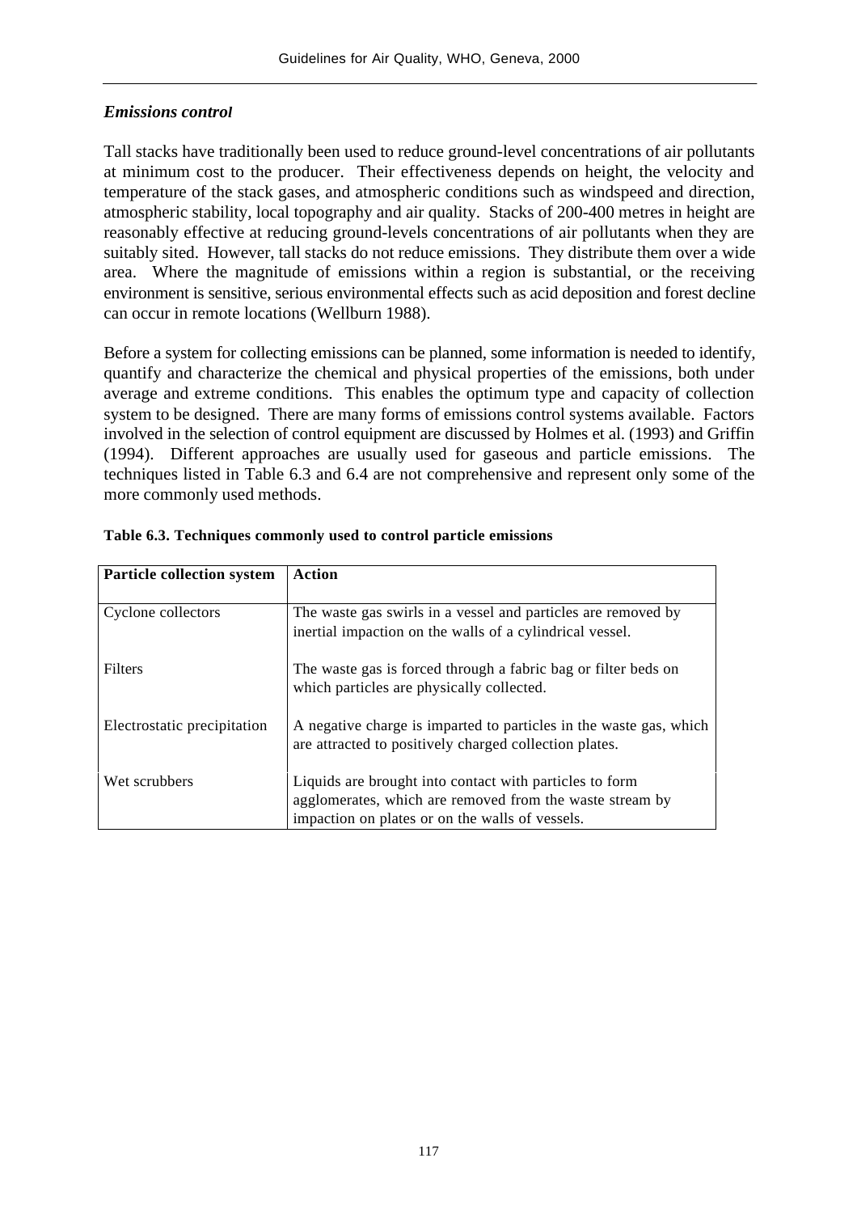### *Emissions control*

Tall stacks have traditionally been used to reduce ground-level concentrations of air pollutants at minimum cost to the producer. Their effectiveness depends on height, the velocity and temperature of the stack gases, and atmospheric conditions such as windspeed and direction, atmospheric stability, local topography and air quality. Stacks of 200-400 metres in height are reasonably effective at reducing ground-levels concentrations of air pollutants when they are suitably sited. However, tall stacks do not reduce emissions. They distribute them over a wide area. Where the magnitude of emissions within a region is substantial, or the receiving environment is sensitive, serious environmental effects such as acid deposition and forest decline can occur in remote locations (Wellburn 1988).

Before a system for collecting emissions can be planned, some information is needed to identify, quantify and characterize the chemical and physical properties of the emissions, both under average and extreme conditions. This enables the optimum type and capacity of collection system to be designed. There are many forms of emissions control systems available. Factors involved in the selection of control equipment are discussed by Holmes et al. (1993) and Griffin (1994). Different approaches are usually used for gaseous and particle emissions. The techniques listed in Table 6.3 and 6.4 are not comprehensive and represent only some of the more commonly used methods.

**Table 6.3. Techniques commonly used to control particle emissions**

| Particle collection system | Action |
|---|---|
| Cyclone collectors | The waste gas swirls in a vessel and particles are removed by inertial impaction on the walls of a cylindrical vessel. |
| Filters | The waste gas is forced through a fabric bag or filter beds on which particles are physically collected. |
| Electrostatic precipitation | A negative charge is imparted to particles in the waste gas, which are attracted to positively charged collection plates. |
| Wet scrubbers | Liquids are brought into contact with particles to form agglomerates, which are removed from the waste stream by impaction on plates or on the walls of vessels. |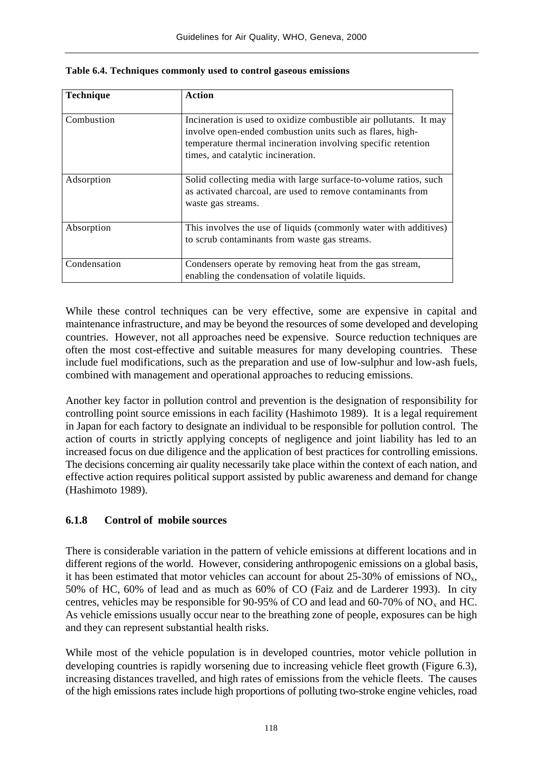**Table 6.4. Techniques commonly used to control gaseous emissions**

| Technique | Action |
|---|---|
| Combustion | Incineration is used to oxidize combustible air pollutants. It may involve open-ended combustion units such as flares, high-temperature thermal incineration involving specific retention times, and catalytic incineration. |
| Adsorption | Solid collecting media with large surface-to-volume ratios, such as activated charcoal, are used to remove contaminants from waste gas streams. |
| Absorption | This involves the use of liquids (commonly water with additives) to scrub contaminants from waste gas streams. |
| Condensation | Condensers operate by removing heat from the gas stream, enabling the condensation of volatile liquids. |

While these control techniques can be very effective, some are expensive in capital and maintenance infrastructure, and may be beyond the resources of some developed and developing countries. However, not all approaches need be expensive. Source reduction techniques are often the most cost-effective and suitable measures for many developing countries. These include fuel modifications, such as the preparation and use of low-sulphur and low-ash fuels, combined with management and operational approaches to reducing emissions.

Another key factor in pollution control and prevention is the designation of responsibility for controlling point source emissions in each facility (Hashimoto 1989). It is a legal requirement in Japan for each factory to designate an individual to be responsible for pollution control. The action of courts in strictly applying concepts of negligence and joint liability has led to an increased focus on due diligence and the application of best practices for controlling emissions. The decisions concerning air quality necessarily take place within the context of each nation, and effective action requires political support assisted by public awareness and demand for change (Hashimoto 1989).

### 6.1.8 Control of mobile sources

There is considerable variation in the pattern of vehicle emissions at different locations and in different regions of the world. However, considering anthropogenic emissions on a global basis, it has been estimated that motor vehicles can account for about 25-30% of emissions of $NO_x$, 50% of HC, 60% of lead and as much as 60% of CO (Faiz and de Larderer 1993). In city centres, vehicles may be responsible for 90-95% of CO and lead and 60-70% of $NO_x$ and HC. As vehicle emissions usually occur near to the breathing zone of people, exposures can be high and they can represent substantial health risks.

While most of the vehicle population is in developed countries, motor vehicle pollution in developing countries is rapidly worsening due to increasing vehicle fleet growth (Figure 6.3), increasing distances travelled, and high rates of emissions from the vehicle fleets. The causes of the high emissions rates include high proportions of polluting two-stroke engine vehicles, road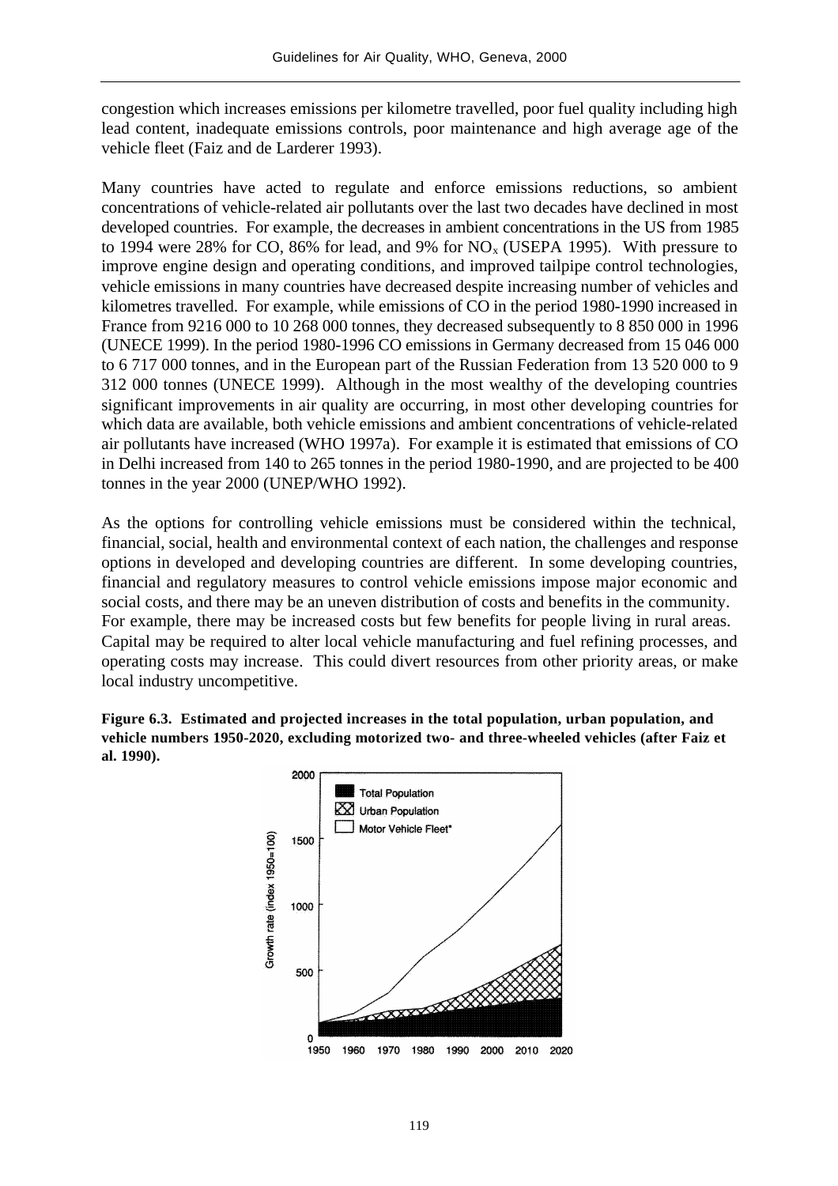congestion which increases emissions per kilometre travelled, poor fuel quality including high lead content, inadequate emissions controls, poor maintenance and high average age of the vehicle fleet (Faiz and de Larderer 1993).

Many countries have acted to regulate and enforce emissions reductions, so ambient concentrations of vehicle-related air pollutants over the last two decades have declined in most developed countries. For example, the decreases in ambient concentrations in the US from 1985 to 1994 were 28% for CO, 86% for lead, and 9% for $NO_x$ (USEPA 1995). With pressure to improve engine design and operating conditions, and improved tailpipe control technologies, vehicle emissions in many countries have decreased despite increasing number of vehicles and kilometres travelled. For example, while emissions of CO in the period 1980-1990 increased in France from 9216 000 to 10 268 000 tonnes, they decreased subsequently to 8 850 000 in 1996 (UNECE 1999). In the period 1980-1996 CO emissions in Germany decreased from 15 046 000 to 6 717 000 tonnes, and in the European part of the Russian Federation from 13 520 000 to 9 312 000 tonnes (UNECE 1999). Although in the most wealthy of the developing countries significant improvements in air quality are occurring, in most other developing countries for which data are available, both vehicle emissions and ambient concentrations of vehicle-related air pollutants have increased (WHO 1997a). For example it is estimated that emissions of CO in Delhi increased from 140 to 265 tonnes in the period 1980-1990, and are projected to be 400 tonnes in the year 2000 (UNEP/WHO 1992).

As the options for controlling vehicle emissions must be considered within the technical, financial, social, health and environmental context of each nation, the challenges and response options in developed and developing countries are different. In some developing countries, financial and regulatory measures to control vehicle emissions impose major economic and social costs, and there may be an uneven distribution of costs and benefits in the community. For example, there may be increased costs but few benefits for people living in rural areas. Capital may be required to alter local vehicle manufacturing and fuel refining processes, and operating costs may increase. This could divert resources from other priority areas, or make local industry uncompetitive.

**Figure 6.3. Estimated and projected increases in the total population, urban population, and vehicle numbers 1950-2020, excluding motorized two- and three-wheeled vehicles (after Faiz et al. 1990).**

Total Population
Urban Population
Motor Vehicle Fleet*

Growth rate (index 1950=100)

2000
1500
1000
500
0

1950 1960 1970 1980 1990 2000 2010 2020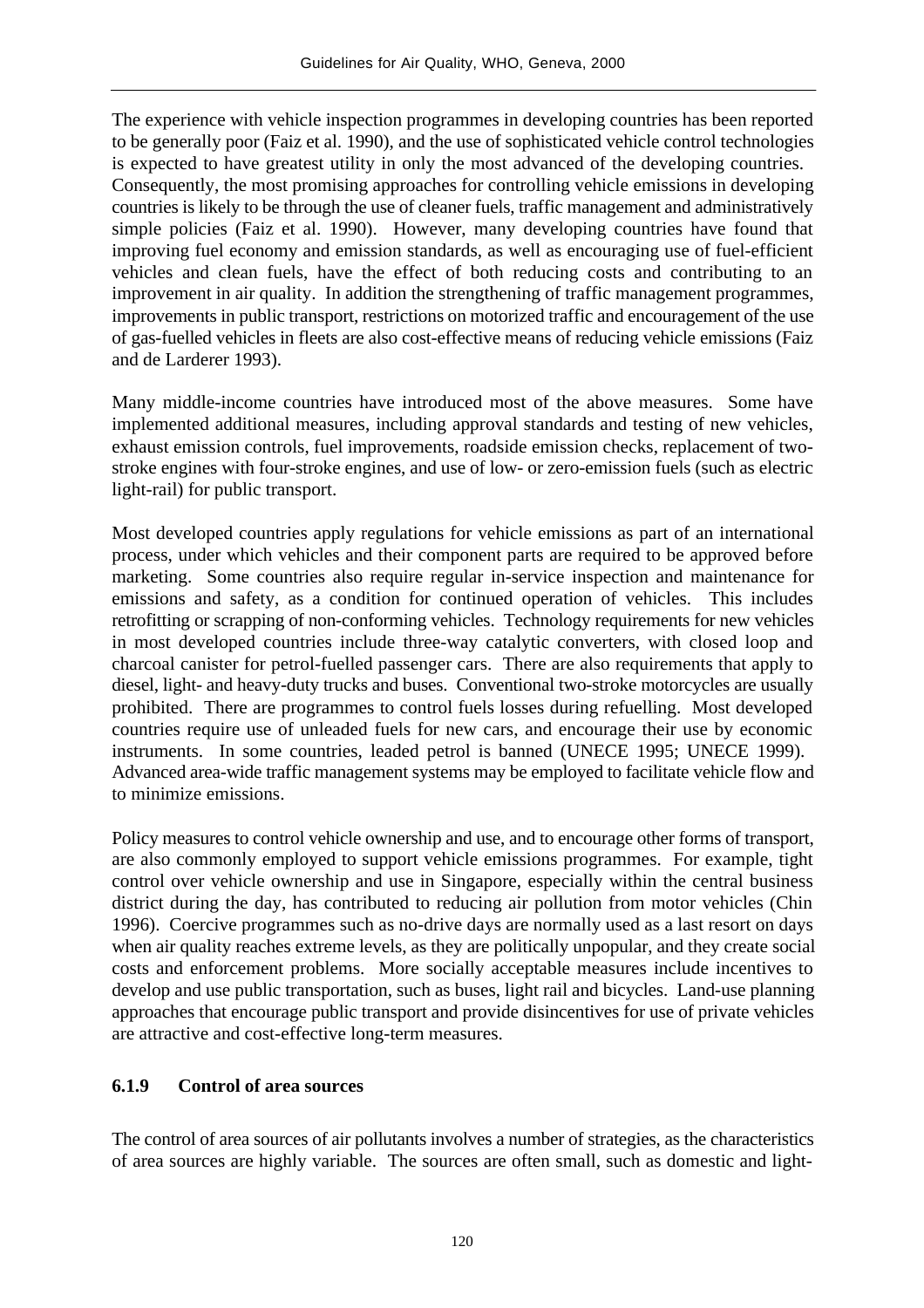The experience with vehicle inspection programmes in developing countries has been reported to be generally poor (Faiz et al. 1990), and the use of sophisticated vehicle control technologies is expected to have greatest utility in only the most advanced of the developing countries. Consequently, the most promising approaches for controlling vehicle emissions in developing countries is likely to be through the use of cleaner fuels, traffic management and administratively simple policies (Faiz et al. 1990). However, many developing countries have found that improving fuel economy and emission standards, as well as encouraging use of fuel-efficient vehicles and clean fuels, have the effect of both reducing costs and contributing to an improvement in air quality. In addition the strengthening of traffic management programmes, improvements in public transport, restrictions on motorized traffic and encouragement of the use of gas-fuelled vehicles in fleets are also cost-effective means of reducing vehicle emissions (Faiz and de Larderer 1993).

Many middle-income countries have introduced most of the above measures. Some have implemented additional measures, including approval standards and testing of new vehicles, exhaust emission controls, fuel improvements, roadside emission checks, replacement of two-stroke engines with four-stroke engines, and use of low- or zero-emission fuels (such as electric light-rail) for public transport.

Most developed countries apply regulations for vehicle emissions as part of an international process, under which vehicles and their component parts are required to be approved before marketing. Some countries also require regular in-service inspection and maintenance for emissions and safety, as a condition for continued operation of vehicles. This includes retrofitting or scrapping of non-conforming vehicles. Technology requirements for new vehicles in most developed countries include three-way catalytic converters, with closed loop and charcoal canister for petrol-fuelled passenger cars. There are also requirements that apply to diesel, light- and heavy-duty trucks and buses. Conventional two-stroke motorcycles are usually prohibited. There are programmes to control fuels losses during refuelling. Most developed countries require use of unleaded fuels for new cars, and encourage their use by economic instruments. In some countries, leaded petrol is banned (UNECE 1995; UNECE 1999). Advanced area-wide traffic management systems may be employed to facilitate vehicle flow and to minimize emissions.

Policy measures to control vehicle ownership and use, and to encourage other forms of transport, are also commonly employed to support vehicle emissions programmes. For example, tight control over vehicle ownership and use in Singapore, especially within the central business district during the day, has contributed to reducing air pollution from motor vehicles (Chin 1996). Coercive programmes such as no-drive days are normally used as a last resort on days when air quality reaches extreme levels, as they are politically unpopular, and they create social costs and enforcement problems. More socially acceptable measures include incentives to develop and use public transportation, such as buses, light rail and bicycles. Land-use planning approaches that encourage public transport and provide disincentives for use of private vehicles are attractive and cost-effective long-term measures.

### 6.1.9 Control of area sources

The control of area sources of air pollutants involves a number of strategies, as the characteristics of area sources are highly variable. The sources are often small, such as domestic and light-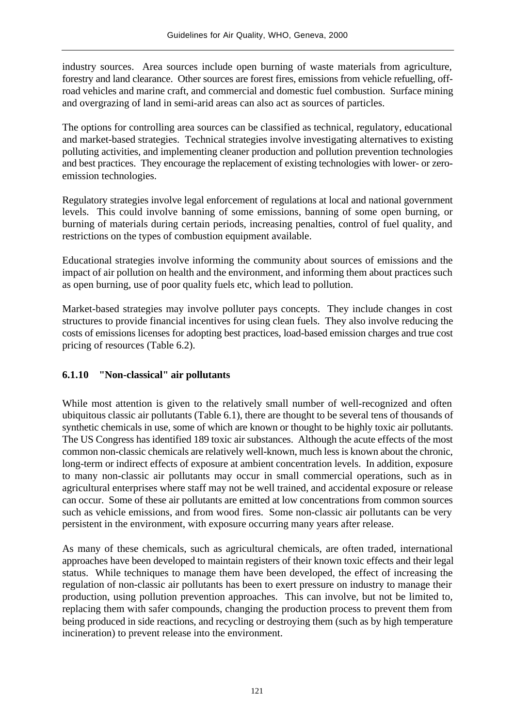industry sources. Area sources include open burning of waste materials from agriculture, forestry and land clearance. Other sources are forest fires, emissions from vehicle refuelling, off-road vehicles and marine craft, and commercial and domestic fuel combustion. Surface mining and overgrazing of land in semi-arid areas can also act as sources of particles.

The options for controlling area sources can be classified as technical, regulatory, educational and market-based strategies. Technical strategies involve investigating alternatives to existing polluting activities, and implementing cleaner production and pollution prevention technologies and best practices. They encourage the replacement of existing technologies with lower- or zero-emission technologies.

Regulatory strategies involve legal enforcement of regulations at local and national government levels. This could involve banning of some emissions, banning of some open burning, or burning of materials during certain periods, increasing penalties, control of fuel quality, and restrictions on the types of combustion equipment available.

Educational strategies involve informing the community about sources of emissions and the impact of air pollution on health and the environment, and informing them about practices such as open burning, use of poor quality fuels etc, which lead to pollution.

Market-based strategies may involve polluter pays concepts. They include changes in cost structures to provide financial incentives for using clean fuels. They also involve reducing the costs of emissions licenses for adopting best practices, load-based emission charges and true cost pricing of resources (Table 6.2).

### 6.1.10 "Non-classical" air pollutants

While most attention is given to the relatively small number of well-recognized and often ubiquitous classic air pollutants (Table 6.1), there are thought to be several tens of thousands of synthetic chemicals in use, some of which are known or thought to be highly toxic air pollutants. The US Congress has identified 189 toxic air substances. Although the acute effects of the most common non-classic chemicals are relatively well-known, much less is known about the chronic, long-term or indirect effects of exposure at ambient concentration levels. In addition, exposure to many non-classic air pollutants may occur in small commercial operations, such as in agricultural enterprises where staff may not be well trained, and accidental exposure or release can occur. Some of these air pollutants are emitted at low concentrations from common sources such as vehicle emissions, and from wood fires. Some non-classic air pollutants can be very persistent in the environment, with exposure occurring many years after release.

As many of these chemicals, such as agricultural chemicals, are often traded, international approaches have been developed to maintain registers of their known toxic effects and their legal status. While techniques to manage them have been developed, the effect of increasing the regulation of non-classic air pollutants has been to exert pressure on industry to manage their production, using pollution prevention approaches. This can involve, but not be limited to, replacing them with safer compounds, changing the production process to prevent them from being produced in side reactions, and recycling or destroying them (such as by high temperature incineration) to prevent release into the environment.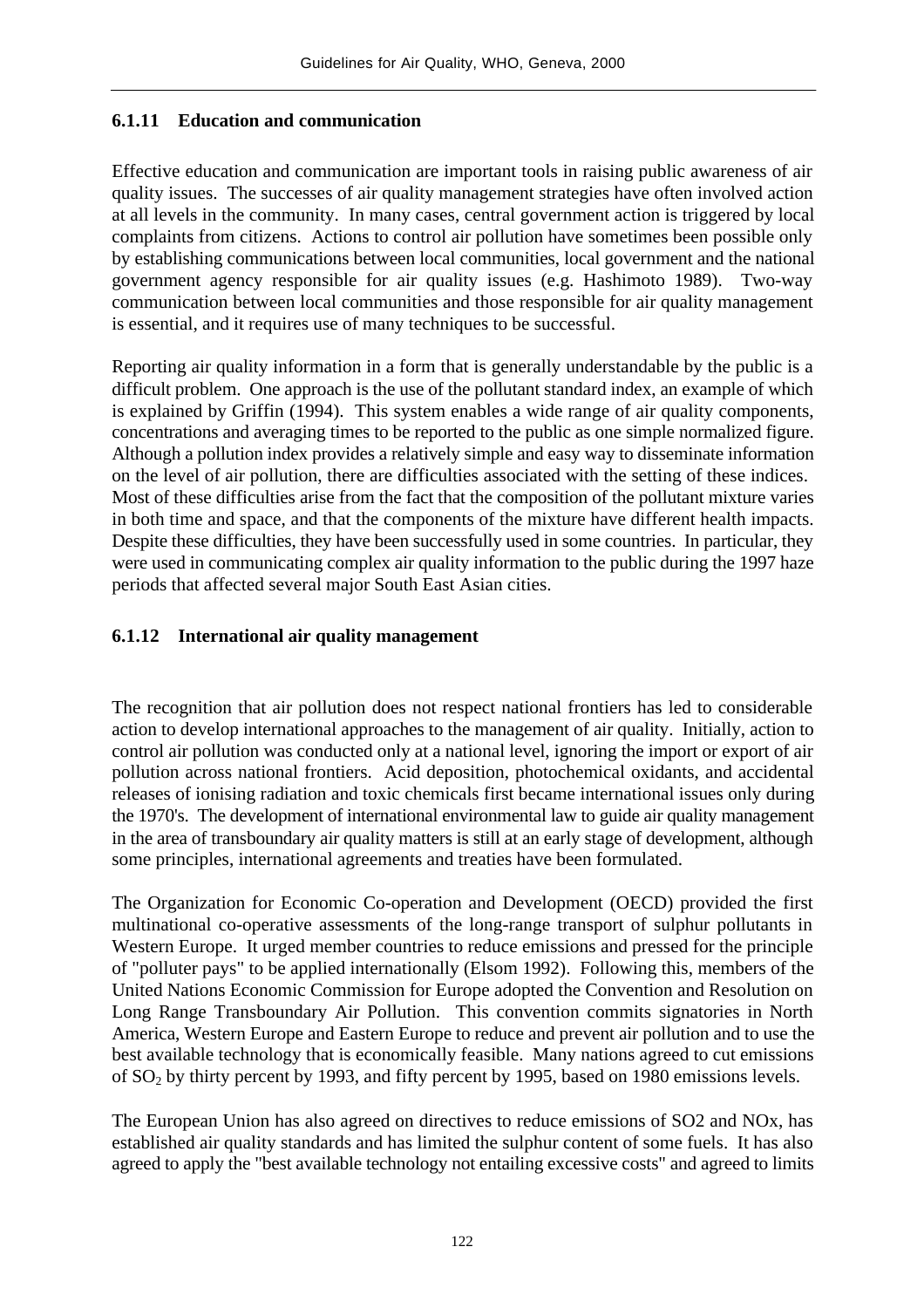### 6.1.11 Education and communication

Effective education and communication are important tools in raising public awareness of air quality issues. The successes of air quality management strategies have often involved action at all levels in the community. In many cases, central government action is triggered by local complaints from citizens. Actions to control air pollution have sometimes been possible only by establishing communications between local communities, local government and the national government agency responsible for air quality issues (e.g. Hashimoto 1989). Two-way communication between local communities and those responsible for air quality management is essential, and it requires use of many techniques to be successful.

Reporting air quality information in a form that is generally understandable by the public is a difficult problem. One approach is the use of the pollutant standard index, an example of which is explained by Griffin (1994). This system enables a wide range of air quality components, concentrations and averaging times to be reported to the public as one simple normalized figure. Although a pollution index provides a relatively simple and easy way to disseminate information on the level of air pollution, there are difficulties associated with the setting of these indices. Most of these difficulties arise from the fact that the composition of the pollutant mixture varies in both time and space, and that the components of the mixture have different health impacts. Despite these difficulties, they have been successfully used in some countries. In particular, they were used in communicating complex air quality information to the public during the 1997 haze periods that affected several major South East Asian cities.

### 6.1.12 International air quality management

The recognition that air pollution does not respect national frontiers has led to considerable action to develop international approaches to the management of air quality. Initially, action to control air pollution was conducted only at a national level, ignoring the import or export of air pollution across national frontiers. Acid deposition, photochemical oxidants, and accidental releases of ionising radiation and toxic chemicals first became international issues only during the 1970's. The development of international environmental law to guide air quality management in the area of transboundary air quality matters is still at an early stage of development, although some principles, international agreements and treaties have been formulated.

The Organization for Economic Co-operation and Development (OECD) provided the first multinational co-operative assessments of the long-range transport of sulphur pollutants in Western Europe. It urged member countries to reduce emissions and pressed for the principle of "polluter pays" to be applied internationally (Elsom 1992). Following this, members of the United Nations Economic Commission for Europe adopted the Convention and Resolution on Long Range Transboundary Air Pollution. This convention commits signatories in North America, Western Europe and Eastern Europe to reduce and prevent air pollution and to use the best available technology that is economically feasible. Many nations agreed to cut emissions of $SO_2$ by thirty percent by 1993, and fifty percent by 1995, based on 1980 emissions levels.

The European Union has also agreed on directives to reduce emissions of SO2 and NOx, has established air quality standards and has limited the sulphur content of some fuels. It has also agreed to apply the "best available technology not entailing excessive costs" and agreed to limits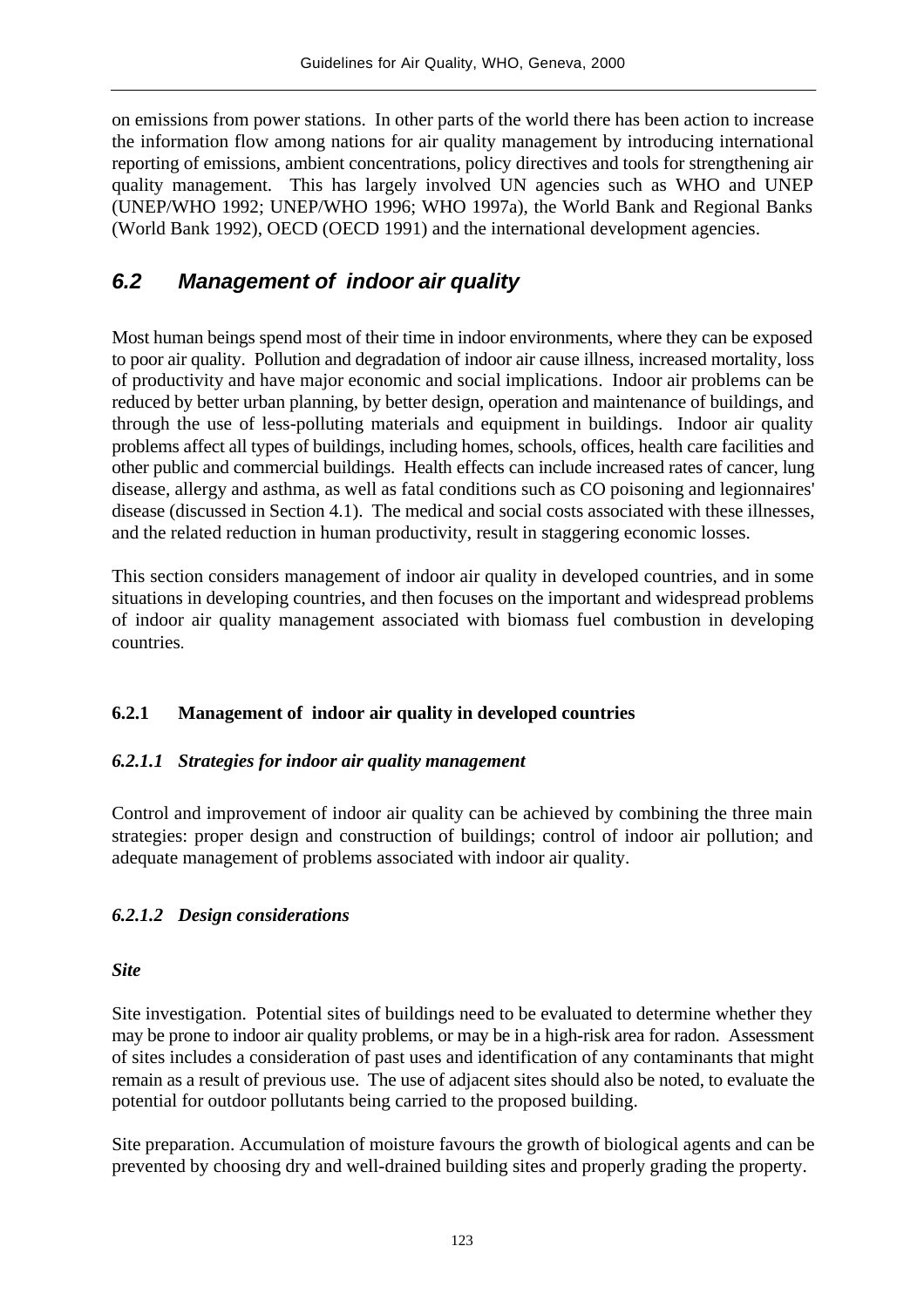on emissions from power stations. In other parts of the world there has been action to increase the information flow among nations for air quality management by introducing international reporting of emissions, ambient concentrations, policy directives and tools for strengthening air quality management. This has largely involved UN agencies such as WHO and UNEP (UNEP/WHO 1992; UNEP/WHO 1996; WHO 1997a), the World Bank and Regional Banks (World Bank 1992), OECD (OECD 1991) and the international development agencies.

## *6.2 Management of indoor air quality*

Most human beings spend most of their time in indoor environments, where they can be exposed to poor air quality. Pollution and degradation of indoor air cause illness, increased mortality, loss of productivity and have major economic and social implications. Indoor air problems can be reduced by better urban planning, by better design, operation and maintenance of buildings, and through the use of less-polluting materials and equipment in buildings. Indoor air quality problems affect all types of buildings, including homes, schools, offices, health care facilities and other public and commercial buildings. Health effects can include increased rates of cancer, lung disease, allergy and asthma, as well as fatal conditions such as CO poisoning and legionnaires' disease (discussed in Section 4.1). The medical and social costs associated with these illnesses, and the related reduction in human productivity, result in staggering economic losses.

This section considers management of indoor air quality in developed countries, and in some situations in developing countries, and then focuses on the important and widespread problems of indoor air quality management associated with biomass fuel combustion in developing countries.

### 6.2.1 Management of indoor air quality in developed countries

#### *6.2.1.1 Strategies for indoor air quality management*

Control and improvement of indoor air quality can be achieved by combining the three main strategies: proper design and construction of buildings; control of indoor air pollution; and adequate management of problems associated with indoor air quality.

#### *6.2.1.2 Design considerations*

***Site***

Site investigation. Potential sites of buildings need to be evaluated to determine whether they may be prone to indoor air quality problems, or may be in a high-risk area for radon. Assessment of sites includes a consideration of past uses and identification of any contaminants that might remain as a result of previous use. The use of adjacent sites should also be noted, to evaluate the potential for outdoor pollutants being carried to the proposed building.

Site preparation. Accumulation of moisture favours the growth of biological agents and can be prevented by choosing dry and well-drained building sites and properly grading the property.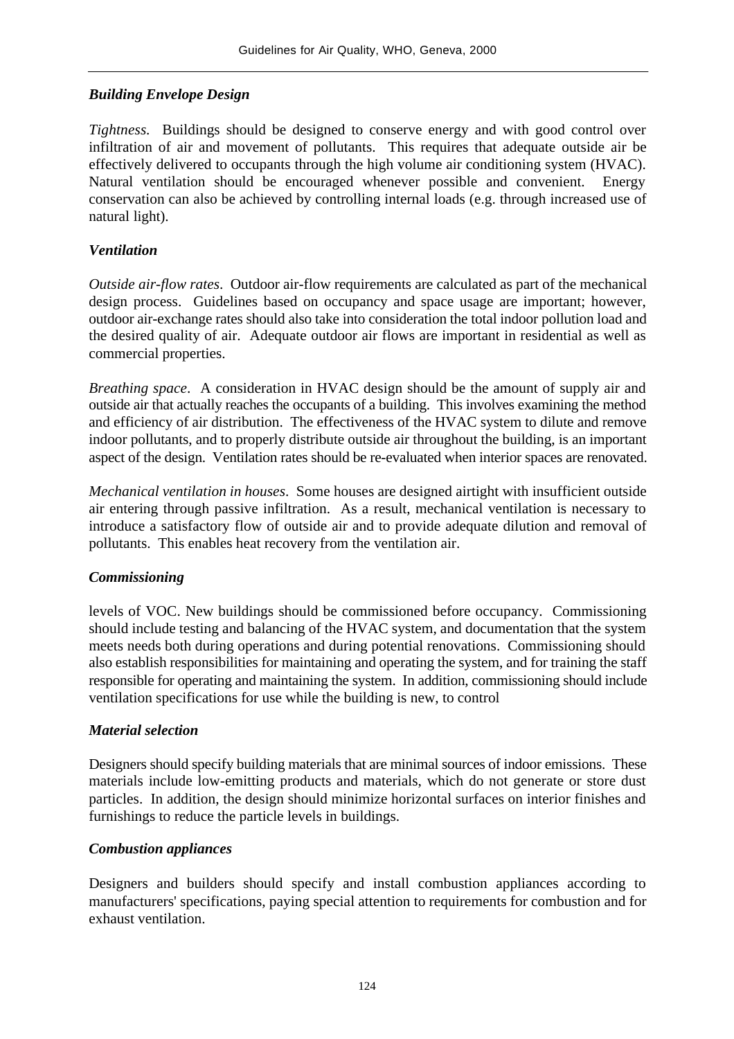### *Building Envelope Design*

*Tightness.* Buildings should be designed to conserve energy and with good control over infiltration of air and movement of pollutants. This requires that adequate outside air be effectively delivered to occupants through the high volume air conditioning system (HVAC). Natural ventilation should be encouraged whenever possible and convenient. Energy conservation can also be achieved by controlling internal loads (e.g. through increased use of natural light).

### *Ventilation*

*Outside air-flow rates*. Outdoor air-flow requirements are calculated as part of the mechanical design process. Guidelines based on occupancy and space usage are important; however, outdoor air-exchange rates should also take into consideration the total indoor pollution load and the desired quality of air. Adequate outdoor air flows are important in residential as well as commercial properties.

*Breathing space*. A consideration in HVAC design should be the amount of supply air and outside air that actually reaches the occupants of a building. This involves examining the method and efficiency of air distribution. The effectiveness of the HVAC system to dilute and remove indoor pollutants, and to properly distribute outside air throughout the building, is an important aspect of the design. Ventilation rates should be re-evaluated when interior spaces are renovated.

*Mechanical ventilation in houses*. Some houses are designed airtight with insufficient outside air entering through passive infiltration. As a result, mechanical ventilation is necessary to introduce a satisfactory flow of outside air and to provide adequate dilution and removal of pollutants. This enables heat recovery from the ventilation air.

### *Commissioning*

levels of VOC. New buildings should be commissioned before occupancy. Commissioning should include testing and balancing of the HVAC system, and documentation that the system meets needs both during operations and during potential renovations. Commissioning should also establish responsibilities for maintaining and operating the system, and for training the staff responsible for operating and maintaining the system. In addition, commissioning should include ventilation specifications for use while the building is new, to control

### *Material selection*

Designers should specify building materials that are minimal sources of indoor emissions. These materials include low-emitting products and materials, which do not generate or store dust particles. In addition, the design should minimize horizontal surfaces on interior finishes and furnishings to reduce the particle levels in buildings.

### *Combustion appliances*

Designers and builders should specify and install combustion appliances according to manufacturers' specifications, paying special attention to requirements for combustion and for exhaust ventilation.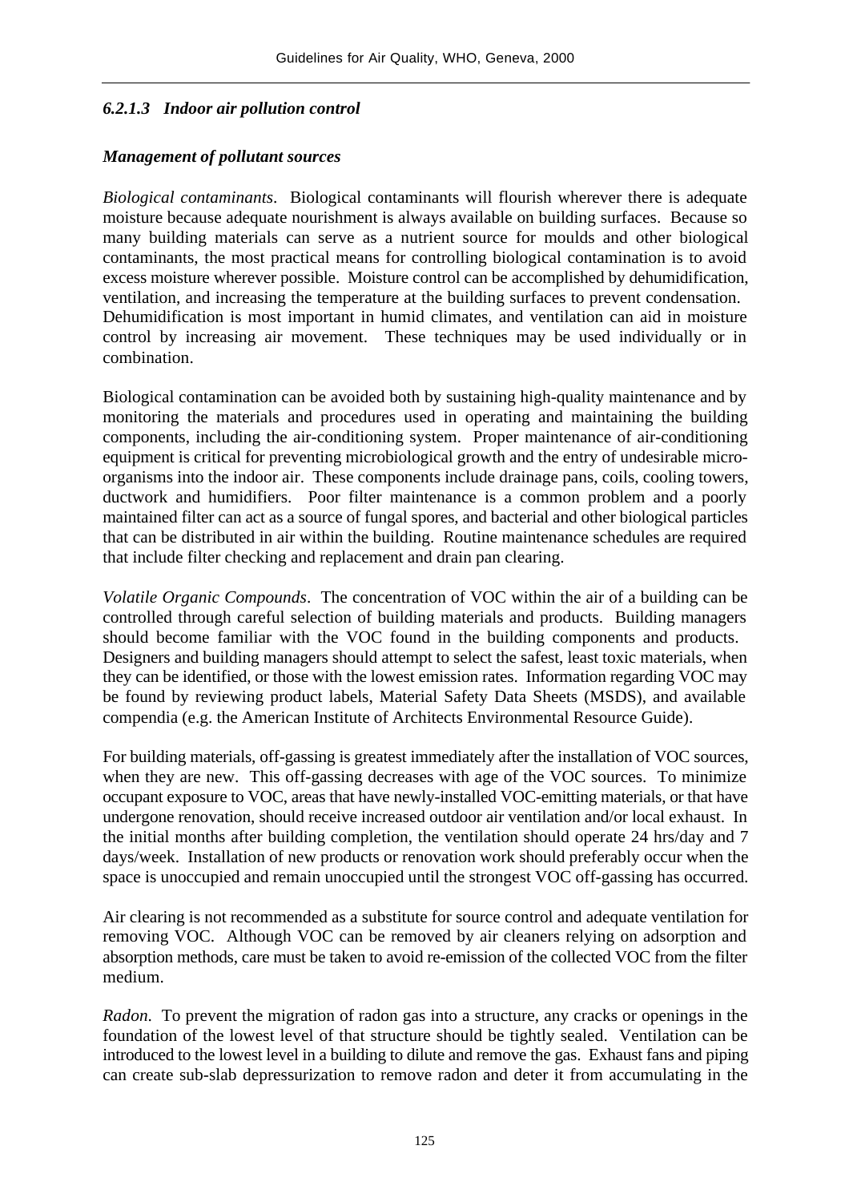#### *6.2.1.3 Indoor air pollution control*

***Management of pollutant sources***

*Biological contaminants*. Biological contaminants will flourish wherever there is adequate moisture because adequate nourishment is always available on building surfaces. Because so many building materials can serve as a nutrient source for moulds and other biological contaminants, the most practical means for controlling biological contamination is to avoid excess moisture wherever possible. Moisture control can be accomplished by dehumidification, ventilation, and increasing the temperature at the building surfaces to prevent condensation. Dehumidification is most important in humid climates, and ventilation can aid in moisture control by increasing air movement. These techniques may be used individually or in combination.

Biological contamination can be avoided both by sustaining high-quality maintenance and by monitoring the materials and procedures used in operating and maintaining the building components, including the air-conditioning system. Proper maintenance of air-conditioning equipment is critical for preventing microbiological growth and the entry of undesirable micro-organisms into the indoor air. These components include drainage pans, coils, cooling towers, ductwork and humidifiers. Poor filter maintenance is a common problem and a poorly maintained filter can act as a source of fungal spores, and bacterial and other biological particles that can be distributed in air within the building. Routine maintenance schedules are required that include filter checking and replacement and drain pan clearing.

*Volatile Organic Compounds*. The concentration of VOC within the air of a building can be controlled through careful selection of building materials and products. Building managers should become familiar with the VOC found in the building components and products. Designers and building managers should attempt to select the safest, least toxic materials, when they can be identified, or those with the lowest emission rates. Information regarding VOC may be found by reviewing product labels, Material Safety Data Sheets (MSDS), and available compendia (e.g. the American Institute of Architects Environmental Resource Guide).

For building materials, off-gassing is greatest immediately after the installation of VOC sources, when they are new. This off-gassing decreases with age of the VOC sources. To minimize occupant exposure to VOC, areas that have newly-installed VOC-emitting materials, or that have undergone renovation, should receive increased outdoor air ventilation and/or local exhaust. In the initial months after building completion, the ventilation should operate 24 hrs/day and 7 days/week. Installation of new products or renovation work should preferably occur when the space is unoccupied and remain unoccupied until the strongest VOC off-gassing has occurred.

Air clearing is not recommended as a substitute for source control and adequate ventilation for removing VOC. Although VOC can be removed by air cleaners relying on adsorption and absorption methods, care must be taken to avoid re-emission of the collected VOC from the filter medium.

*Radon.* To prevent the migration of radon gas into a structure, any cracks or openings in the foundation of the lowest level of that structure should be tightly sealed. Ventilation can be introduced to the lowest level in a building to dilute and remove the gas. Exhaust fans and piping can create sub-slab depressurization to remove radon and deter it from accumulating in the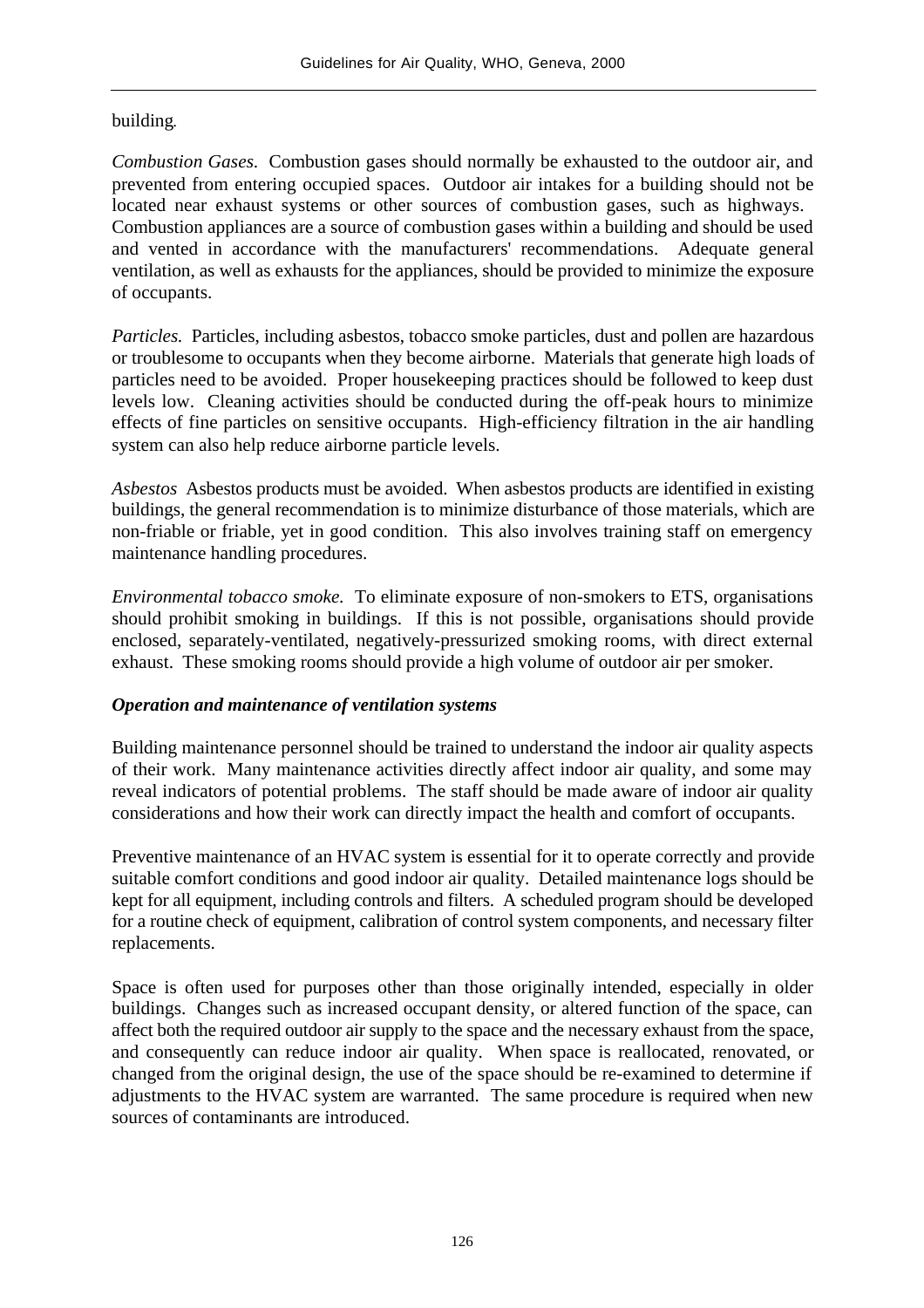building.

*Combustion Gases.* Combustion gases should normally be exhausted to the outdoor air, and prevented from entering occupied spaces. Outdoor air intakes for a building should not be located near exhaust systems or other sources of combustion gases, such as highways. Combustion appliances are a source of combustion gases within a building and should be used and vented in accordance with the manufacturers' recommendations. Adequate general ventilation, as well as exhausts for the appliances, should be provided to minimize the exposure of occupants.

*Particles.* Particles, including asbestos, tobacco smoke particles, dust and pollen are hazardous or troublesome to occupants when they become airborne. Materials that generate high loads of particles need to be avoided. Proper housekeeping practices should be followed to keep dust levels low. Cleaning activities should be conducted during the off-peak hours to minimize effects of fine particles on sensitive occupants. High-efficiency filtration in the air handling system can also help reduce airborne particle levels.

*Asbestos* Asbestos products must be avoided. When asbestos products are identified in existing buildings, the general recommendation is to minimize disturbance of those materials, which are non-friable or friable, yet in good condition. This also involves training staff on emergency maintenance handling procedures.

*Environmental tobacco smoke.* To eliminate exposure of non-smokers to ETS, organisations should prohibit smoking in buildings. If this is not possible, organisations should provide enclosed, separately-ventilated, negatively-pressurized smoking rooms, with direct external exhaust. These smoking rooms should provide a high volume of outdoor air per smoker.

***Operation and maintenance of ventilation systems***

Building maintenance personnel should be trained to understand the indoor air quality aspects of their work. Many maintenance activities directly affect indoor air quality, and some may reveal indicators of potential problems. The staff should be made aware of indoor air quality considerations and how their work can directly impact the health and comfort of occupants.

Preventive maintenance of an HVAC system is essential for it to operate correctly and provide suitable comfort conditions and good indoor air quality. Detailed maintenance logs should be kept for all equipment, including controls and filters. A scheduled program should be developed for a routine check of equipment, calibration of control system components, and necessary filter replacements.

Space is often used for purposes other than those originally intended, especially in older buildings. Changes such as increased occupant density, or altered function of the space, can affect both the required outdoor air supply to the space and the necessary exhaust from the space, and consequently can reduce indoor air quality. When space is reallocated, renovated, or changed from the original design, the use of the space should be re-examined to determine if adjustments to the HVAC system are warranted. The same procedure is required when new sources of contaminants are introduced.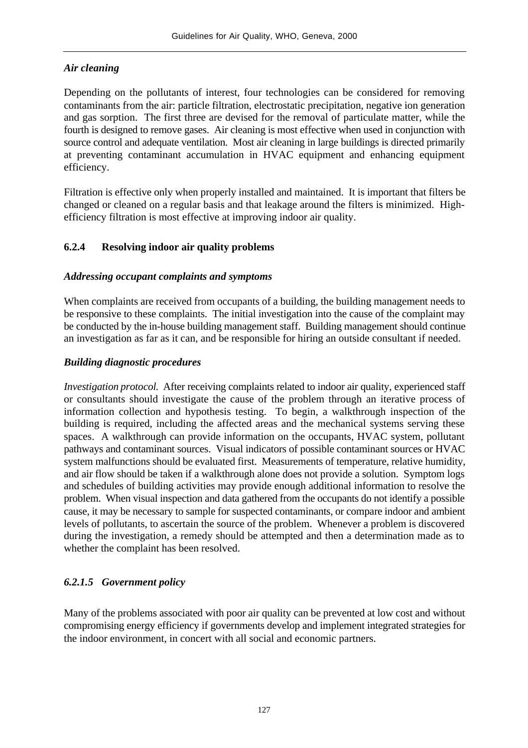### *Air cleaning*

Depending on the pollutants of interest, four technologies can be considered for removing contaminants from the air: particle filtration, electrostatic precipitation, negative ion generation and gas sorption. The first three are devised for the removal of particulate matter, while the fourth is designed to remove gases. Air cleaning is most effective when used in conjunction with source control and adequate ventilation. Most air cleaning in large buildings is directed primarily at preventing contaminant accumulation in HVAC equipment and enhancing equipment efficiency.

Filtration is effective only when properly installed and maintained. It is important that filters be changed or cleaned on a regular basis and that leakage around the filters is minimized. High-efficiency filtration is most effective at improving indoor air quality.

## 6.2.4 Resolving indoor air quality problems

### *Addressing occupant complaints and symptoms*

When complaints are received from occupants of a building, the building management needs to be responsive to these complaints. The initial investigation into the cause of the complaint may be conducted by the in-house building management staff. Building management should continue an investigation as far as it can, and be responsible for hiring an outside consultant if needed.

### *Building diagnostic procedures*

*Investigation protocol.* After receiving complaints related to indoor air quality, experienced staff or consultants should investigate the cause of the problem through an iterative process of information collection and hypothesis testing. To begin, a walkthrough inspection of the building is required, including the affected areas and the mechanical systems serving these spaces. A walkthrough can provide information on the occupants, HVAC system, pollutant pathways and contaminant sources. Visual indicators of possible contaminant sources or HVAC system malfunctions should be evaluated first. Measurements of temperature, relative humidity, and air flow should be taken if a walkthrough alone does not provide a solution. Symptom logs and schedules of building activities may provide enough additional information to resolve the problem. When visual inspection and data gathered from the occupants do not identify a possible cause, it may be necessary to sample for suspected contaminants, or compare indoor and ambient levels of pollutants, to ascertain the source of the problem. Whenever a problem is discovered during the investigation, a remedy should be attempted and then a determination made as to whether the complaint has been resolved.

### *6.2.1.5 Government policy*

Many of the problems associated with poor air quality can be prevented at low cost and without compromising energy efficiency if governments develop and implement integrated strategies for the indoor environment, in concert with all social and economic partners.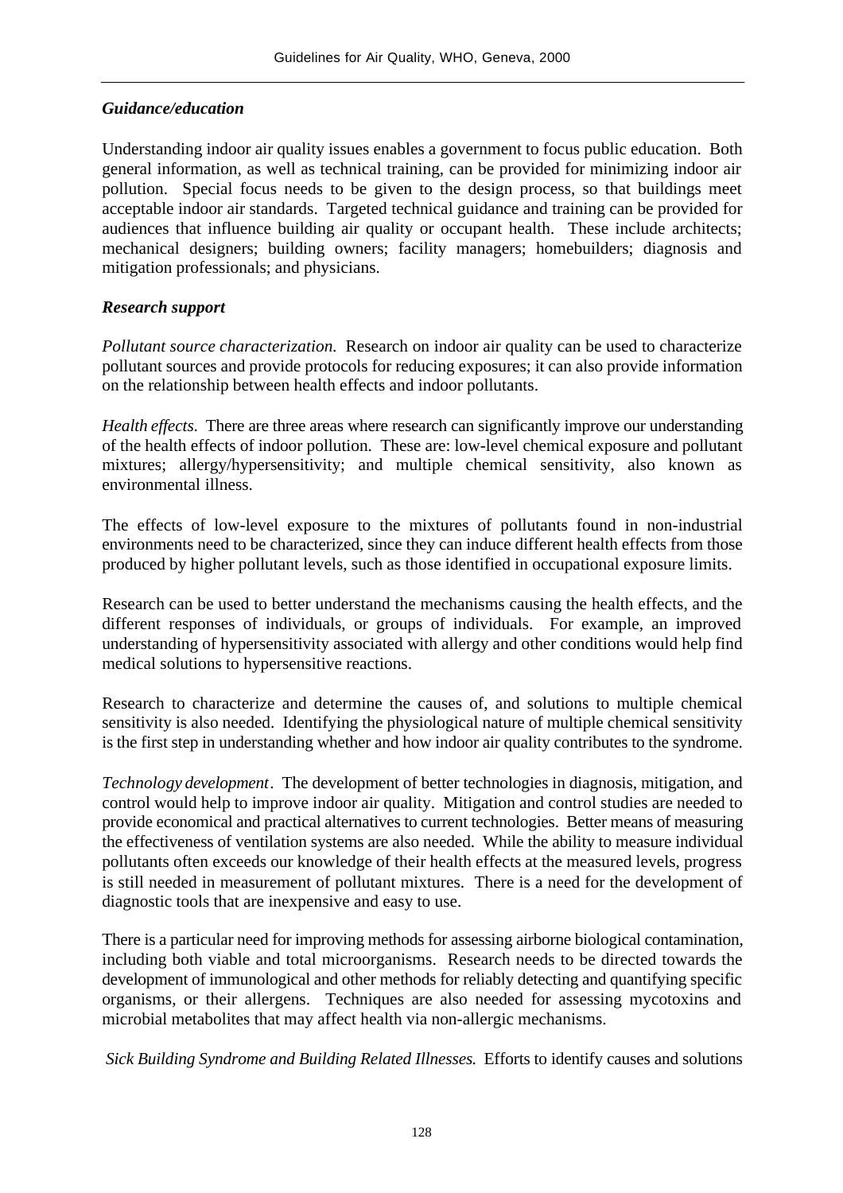### *Guidance/education*

Understanding indoor air quality issues enables a government to focus public education. Both general information, as well as technical training, can be provided for minimizing indoor air pollution. Special focus needs to be given to the design process, so that buildings meet acceptable indoor air standards. Targeted technical guidance and training can be provided for audiences that influence building air quality or occupant health. These include architects; mechanical designers; building owners; facility managers; homebuilders; diagnosis and mitigation professionals; and physicians.

### *Research support*

*Pollutant source characterization.* Research on indoor air quality can be used to characterize pollutant sources and provide protocols for reducing exposures; it can also provide information on the relationship between health effects and indoor pollutants.

*Health effects.* There are three areas where research can significantly improve our understanding of the health effects of indoor pollution. These are: low-level chemical exposure and pollutant mixtures; allergy/hypersensitivity; and multiple chemical sensitivity, also known as environmental illness.

The effects of low-level exposure to the mixtures of pollutants found in non-industrial environments need to be characterized, since they can induce different health effects from those produced by higher pollutant levels, such as those identified in occupational exposure limits.

Research can be used to better understand the mechanisms causing the health effects, and the different responses of individuals, or groups of individuals. For example, an improved understanding of hypersensitivity associated with allergy and other conditions would help find medical solutions to hypersensitive reactions.

Research to characterize and determine the causes of, and solutions to multiple chemical sensitivity is also needed. Identifying the physiological nature of multiple chemical sensitivity is the first step in understanding whether and how indoor air quality contributes to the syndrome.

*Technology development*. The development of better technologies in diagnosis, mitigation, and control would help to improve indoor air quality. Mitigation and control studies are needed to provide economical and practical alternatives to current technologies. Better means of measuring the effectiveness of ventilation systems are also needed. While the ability to measure individual pollutants often exceeds our knowledge of their health effects at the measured levels, progress is still needed in measurement of pollutant mixtures. There is a need for the development of diagnostic tools that are inexpensive and easy to use.

There is a particular need for improving methods for assessing airborne biological contamination, including both viable and total microorganisms. Research needs to be directed towards the development of immunological and other methods for reliably detecting and quantifying specific organisms, or their allergens. Techniques are also needed for assessing mycotoxins and microbial metabolites that may affect health via non-allergic mechanisms.

*Sick Building Syndrome and Building Related Illnesses.* Efforts to identify causes and solutions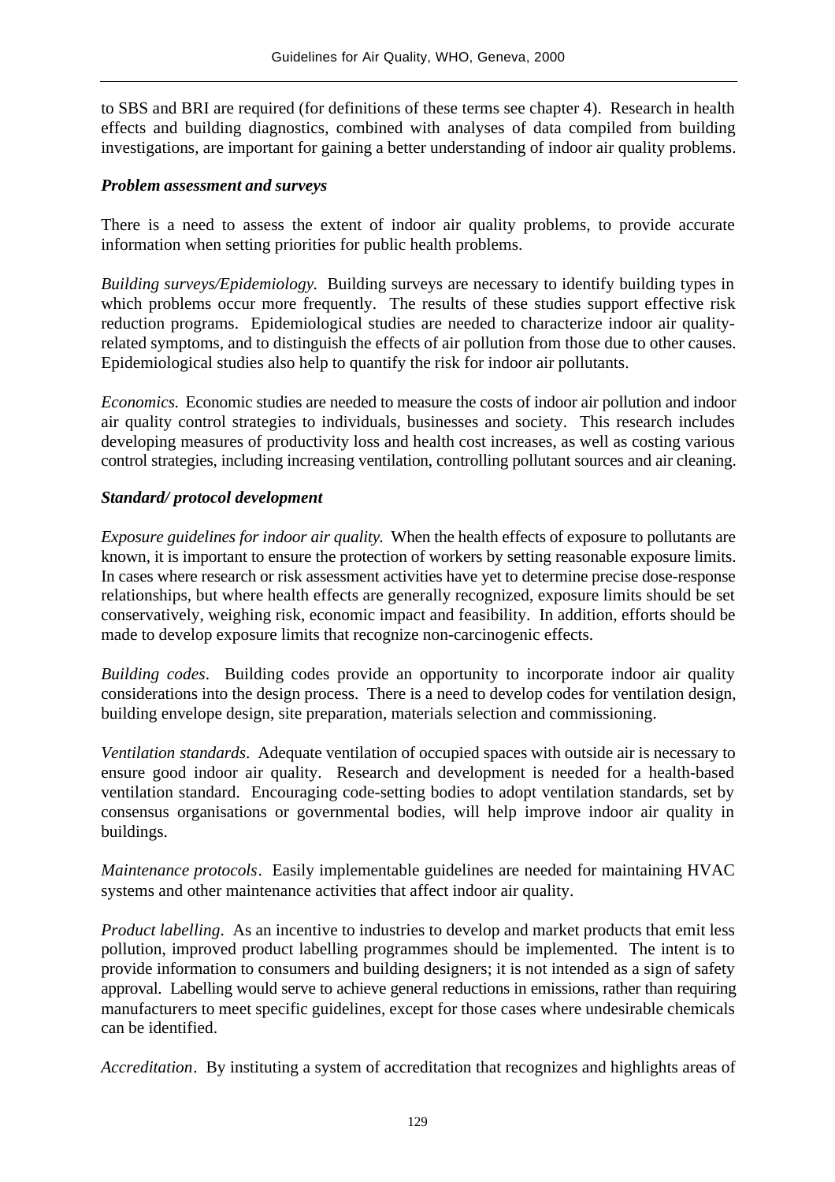to SBS and BRI are required (for definitions of these terms see chapter 4). Research in health effects and building diagnostics, combined with analyses of data compiled from building investigations, are important for gaining a better understanding of indoor air quality problems.

***Problem assessment and surveys***

There is a need to assess the extent of indoor air quality problems, to provide accurate information when setting priorities for public health problems.

*Building surveys/Epidemiology.* Building surveys are necessary to identify building types in which problems occur more frequently. The results of these studies support effective risk reduction programs. Epidemiological studies are needed to characterize indoor air quality-related symptoms, and to distinguish the effects of air pollution from those due to other causes. Epidemiological studies also help to quantify the risk for indoor air pollutants.

*Economics.* Economic studies are needed to measure the costs of indoor air pollution and indoor air quality control strategies to individuals, businesses and society. This research includes developing measures of productivity loss and health cost increases, as well as costing various control strategies, including increasing ventilation, controlling pollutant sources and air cleaning.

***Standard/ protocol development***

*Exposure guidelines for indoor air quality.* When the health effects of exposure to pollutants are known, it is important to ensure the protection of workers by setting reasonable exposure limits. In cases where research or risk assessment activities have yet to determine precise dose-response relationships, but where health effects are generally recognized, exposure limits should be set conservatively, weighing risk, economic impact and feasibility. In addition, efforts should be made to develop exposure limits that recognize non-carcinogenic effects.

*Building codes*. Building codes provide an opportunity to incorporate indoor air quality considerations into the design process. There is a need to develop codes for ventilation design, building envelope design, site preparation, materials selection and commissioning.

*Ventilation standards*. Adequate ventilation of occupied spaces with outside air is necessary to ensure good indoor air quality. Research and development is needed for a health-based ventilation standard. Encouraging code-setting bodies to adopt ventilation standards, set by consensus organisations or governmental bodies, will help improve indoor air quality in buildings.

*Maintenance protocols*. Easily implementable guidelines are needed for maintaining HVAC systems and other maintenance activities that affect indoor air quality.

*Product labelling*. As an incentive to industries to develop and market products that emit less pollution, improved product labelling programmes should be implemented. The intent is to provide information to consumers and building designers; it is not intended as a sign of safety approval. Labelling would serve to achieve general reductions in emissions, rather than requiring manufacturers to meet specific guidelines, except for those cases where undesirable chemicals can be identified.

*Accreditation*. By instituting a system of accreditation that recognizes and highlights areas of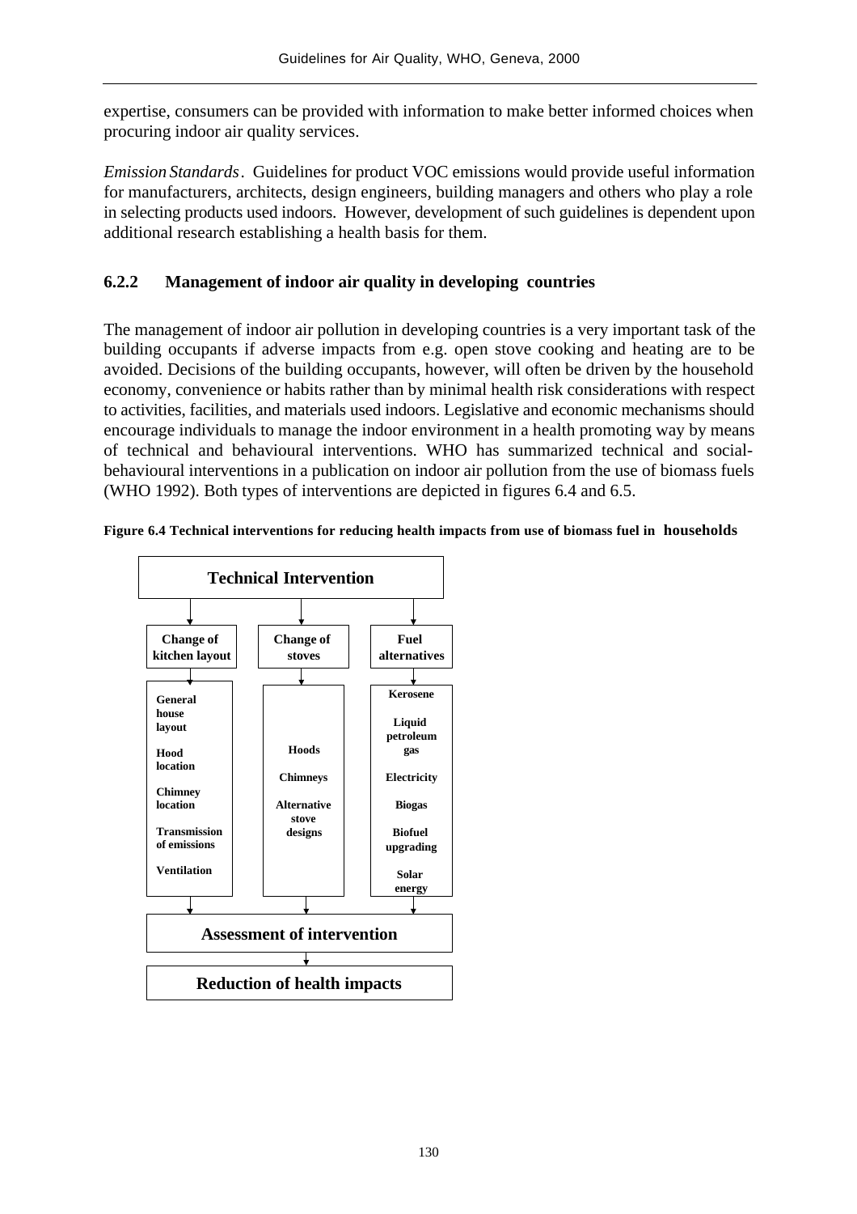expertise, consumers can be provided with information to make better informed choices when procuring indoor air quality services.

*Emission Standards*. Guidelines for product VOC emissions would provide useful information for manufacturers, architects, design engineers, building managers and others who play a role in selecting products used indoors. However, development of such guidelines is dependent upon additional research establishing a health basis for them.

### 6.2.2 Management of indoor air quality in developing countries

The management of indoor air pollution in developing countries is a very important task of the building occupants if adverse impacts from e.g. open stove cooking and heating are to be avoided. Decisions of the building occupants, however, will often be driven by the household economy, convenience or habits rather than by minimal health risk considerations with respect to activities, facilities, and materials used indoors. Legislative and economic mechanisms should encourage individuals to manage the indoor environment in a health promoting way by means of technical and behavioural interventions. WHO has summarized technical and social-behavioural interventions in a publication on indoor air pollution from the use of biomass fuels (WHO 1992). Both types of interventions are depicted in figures 6.4 and 6.5.

**Figure 6.4 Technical interventions for reducing health impacts from use of biomass fuel in households**

Technical Intervention

Change of kitchen layout

Change of stoves

Fuel alternatives

General house layout

Hood location

Chimney location

Transmission of emissions

Ventilation

Hoods

Chimneys

Alternative stove designs

Kerosene

Liquid petroleum gas

Electricity

Biogas

Biofuel upgrading

Solar energy

Assessment of intervention

Reduction of health impacts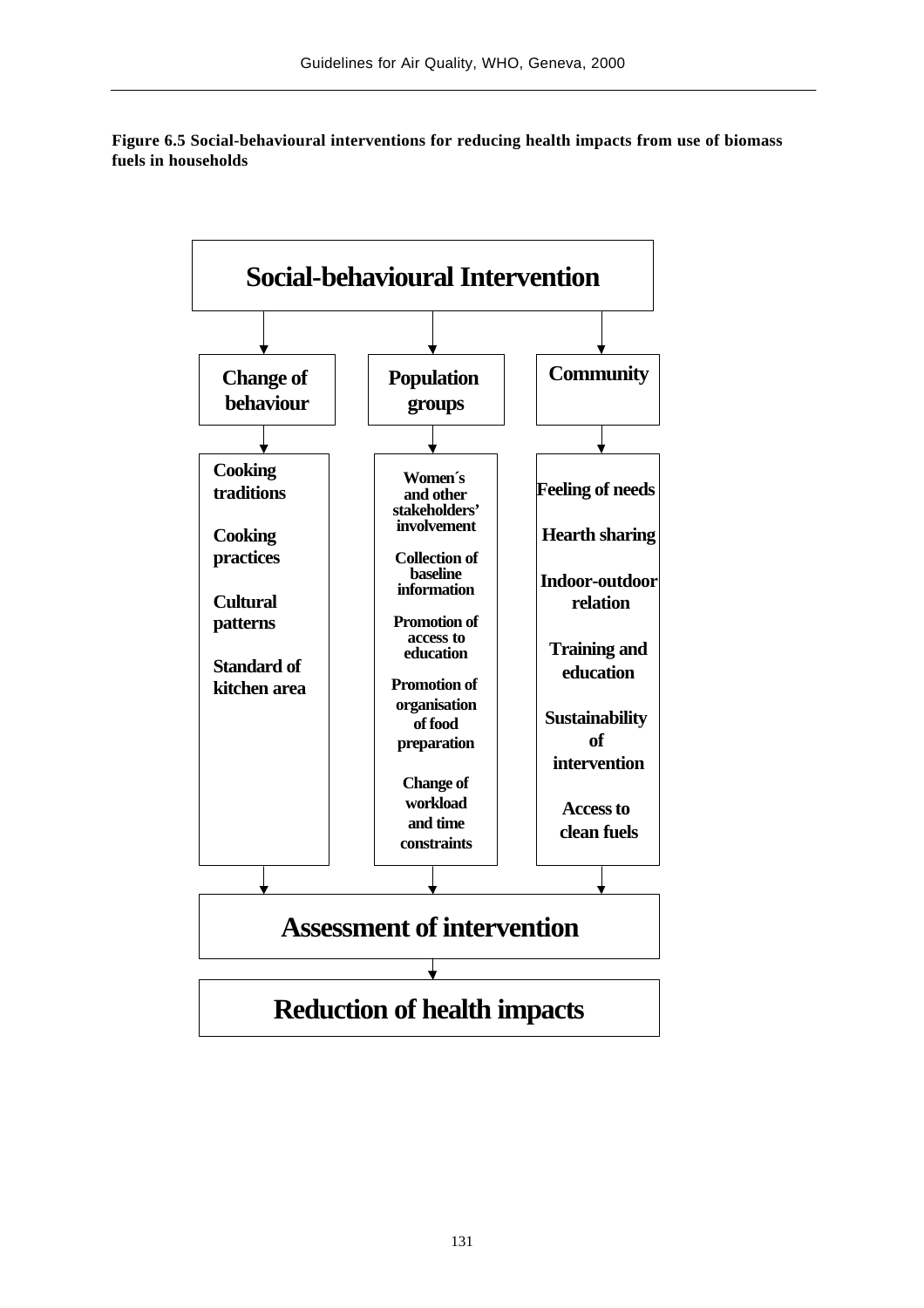**Figure 6.5 Social-behavioural interventions for reducing health impacts from use of biomass fuels in households**

Social-behavioural Intervention

Change of behaviour

Population groups

Community

Cooking traditions

Cooking practices

Cultural patterns

Standard of kitchen area

Women´s and other stakeholders' involvement

Collection of baseline information

Promotion of access to education

Promotion of organisation of food preparation

Change of workload and time constraints

Feeling of needs

Hearth sharing

Indoor-outdoor relation

Training and education

Sustainability of intervention

Access to clean fuels

Assessment of intervention

Reduction of health impacts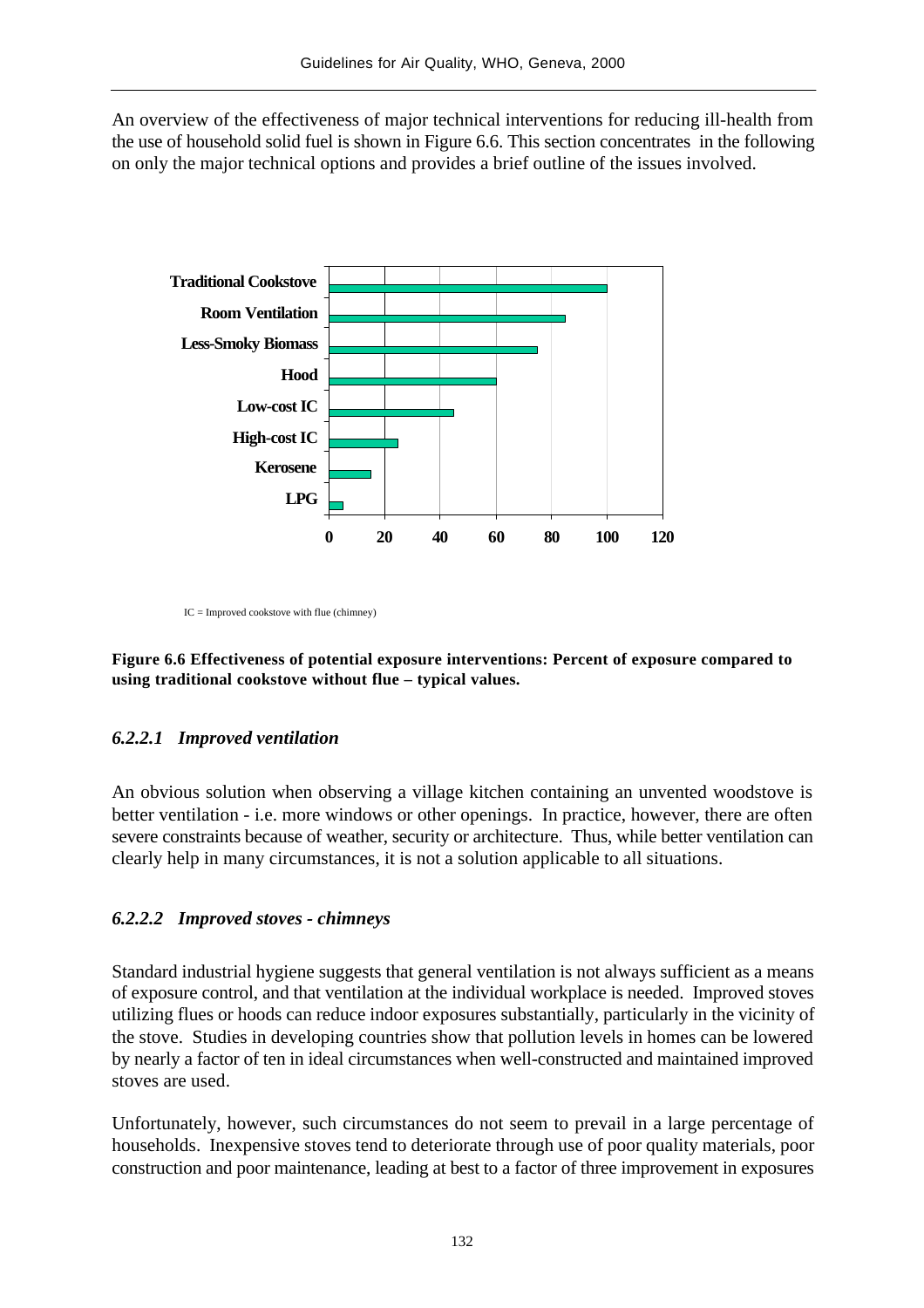An overview of the effectiveness of major technical interventions for reducing ill-health from the use of household solid fuel is shown in Figure 6.6. This section concentrates in the following on only the major technical options and provides a brief outline of the issues involved.

IC = Improved cookstove with flue (chimney)

**Figure 6.6 Effectiveness of potential exposure interventions: Percent of exposure compared to using traditional cookstove without flue – typical values.**

### *6.2.2.1 Improved ventilation*

An obvious solution when observing a village kitchen containing an unvented woodstove is better ventilation - i.e. more windows or other openings. In practice, however, there are often severe constraints because of weather, security or architecture. Thus, while better ventilation can clearly help in many circumstances, it is not a solution applicable to all situations.

### *6.2.2.2 Improved stoves - chimneys*

Standard industrial hygiene suggests that general ventilation is not always sufficient as a means of exposure control, and that ventilation at the individual workplace is needed. Improved stoves utilizing flues or hoods can reduce indoor exposures substantially, particularly in the vicinity of the stove. Studies in developing countries show that pollution levels in homes can be lowered by nearly a factor of ten in ideal circumstances when well-constructed and maintained improved stoves are used.

Unfortunately, however, such circumstances do not seem to prevail in a large percentage of households. Inexpensive stoves tend to deteriorate through use of poor quality materials, poor construction and poor maintenance, leading at best to a factor of three improvement in exposures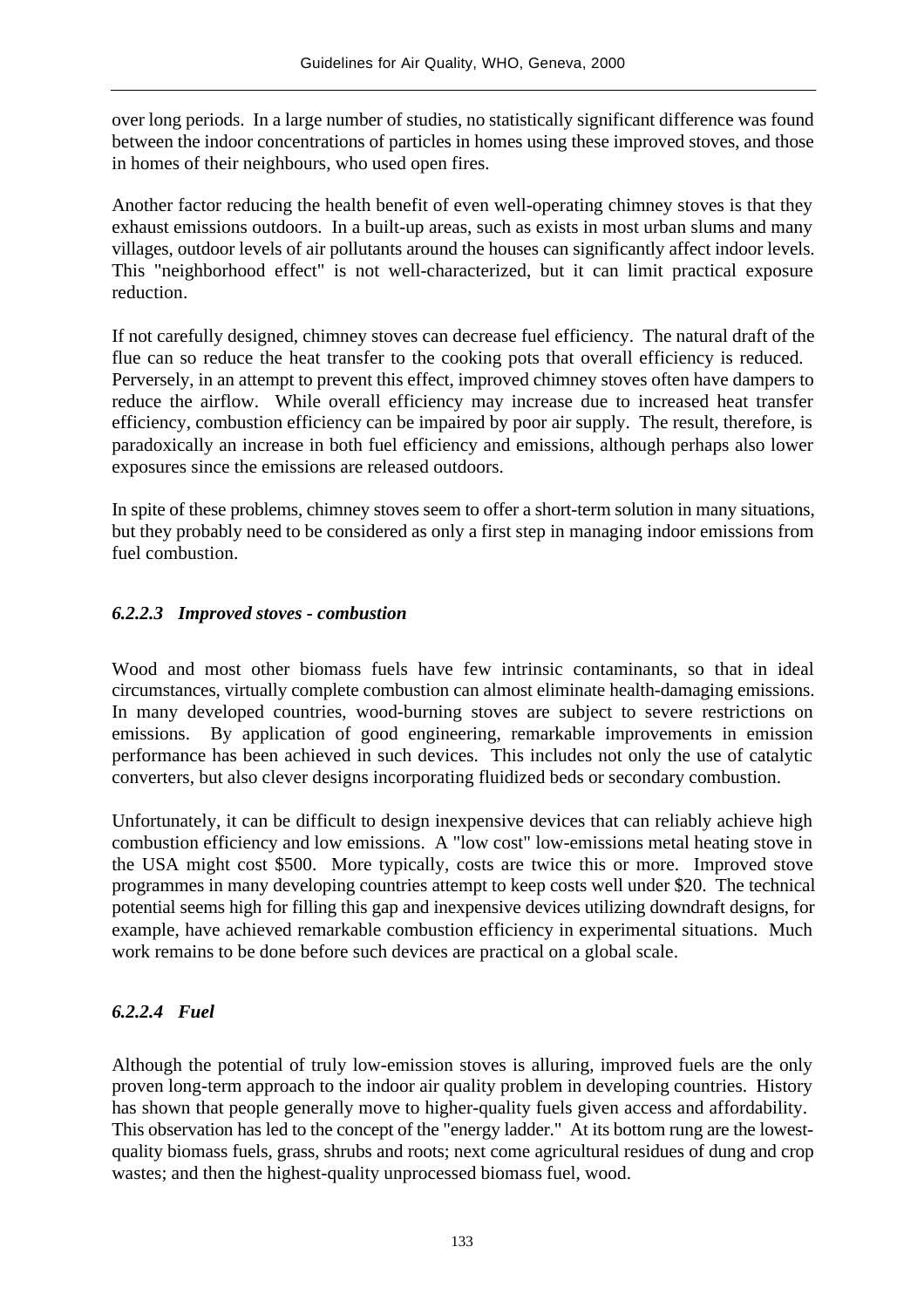over long periods. In a large number of studies, no statistically significant difference was found between the indoor concentrations of particles in homes using these improved stoves, and those in homes of their neighbours, who used open fires.

Another factor reducing the health benefit of even well-operating chimney stoves is that they exhaust emissions outdoors. In a built-up areas, such as exists in most urban slums and many villages, outdoor levels of air pollutants around the houses can significantly affect indoor levels. This "neighborhood effect" is not well-characterized, but it can limit practical exposure reduction.

If not carefully designed, chimney stoves can decrease fuel efficiency. The natural draft of the flue can so reduce the heat transfer to the cooking pots that overall efficiency is reduced. Perversely, in an attempt to prevent this effect, improved chimney stoves often have dampers to reduce the airflow. While overall efficiency may increase due to increased heat transfer efficiency, combustion efficiency can be impaired by poor air supply. The result, therefore, is paradoxically an increase in both fuel efficiency and emissions, although perhaps also lower exposures since the emissions are released outdoors.

In spite of these problems, chimney stoves seem to offer a short-term solution in many situations, but they probably need to be considered as only a first step in managing indoor emissions from fuel combustion.

#### *6.2.2.3 Improved stoves - combustion*

Wood and most other biomass fuels have few intrinsic contaminants, so that in ideal circumstances, virtually complete combustion can almost eliminate health-damaging emissions. In many developed countries, wood-burning stoves are subject to severe restrictions on emissions. By application of good engineering, remarkable improvements in emission performance has been achieved in such devices. This includes not only the use of catalytic converters, but also clever designs incorporating fluidized beds or secondary combustion.

Unfortunately, it can be difficult to design inexpensive devices that can reliably achieve high combustion efficiency and low emissions. A "low cost" low-emissions metal heating stove in the USA might cost $500. More typically, costs are twice this or more. Improved stove programmes in many developing countries attempt to keep costs well under $20. The technical potential seems high for filling this gap and inexpensive devices utilizing downdraft designs, for example, have achieved remarkable combustion efficiency in experimental situations. Much work remains to be done before such devices are practical on a global scale.

#### *6.2.2.4 Fuel*

Although the potential of truly low-emission stoves is alluring, improved fuels are the only proven long-term approach to the indoor air quality problem in developing countries. History has shown that people generally move to higher-quality fuels given access and affordability. This observation has led to the concept of the "energy ladder." At its bottom rung are the lowest-quality biomass fuels, grass, shrubs and roots; next come agricultural residues of dung and crop wastes; and then the highest-quality unprocessed biomass fuel, wood.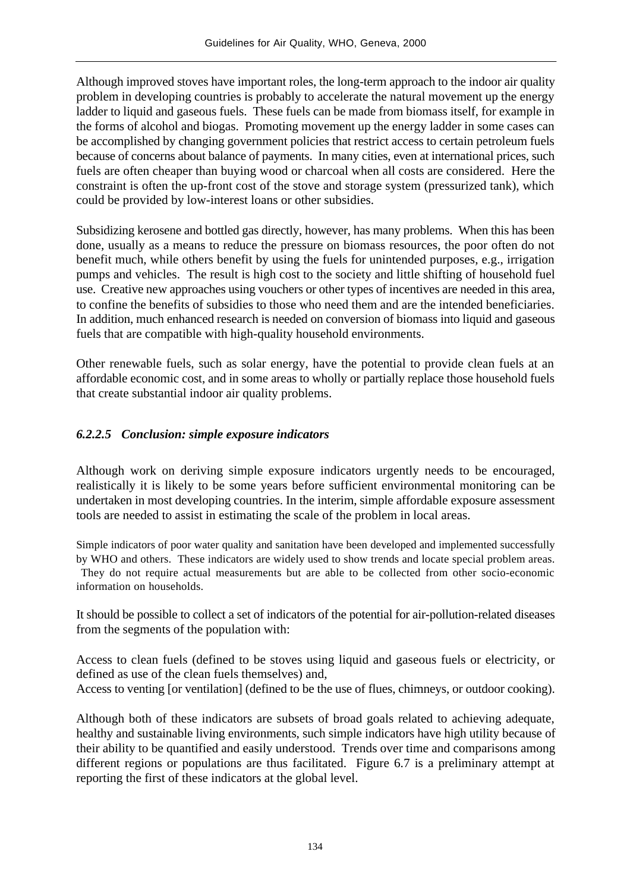Although improved stoves have important roles, the long-term approach to the indoor air quality problem in developing countries is probably to accelerate the natural movement up the energy ladder to liquid and gaseous fuels. These fuels can be made from biomass itself, for example in the forms of alcohol and biogas. Promoting movement up the energy ladder in some cases can be accomplished by changing government policies that restrict access to certain petroleum fuels because of concerns about balance of payments. In many cities, even at international prices, such fuels are often cheaper than buying wood or charcoal when all costs are considered. Here the constraint is often the up-front cost of the stove and storage system (pressurized tank), which could be provided by low-interest loans or other subsidies.

Subsidizing kerosene and bottled gas directly, however, has many problems. When this has been done, usually as a means to reduce the pressure on biomass resources, the poor often do not benefit much, while others benefit by using the fuels for unintended purposes, e.g., irrigation pumps and vehicles. The result is high cost to the society and little shifting of household fuel use. Creative new approaches using vouchers or other types of incentives are needed in this area, to confine the benefits of subsidies to those who need them and are the intended beneficiaries. In addition, much enhanced research is needed on conversion of biomass into liquid and gaseous fuels that are compatible with high-quality household environments.

Other renewable fuels, such as solar energy, have the potential to provide clean fuels at an affordable economic cost, and in some areas to wholly or partially replace those household fuels that create substantial indoor air quality problems.

#### *6.2.2.5 Conclusion: simple exposure indicators*

Although work on deriving simple exposure indicators urgently needs to be encouraged, realistically it is likely to be some years before sufficient environmental monitoring can be undertaken in most developing countries. In the interim, simple affordable exposure assessment tools are needed to assist in estimating the scale of the problem in local areas.

Simple indicators of poor water quality and sanitation have been developed and implemented successfully by WHO and others. These indicators are widely used to show trends and locate special problem areas. They do not require actual measurements but are able to be collected from other socio-economic information on households.

It should be possible to collect a set of indicators of the potential for air-pollution-related diseases from the segments of the population with:

Access to clean fuels (defined to be stoves using liquid and gaseous fuels or electricity, or defined as use of the clean fuels themselves) and,
Access to venting [or ventilation] (defined to be the use of flues, chimneys, or outdoor cooking).

Although both of these indicators are subsets of broad goals related to achieving adequate, healthy and sustainable living environments, such simple indicators have high utility because of their ability to be quantified and easily understood. Trends over time and comparisons among different regions or populations are thus facilitated. Figure 6.7 is a preliminary attempt at reporting the first of these indicators at the global level.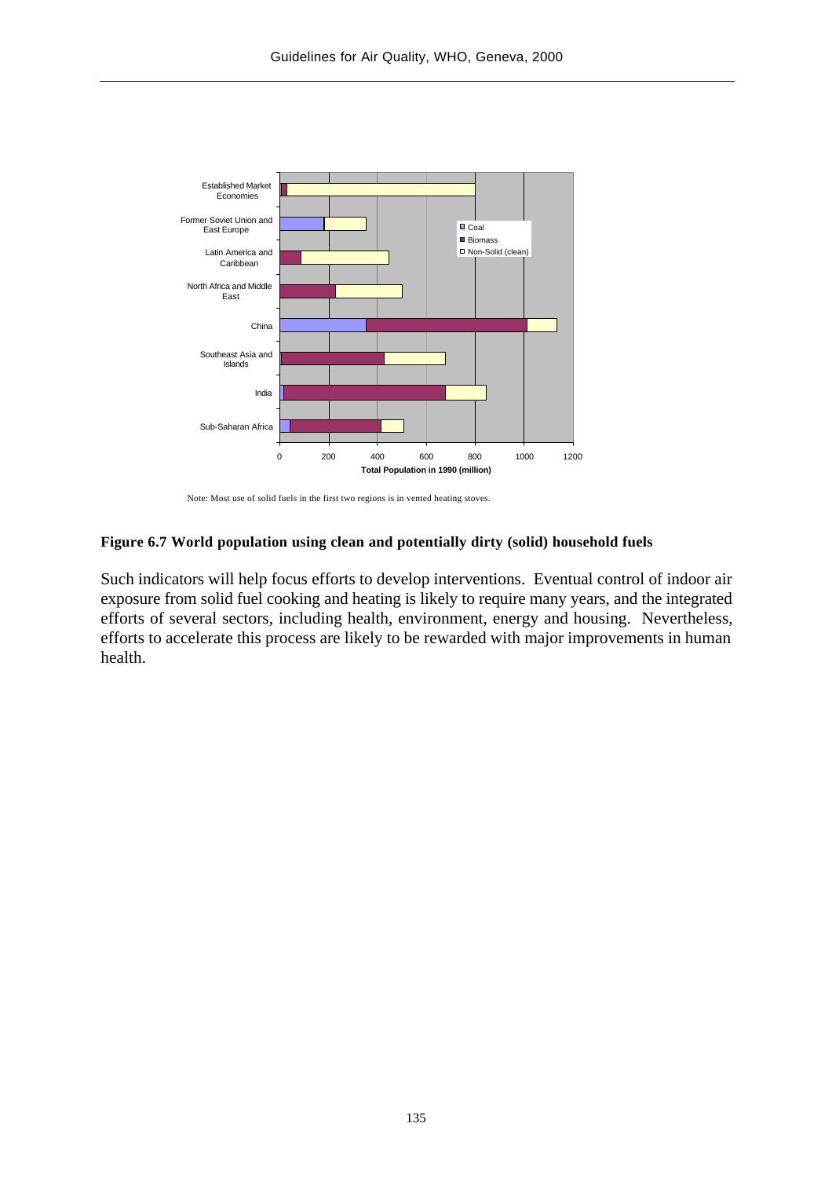Established Market Economies
Former Soviet Union and East Europe
Latin America and Caribbean
North Africa and Middle East
China
Southeast Asia and Islands
India
Sub-Saharan Africa

Coal
Biomass
Non-Solid (clean)

0
200
400
600
800
1000
1200

Total Population in 1990 (million)

Note: Most use of solid fuels in the first two regions is in vented heating stoves.

**Figure 6.7 World population using clean and potentially dirty (solid) household fuels**

Such indicators will help focus efforts to develop interventions. Eventual control of indoor air exposure from solid fuel cooking and heating is likely to require many years, and the integrated efforts of several sectors, including health, environment, energy and housing. Nevertheless, efforts to accelerate this process are likely to be rewarded with major improvements in human health.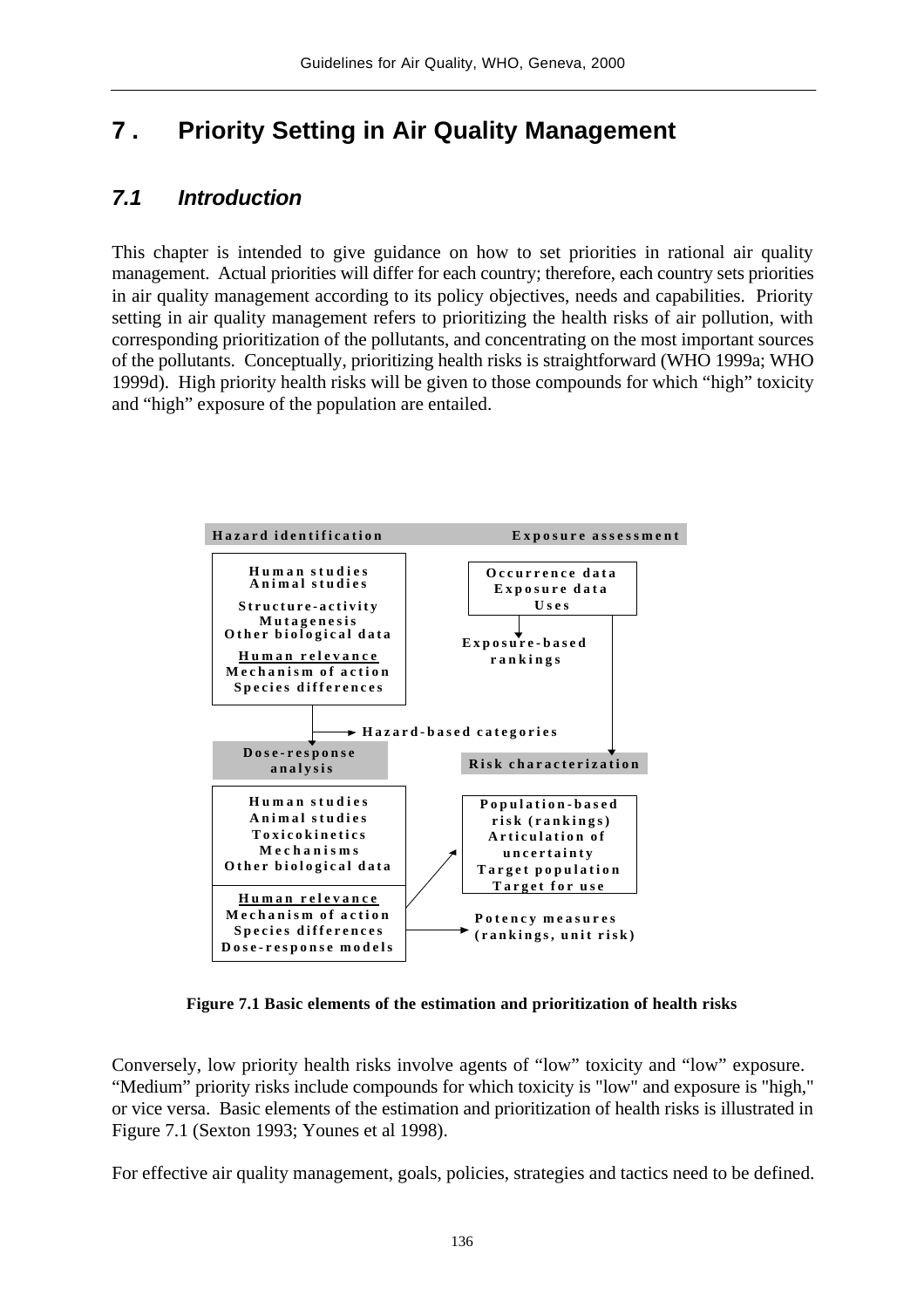# 7 . Priority Setting in Air Quality Management

## 7.1 *Introduction*

This chapter is intended to give guidance on how to set priorities in rational air quality management. Actual priorities will differ for each country; therefore, each country sets priorities in air quality management according to its policy objectives, needs and capabilities. Priority setting in air quality management refers to prioritizing the health risks of air pollution, with corresponding prioritization of the pollutants, and concentrating on the most important sources of the pollutants. Conceptually, prioritizing health risks is straightforward (WHO 1999a; WHO 1999d). High priority health risks will be given to those compounds for which "high" toxicity and "high" exposure of the population are entailed.

Hazard identification

Exposure assessment

Human studies
Animal studies
Structure-activity
Mutagenesis
Other biological data
Human relevance
Mechanism of action
Species differences

Occurrence data
Exposure data
Uses

Exposure-based rankings

Hazard-based categories

Dose-response analysis

Risk characterization

Human studies
Animal studies
Toxicokinetics
Mechanisms
Other biological data
Human relevance
Mechanism of action
Species differences
Dose-response models

Population-based risk (rankings)
Articulation of uncertainty
Target population
Target for use

Potency measures (rankings, unit risk)

**Figure 7.1 Basic elements of the estimation and prioritization of health risks**

Conversely, low priority health risks involve agents of "low" toxicity and "low" exposure. "Medium" priority risks include compounds for which toxicity is "low" and exposure is "high," or vice versa. Basic elements of the estimation and prioritization of health risks is illustrated in Figure 7.1 (Sexton 1993; Younes et al 1998).

For effective air quality management, goals, policies, strategies and tactics need to be defined.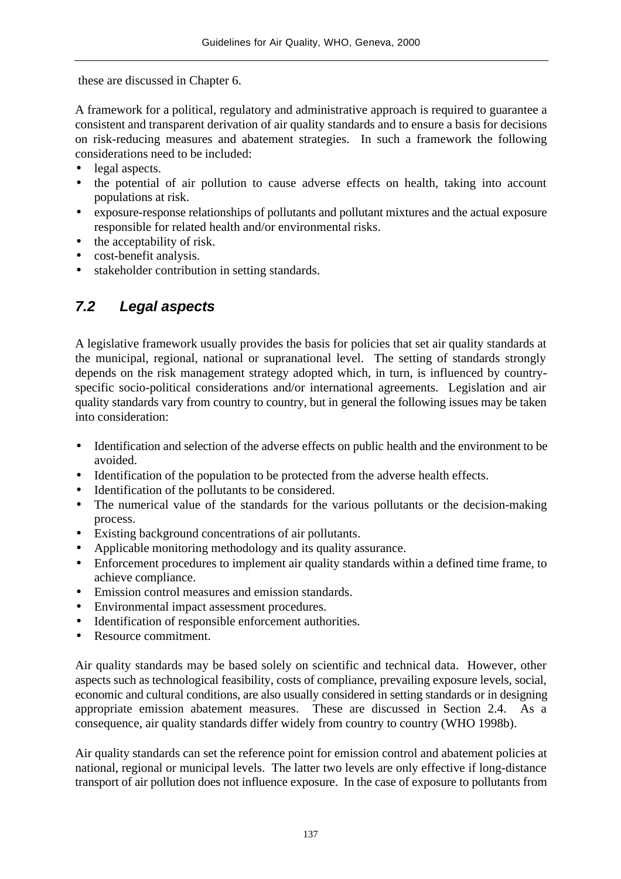these are discussed in Chapter 6.

A framework for a political, regulatory and administrative approach is required to guarantee a consistent and transparent derivation of air quality standards and to ensure a basis for decisions on risk-reducing measures and abatement strategies. In such a framework the following considerations need to be included:

- legal aspects.
- the potential of air pollution to cause adverse effects on health, taking into account populations at risk.
- exposure-response relationships of pollutants and pollutant mixtures and the actual exposure responsible for related health and/or environmental risks.
- the acceptability of risk.
- cost-benefit analysis.
- stakeholder contribution in setting standards.

## *7.2 Legal aspects*

A legislative framework usually provides the basis for policies that set air quality standards at the municipal, regional, national or supranational level. The setting of standards strongly depends on the risk management strategy adopted which, in turn, is influenced by country-specific socio-political considerations and/or international agreements. Legislation and air quality standards vary from country to country, but in general the following issues may be taken into consideration:

- Identification and selection of the adverse effects on public health and the environment to be avoided.
- Identification of the population to be protected from the adverse health effects.
- Identification of the pollutants to be considered.
- The numerical value of the standards for the various pollutants or the decision-making process.
- Existing background concentrations of air pollutants.
- Applicable monitoring methodology and its quality assurance.
- Enforcement procedures to implement air quality standards within a defined time frame, to achieve compliance.
- Emission control measures and emission standards.
- Environmental impact assessment procedures.
- Identification of responsible enforcement authorities.
- Resource commitment.

Air quality standards may be based solely on scientific and technical data. However, other aspects such as technological feasibility, costs of compliance, prevailing exposure levels, social, economic and cultural conditions, are also usually considered in setting standards or in designing appropriate emission abatement measures. These are discussed in Section 2.4. As a consequence, air quality standards differ widely from country to country (WHO 1998b).

Air quality standards can set the reference point for emission control and abatement policies at national, regional or municipal levels. The latter two levels are only effective if long-distance transport of air pollution does not influence exposure. In the case of exposure to pollutants from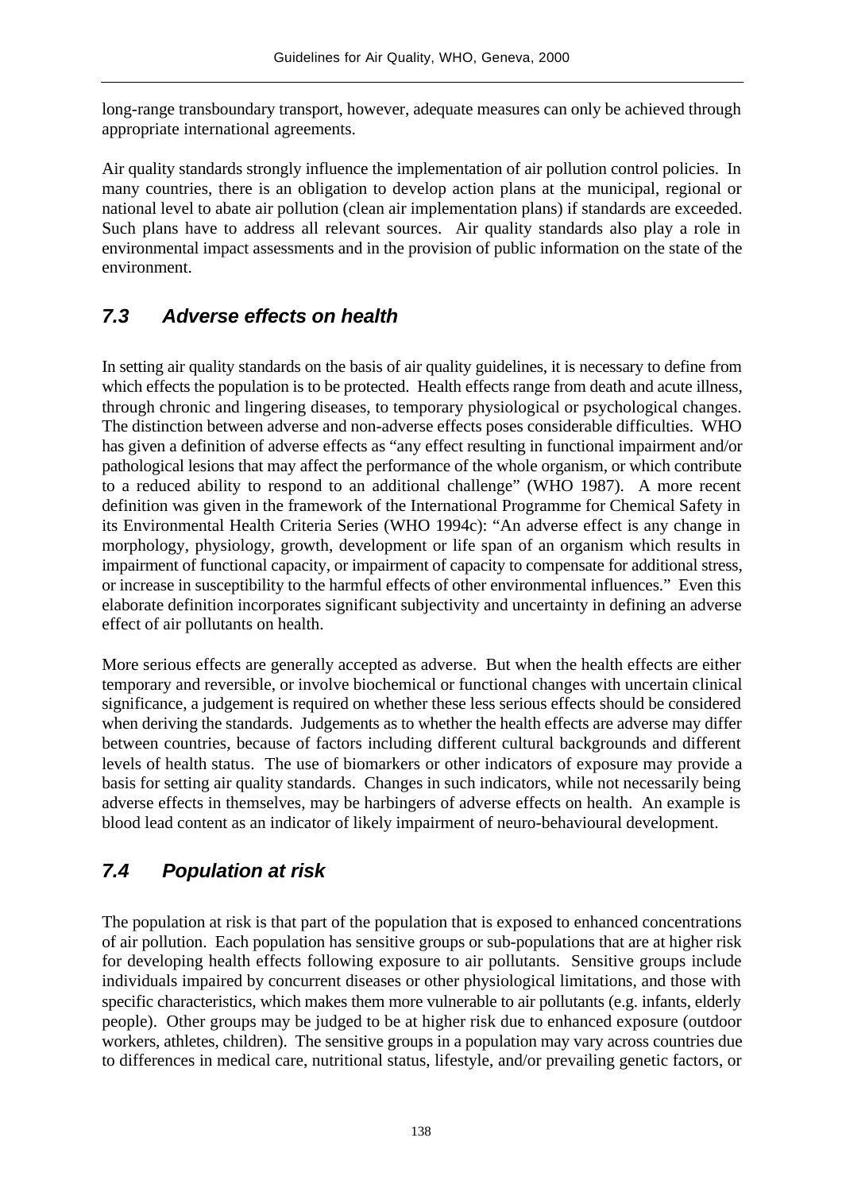long-range transboundary transport, however, adequate measures can only be achieved through appropriate international agreements.

Air quality standards strongly influence the implementation of air pollution control policies. In many countries, there is an obligation to develop action plans at the municipal, regional or national level to abate air pollution (clean air implementation plans) if standards are exceeded. Such plans have to address all relevant sources. Air quality standards also play a role in environmental impact assessments and in the provision of public information on the state of the environment.

## *7.3 Adverse effects on health*

In setting air quality standards on the basis of air quality guidelines, it is necessary to define from which effects the population is to be protected. Health effects range from death and acute illness, through chronic and lingering diseases, to temporary physiological or psychological changes. The distinction between adverse and non-adverse effects poses considerable difficulties. WHO has given a definition of adverse effects as "any effect resulting in functional impairment and/or pathological lesions that may affect the performance of the whole organism, or which contribute to a reduced ability to respond to an additional challenge" (WHO 1987). A more recent definition was given in the framework of the International Programme for Chemical Safety in its Environmental Health Criteria Series (WHO 1994c): "An adverse effect is any change in morphology, physiology, growth, development or life span of an organism which results in impairment of functional capacity, or impairment of capacity to compensate for additional stress, or increase in susceptibility to the harmful effects of other environmental influences." Even this elaborate definition incorporates significant subjectivity and uncertainty in defining an adverse effect of air pollutants on health.

More serious effects are generally accepted as adverse. But when the health effects are either temporary and reversible, or involve biochemical or functional changes with uncertain clinical significance, a judgement is required on whether these less serious effects should be considered when deriving the standards. Judgements as to whether the health effects are adverse may differ between countries, because of factors including different cultural backgrounds and different levels of health status. The use of biomarkers or other indicators of exposure may provide a basis for setting air quality standards. Changes in such indicators, while not necessarily being adverse effects in themselves, may be harbingers of adverse effects on health. An example is blood lead content as an indicator of likely impairment of neuro-behavioural development.

## *7.4 Population at risk*

The population at risk is that part of the population that is exposed to enhanced concentrations of air pollution. Each population has sensitive groups or sub-populations that are at higher risk for developing health effects following exposure to air pollutants. Sensitive groups include individuals impaired by concurrent diseases or other physiological limitations, and those with specific characteristics, which makes them more vulnerable to air pollutants (e.g. infants, elderly people). Other groups may be judged to be at higher risk due to enhanced exposure (outdoor workers, athletes, children). The sensitive groups in a population may vary across countries due to differences in medical care, nutritional status, lifestyle, and/or prevailing genetic factors, or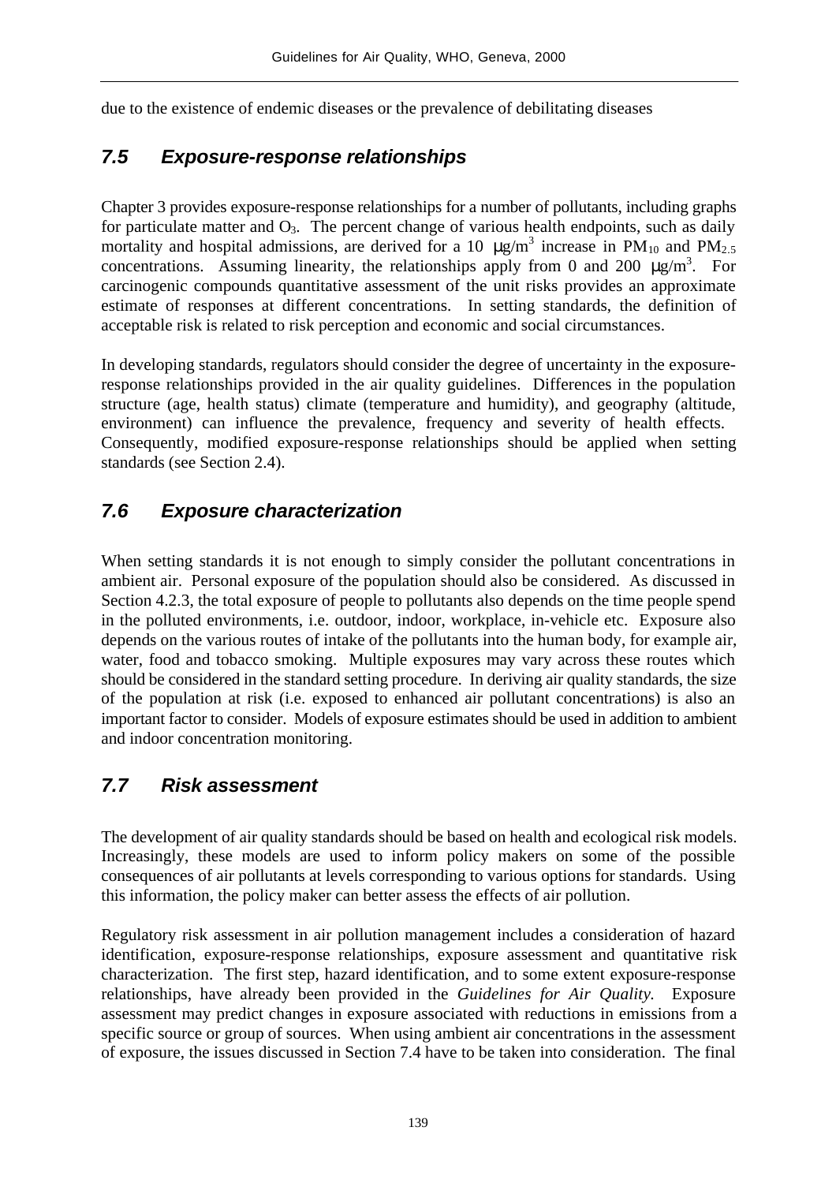due to the existence of endemic diseases or the prevalence of debilitating diseases

## *7.5 Exposure-response relationships*

Chapter 3 provides exposure-response relationships for a number of pollutants, including graphs for particulate matter and $O_3$. The percent change of various health endpoints, such as daily mortality and hospital admissions, are derived for a 10 $\mu g/m^3$ increase in $PM_{10}$ and $PM_{2.5}$ concentrations. Assuming linearity, the relationships apply from 0 and 200 $\mu g/m^3$. For carcinogenic compounds quantitative assessment of the unit risks provides an approximate estimate of responses at different concentrations. In setting standards, the definition of acceptable risk is related to risk perception and economic and social circumstances.

In developing standards, regulators should consider the degree of uncertainty in the exposure-response relationships provided in the air quality guidelines. Differences in the population structure (age, health status) climate (temperature and humidity), and geography (altitude, environment) can influence the prevalence, frequency and severity of health effects. Consequently, modified exposure-response relationships should be applied when setting standards (see Section 2.4).

## *7.6 Exposure characterization*

When setting standards it is not enough to simply consider the pollutant concentrations in ambient air. Personal exposure of the population should also be considered. As discussed in Section 4.2.3, the total exposure of people to pollutants also depends on the time people spend in the polluted environments, i.e. outdoor, indoor, workplace, in-vehicle etc. Exposure also depends on the various routes of intake of the pollutants into the human body, for example air, water, food and tobacco smoking. Multiple exposures may vary across these routes which should be considered in the standard setting procedure. In deriving air quality standards, the size of the population at risk (i.e. exposed to enhanced air pollutant concentrations) is also an important factor to consider. Models of exposure estimates should be used in addition to ambient and indoor concentration monitoring.

## *7.7 Risk assessment*

The development of air quality standards should be based on health and ecological risk models. Increasingly, these models are used to inform policy makers on some of the possible consequences of air pollutants at levels corresponding to various options for standards. Using this information, the policy maker can better assess the effects of air pollution.

Regulatory risk assessment in air pollution management includes a consideration of hazard identification, exposure-response relationships, exposure assessment and quantitative risk characterization. The first step, hazard identification, and to some extent exposure-response relationships, have already been provided in the *Guidelines for Air Quality.* Exposure assessment may predict changes in exposure associated with reductions in emissions from a specific source or group of sources. When using ambient air concentrations in the assessment of exposure, the issues discussed in Section 7.4 have to be taken into consideration. The final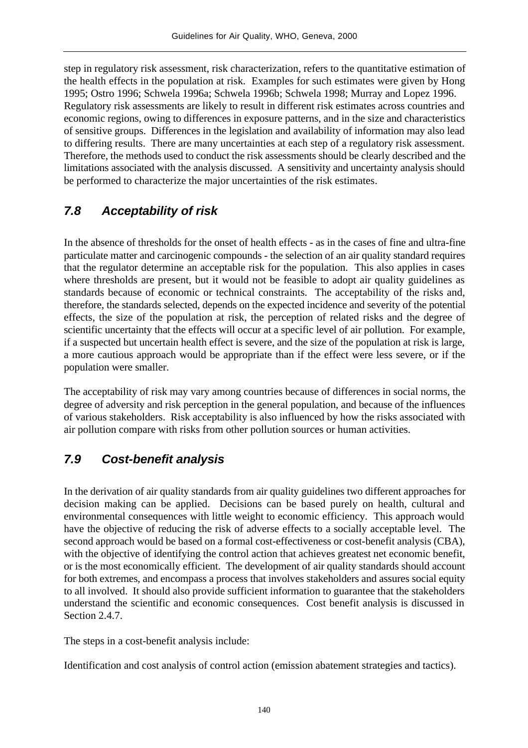step in regulatory risk assessment, risk characterization, refers to the quantitative estimation of the health effects in the population at risk. Examples for such estimates were given by Hong 1995; Ostro 1996; Schwela 1996a; Schwela 1996b; Schwela 1998; Murray and Lopez 1996. Regulatory risk assessments are likely to result in different risk estimates across countries and economic regions, owing to differences in exposure patterns, and in the size and characteristics of sensitive groups. Differences in the legislation and availability of information may also lead to differing results. There are many uncertainties at each step of a regulatory risk assessment. Therefore, the methods used to conduct the risk assessments should be clearly described and the limitations associated with the analysis discussed. A sensitivity and uncertainty analysis should be performed to characterize the major uncertainties of the risk estimates.

## *7.8 Acceptability of risk*

In the absence of thresholds for the onset of health effects - as in the cases of fine and ultra-fine particulate matter and carcinogenic compounds - the selection of an air quality standard requires that the regulator determine an acceptable risk for the population. This also applies in cases where thresholds are present, but it would not be feasible to adopt air quality guidelines as standards because of economic or technical constraints. The acceptability of the risks and, therefore, the standards selected, depends on the expected incidence and severity of the potential effects, the size of the population at risk, the perception of related risks and the degree of scientific uncertainty that the effects will occur at a specific level of air pollution. For example, if a suspected but uncertain health effect is severe, and the size of the population at risk is large, a more cautious approach would be appropriate than if the effect were less severe, or if the population were smaller.

The acceptability of risk may vary among countries because of differences in social norms, the degree of adversity and risk perception in the general population, and because of the influences of various stakeholders. Risk acceptability is also influenced by how the risks associated with air pollution compare with risks from other pollution sources or human activities.

## *7.9 Cost-benefit analysis*

In the derivation of air quality standards from air quality guidelines two different approaches for decision making can be applied. Decisions can be based purely on health, cultural and environmental consequences with little weight to economic efficiency. This approach would have the objective of reducing the risk of adverse effects to a socially acceptable level. The second approach would be based on a formal cost-effectiveness or cost-benefit analysis (CBA), with the objective of identifying the control action that achieves greatest net economic benefit, or is the most economically efficient. The development of air quality standards should account for both extremes, and encompass a process that involves stakeholders and assures social equity to all involved. It should also provide sufficient information to guarantee that the stakeholders understand the scientific and economic consequences. Cost benefit analysis is discussed in Section 2.4.7.

The steps in a cost-benefit analysis include:

Identification and cost analysis of control action (emission abatement strategies and tactics).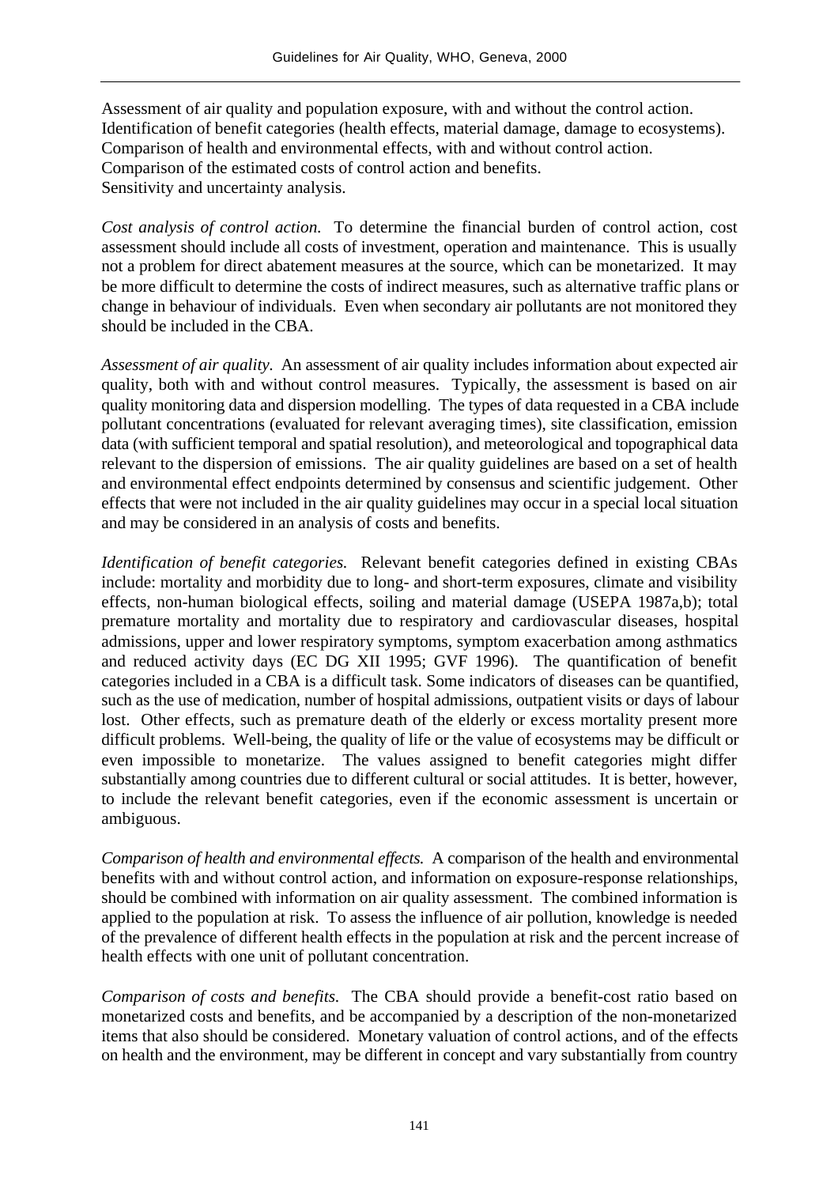Assessment of air quality and population exposure, with and without the control action.
Identification of benefit categories (health effects, material damage, damage to ecosystems).
Comparison of health and environmental effects, with and without control action.
Comparison of the estimated costs of control action and benefits.
Sensitivity and uncertainty analysis.

*Cost analysis of control action.* To determine the financial burden of control action, cost assessment should include all costs of investment, operation and maintenance. This is usually not a problem for direct abatement measures at the source, which can be monetarized. It may be more difficult to determine the costs of indirect measures, such as alternative traffic plans or change in behaviour of individuals. Even when secondary air pollutants are not monitored they should be included in the CBA.

*Assessment of air quality.* An assessment of air quality includes information about expected air quality, both with and without control measures. Typically, the assessment is based on air quality monitoring data and dispersion modelling. The types of data requested in a CBA include pollutant concentrations (evaluated for relevant averaging times), site classification, emission data (with sufficient temporal and spatial resolution), and meteorological and topographical data relevant to the dispersion of emissions. The air quality guidelines are based on a set of health and environmental effect endpoints determined by consensus and scientific judgement. Other effects that were not included in the air quality guidelines may occur in a special local situation and may be considered in an analysis of costs and benefits.

*Identification of benefit categories.* Relevant benefit categories defined in existing CBAs include: mortality and morbidity due to long- and short-term exposures, climate and visibility effects, non-human biological effects, soiling and material damage (USEPA 1987a,b); total premature mortality and mortality due to respiratory and cardiovascular diseases, hospital admissions, upper and lower respiratory symptoms, symptom exacerbation among asthmatics and reduced activity days (EC DG XII 1995; GVF 1996). The quantification of benefit categories included in a CBA is a difficult task. Some indicators of diseases can be quantified, such as the use of medication, number of hospital admissions, outpatient visits or days of labour lost. Other effects, such as premature death of the elderly or excess mortality present more difficult problems. Well-being, the quality of life or the value of ecosystems may be difficult or even impossible to monetarize. The values assigned to benefit categories might differ substantially among countries due to different cultural or social attitudes. It is better, however, to include the relevant benefit categories, even if the economic assessment is uncertain or ambiguous.

*Comparison of health and environmental effects.* A comparison of the health and environmental benefits with and without control action, and information on exposure-response relationships, should be combined with information on air quality assessment. The combined information is applied to the population at risk. To assess the influence of air pollution, knowledge is needed of the prevalence of different health effects in the population at risk and the percent increase of health effects with one unit of pollutant concentration.

*Comparison of costs and benefits.* The CBA should provide a benefit-cost ratio based on monetarized costs and benefits, and be accompanied by a description of the non-monetarized items that also should be considered. Monetary valuation of control actions, and of the effects on health and the environment, may be different in concept and vary substantially from country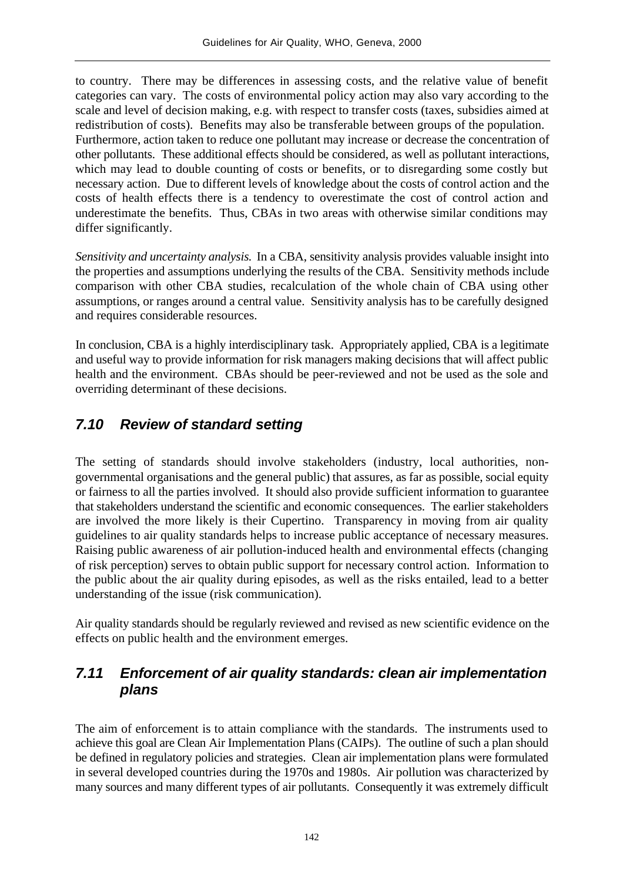to country. There may be differences in assessing costs, and the relative value of benefit categories can vary. The costs of environmental policy action may also vary according to the scale and level of decision making, e.g. with respect to transfer costs (taxes, subsidies aimed at redistribution of costs). Benefits may also be transferable between groups of the population. Furthermore, action taken to reduce one pollutant may increase or decrease the concentration of other pollutants. These additional effects should be considered, as well as pollutant interactions, which may lead to double counting of costs or benefits, or to disregarding some costly but necessary action. Due to different levels of knowledge about the costs of control action and the costs of health effects there is a tendency to overestimate the cost of control action and underestimate the benefits. Thus, CBAs in two areas with otherwise similar conditions may differ significantly.

*Sensitivity and uncertainty analysis.* In a CBA, sensitivity analysis provides valuable insight into the properties and assumptions underlying the results of the CBA. Sensitivity methods include comparison with other CBA studies, recalculation of the whole chain of CBA using other assumptions, or ranges around a central value. Sensitivity analysis has to be carefully designed and requires considerable resources.

In conclusion, CBA is a highly interdisciplinary task. Appropriately applied, CBA is a legitimate and useful way to provide information for risk managers making decisions that will affect public health and the environment. CBAs should be peer-reviewed and not be used as the sole and overriding determinant of these decisions.

## 7.10 Review of standard setting

The setting of standards should involve stakeholders (industry, local authorities, non-governmental organisations and the general public) that assures, as far as possible, social equity or fairness to all the parties involved. It should also provide sufficient information to guarantee that stakeholders understand the scientific and economic consequences. The earlier stakeholders are involved the more likely is their Cupertino. Transparency in moving from air quality guidelines to air quality standards helps to increase public acceptance of necessary measures. Raising public awareness of air pollution-induced health and environmental effects (changing of risk perception) serves to obtain public support for necessary control action. Information to the public about the air quality during episodes, as well as the risks entailed, lead to a better understanding of the issue (risk communication).

Air quality standards should be regularly reviewed and revised as new scientific evidence on the effects on public health and the environment emerges.

## 7.11 Enforcement of air quality standards: clean air implementation plans

The aim of enforcement is to attain compliance with the standards. The instruments used to achieve this goal are Clean Air Implementation Plans (CAIPs). The outline of such a plan should be defined in regulatory policies and strategies. Clean air implementation plans were formulated in several developed countries during the 1970s and 1980s. Air pollution was characterized by many sources and many different types of air pollutants. Consequently it was extremely difficult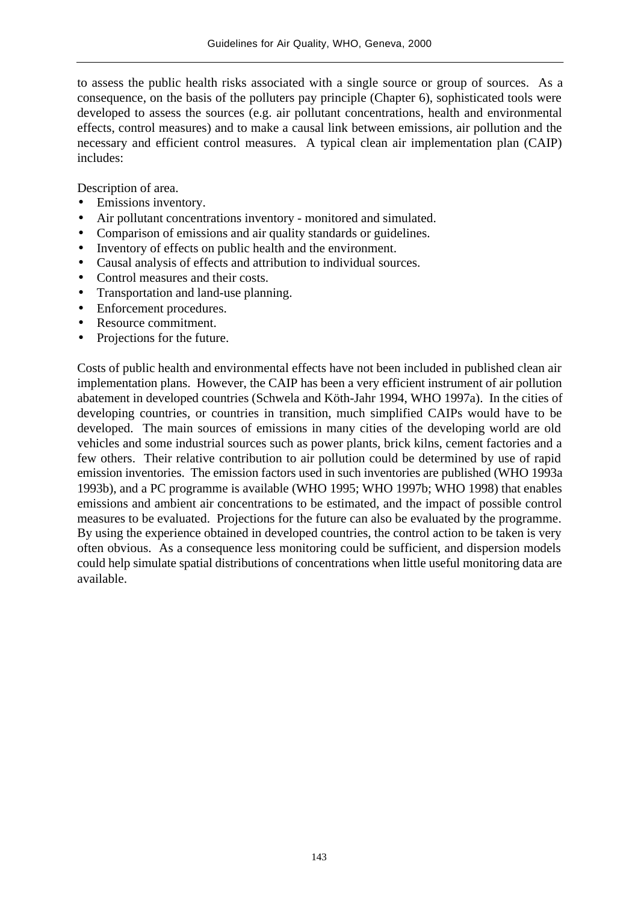to assess the public health risks associated with a single source or group of sources. As a consequence, on the basis of the polluters pay principle (Chapter 6), sophisticated tools were developed to assess the sources (e.g. air pollutant concentrations, health and environmental effects, control measures) and to make a causal link between emissions, air pollution and the necessary and efficient control measures. A typical clean air implementation plan (CAIP) includes:

Description of area.

- Emissions inventory.
- Air pollutant concentrations inventory - monitored and simulated.
- Comparison of emissions and air quality standards or guidelines.
- Inventory of effects on public health and the environment.
- Causal analysis of effects and attribution to individual sources.
- Control measures and their costs.
- Transportation and land-use planning.
- Enforcement procedures.
- Resource commitment.
- Projections for the future.

Costs of public health and environmental effects have not been included in published clean air implementation plans. However, the CAIP has been a very efficient instrument of air pollution abatement in developed countries (Schwela and Köth-Jahr 1994, WHO 1997a). In the cities of developing countries, or countries in transition, much simplified CAIPs would have to be developed. The main sources of emissions in many cities of the developing world are old vehicles and some industrial sources such as power plants, brick kilns, cement factories and a few others. Their relative contribution to air pollution could be determined by use of rapid emission inventories. The emission factors used in such inventories are published (WHO 1993a 1993b), and a PC programme is available (WHO 1995; WHO 1997b; WHO 1998) that enables emissions and ambient air concentrations to be estimated, and the impact of possible control measures to be evaluated. Projections for the future can also be evaluated by the programme. By using the experience obtained in developed countries, the control action to be taken is very often obvious. As a consequence less monitoring could be sufficient, and dispersion models could help simulate spatial distributions of concentrations when little useful monitoring data are available.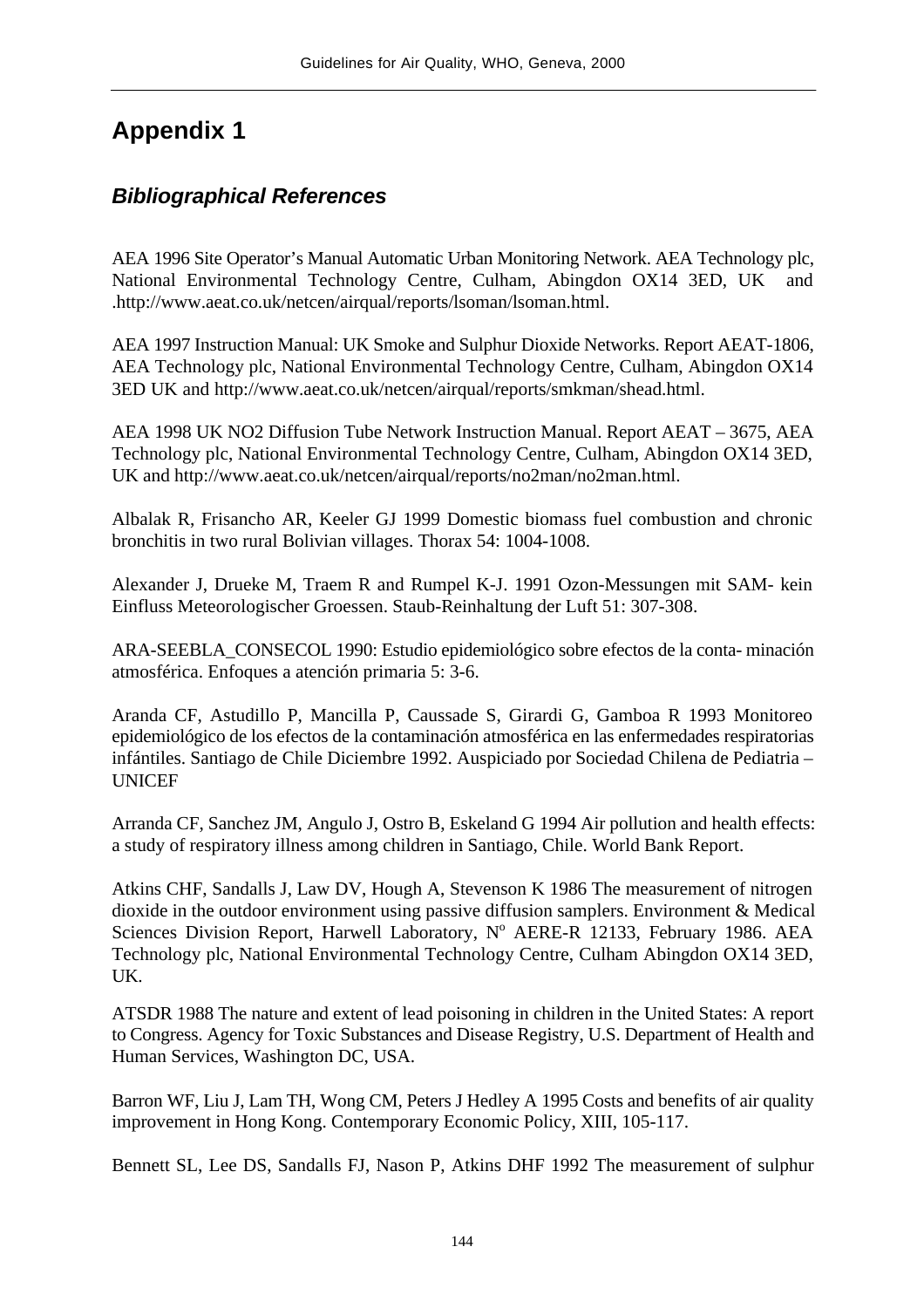# Appendix 1

## *Bibliographical References*

AEA 1996 Site Operator's Manual Automatic Urban Monitoring Network. AEA Technology plc, National Environmental Technology Centre, Culham, Abingdon OX14 3ED, UK and .http://www.aeat.co.uk/netcen/airqual/reports/lsoman/lsoman.html.

AEA 1997 Instruction Manual: UK Smoke and Sulphur Dioxide Networks. Report AEAT-1806, AEA Technology plc, National Environmental Technology Centre, Culham, Abingdon OX14 3ED UK and http://www.aeat.co.uk/netcen/airqual/reports/smkman/shead.html.

AEA 1998 UK NO2 Diffusion Tube Network Instruction Manual. Report AEAT – 3675, AEA Technology plc, National Environmental Technology Centre, Culham, Abingdon OX14 3ED, UK and http://www.aeat.co.uk/netcen/airqual/reports/no2man/no2man.html.

Albalak R, Frisancho AR, Keeler GJ 1999 Domestic biomass fuel combustion and chronic bronchitis in two rural Bolivian villages. Thorax 54: 1004-1008.

Alexander J, Drueke M, Traem R and Rumpel K-J. 1991 Ozon-Messungen mit SAM- kein Einfluss Meteorologischer Groessen. Staub-Reinhaltung der Luft 51: 307-308.

ARA-SEEBLA_CONSECOL 1990: Estudio epidemiológico sobre efectos de la conta- minación atmosférica. Enfoques a atención primaria 5: 3-6.

Aranda CF, Astudillo P, Mancilla P, Caussade S, Girardi G, Gamboa R 1993 Monitoreo epidemiológico de los efectos de la contaminación atmosférica en las enfermedades respiratorias infántiles. Santiago de Chile Diciembre 1992. Auspiciado por Sociedad Chilena de Pediatria – UNICEF

Arranda CF, Sanchez JM, Angulo J, Ostro B, Eskeland G 1994 Air pollution and health effects: a study of respiratory illness among children in Santiago, Chile. World Bank Report.

Atkins CHF, Sandalls J, Law DV, Hough A, Stevenson K 1986 The measurement of nitrogen dioxide in the outdoor environment using passive diffusion samplers. Environment & Medical Sciences Division Report, Harwell Laboratory, N$^{o}$ AERE-R 12133, February 1986. AEA Technology plc, National Environmental Technology Centre, Culham Abingdon OX14 3ED, UK.

ATSDR 1988 The nature and extent of lead poisoning in children in the United States: A report to Congress. Agency for Toxic Substances and Disease Registry, U.S. Department of Health and Human Services, Washington DC, USA.

Barron WF, Liu J, Lam TH, Wong CM, Peters J Hedley A 1995 Costs and benefits of air quality improvement in Hong Kong. Contemporary Economic Policy, XIII, 105-117.

Bennett SL, Lee DS, Sandalls FJ, Nason P, Atkins DHF 1992 The measurement of sulphur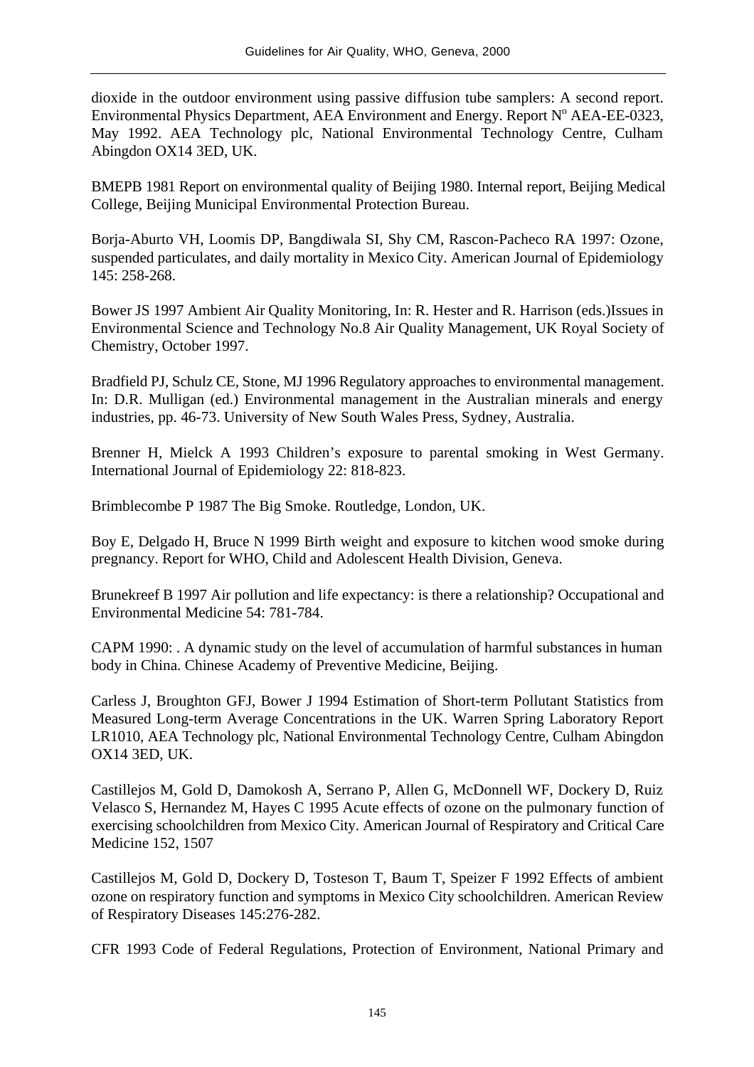dioxide in the outdoor environment using passive diffusion tube samplers: A second report. Environmental Physics Department, AEA Environment and Energy. Report N$^{o}$ AEA-EE-0323, May 1992. AEA Technology plc, National Environmental Technology Centre, Culham Abingdon OX14 3ED, UK.

BMEPB 1981 Report on environmental quality of Beijing 1980. Internal report, Beijing Medical College, Beijing Municipal Environmental Protection Bureau.

Borja-Aburto VH, Loomis DP, Bangdiwala SI, Shy CM, Rascon-Pacheco RA 1997: Ozone, suspended particulates, and daily mortality in Mexico City. American Journal of Epidemiology 145: 258-268.

Bower JS 1997 Ambient Air Quality Monitoring, In: R. Hester and R. Harrison (eds.)Issues in Environmental Science and Technology No.8 Air Quality Management, UK Royal Society of Chemistry, October 1997.

Bradfield PJ, Schulz CE, Stone, MJ 1996 Regulatory approaches to environmental management. In: D.R. Mulligan (ed.) Environmental management in the Australian minerals and energy industries, pp. 46-73. University of New South Wales Press, Sydney, Australia.

Brenner H, Mielck A 1993 Children's exposure to parental smoking in West Germany. International Journal of Epidemiology 22: 818-823.

Brimblecombe P 1987 The Big Smoke. Routledge, London, UK.

Boy E, Delgado H, Bruce N 1999 Birth weight and exposure to kitchen wood smoke during pregnancy. Report for WHO, Child and Adolescent Health Division, Geneva.

Brunekreef B 1997 Air pollution and life expectancy: is there a relationship? Occupational and Environmental Medicine 54: 781-784.

CAPM 1990: . A dynamic study on the level of accumulation of harmful substances in human body in China. Chinese Academy of Preventive Medicine, Beijing.

Carless J, Broughton GFJ, Bower J 1994 Estimation of Short-term Pollutant Statistics from Measured Long-term Average Concentrations in the UK. Warren Spring Laboratory Report LR1010, AEA Technology plc, National Environmental Technology Centre, Culham Abingdon OX14 3ED, UK.

Castillejos M, Gold D, Damokosh A, Serrano P, Allen G, McDonnell WF, Dockery D, Ruiz Velasco S, Hernandez M, Hayes C 1995 Acute effects of ozone on the pulmonary function of exercising schoolchildren from Mexico City. American Journal of Respiratory and Critical Care Medicine 152, 1507

Castillejos M, Gold D, Dockery D, Tosteson T, Baum T, Speizer F 1992 Effects of ambient ozone on respiratory function and symptoms in Mexico City schoolchildren. American Review of Respiratory Diseases 145:276-282.

CFR 1993 Code of Federal Regulations, Protection of Environment, National Primary and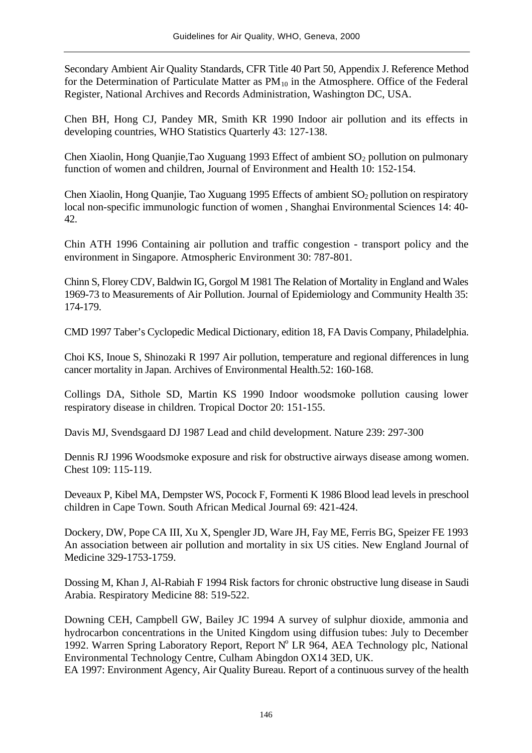Secondary Ambient Air Quality Standards, CFR Title 40 Part 50, Appendix J. Reference Method for the Determination of Particulate Matter as $PM_{10}$ in the Atmosphere. Office of the Federal Register, National Archives and Records Administration, Washington DC, USA.

Chen BH, Hong CJ, Pandey MR, Smith KR 1990 Indoor air pollution and its effects in developing countries, WHO Statistics Quarterly 43: 127-138.

Chen Xiaolin, Hong Quanjie,Tao Xuguang 1993 Effect of ambient $SO_2$ pollution on pulmonary function of women and children, Journal of Environment and Health 10: 152-154.

Chen Xiaolin, Hong Quanjie, Tao Xuguang 1995 Effects of ambient $SO_2$ pollution on respiratory local non-specific immunologic function of women , Shanghai Environmental Sciences 14: 40-42.

Chin ATH 1996 Containing air pollution and traffic congestion - transport policy and the environment in Singapore. Atmospheric Environment 30: 787-801.

Chinn S, Florey CDV, Baldwin IG, Gorgol M 1981 The Relation of Mortality in England and Wales 1969-73 to Measurements of Air Pollution. Journal of Epidemiology and Community Health 35: 174-179.

CMD 1997 Taber's Cyclopedic Medical Dictionary, edition 18, FA Davis Company, Philadelphia.

Choi KS, Inoue S, Shinozaki R 1997 Air pollution, temperature and regional differences in lung cancer mortality in Japan. Archives of Environmental Health.52: 160-168.

Collings DA, Sithole SD, Martin KS 1990 Indoor woodsmoke pollution causing lower respiratory disease in children. Tropical Doctor 20: 151-155.

Davis MJ, Svendsgaard DJ 1987 Lead and child development. Nature 239: 297-300

Dennis RJ 1996 Woodsmoke exposure and risk for obstructive airways disease among women. Chest 109: 115-119.

Deveaux P, Kibel MA, Dempster WS, Pocock F, Formenti K 1986 Blood lead levels in preschool children in Cape Town. South African Medical Journal 69: 421-424.

Dockery, DW, Pope CA III, Xu X, Spengler JD, Ware JH, Fay ME, Ferris BG, Speizer FE 1993 An association between air pollution and mortality in six US cities. New England Journal of Medicine 329-1753-1759.

Dossing M, Khan J, Al-Rabiah F 1994 Risk factors for chronic obstructive lung disease in Saudi Arabia. Respiratory Medicine 88: 519-522.

Downing CEH, Campbell GW, Bailey JC 1994 A survey of sulphur dioxide, ammonia and hydrocarbon concentrations in the United Kingdom using diffusion tubes: July to December 1992. Warren Spring Laboratory Report, Report N° LR 964, AEA Technology plc, National Environmental Technology Centre, Culham Abingdon OX14 3ED, UK.

EA 1997: Environment Agency, Air Quality Bureau. Report of a continuous survey of the health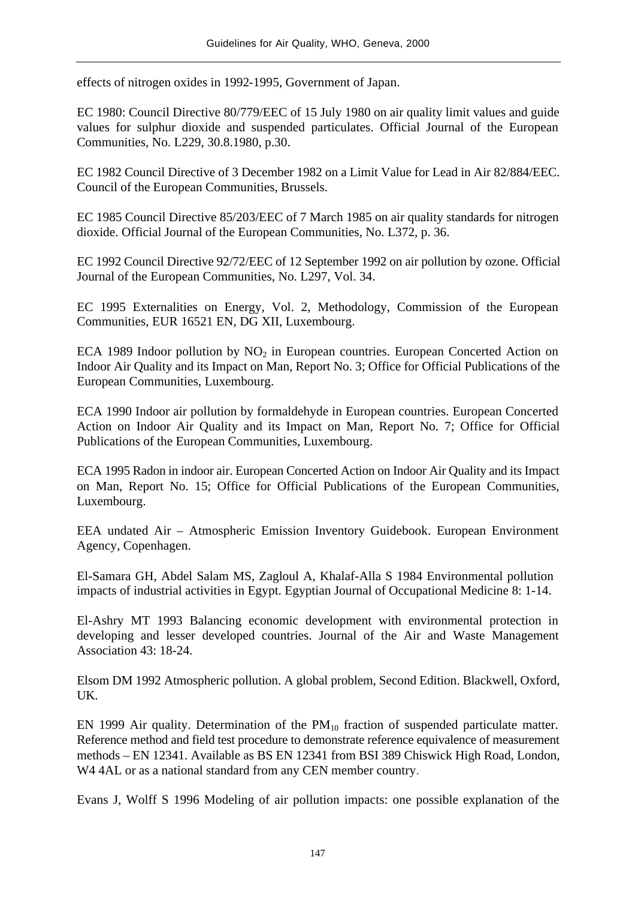effects of nitrogen oxides in 1992-1995, Government of Japan.

EC 1980: Council Directive 80/779/EEC of 15 July 1980 on air quality limit values and guide values for sulphur dioxide and suspended particulates. Official Journal of the European Communities, No. L229, 30.8.1980, p.30.

EC 1982 Council Directive of 3 December 1982 on a Limit Value for Lead in Air 82/884/EEC. Council of the European Communities, Brussels.

EC 1985 Council Directive 85/203/EEC of 7 March 1985 on air quality standards for nitrogen dioxide. Official Journal of the European Communities, No. L372, p. 36.

EC 1992 Council Directive 92/72/EEC of 12 September 1992 on air pollution by ozone. Official Journal of the European Communities, No. L297, Vol. 34.

EC 1995 Externalities on Energy, Vol. 2, Methodology, Commission of the European Communities, EUR 16521 EN, DG XII, Luxembourg.

ECA 1989 Indoor pollution by $NO_2$ in European countries. European Concerted Action on Indoor Air Quality and its Impact on Man, Report No. 3; Office for Official Publications of the European Communities, Luxembourg.

ECA 1990 Indoor air pollution by formaldehyde in European countries. European Concerted Action on Indoor Air Quality and its Impact on Man, Report No. 7; Office for Official Publications of the European Communities, Luxembourg.

ECA 1995 Radon in indoor air. European Concerted Action on Indoor Air Quality and its Impact on Man, Report No. 15; Office for Official Publications of the European Communities, Luxembourg.

EEA undated Air – Atmospheric Emission Inventory Guidebook. European Environment Agency, Copenhagen.

El-Samara GH, Abdel Salam MS, Zagloul A, Khalaf-Alla S 1984 Environmental pollution impacts of industrial activities in Egypt. Egyptian Journal of Occupational Medicine 8: 1-14.

El-Ashry MT 1993 Balancing economic development with environmental protection in developing and lesser developed countries. Journal of the Air and Waste Management Association 43: 18-24.

Elsom DM 1992 Atmospheric pollution. A global problem, Second Edition. Blackwell, Oxford, UK.

EN 1999 Air quality. Determination of the $PM_{10}$ fraction of suspended particulate matter. Reference method and field test procedure to demonstrate reference equivalence of measurement methods – EN 12341. Available as BS EN 12341 from BSI 389 Chiswick High Road, London, W4 4AL or as a national standard from any CEN member country.

Evans J, Wolff S 1996 Modeling of air pollution impacts: one possible explanation of the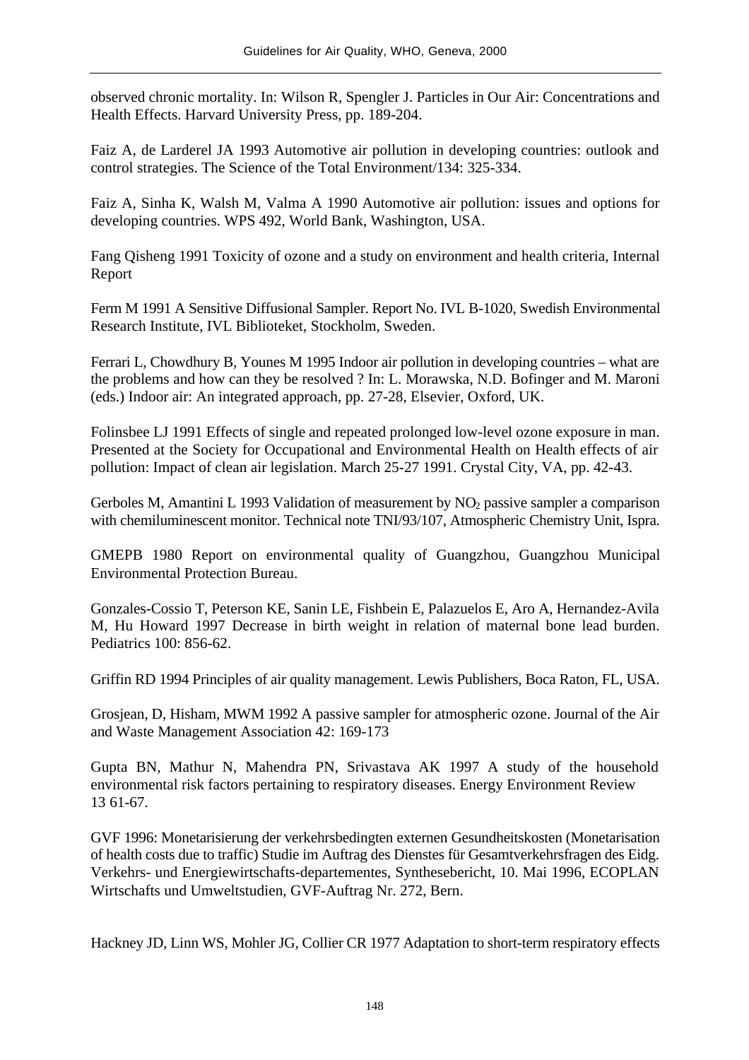observed chronic mortality. In: Wilson R, Spengler J. Particles in Our Air: Concentrations and Health Effects. Harvard University Press, pp. 189-204.

Faiz A, de Larderel JA 1993 Automotive air pollution in developing countries: outlook and control strategies. The Science of the Total Environment/134: 325-334.

Faiz A, Sinha K, Walsh M, Valma A 1990 Automotive air pollution: issues and options for developing countries. WPS 492, World Bank, Washington, USA.

Fang Qisheng 1991 Toxicity of ozone and a study on environment and health criteria, Internal Report

Ferm M 1991 A Sensitive Diffusional Sampler. Report No. IVL B-1020, Swedish Environmental Research Institute, IVL Biblioteket, Stockholm, Sweden.

Ferrari L, Chowdhury B, Younes M 1995 Indoor air pollution in developing countries – what are the problems and how can they be resolved ? In: L. Morawska, N.D. Bofinger and M. Maroni (eds.) Indoor air: An integrated approach, pp. 27-28, Elsevier, Oxford, UK.

Folinsbee LJ 1991 Effects of single and repeated prolonged low-level ozone exposure in man. Presented at the Society for Occupational and Environmental Health on Health effects of air pollution: Impact of clean air legislation. March 25-27 1991. Crystal City, VA, pp. 42-43.

Gerboles M, Amantini L 1993 Validation of measurement by $NO_2$ passive sampler a comparison with chemiluminescent monitor. Technical note TNI/93/107, Atmospheric Chemistry Unit, Ispra.

GMEPB 1980 Report on environmental quality of Guangzhou, Guangzhou Municipal Environmental Protection Bureau.

Gonzales-Cossio T, Peterson KE, Sanin LE, Fishbein E, Palazuelos E, Aro A, Hernandez-Avila M, Hu Howard 1997 Decrease in birth weight in relation of maternal bone lead burden. Pediatrics 100: 856-62.

Griffin RD 1994 Principles of air quality management. Lewis Publishers, Boca Raton, FL, USA.

Grosjean, D, Hisham, MWM 1992 A passive sampler for atmospheric ozone. Journal of the Air and Waste Management Association 42: 169-173

Gupta BN, Mathur N, Mahendra PN, Srivastava AK 1997 A study of the household environmental risk factors pertaining to respiratory diseases. Energy Environment Review 13 61-67.

GVF 1996: Monetarisierung der verkehrsbedingten externen Gesundheitskosten (Monetarisation of health costs due to traffic) Studie im Auftrag des Dienstes für Gesamtverkehrsfragen des Eidg. Verkehrs- und Energiewirtschafts-departementes, Synthesebericht, 10. Mai 1996, ECOPLAN Wirtschafts und Umweltstudien, GVF-Auftrag Nr. 272, Bern.

Hackney JD, Linn WS, Mohler JG, Collier CR 1977 Adaptation to short-term respiratory effects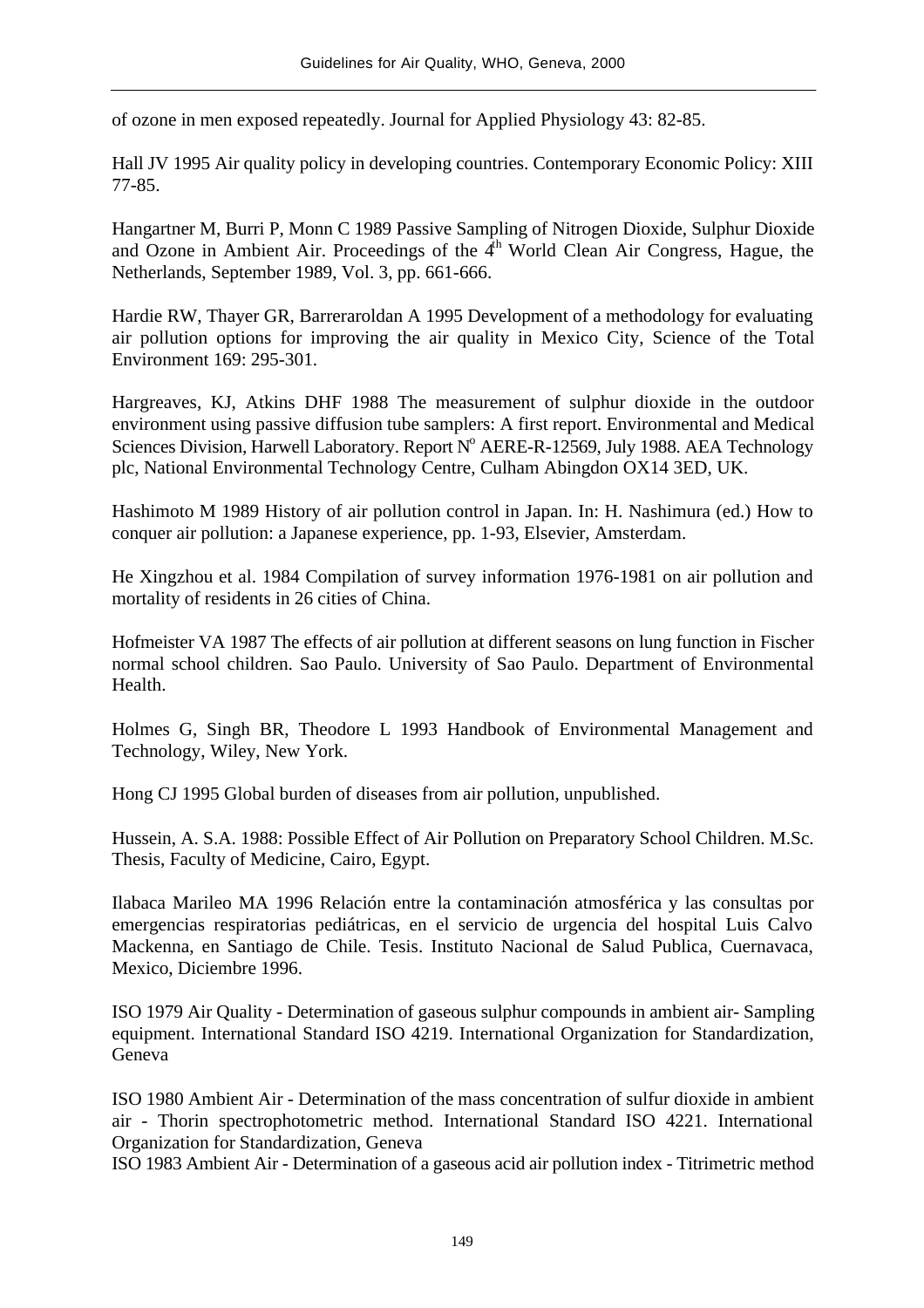of ozone in men exposed repeatedly. Journal for Applied Physiology 43: 82-85.

Hall JV 1995 Air quality policy in developing countries. Contemporary Economic Policy: XIII 77-85.

Hangartner M, Burri P, Monn C 1989 Passive Sampling of Nitrogen Dioxide, Sulphur Dioxide and Ozone in Ambient Air. Proceedings of the 4th World Clean Air Congress, Hague, the Netherlands, September 1989, Vol. 3, pp. 661-666.

Hardie RW, Thayer GR, Barreraroldan A 1995 Development of a methodology for evaluating air pollution options for improving the air quality in Mexico City, Science of the Total Environment 169: 295-301.

Hargreaves, KJ, Atkins DHF 1988 The measurement of sulphur dioxide in the outdoor environment using passive diffusion tube samplers: A first report. Environmental and Medical Sciences Division, Harwell Laboratory. Report N° AERE-R-12569, July 1988. AEA Technology plc, National Environmental Technology Centre, Culham Abingdon OX14 3ED, UK.

Hashimoto M 1989 History of air pollution control in Japan. In: H. Nashimura (ed.) How to conquer air pollution: a Japanese experience, pp. 1-93, Elsevier, Amsterdam.

He Xingzhou et al. 1984 Compilation of survey information 1976-1981 on air pollution and mortality of residents in 26 cities of China.

Hofmeister VA 1987 The effects of air pollution at different seasons on lung function in Fischer normal school children. Sao Paulo. University of Sao Paulo. Department of Environmental Health.

Holmes G, Singh BR, Theodore L 1993 Handbook of Environmental Management and Technology, Wiley, New York.

Hong CJ 1995 Global burden of diseases from air pollution, unpublished.

Hussein, A. S.A. 1988: Possible Effect of Air Pollution on Preparatory School Children. M.Sc. Thesis, Faculty of Medicine, Cairo, Egypt.

Ilabaca Marileo MA 1996 Relación entre la contaminación atmosférica y las consultas por emergencias respiratorias pediátricas, en el servicio de urgencia del hospital Luis Calvo Mackenna, en Santiago de Chile. Tesis. Instituto Nacional de Salud Publica, Cuernavaca, Mexico, Diciembre 1996.

ISO 1979 Air Quality - Determination of gaseous sulphur compounds in ambient air- Sampling equipment. International Standard ISO 4219. International Organization for Standardization, Geneva

ISO 1980 Ambient Air - Determination of the mass concentration of sulfur dioxide in ambient air - Thorin spectrophotometric method. International Standard ISO 4221. International Organization for Standardization, Geneva

ISO 1983 Ambient Air - Determination of a gaseous acid air pollution index - Titrimetric method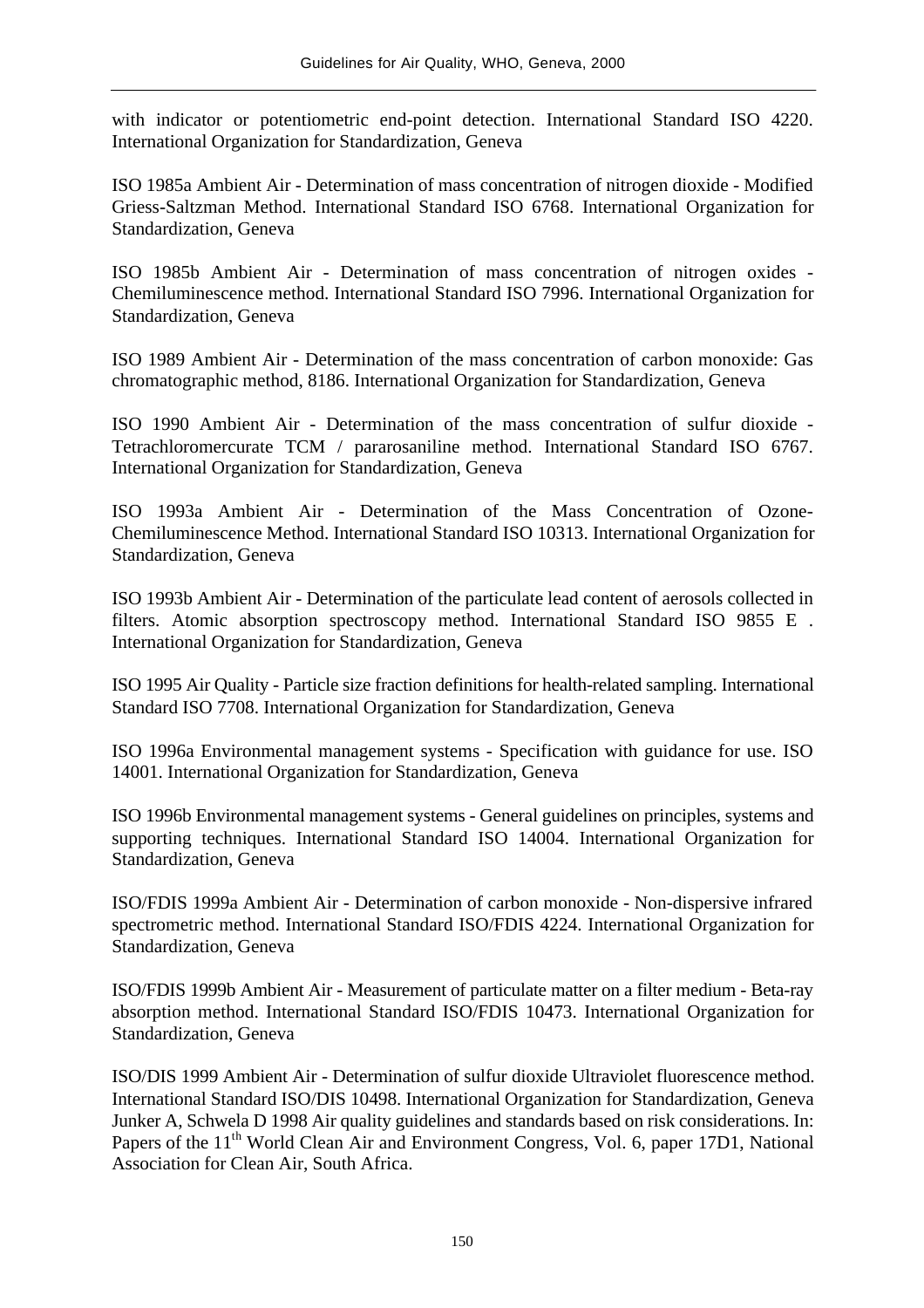with indicator or potentiometric end-point detection. International Standard ISO 4220. International Organization for Standardization, Geneva

ISO 1985a Ambient Air - Determination of mass concentration of nitrogen dioxide - Modified Griess-Saltzman Method. International Standard ISO 6768. International Organization for Standardization, Geneva

ISO 1985b Ambient Air - Determination of mass concentration of nitrogen oxides - Chemiluminescence method. International Standard ISO 7996. International Organization for Standardization, Geneva

ISO 1989 Ambient Air - Determination of the mass concentration of carbon monoxide: Gas chromatographic method, 8186. International Organization for Standardization, Geneva

ISO 1990 Ambient Air - Determination of the mass concentration of sulfur dioxide - Tetrachloromercurate TCM / pararosaniline method. International Standard ISO 6767. International Organization for Standardization, Geneva

ISO 1993a Ambient Air - Determination of the Mass Concentration of Ozone-Chemiluminescence Method. International Standard ISO 10313. International Organization for Standardization, Geneva

ISO 1993b Ambient Air - Determination of the particulate lead content of aerosols collected in filters. Atomic absorption spectroscopy method. International Standard ISO 9855 E . International Organization for Standardization, Geneva

ISO 1995 Air Quality - Particle size fraction definitions for health-related sampling. International Standard ISO 7708. International Organization for Standardization, Geneva

ISO 1996a Environmental management systems - Specification with guidance for use. ISO 14001. International Organization for Standardization, Geneva

ISO 1996b Environmental management systems - General guidelines on principles, systems and supporting techniques. International Standard ISO 14004. International Organization for Standardization, Geneva

ISO/FDIS 1999a Ambient Air - Determination of carbon monoxide - Non-dispersive infrared spectrometric method. International Standard ISO/FDIS 4224. International Organization for Standardization, Geneva

ISO/FDIS 1999b Ambient Air - Measurement of particulate matter on a filter medium - Beta-ray absorption method. International Standard ISO/FDIS 10473. International Organization for Standardization, Geneva

ISO/DIS 1999 Ambient Air - Determination of sulfur dioxide Ultraviolet fluorescence method. International Standard ISO/DIS 10498. International Organization for Standardization, Geneva

Junker A, Schwela D 1998 Air quality guidelines and standards based on risk considerations. In: Papers of the 11th World Clean Air and Environment Congress, Vol. 6, paper 17D1, National Association for Clean Air, South Africa.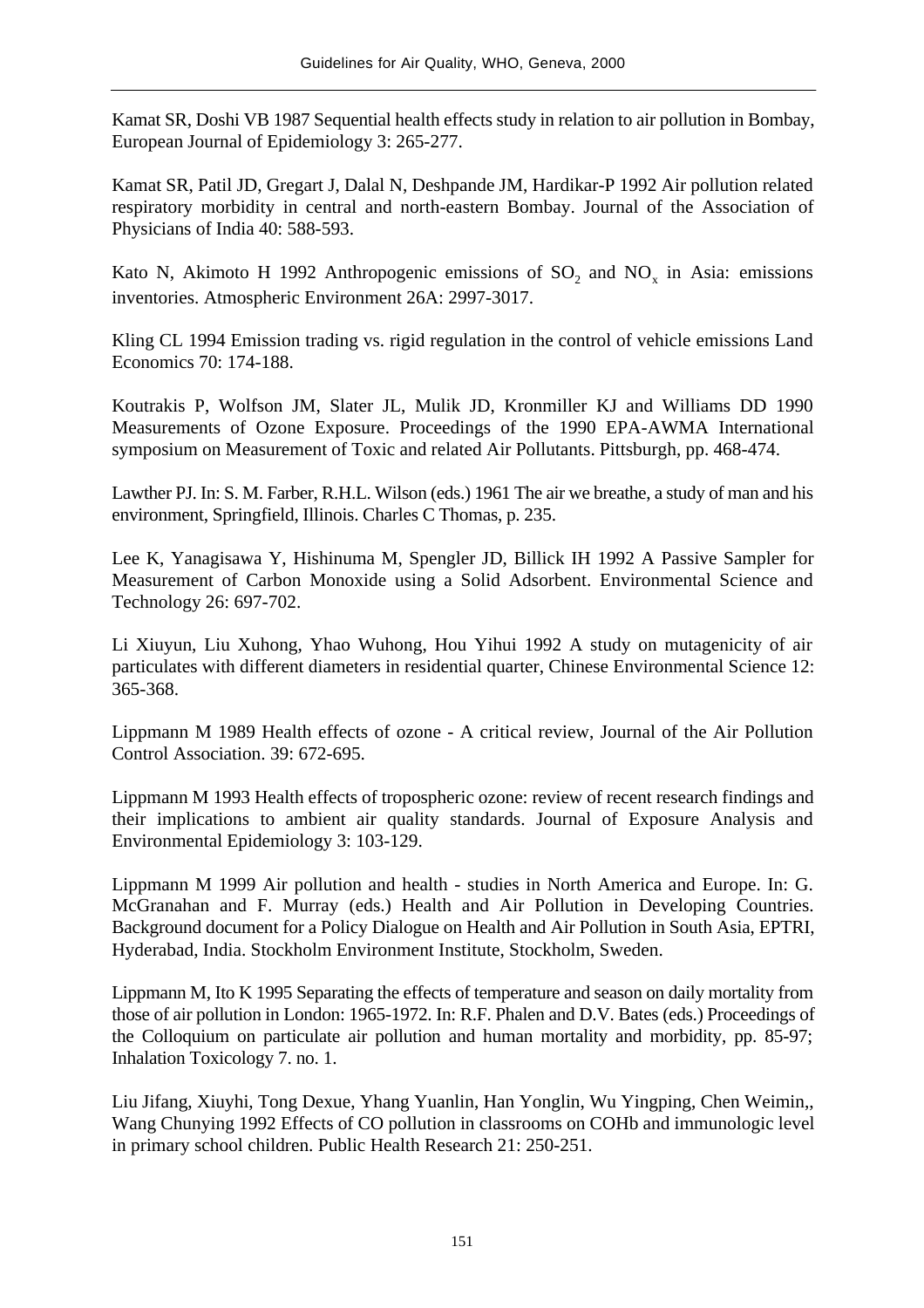Kamat SR, Doshi VB 1987 Sequential health effects study in relation to air pollution in Bombay, European Journal of Epidemiology 3: 265-277.

Kamat SR, Patil JD, Gregart J, Dalal N, Deshpande JM, Hardikar-P 1992 Air pollution related respiratory morbidity in central and north-eastern Bombay. Journal of the Association of Physicians of India 40: 588-593.

Kato N, Akimoto H 1992 Anthropogenic emissions of $SO_2$ and $NO_x$ in Asia: emissions inventories. Atmospheric Environment 26A: 2997-3017.

Kling CL 1994 Emission trading vs. rigid regulation in the control of vehicle emissions Land Economics 70: 174-188.

Koutrakis P, Wolfson JM, Slater JL, Mulik JD, Kronmiller KJ and Williams DD 1990 Measurements of Ozone Exposure. Proceedings of the 1990 EPA-AWMA International symposium on Measurement of Toxic and related Air Pollutants. Pittsburgh, pp. 468-474.

Lawther PJ. In: S. M. Farber, R.H.L. Wilson (eds.) 1961 The air we breathe, a study of man and his environment, Springfield, Illinois. Charles C Thomas, p. 235.

Lee K, Yanagisawa Y, Hishinuma M, Spengler JD, Billick IH 1992 A Passive Sampler for Measurement of Carbon Monoxide using a Solid Adsorbent. Environmental Science and Technology 26: 697-702.

Li Xiuyun, Liu Xuhong, Yhao Wuhong, Hou Yihui 1992 A study on mutagenicity of air particulates with different diameters in residential quarter, Chinese Environmental Science 12: 365-368.

Lippmann M 1989 Health effects of ozone - A critical review, Journal of the Air Pollution Control Association. 39: 672-695.

Lippmann M 1993 Health effects of tropospheric ozone: review of recent research findings and their implications to ambient air quality standards. Journal of Exposure Analysis and Environmental Epidemiology 3: 103-129.

Lippmann M 1999 Air pollution and health - studies in North America and Europe. In: G. McGranahan and F. Murray (eds.) Health and Air Pollution in Developing Countries. Background document for a Policy Dialogue on Health and Air Pollution in South Asia, EPTRI, Hyderabad, India. Stockholm Environment Institute, Stockholm, Sweden.

Lippmann M, Ito K 1995 Separating the effects of temperature and season on daily mortality from those of air pollution in London: 1965-1972. In: R.F. Phalen and D.V. Bates (eds.) Proceedings of the Colloquium on particulate air pollution and human mortality and morbidity, pp. 85-97; Inhalation Toxicology 7. no. 1.

Liu Jifang, Xiuyhi, Tong Dexue, Yhang Yuanlin, Han Yonglin, Wu Yingping, Chen Weimin,, Wang Chunying 1992 Effects of CO pollution in classrooms on COHb and immunologic level in primary school children. Public Health Research 21: 250-251.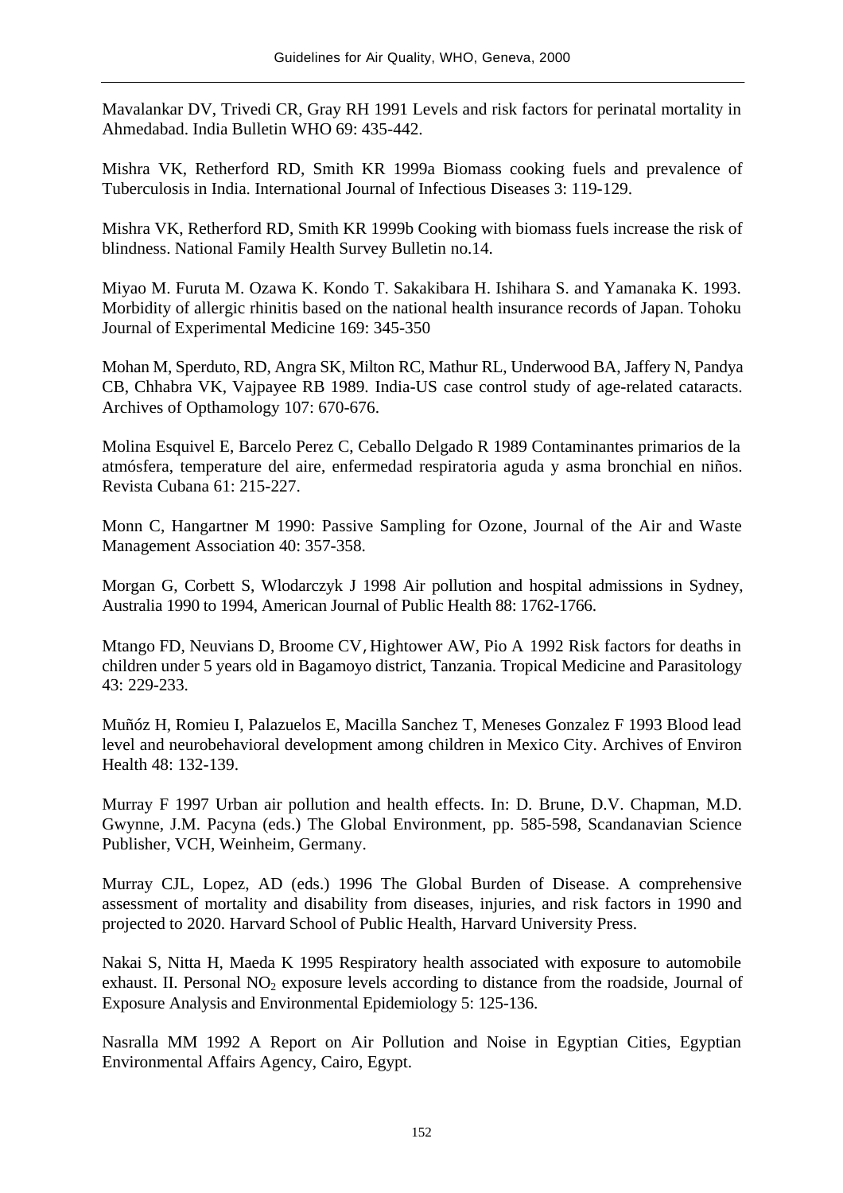Mavalankar DV, Trivedi CR, Gray RH 1991 Levels and risk factors for perinatal mortality in Ahmedabad. India Bulletin WHO 69: 435-442.

Mishra VK, Retherford RD, Smith KR 1999a Biomass cooking fuels and prevalence of Tuberculosis in India. International Journal of Infectious Diseases 3: 119-129.

Mishra VK, Retherford RD, Smith KR 1999b Cooking with biomass fuels increase the risk of blindness. National Family Health Survey Bulletin no.14.

Miyao M. Furuta M. Ozawa K. Kondo T. Sakakibara H. Ishihara S. and Yamanaka K. 1993. Morbidity of allergic rhinitis based on the national health insurance records of Japan. Tohoku Journal of Experimental Medicine 169: 345-350

Mohan M, Sperduto, RD, Angra SK, Milton RC, Mathur RL, Underwood BA, Jaffery N, Pandya CB, Chhabra VK, Vajpayee RB 1989. India-US case control study of age-related cataracts. Archives of Opthamology 107: 670-676.

Molina Esquivel E, Barcelo Perez C, Ceballo Delgado R 1989 Contaminantes primarios de la atmósfera, temperature del aire, enfermedad respiratoria aguda y asma bronchial en niños. Revista Cubana 61: 215-227.

Monn C, Hangartner M 1990: Passive Sampling for Ozone, Journal of the Air and Waste Management Association 40: 357-358.

Morgan G, Corbett S, Wlodarczyk J 1998 Air pollution and hospital admissions in Sydney, Australia 1990 to 1994, American Journal of Public Health 88: 1762-1766.

Mtango FD, Neuvians D, Broome CV, Hightower AW, Pio A 1992 Risk factors for deaths in children under 5 years old in Bagamoyo district, Tanzania. Tropical Medicine and Parasitology 43: 229-233.

Muñóz H, Romieu I, Palazuelos E, Macilla Sanchez T, Meneses Gonzalez F 1993 Blood lead level and neurobehavioral development among children in Mexico City. Archives of Environ Health 48: 132-139.

Murray F 1997 Urban air pollution and health effects. In: D. Brune, D.V. Chapman, M.D. Gwynne, J.M. Pacyna (eds.) The Global Environment, pp. 585-598, Scandanavian Science Publisher, VCH, Weinheim, Germany.

Murray CJL, Lopez, AD (eds.) 1996 The Global Burden of Disease. A comprehensive assessment of mortality and disability from diseases, injuries, and risk factors in 1990 and projected to 2020. Harvard School of Public Health, Harvard University Press.

Nakai S, Nitta H, Maeda K 1995 Respiratory health associated with exposure to automobile exhaust. II. Personal $NO_2$ exposure levels according to distance from the roadside, Journal of Exposure Analysis and Environmental Epidemiology 5: 125-136.

Nasralla MM 1992 A Report on Air Pollution and Noise in Egyptian Cities, Egyptian Environmental Affairs Agency, Cairo, Egypt.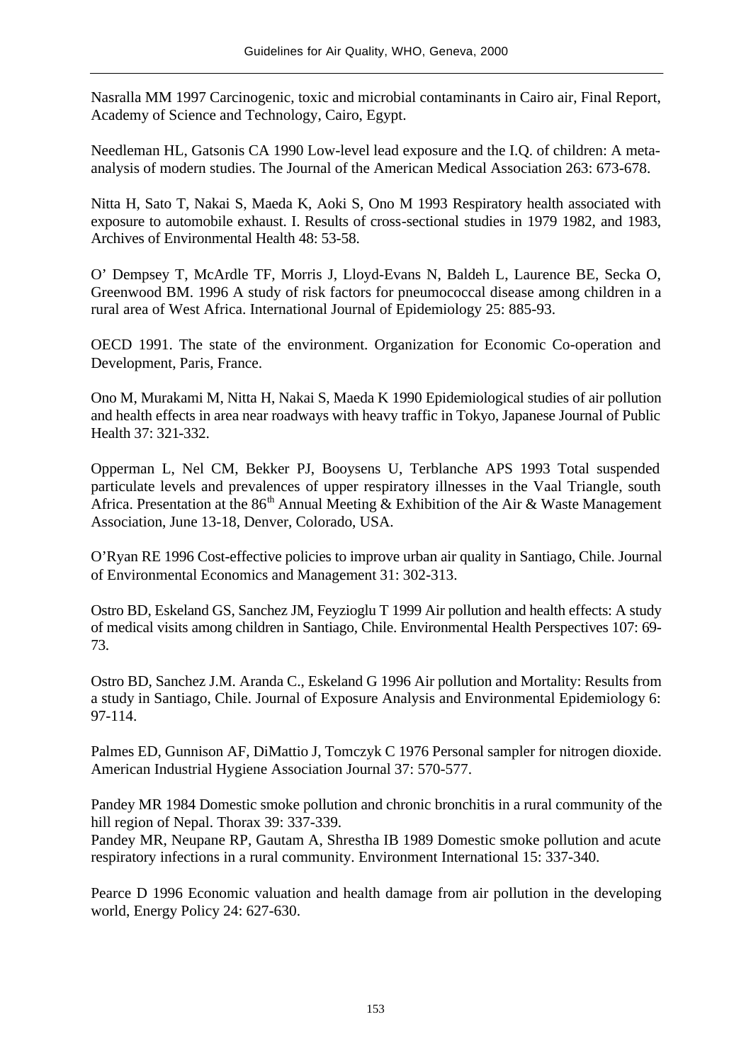Nasralla MM 1997 Carcinogenic, toxic and microbial contaminants in Cairo air, Final Report, Academy of Science and Technology, Cairo, Egypt.

Needleman HL, Gatsonis CA 1990 Low-level lead exposure and the I.Q. of children: A meta-analysis of modern studies. The Journal of the American Medical Association 263: 673-678.

Nitta H, Sato T, Nakai S, Maeda K, Aoki S, Ono M 1993 Respiratory health associated with exposure to automobile exhaust. I. Results of cross-sectional studies in 1979 1982, and 1983, Archives of Environmental Health 48: 53-58.

O' Dempsey T, McArdle TF, Morris J, Lloyd-Evans N, Baldeh L, Laurence BE, Secka O, Greenwood BM. 1996 A study of risk factors for pneumococcal disease among children in a rural area of West Africa. International Journal of Epidemiology 25: 885-93.

OECD 1991. The state of the environment. Organization for Economic Co-operation and Development, Paris, France.

Ono M, Murakami M, Nitta H, Nakai S, Maeda K 1990 Epidemiological studies of air pollution and health effects in area near roadways with heavy traffic in Tokyo, Japanese Journal of Public Health 37: 321-332.

Opperman L, Nel CM, Bekker PJ, Booysens U, Terblanche APS 1993 Total suspended particulate levels and prevalences of upper respiratory illnesses in the Vaal Triangle, south Africa. Presentation at the 86$^{th}$ Annual Meeting & Exhibition of the Air & Waste Management Association, June 13-18, Denver, Colorado, USA.

O'Ryan RE 1996 Cost-effective policies to improve urban air quality in Santiago, Chile. Journal of Environmental Economics and Management 31: 302-313.

Ostro BD, Eskeland GS, Sanchez JM, Feyzioglu T 1999 Air pollution and health effects: A study of medical visits among children in Santiago, Chile. Environmental Health Perspectives 107: 69-73.

Ostro BD, Sanchez J.M. Aranda C., Eskeland G 1996 Air pollution and Mortality: Results from a study in Santiago, Chile. Journal of Exposure Analysis and Environmental Epidemiology 6: 97-114.

Palmes ED, Gunnison AF, DiMattio J, Tomczyk C 1976 Personal sampler for nitrogen dioxide. American Industrial Hygiene Association Journal 37: 570-577.

Pandey MR 1984 Domestic smoke pollution and chronic bronchitis in a rural community of the hill region of Nepal. Thorax 39: 337-339.

Pandey MR, Neupane RP, Gautam A, Shrestha IB 1989 Domestic smoke pollution and acute respiratory infections in a rural community. Environment International 15: 337-340.

Pearce D 1996 Economic valuation and health damage from air pollution in the developing world, Energy Policy 24: 627-630.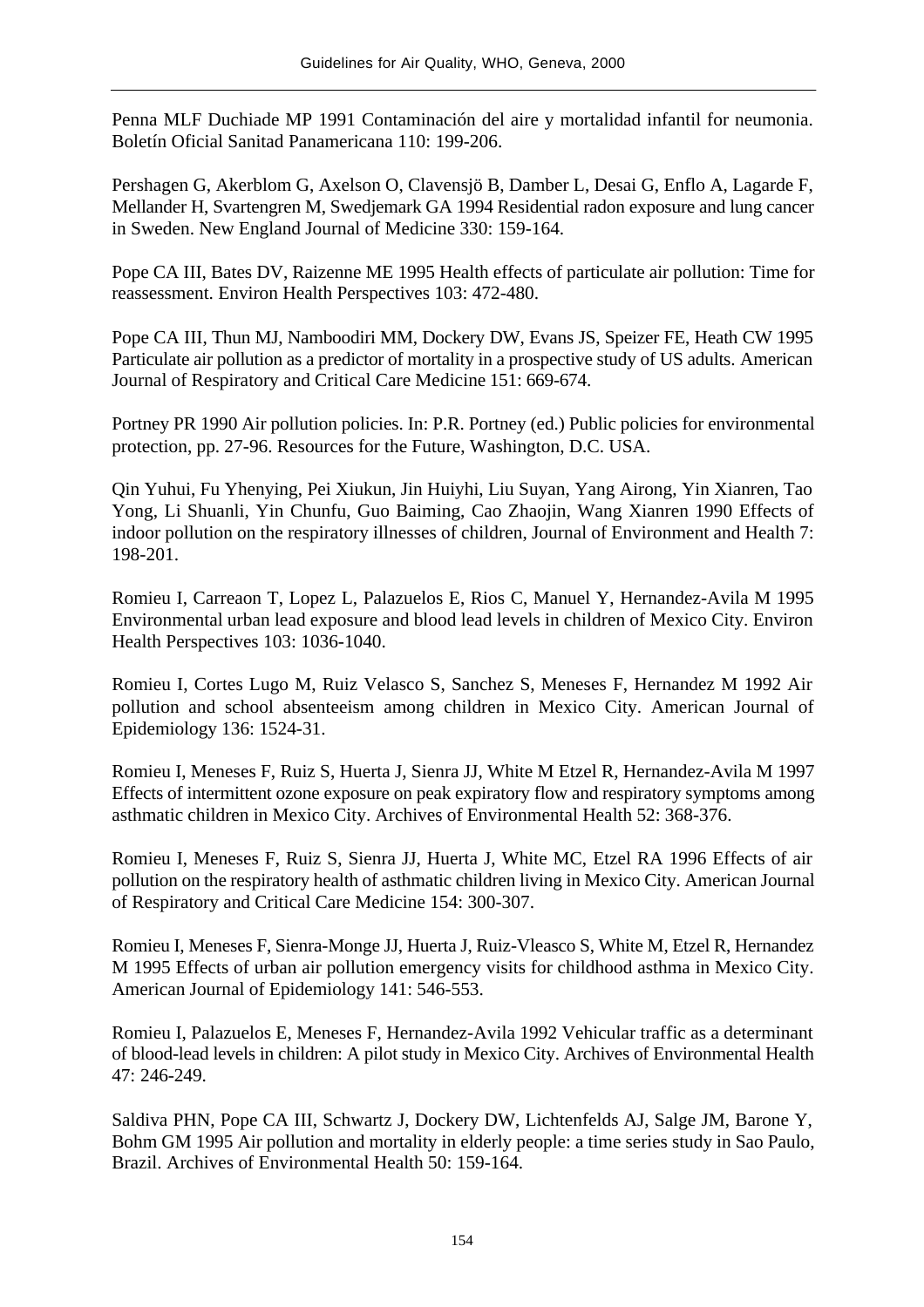Penna MLF Duchiade MP 1991 Contaminación del aire y mortalidad infantil for neumonia. Boletín Oficial Sanitad Panamericana 110: 199-206.

Pershagen G, Akerblom G, Axelson O, Clavensjö B, Damber L, Desai G, Enflo A, Lagarde F, Mellander H, Svartengren M, Swedjemark GA 1994 Residential radon exposure and lung cancer in Sweden. New England Journal of Medicine 330: 159-164.

Pope CA III, Bates DV, Raizenne ME 1995 Health effects of particulate air pollution: Time for reassessment. Environ Health Perspectives 103: 472-480.

Pope CA III, Thun MJ, Namboodiri MM, Dockery DW, Evans JS, Speizer FE, Heath CW 1995 Particulate air pollution as a predictor of mortality in a prospective study of US adults. American Journal of Respiratory and Critical Care Medicine 151: 669-674.

Portney PR 1990 Air pollution policies. In: P.R. Portney (ed.) Public policies for environmental protection, pp. 27-96. Resources for the Future, Washington, D.C. USA.

Qin Yuhui, Fu Yhenying, Pei Xiukun, Jin Huiyhi, Liu Suyan, Yang Airong, Yin Xianren, Tao Yong, Li Shuanli, Yin Chunfu, Guo Baiming, Cao Zhaojin, Wang Xianren 1990 Effects of indoor pollution on the respiratory illnesses of children, Journal of Environment and Health 7: 198-201.

Romieu I, Carreaon T, Lopez L, Palazuelos E, Rios C, Manuel Y, Hernandez-Avila M 1995 Environmental urban lead exposure and blood lead levels in children of Mexico City. Environ Health Perspectives 103: 1036-1040.

Romieu I, Cortes Lugo M, Ruiz Velasco S, Sanchez S, Meneses F, Hernandez M 1992 Air pollution and school absenteeism among children in Mexico City. American Journal of Epidemiology 136: 1524-31.

Romieu I, Meneses F, Ruiz S, Huerta J, Sienra JJ, White M Etzel R, Hernandez-Avila M 1997 Effects of intermittent ozone exposure on peak expiratory flow and respiratory symptoms among asthmatic children in Mexico City. Archives of Environmental Health 52: 368-376.

Romieu I, Meneses F, Ruiz S, Sienra JJ, Huerta J, White MC, Etzel RA 1996 Effects of air pollution on the respiratory health of asthmatic children living in Mexico City. American Journal of Respiratory and Critical Care Medicine 154: 300-307.

Romieu I, Meneses F, Sienra-Monge JJ, Huerta J, Ruiz-Vleasco S, White M, Etzel R, Hernandez M 1995 Effects of urban air pollution emergency visits for childhood asthma in Mexico City. American Journal of Epidemiology 141: 546-553.

Romieu I, Palazuelos E, Meneses F, Hernandez-Avila 1992 Vehicular traffic as a determinant of blood-lead levels in children: A pilot study in Mexico City. Archives of Environmental Health 47: 246-249.

Saldiva PHN, Pope CA III, Schwartz J, Dockery DW, Lichtenfelds AJ, Salge JM, Barone Y, Bohm GM 1995 Air pollution and mortality in elderly people: a time series study in Sao Paulo, Brazil. Archives of Environmental Health 50: 159-164.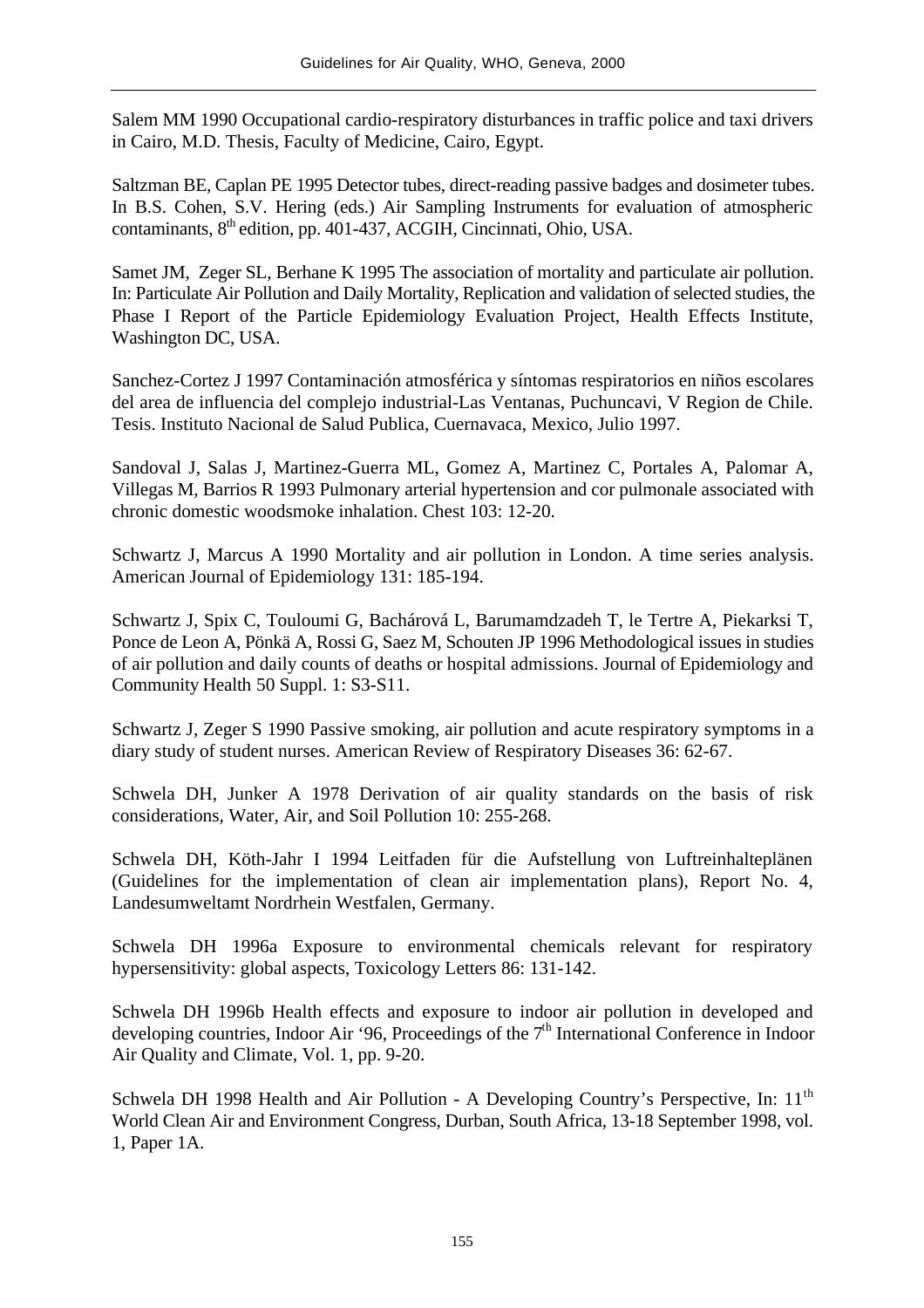Salem MM 1990 Occupational cardio-respiratory disturbances in traffic police and taxi drivers in Cairo, M.D. Thesis, Faculty of Medicine, Cairo, Egypt.

Saltzman BE, Caplan PE 1995 Detector tubes, direct-reading passive badges and dosimeter tubes. In B.S. Cohen, S.V. Hering (eds.) Air Sampling Instruments for evaluation of atmospheric contaminants, 8th edition, pp. 401-437, ACGIH, Cincinnati, Ohio, USA.

Samet JM, Zeger SL, Berhane K 1995 The association of mortality and particulate air pollution. In: Particulate Air Pollution and Daily Mortality, Replication and validation of selected studies, the Phase I Report of the Particle Epidemiology Evaluation Project, Health Effects Institute, Washington DC, USA.

Sanchez-Cortez J 1997 Contaminación atmosférica y síntomas respiratorios en niños escolares del area de influencia del complejo industrial-Las Ventanas, Puchuncavi, V Region de Chile. Tesis. Instituto Nacional de Salud Publica, Cuernavaca, Mexico, Julio 1997.

Sandoval J, Salas J, Martinez-Guerra ML, Gomez A, Martinez C, Portales A, Palomar A, Villegas M, Barrios R 1993 Pulmonary arterial hypertension and cor pulmonale associated with chronic domestic woodsmoke inhalation. Chest 103: 12-20.

Schwartz J, Marcus A 1990 Mortality and air pollution in London. A time series analysis. American Journal of Epidemiology 131: 185-194.

Schwartz J, Spix C, Touloumi G, Bachárová L, Barumamdzadeh T, le Tertre A, Piekarksi T, Ponce de Leon A, Pönkä A, Rossi G, Saez M, Schouten JP 1996 Methodological issues in studies of air pollution and daily counts of deaths or hospital admissions. Journal of Epidemiology and Community Health 50 Suppl. 1: S3-S11.

Schwartz J, Zeger S 1990 Passive smoking, air pollution and acute respiratory symptoms in a diary study of student nurses. American Review of Respiratory Diseases 36: 62-67.

Schwela DH, Junker A 1978 Derivation of air quality standards on the basis of risk considerations, Water, Air, and Soil Pollution 10: 255-268.

Schwela DH, Köth-Jahr I 1994 Leitfaden für die Aufstellung von Luftreinhalteplänen (Guidelines for the implementation of clean air implementation plans), Report No. 4, Landesumweltamt Nordrhein Westfalen, Germany.

Schwela DH 1996a Exposure to environmental chemicals relevant for respiratory hypersensitivity: global aspects, Toxicology Letters 86: 131-142.

Schwela DH 1996b Health effects and exposure to indoor air pollution in developed and developing countries, Indoor Air '96, Proceedings of the 7th International Conference in Indoor Air Quality and Climate, Vol. 1, pp. 9-20.

Schwela DH 1998 Health and Air Pollution - A Developing Country's Perspective, In: 11th World Clean Air and Environment Congress, Durban, South Africa, 13-18 September 1998, vol. 1, Paper 1A.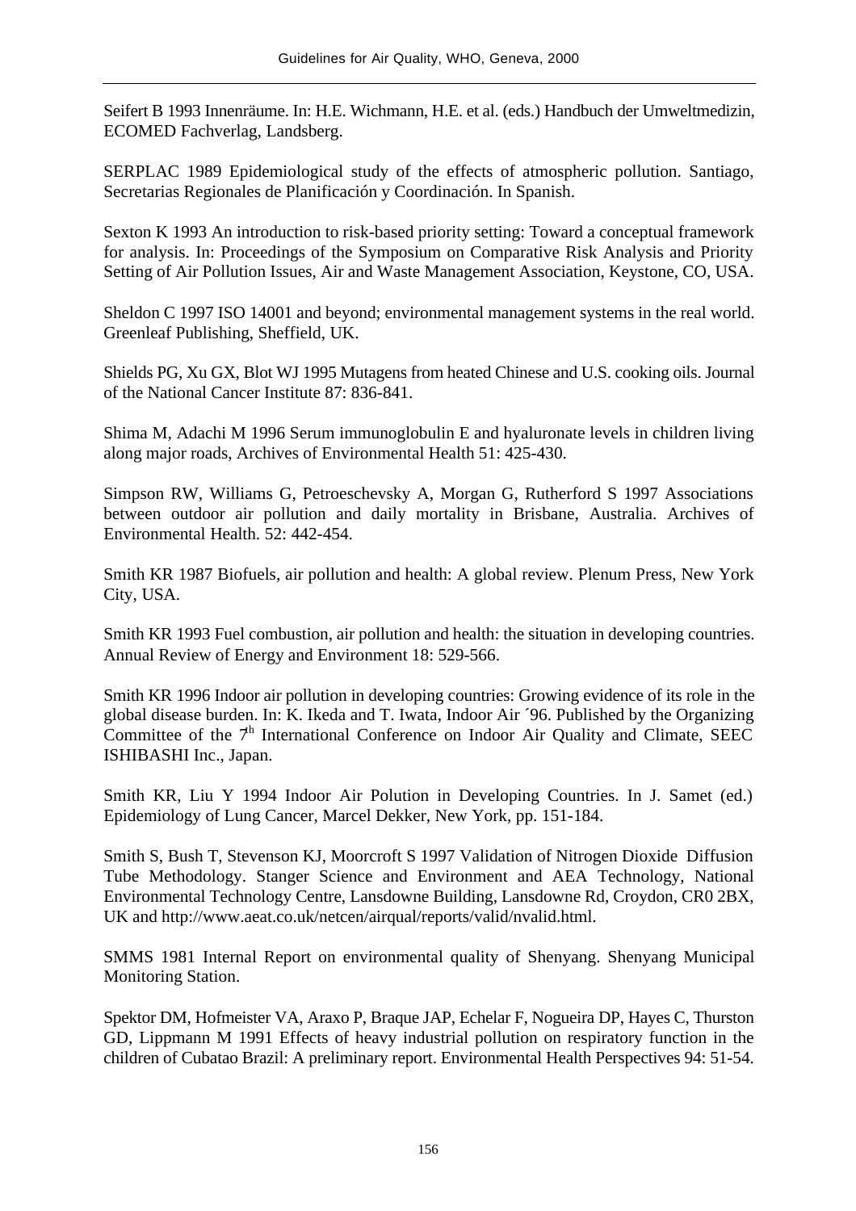Seifert B 1993 Innenräume. In: H.E. Wichmann, H.E. et al. (eds.) Handbuch der Umweltmedizin, ECOMED Fachverlag, Landsberg.

SERPLAC 1989 Epidemiological study of the effects of atmospheric pollution. Santiago, Secretarias Regionales de Planificación y Coordinación. In Spanish.

Sexton K 1993 An introduction to risk-based priority setting: Toward a conceptual framework for analysis. In: Proceedings of the Symposium on Comparative Risk Analysis and Priority Setting of Air Pollution Issues, Air and Waste Management Association, Keystone, CO, USA.

Sheldon C 1997 ISO 14001 and beyond; environmental management systems in the real world. Greenleaf Publishing, Sheffield, UK.

Shields PG, Xu GX, Blot WJ 1995 Mutagens from heated Chinese and U.S. cooking oils. Journal of the National Cancer Institute 87: 836-841.

Shima M, Adachi M 1996 Serum immunoglobulin E and hyaluronate levels in children living along major roads, Archives of Environmental Health 51: 425-430.

Simpson RW, Williams G, Petroeschevsky A, Morgan G, Rutherford S 1997 Associations between outdoor air pollution and daily mortality in Brisbane, Australia. Archives of Environmental Health. 52: 442-454.

Smith KR 1987 Biofuels, air pollution and health: A global review. Plenum Press, New York City, USA.

Smith KR 1993 Fuel combustion, air pollution and health: the situation in developing countries. Annual Review of Energy and Environment 18: 529-566.

Smith KR 1996 Indoor air pollution in developing countries: Growing evidence of its role in the global disease burden. In: K. Ikeda and T. Iwata, Indoor Air ´96. Published by the Organizing Committee of the 7th International Conference on Indoor Air Quality and Climate, SEEC ISHIBASHI Inc., Japan.

Smith KR, Liu Y 1994 Indoor Air Polution in Developing Countries. In J. Samet (ed.) Epidemiology of Lung Cancer, Marcel Dekker, New York, pp. 151-184.

Smith S, Bush T, Stevenson KJ, Moorcroft S 1997 Validation of Nitrogen Dioxide Diffusion Tube Methodology. Stanger Science and Environment and AEA Technology, National Environmental Technology Centre, Lansdowne Building, Lansdowne Rd, Croydon, CR0 2BX, UK and http://www.aeat.co.uk/netcen/airqual/reports/valid/nvalid.html.

SMMS 1981 Internal Report on environmental quality of Shenyang. Shenyang Municipal Monitoring Station.

Spektor DM, Hofmeister VA, Araxo P, Braque JAP, Echelar F, Nogueira DP, Hayes C, Thurston GD, Lippmann M 1991 Effects of heavy industrial pollution on respiratory function in the children of Cubatao Brazil: A preliminary report. Environmental Health Perspectives 94: 51-54.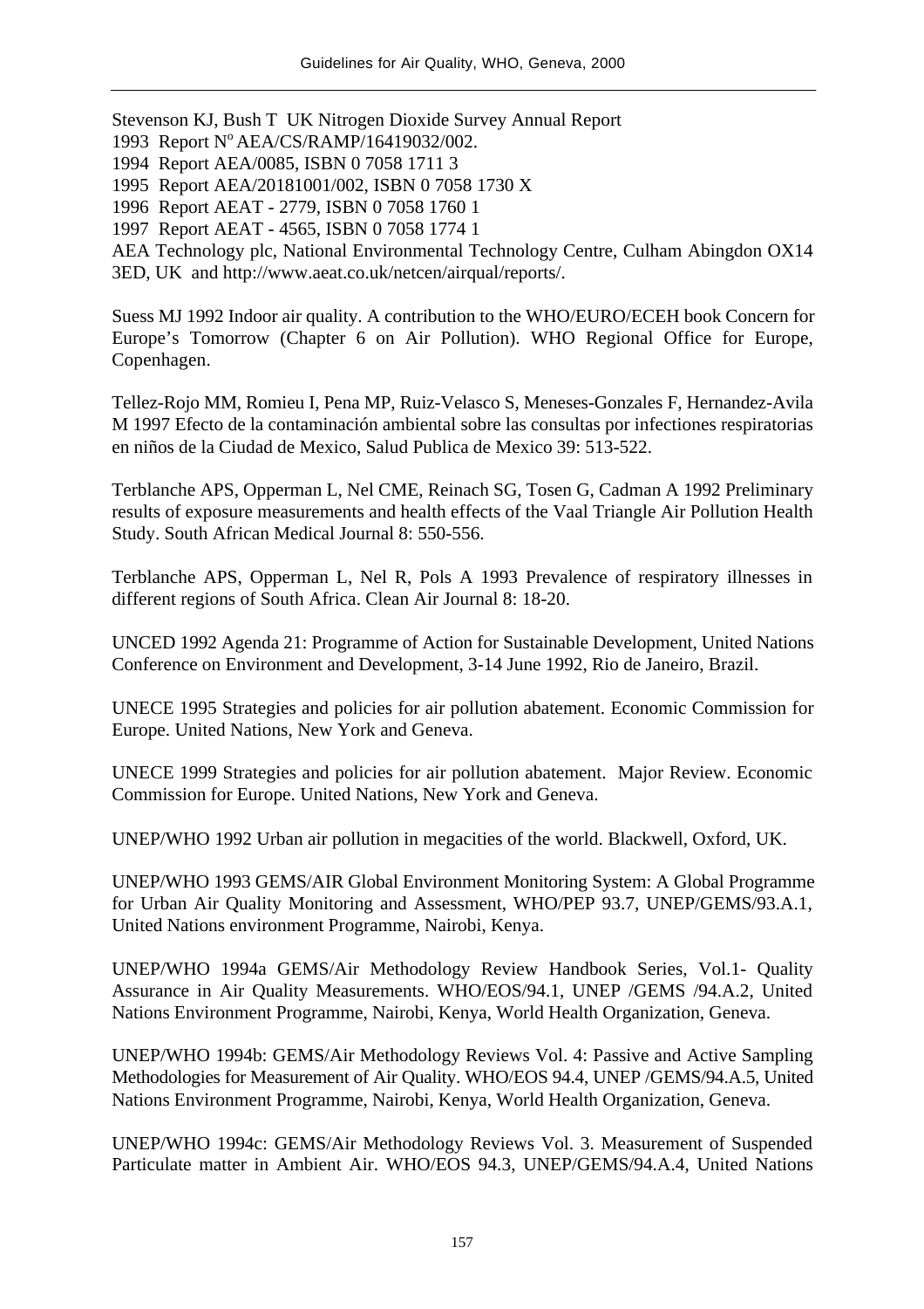Stevenson KJ, Bush T UK Nitrogen Dioxide Survey Annual Report
1993 Report N° AEA/CS/RAMP/16419032/002.
1994 Report AEA/0085, ISBN 0 7058 1711 3
1995 Report AEA/20181001/002, ISBN 0 7058 1730 X
1996 Report AEAT - 2779, ISBN 0 7058 1760 1
1997 Report AEAT - 4565, ISBN 0 7058 1774 1
AEA Technology plc, National Environmental Technology Centre, Culham Abingdon OX14 3ED, UK and http://www.aeat.co.uk/netcen/airqual/reports/.

Suess MJ 1992 Indoor air quality. A contribution to the WHO/EURO/ECEH book Concern for Europe's Tomorrow (Chapter 6 on Air Pollution). WHO Regional Office for Europe, Copenhagen.

Tellez-Rojo MM, Romieu I, Pena MP, Ruiz-Velasco S, Meneses-Gonzales F, Hernandez-Avila M 1997 Efecto de la contaminación ambiental sobre las consultas por infectiones respiratorias en niños de la Ciudad de Mexico, Salud Publica de Mexico 39: 513-522.

Terblanche APS, Opperman L, Nel CME, Reinach SG, Tosen G, Cadman A 1992 Preliminary results of exposure measurements and health effects of the Vaal Triangle Air Pollution Health Study. South African Medical Journal 8: 550-556.

Terblanche APS, Opperman L, Nel R, Pols A 1993 Prevalence of respiratory illnesses in different regions of South Africa. Clean Air Journal 8: 18-20.

UNCED 1992 Agenda 21: Programme of Action for Sustainable Development, United Nations Conference on Environment and Development, 3-14 June 1992, Rio de Janeiro, Brazil.

UNECE 1995 Strategies and policies for air pollution abatement. Economic Commission for Europe. United Nations, New York and Geneva.

UNECE 1999 Strategies and policies for air pollution abatement. Major Review. Economic Commission for Europe. United Nations, New York and Geneva.

UNEP/WHO 1992 Urban air pollution in megacities of the world. Blackwell, Oxford, UK.

UNEP/WHO 1993 GEMS/AIR Global Environment Monitoring System: A Global Programme for Urban Air Quality Monitoring and Assessment, WHO/PEP 93.7, UNEP/GEMS/93.A.1, United Nations environment Programme, Nairobi, Kenya.

UNEP/WHO 1994a GEMS/Air Methodology Review Handbook Series, Vol.1- Quality Assurance in Air Quality Measurements. WHO/EOS/94.1, UNEP /GEMS /94.A.2, United Nations Environment Programme, Nairobi, Kenya, World Health Organization, Geneva.

UNEP/WHO 1994b: GEMS/Air Methodology Reviews Vol. 4: Passive and Active Sampling Methodologies for Measurement of Air Quality. WHO/EOS 94.4, UNEP /GEMS/94.A.5, United Nations Environment Programme, Nairobi, Kenya, World Health Organization, Geneva.

UNEP/WHO 1994c: GEMS/Air Methodology Reviews Vol. 3. Measurement of Suspended Particulate matter in Ambient Air. WHO/EOS 94.3, UNEP/GEMS/94.A.4, United Nations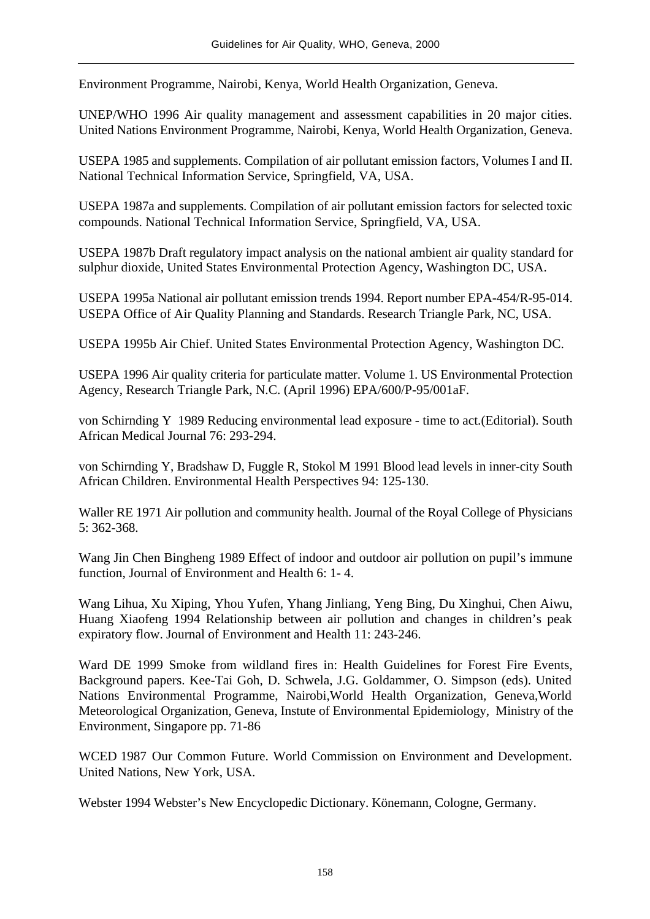Environment Programme, Nairobi, Kenya, World Health Organization, Geneva.

UNEP/WHO 1996 Air quality management and assessment capabilities in 20 major cities. United Nations Environment Programme, Nairobi, Kenya, World Health Organization, Geneva.

USEPA 1985 and supplements. Compilation of air pollutant emission factors, Volumes I and II. National Technical Information Service, Springfield, VA, USA.

USEPA 1987a and supplements. Compilation of air pollutant emission factors for selected toxic compounds. National Technical Information Service, Springfield, VA, USA.

USEPA 1987b Draft regulatory impact analysis on the national ambient air quality standard for sulphur dioxide, United States Environmental Protection Agency, Washington DC, USA.

USEPA 1995a National air pollutant emission trends 1994. Report number EPA-454/R-95-014. USEPA Office of Air Quality Planning and Standards. Research Triangle Park, NC, USA.

USEPA 1995b Air Chief. United States Environmental Protection Agency, Washington DC.

USEPA 1996 Air quality criteria for particulate matter. Volume 1. US Environmental Protection Agency, Research Triangle Park, N.C. (April 1996) EPA/600/P-95/001aF.

von Schirnding Y 1989 Reducing environmental lead exposure - time to act.(Editorial). South African Medical Journal 76: 293-294.

von Schirnding Y, Bradshaw D, Fuggle R, Stokol M 1991 Blood lead levels in inner-city South African Children. Environmental Health Perspectives 94: 125-130.

Waller RE 1971 Air pollution and community health. Journal of the Royal College of Physicians 5: 362-368.

Wang Jin Chen Bingheng 1989 Effect of indoor and outdoor air pollution on pupil's immune function, Journal of Environment and Health 6: 1- 4.

Wang Lihua, Xu Xiping, Yhou Yufen, Yhang Jinliang, Yeng Bing, Du Xinghui, Chen Aiwu, Huang Xiaofeng 1994 Relationship between air pollution and changes in children's peak expiratory flow. Journal of Environment and Health 11: 243-246.

Ward DE 1999 Smoke from wildland fires in: Health Guidelines for Forest Fire Events, Background papers. Kee-Tai Goh, D. Schwela, J.G. Goldammer, O. Simpson (eds). United Nations Environmental Programme, Nairobi,World Health Organization, Geneva,World Meteorological Organization, Geneva, Instute of Environmental Epidemiology, Ministry of the Environment, Singapore pp. 71-86

WCED 1987 Our Common Future. World Commission on Environment and Development. United Nations, New York, USA.

Webster 1994 Webster's New Encyclopedic Dictionary. Könemann, Cologne, Germany.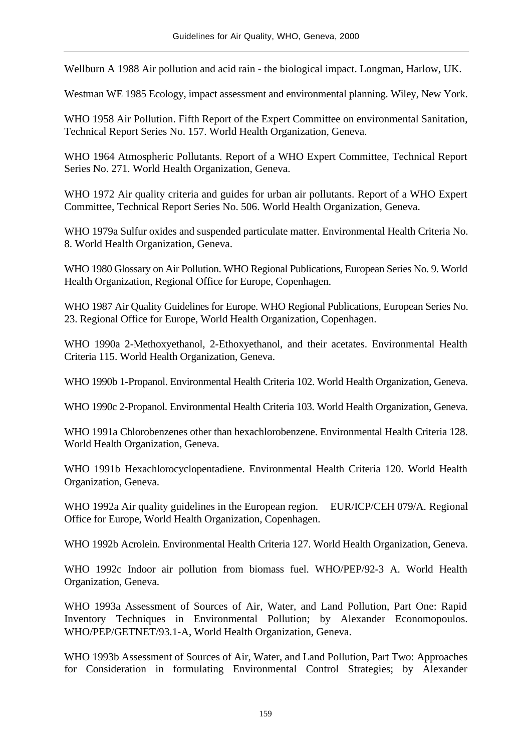Wellburn A 1988 Air pollution and acid rain - the biological impact. Longman, Harlow, UK.

Westman WE 1985 Ecology, impact assessment and environmental planning. Wiley, New York.

WHO 1958 Air Pollution. Fifth Report of the Expert Committee on environmental Sanitation, Technical Report Series No. 157. World Health Organization, Geneva.

WHO 1964 Atmospheric Pollutants. Report of a WHO Expert Committee, Technical Report Series No. 271. World Health Organization, Geneva.

WHO 1972 Air quality criteria and guides for urban air pollutants. Report of a WHO Expert Committee, Technical Report Series No. 506. World Health Organization, Geneva.

WHO 1979a Sulfur oxides and suspended particulate matter. Environmental Health Criteria No. 8. World Health Organization, Geneva.

WHO 1980 Glossary on Air Pollution. WHO Regional Publications, European Series No. 9. World Health Organization, Regional Office for Europe, Copenhagen.

WHO 1987 Air Quality Guidelines for Europe. WHO Regional Publications, European Series No. 23. Regional Office for Europe, World Health Organization, Copenhagen.

WHO 1990a 2-Methoxyethanol, 2-Ethoxyethanol, and their acetates. Environmental Health Criteria 115. World Health Organization, Geneva.

WHO 1990b 1-Propanol. Environmental Health Criteria 102. World Health Organization, Geneva.

WHO 1990c 2-Propanol. Environmental Health Criteria 103. World Health Organization, Geneva.

WHO 1991a Chlorobenzenes other than hexachlorobenzene. Environmental Health Criteria 128. World Health Organization, Geneva.

WHO 1991b Hexachlorocyclopentadiene. Environmental Health Criteria 120. World Health Organization, Geneva.

WHO 1992a Air quality guidelines in the European region. EUR/ICP/CEH 079/A. Regional Office for Europe, World Health Organization, Copenhagen.

WHO 1992b Acrolein. Environmental Health Criteria 127. World Health Organization, Geneva.

WHO 1992c Indoor air pollution from biomass fuel. WHO/PEP/92-3 A. World Health Organization, Geneva.

WHO 1993a Assessment of Sources of Air, Water, and Land Pollution, Part One: Rapid Inventory Techniques in Environmental Pollution; by Alexander Economopoulos. WHO/PEP/GETNET/93.1-A, World Health Organization, Geneva.

WHO 1993b Assessment of Sources of Air, Water, and Land Pollution, Part Two: Approaches for Consideration in formulating Environmental Control Strategies; by Alexander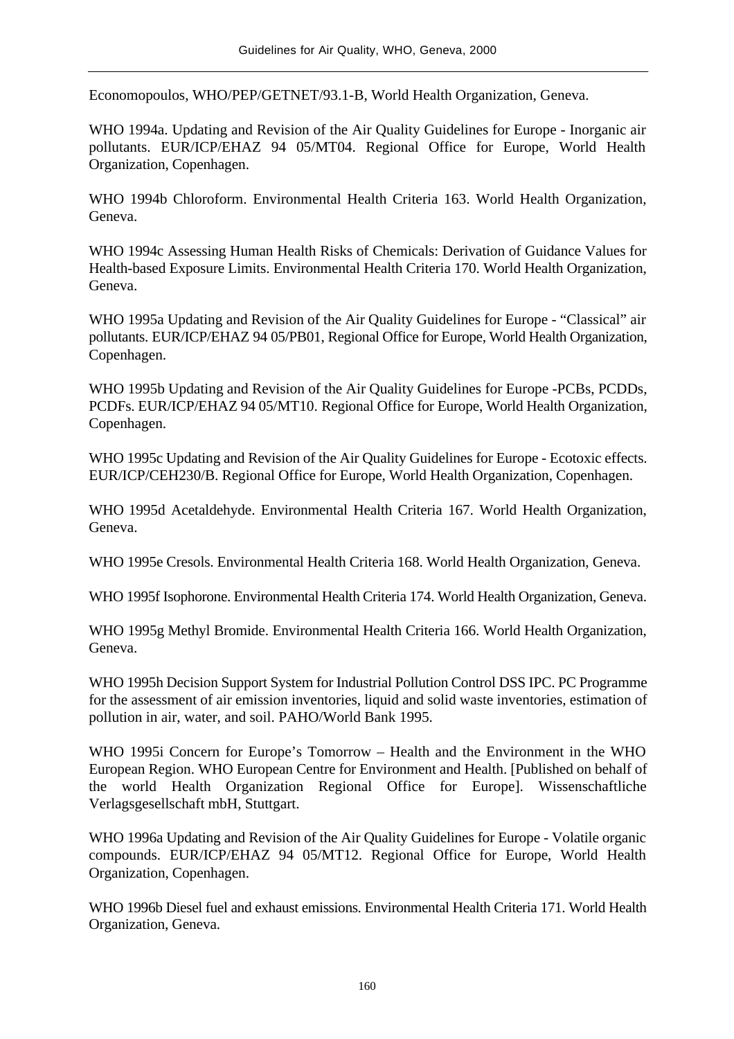Economopoulos, WHO/PEP/GETNET/93.1-B, World Health Organization, Geneva.

WHO 1994a. Updating and Revision of the Air Quality Guidelines for Europe - Inorganic air pollutants. EUR/ICP/EHAZ 94 05/MT04. Regional Office for Europe, World Health Organization, Copenhagen.

WHO 1994b Chloroform. Environmental Health Criteria 163. World Health Organization, Geneva.

WHO 1994c Assessing Human Health Risks of Chemicals: Derivation of Guidance Values for Health-based Exposure Limits. Environmental Health Criteria 170. World Health Organization, Geneva.

WHO 1995a Updating and Revision of the Air Quality Guidelines for Europe - "Classical" air pollutants. EUR/ICP/EHAZ 94 05/PB01, Regional Office for Europe, World Health Organization, Copenhagen.

WHO 1995b Updating and Revision of the Air Quality Guidelines for Europe -PCBs, PCDDs, PCDFs. EUR/ICP/EHAZ 94 05/MT10. Regional Office for Europe, World Health Organization, Copenhagen.

WHO 1995c Updating and Revision of the Air Quality Guidelines for Europe - Ecotoxic effects. EUR/ICP/CEH230/B. Regional Office for Europe, World Health Organization, Copenhagen.

WHO 1995d Acetaldehyde. Environmental Health Criteria 167. World Health Organization, Geneva.

WHO 1995e Cresols. Environmental Health Criteria 168. World Health Organization, Geneva.

WHO 1995f Isophorone. Environmental Health Criteria 174. World Health Organization, Geneva.

WHO 1995g Methyl Bromide. Environmental Health Criteria 166. World Health Organization, Geneva.

WHO 1995h Decision Support System for Industrial Pollution Control DSS IPC. PC Programme for the assessment of air emission inventories, liquid and solid waste inventories, estimation of pollution in air, water, and soil. PAHO/World Bank 1995.

WHO 1995i Concern for Europe's Tomorrow – Health and the Environment in the WHO European Region. WHO European Centre for Environment and Health. [Published on behalf of the world Health Organization Regional Office for Europe]. Wissenschaftliche Verlagsgesellschaft mbH, Stuttgart.

WHO 1996a Updating and Revision of the Air Quality Guidelines for Europe - Volatile organic compounds. EUR/ICP/EHAZ 94 05/MT12. Regional Office for Europe, World Health Organization, Copenhagen.

WHO 1996b Diesel fuel and exhaust emissions. Environmental Health Criteria 171. World Health Organization, Geneva.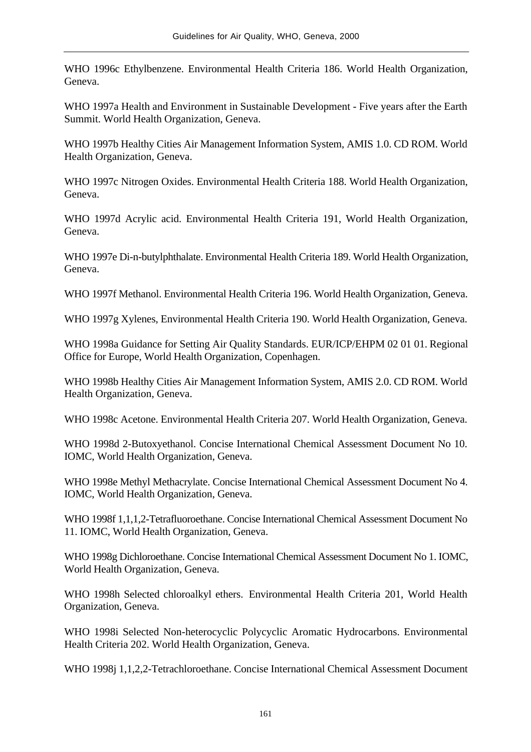WHO 1996c Ethylbenzene. Environmental Health Criteria 186. World Health Organization, Geneva.

WHO 1997a Health and Environment in Sustainable Development - Five years after the Earth Summit. World Health Organization, Geneva.

WHO 1997b Healthy Cities Air Management Information System, AMIS 1.0. CD ROM. World Health Organization, Geneva.

WHO 1997c Nitrogen Oxides. Environmental Health Criteria 188. World Health Organization, Geneva.

WHO 1997d Acrylic acid. Environmental Health Criteria 191, World Health Organization, Geneva.

WHO 1997e Di-n-butylphthalate. Environmental Health Criteria 189. World Health Organization, Geneva.

WHO 1997f Methanol. Environmental Health Criteria 196. World Health Organization, Geneva.

WHO 1997g Xylenes, Environmental Health Criteria 190. World Health Organization, Geneva.

WHO 1998a Guidance for Setting Air Quality Standards. EUR/ICP/EHPM 02 01 01. Regional Office for Europe, World Health Organization, Copenhagen.

WHO 1998b Healthy Cities Air Management Information System, AMIS 2.0. CD ROM. World Health Organization, Geneva.

WHO 1998c Acetone. Environmental Health Criteria 207. World Health Organization, Geneva.

WHO 1998d 2-Butoxyethanol. Concise International Chemical Assessment Document No 10. IOMC, World Health Organization, Geneva.

WHO 1998e Methyl Methacrylate. Concise International Chemical Assessment Document No 4. IOMC, World Health Organization, Geneva.

WHO 1998f 1,1,1,2-Tetrafluoroethane. Concise International Chemical Assessment Document No 11. IOMC, World Health Organization, Geneva.

WHO 1998g Dichloroethane. Concise International Chemical Assessment Document No 1. IOMC, World Health Organization, Geneva.

WHO 1998h Selected chloroalkyl ethers. Environmental Health Criteria 201, World Health Organization, Geneva.

WHO 1998i Selected Non-heterocyclic Polycyclic Aromatic Hydrocarbons. Environmental Health Criteria 202. World Health Organization, Geneva.

WHO 1998j 1,1,2,2-Tetrachloroethane. Concise International Chemical Assessment Document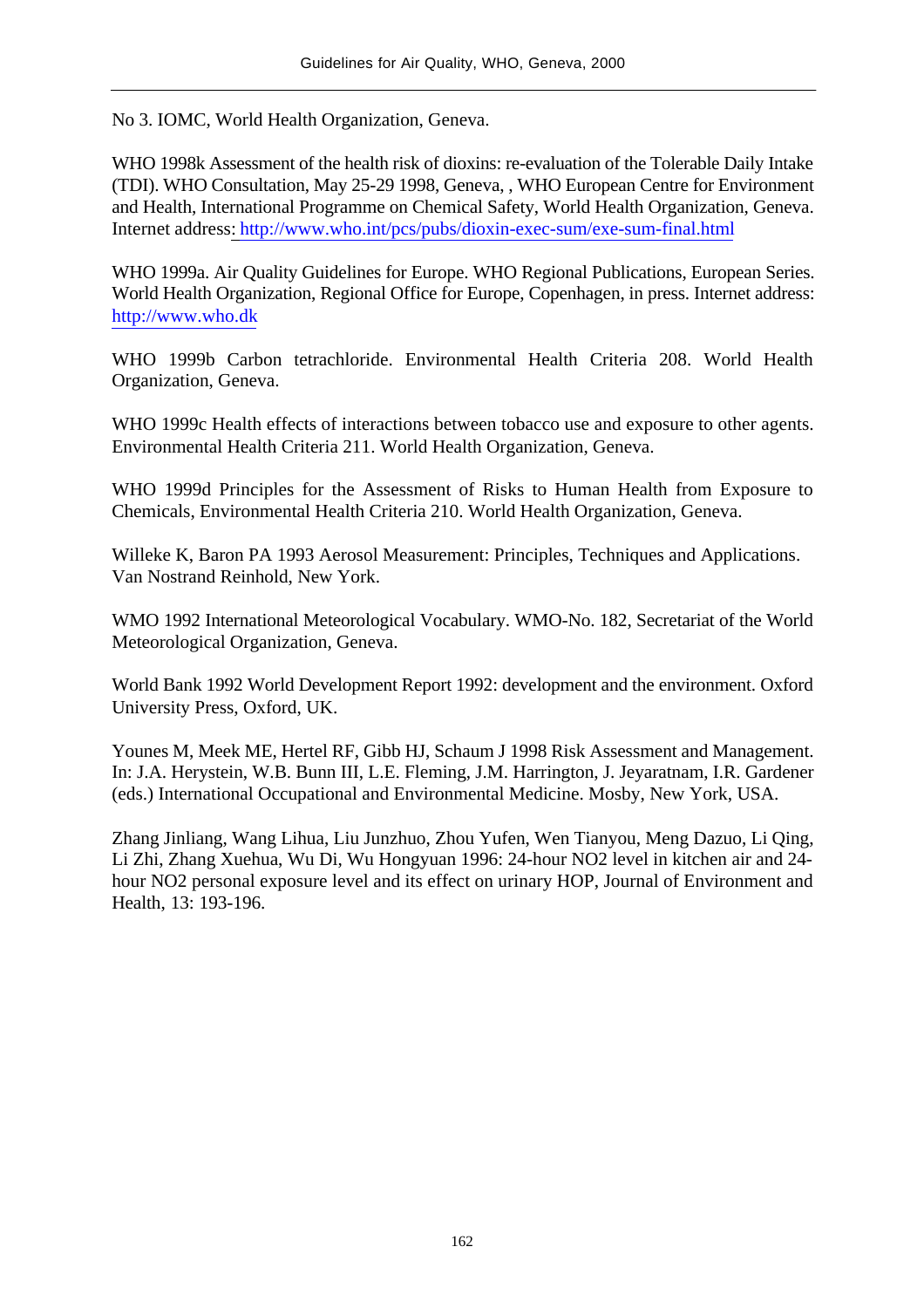No 3. IOMC, World Health Organization, Geneva.

WHO 1998k Assessment of the health risk of dioxins: re-evaluation of the Tolerable Daily Intake (TDI). WHO Consultation, May 25-29 1998, Geneva, , WHO European Centre for Environment and Health, International Programme on Chemical Safety, World Health Organization, Geneva. Internet address: http://www.who.int/pcs/pubs/dioxin-exec-sum/exe-sum-final.html

WHO 1999a. Air Quality Guidelines for Europe. WHO Regional Publications, European Series. World Health Organization, Regional Office for Europe, Copenhagen, in press. Internet address: http://www.who.dk

WHO 1999b Carbon tetrachloride. Environmental Health Criteria 208. World Health Organization, Geneva.

WHO 1999c Health effects of interactions between tobacco use and exposure to other agents. Environmental Health Criteria 211. World Health Organization, Geneva.

WHO 1999d Principles for the Assessment of Risks to Human Health from Exposure to Chemicals, Environmental Health Criteria 210. World Health Organization, Geneva.

Willeke K, Baron PA 1993 Aerosol Measurement: Principles, Techniques and Applications. Van Nostrand Reinhold, New York.

WMO 1992 International Meteorological Vocabulary. WMO-No. 182, Secretariat of the World Meteorological Organization, Geneva.

World Bank 1992 World Development Report 1992: development and the environment. Oxford University Press, Oxford, UK.

Younes M, Meek ME, Hertel RF, Gibb HJ, Schaum J 1998 Risk Assessment and Management. In: J.A. Herystein, W.B. Bunn III, L.E. Fleming, J.M. Harrington, J. Jeyaratnam, I.R. Gardener (eds.) International Occupational and Environmental Medicine. Mosby, New York, USA.

Zhang Jinliang, Wang Lihua, Liu Junzhuo, Zhou Yufen, Wen Tianyou, Meng Dazuo, Li Qing, Li Zhi, Zhang Xuehua, Wu Di, Wu Hongyuan 1996: 24-hour NO2 level in kitchen air and 24-hour NO2 personal exposure level and its effect on urinary HOP, Journal of Environment and Health, 13: 193-196.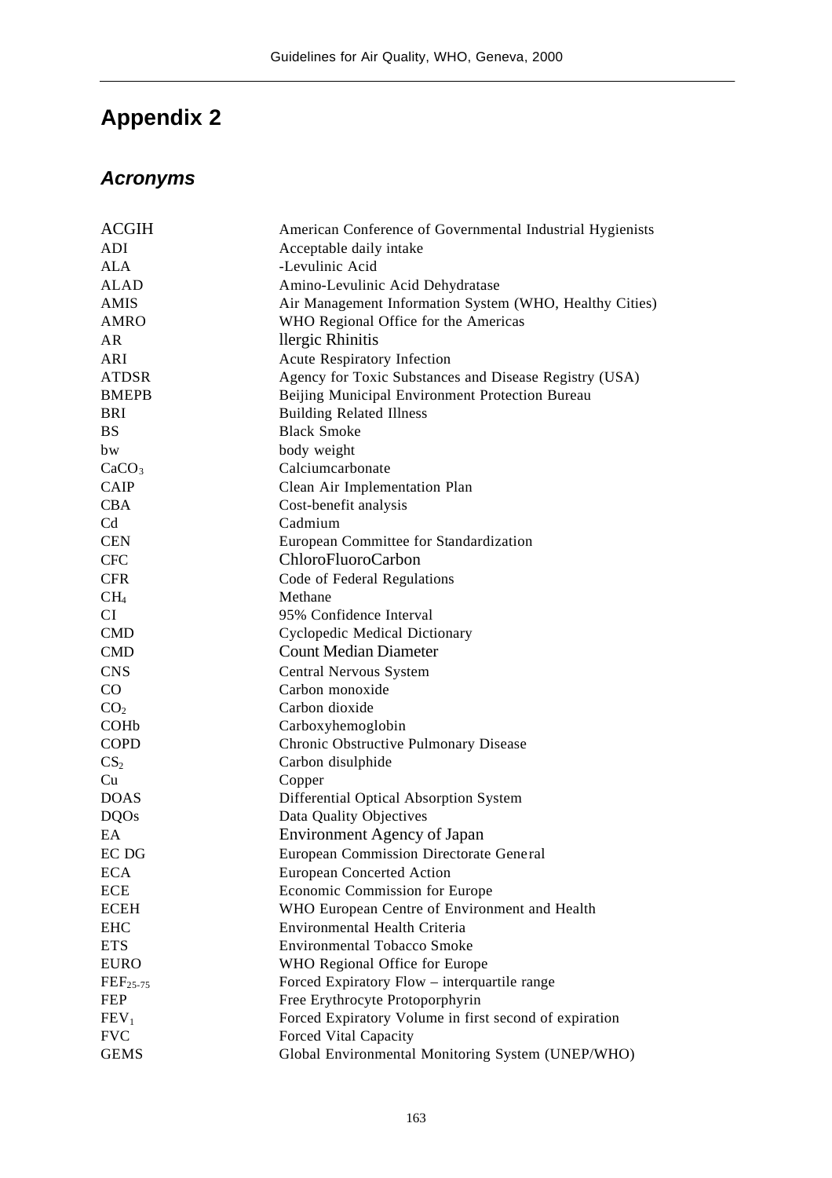# Appendix 2

## *Acronyms*

| | |
|---|---|
| ACGIH | American Conference of Governmental Industrial Hygienists |
| ADI | Acceptable daily intake |
| ALA | -Levulinic Acid |
| ALAD | Amino-Levulinic Acid Dehydratase |
| AMIS | Air Management Information System (WHO, Healthy Cities) |
| AMRO | WHO Regional Office for the Americas |
| AR | llergic Rhinitis |
| ARI | Acute Respiratory Infection |
| ATDSR | Agency for Toxic Substances and Disease Registry (USA) |
| BMEPB | Beijing Municipal Environment Protection Bureau |
| BRI | Building Related Illness |
| BS | Black Smoke |
| bw | body weight |
| $CaCO_3$ | Calciumcarbonate |
| CAIP | Clean Air Implementation Plan |
| CBA | Cost-benefit analysis |
| Cd | Cadmium |
| CEN | European Committee for Standardization |
| CFC | ChloroFluoroCarbon |
| CFR | Code of Federal Regulations |
| $CH_4$ | Methane |
| CI | 95% Confidence Interval |
| CMD | Cyclopedic Medical Dictionary |
| CMD | Count Median Diameter |
| CNS | Central Nervous System |
| CO | Carbon monoxide |
| $CO_2$ | Carbon dioxide |
| COHb | Carboxyhemoglobin |
| COPD | Chronic Obstructive Pulmonary Disease |
| $CS_2$ | Carbon disulphide |
| Cu | Copper |
| DOAS | Differential Optical Absorption System |
| DQOs | Data Quality Objectives |
| EA | Environment Agency of Japan |
| EC DG | European Commission Directorate General |
| ECA | European Concerted Action |
| ECE | Economic Commission for Europe |
| ECEH | WHO European Centre of Environment and Health |
| EHC | Environmental Health Criteria |
| ETS | Environmental Tobacco Smoke |
| EURO | WHO Regional Office for Europe |
| $FEF_{25-75}$ | Forced Expiratory Flow – interquartile range |
| FEP | Free Erythrocyte Protoporphyrin |
| $FEV_1$ | Forced Expiratory Volume in first second of expiration |
| FVC | Forced Vital Capacity |
| GEMS | Global Environmental Monitoring System (UNEP/WHO) |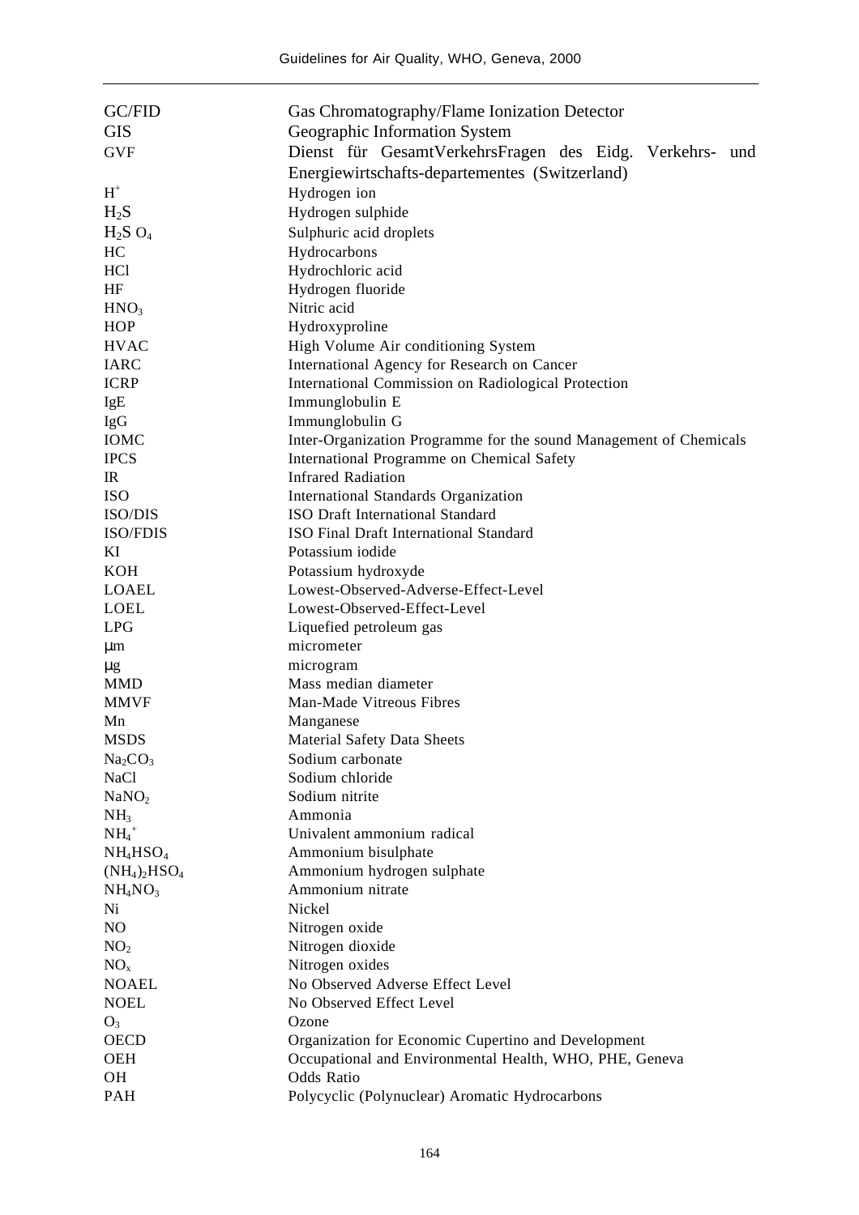| | |
|---|---|
| GC/FID | Gas Chromatography/Flame Ionization Detector |
| GIS | Geographic Information System |
| GVF | Dienst für GesamtVerkehrsFragen des Eidg. Verkehrs- und Energiewirtschafts-departementes (Switzerland) |
| $H^+$ | Hydrogen ion |
| $H_2S$ | Hydrogen sulphide |
| $H_2SO_4$ | Sulphuric acid droplets |
| HC | Hydrocarbons |
| HCl | Hydrochloric acid |
| HF | Hydrogen fluoride |
| $HNO_3$ | Nitric acid |
| HOP | Hydroxyproline |
| HVAC | High Volume Air conditioning System |
| IARC | International Agency for Research on Cancer |
| ICRP | International Commission on Radiological Protection |
| IgE | Immunglobulin E |
| IgG | Immunglobulin G |
| IOMC | Inter-Organization Programme for the sound Management of Chemicals |
| IPCS | International Programme on Chemical Safety |
| IR | Infrared Radiation |
| ISO | International Standards Organization |
| ISO/DIS | ISO Draft International Standard |
| ISO/FDIS | ISO Final Draft International Standard |
| KI | Potassium iodide |
| KOH | Potassium hydroxyde |
| LOAEL | Lowest-Observed-Adverse-Effect-Level |
| LOEL | Lowest-Observed-Effect-Level |
| LPG | Liquefied petroleum gas |
| μm | micrometer |
| μg | microgram |
| MMD | Mass median diameter |
| MMVF | Man-Made Vitreous Fibres |
| Mn | Manganese |
| MSDS | Material Safety Data Sheets |
| $Na_2CO_3$ | Sodium carbonate |
| NaCl | Sodium chloride |
| $NaNO_2$ | Sodium nitrite |
| $NH_3$ | Ammonia |
| $NH_4^+$ | Univalent ammonium radical |
| $NH_4HSO_4$ | Ammonium bisulphate |
| $(NH_4)_2HSO_4$ | Ammonium hydrogen sulphate |
| $NH_4NO_3$ | Ammonium nitrate |
| Ni | Nickel |
| NO | Nitrogen oxide |
| $NO_2$ | Nitrogen dioxide |
| $NO_x$ | Nitrogen oxides |
| NOAEL | No Observed Adverse Effect Level |
| NOEL | No Observed Effect Level |
| $O_3$ | Ozone |
| OECD | Organization for Economic Cupertino and Development |
| OEH | Occupational and Environmental Health, WHO, PHE, Geneva |
| OH | Odds Ratio |
| PAH | Polycyclic (Polynuclear) Aromatic Hydrocarbons |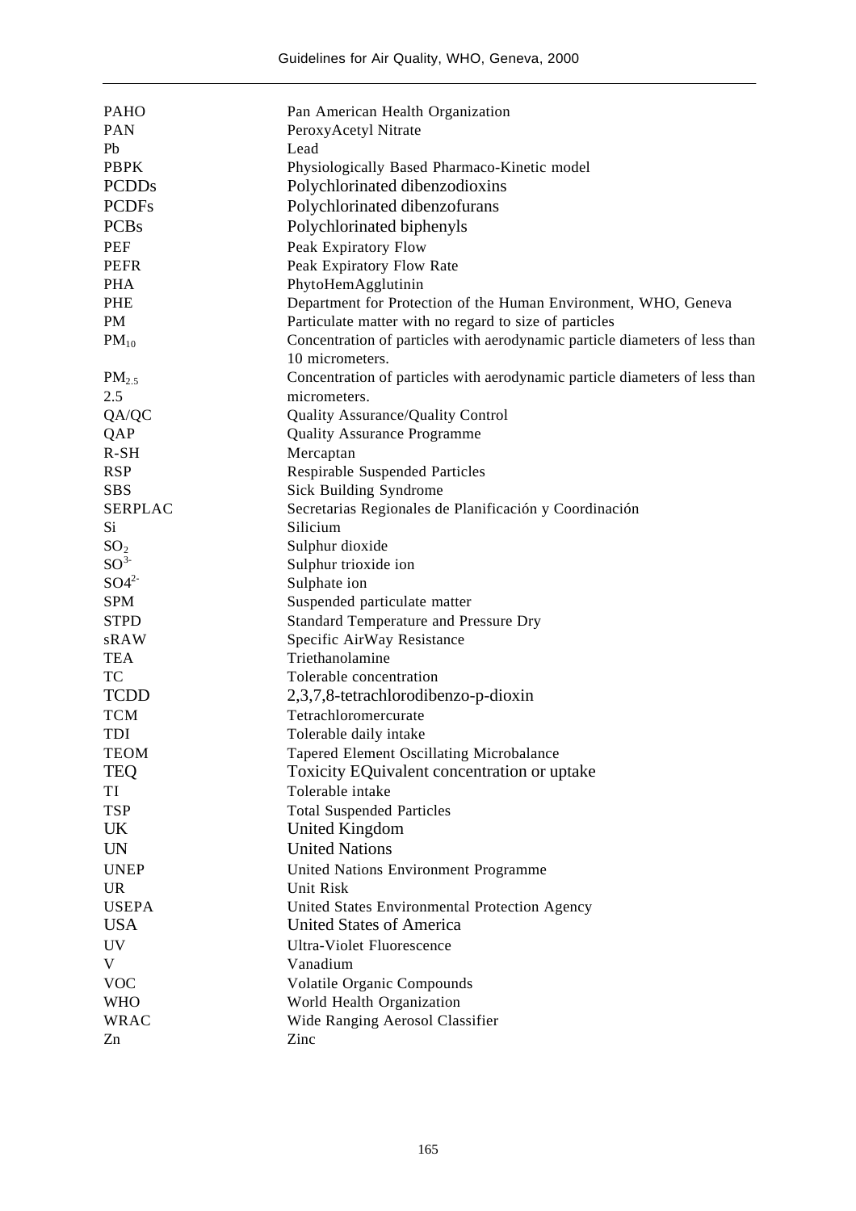| | |
|---|---|
| PAHO | Pan American Health Organization |
| PAN | PeroxyAcetyl Nitrate |
| Pb | Lead |
| PBPK | Physiologically Based Pharmaco-Kinetic model |
| PCDDs | Polychlorinated dibenzodioxins |
| PCDFs | Polychlorinated dibenzofurans |
| PCBs | Polychlorinated biphenyls |
| PEF | Peak Expiratory Flow |
| PEFR | Peak Expiratory Flow Rate |
| PHA | PhytoHemAgglutinin |
| PHE | Department for Protection of the Human Environment, WHO, Geneva |
| PM | Particulate matter with no regard to size of particles |
| $PM_{10}$ | Concentration of particles with aerodynamic particle diameters of less than 10 micrometers. |
| $PM_{2.5}$ 2.5 | Concentration of particles with aerodynamic particle diameters of less than micrometers. |
| QA/QC | Quality Assurance/Quality Control |
| QAP | Quality Assurance Programme |
| R-SH | Mercaptan |
| RSP | Respirable Suspended Particles |
| SBS | Sick Building Syndrome |
| SERPLAC | Secretarias Regionales de Planificación y Coordinación |
| Si | Silicium |
| $SO_2$ | Sulphur dioxide |
| $SO^{3-}$ | Sulphur trioxide ion |
| $SO4^{2-}$ | Sulphate ion |
| SPM | Suspended particulate matter |
| STPD | Standard Temperature and Pressure Dry |
| sRAW | Specific AirWay Resistance |
| TEA | Triethanolamine |
| TC | Tolerable concentration |
| TCDD | 2,3,7,8-tetrachlorodibenzo-p-dioxin |
| TCM | Tetrachloromercurate |
| TDI | Tolerable daily intake |
| TEOM | Tapered Element Oscillating Microbalance |
| TEQ | Toxicity EQuivalent concentration or uptake |
| TI | Tolerable intake |
| TSP | Total Suspended Particles |
| UK | United Kingdom |
| UN | United Nations |
| UNEP | United Nations Environment Programme |
| UR | Unit Risk |
| USEPA | United States Environmental Protection Agency |
| USA | United States of America |
| UV | Ultra-Violet Fluorescence |
| V | Vanadium |
| VOC | Volatile Organic Compounds |
| WHO | World Health Organization |
| WRAC | Wide Ranging Aerosol Classifier |
| Zn | Zinc |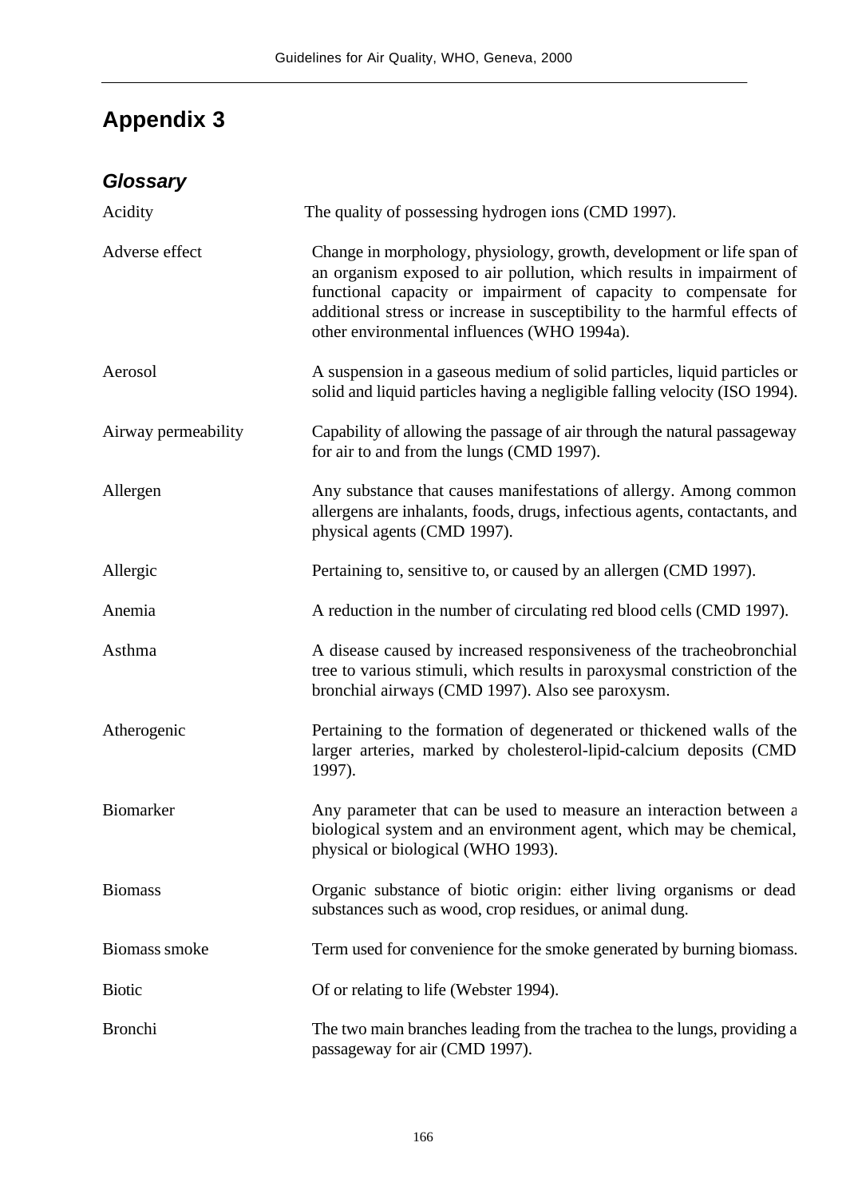# Appendix 3

## *Glossary*

| | |
|---|---|
| Acidity | The quality of possessing hydrogen ions (CMD 1997). |
| Adverse effect | Change in morphology, physiology, growth, development or life span of an organism exposed to air pollution, which results in impairment of functional capacity or impairment of capacity to compensate for additional stress or increase in susceptibility to the harmful effects of other environmental influences (WHO 1994a). |
| Aerosol | A suspension in a gaseous medium of solid particles, liquid particles or solid and liquid particles having a negligible falling velocity (ISO 1994). |
| Airway permeability | Capability of allowing the passage of air through the natural passageway for air to and from the lungs (CMD 1997). |
| Allergen | Any substance that causes manifestations of allergy. Among common allergens are inhalants, foods, drugs, infectious agents, contactants, and physical agents (CMD 1997). |
| Allergic | Pertaining to, sensitive to, or caused by an allergen (CMD 1997). |
| Anemia | A reduction in the number of circulating red blood cells (CMD 1997). |
| Asthma | A disease caused by increased responsiveness of the tracheobronchial tree to various stimuli, which results in paroxysmal constriction of the bronchial airways (CMD 1997). Also see paroxysm. |
| Atherogenic | Pertaining to the formation of degenerated or thickened walls of the larger arteries, marked by cholesterol-lipid-calcium deposits (CMD 1997). |
| Biomarker | Any parameter that can be used to measure an interaction between a biological system and an environment agent, which may be chemical, physical or biological (WHO 1993). |
| Biomass | Organic substance of biotic origin: either living organisms or dead substances such as wood, crop residues, or animal dung. |
| Biomass smoke | Term used for convenience for the smoke generated by burning biomass. |
| Biotic | Of or relating to life (Webster 1994). |
| Bronchi | The two main branches leading from the trachea to the lungs, providing a passageway for air (CMD 1997). |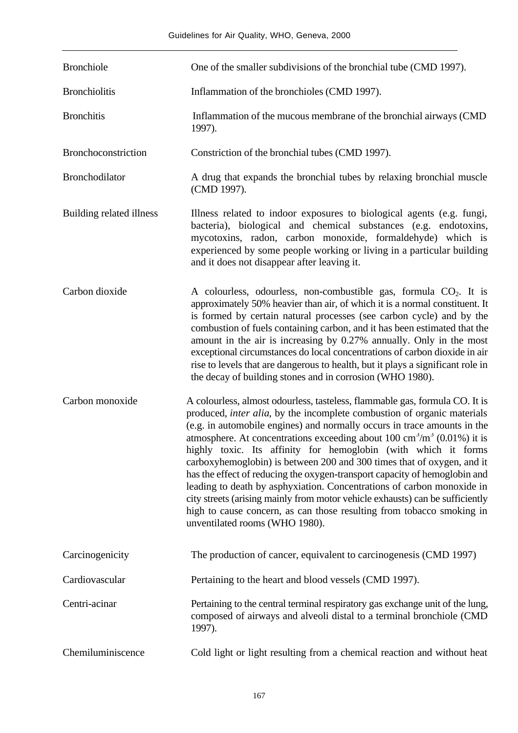| | |
|---|---|
| Bronchiole | One of the smaller subdivisions of the bronchial tube (CMD 1997). |
| Bronchiolitis | Inflammation of the bronchioles (CMD 1997). |
| Bronchitis | Inflammation of the mucous membrane of the bronchial airways (CMD 1997). |
| Bronchoconstriction | Constriction of the bronchial tubes (CMD 1997). |
| Bronchodilator | A drug that expands the bronchial tubes by relaxing bronchial muscle (CMD 1997). |
| Building related illness | Illness related to indoor exposures to biological agents (e.g. fungi, bacteria), biological and chemical substances (e.g. endotoxins, mycotoxins, radon, carbon monoxide, formaldehyde) which is experienced by some people working or living in a particular building and it does not disappear after leaving it. |
| Carbon dioxide | A colourless, odourless, non-combustible gas, formula $CO_2$. It is approximately 50% heavier than air, of which it is a normal constituent. It is formed by certain natural processes (see carbon cycle) and by the combustion of fuels containing carbon, and it has been estimated that the amount in the air is increasing by 0.27% annually. Only in the most exceptional circumstances do local concentrations of carbon dioxide in air rise to levels that are dangerous to health, but it plays a significant role in the decay of building stones and in corrosion (WHO 1980). |
| Carbon monoxide | A colourless, almost odourless, tasteless, flammable gas, formula CO. It is produced, *inter alia*, by the incomplete combustion of organic materials (e.g. in automobile engines) and normally occurs in trace amounts in the atmosphere. At concentrations exceeding about 100 $cm^3/m^3$ (0.01%) it is highly toxic. Its affinity for hemoglobin (with which it forms carboxyhemoglobin) is between 200 and 300 times that of oxygen, and it has the effect of reducing the oxygen-transport capacity of hemoglobin and leading to death by asphyxiation. Concentrations of carbon monoxide in city streets (arising mainly from motor vehicle exhausts) can be sufficiently high to cause concern, as can those resulting from tobacco smoking in unventilated rooms (WHO 1980). |
| Carcinogenicity | The production of cancer, equivalent to carcinogenesis (CMD 1997) |
| Cardiovascular | Pertaining to the heart and blood vessels (CMD 1997). |
| Centri-acinar | Pertaining to the central terminal respiratory gas exchange unit of the lung, composed of airways and alveoli distal to a terminal bronchiole (CMD 1997). |
| Chemiluminiscence | Cold light or light resulting from a chemical reaction and without heat |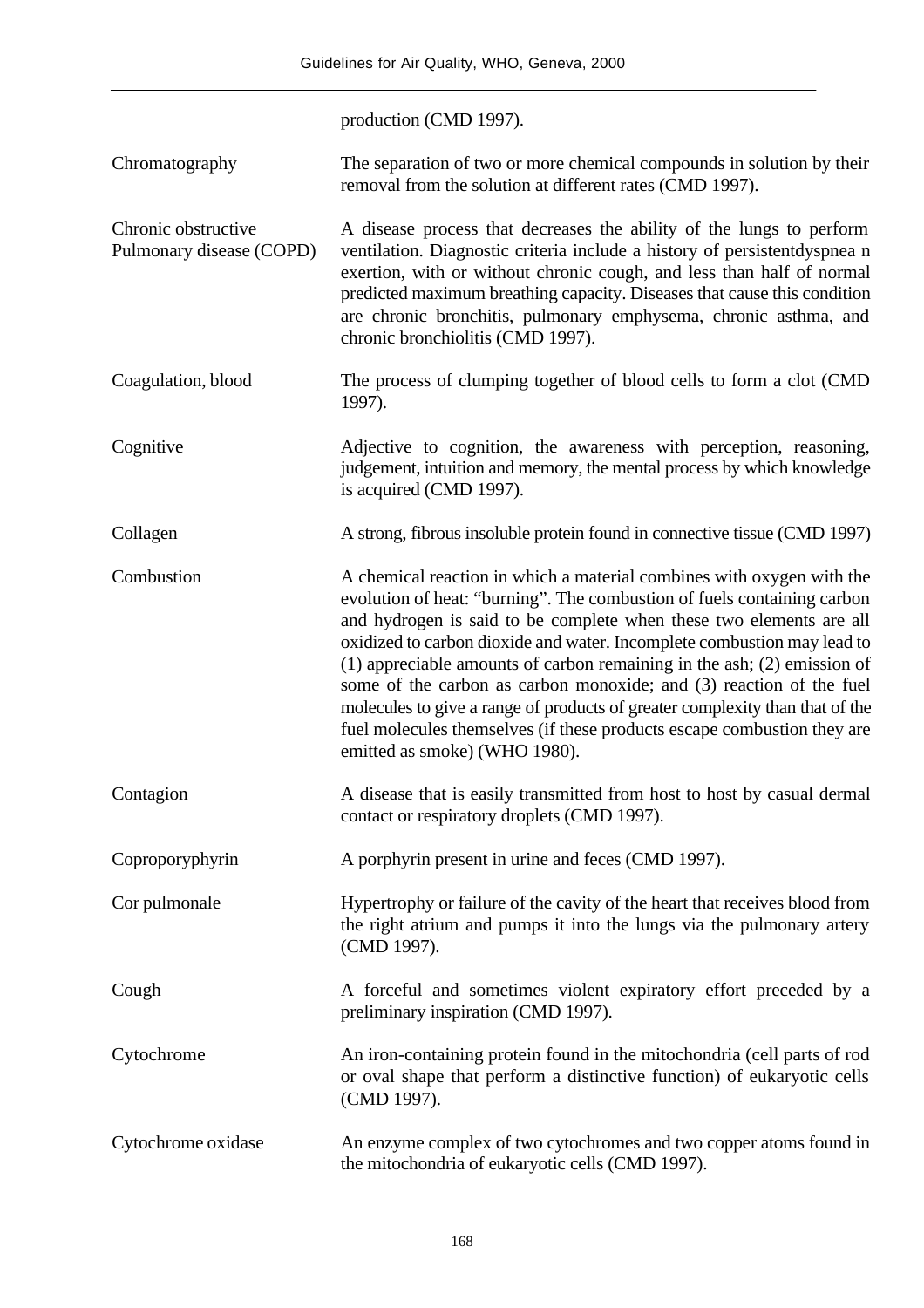production (CMD 1997).

| | |
|---|---|
| Chromatography | The separation of two or more chemical compounds in solution by their removal from the solution at different rates (CMD 1997). |
| Chronic obstructive Pulmonary disease (COPD) | A disease process that decreases the ability of the lungs to perform ventilation. Diagnostic criteria include a history of persistentdyspnea n exertion, with or without chronic cough, and less than half of normal predicted maximum breathing capacity. Diseases that cause this condition are chronic bronchitis, pulmonary emphysema, chronic asthma, and chronic bronchiolitis (CMD 1997). |
| Coagulation, blood | The process of clumping together of blood cells to form a clot (CMD 1997). |
| Cognitive | Adjective to cognition, the awareness with perception, reasoning, judgement, intuition and memory, the mental process by which knowledge is acquired (CMD 1997). |
| Collagen | A strong, fibrous insoluble protein found in connective tissue (CMD 1997) |
| Combustion | A chemical reaction in which a material combines with oxygen with the evolution of heat: "burning". The combustion of fuels containing carbon and hydrogen is said to be complete when these two elements are all oxidized to carbon dioxide and water. Incomplete combustion may lead to (1) appreciable amounts of carbon remaining in the ash; (2) emission of some of the carbon as carbon monoxide; and (3) reaction of the fuel molecules to give a range of products of greater complexity than that of the fuel molecules themselves (if these products escape combustion they are emitted as smoke) (WHO 1980). |
| Contagion | A disease that is easily transmitted from host to host by casual dermal contact or respiratory droplets (CMD 1997). |
| Coproporyphyrin | A porphyrin present in urine and feces (CMD 1997). |
| Cor pulmonale | Hypertrophy or failure of the cavity of the heart that receives blood from the right atrium and pumps it into the lungs via the pulmonary artery (CMD 1997). |
| Cough | A forceful and sometimes violent expiratory effort preceded by a preliminary inspiration (CMD 1997). |
| Cytochrome | An iron-containing protein found in the mitochondria (cell parts of rod or oval shape that perform a distinctive function) of eukaryotic cells (CMD 1997). |
| Cytochrome oxidase | An enzyme complex of two cytochromes and two copper atoms found in the mitochondria of eukaryotic cells (CMD 1997). |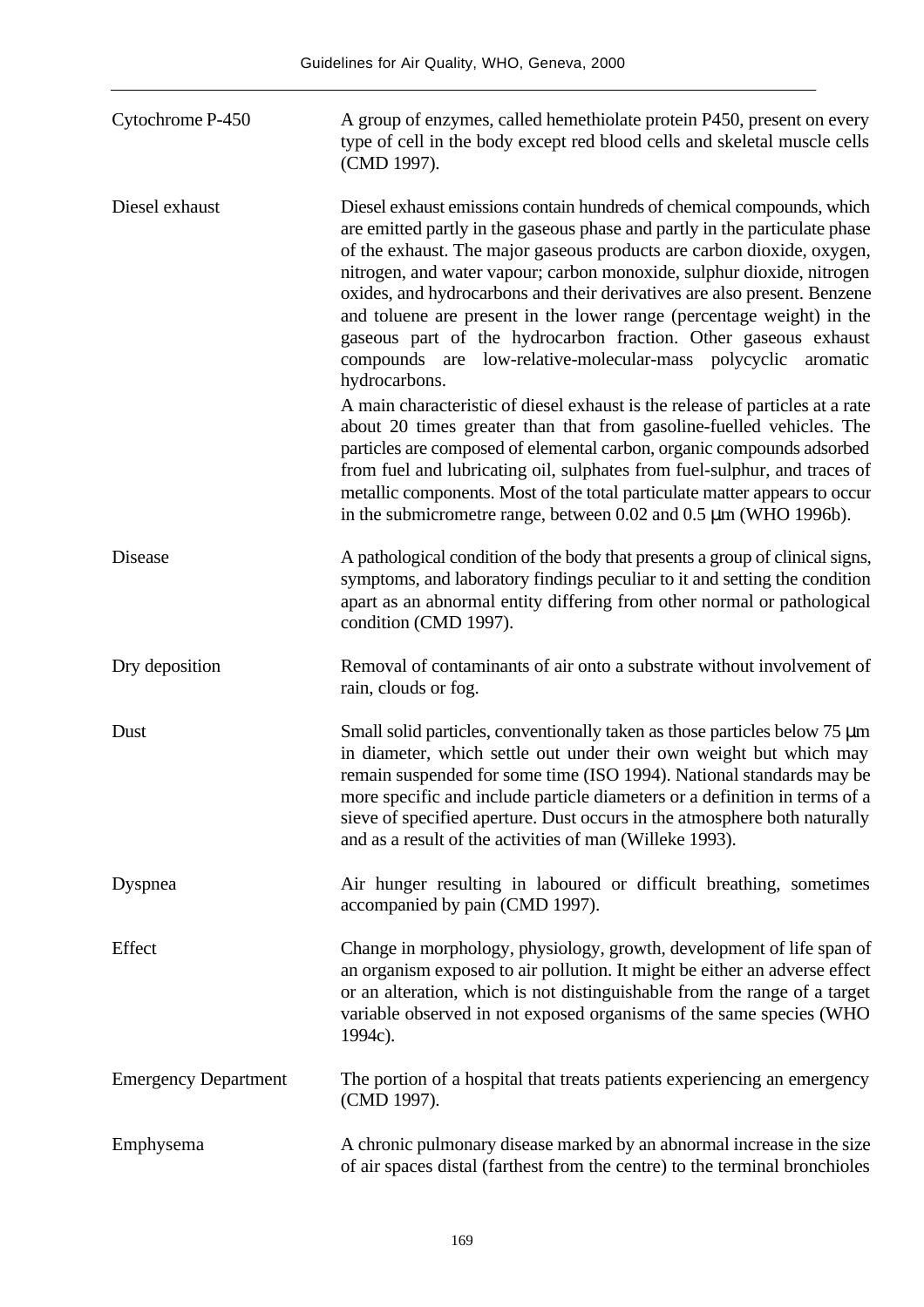| | |
|---|---|
| Cytochrome P-450 | A group of enzymes, called hemethiolate protein P450, present on every type of cell in the body except red blood cells and skeletal muscle cells (CMD 1997). |
| Diesel exhaust | Diesel exhaust emissions contain hundreds of chemical compounds, which are emitted partly in the gaseous phase and partly in the particulate phase of the exhaust. The major gaseous products are carbon dioxide, oxygen, nitrogen, and water vapour; carbon monoxide, sulphur dioxide, nitrogen oxides, and hydrocarbons and their derivatives are also present. Benzene and toluene are present in the lower range (percentage weight) in the gaseous part of the hydrocarbon fraction. Other gaseous exhaust compounds are low-relative-molecular-mass polycyclic aromatic hydrocarbons.<br>A main characteristic of diesel exhaust is the release of particles at a rate about 20 times greater than that from gasoline-fuelled vehicles. The particles are composed of elemental carbon, organic compounds adsorbed from fuel and lubricating oil, sulphates from fuel-sulphur, and traces of metallic components. Most of the total particulate matter appears to occur in the submicrometre range, between 0.02 and 0.5 µm (WHO 1996b). |
| Disease | A pathological condition of the body that presents a group of clinical signs, symptoms, and laboratory findings peculiar to it and setting the condition apart as an abnormal entity differing from other normal or pathological condition (CMD 1997). |
| Dry deposition | Removal of contaminants of air onto a substrate without involvement of rain, clouds or fog. |
| Dust | Small solid particles, conventionally taken as those particles below 75 µm in diameter, which settle out under their own weight but which may remain suspended for some time (ISO 1994). National standards may be more specific and include particle diameters or a definition in terms of a sieve of specified aperture. Dust occurs in the atmosphere both naturally and as a result of the activities of man (Willeke 1993). |
| Dyspnea | Air hunger resulting in laboured or difficult breathing, sometimes accompanied by pain (CMD 1997). |
| Effect | Change in morphology, physiology, growth, development of life span of an organism exposed to air pollution. It might be either an adverse effect or an alteration, which is not distinguishable from the range of a target variable observed in not exposed organisms of the same species (WHO 1994c). |
| Emergency Department | The portion of a hospital that treats patients experiencing an emergency (CMD 1997). |
| Emphysema | A chronic pulmonary disease marked by an abnormal increase in the size of air spaces distal (farthest from the centre) to the terminal bronchioles |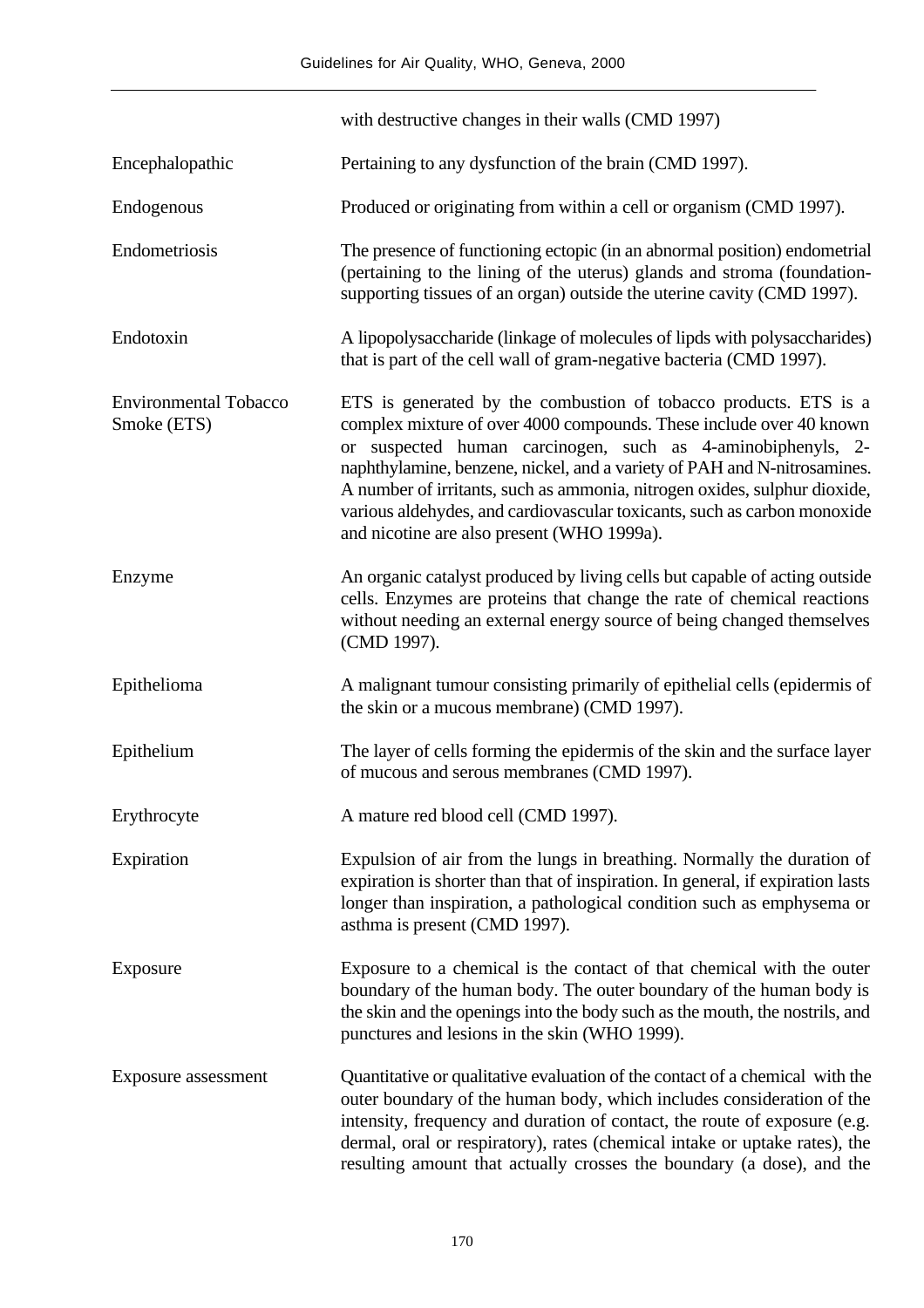| | |
|---|---|
| | with destructive changes in their walls (CMD 1997) |
| Encephalopathic | Pertaining to any dysfunction of the brain (CMD 1997). |
| Endogenous | Produced or originating from within a cell or organism (CMD 1997). |
| Endometriosis | The presence of functioning ectopic (in an abnormal position) endometrial (pertaining to the lining of the uterus) glands and stroma (foundation-supporting tissues of an organ) outside the uterine cavity (CMD 1997). |
| Endotoxin | A lipopolysaccharide (linkage of molecules of lipds with polysaccharides) that is part of the cell wall of gram-negative bacteria (CMD 1997). |
| Environmental Tobacco Smoke (ETS) | ETS is generated by the combustion of tobacco products. ETS is a complex mixture of over 4000 compounds. These include over 40 known or suspected human carcinogen, such as 4-aminobiphenyls, 2-naphthylamine, benzene, nickel, and a variety of PAH and N-nitrosamines. A number of irritants, such as ammonia, nitrogen oxides, sulphur dioxide, various aldehydes, and cardiovascular toxicants, such as carbon monoxide and nicotine are also present (WHO 1999a). |
| Enzyme | An organic catalyst produced by living cells but capable of acting outside cells. Enzymes are proteins that change the rate of chemical reactions without needing an external energy source of being changed themselves (CMD 1997). |
| Epithelioma | A malignant tumour consisting primarily of epithelial cells (epidermis of the skin or a mucous membrane) (CMD 1997). |
| Epithelium | The layer of cells forming the epidermis of the skin and the surface layer of mucous and serous membranes (CMD 1997). |
| Erythrocyte | A mature red blood cell (CMD 1997). |
| Expiration | Expulsion of air from the lungs in breathing. Normally the duration of expiration is shorter than that of inspiration. In general, if expiration lasts longer than inspiration, a pathological condition such as emphysema or asthma is present (CMD 1997). |
| Exposure | Exposure to a chemical is the contact of that chemical with the outer boundary of the human body. The outer boundary of the human body is the skin and the openings into the body such as the mouth, the nostrils, and punctures and lesions in the skin (WHO 1999). |
| Exposure assessment | Quantitative or qualitative evaluation of the contact of a chemical with the outer boundary of the human body, which includes consideration of the intensity, frequency and duration of contact, the route of exposure (e.g. dermal, oral or respiratory), rates (chemical intake or uptake rates), the resulting amount that actually crosses the boundary (a dose), and the |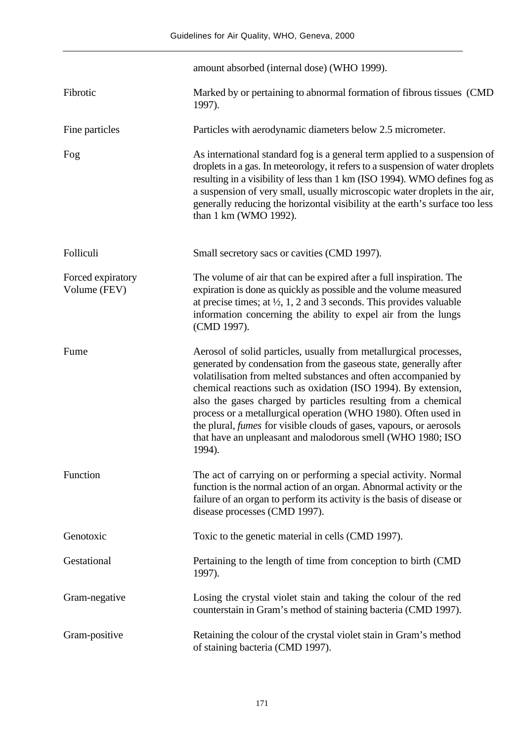amount absorbed (internal dose) (WHO 1999).

| | |
|---|---|
| Fibrotic | Marked by or pertaining to abnormal formation of fibrous tissues (CMD 1997). |
| Fine particles | Particles with aerodynamic diameters below 2.5 micrometer. |
| Fog | As international standard fog is a general term applied to a suspension of droplets in a gas. In meteorology, it refers to a suspension of water droplets resulting in a visibility of less than 1 km (ISO 1994). WMO defines fog as a suspension of very small, usually microscopic water droplets in the air, generally reducing the horizontal visibility at the earth's surface too less than 1 km (WMO 1992). |
| Folliculi | Small secretory sacs or cavities (CMD 1997). |
| Forced expiratory Volume (FEV) | The volume of air that can be expired after a full inspiration. The expiration is done as quickly as possible and the volume measured at precise times; at ½, 1, 2 and 3 seconds. This provides valuable information concerning the ability to expel air from the lungs (CMD 1997). |
| Fume | Aerosol of solid particles, usually from metallurgical processes, generated by condensation from the gaseous state, generally after volatilisation from melted substances and often accompanied by chemical reactions such as oxidation (ISO 1994). By extension, also the gases charged by particles resulting from a chemical process or a metallurgical operation (WHO 1980). Often used in the plural, *fumes* for visible clouds of gases, vapours, or aerosols that have an unpleasant and malodorous smell (WHO 1980; ISO 1994). |
| Function | The act of carrying on or performing a special activity. Normal function is the normal action of an organ. Abnormal activity or the failure of an organ to perform its activity is the basis of disease or disease processes (CMD 1997). |
| Genotoxic | Toxic to the genetic material in cells (CMD 1997). |
| Gestational | Pertaining to the length of time from conception to birth (CMD 1997). |
| Gram-negative | Losing the crystal violet stain and taking the colour of the red counterstain in Gram's method of staining bacteria (CMD 1997). |
| Gram-positive | Retaining the colour of the crystal violet stain in Gram's method of staining bacteria (CMD 1997). |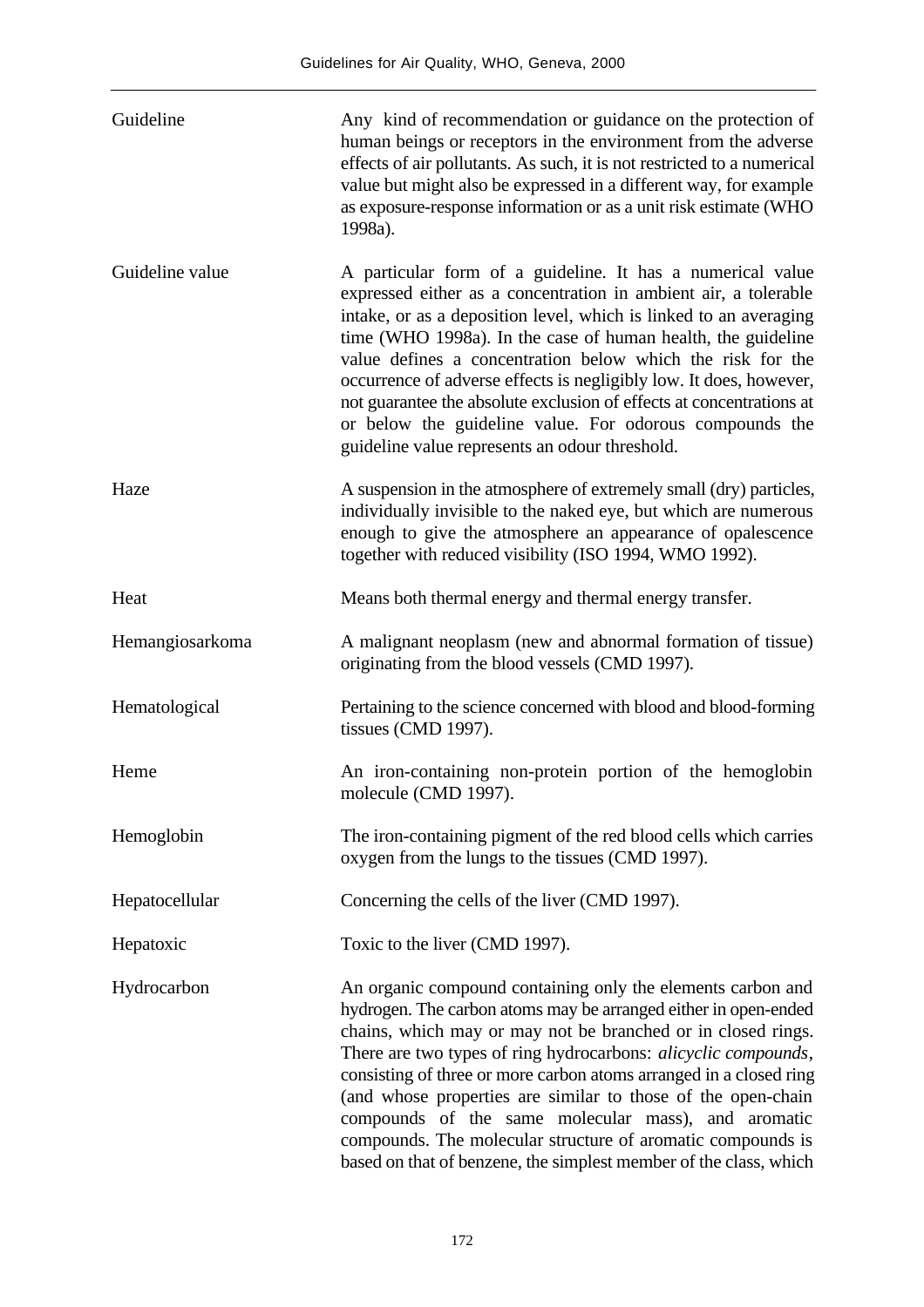| | |
|---|---|
| Guideline | Any kind of recommendation or guidance on the protection of human beings or receptors in the environment from the adverse effects of air pollutants. As such, it is not restricted to a numerical value but might also be expressed in a different way, for example as exposure-response information or as a unit risk estimate (WHO 1998a). |
| Guideline value | A particular form of a guideline. It has a numerical value expressed either as a concentration in ambient air, a tolerable intake, or as a deposition level, which is linked to an averaging time (WHO 1998a). In the case of human health, the guideline value defines a concentration below which the risk for the occurrence of adverse effects is negligibly low. It does, however, not guarantee the absolute exclusion of effects at concentrations at or below the guideline value. For odorous compounds the guideline value represents an odour threshold. |
| Haze | A suspension in the atmosphere of extremely small (dry) particles, individually invisible to the naked eye, but which are numerous enough to give the atmosphere an appearance of opalescence together with reduced visibility (ISO 1994, WMO 1992). |
| Heat | Means both thermal energy and thermal energy transfer. |
| Hemangiosarkoma | A malignant neoplasm (new and abnormal formation of tissue) originating from the blood vessels (CMD 1997). |
| Hematological | Pertaining to the science concerned with blood and blood-forming tissues (CMD 1997). |
| Heme | An iron-containing non-protein portion of the hemoglobin molecule (CMD 1997). |
| Hemoglobin | The iron-containing pigment of the red blood cells which carries oxygen from the lungs to the tissues (CMD 1997). |
| Hepatocellular | Concerning the cells of the liver (CMD 1997). |
| Hepatoxic | Toxic to the liver (CMD 1997). |
| Hydrocarbon | An organic compound containing only the elements carbon and hydrogen. The carbon atoms may be arranged either in open-ended chains, which may or may not be branched or in closed rings. There are two types of ring hydrocarbons: *alicyclic compounds*, consisting of three or more carbon atoms arranged in a closed ring (and whose properties are similar to those of the open-chain compounds of the same molecular mass), and aromatic compounds. The molecular structure of aromatic compounds is based on that of benzene, the simplest member of the class, which |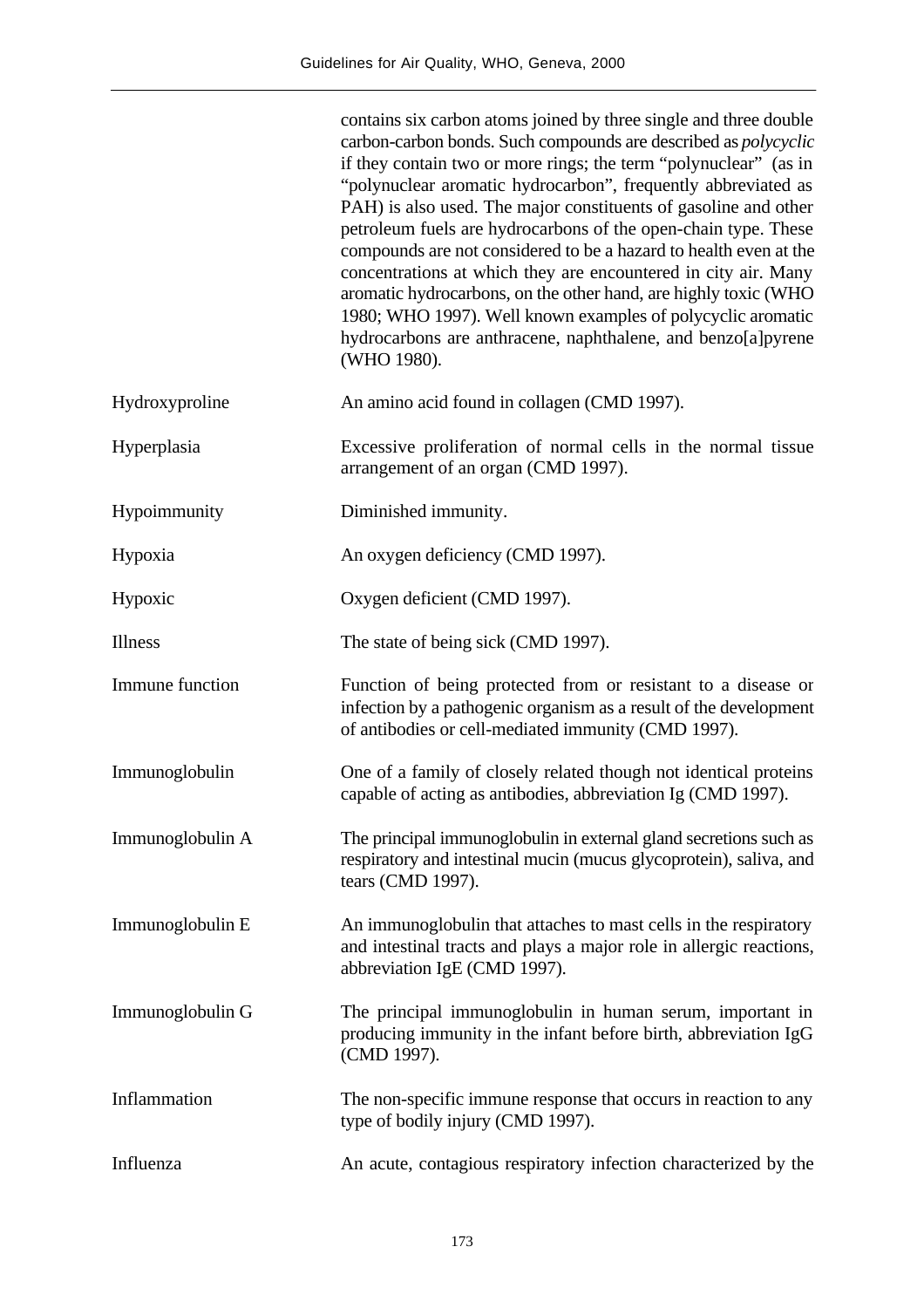contains six carbon atoms joined by three single and three double carbon-carbon bonds. Such compounds are described as *polycyclic* if they contain two or more rings; the term "polynuclear" (as in "polynuclear aromatic hydrocarbon", frequently abbreviated as PAH) is also used. The major constituents of gasoline and other petroleum fuels are hydrocarbons of the open-chain type. These compounds are not considered to be a hazard to health even at the concentrations at which they are encountered in city air. Many aromatic hydrocarbons, on the other hand, are highly toxic (WHO 1980; WHO 1997). Well known examples of polycyclic aromatic hydrocarbons are anthracene, naphthalene, and benzo[a]pyrene (WHO 1980).

| | |
|---|---|
| Hydroxyproline | An amino acid found in collagen (CMD 1997). |
| Hyperplasia | Excessive proliferation of normal cells in the normal tissue arrangement of an organ (CMD 1997). |
| Hypoimmunity | Diminished immunity. |
| Hypoxia | An oxygen deficiency (CMD 1997). |
| Hypoxic | Oxygen deficient (CMD 1997). |
| Illness | The state of being sick (CMD 1997). |
| Immune function | Function of being protected from or resistant to a disease or infection by a pathogenic organism as a result of the development of antibodies or cell-mediated immunity (CMD 1997). |
| Immunoglobulin | One of a family of closely related though not identical proteins capable of acting as antibodies, abbreviation Ig (CMD 1997). |
| Immunoglobulin A | The principal immunoglobulin in external gland secretions such as respiratory and intestinal mucin (mucus glycoprotein), saliva, and tears (CMD 1997). |
| Immunoglobulin E | An immunoglobulin that attaches to mast cells in the respiratory and intestinal tracts and plays a major role in allergic reactions, abbreviation IgE (CMD 1997). |
| Immunoglobulin G | The principal immunoglobulin in human serum, important in producing immunity in the infant before birth, abbreviation IgG (CMD 1997). |
| Inflammation | The non-specific immune response that occurs in reaction to any type of bodily injury (CMD 1997). |
| Influenza | An acute, contagious respiratory infection characterized by the |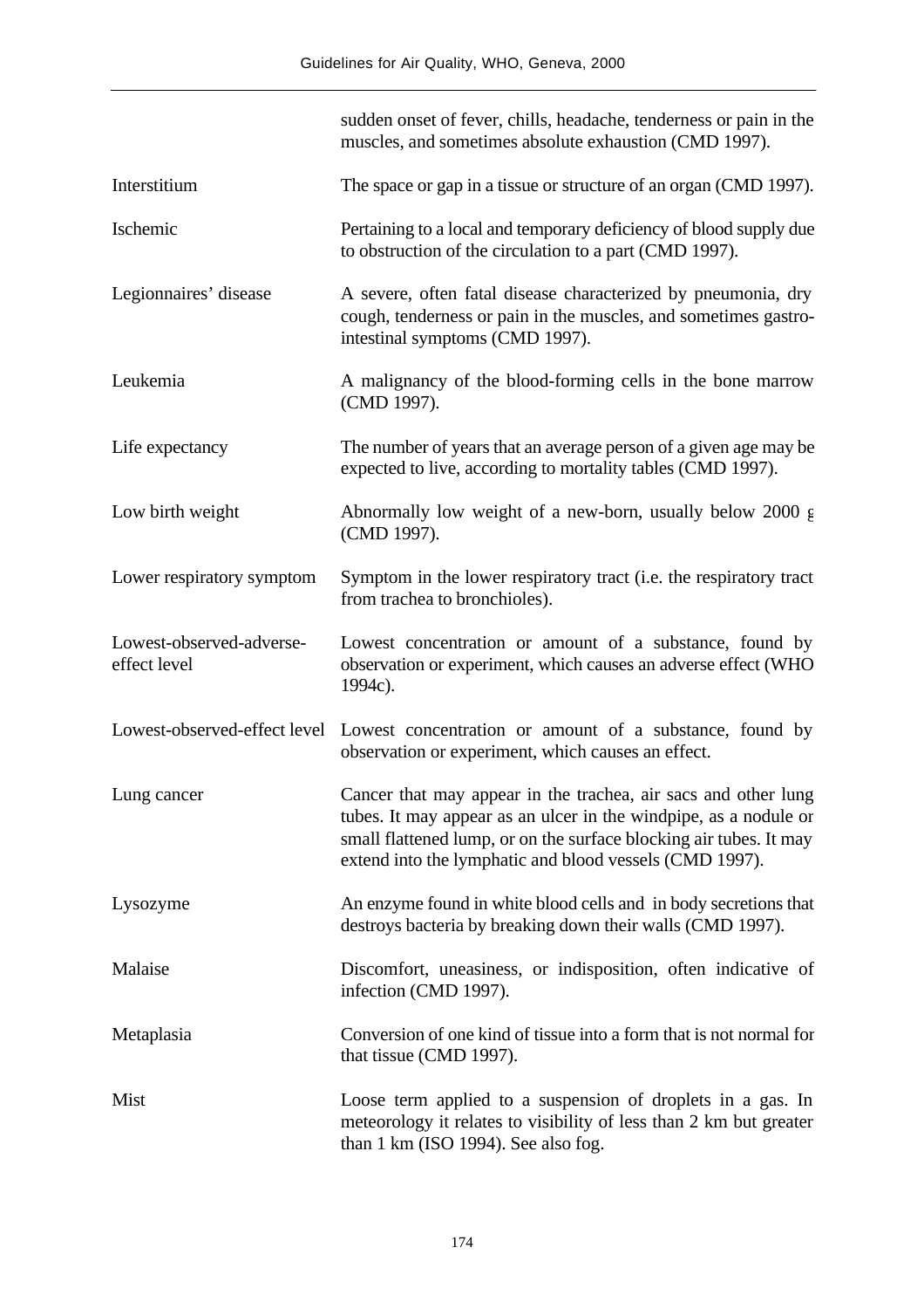| | |
|---|---|
| | sudden onset of fever, chills, headache, tenderness or pain in the muscles, and sometimes absolute exhaustion (CMD 1997). |
| Interstitium | The space or gap in a tissue or structure of an organ (CMD 1997). |
| Ischemic | Pertaining to a local and temporary deficiency of blood supply due to obstruction of the circulation to a part (CMD 1997). |
| Legionnaires' disease | A severe, often fatal disease characterized by pneumonia, dry cough, tenderness or pain in the muscles, and sometimes gastro-intestinal symptoms (CMD 1997). |
| Leukemia | A malignancy of the blood-forming cells in the bone marrow (CMD 1997). |
| Life expectancy | The number of years that an average person of a given age may be expected to live, according to mortality tables (CMD 1997). |
| Low birth weight | Abnormally low weight of a new-born, usually below 2000 g (CMD 1997). |
| Lower respiratory symptom | Symptom in the lower respiratory tract (i.e. the respiratory tract from trachea to bronchioles). |
| Lowest-observed-adverse-effect level | Lowest concentration or amount of a substance, found by observation or experiment, which causes an adverse effect (WHO 1994c). |
| Lowest-observed-effect level | Lowest concentration or amount of a substance, found by observation or experiment, which causes an effect. |
| Lung cancer | Cancer that may appear in the trachea, air sacs and other lung tubes. It may appear as an ulcer in the windpipe, as a nodule or small flattened lump, or on the surface blocking air tubes. It may extend into the lymphatic and blood vessels (CMD 1997). |
| Lysozyme | An enzyme found in white blood cells and in body secretions that destroys bacteria by breaking down their walls (CMD 1997). |
| Malaise | Discomfort, uneasiness, or indisposition, often indicative of infection (CMD 1997). |
| Metaplasia | Conversion of one kind of tissue into a form that is not normal for that tissue (CMD 1997). |
| Mist | Loose term applied to a suspension of droplets in a gas. In meteorology it relates to visibility of less than 2 km but greater than 1 km (ISO 1994). See also fog. |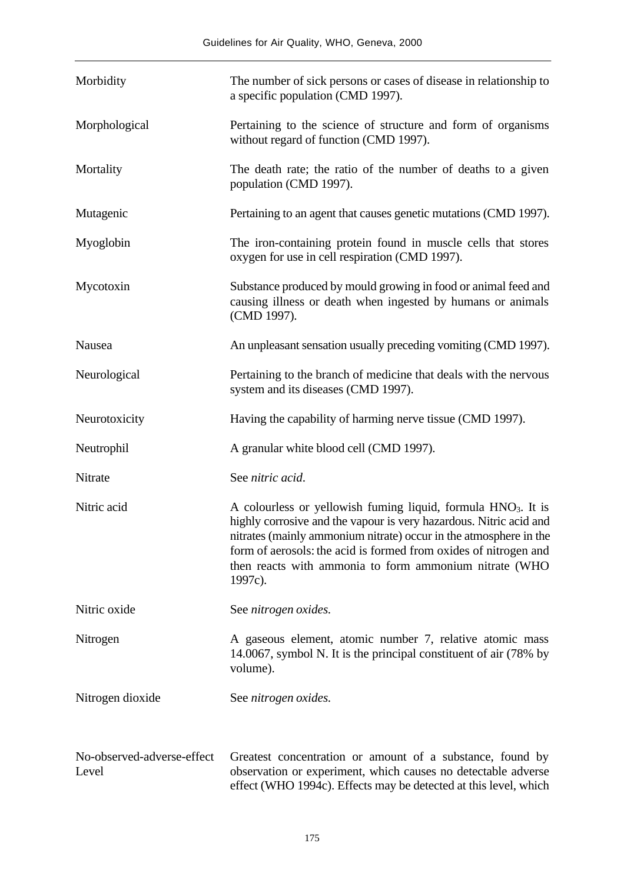| | |
|---|---|
| Morbidity | The number of sick persons or cases of disease in relationship to a specific population (CMD 1997). |
| Morphological | Pertaining to the science of structure and form of organisms without regard of function (CMD 1997). |
| Mortality | The death rate; the ratio of the number of deaths to a given population (CMD 1997). |
| Mutagenic | Pertaining to an agent that causes genetic mutations (CMD 1997). |
| Myoglobin | The iron-containing protein found in muscle cells that stores oxygen for use in cell respiration (CMD 1997). |
| Mycotoxin | Substance produced by mould growing in food or animal feed and causing illness or death when ingested by humans or animals (CMD 1997). |
| Nausea | An unpleasant sensation usually preceding vomiting (CMD 1997). |
| Neurological | Pertaining to the branch of medicine that deals with the nervous system and its diseases (CMD 1997). |
| Neurotoxicity | Having the capability of harming nerve tissue (CMD 1997). |
| Neutrophil | A granular white blood cell (CMD 1997). |
| Nitrate | See *nitric acid*. |
| Nitric acid | A colourless or yellowish fuming liquid, formula $HNO_3$. It is highly corrosive and the vapour is very hazardous. Nitric acid and nitrates (mainly ammonium nitrate) occur in the atmosphere in the form of aerosols: the acid is formed from oxides of nitrogen and then reacts with ammonia to form ammonium nitrate (WHO 1997c). |
| Nitric oxide | See *nitrogen oxides.* |
| Nitrogen | A gaseous element, atomic number 7, relative atomic mass 14.0067, symbol N. It is the principal constituent of air (78% by volume). |
| Nitrogen dioxide | See *nitrogen oxides.* |
| No-observed-adverse-effect Level | Greatest concentration or amount of a substance, found by observation or experiment, which causes no detectable adverse effect (WHO 1994c). Effects may be detected at this level, which |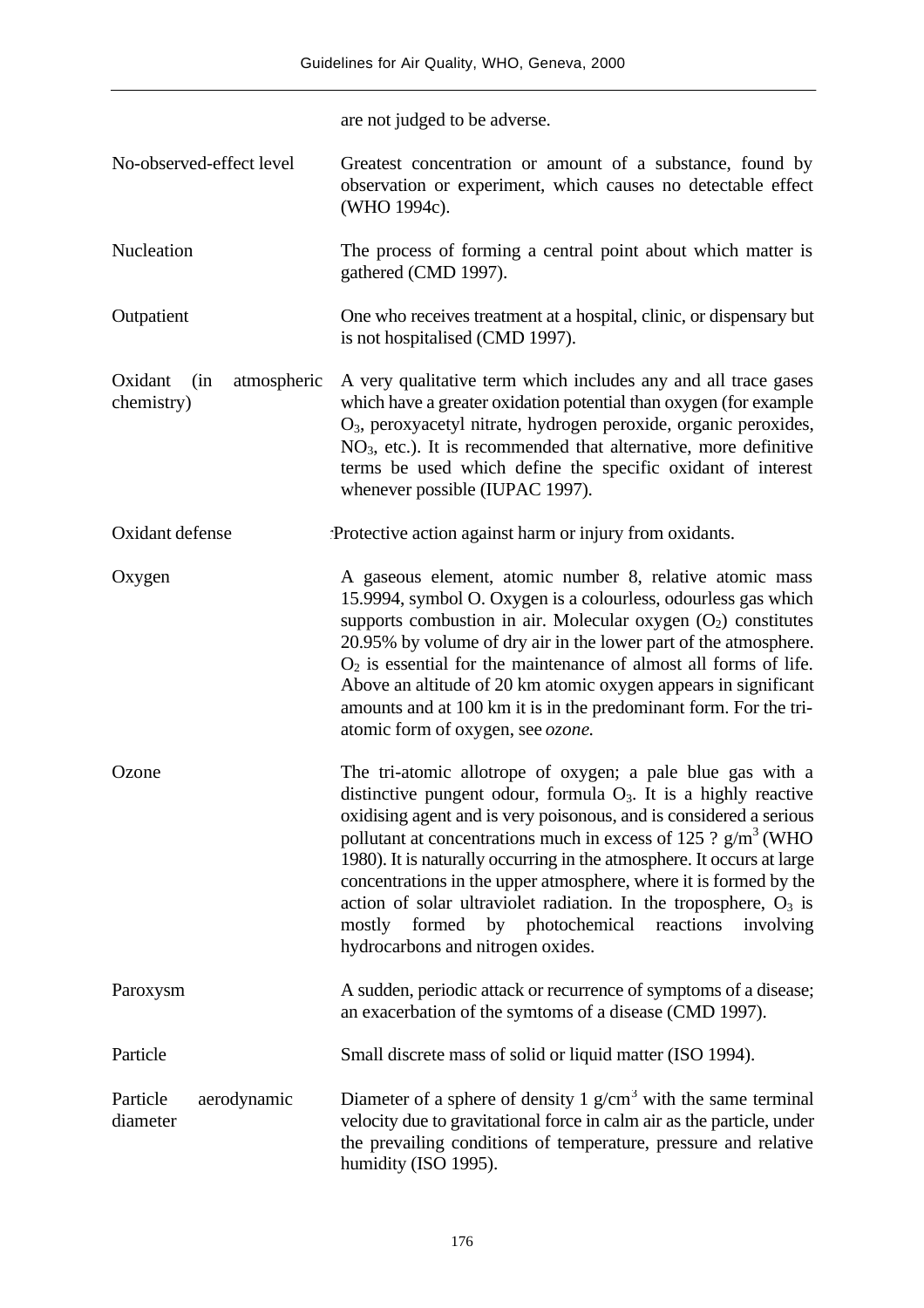are not judged to be adverse.

| | |
|---|---|
| No-observed-effect level | Greatest concentration or amount of a substance, found by observation or experiment, which causes no detectable effect (WHO 1994c). |
| Nucleation | The process of forming a central point about which matter is gathered (CMD 1997). |
| Outpatient | One who receives treatment at a hospital, clinic, or dispensary but is not hospitalised (CMD 1997). |
| Oxidant (in atmospheric chemistry) | A very qualitative term which includes any and all trace gases which have a greater oxidation potential than oxygen (for example $O_3$, peroxyacetyl nitrate, hydrogen peroxide, organic peroxides, $NO_3$, etc.). It is recommended that alternative, more definitive terms be used which define the specific oxidant of interest whenever possible (IUPAC 1997). |
| Oxidant defense | Protective action against harm or injury from oxidants. |
| Oxygen | A gaseous element, atomic number 8, relative atomic mass 15.9994, symbol O. Oxygen is a colourless, odourless gas which supports combustion in air. Molecular oxygen ($O_2$) constitutes 20.95% by volume of dry air in the lower part of the atmosphere. $O_2$ is essential for the maintenance of almost all forms of life. Above an altitude of 20 km atomic oxygen appears in significant amounts and at 100 km it is in the predominant form. For the tri-atomic form of oxygen, see *ozone.* |
| Ozone | The tri-atomic allotrope of oxygen; a pale blue gas with a distinctive pungent odour, formula $O_3$. It is a highly reactive oxidising agent and is very poisonous, and is considered a serious pollutant at concentrations much in excess of 125 ? $g/m^3$ (WHO 1980). It is naturally occurring in the atmosphere. It occurs at large concentrations in the upper atmosphere, where it is formed by the action of solar ultraviolet radiation. In the troposphere, $O_3$ is mostly formed by photochemical reactions involving hydrocarbons and nitrogen oxides. |
| Paroxysm | A sudden, periodic attack or recurrence of symptoms of a disease; an exacerbation of the symtoms of a disease (CMD 1997). |
| Particle | Small discrete mass of solid or liquid matter (ISO 1994). |
| Particle aerodynamic diameter | Diameter of a sphere of density 1 $g/cm^3$ with the same terminal velocity due to gravitational force in calm air as the particle, under the prevailing conditions of temperature, pressure and relative humidity (ISO 1995). |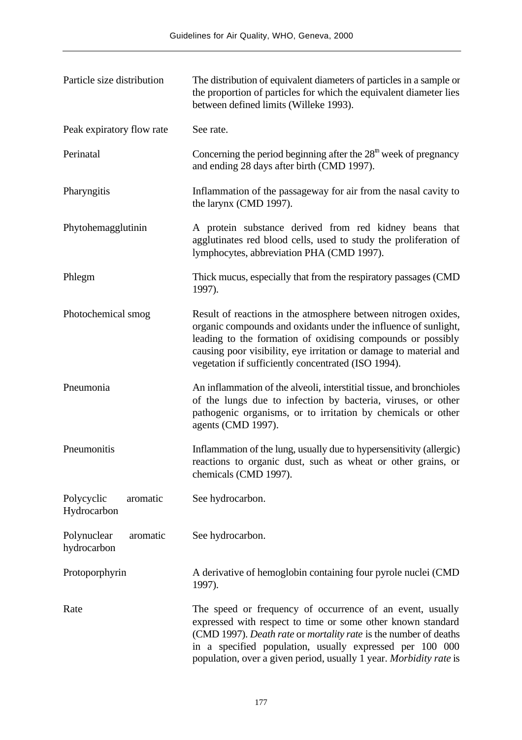| | |
|---|---|
| Particle size distribution | The distribution of equivalent diameters of particles in a sample or the proportion of particles for which the equivalent diameter lies between defined limits (Willeke 1993). |
| Peak expiratory flow rate | See rate. |
| Perinatal | Concerning the period beginning after the 28[th] week of pregnancy and ending 28 days after birth (CMD 1997). |
| Pharyngitis | Inflammation of the passageway for air from the nasal cavity to the larynx (CMD 1997). |
| Phytohemagglutinin | A protein substance derived from red kidney beans that agglutinates red blood cells, used to study the proliferation of lymphocytes, abbreviation PHA (CMD 1997). |
| Phlegm | Thick mucus, especially that from the respiratory passages (CMD 1997). |
| Photochemical smog | Result of reactions in the atmosphere between nitrogen oxides, organic compounds and oxidants under the influence of sunlight, leading to the formation of oxidising compounds or possibly causing poor visibility, eye irritation or damage to material and vegetation if sufficiently concentrated (ISO 1994). |
| Pneumonia | An inflammation of the alveoli, interstitial tissue, and bronchioles of the lungs due to infection by bacteria, viruses, or other pathogenic organisms, or to irritation by chemicals or other agents (CMD 1997). |
| Pneumonitis | Inflammation of the lung, usually due to hypersensitivity (allergic) reactions to organic dust, such as wheat or other grains, or chemicals (CMD 1997). |
| Polycyclic aromatic Hydrocarbon | See hydrocarbon. |
| Polynuclear aromatic hydrocarbon | See hydrocarbon. |
| Protoporphyrin | A derivative of hemoglobin containing four pyrole nuclei (CMD 1997). |
| Rate | The speed or frequency of occurrence of an event, usually expressed with respect to time or some other known standard (CMD 1997). *Death rate* or *mortality rate* is the number of deaths in a specified population, usually expressed per 100 000 population, over a given period, usually 1 year. *Morbidity rate* is |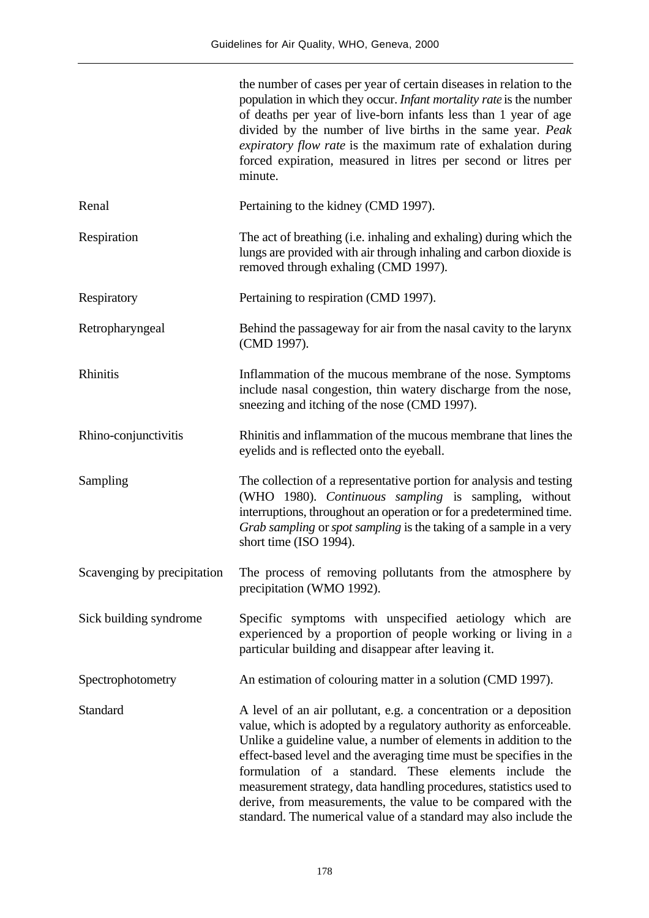| | |
|---|---|
| | the number of cases per year of certain diseases in relation to the population in which they occur. *Infant mortality rate* is the number of deaths per year of live-born infants less than 1 year of age divided by the number of live births in the same year. *Peak expiratory flow rate* is the maximum rate of exhalation during forced expiration, measured in litres per second or litres per minute. |
| Renal | Pertaining to the kidney (CMD 1997). |
| Respiration | The act of breathing (i.e. inhaling and exhaling) during which the lungs are provided with air through inhaling and carbon dioxide is removed through exhaling (CMD 1997). |
| Respiratory | Pertaining to respiration (CMD 1997). |
| Retropharyngeal | Behind the passageway for air from the nasal cavity to the larynx (CMD 1997). |
| Rhinitis | Inflammation of the mucous membrane of the nose. Symptoms include nasal congestion, thin watery discharge from the nose, sneezing and itching of the nose (CMD 1997). |
| Rhino-conjunctivitis | Rhinitis and inflammation of the mucous membrane that lines the eyelids and is reflected onto the eyeball. |
| Sampling | The collection of a representative portion for analysis and testing (WHO 1980). *Continuous sampling* is sampling, without interruptions, throughout an operation or for a predetermined time. *Grab sampling* or *spot sampling* is the taking of a sample in a very short time (ISO 1994). |
| Scavenging by precipitation | The process of removing pollutants from the atmosphere by precipitation (WMO 1992). |
| Sick building syndrome | Specific symptoms with unspecified aetiology which are experienced by a proportion of people working or living in a particular building and disappear after leaving it. |
| Spectrophotometry | An estimation of colouring matter in a solution (CMD 1997). |
| Standard | A level of an air pollutant, e.g. a concentration or a deposition value, which is adopted by a regulatory authority as enforceable. Unlike a guideline value, a number of elements in addition to the effect-based level and the averaging time must be specifies in the formulation of a standard. These elements include the measurement strategy, data handling procedures, statistics used to derive, from measurements, the value to be compared with the standard. The numerical value of a standard may also include the |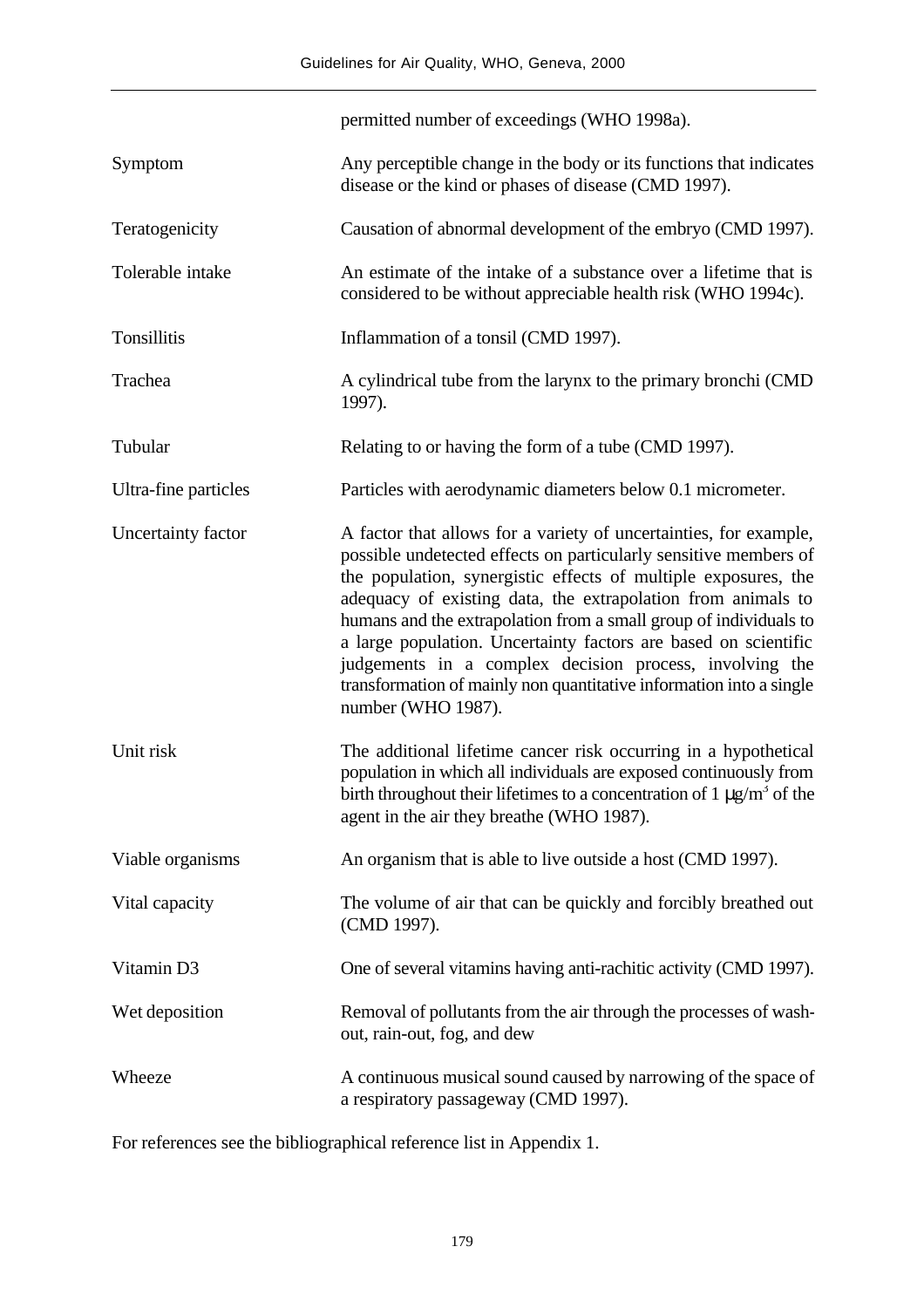| | |
|---|---|
| | permitted number of exceedings (WHO 1998a). |
| Symptom | Any perceptible change in the body or its functions that indicates disease or the kind or phases of disease (CMD 1997). |
| Teratogenicity | Causation of abnormal development of the embryo (CMD 1997). |
| Tolerable intake | An estimate of the intake of a substance over a lifetime that is considered to be without appreciable health risk (WHO 1994c). |
| Tonsillitis | Inflammation of a tonsil (CMD 1997). |
| Trachea | A cylindrical tube from the larynx to the primary bronchi (CMD 1997). |
| Tubular | Relating to or having the form of a tube (CMD 1997). |
| Ultra-fine particles | Particles with aerodynamic diameters below 0.1 micrometer. |
| Uncertainty factor | A factor that allows for a variety of uncertainties, for example, possible undetected effects on particularly sensitive members of the population, synergistic effects of multiple exposures, the adequacy of existing data, the extrapolation from animals to humans and the extrapolation from a small group of individuals to a large population. Uncertainty factors are based on scientific judgements in a complex decision process, involving the transformation of mainly non quantitative information into a single number (WHO 1987). |
| Unit risk | The additional lifetime cancer risk occurring in a hypothetical population in which all individuals are exposed continuously from birth throughout their lifetimes to a concentration of 1 $\mu g/m^3$ of the agent in the air they breathe (WHO 1987). |
| Viable organisms | An organism that is able to live outside a host (CMD 1997). |
| Vital capacity | The volume of air that can be quickly and forcibly breathed out (CMD 1997). |
| Vitamin D3 | One of several vitamins having anti-rachitic activity (CMD 1997). |
| Wet deposition | Removal of pollutants from the air through the processes of wash-out, rain-out, fog, and dew |
| Wheeze | A continuous musical sound caused by narrowing of the space of a respiratory passageway (CMD 1997). |

For references see the bibliographical reference list in Appendix 1.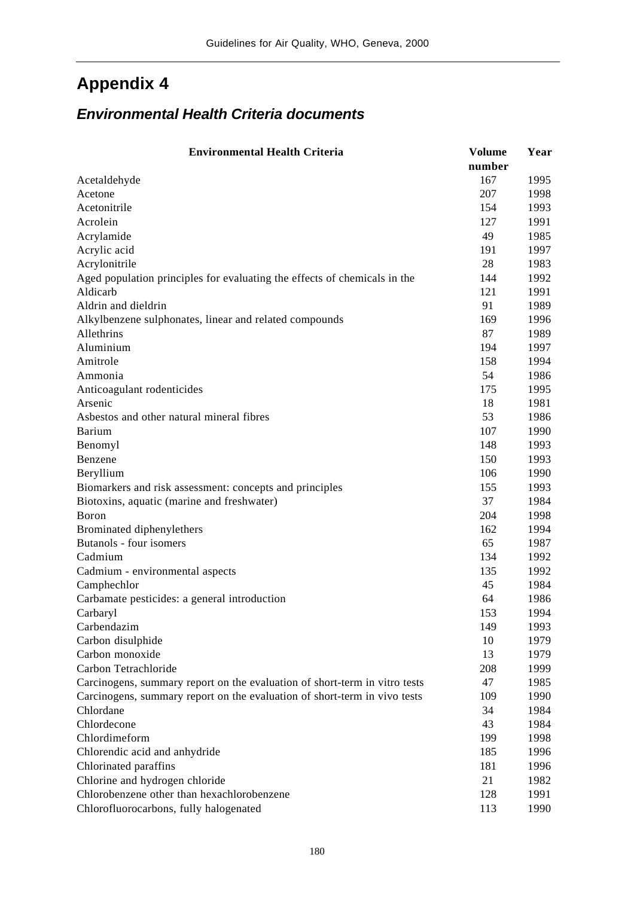# Appendix 4

## *Environmental Health Criteria documents*

| Environmental Health Criteria | Volume number | Year |
|---|---|---|
| Acetaldehyde | 167 | 1995 |
| Acetone | 207 | 1998 |
| Acetonitrile | 154 | 1993 |
| Acrolein | 127 | 1991 |
| Acrylamide | 49 | 1985 |
| Acrylic acid | 191 | 1997 |
| Acrylonitrile | 28 | 1983 |
| Aged population principles for evaluating the effects of chemicals in the | 144 | 1992 |
| Aldicarb | 121 | 1991 |
| Aldrin and dieldrin | 91 | 1989 |
| Alkylbenzene sulphonates, linear and related compounds | 169 | 1996 |
| Allethrins | 87 | 1989 |
| Aluminium | 194 | 1997 |
| Amitrole | 158 | 1994 |
| Ammonia | 54 | 1986 |
| Anticoagulant rodenticides | 175 | 1995 |
| Arsenic | 18 | 1981 |
| Asbestos and other natural mineral fibres | 53 | 1986 |
| Barium | 107 | 1990 |
| Benomyl | 148 | 1993 |
| Benzene | 150 | 1993 |
| Beryllium | 106 | 1990 |
| Biomarkers and risk assessment: concepts and principles | 155 | 1993 |
| Biotoxins, aquatic (marine and freshwater) | 37 | 1984 |
| Boron | 204 | 1998 |
| Brominated diphenylethers | 162 | 1994 |
| Butanols - four isomers | 65 | 1987 |
| Cadmium | 134 | 1992 |
| Cadmium - environmental aspects | 135 | 1992 |
| Camphechlor | 45 | 1984 |
| Carbamate pesticides: a general introduction | 64 | 1986 |
| Carbaryl | 153 | 1994 |
| Carbendazim | 149 | 1993 |
| Carbon disulphide | 10 | 1979 |
| Carbon monoxide | 13 | 1979 |
| Carbon Tetrachloride | 208 | 1999 |
| Carcinogens, summary report on the evaluation of short-term in vitro tests | 47 | 1985 |
| Carcinogens, summary report on the evaluation of short-term in vivo tests | 109 | 1990 |
| Chlordane | 34 | 1984 |
| Chlordecone | 43 | 1984 |
| Chlordimeform | 199 | 1998 |
| Chlorendic acid and anhydride | 185 | 1996 |
| Chlorinated paraffins | 181 | 1996 |
| Chlorine and hydrogen chloride | 21 | 1982 |
| Chlorobenzene other than hexachlorobenzene | 128 | 1991 |
| Chlorofluorocarbons, fully halogenated | 113 | 1990 |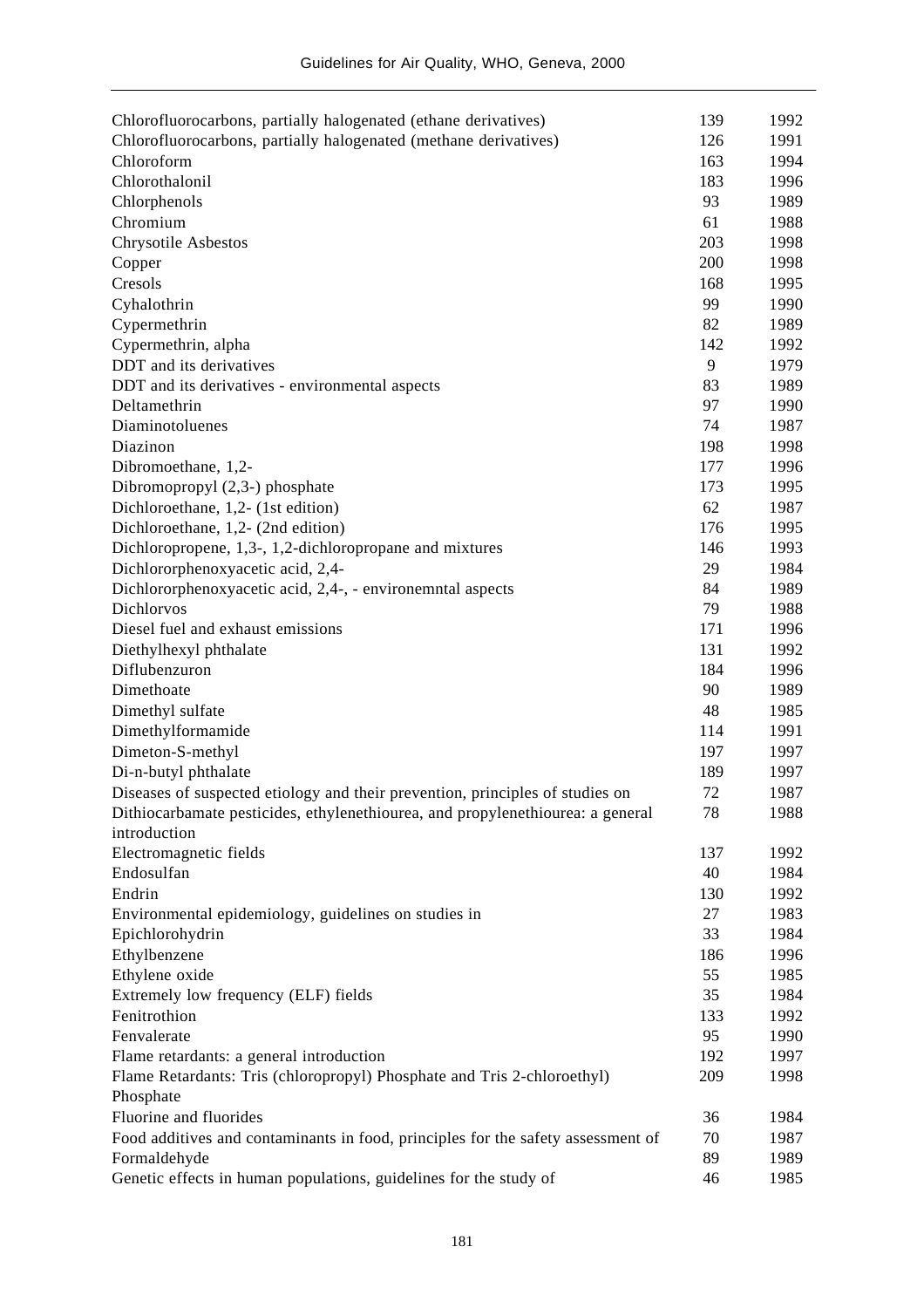| | | |
|---|---|---|
| Chlorofluorocarbons, partially halogenated (ethane derivatives) | 139 | 1992 |
| Chlorofluorocarbons, partially halogenated (methane derivatives) | 126 | 1991 |
| Chloroform | 163 | 1994 |
| Chlorothalonil | 183 | 1996 |
| Chlorphenols | 93 | 1989 |
| Chromium | 61 | 1988 |
| Chrysotile Asbestos | 203 | 1998 |
| Copper | 200 | 1998 |
| Cresols | 168 | 1995 |
| Cyhalothrin | 99 | 1990 |
| Cypermethrin | 82 | 1989 |
| Cypermethrin, alpha | 142 | 1992 |
| DDT and its derivatives | 9 | 1979 |
| DDT and its derivatives - environmental aspects | 83 | 1989 |
| Deltamethrin | 97 | 1990 |
| Diaminotoluenes | 74 | 1987 |
| Diazinon | 198 | 1998 |
| Dibromoethane, 1,2- | 177 | 1996 |
| Dibromopropyl (2,3-) phosphate | 173 | 1995 |
| Dichloroethane, 1,2- (1st edition) | 62 | 1987 |
| Dichloroethane, 1,2- (2nd edition) | 176 | 1995 |
| Dichloropropene, 1,3-, 1,2-dichloropropane and mixtures | 146 | 1993 |
| Dichlororphenoxyacetic acid, 2,4- | 29 | 1984 |
| Dichlororphenoxyacetic acid, 2,4-, - environemntal aspects | 84 | 1989 |
| Dichlorvos | 79 | 1988 |
| Diesel fuel and exhaust emissions | 171 | 1996 |
| Diethylhexyl phthalate | 131 | 1992 |
| Diflubenzuron | 184 | 1996 |
| Dimethoate | 90 | 1989 |
| Dimethyl sulfate | 48 | 1985 |
| Dimethylformamide | 114 | 1991 |
| Dimeton-S-methyl | 197 | 1997 |
| Di-n-butyl phthalate | 189 | 1997 |
| Diseases of suspected etiology and their prevention, principles of studies on | 72 | 1987 |
| Dithiocarbamate pesticides, ethylenethiourea, and propylenethiourea: a general introduction | 78 | 1988 |
| Electromagnetic fields | 137 | 1992 |
| Endosulfan | 40 | 1984 |
| Endrin | 130 | 1992 |
| Environmental epidemiology, guidelines on studies in | 27 | 1983 |
| Epichlorohydrin | 33 | 1984 |
| Ethylbenzene | 186 | 1996 |
| Ethylene oxide | 55 | 1985 |
| Extremely low frequency (ELF) fields | 35 | 1984 |
| Fenitrothion | 133 | 1992 |
| Fenvalerate | 95 | 1990 |
| Flame retardants: a general introduction | 192 | 1997 |
| Flame Retardants: Tris (chloropropyl) Phosphate and Tris 2-chloroethyl) Phosphate | 209 | 1998 |
| Fluorine and fluorides | 36 | 1984 |
| Food additives and contaminants in food, principles for the safety assessment of | 70 | 1987 |
| Formaldehyde | 89 | 1989 |
| Genetic effects in human populations, guidelines for the study of | 46 | 1985 |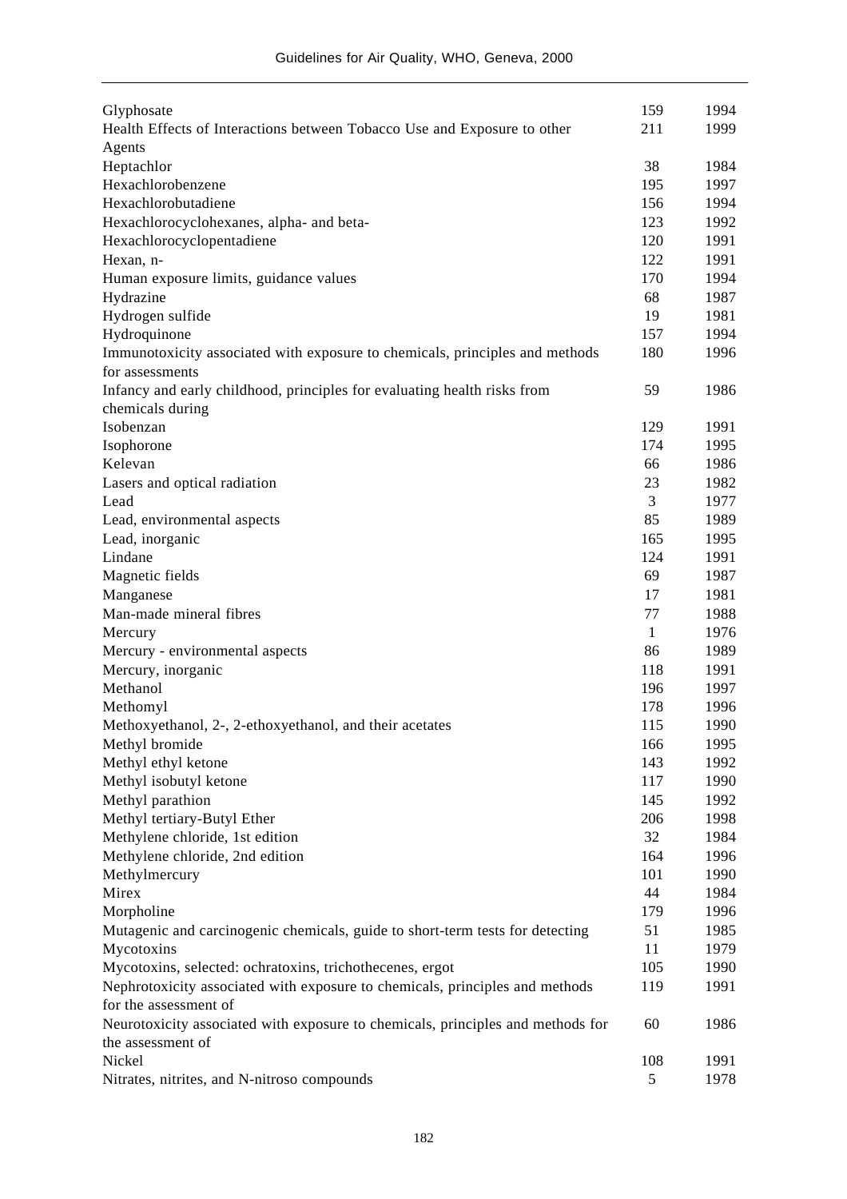| | | |
|---|---|---|
| Glyphosate | 159 | 1994 |
| Health Effects of Interactions between Tobacco Use and Exposure to other Agents | 211 | 1999 |
| Heptachlor | 38 | 1984 |
| Hexachlorobenzene | 195 | 1997 |
| Hexachlorobutadiene | 156 | 1994 |
| Hexachlorocyclohexanes, alpha- and beta- | 123 | 1992 |
| Hexachlorocyclopentadiene | 120 | 1991 |
| Hexan, n- | 122 | 1991 |
| Human exposure limits, guidance values | 170 | 1994 |
| Hydrazine | 68 | 1987 |
| Hydrogen sulfide | 19 | 1981 |
| Hydroquinone | 157 | 1994 |
| Immunotoxicity associated with exposure to chemicals, principles and methods for assessments | 180 | 1996 |
| Infancy and early childhood, principles for evaluating health risks from chemicals during | 59 | 1986 |
| Isobenzan | 129 | 1991 |
| Isophorone | 174 | 1995 |
| Kelevan | 66 | 1986 |
| Lasers and optical radiation | 23 | 1982 |
| Lead | 3 | 1977 |
| Lead, environmental aspects | 85 | 1989 |
| Lead, inorganic | 165 | 1995 |
| Lindane | 124 | 1991 |
| Magnetic fields | 69 | 1987 |
| Manganese | 17 | 1981 |
| Man-made mineral fibres | 77 | 1988 |
| Mercury | 1 | 1976 |
| Mercury - environmental aspects | 86 | 1989 |
| Mercury, inorganic | 118 | 1991 |
| Methanol | 196 | 1997 |
| Methomyl | 178 | 1996 |
| Methoxyethanol, 2-, 2-ethoxyethanol, and their acetates | 115 | 1990 |
| Methyl bromide | 166 | 1995 |
| Methyl ethyl ketone | 143 | 1992 |
| Methyl isobutyl ketone | 117 | 1990 |
| Methyl parathion | 145 | 1992 |
| Methyl tertiary-Butyl Ether | 206 | 1998 |
| Methylene chloride, 1st edition | 32 | 1984 |
| Methylene chloride, 2nd edition | 164 | 1996 |
| Methylmercury | 101 | 1990 |
| Mirex | 44 | 1984 |
| Morpholine | 179 | 1996 |
| Mutagenic and carcinogenic chemicals, guide to short-term tests for detecting | 51 | 1985 |
| Mycotoxins | 11 | 1979 |
| Mycotoxins, selected: ochratoxins, trichothecenes, ergot | 105 | 1990 |
| Nephrotoxicity associated with exposure to chemicals, principles and methods for the assessment of | 119 | 1991 |
| Neurotoxicity associated with exposure to chemicals, principles and methods for the assessment of | 60 | 1986 |
| Nickel | 108 | 1991 |
| Nitrates, nitrites, and N-nitroso compounds | 5 | 1978 |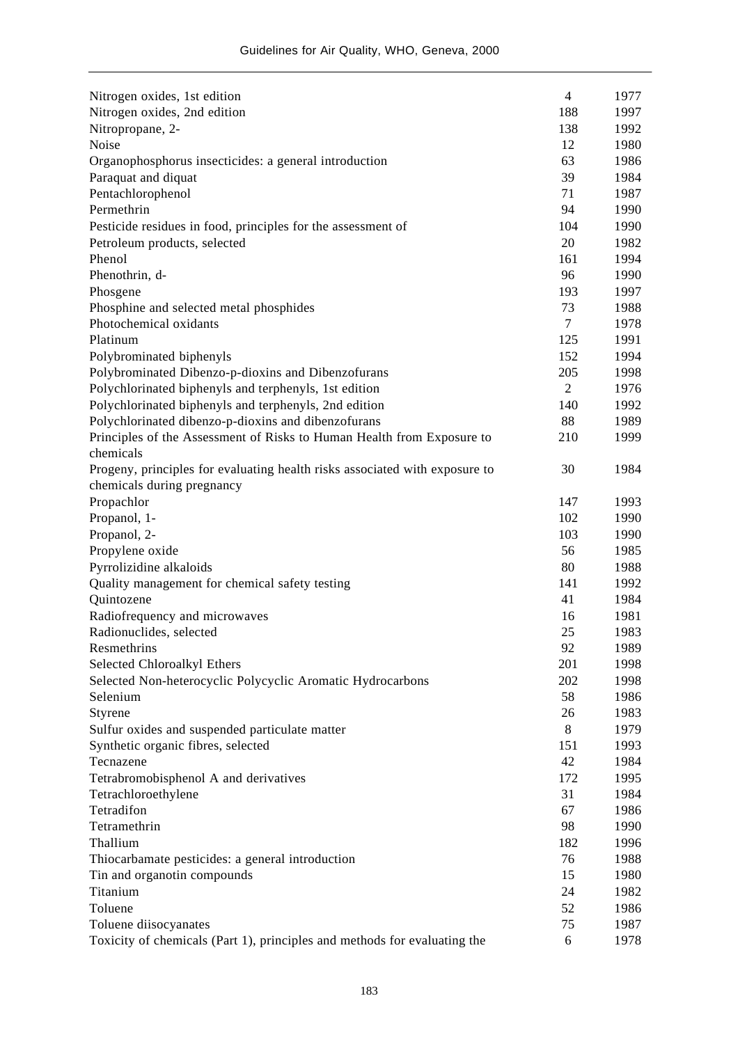| | | |
|---|---|---|
| Nitrogen oxides, 1st edition | 4 | 1977 |
| Nitrogen oxides, 2nd edition | 188 | 1997 |
| Nitropropane, 2- | 138 | 1992 |
| Noise | 12 | 1980 |
| Organophosphorus insecticides: a general introduction | 63 | 1986 |
| Paraquat and diquat | 39 | 1984 |
| Pentachlorophenol | 71 | 1987 |
| Permethrin | 94 | 1990 |
| Pesticide residues in food, principles for the assessment of | 104 | 1990 |
| Petroleum products, selected | 20 | 1982 |
| Phenol | 161 | 1994 |
| Phenothrin, d- | 96 | 1990 |
| Phosgene | 193 | 1997 |
| Phosphine and selected metal phosphides | 73 | 1988 |
| Photochemical oxidants | 7 | 1978 |
| Platinum | 125 | 1991 |
| Polybrominated biphenyls | 152 | 1994 |
| Polybrominated Dibenzo-p-dioxins and Dibenzofurans | 205 | 1998 |
| Polychlorinated biphenyls and terphenyls, 1st edition | 2 | 1976 |
| Polychlorinated biphenyls and terphenyls, 2nd edition | 140 | 1992 |
| Polychlorinated dibenzo-p-dioxins and dibenzofurans | 88 | 1989 |
| Principles of the Assessment of Risks to Human Health from Exposure to chemicals | 210 | 1999 |
| Progeny, principles for evaluating health risks associated with exposure to chemicals during pregnancy | 30 | 1984 |
| Propachlor | 147 | 1993 |
| Propanol, 1- | 102 | 1990 |
| Propanol, 2- | 103 | 1990 |
| Propylene oxide | 56 | 1985 |
| Pyrrolizidine alkaloids | 80 | 1988 |
| Quality management for chemical safety testing | 141 | 1992 |
| Quintozene | 41 | 1984 |
| Radiofrequency and microwaves | 16 | 1981 |
| Radionuclides, selected | 25 | 1983 |
| Resmethrins | 92 | 1989 |
| Selected Chloroalkyl Ethers | 201 | 1998 |
| Selected Non-heterocyclic Polycyclic Aromatic Hydrocarbons | 202 | 1998 |
| Selenium | 58 | 1986 |
| Styrene | 26 | 1983 |
| Sulfur oxides and suspended particulate matter | 8 | 1979 |
| Synthetic organic fibres, selected | 151 | 1993 |
| Tecnazene | 42 | 1984 |
| Tetrabromobisphenol A and derivatives | 172 | 1995 |
| Tetrachloroethylene | 31 | 1984 |
| Tetradifon | 67 | 1986 |
| Tetramethrin | 98 | 1990 |
| Thallium | 182 | 1996 |
| Thiocarbamate pesticides: a general introduction | 76 | 1988 |
| Tin and organotin compounds | 15 | 1980 |
| Titanium | 24 | 1982 |
| Toluene | 52 | 1986 |
| Toluene diisocyanates | 75 | 1987 |
| Toxicity of chemicals (Part 1), principles and methods for evaluating the | 6 | 1978 |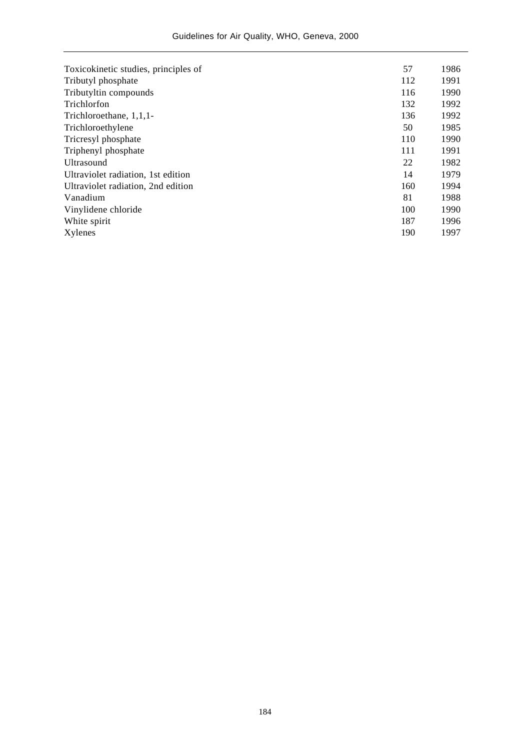| | | |
|---|---|---|
| Toxicokinetic studies, principles of | 57 | 1986 |
| Tributyl phosphate | 112 | 1991 |
| Tributyltin compounds | 116 | 1990 |
| Trichlorfon | 132 | 1992 |
| Trichloroethane, 1,1,1- | 136 | 1992 |
| Trichloroethylene | 50 | 1985 |
| Tricresyl phosphate | 110 | 1990 |
| Triphenyl phosphate | 111 | 1991 |
| Ultrasound | 22 | 1982 |
| Ultraviolet radiation, 1st edition | 14 | 1979 |
| Ultraviolet radiation, 2nd edition | 160 | 1994 |
| Vanadium | 81 | 1988 |
| Vinylidene chloride | 100 | 1990 |
| White spirit | 187 | 1996 |
| Xylenes | 190 | 1997 |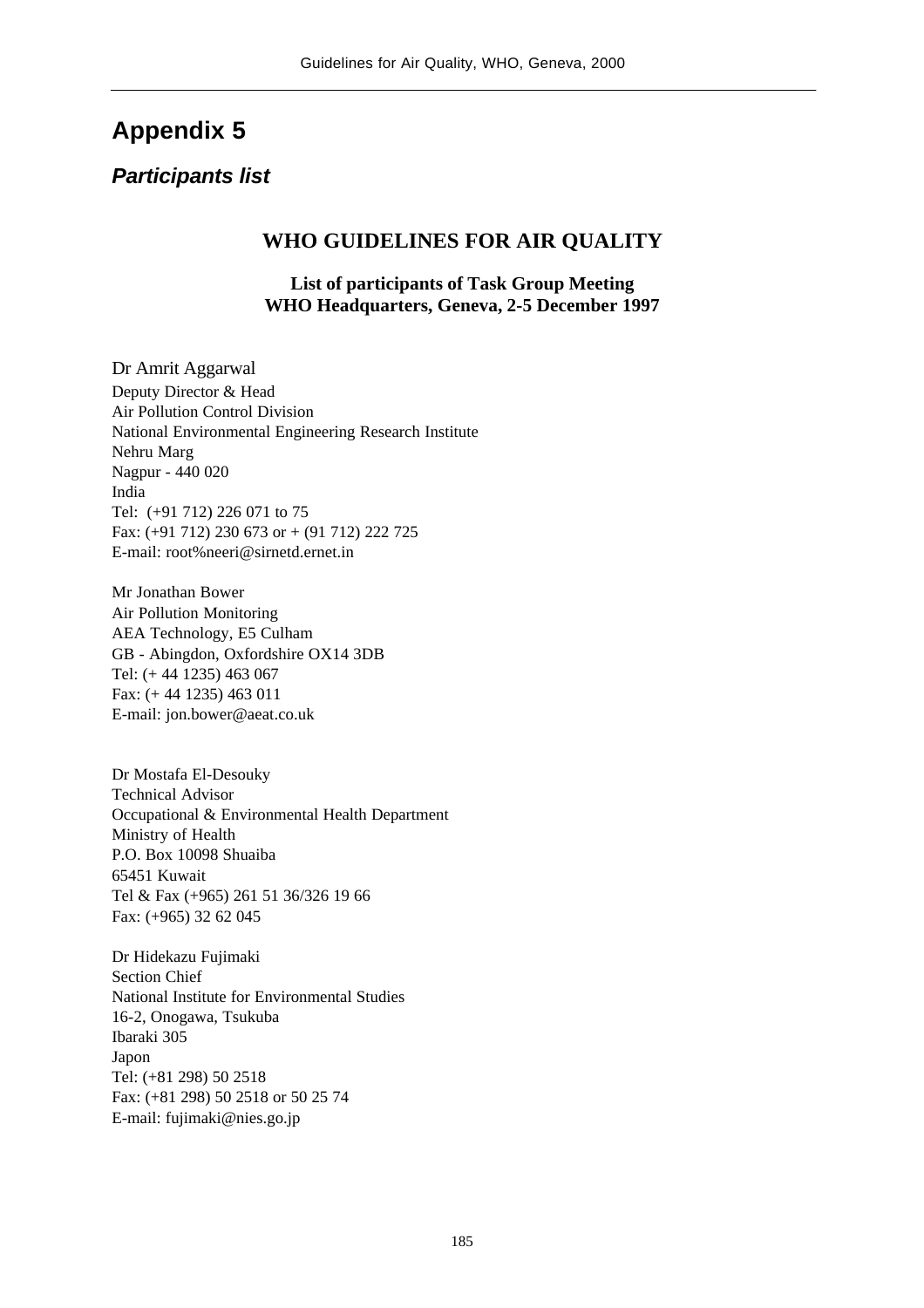# Appendix 5

## *Participants list*

### WHO GUIDELINES FOR AIR QUALITY

**List of participants of Task Group Meeting**
**WHO Headquarters, Geneva, 2-5 December 1997**

Dr Amrit Aggarwal
Deputy Director & Head
Air Pollution Control Division
National Environmental Engineering Research Institute
Nehru Marg
Nagpur - 440 020
India
Tel: (+91 712) 226 071 to 75
Fax: (+91 712) 230 673 or + (91 712) 222 725
E-mail: root%neeri@sirnetd.ernet.in

Mr Jonathan Bower
Air Pollution Monitoring
AEA Technology, E5 Culham
GB - Abingdon, Oxfordshire OX14 3DB
Tel: (+ 44 1235) 463 067
Fax: (+ 44 1235) 463 011
E-mail: jon.bower@aeat.co.uk

Dr Mostafa El-Desouky
Technical Advisor
Occupational & Environmental Health Department
Ministry of Health
P.O. Box 10098 Shuaiba
65451 Kuwait
Tel & Fax (+965) 261 51 36/326 19 66
Fax: (+965) 32 62 045

Dr Hidekazu Fujimaki
Section Chief
National Institute for Environmental Studies
16-2, Onogawa, Tsukuba
Ibaraki 305
Japon
Tel: (+81 298) 50 2518
Fax: (+81 298) 50 2518 or 50 25 74
E-mail: fujimaki@nies.go.jp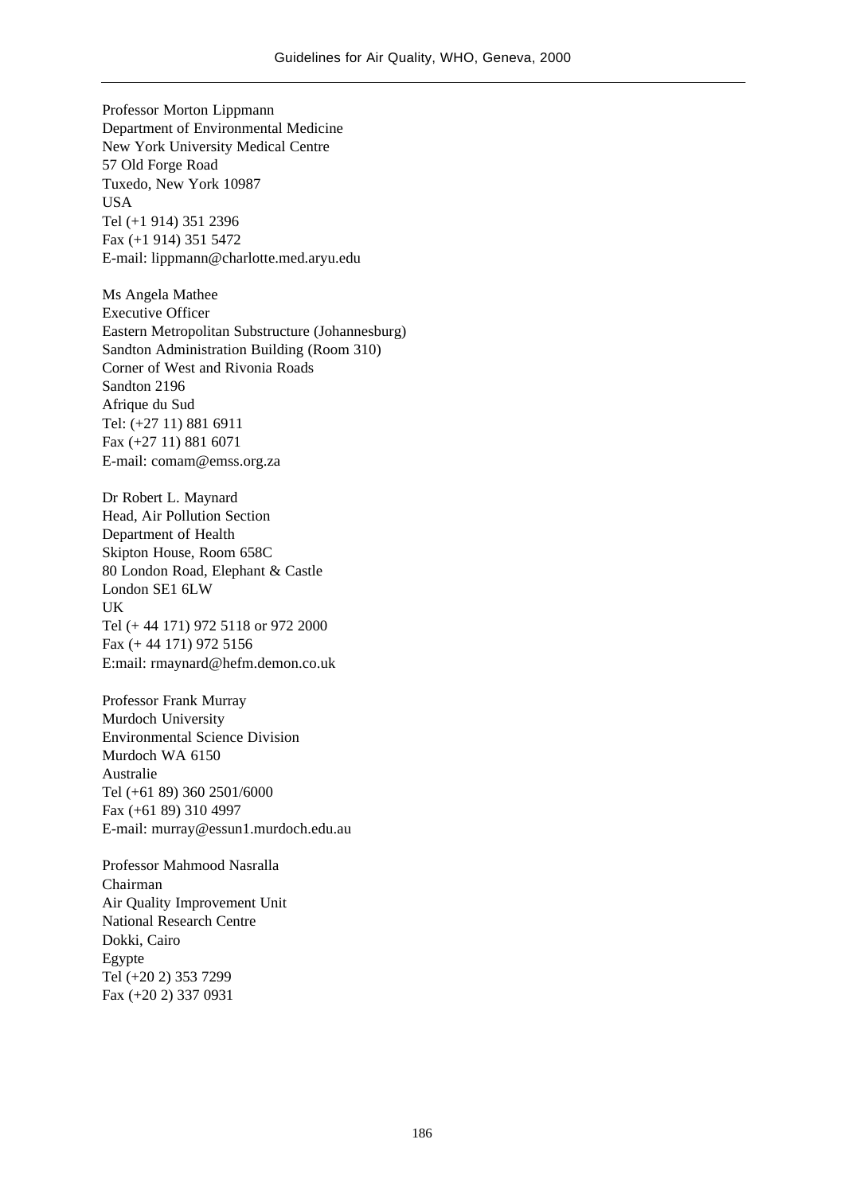Professor Morton Lippmann
Department of Environmental Medicine
New York University Medical Centre
57 Old Forge Road
Tuxedo, New York 10987
USA
Tel (+1 914) 351 2396
Fax (+1 914) 351 5472
E-mail: lippmann@charlotte.med.aryu.edu

Ms Angela Mathee
Executive Officer
Eastern Metropolitan Substructure (Johannesburg)
Sandton Administration Building (Room 310)
Corner of West and Rivonia Roads
Sandton 2196
Afrique du Sud
Tel: (+27 11) 881 6911
Fax (+27 11) 881 6071
E-mail: comam@emss.org.za

Dr Robert L. Maynard
Head, Air Pollution Section
Department of Health
Skipton House, Room 658C
80 London Road, Elephant & Castle
London SE1 6LW
UK
Tel (+ 44 171) 972 5118 or 972 2000
Fax (+ 44 171) 972 5156
E:mail: rmaynard@hefm.demon.co.uk

Professor Frank Murray
Murdoch University
Environmental Science Division
Murdoch WA 6150
Australie
Tel (+61 89) 360 2501/6000
Fax (+61 89) 310 4997
E-mail: murray@essun1.murdoch.edu.au

Professor Mahmood Nasralla
Chairman
Air Quality Improvement Unit
National Research Centre
Dokki, Cairo
Egypte
Tel (+20 2) 353 7299
Fax (+20 2) 337 0931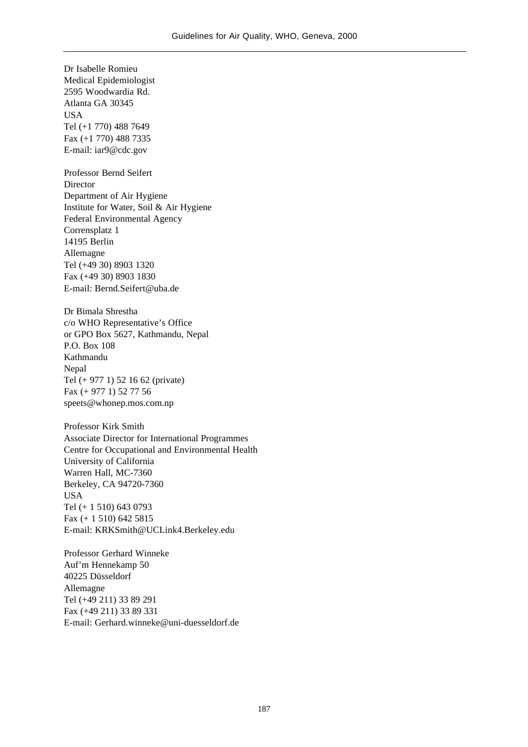Dr Isabelle Romieu
Medical Epidemiologist
2595 Woodwardia Rd.
Atlanta GA 30345
USA
Tel (+1 770) 488 7649
Fax (+1 770) 488 7335
E-mail: iar9@cdc.gov

Professor Bernd Seifert
Director
Department of Air Hygiene
Institute for Water, Soil & Air Hygiene
Federal Environmental Agency
Corrensplatz 1
14195 Berlin
Allemagne
Tel (+49 30) 8903 1320
Fax (+49 30) 8903 1830
E-mail: Bernd.Seifert@uba.de

Dr Bimala Shrestha
c/o WHO Representative's Office
or GPO Box 5627, Kathmandu, Nepal
P.O. Box 108
Kathmandu
Nepal
Tel (+ 977 1) 52 16 62 (private)
Fax (+ 977 1) 52 77 56
speets@whonep.mos.com.np

Professor Kirk Smith
Associate Director for International Programmes
Centre for Occupational and Environmental Health
University of California
Warren Hall, MC-7360
Berkeley, CA 94720-7360
USA
Tel (+ 1 510) 643 0793
Fax (+ 1 510) 642 5815
E-mail: KRKSmith@UCLink4.Berkeley.edu

Professor Gerhard Winneke
Auf'm Hennekamp 50
40225 Düsseldorf
Allemagne
Tel (+49 211) 33 89 291
Fax (+49 211) 33 89 331
E-mail: Gerhard.winneke@uni-duesseldorf.de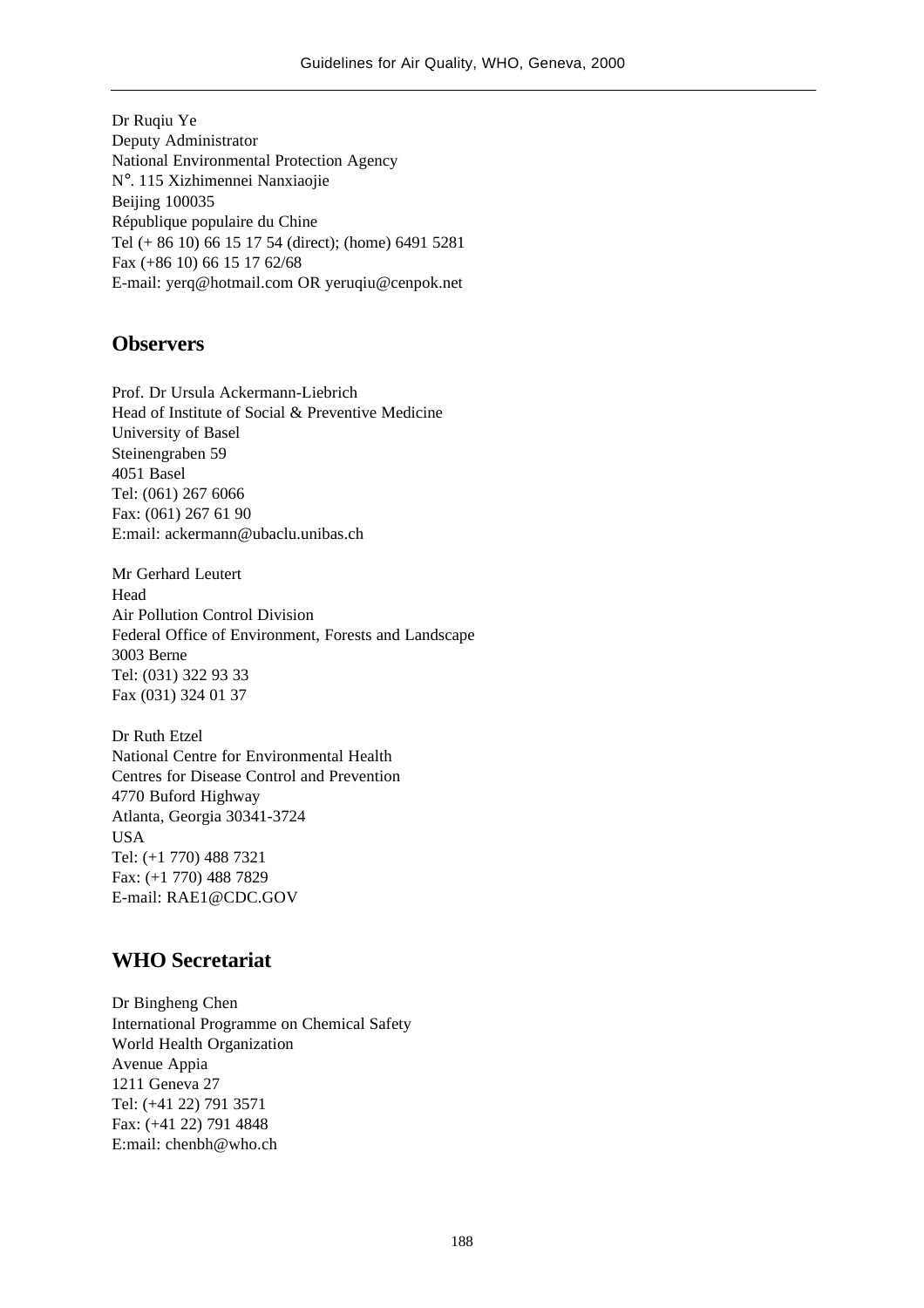Dr Ruqiu Ye  
Deputy Administrator  
National Environmental Protection Agency  
N°. 115 Xizhimennei Nanxiaojie  
Beijing 100035  
République populaire du Chine  
Tel (+ 86 10) 66 15 17 54 (direct); (home) 6491 5281  
Fax (+86 10) 66 15 17 62/68  
E-mail: yerq@hotmail.com OR yeruqiu@cenpok.net

## Observers

Prof. Dr Ursula Ackermann-Liebrich  
Head of Institute of Social & Preventive Medicine  
University of Basel  
Steinengraben 59  
4051 Basel  
Tel: (061) 267 6066  
Fax: (061) 267 61 90  
E:mail: ackermann@ubaclu.unibas.ch

Mr Gerhard Leutert  
Head  
Air Pollution Control Division  
Federal Office of Environment, Forests and Landscape  
3003 Berne  
Tel: (031) 322 93 33  
Fax (031) 324 01 37

Dr Ruth Etzel  
National Centre for Environmental Health  
Centres for Disease Control and Prevention  
4770 Buford Highway  
Atlanta, Georgia 30341-3724  
USA  
Tel: (+1 770) 488 7321  
Fax: (+1 770) 488 7829  
E-mail: RAE1@CDC.GOV

## WHO Secretariat

Dr Bingheng Chen  
International Programme on Chemical Safety  
World Health Organization  
Avenue Appia  
1211 Geneva 27  
Tel: (+41 22) 791 3571  
Fax: (+41 22) 791 4848  
E:mail: chenbh@who.ch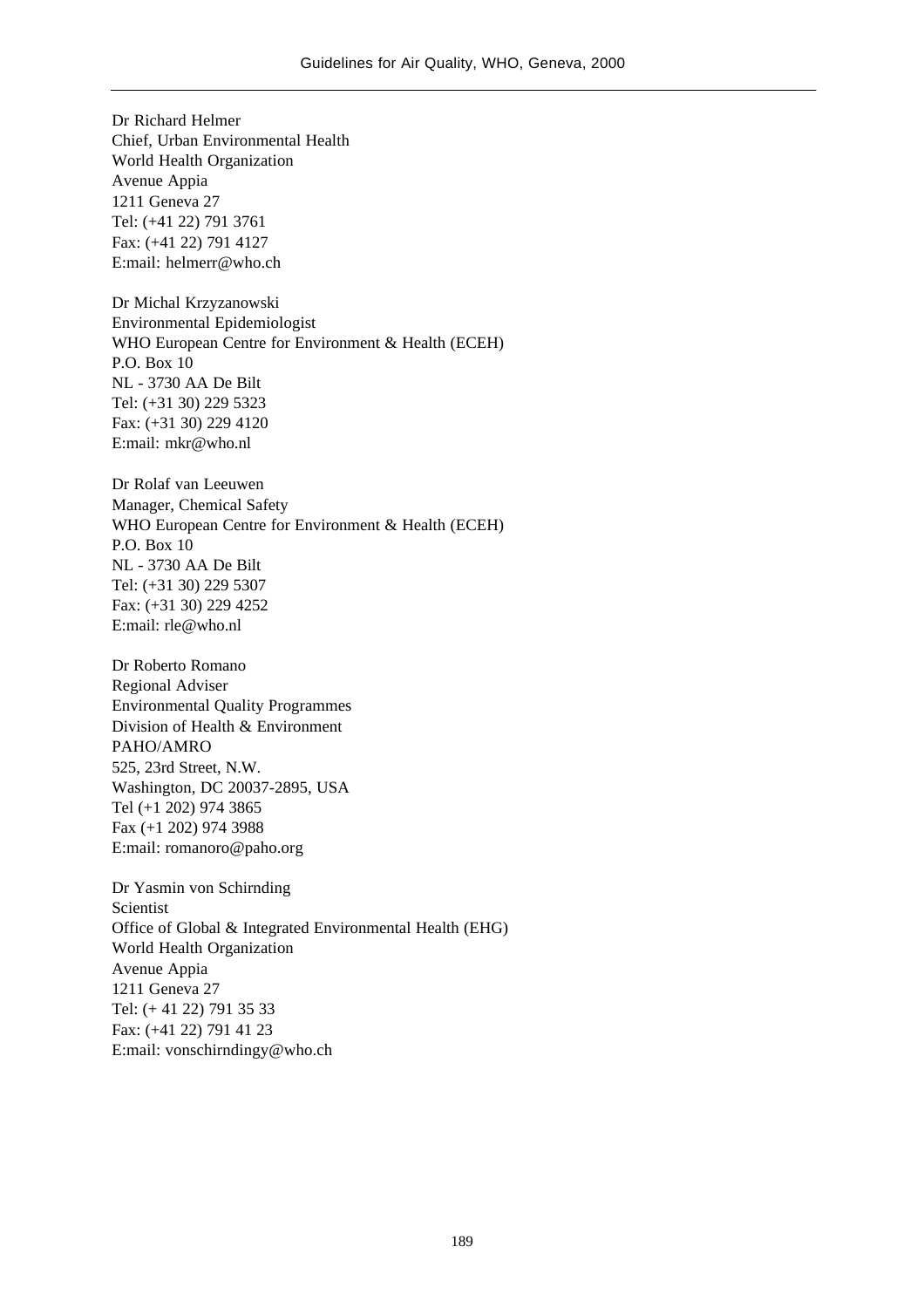Dr Richard Helmer
Chief, Urban Environmental Health
World Health Organization
Avenue Appia
1211 Geneva 27
Tel: (+41 22) 791 3761
Fax: (+41 22) 791 4127
E:mail: helmerr@who.ch

Dr Michal Krzyzanowski
Environmental Epidemiologist
WHO European Centre for Environment & Health (ECEH)
P.O. Box 10
NL - 3730 AA De Bilt
Tel: (+31 30) 229 5323
Fax: (+31 30) 229 4120
E:mail: mkr@who.nl

Dr Rolaf van Leeuwen
Manager, Chemical Safety
WHO European Centre for Environment & Health (ECEH)
P.O. Box 10
NL - 3730 AA De Bilt
Tel: (+31 30) 229 5307
Fax: (+31 30) 229 4252
E:mail: rle@who.nl

Dr Roberto Romano
Regional Adviser
Environmental Quality Programmes
Division of Health & Environment
PAHO/AMRO
525, 23rd Street, N.W.
Washington, DC 20037-2895, USA
Tel (+1 202) 974 3865
Fax (+1 202) 974 3988
E:mail: romanoro@paho.org

Dr Yasmin von Schirnding
Scientist
Office of Global & Integrated Environmental Health (EHG)
World Health Organization
Avenue Appia
1211 Geneva 27
Tel: (+ 41 22) 791 35 33
Fax: (+41 22) 791 41 23
E:mail: vonschirndingy@who.ch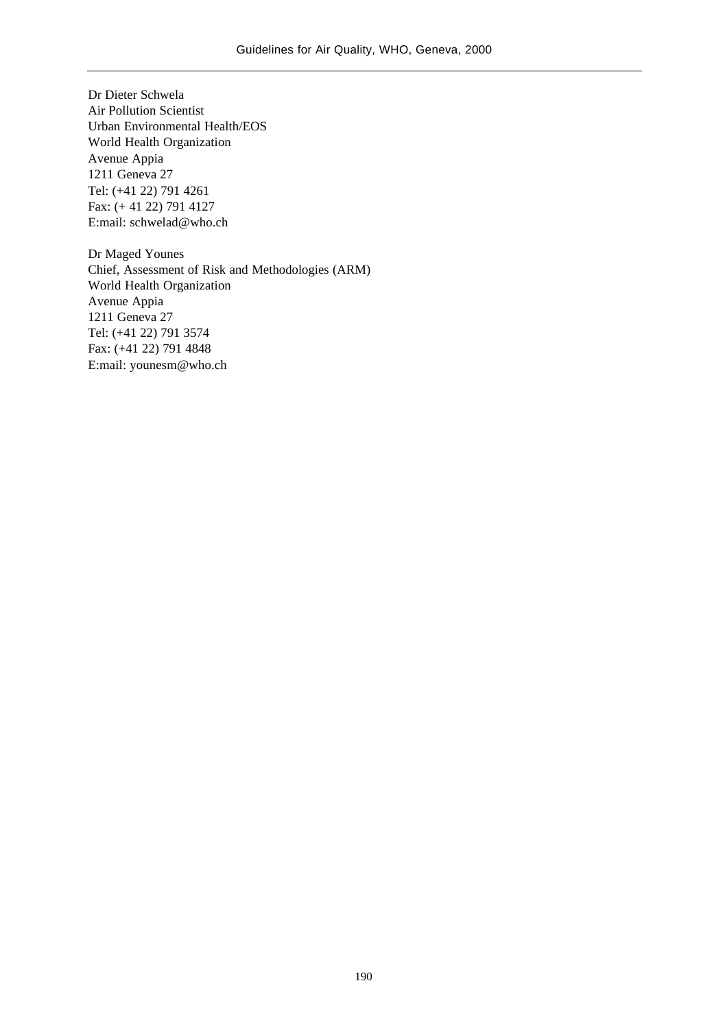Dr Dieter Schwela
Air Pollution Scientist
Urban Environmental Health/EOS
World Health Organization
Avenue Appia
1211 Geneva 27
Tel: (+41 22) 791 4261
Fax: (+ 41 22) 791 4127
E:mail: schwelad@who.ch

Dr Maged Younes
Chief, Assessment of Risk and Methodologies (ARM)
World Health Organization
Avenue Appia
1211 Geneva 27
Tel: (+41 22) 791 3574
Fax: (+41 22) 791 4848
E:mail: younesm@who.ch